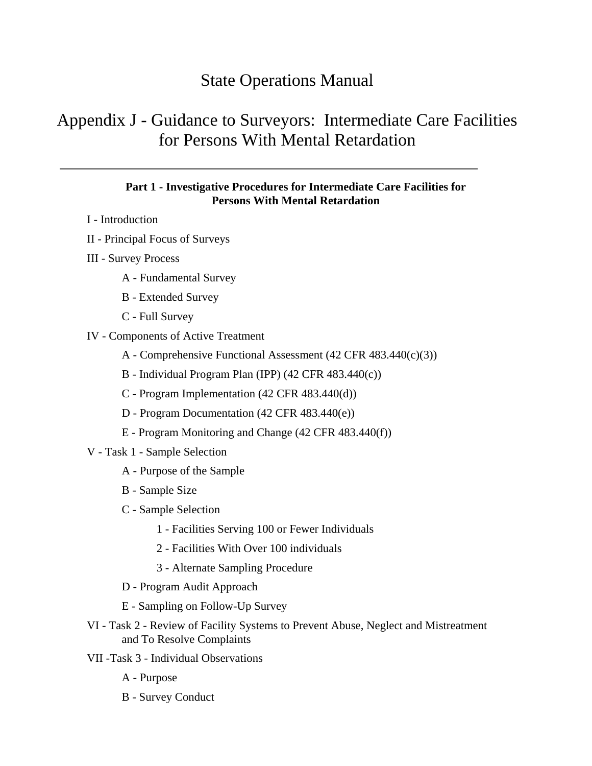# State Operations Manual

# Appendix J - Guidance to Surveyors: Intermediate Care Facilities for Persons With Mental Retardation

---

**Part 1 - Investigative Procedures for Intermediate Care Facilities for Persons With Mental Retardation**

- I - Introduction
- II - Principal Focus of Surveys
- III - Survey Process
  - A - Fundamental Survey
  - B - Extended Survey
  - C - Full Survey
- IV - Components of Active Treatment
  - A - Comprehensive Functional Assessment (42 CFR 483.440(c)(3))
  - B - Individual Program Plan (IPP) (42 CFR 483.440(c))
  - C - Program Implementation (42 CFR 483.440(d))
  - D - Program Documentation (42 CFR 483.440(e))
  - E - Program Monitoring and Change (42 CFR 483.440(f))
- V - Task 1 - Sample Selection
  - A - Purpose of the Sample
  - B - Sample Size
  - C - Sample Selection
    - 1 - Facilities Serving 100 or Fewer Individuals
    - 2 - Facilities With Over 100 individuals
    - 3 - Alternate Sampling Procedure
  - D - Program Audit Approach
  - E - Sampling on Follow-Up Survey
- VI - Task 2 - Review of Facility Systems to Prevent Abuse, Neglect and Mistreatment and To Resolve Complaints
- VII -Task 3 - Individual Observations
  - A - Purpose
  - B - Survey Conduct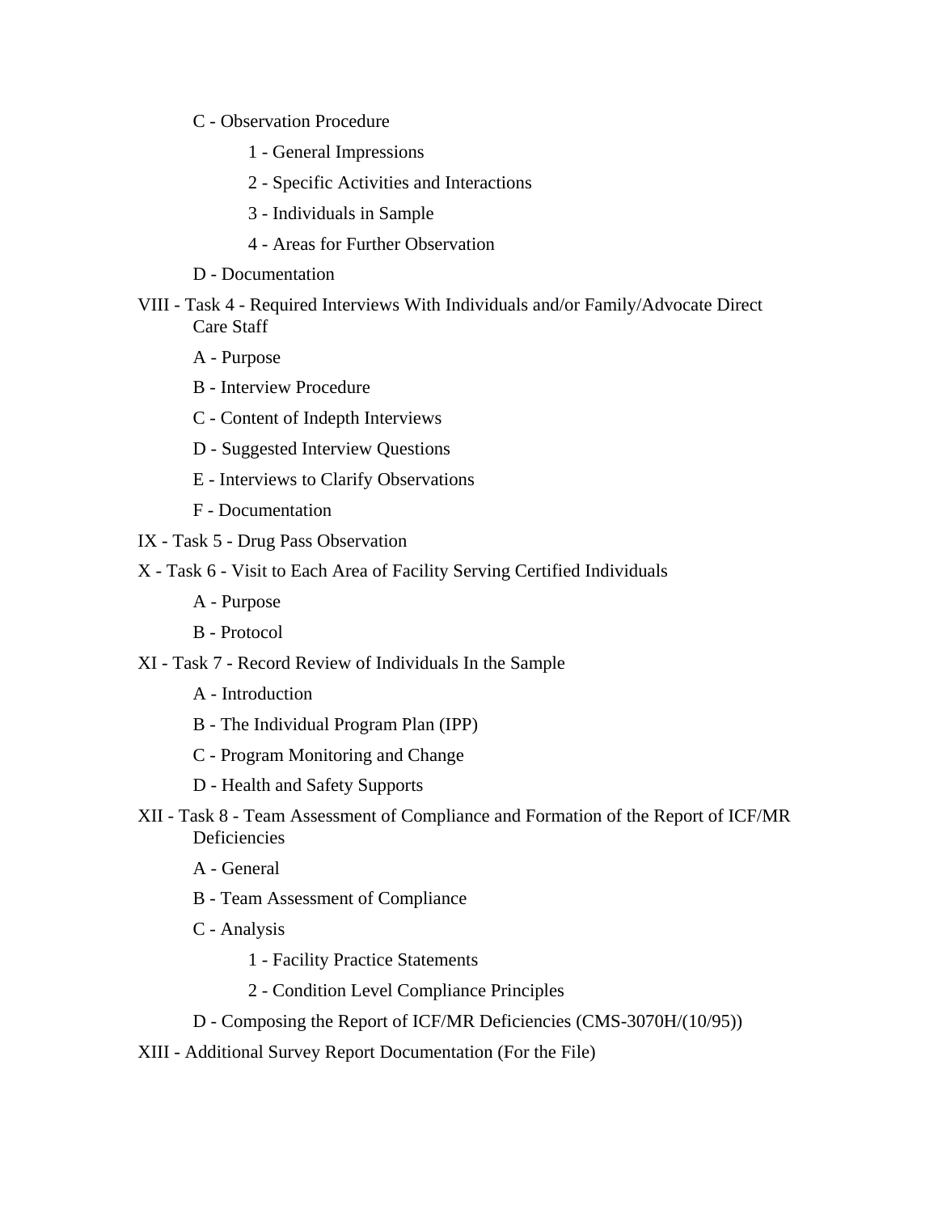- C - Observation Procedure
    - 1 - General Impressions
    - 2 - Specific Activities and Interactions
    - 3 - Individuals in Sample
    - 4 - Areas for Further Observation
- D - Documentation

VIII - Task 4 - Required Interviews With Individuals and/or Family/Advocate Direct Care Staff

- A - Purpose
- B - Interview Procedure
- C - Content of Indepth Interviews
- D - Suggested Interview Questions
- E - Interviews to Clarify Observations
- F - Documentation

IX - Task 5 - Drug Pass Observation

X - Task 6 - Visit to Each Area of Facility Serving Certified Individuals

- A - Purpose
- B - Protocol

XI - Task 7 - Record Review of Individuals In the Sample

- A - Introduction
- B - The Individual Program Plan (IPP)
- C - Program Monitoring and Change
- D - Health and Safety Supports

XII - Task 8 - Team Assessment of Compliance and Formation of the Report of ICF/MR Deficiencies

- A - General
- B - Team Assessment of Compliance
- C - Analysis
    - 1 - Facility Practice Statements
    - 2 - Condition Level Compliance Principles
- D - Composing the Report of ICF/MR Deficiencies (CMS-3070H/(10/95))

XIII - Additional Survey Report Documentation (For the File)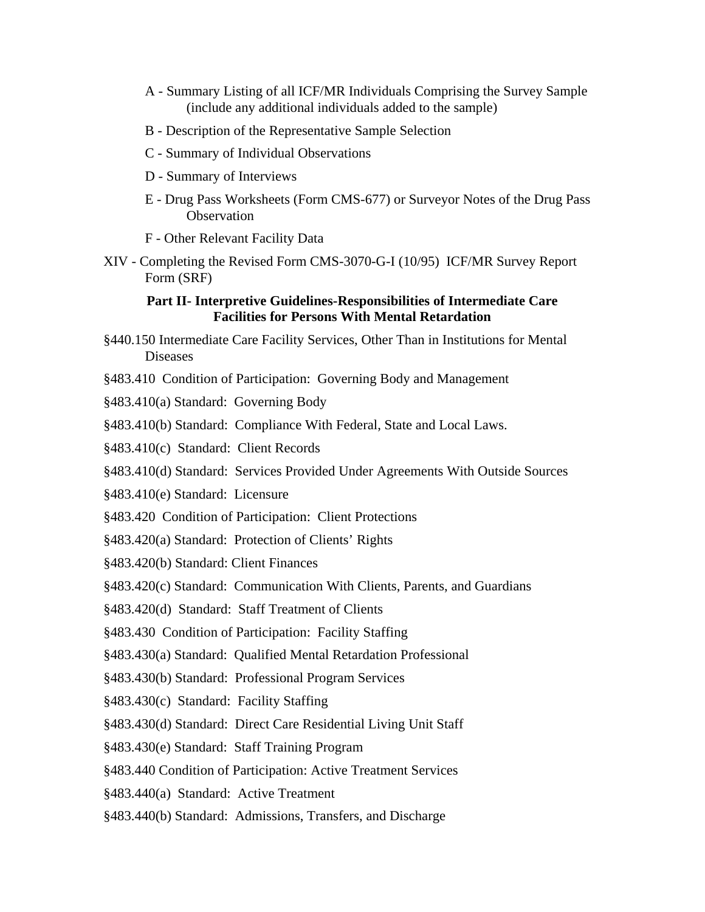A - Summary Listing of all ICF/MR Individuals Comprising the Survey Sample (include any additional individuals added to the sample)

B - Description of the Representative Sample Selection

C - Summary of Individual Observations

D - Summary of Interviews

E - Drug Pass Worksheets (Form CMS-677) or Surveyor Notes of the Drug Pass Observation

F - Other Relevant Facility Data

XIV - Completing the Revised Form CMS-3070-G-I (10/95) ICF/MR Survey Report Form (SRF)

**Part II- Interpretive Guidelines-Responsibilities of Intermediate Care Facilities for Persons With Mental Retardation**

§440.150 Intermediate Care Facility Services, Other Than in Institutions for Mental Diseases

§483.410 Condition of Participation: Governing Body and Management

§483.410(a) Standard: Governing Body

§483.410(b) Standard: Compliance With Federal, State and Local Laws.

§483.410(c) Standard: Client Records

§483.410(d) Standard: Services Provided Under Agreements With Outside Sources

§483.410(e) Standard: Licensure

§483.420 Condition of Participation: Client Protections

§483.420(a) Standard: Protection of Clients' Rights

§483.420(b) Standard: Client Finances

§483.420(c) Standard: Communication With Clients, Parents, and Guardians

§483.420(d) Standard: Staff Treatment of Clients

§483.430 Condition of Participation: Facility Staffing

§483.430(a) Standard: Qualified Mental Retardation Professional

§483.430(b) Standard: Professional Program Services

§483.430(c) Standard: Facility Staffing

§483.430(d) Standard: Direct Care Residential Living Unit Staff

§483.430(e) Standard: Staff Training Program

§483.440 Condition of Participation: Active Treatment Services

§483.440(a) Standard: Active Treatment

§483.440(b) Standard: Admissions, Transfers, and Discharge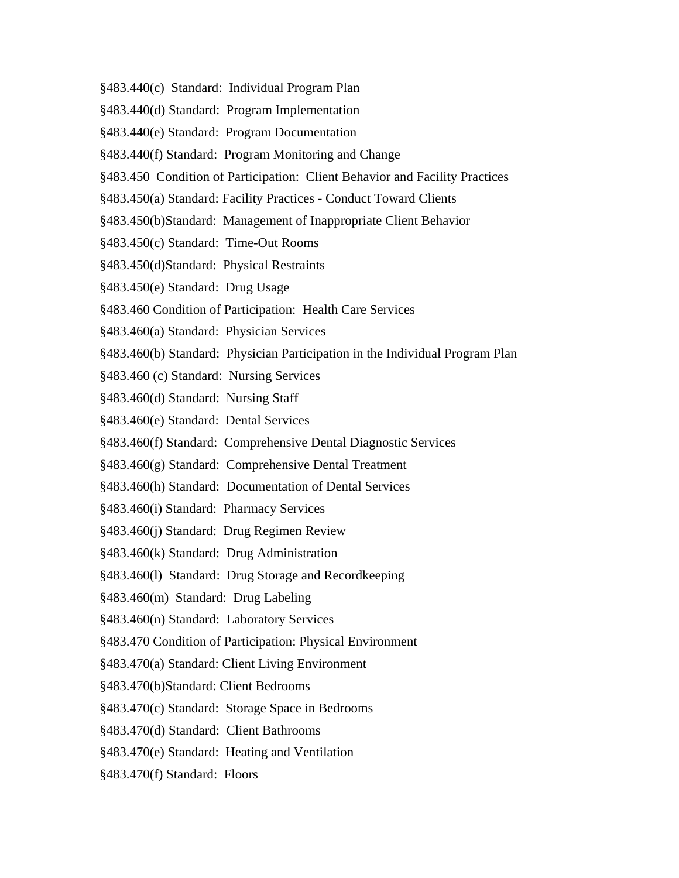§483.440(c)  Standard:  Individual Program Plan

§483.440(d) Standard:  Program Implementation

§483.440(e) Standard:  Program Documentation

§483.440(f) Standard:  Program Monitoring and Change

§483.450  Condition of Participation:  Client Behavior and Facility Practices

§483.450(a) Standard: Facility Practices - Conduct Toward Clients

§483.450(b)Standard:  Management of Inappropriate Client Behavior

§483.450(c) Standard:  Time-Out Rooms

§483.450(d)Standard:  Physical Restraints

§483.450(e) Standard:  Drug Usage

§483.460 Condition of Participation:  Health Care Services

§483.460(a) Standard:  Physician Services

§483.460(b) Standard:  Physician Participation in the Individual Program Plan

§483.460 (c) Standard:  Nursing Services

§483.460(d) Standard:  Nursing Staff

§483.460(e) Standard:  Dental Services

§483.460(f) Standard:  Comprehensive Dental Diagnostic Services

§483.460(g) Standard:  Comprehensive Dental Treatment

§483.460(h) Standard:  Documentation of Dental Services

§483.460(i) Standard:  Pharmacy Services

§483.460(j) Standard:  Drug Regimen Review

§483.460(k) Standard:  Drug Administration

§483.460(l)  Standard:  Drug Storage and Recordkeeping

§483.460(m)  Standard:  Drug Labeling

§483.460(n) Standard:  Laboratory Services

§483.470 Condition of Participation: Physical Environment

§483.470(a) Standard: Client Living Environment

§483.470(b)Standard: Client Bedrooms

§483.470(c) Standard:  Storage Space in Bedrooms

§483.470(d) Standard:  Client Bathrooms

§483.470(e) Standard:  Heating and Ventilation

§483.470(f) Standard:  Floors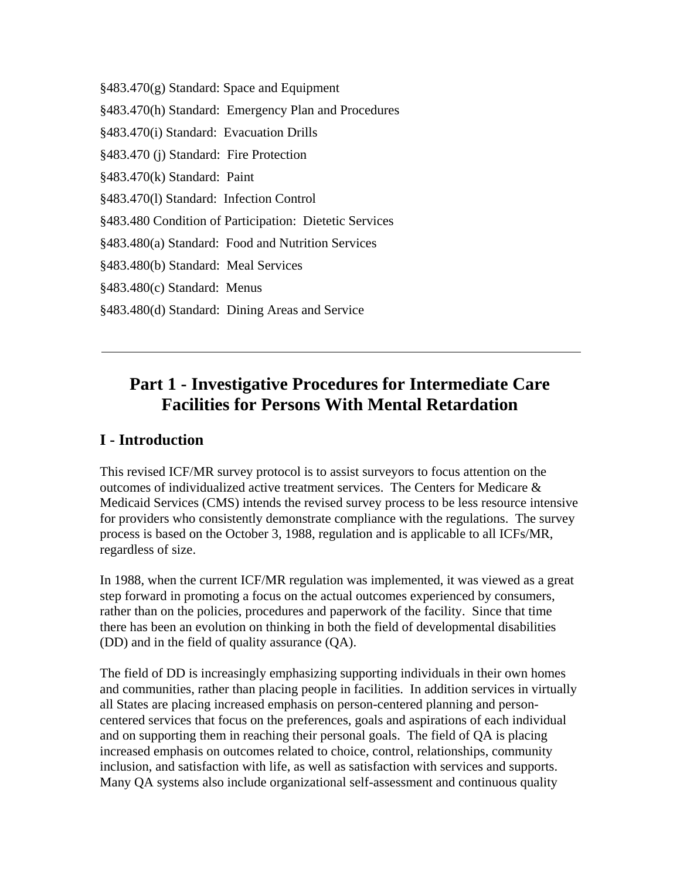§483.470(g) Standard: Space and Equipment

§483.470(h) Standard:  Emergency Plan and Procedures

§483.470(i) Standard:  Evacuation Drills

§483.470 (j) Standard:  Fire Protection

§483.470(k) Standard:  Paint

§483.470(l) Standard:  Infection Control

§483.480 Condition of Participation:  Dietetic Services

§483.480(a) Standard:  Food and Nutrition Services

§483.480(b) Standard:  Meal Services

§483.480(c) Standard:  Menus

§483.480(d) Standard:  Dining Areas and Service

---

# Part 1 - Investigative Procedures for Intermediate Care Facilities for Persons With Mental Retardation

## I - Introduction

This revised ICF/MR survey protocol is to assist surveyors to focus attention on the outcomes of individualized active treatment services.  The Centers for Medicare & Medicaid Services (CMS) intends the revised survey process to be less resource intensive for providers who consistently demonstrate compliance with the regulations.  The survey process is based on the October 3, 1988, regulation and is applicable to all ICFs/MR, regardless of size.

In 1988, when the current ICF/MR regulation was implemented, it was viewed as a great step forward in promoting a focus on the actual outcomes experienced by consumers, rather than on the policies, procedures and paperwork of the facility.  Since that time there has been an evolution on thinking in both the field of developmental disabilities (DD) and in the field of quality assurance (QA).

The field of DD is increasingly emphasizing supporting individuals in their own homes and communities, rather than placing people in facilities.  In addition services in virtually all States are placing increased emphasis on person-centered planning and person-centered services that focus on the preferences, goals and aspirations of each individual and on supporting them in reaching their personal goals.  The field of QA is placing increased emphasis on outcomes related to choice, control, relationships, community inclusion, and satisfaction with life, as well as satisfaction with services and supports.  Many QA systems also include organizational self-assessment and continuous quality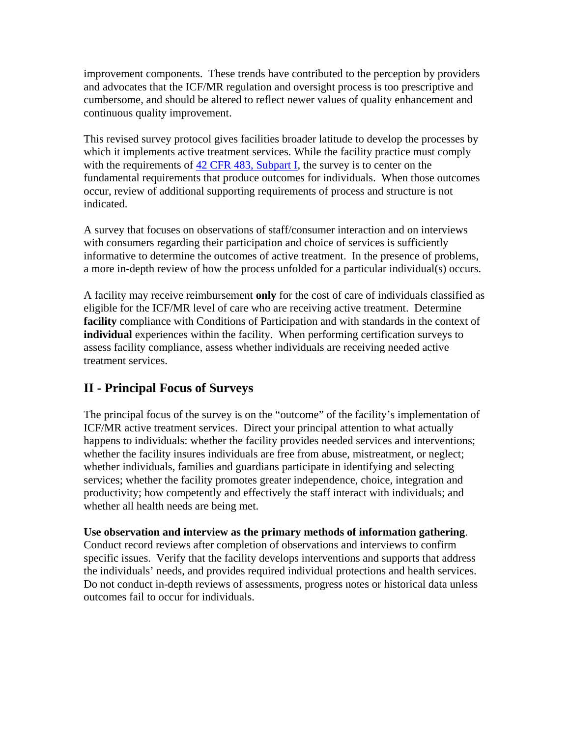improvement components. These trends have contributed to the perception by providers and advocates that the ICF/MR regulation and oversight process is too prescriptive and cumbersome, and should be altered to reflect newer values of quality enhancement and continuous quality improvement.

This revised survey protocol gives facilities broader latitude to develop the processes by which it implements active treatment services. While the facility practice must comply with the requirements of [42 CFR 483, Subpart I](), the survey is to center on the fundamental requirements that produce outcomes for individuals. When those outcomes occur, review of additional supporting requirements of process and structure is not indicated.

A survey that focuses on observations of staff/consumer interaction and on interviews with consumers regarding their participation and choice of services is sufficiently informative to determine the outcomes of active treatment. In the presence of problems, a more in-depth review of how the process unfolded for a particular individual(s) occurs.

A facility may receive reimbursement **only** for the cost of care of individuals classified as eligible for the ICF/MR level of care who are receiving active treatment. Determine **facility** compliance with Conditions of Participation and with standards in the context of **individual** experiences within the facility. When performing certification surveys to assess facility compliance, assess whether individuals are receiving needed active treatment services.

## II - Principal Focus of Surveys

The principal focus of the survey is on the "outcome" of the facility's implementation of ICF/MR active treatment services. Direct your principal attention to what actually happens to individuals: whether the facility provides needed services and interventions; whether the facility insures individuals are free from abuse, mistreatment, or neglect; whether individuals, families and guardians participate in identifying and selecting services; whether the facility promotes greater independence, choice, integration and productivity; how competently and effectively the staff interact with individuals; and whether all health needs are being met.

**Use observation and interview as the primary methods of information gathering**. Conduct record reviews after completion of observations and interviews to confirm specific issues. Verify that the facility develops interventions and supports that address the individuals' needs, and provides required individual protections and health services. Do not conduct in-depth reviews of assessments, progress notes or historical data unless outcomes fail to occur for individuals.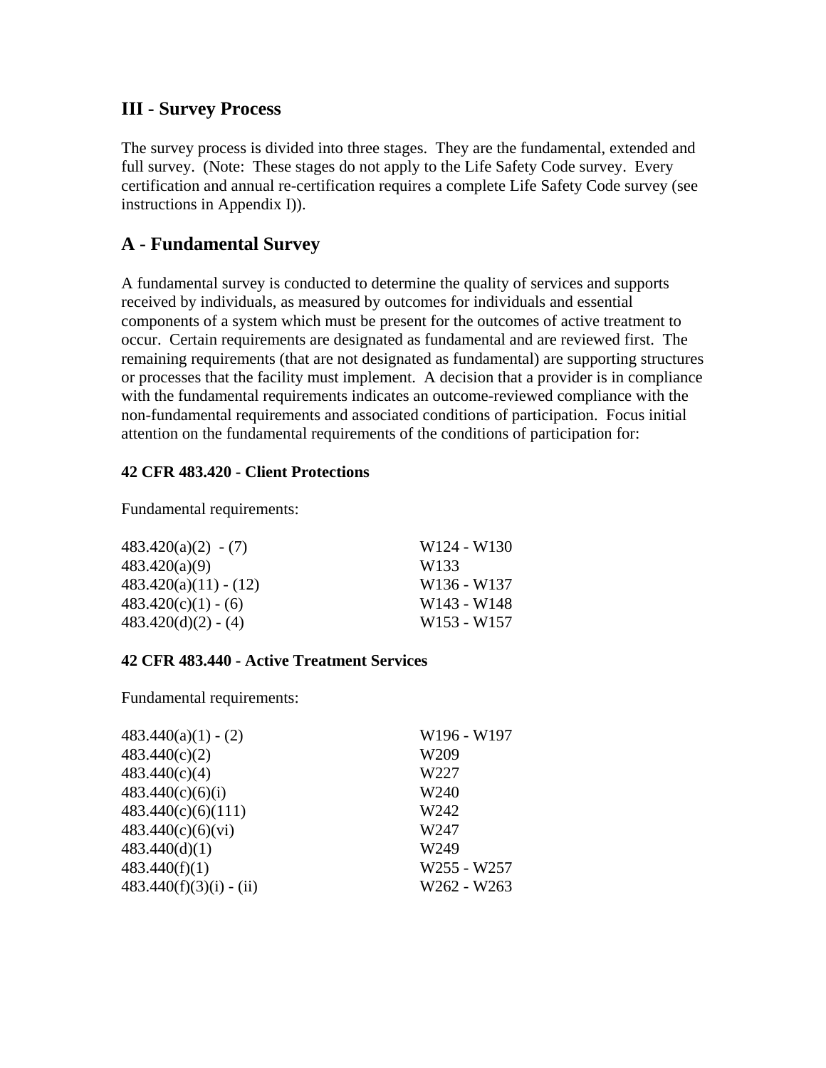## III - Survey Process

The survey process is divided into three stages. They are the fundamental, extended and full survey. (Note: These stages do not apply to the Life Safety Code survey. Every certification and annual re-certification requires a complete Life Safety Code survey (see instructions in Appendix I)).

## A - Fundamental Survey

A fundamental survey is conducted to determine the quality of services and supports received by individuals, as measured by outcomes for individuals and essential components of a system which must be present for the outcomes of active treatment to occur. Certain requirements are designated as fundamental and are reviewed first. The remaining requirements (that are not designated as fundamental) are supporting structures or processes that the facility must implement. A decision that a provider is in compliance with the fundamental requirements indicates an outcome-reviewed compliance with the non-fundamental requirements and associated conditions of participation. Focus initial attention on the fundamental requirements of the conditions of participation for:

**42 CFR 483.420 - Client Protections**

Fundamental requirements:

| | |
|---|---|
| 483.420(a)(2) - (7) | W124 - W130 |
| 483.420(a)(9) | W133 |
| 483.420(a)(11) - (12) | W136 - W137 |
| 483.420(c)(1) - (6) | W143 - W148 |
| 483.420(d)(2) - (4) | W153 - W157 |

**42 CFR 483.440 - Active Treatment Services**

Fundamental requirements:

| | |
|---|---|
| 483.440(a)(1) - (2) | W196 - W197 |
| 483.440(c)(2) | W209 |
| 483.440(c)(4) | W227 |
| 483.440(c)(6)(i) | W240 |
| 483.440(c)(6)(111) | W242 |
| 483.440(c)(6)(vi) | W247 |
| 483.440(d)(1) | W249 |
| 483.440(f)(1) | W255 - W257 |
| 483.440(f)(3)(i) - (ii) | W262 - W263 |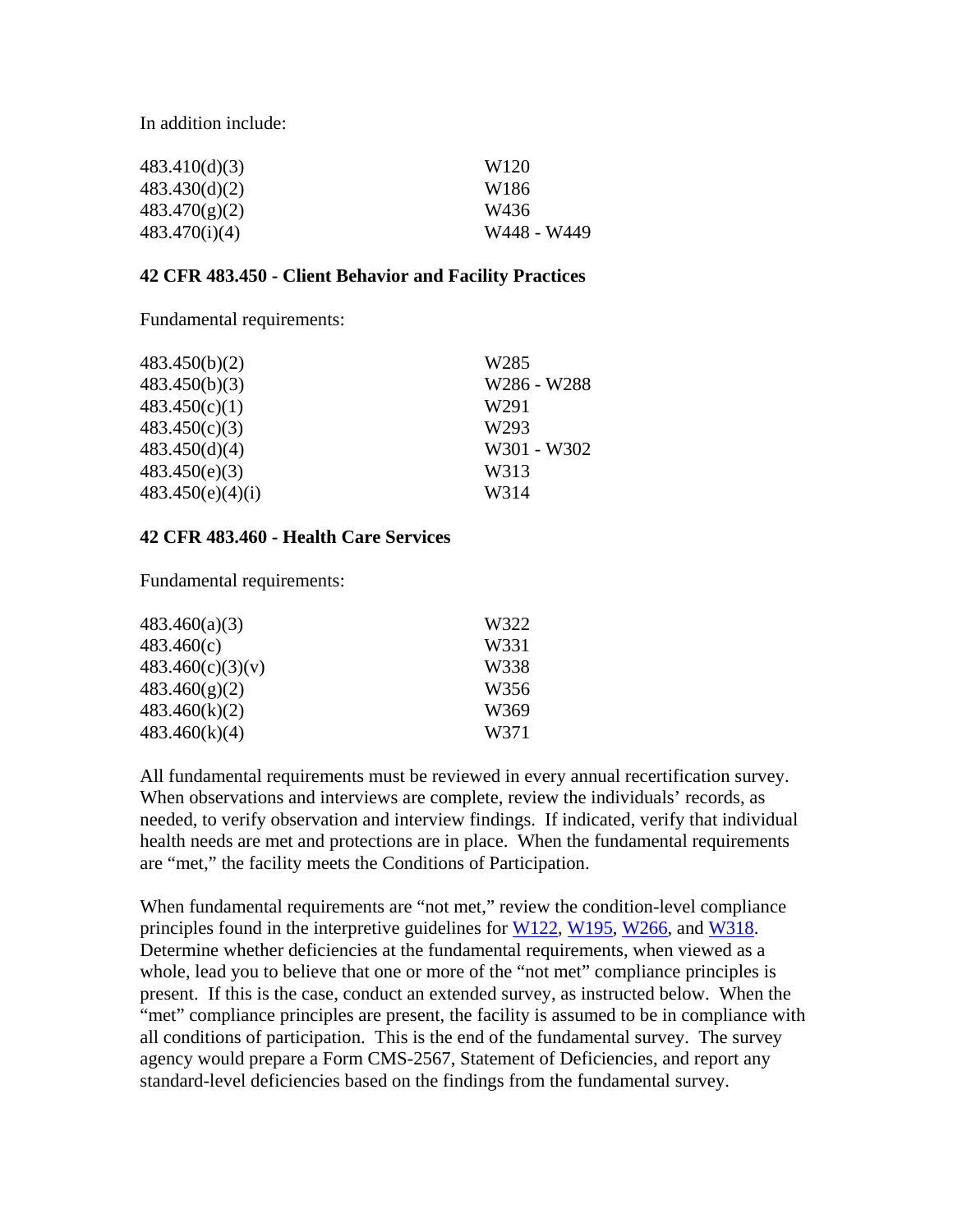In addition include:

| | |
|---|---|
| 483.410(d)(3) | W120 |
| 483.430(d)(2) | W186 |
| 483.470(g)(2) | W436 |
| 483.470(i)(4) | W448 - W449 |

**42 CFR 483.450 - Client Behavior and Facility Practices**

Fundamental requirements:

| | |
|---|---|
| 483.450(b)(2) | W285 |
| 483.450(b)(3) | W286 - W288 |
| 483.450(c)(1) | W291 |
| 483.450(c)(3) | W293 |
| 483.450(d)(4) | W301 - W302 |
| 483.450(e)(3) | W313 |
| 483.450(e)(4)(i) | W314 |

**42 CFR 483.460 - Health Care Services**

Fundamental requirements:

| | |
|---|---|
| 483.460(a)(3) | W322 |
| 483.460(c) | W331 |
| 483.460(c)(3)(v) | W338 |
| 483.460(g)(2) | W356 |
| 483.460(k)(2) | W369 |
| 483.460(k)(4) | W371 |

All fundamental requirements must be reviewed in every annual recertification survey. When observations and interviews are complete, review the individuals' records, as needed, to verify observation and interview findings. If indicated, verify that individual health needs are met and protections are in place. When the fundamental requirements are "met," the facility meets the Conditions of Participation.

When fundamental requirements are "not met," review the condition-level compliance principles found in the interpretive guidelines for W122, W195, W266, and W318. Determine whether deficiencies at the fundamental requirements, when viewed as a whole, lead you to believe that one or more of the "not met" compliance principles is present. If this is the case, conduct an extended survey, as instructed below. When the "met" compliance principles are present, the facility is assumed to be in compliance with all conditions of participation. This is the end of the fundamental survey. The survey agency would prepare a Form CMS-2567, Statement of Deficiencies, and report any standard-level deficiencies based on the findings from the fundamental survey.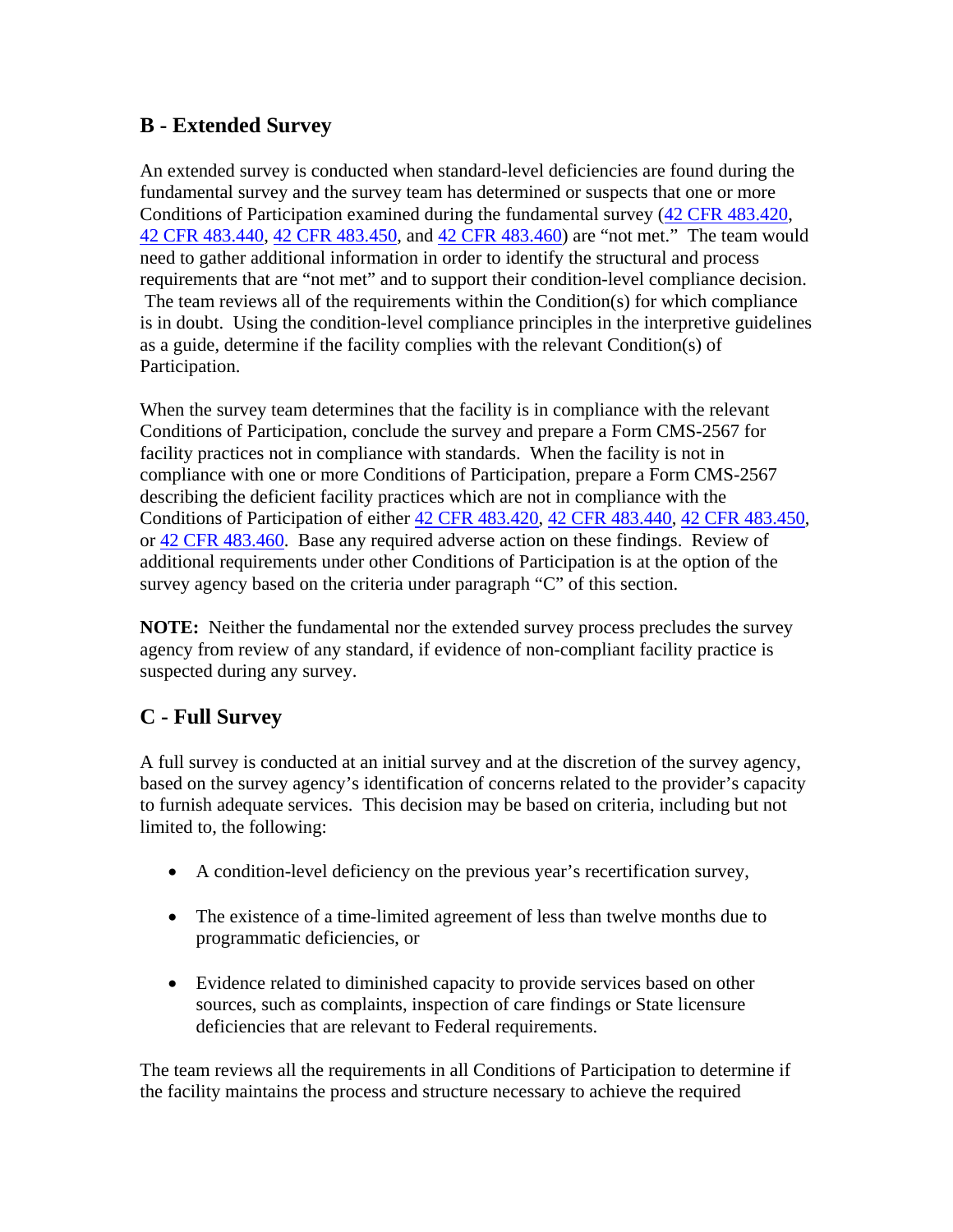## B - Extended Survey

An extended survey is conducted when standard-level deficiencies are found during the fundamental survey and the survey team has determined or suspects that one or more Conditions of Participation examined during the fundamental survey (42 CFR 483.420, 42 CFR 483.440, 42 CFR 483.450, and 42 CFR 483.460) are "not met." The team would need to gather additional information in order to identify the structural and process requirements that are "not met" and to support their condition-level compliance decision. The team reviews all of the requirements within the Condition(s) for which compliance is in doubt. Using the condition-level compliance principles in the interpretive guidelines as a guide, determine if the facility complies with the relevant Condition(s) of Participation.

When the survey team determines that the facility is in compliance with the relevant Conditions of Participation, conclude the survey and prepare a Form CMS-2567 for facility practices not in compliance with standards. When the facility is not in compliance with one or more Conditions of Participation, prepare a Form CMS-2567 describing the deficient facility practices which are not in compliance with the Conditions of Participation of either 42 CFR 483.420, 42 CFR 483.440, 42 CFR 483.450, or 42 CFR 483.460. Base any required adverse action on these findings. Review of additional requirements under other Conditions of Participation is at the option of the survey agency based on the criteria under paragraph "C" of this section.

**NOTE:** Neither the fundamental nor the extended survey process precludes the survey agency from review of any standard, if evidence of non-compliant facility practice is suspected during any survey.

## C - Full Survey

A full survey is conducted at an initial survey and at the discretion of the survey agency, based on the survey agency's identification of concerns related to the provider's capacity to furnish adequate services. This decision may be based on criteria, including but not limited to, the following:

- A condition-level deficiency on the previous year's recertification survey,
- The existence of a time-limited agreement of less than twelve months due to programmatic deficiencies, or
- Evidence related to diminished capacity to provide services based on other sources, such as complaints, inspection of care findings or State licensure deficiencies that are relevant to Federal requirements.

The team reviews all the requirements in all Conditions of Participation to determine if the facility maintains the process and structure necessary to achieve the required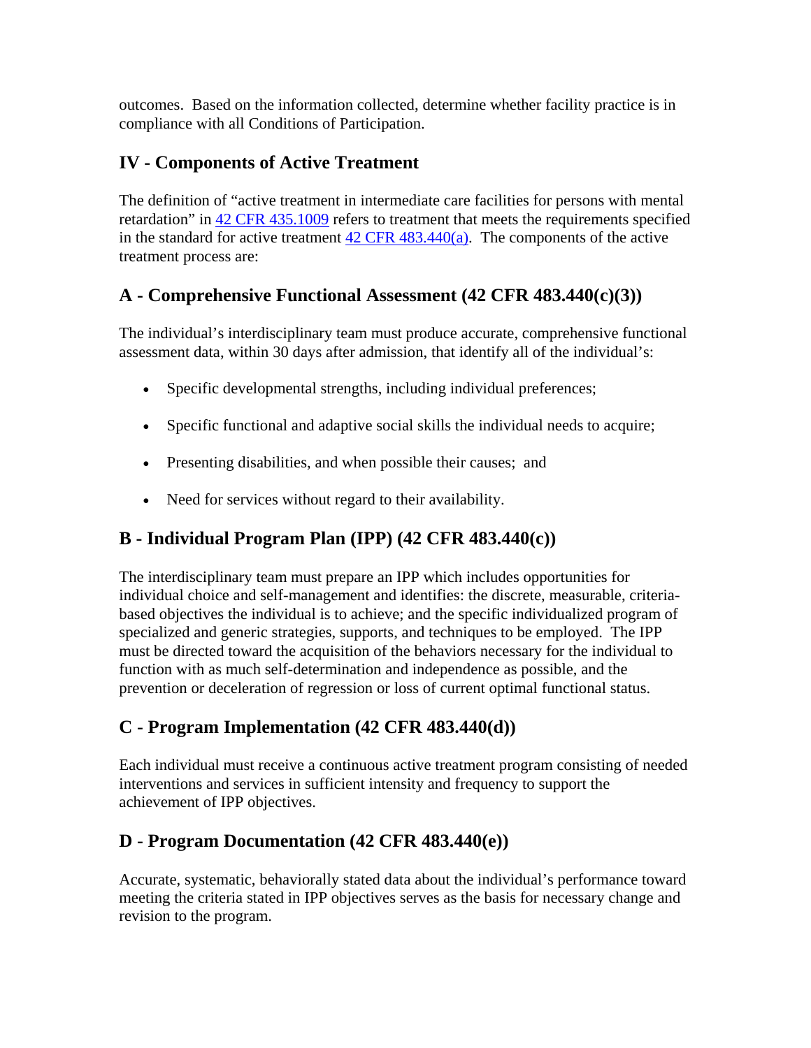outcomes. Based on the information collected, determine whether facility practice is in compliance with all Conditions of Participation.

## IV - Components of Active Treatment

The definition of "active treatment in intermediate care facilities for persons with mental retardation" in [42 CFR 435.1009](#) refers to treatment that meets the requirements specified in the standard for active treatment [42 CFR 483.440(a)](#). The components of the active treatment process are:

### A - Comprehensive Functional Assessment (42 CFR 483.440(c)(3))

The individual's interdisciplinary team must produce accurate, comprehensive functional assessment data, within 30 days after admission, that identify all of the individual's:

- Specific developmental strengths, including individual preferences;
- Specific functional and adaptive social skills the individual needs to acquire;
- Presenting disabilities, and when possible their causes; and
- Need for services without regard to their availability.

### B - Individual Program Plan (IPP) (42 CFR 483.440(c))

The interdisciplinary team must prepare an IPP which includes opportunities for individual choice and self-management and identifies: the discrete, measurable, criteria-based objectives the individual is to achieve; and the specific individualized program of specialized and generic strategies, supports, and techniques to be employed. The IPP must be directed toward the acquisition of the behaviors necessary for the individual to function with as much self-determination and independence as possible, and the prevention or deceleration of regression or loss of current optimal functional status.

### C - Program Implementation (42 CFR 483.440(d))

Each individual must receive a continuous active treatment program consisting of needed interventions and services in sufficient intensity and frequency to support the achievement of IPP objectives.

### D - Program Documentation (42 CFR 483.440(e))

Accurate, systematic, behaviorally stated data about the individual's performance toward meeting the criteria stated in IPP objectives serves as the basis for necessary change and revision to the program.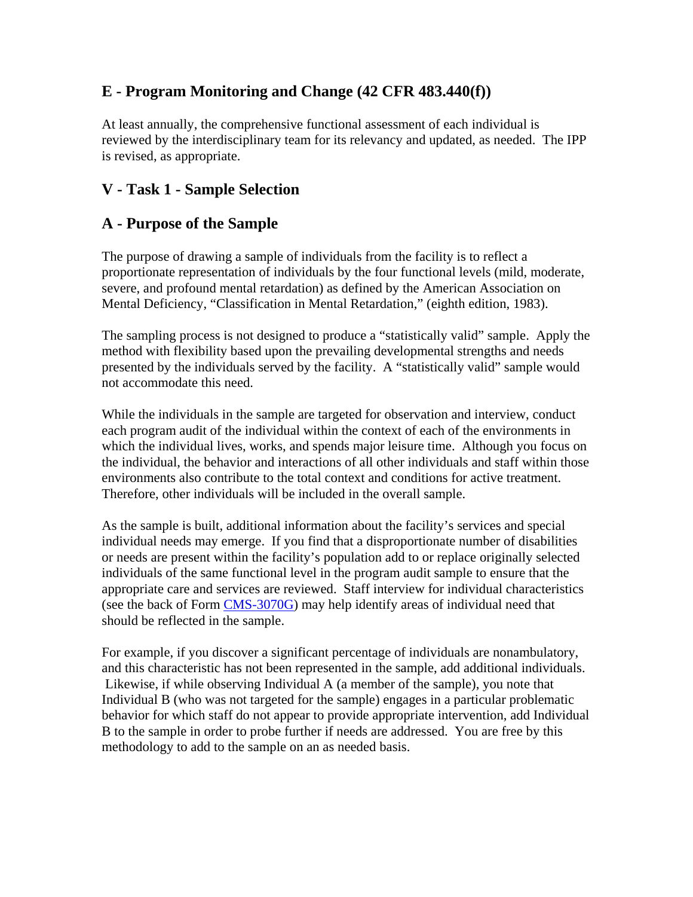## E - Program Monitoring and Change (42 CFR 483.440(f))

At least annually, the comprehensive functional assessment of each individual is reviewed by the interdisciplinary team for its relevancy and updated, as needed. The IPP is revised, as appropriate.

## V - Task 1 - Sample Selection

## A - Purpose of the Sample

The purpose of drawing a sample of individuals from the facility is to reflect a proportionate representation of individuals by the four functional levels (mild, moderate, severe, and profound mental retardation) as defined by the American Association on Mental Deficiency, "Classification in Mental Retardation," (eighth edition, 1983).

The sampling process is not designed to produce a "statistically valid" sample. Apply the method with flexibility based upon the prevailing developmental strengths and needs presented by the individuals served by the facility. A "statistically valid" sample would not accommodate this need.

While the individuals in the sample are targeted for observation and interview, conduct each program audit of the individual within the context of each of the environments in which the individual lives, works, and spends major leisure time. Although you focus on the individual, the behavior and interactions of all other individuals and staff within those environments also contribute to the total context and conditions for active treatment. Therefore, other individuals will be included in the overall sample.

As the sample is built, additional information about the facility's services and special individual needs may emerge. If you find that a disproportionate number of disabilities or needs are present within the facility's population add to or replace originally selected individuals of the same functional level in the program audit sample to ensure that the appropriate care and services are reviewed. Staff interview for individual characteristics (see the back of Form CMS-3070G) may help identify areas of individual need that should be reflected in the sample.

For example, if you discover a significant percentage of individuals are nonambulatory, and this characteristic has not been represented in the sample, add additional individuals. Likewise, if while observing Individual A (a member of the sample), you note that Individual B (who was not targeted for the sample) engages in a particular problematic behavior for which staff do not appear to provide appropriate intervention, add Individual B to the sample in order to probe further if needs are addressed. You are free by this methodology to add to the sample on an as needed basis.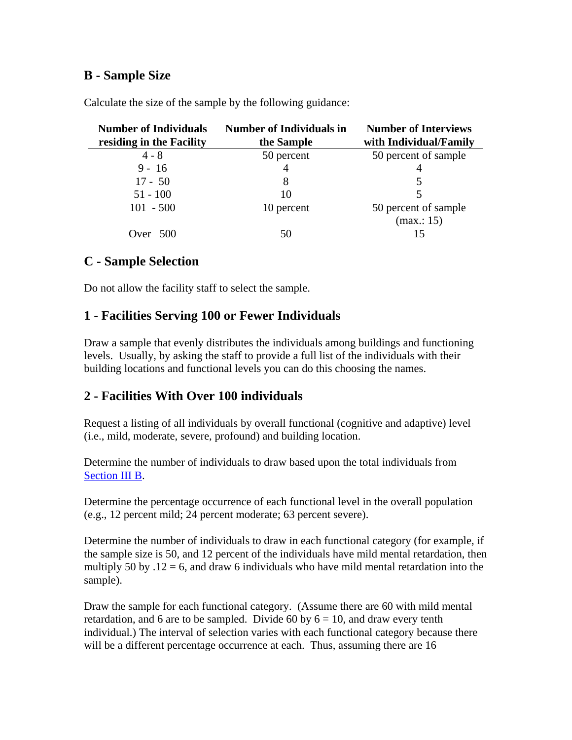## B - Sample Size

Calculate the size of the sample by the following guidance:

| Number of Individuals residing in the Facility | Number of Individuals in the Sample | Number of Interviews with Individual/Family |
|---|---|---|
| 4 - 8 | 50 percent | 50 percent of sample |
| 9 - 16 | 4 | 4 |
| 17 - 50 | 8 | 5 |
| 51 - 100 | 10 | 5 |
| 101 - 500 | 10 percent | 50 percent of sample (max.: 15) |
| Over 500 | 50 | 15 |

## C - Sample Selection

Do not allow the facility staff to select the sample.

## 1 - Facilities Serving 100 or Fewer Individuals

Draw a sample that evenly distributes the individuals among buildings and functioning levels. Usually, by asking the staff to provide a full list of the individuals with their building locations and functional levels you can do this choosing the names.

## 2 - Facilities With Over 100 individuals

Request a listing of all individuals by overall functional (cognitive and adaptive) level (i.e., mild, moderate, severe, profound) and building location.

Determine the number of individuals to draw based upon the total individuals from Section III B.

Determine the percentage occurrence of each functional level in the overall population (e.g., 12 percent mild; 24 percent moderate; 63 percent severe).

Determine the number of individuals to draw in each functional category (for example, if the sample size is 50, and 12 percent of the individuals have mild mental retardation, then multiply 50 by .12 = 6, and draw 6 individuals who have mild mental retardation into the sample).

Draw the sample for each functional category. (Assume there are 60 with mild mental retardation, and 6 are to be sampled. Divide 60 by 6 = 10, and draw every tenth individual.) The interval of selection varies with each functional category because there will be a different percentage occurrence at each. Thus, assuming there are 16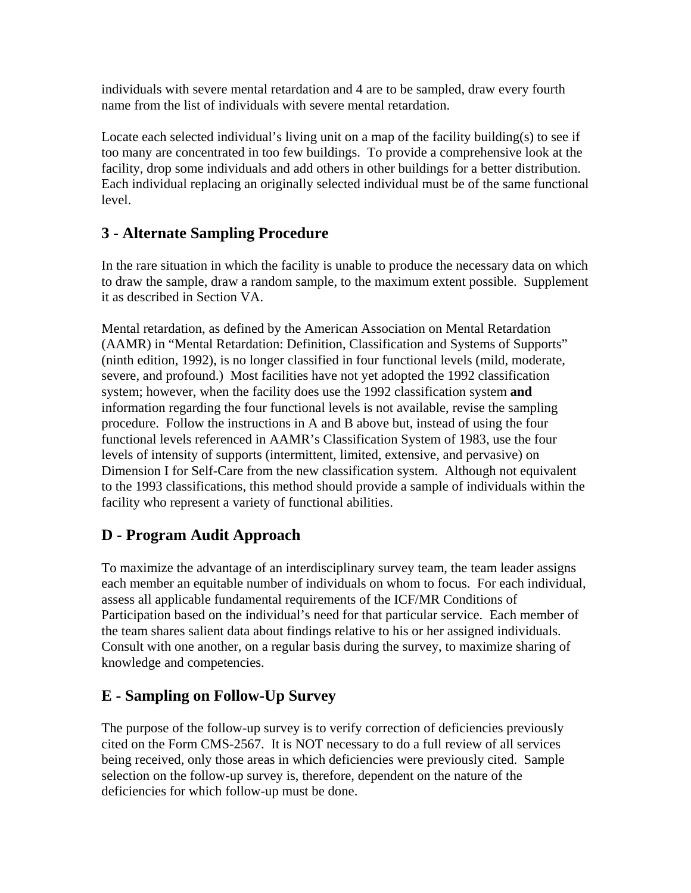individuals with severe mental retardation and 4 are to be sampled, draw every fourth name from the list of individuals with severe mental retardation.

Locate each selected individual's living unit on a map of the facility building(s) to see if too many are concentrated in too few buildings. To provide a comprehensive look at the facility, drop some individuals and add others in other buildings for a better distribution. Each individual replacing an originally selected individual must be of the same functional level.

## 3 - Alternate Sampling Procedure

In the rare situation in which the facility is unable to produce the necessary data on which to draw the sample, draw a random sample, to the maximum extent possible. Supplement it as described in Section VA.

Mental retardation, as defined by the American Association on Mental Retardation (AAMR) in "Mental Retardation: Definition, Classification and Systems of Supports" (ninth edition, 1992), is no longer classified in four functional levels (mild, moderate, severe, and profound.) Most facilities have not yet adopted the 1992 classification system; however, when the facility does use the 1992 classification system **and** information regarding the four functional levels is not available, revise the sampling procedure. Follow the instructions in A and B above but, instead of using the four functional levels referenced in AAMR's Classification System of 1983, use the four levels of intensity of supports (intermittent, limited, extensive, and pervasive) on Dimension I for Self-Care from the new classification system. Although not equivalent to the 1993 classifications, this method should provide a sample of individuals within the facility who represent a variety of functional abilities.

## D - Program Audit Approach

To maximize the advantage of an interdisciplinary survey team, the team leader assigns each member an equitable number of individuals on whom to focus. For each individual, assess all applicable fundamental requirements of the ICF/MR Conditions of Participation based on the individual's need for that particular service. Each member of the team shares salient data about findings relative to his or her assigned individuals. Consult with one another, on a regular basis during the survey, to maximize sharing of knowledge and competencies.

## E - Sampling on Follow-Up Survey

The purpose of the follow-up survey is to verify correction of deficiencies previously cited on the Form CMS-2567. It is NOT necessary to do a full review of all services being received, only those areas in which deficiencies were previously cited. Sample selection on the follow-up survey is, therefore, dependent on the nature of the deficiencies for which follow-up must be done.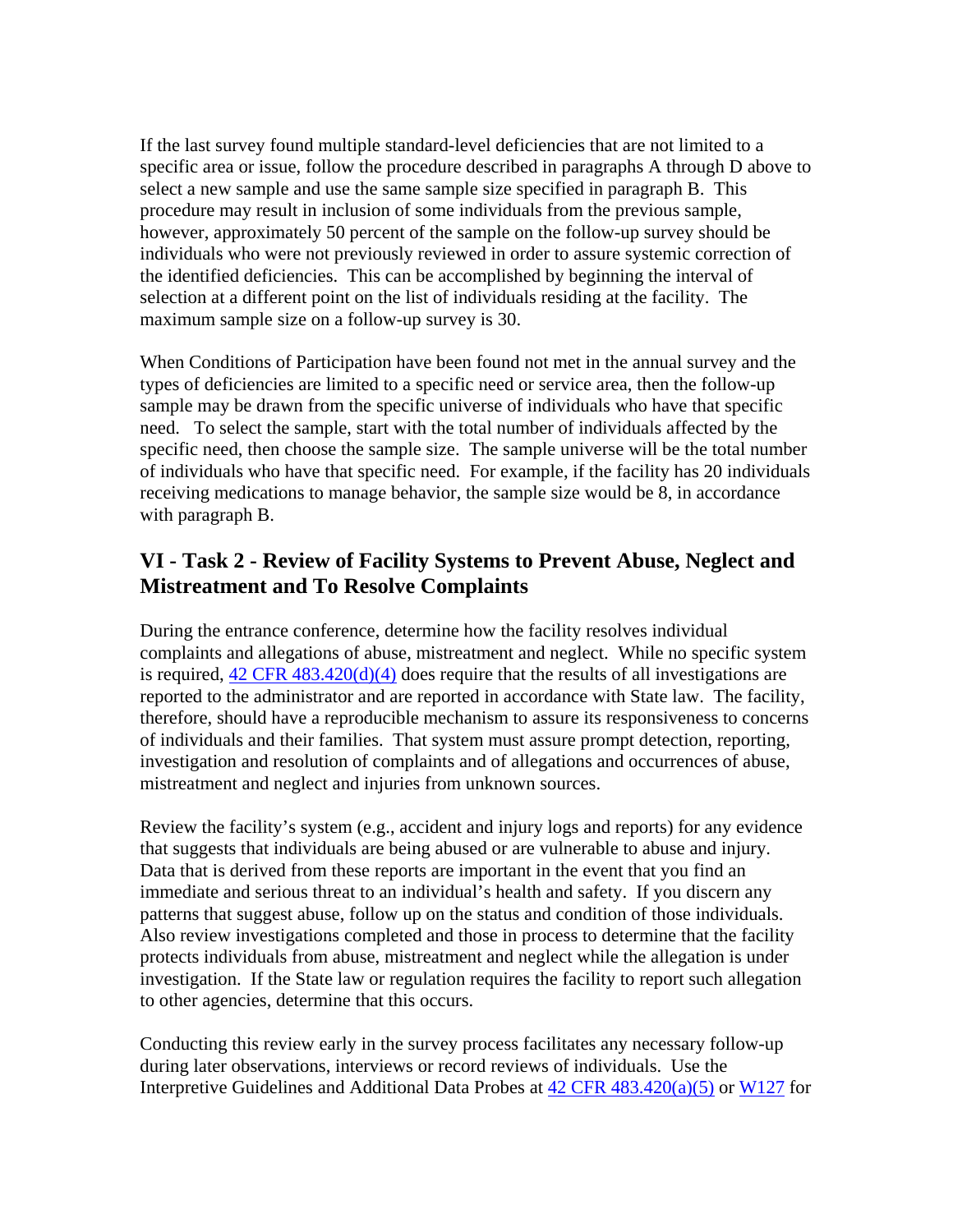If the last survey found multiple standard-level deficiencies that are not limited to a specific area or issue, follow the procedure described in paragraphs A through D above to select a new sample and use the same sample size specified in paragraph B. This procedure may result in inclusion of some individuals from the previous sample, however, approximately 50 percent of the sample on the follow-up survey should be individuals who were not previously reviewed in order to assure systemic correction of the identified deficiencies. This can be accomplished by beginning the interval of selection at a different point on the list of individuals residing at the facility. The maximum sample size on a follow-up survey is 30.

When Conditions of Participation have been found not met in the annual survey and the types of deficiencies are limited to a specific need or service area, then the follow-up sample may be drawn from the specific universe of individuals who have that specific need. To select the sample, start with the total number of individuals affected by the specific need, then choose the sample size. The sample universe will be the total number of individuals who have that specific need. For example, if the facility has 20 individuals receiving medications to manage behavior, the sample size would be 8, in accordance with paragraph B.

## VI - Task 2 - Review of Facility Systems to Prevent Abuse, Neglect and Mistreatment and To Resolve Complaints

During the entrance conference, determine how the facility resolves individual complaints and allegations of abuse, mistreatment and neglect. While no specific system is required, 42 CFR 483.420(d)(4) does require that the results of all investigations are reported to the administrator and are reported in accordance with State law. The facility, therefore, should have a reproducible mechanism to assure its responsiveness to concerns of individuals and their families. That system must assure prompt detection, reporting, investigation and resolution of complaints and of allegations and occurrences of abuse, mistreatment and neglect and injuries from unknown sources.

Review the facility's system (e.g., accident and injury logs and reports) for any evidence that suggests that individuals are being abused or are vulnerable to abuse and injury. Data that is derived from these reports are important in the event that you find an immediate and serious threat to an individual's health and safety. If you discern any patterns that suggest abuse, follow up on the status and condition of those individuals. Also review investigations completed and those in process to determine that the facility protects individuals from abuse, mistreatment and neglect while the allegation is under investigation. If the State law or regulation requires the facility to report such allegation to other agencies, determine that this occurs.

Conducting this review early in the survey process facilitates any necessary follow-up during later observations, interviews or record reviews of individuals. Use the Interpretive Guidelines and Additional Data Probes at 42 CFR 483.420(a)(5) or W127 for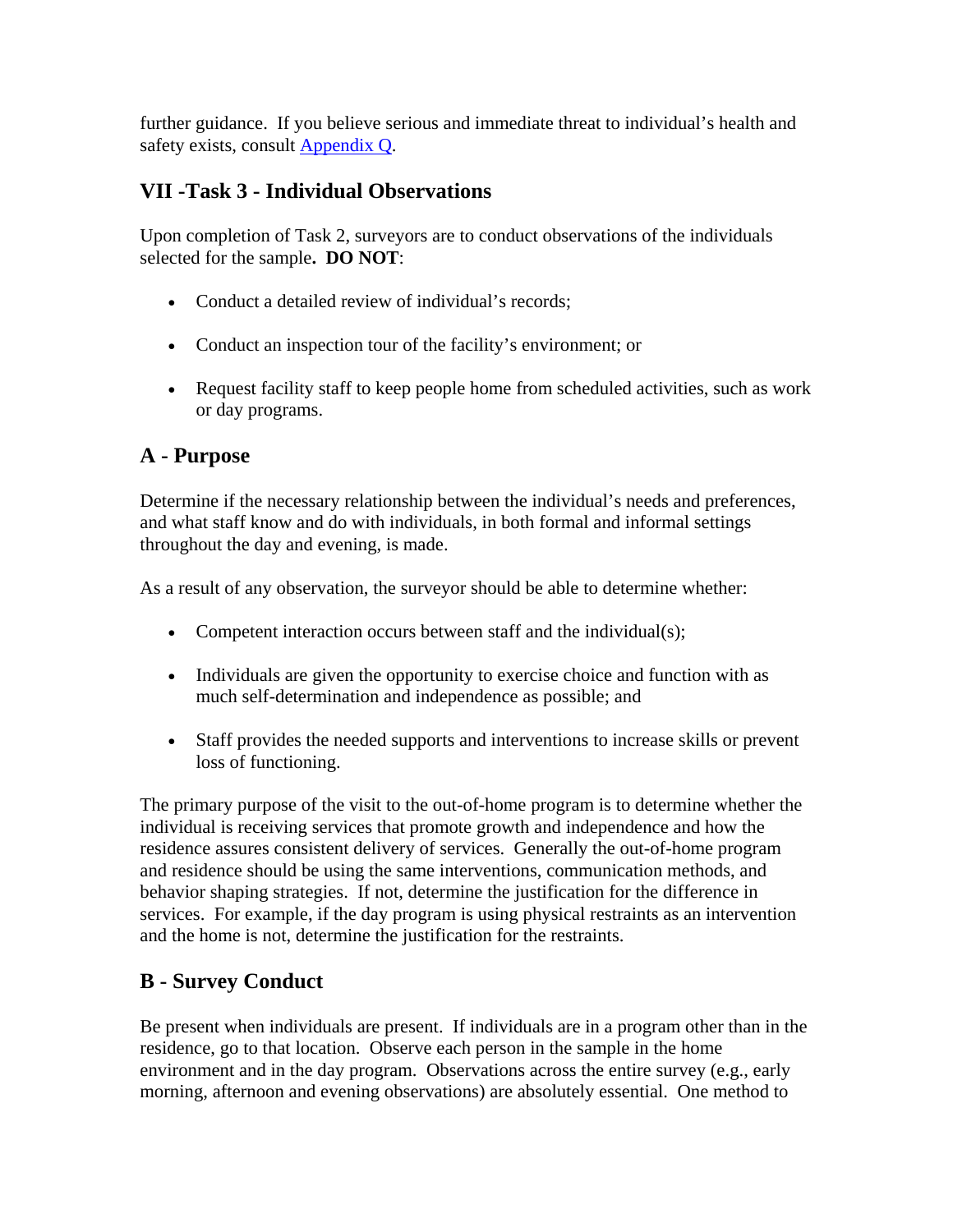further guidance. If you believe serious and immediate threat to individual's health and safety exists, consult [Appendix Q](#).

## VII -Task 3 - Individual Observations

Upon completion of Task 2, surveyors are to conduct observations of the individuals selected for the sample**. DO NOT**:

- Conduct a detailed review of individual's records;
- Conduct an inspection tour of the facility's environment; or
- Request facility staff to keep people home from scheduled activities, such as work or day programs.

## A - Purpose

Determine if the necessary relationship between the individual's needs and preferences, and what staff know and do with individuals, in both formal and informal settings throughout the day and evening, is made.

As a result of any observation, the surveyor should be able to determine whether:

- Competent interaction occurs between staff and the individual(s);
- Individuals are given the opportunity to exercise choice and function with as much self-determination and independence as possible; and
- Staff provides the needed supports and interventions to increase skills or prevent loss of functioning.

The primary purpose of the visit to the out-of-home program is to determine whether the individual is receiving services that promote growth and independence and how the residence assures consistent delivery of services. Generally the out-of-home program and residence should be using the same interventions, communication methods, and behavior shaping strategies. If not, determine the justification for the difference in services. For example, if the day program is using physical restraints as an intervention and the home is not, determine the justification for the restraints.

## B - Survey Conduct

Be present when individuals are present. If individuals are in a program other than in the residence, go to that location. Observe each person in the sample in the home environment and in the day program. Observations across the entire survey (e.g., early morning, afternoon and evening observations) are absolutely essential. One method to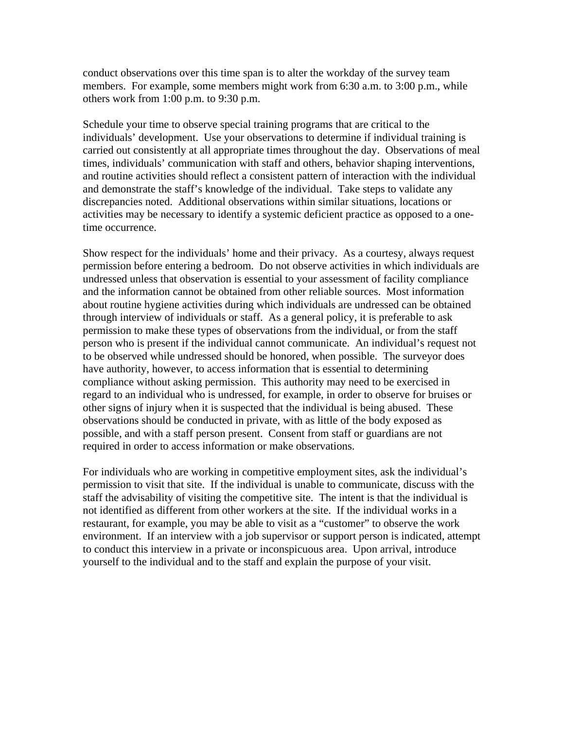conduct observations over this time span is to alter the workday of the survey team members. For example, some members might work from 6:30 a.m. to 3:00 p.m., while others work from 1:00 p.m. to 9:30 p.m.

Schedule your time to observe special training programs that are critical to the individuals' development. Use your observations to determine if individual training is carried out consistently at all appropriate times throughout the day. Observations of meal times, individuals' communication with staff and others, behavior shaping interventions, and routine activities should reflect a consistent pattern of interaction with the individual and demonstrate the staff's knowledge of the individual. Take steps to validate any discrepancies noted. Additional observations within similar situations, locations or activities may be necessary to identify a systemic deficient practice as opposed to a one-time occurrence.

Show respect for the individuals' home and their privacy. As a courtesy, always request permission before entering a bedroom. Do not observe activities in which individuals are undressed unless that observation is essential to your assessment of facility compliance and the information cannot be obtained from other reliable sources. Most information about routine hygiene activities during which individuals are undressed can be obtained through interview of individuals or staff. As a general policy, it is preferable to ask permission to make these types of observations from the individual, or from the staff person who is present if the individual cannot communicate. An individual's request not to be observed while undressed should be honored, when possible. The surveyor does have authority, however, to access information that is essential to determining compliance without asking permission. This authority may need to be exercised in regard to an individual who is undressed, for example, in order to observe for bruises or other signs of injury when it is suspected that the individual is being abused. These observations should be conducted in private, with as little of the body exposed as possible, and with a staff person present. Consent from staff or guardians are not required in order to access information or make observations.

For individuals who are working in competitive employment sites, ask the individual's permission to visit that site. If the individual is unable to communicate, discuss with the staff the advisability of visiting the competitive site. The intent is that the individual is not identified as different from other workers at the site. If the individual works in a restaurant, for example, you may be able to visit as a "customer" to observe the work environment. If an interview with a job supervisor or support person is indicated, attempt to conduct this interview in a private or inconspicuous area. Upon arrival, introduce yourself to the individual and to the staff and explain the purpose of your visit.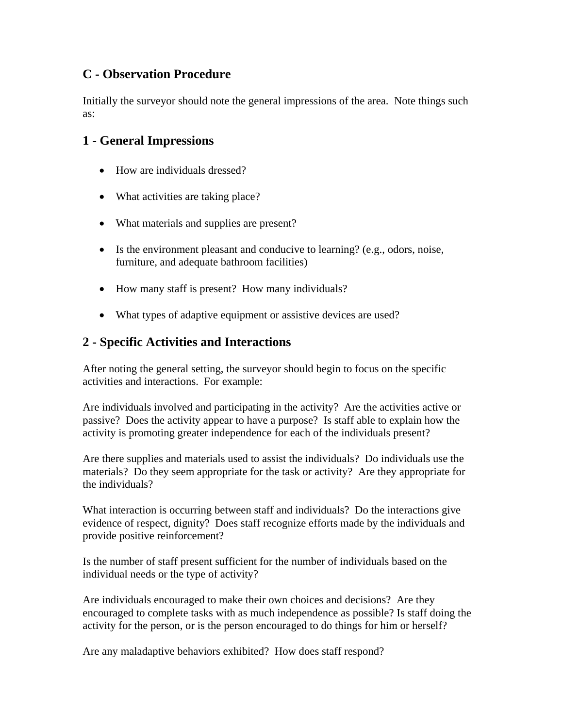## C - Observation Procedure

Initially the surveyor should note the general impressions of the area. Note things such as:

## 1 - General Impressions

- How are individuals dressed?
- What activities are taking place?
- What materials and supplies are present?
- Is the environment pleasant and conducive to learning? (e.g., odors, noise, furniture, and adequate bathroom facilities)
- How many staff is present? How many individuals?
- What types of adaptive equipment or assistive devices are used?

## 2 - Specific Activities and Interactions

After noting the general setting, the surveyor should begin to focus on the specific activities and interactions. For example:

Are individuals involved and participating in the activity? Are the activities active or passive? Does the activity appear to have a purpose? Is staff able to explain how the activity is promoting greater independence for each of the individuals present?

Are there supplies and materials used to assist the individuals? Do individuals use the materials? Do they seem appropriate for the task or activity? Are they appropriate for the individuals?

What interaction is occurring between staff and individuals? Do the interactions give evidence of respect, dignity? Does staff recognize efforts made by the individuals and provide positive reinforcement?

Is the number of staff present sufficient for the number of individuals based on the individual needs or the type of activity?

Are individuals encouraged to make their own choices and decisions? Are they encouraged to complete tasks with as much independence as possible? Is staff doing the activity for the person, or is the person encouraged to do things for him or herself?

Are any maladaptive behaviors exhibited? How does staff respond?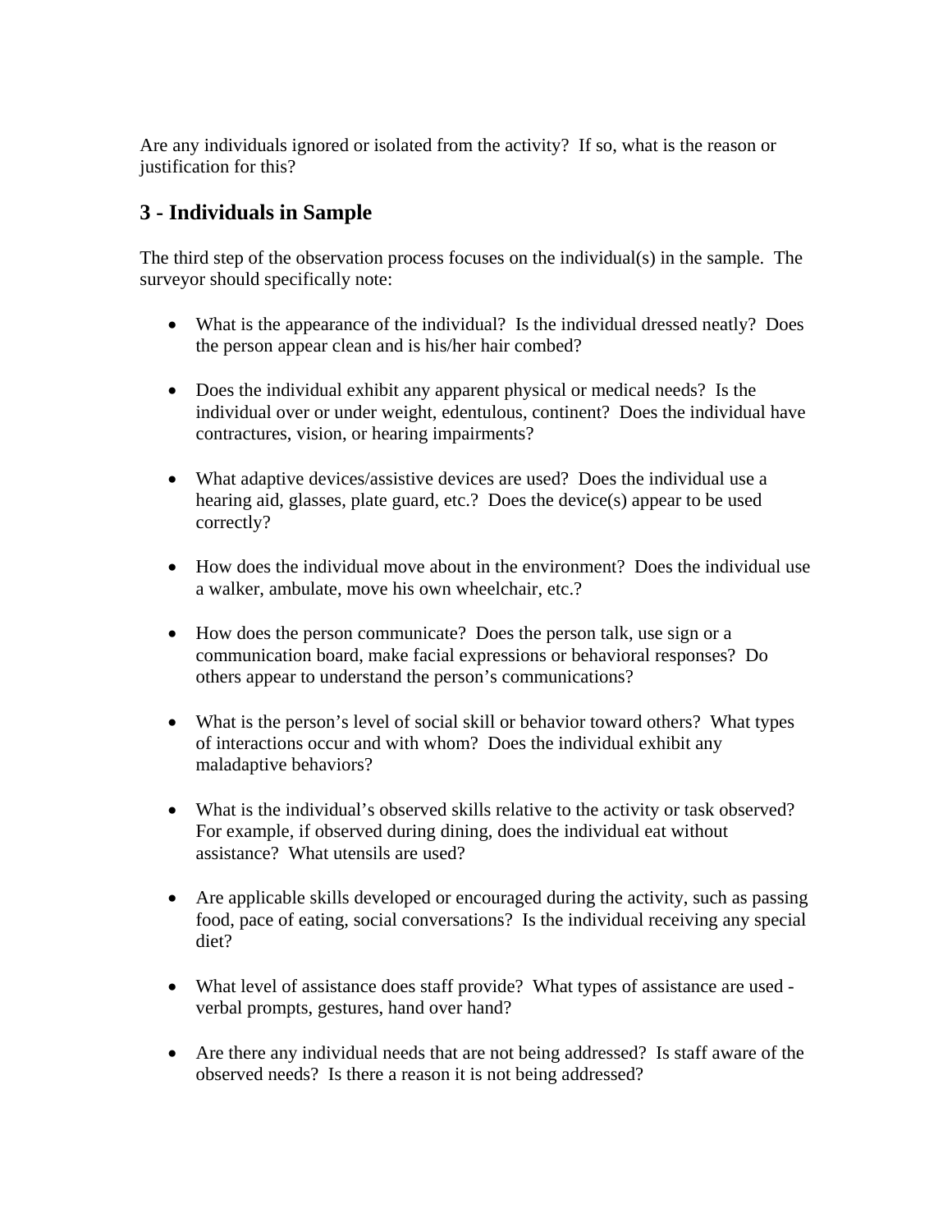Are any individuals ignored or isolated from the activity? If so, what is the reason or justification for this?

## 3 - Individuals in Sample

The third step of the observation process focuses on the individual(s) in the sample. The surveyor should specifically note:

- What is the appearance of the individual? Is the individual dressed neatly? Does the person appear clean and is his/her hair combed?

- Does the individual exhibit any apparent physical or medical needs? Is the individual over or under weight, edentulous, continent? Does the individual have contractures, vision, or hearing impairments?

- What adaptive devices/assistive devices are used? Does the individual use a hearing aid, glasses, plate guard, etc.? Does the device(s) appear to be used correctly?

- How does the individual move about in the environment? Does the individual use a walker, ambulate, move his own wheelchair, etc.?

- How does the person communicate? Does the person talk, use sign or a communication board, make facial expressions or behavioral responses? Do others appear to understand the person's communications?

- What is the person's level of social skill or behavior toward others? What types of interactions occur and with whom? Does the individual exhibit any maladaptive behaviors?

- What is the individual's observed skills relative to the activity or task observed? For example, if observed during dining, does the individual eat without assistance? What utensils are used?

- Are applicable skills developed or encouraged during the activity, such as passing food, pace of eating, social conversations? Is the individual receiving any special diet?

- What level of assistance does staff provide? What types of assistance are used - verbal prompts, gestures, hand over hand?

- Are there any individual needs that are not being addressed? Is staff aware of the observed needs? Is there a reason it is not being addressed?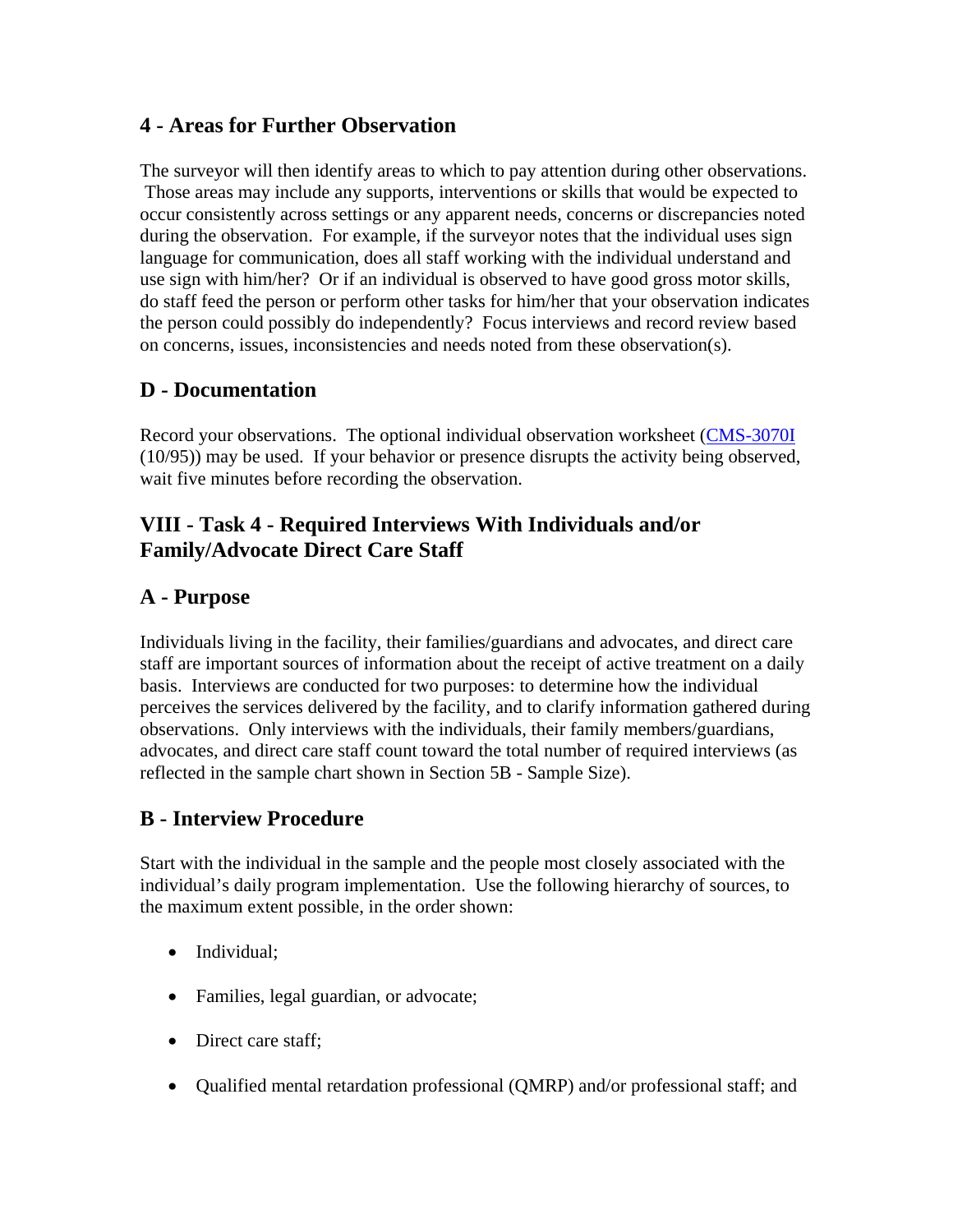### 4 - Areas for Further Observation

The surveyor will then identify areas to which to pay attention during other observations. Those areas may include any supports, interventions or skills that would be expected to occur consistently across settings or any apparent needs, concerns or discrepancies noted during the observation. For example, if the surveyor notes that the individual uses sign language for communication, does all staff working with the individual understand and use sign with him/her? Or if an individual is observed to have good gross motor skills, do staff feed the person or perform other tasks for him/her that your observation indicates the person could possibly do independently? Focus interviews and record review based on concerns, issues, inconsistencies and needs noted from these observation(s).

### D - Documentation

Record your observations. The optional individual observation worksheet (CMS-3070I (10/95)) may be used. If your behavior or presence disrupts the activity being observed, wait five minutes before recording the observation.

## VIII - Task 4 - Required Interviews With Individuals and/or Family/Advocate Direct Care Staff

### A - Purpose

Individuals living in the facility, their families/guardians and advocates, and direct care staff are important sources of information about the receipt of active treatment on a daily basis. Interviews are conducted for two purposes: to determine how the individual perceives the services delivered by the facility, and to clarify information gathered during observations. Only interviews with the individuals, their family members/guardians, advocates, and direct care staff count toward the total number of required interviews (as reflected in the sample chart shown in Section 5B - Sample Size).

### B - Interview Procedure

Start with the individual in the sample and the people most closely associated with the individual's daily program implementation. Use the following hierarchy of sources, to the maximum extent possible, in the order shown:

- Individual;
- Families, legal guardian, or advocate;
- Direct care staff;
- Qualified mental retardation professional (QMRP) and/or professional staff; and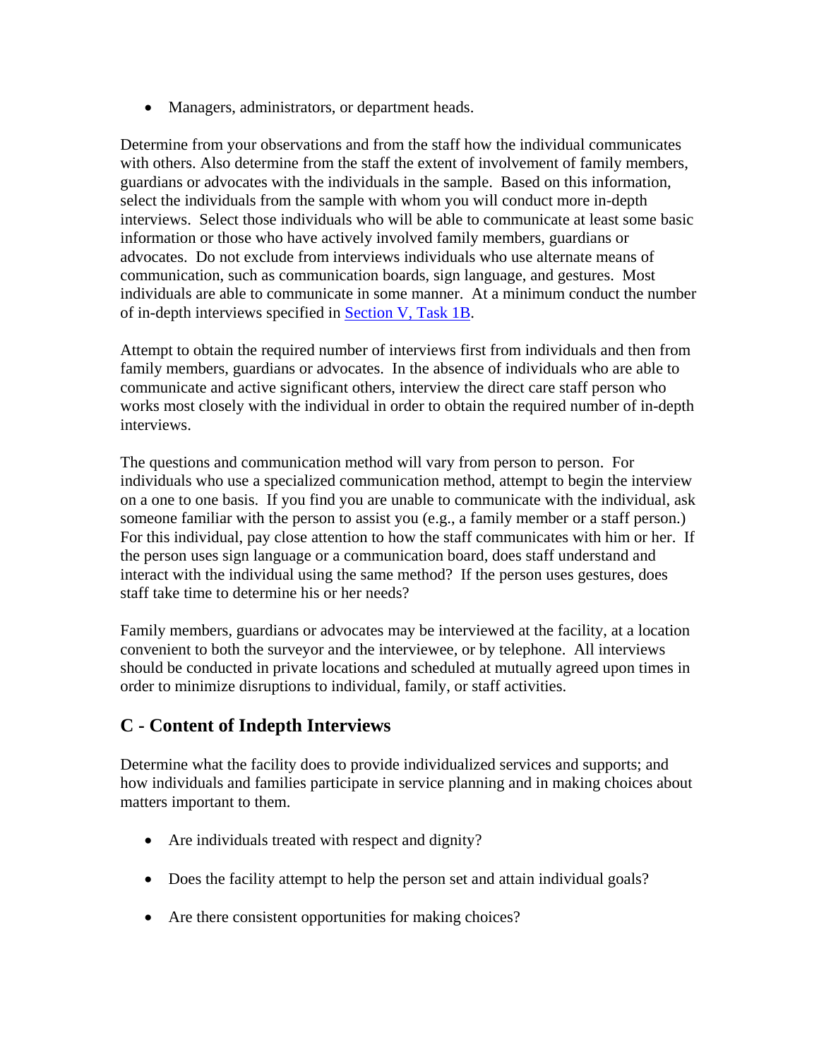- Managers, administrators, or department heads.

Determine from your observations and from the staff how the individual communicates with others. Also determine from the staff the extent of involvement of family members, guardians or advocates with the individuals in the sample. Based on this information, select the individuals from the sample with whom you will conduct more in-depth interviews. Select those individuals who will be able to communicate at least some basic information or those who have actively involved family members, guardians or advocates. Do not exclude from interviews individuals who use alternate means of communication, such as communication boards, sign language, and gestures. Most individuals are able to communicate in some manner. At a minimum conduct the number of in-depth interviews specified in [Section V, Task 1B](#).

Attempt to obtain the required number of interviews first from individuals and then from family members, guardians or advocates. In the absence of individuals who are able to communicate and active significant others, interview the direct care staff person who works most closely with the individual in order to obtain the required number of in-depth interviews.

The questions and communication method will vary from person to person. For individuals who use a specialized communication method, attempt to begin the interview on a one to one basis. If you find you are unable to communicate with the individual, ask someone familiar with the person to assist you (e.g., a family member or a staff person.) For this individual, pay close attention to how the staff communicates with him or her. If the person uses sign language or a communication board, does staff understand and interact with the individual using the same method? If the person uses gestures, does staff take time to determine his or her needs?

Family members, guardians or advocates may be interviewed at the facility, at a location convenient to both the surveyor and the interviewee, or by telephone. All interviews should be conducted in private locations and scheduled at mutually agreed upon times in order to minimize disruptions to individual, family, or staff activities.

## C - Content of Indepth Interviews

Determine what the facility does to provide individualized services and supports; and how individuals and families participate in service planning and in making choices about matters important to them.

- Are individuals treated with respect and dignity?
- Does the facility attempt to help the person set and attain individual goals?
- Are there consistent opportunities for making choices?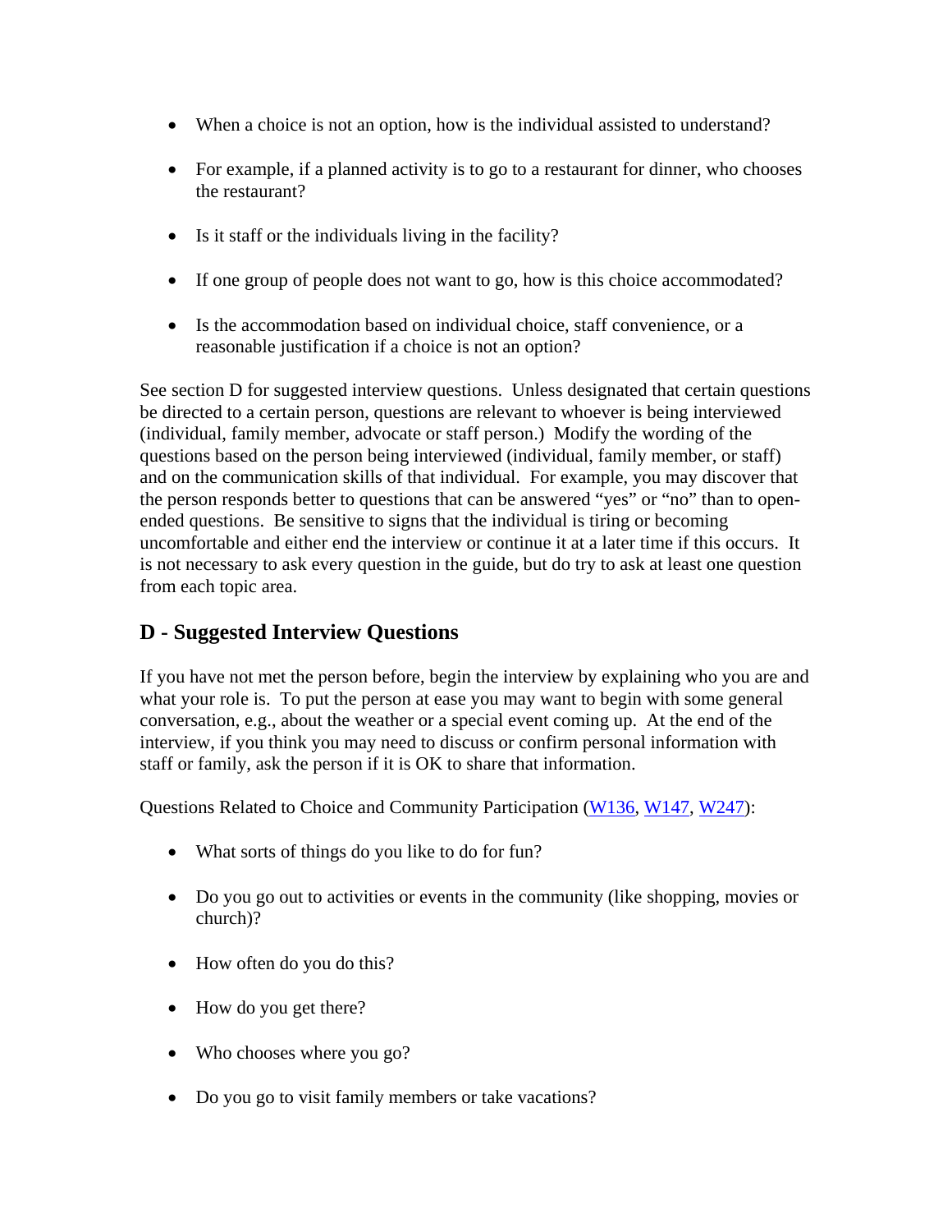- When a choice is not an option, how is the individual assisted to understand?

- For example, if a planned activity is to go to a restaurant for dinner, who chooses the restaurant?

- Is it staff or the individuals living in the facility?

- If one group of people does not want to go, how is this choice accommodated?

- Is the accommodation based on individual choice, staff convenience, or a reasonable justification if a choice is not an option?

See section D for suggested interview questions. Unless designated that certain questions be directed to a certain person, questions are relevant to whoever is being interviewed (individual, family member, advocate or staff person.) Modify the wording of the questions based on the person being interviewed (individual, family member, or staff) and on the communication skills of that individual. For example, you may discover that the person responds better to questions that can be answered "yes" or "no" than to open-ended questions. Be sensitive to signs that the individual is tiring or becoming uncomfortable and either end the interview or continue it at a later time if this occurs. It is not necessary to ask every question in the guide, but do try to ask at least one question from each topic area.

## D - Suggested Interview Questions

If you have not met the person before, begin the interview by explaining who you are and what your role is. To put the person at ease you may want to begin with some general conversation, e.g., about the weather or a special event coming up. At the end of the interview, if you think you may need to discuss or confirm personal information with staff or family, ask the person if it is OK to share that information.

Questions Related to Choice and Community Participation (W136, W147, W247):

- What sorts of things do you like to do for fun?

- Do you go out to activities or events in the community (like shopping, movies or church)?

- How often do you do this?

- How do you get there?

- Who chooses where you go?

- Do you go to visit family members or take vacations?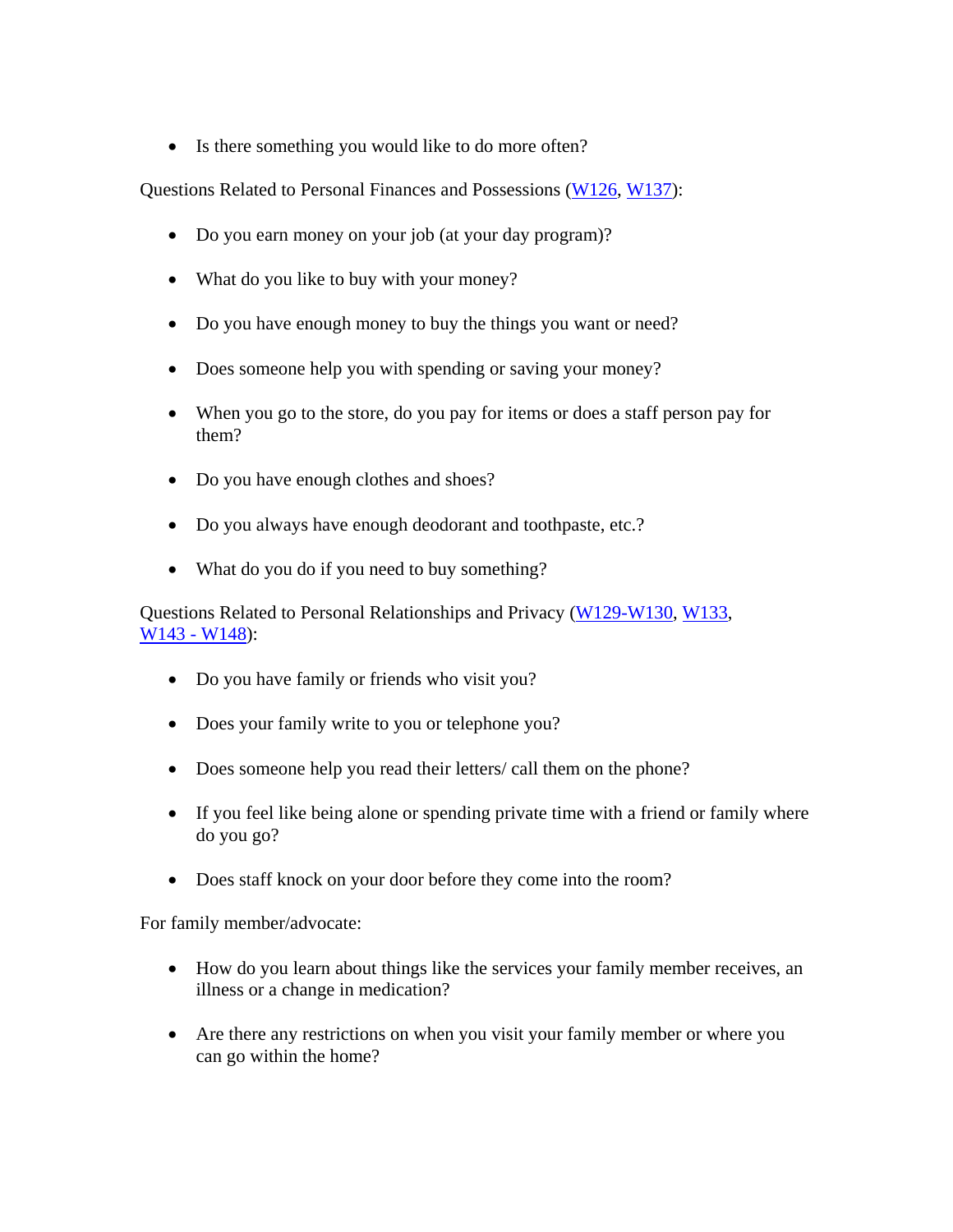- Is there something you would like to do more often?

Questions Related to Personal Finances and Possessions (W126, W137):

- Do you earn money on your job (at your day program)?
- What do you like to buy with your money?
- Do you have enough money to buy the things you want or need?
- Does someone help you with spending or saving your money?
- When you go to the store, do you pay for items or does a staff person pay for them?
- Do you have enough clothes and shoes?
- Do you always have enough deodorant and toothpaste, etc.?
- What do you do if you need to buy something?

Questions Related to Personal Relationships and Privacy (W129-W130, W133, W143 - W148):

- Do you have family or friends who visit you?
- Does your family write to you or telephone you?
- Does someone help you read their letters/ call them on the phone?
- If you feel like being alone or spending private time with a friend or family where do you go?
- Does staff knock on your door before they come into the room?

For family member/advocate:

- How do you learn about things like the services your family member receives, an illness or a change in medication?
- Are there any restrictions on when you visit your family member or where you can go within the home?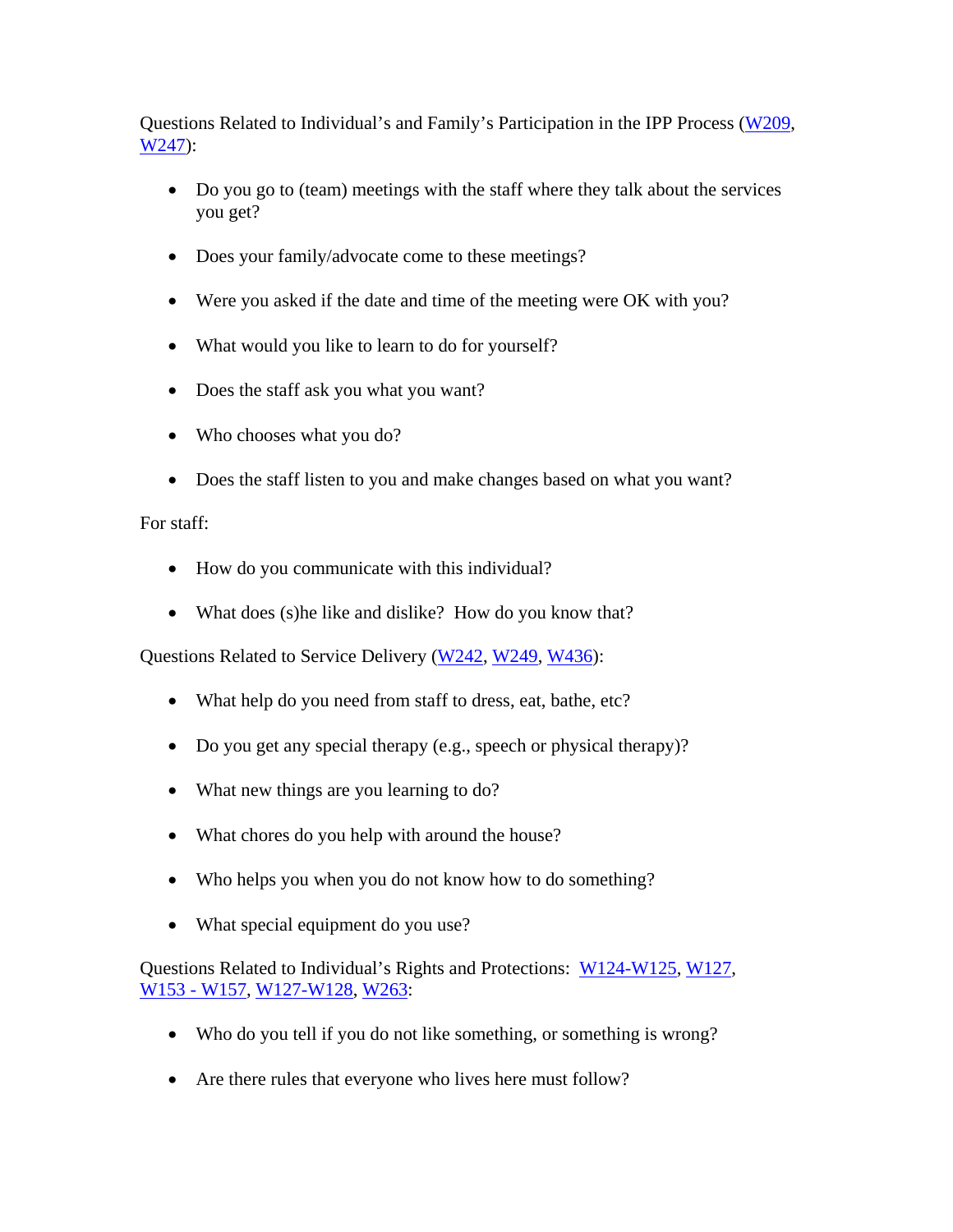Questions Related to Individual's and Family's Participation in the IPP Process (W209, W247):

- Do you go to (team) meetings with the staff where they talk about the services you get?
- Does your family/advocate come to these meetings?
- Were you asked if the date and time of the meeting were OK with you?
- What would you like to learn to do for yourself?
- Does the staff ask you what you want?
- Who chooses what you do?
- Does the staff listen to you and make changes based on what you want?

For staff:

- How do you communicate with this individual?
- What does (s)he like and dislike? How do you know that?

Questions Related to Service Delivery (W242, W249, W436):

- What help do you need from staff to dress, eat, bathe, etc?
- Do you get any special therapy (e.g., speech or physical therapy)?
- What new things are you learning to do?
- What chores do you help with around the house?
- Who helps you when you do not know how to do something?
- What special equipment do you use?

Questions Related to Individual's Rights and Protections: W124-W125, W127, W153 - W157, W127-W128, W263:

- Who do you tell if you do not like something, or something is wrong?
- Are there rules that everyone who lives here must follow?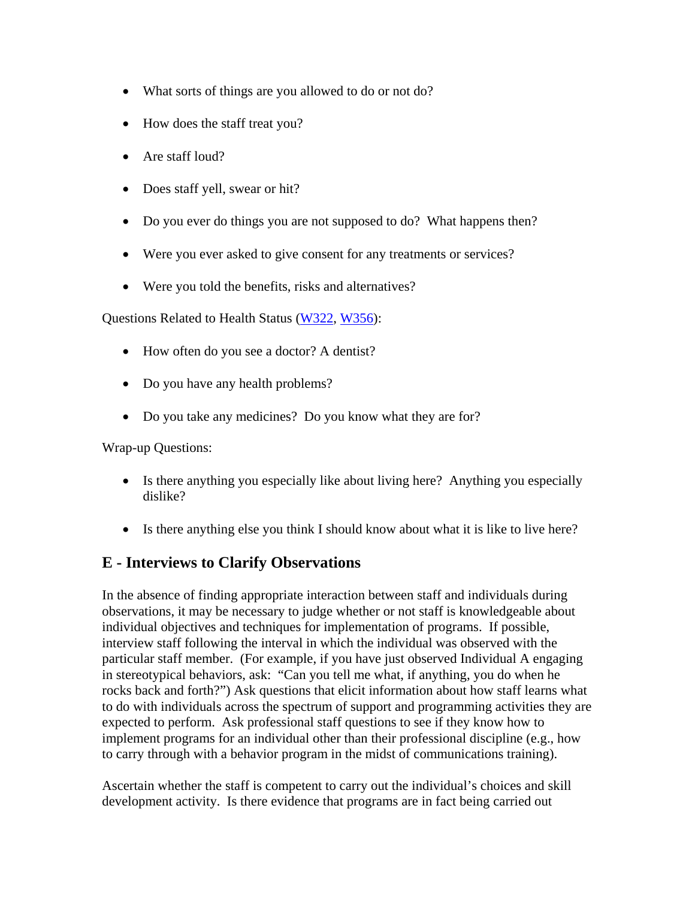- What sorts of things are you allowed to do or not do?
- How does the staff treat you?
- Are staff loud?
- Does staff yell, swear or hit?
- Do you ever do things you are not supposed to do? What happens then?
- Were you ever asked to give consent for any treatments or services?
- Were you told the benefits, risks and alternatives?

Questions Related to Health Status (W322, W356):

- How often do you see a doctor? A dentist?
- Do you have any health problems?
- Do you take any medicines? Do you know what they are for?

Wrap-up Questions:

- Is there anything you especially like about living here? Anything you especially dislike?
- Is there anything else you think I should know about what it is like to live here?

## E - Interviews to Clarify Observations

In the absence of finding appropriate interaction between staff and individuals during observations, it may be necessary to judge whether or not staff is knowledgeable about individual objectives and techniques for implementation of programs. If possible, interview staff following the interval in which the individual was observed with the particular staff member. (For example, if you have just observed Individual A engaging in stereotypical behaviors, ask: "Can you tell me what, if anything, you do when he rocks back and forth?") Ask questions that elicit information about how staff learns what to do with individuals across the spectrum of support and programming activities they are expected to perform. Ask professional staff questions to see if they know how to implement programs for an individual other than their professional discipline (e.g., how to carry through with a behavior program in the midst of communications training).

Ascertain whether the staff is competent to carry out the individual's choices and skill development activity. Is there evidence that programs are in fact being carried out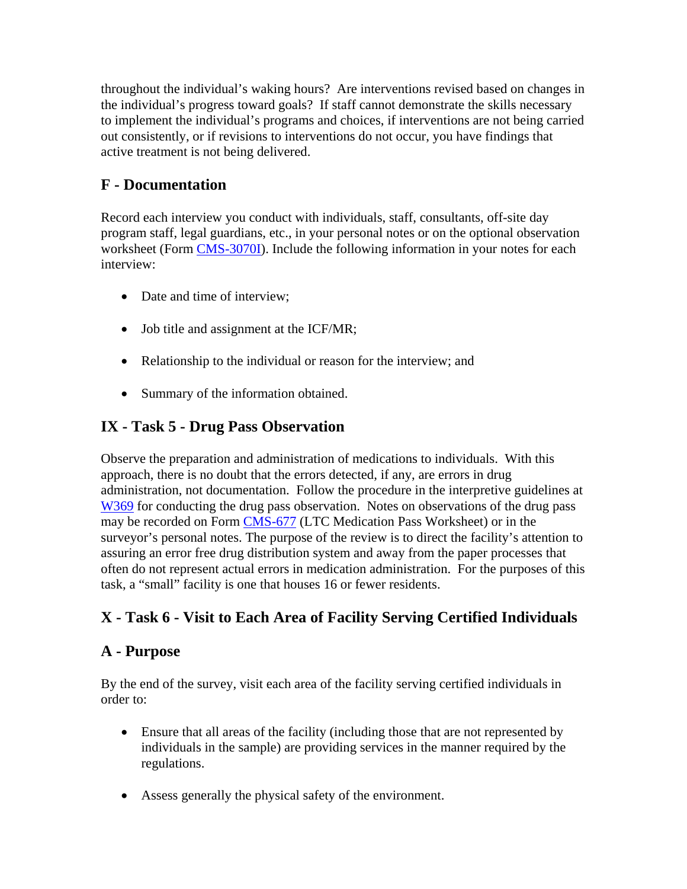throughout the individual's waking hours? Are interventions revised based on changes in the individual's progress toward goals? If staff cannot demonstrate the skills necessary to implement the individual's programs and choices, if interventions are not being carried out consistently, or if revisions to interventions do not occur, you have findings that active treatment is not being delivered.

## F - Documentation

Record each interview you conduct with individuals, staff, consultants, off-site day program staff, legal guardians, etc., in your personal notes or on the optional observation worksheet (Form CMS-3070I). Include the following information in your notes for each interview:

- Date and time of interview;
- Job title and assignment at the ICF/MR;
- Relationship to the individual or reason for the interview; and
- Summary of the information obtained.

## IX - Task 5 - Drug Pass Observation

Observe the preparation and administration of medications to individuals. With this approach, there is no doubt that the errors detected, if any, are errors in drug administration, not documentation. Follow the procedure in the interpretive guidelines at W369 for conducting the drug pass observation. Notes on observations of the drug pass may be recorded on Form CMS-677 (LTC Medication Pass Worksheet) or in the surveyor's personal notes. The purpose of the review is to direct the facility's attention to assuring an error free drug distribution system and away from the paper processes that often do not represent actual errors in medication administration. For the purposes of this task, a "small" facility is one that houses 16 or fewer residents.

## X - Task 6 - Visit to Each Area of Facility Serving Certified Individuals

## A - Purpose

By the end of the survey, visit each area of the facility serving certified individuals in order to:

- Ensure that all areas of the facility (including those that are not represented by individuals in the sample) are providing services in the manner required by the regulations.
- Assess generally the physical safety of the environment.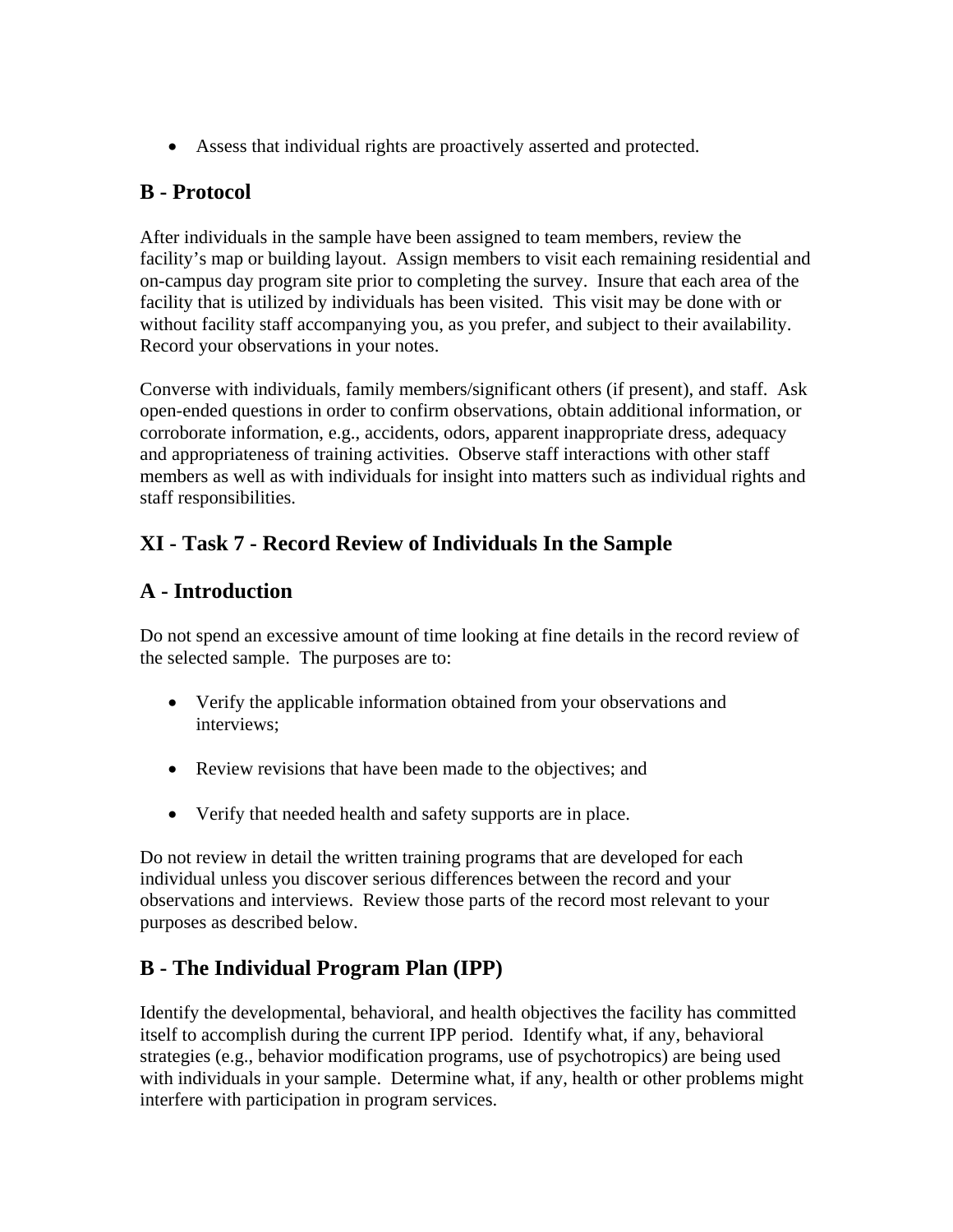- Assess that individual rights are proactively asserted and protected.

## B - Protocol

After individuals in the sample have been assigned to team members, review the facility's map or building layout. Assign members to visit each remaining residential and on-campus day program site prior to completing the survey. Insure that each area of the facility that is utilized by individuals has been visited. This visit may be done with or without facility staff accompanying you, as you prefer, and subject to their availability. Record your observations in your notes.

Converse with individuals, family members/significant others (if present), and staff. Ask open-ended questions in order to confirm observations, obtain additional information, or corroborate information, e.g., accidents, odors, apparent inappropriate dress, adequacy and appropriateness of training activities. Observe staff interactions with other staff members as well as with individuals for insight into matters such as individual rights and staff responsibilities.

## XI - Task 7 - Record Review of Individuals In the Sample

## A - Introduction

Do not spend an excessive amount of time looking at fine details in the record review of the selected sample. The purposes are to:

- Verify the applicable information obtained from your observations and interviews;
- Review revisions that have been made to the objectives; and
- Verify that needed health and safety supports are in place.

Do not review in detail the written training programs that are developed for each individual unless you discover serious differences between the record and your observations and interviews. Review those parts of the record most relevant to your purposes as described below.

## B - The Individual Program Plan (IPP)

Identify the developmental, behavioral, and health objectives the facility has committed itself to accomplish during the current IPP period. Identify what, if any, behavioral strategies (e.g., behavior modification programs, use of psychotropics) are being used with individuals in your sample. Determine what, if any, health or other problems might interfere with participation in program services.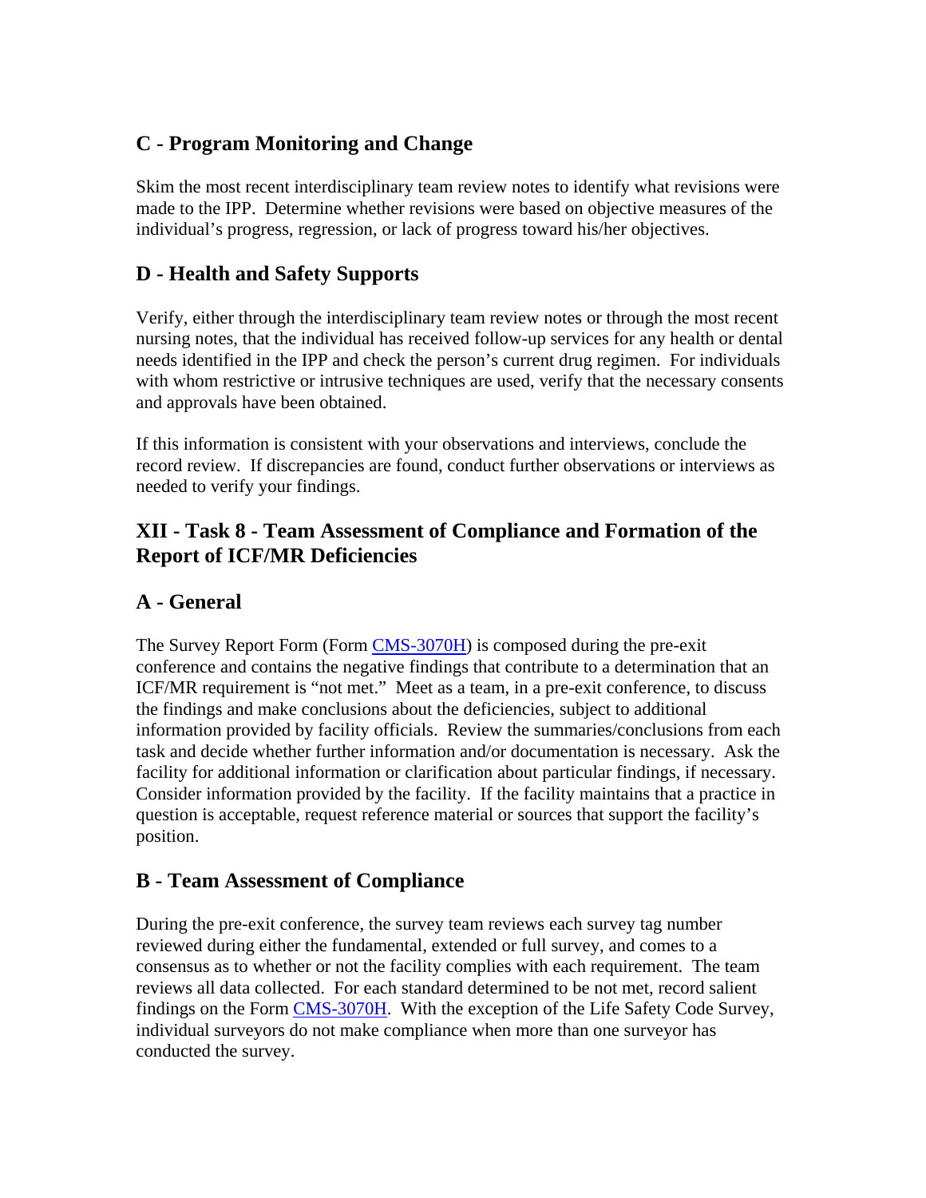### C - Program Monitoring and Change

Skim the most recent interdisciplinary team review notes to identify what revisions were made to the IPP. Determine whether revisions were based on objective measures of the individual's progress, regression, or lack of progress toward his/her objectives.

### D - Health and Safety Supports

Verify, either through the interdisciplinary team review notes or through the most recent nursing notes, that the individual has received follow-up services for any health or dental needs identified in the IPP and check the person's current drug regimen. For individuals with whom restrictive or intrusive techniques are used, verify that the necessary consents and approvals have been obtained.

If this information is consistent with your observations and interviews, conclude the record review. If discrepancies are found, conduct further observations or interviews as needed to verify your findings.

## XII - Task 8 - Team Assessment of Compliance and Formation of the Report of ICF/MR Deficiencies

### A - General

The Survey Report Form (Form CMS-3070H) is composed during the pre-exit conference and contains the negative findings that contribute to a determination that an ICF/MR requirement is "not met." Meet as a team, in a pre-exit conference, to discuss the findings and make conclusions about the deficiencies, subject to additional information provided by facility officials. Review the summaries/conclusions from each task and decide whether further information and/or documentation is necessary. Ask the facility for additional information or clarification about particular findings, if necessary. Consider information provided by the facility. If the facility maintains that a practice in question is acceptable, request reference material or sources that support the facility's position.

### B - Team Assessment of Compliance

During the pre-exit conference, the survey team reviews each survey tag number reviewed during either the fundamental, extended or full survey, and comes to a consensus as to whether or not the facility complies with each requirement. The team reviews all data collected. For each standard determined to be not met, record salient findings on the Form CMS-3070H. With the exception of the Life Safety Code Survey, individual surveyors do not make compliance when more than one surveyor has conducted the survey.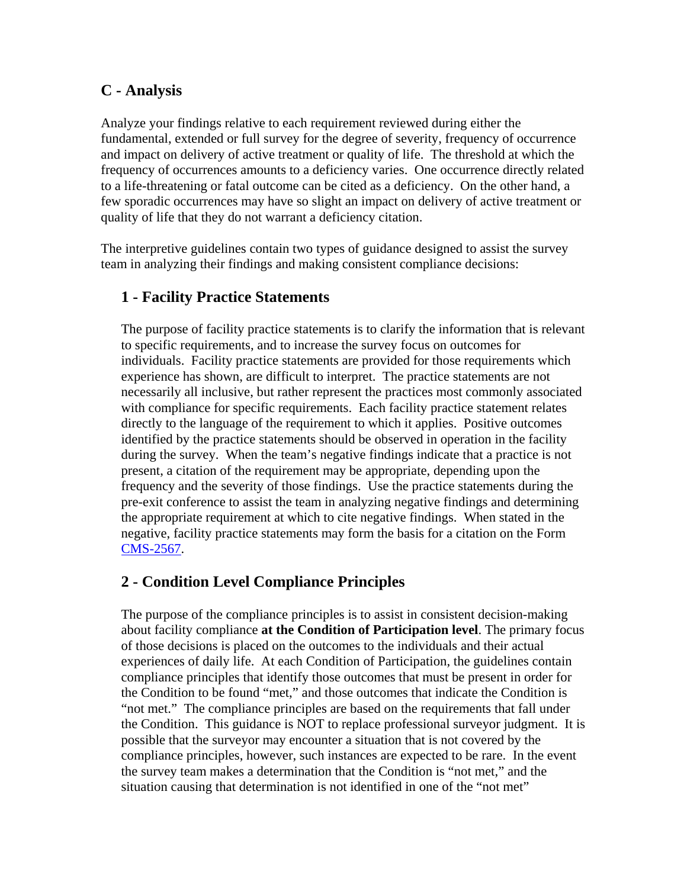## C - Analysis

Analyze your findings relative to each requirement reviewed during either the fundamental, extended or full survey for the degree of severity, frequency of occurrence and impact on delivery of active treatment or quality of life. The threshold at which the frequency of occurrences amounts to a deficiency varies. One occurrence directly related to a life-threatening or fatal outcome can be cited as a deficiency. On the other hand, a few sporadic occurrences may have so slight an impact on delivery of active treatment or quality of life that they do not warrant a deficiency citation.

The interpretive guidelines contain two types of guidance designed to assist the survey team in analyzing their findings and making consistent compliance decisions:

### 1 - Facility Practice Statements

The purpose of facility practice statements is to clarify the information that is relevant to specific requirements, and to increase the survey focus on outcomes for individuals. Facility practice statements are provided for those requirements which experience has shown, are difficult to interpret. The practice statements are not necessarily all inclusive, but rather represent the practices most commonly associated with compliance for specific requirements. Each facility practice statement relates directly to the language of the requirement to which it applies. Positive outcomes identified by the practice statements should be observed in operation in the facility during the survey. When the team's negative findings indicate that a practice is not present, a citation of the requirement may be appropriate, depending upon the frequency and the severity of those findings. Use the practice statements during the pre-exit conference to assist the team in analyzing negative findings and determining the appropriate requirement at which to cite negative findings. When stated in the negative, facility practice statements may form the basis for a citation on the Form CMS-2567.

### 2 - Condition Level Compliance Principles

The purpose of the compliance principles is to assist in consistent decision-making about facility compliance **at the Condition of Participation level**. The primary focus of those decisions is placed on the outcomes to the individuals and their actual experiences of daily life. At each Condition of Participation, the guidelines contain compliance principles that identify those outcomes that must be present in order for the Condition to be found "met," and those outcomes that indicate the Condition is "not met." The compliance principles are based on the requirements that fall under the Condition. This guidance is NOT to replace professional surveyor judgment. It is possible that the surveyor may encounter a situation that is not covered by the compliance principles, however, such instances are expected to be rare. In the event the survey team makes a determination that the Condition is "not met," and the situation causing that determination is not identified in one of the "not met"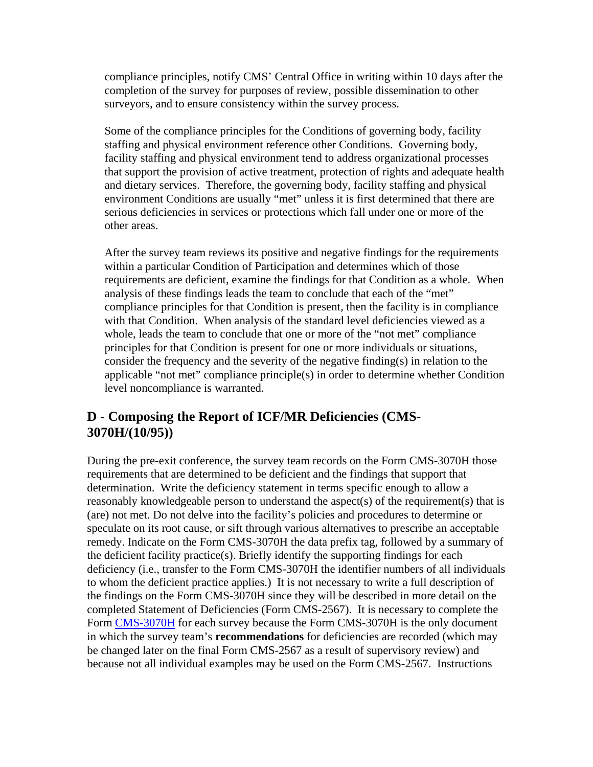compliance principles, notify CMS' Central Office in writing within 10 days after the completion of the survey for purposes of review, possible dissemination to other surveyors, and to ensure consistency within the survey process.

Some of the compliance principles for the Conditions of governing body, facility staffing and physical environment reference other Conditions. Governing body, facility staffing and physical environment tend to address organizational processes that support the provision of active treatment, protection of rights and adequate health and dietary services. Therefore, the governing body, facility staffing and physical environment Conditions are usually "met" unless it is first determined that there are serious deficiencies in services or protections which fall under one or more of the other areas.

After the survey team reviews its positive and negative findings for the requirements within a particular Condition of Participation and determines which of those requirements are deficient, examine the findings for that Condition as a whole. When analysis of these findings leads the team to conclude that each of the "met" compliance principles for that Condition is present, then the facility is in compliance with that Condition. When analysis of the standard level deficiencies viewed as a whole, leads the team to conclude that one or more of the "not met" compliance principles for that Condition is present for one or more individuals or situations, consider the frequency and the severity of the negative finding(s) in relation to the applicable "not met" compliance principle(s) in order to determine whether Condition level noncompliance is warranted.

## D - Composing the Report of ICF/MR Deficiencies (CMS-3070H/(10/95))

During the pre-exit conference, the survey team records on the Form CMS-3070H those requirements that are determined to be deficient and the findings that support that determination. Write the deficiency statement in terms specific enough to allow a reasonably knowledgeable person to understand the aspect(s) of the requirement(s) that is (are) not met. Do not delve into the facility's policies and procedures to determine or speculate on its root cause, or sift through various alternatives to prescribe an acceptable remedy. Indicate on the Form CMS-3070H the data prefix tag, followed by a summary of the deficient facility practice(s). Briefly identify the supporting findings for each deficiency (i.e., transfer to the Form CMS-3070H the identifier numbers of all individuals to whom the deficient practice applies.) It is not necessary to write a full description of the findings on the Form CMS-3070H since they will be described in more detail on the completed Statement of Deficiencies (Form CMS-2567). It is necessary to complete the Form CMS-3070H for each survey because the Form CMS-3070H is the only document in which the survey team's **recommendations** for deficiencies are recorded (which may be changed later on the final Form CMS-2567 as a result of supervisory review) and because not all individual examples may be used on the Form CMS-2567. Instructions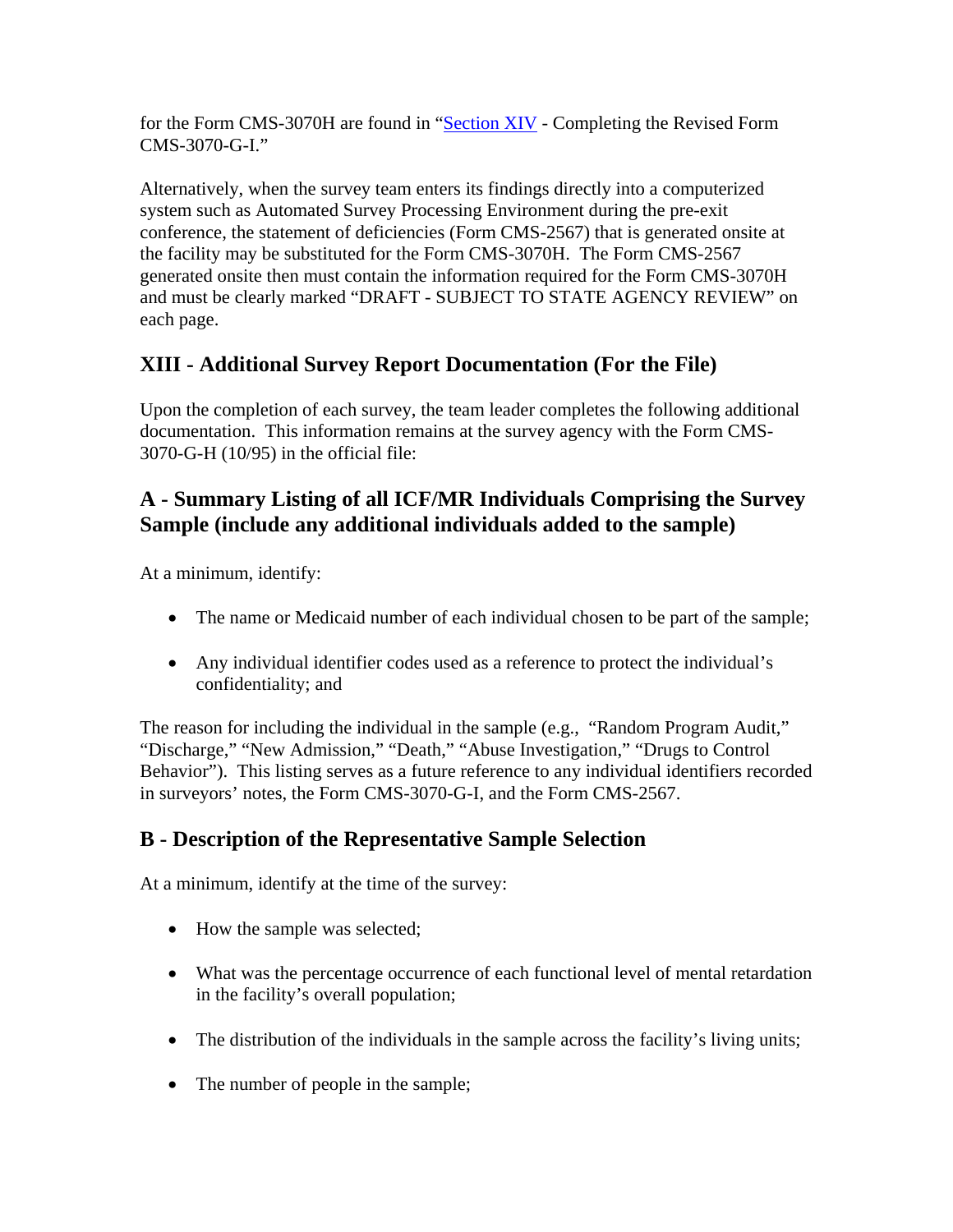for the Form CMS-3070H are found in "Section XIV - Completing the Revised Form CMS-3070-G-I."

Alternatively, when the survey team enters its findings directly into a computerized system such as Automated Survey Processing Environment during the pre-exit conference, the statement of deficiencies (Form CMS-2567) that is generated onsite at the facility may be substituted for the Form CMS-3070H. The Form CMS-2567 generated onsite then must contain the information required for the Form CMS-3070H and must be clearly marked "DRAFT - SUBJECT TO STATE AGENCY REVIEW" on each page.

## XIII - Additional Survey Report Documentation (For the File)

Upon the completion of each survey, the team leader completes the following additional documentation. This information remains at the survey agency with the Form CMS-3070-G-H (10/95) in the official file:

### A - Summary Listing of all ICF/MR Individuals Comprising the Survey Sample (include any additional individuals added to the sample)

At a minimum, identify:

- The name or Medicaid number of each individual chosen to be part of the sample;
- Any individual identifier codes used as a reference to protect the individual's confidentiality; and

The reason for including the individual in the sample (e.g., "Random Program Audit," "Discharge," "New Admission," "Death," "Abuse Investigation," "Drugs to Control Behavior"). This listing serves as a future reference to any individual identifiers recorded in surveyors' notes, the Form CMS-3070-G-I, and the Form CMS-2567.

### B - Description of the Representative Sample Selection

At a minimum, identify at the time of the survey:

- How the sample was selected;
- What was the percentage occurrence of each functional level of mental retardation in the facility's overall population;
- The distribution of the individuals in the sample across the facility's living units;
- The number of people in the sample;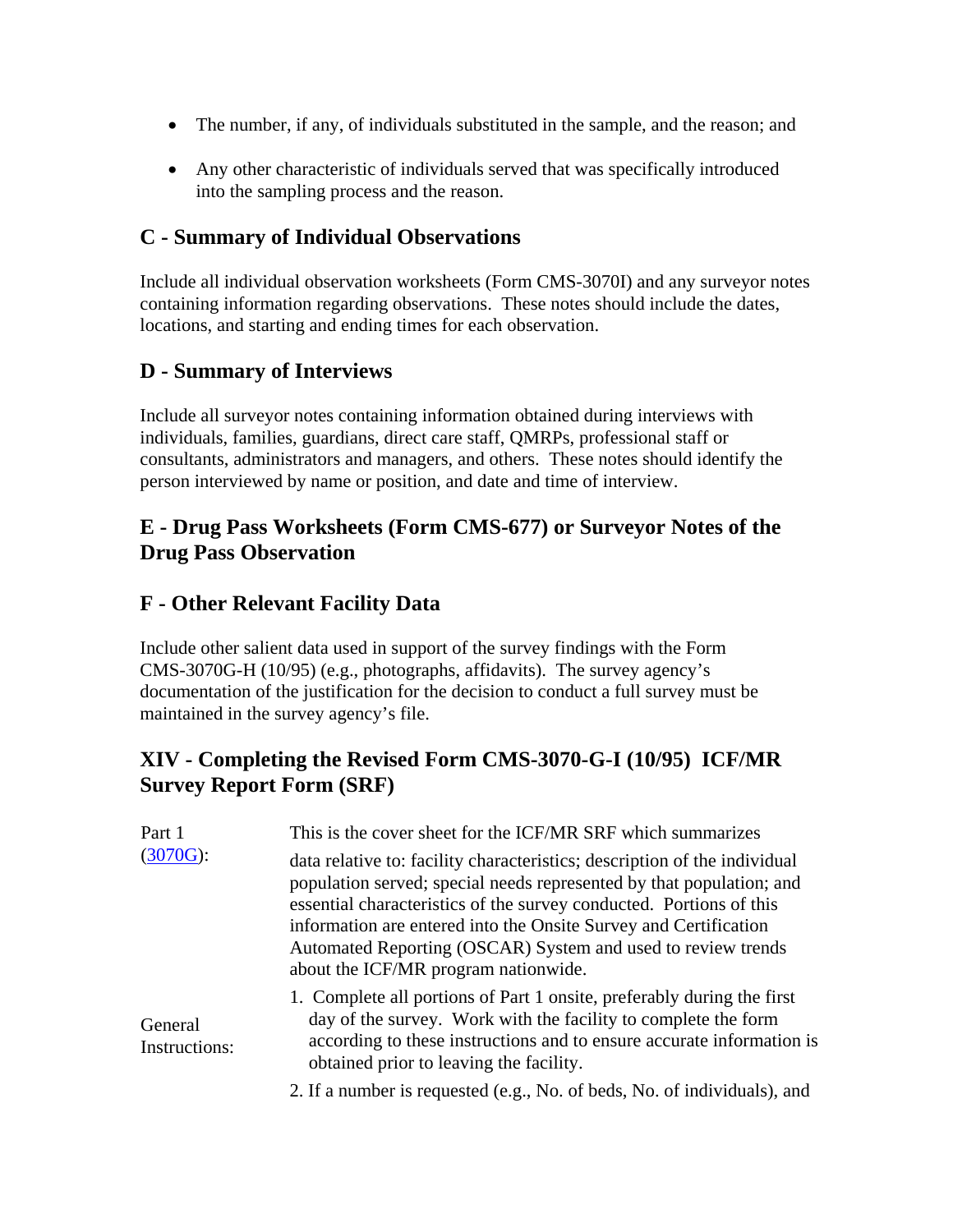- The number, if any, of individuals substituted in the sample, and the reason; and

- Any other characteristic of individuals served that was specifically introduced into the sampling process and the reason.

### C - Summary of Individual Observations

Include all individual observation worksheets (Form CMS-3070I) and any surveyor notes containing information regarding observations. These notes should include the dates, locations, and starting and ending times for each observation.

### D - Summary of Interviews

Include all surveyor notes containing information obtained during interviews with individuals, families, guardians, direct care staff, QMRPs, professional staff or consultants, administrators and managers, and others. These notes should identify the person interviewed by name or position, and date and time of interview.

### E - Drug Pass Worksheets (Form CMS-677) or Surveyor Notes of the Drug Pass Observation

### F - Other Relevant Facility Data

Include other salient data used in support of the survey findings with the Form CMS-3070G-H (10/95) (e.g., photographs, affidavits). The survey agency's documentation of the justification for the decision to conduct a full survey must be maintained in the survey agency's file.

## XIV - Completing the Revised Form CMS-3070-G-I (10/95) ICF/MR Survey Report Form (SRF)

**Part 1 (3070G):** This is the cover sheet for the ICF/MR SRF which summarizes data relative to: facility characteristics; description of the individual population served; special needs represented by that population; and essential characteristics of the survey conducted. Portions of this information are entered into the Onsite Survey and Certification Automated Reporting (OSCAR) System and used to review trends about the ICF/MR program nationwide.

**General Instructions:**

1. Complete all portions of Part 1 onsite, preferably during the first day of the survey. Work with the facility to complete the form according to these instructions and to ensure accurate information is obtained prior to leaving the facility.
2. If a number is requested (e.g., No. of beds, No. of individuals), and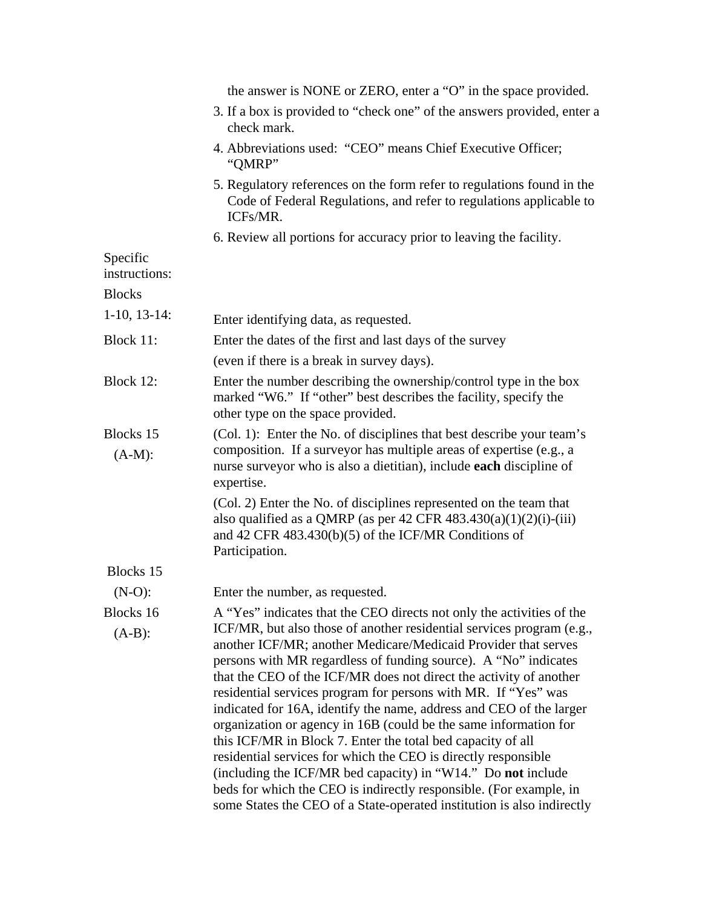the answer is NONE or ZERO, enter a "O" in the space provided.

3. If a box is provided to "check one" of the answers provided, enter a check mark.
4. Abbreviations used: "CEO" means Chief Executive Officer; "QMRP"
5. Regulatory references on the form refer to regulations found in the Code of Federal Regulations, and refer to regulations applicable to ICFs/MR.
6. Review all portions for accuracy prior to leaving the facility.

Specific instructions:

**Blocks 1-10, 13-14:** Enter identifying data, as requested.

**Block 11:** Enter the dates of the first and last days of the survey (even if there is a break in survey days).

**Block 12:** Enter the number describing the ownership/control type in the box marked "W6." If "other" best describes the facility, specify the other type on the space provided.

**Blocks 15 (A-M):** (Col. 1): Enter the No. of disciplines that best describe your team's composition. If a surveyor has multiple areas of expertise (e.g., a nurse surveyor who is also a dietitian), include **each** discipline of expertise.

(Col. 2) Enter the No. of disciplines represented on the team that also qualified as a QMRP (as per 42 CFR 483.430(a)(1)(2)(i)-(iii) and 42 CFR 483.430(b)(5) of the ICF/MR Conditions of Participation.

**Blocks 15 (N-O):** Enter the number, as requested.

**Blocks 16 (A-B):** A "Yes" indicates that the CEO directs not only the activities of the ICF/MR, but also those of another residential services program (e.g., another ICF/MR; another Medicare/Medicaid Provider that serves persons with MR regardless of funding source). A "No" indicates that the CEO of the ICF/MR does not direct the activity of another residential services program for persons with MR. If "Yes" was indicated for 16A, identify the name, address and CEO of the larger organization or agency in 16B (could be the same information for this ICF/MR in Block 7. Enter the total bed capacity of all residential services for which the CEO is directly responsible (including the ICF/MR bed capacity) in "W14." Do **not** include beds for which the CEO is indirectly responsible. (For example, in some States the CEO of a State-operated institution is also indirectly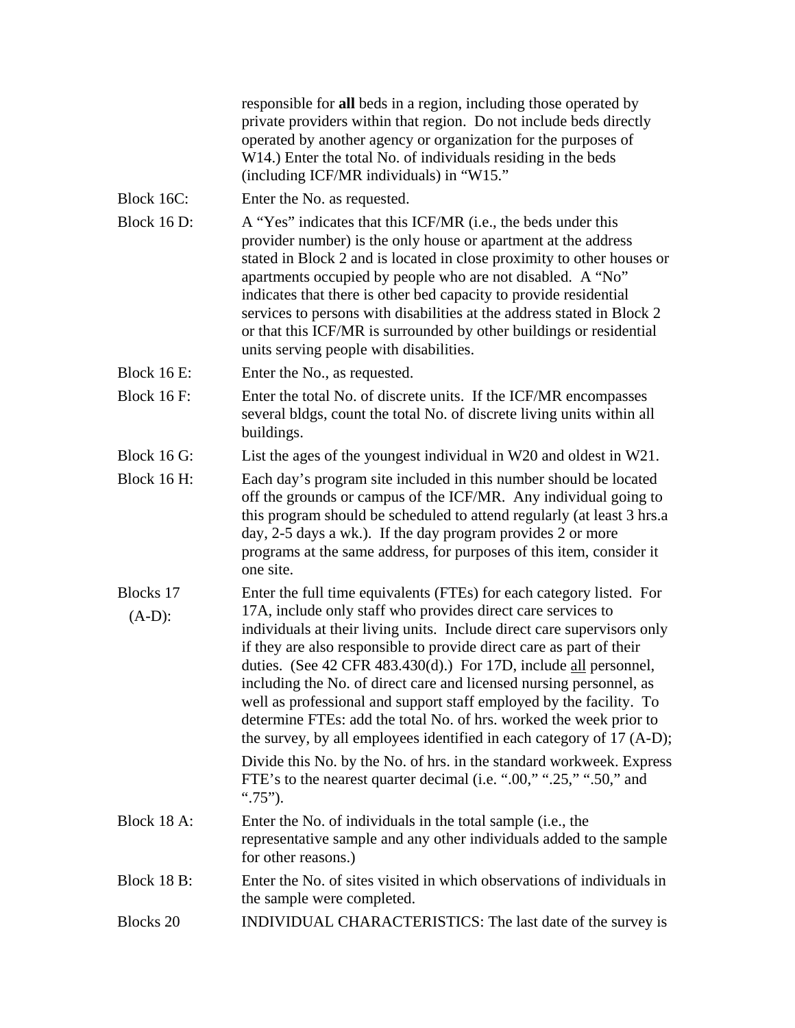responsible for **all** beds in a region, including those operated by private providers within that region. Do not include beds directly operated by another agency or organization for the purposes of W14.) Enter the total No. of individuals residing in the beds (including ICF/MR individuals) in "W15."

Block 16C: Enter the No. as requested.

Block 16 D: A "Yes" indicates that this ICF/MR (i.e., the beds under this provider number) is the only house or apartment at the address stated in Block 2 and is located in close proximity to other houses or apartments occupied by people who are not disabled. A "No" indicates that there is other bed capacity to provide residential services to persons with disabilities at the address stated in Block 2 or that this ICF/MR is surrounded by other buildings or residential units serving people with disabilities.

Block 16 E: Enter the No., as requested.

Block 16 F: Enter the total No. of discrete units. If the ICF/MR encompasses several bldgs, count the total No. of discrete living units within all buildings.

Block 16 G: List the ages of the youngest individual in W20 and oldest in W21.

Block 16 H: Each day's program site included in this number should be located off the grounds or campus of the ICF/MR. Any individual going to this program should be scheduled to attend regularly (at least 3 hrs.a day, 2-5 days a wk.). If the day program provides 2 or more programs at the same address, for purposes of this item, consider it one site.

Blocks 17 (A-D): Enter the full time equivalents (FTEs) for each category listed. For 17A, include only staff who provides direct care services to individuals at their living units. Include direct care supervisors only if they are also responsible to provide direct care as part of their duties. (See 42 CFR 483.430(d).) For 17D, include <u>all</u> personnel, including the No. of direct care and licensed nursing personnel, as well as professional and support staff employed by the facility. To determine FTEs: add the total No. of hrs. worked the week prior to the survey, by all employees identified in each category of 17 (A-D);

Divide this No. by the No. of hrs. in the standard workweek. Express FTE's to the nearest quarter decimal (i.e. ".00," ".25," ".50," and ".75").

Block 18 A: Enter the No. of individuals in the total sample (i.e., the representative sample and any other individuals added to the sample for other reasons.)

Block 18 B: Enter the No. of sites visited in which observations of individuals in the sample were completed.

Blocks 20 INDIVIDUAL CHARACTERISTICS: The last date of the survey is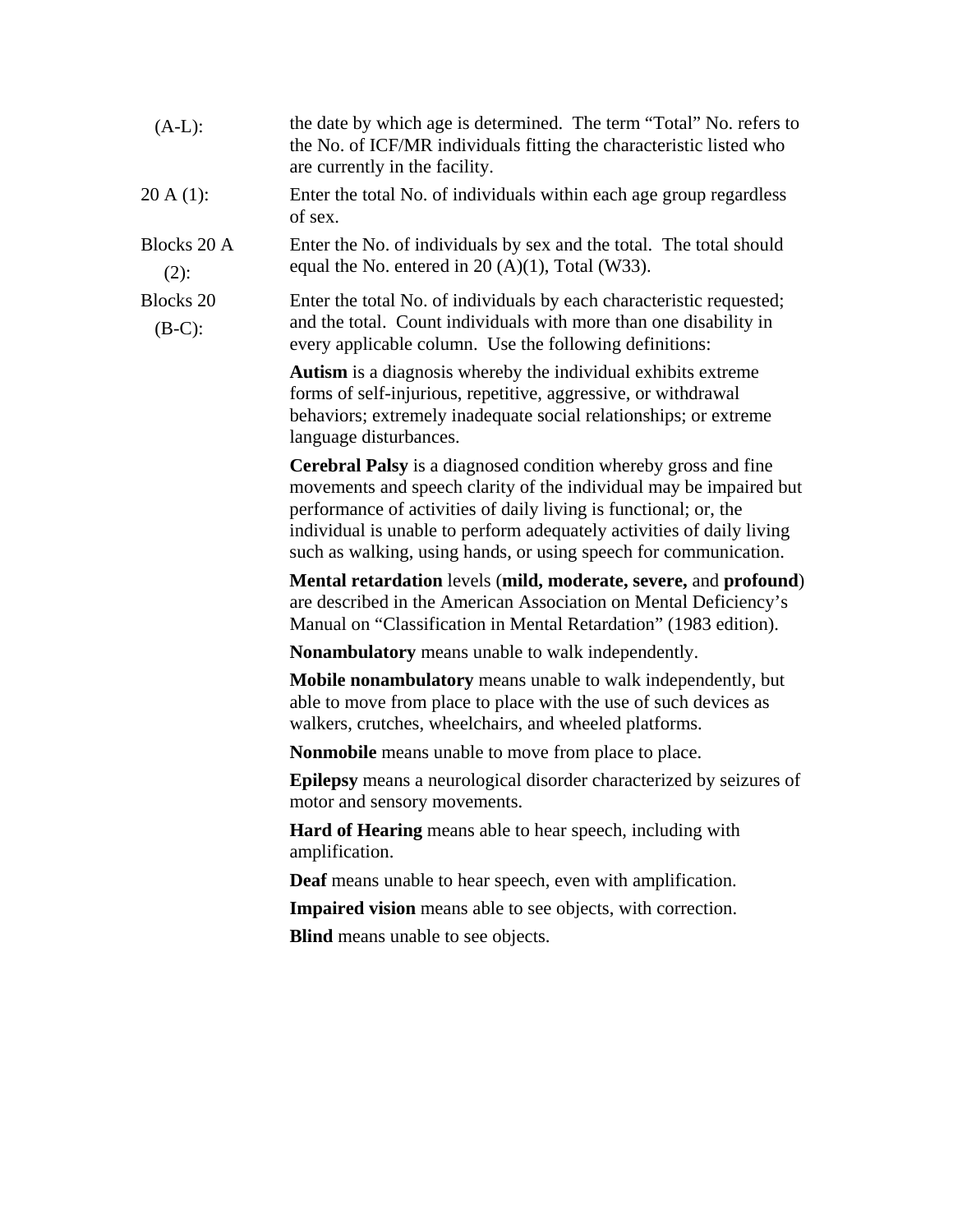(A-L): the date by which age is determined. The term "Total" No. refers to the No. of ICF/MR individuals fitting the characteristic listed who are currently in the facility.

20 A (1): Enter the total No. of individuals within each age group regardless of sex.

Blocks 20 A (2): Enter the No. of individuals by sex and the total. The total should equal the No. entered in 20 (A)(1), Total (W33).

Blocks 20 (B-C): Enter the total No. of individuals by each characteristic requested; and the total. Count individuals with more than one disability in every applicable column. Use the following definitions:

**Autism** is a diagnosis whereby the individual exhibits extreme forms of self-injurious, repetitive, aggressive, or withdrawal behaviors; extremely inadequate social relationships; or extreme language disturbances.

**Cerebral Palsy** is a diagnosed condition whereby gross and fine movements and speech clarity of the individual may be impaired but performance of activities of daily living is functional; or, the individual is unable to perform adequately activities of daily living such as walking, using hands, or using speech for communication.

**Mental retardation** levels (**mild, moderate, severe,** and **profound**) are described in the American Association on Mental Deficiency's Manual on "Classification in Mental Retardation" (1983 edition).

**Nonambulatory** means unable to walk independently.

**Mobile nonambulatory** means unable to walk independently, but able to move from place to place with the use of such devices as walkers, crutches, wheelchairs, and wheeled platforms.

**Nonmobile** means unable to move from place to place.

**Epilepsy** means a neurological disorder characterized by seizures of motor and sensory movements.

**Hard of Hearing** means able to hear speech, including with amplification.

**Deaf** means unable to hear speech, even with amplification.

**Impaired vision** means able to see objects, with correction.

**Blind** means unable to see objects.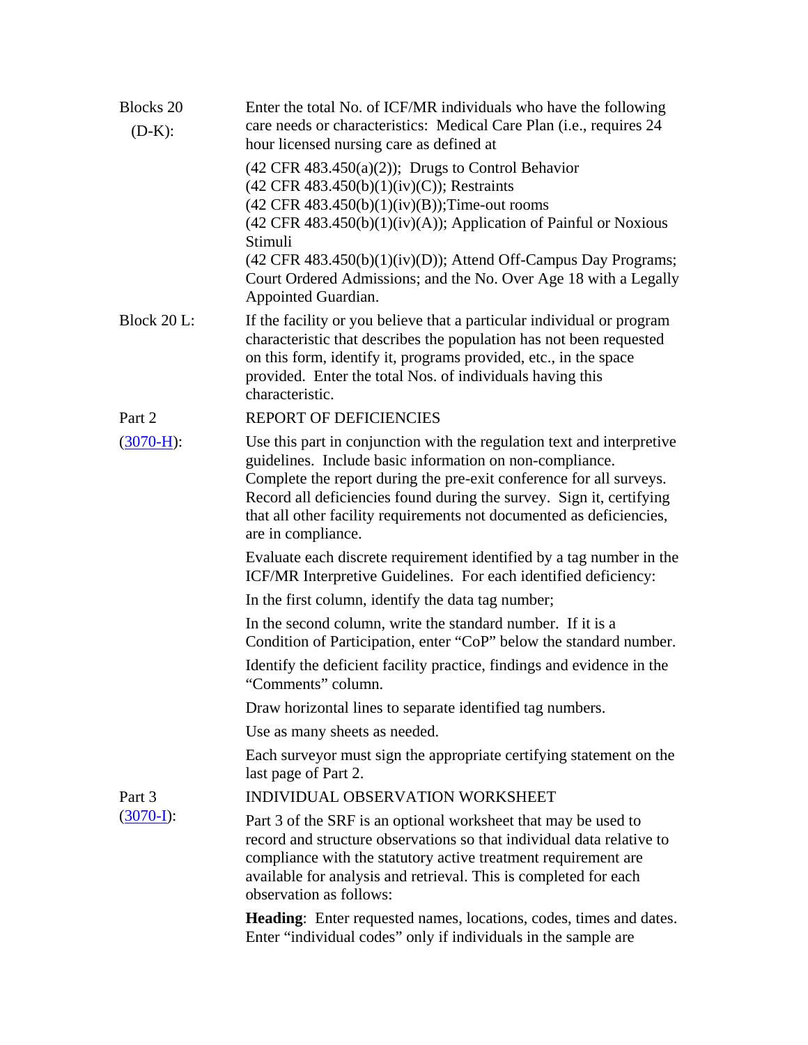**Blocks 20 (D-K):** Enter the total No. of ICF/MR individuals who have the following care needs or characteristics: Medical Care Plan (i.e., requires 24 hour licensed nursing care as defined at

(42 CFR 483.450(a)(2)); Drugs to Control Behavior
(42 CFR 483.450(b)(1)(iv)(C)); Restraints
(42 CFR 483.450(b)(1)(iv)(B));Time-out rooms
(42 CFR 483.450(b)(1)(iv)(A)); Application of Painful or Noxious Stimuli
(42 CFR 483.450(b)(1)(iv)(D)); Attend Off-Campus Day Programs; Court Ordered Admissions; and the No. Over Age 18 with a Legally Appointed Guardian.

**Block 20 L:** If the facility or you believe that a particular individual or program characteristic that describes the population has not been requested on this form, identify it, programs provided, etc., in the space provided. Enter the total Nos. of individuals having this characteristic.

**Part 2 (3070-H):** REPORT OF DEFICIENCIES

Use this part in conjunction with the regulation text and interpretive guidelines. Include basic information on non-compliance. Complete the report during the pre-exit conference for all surveys. Record all deficiencies found during the survey. Sign it, certifying that all other facility requirements not documented as deficiencies, are in compliance.

Evaluate each discrete requirement identified by a tag number in the ICF/MR Interpretive Guidelines. For each identified deficiency:

In the first column, identify the data tag number;

In the second column, write the standard number. If it is a Condition of Participation, enter "CoP" below the standard number.

Identify the deficient facility practice, findings and evidence in the "Comments" column.

Draw horizontal lines to separate identified tag numbers.

Use as many sheets as needed.

Each surveyor must sign the appropriate certifying statement on the last page of Part 2.

**Part 3 (3070-I):** INDIVIDUAL OBSERVATION WORKSHEET

Part 3 of the SRF is an optional worksheet that may be used to record and structure observations so that individual data relative to compliance with the statutory active treatment requirement are available for analysis and retrieval. This is completed for each observation as follows:

**Heading**: Enter requested names, locations, codes, times and dates. Enter "individual codes" only if individuals in the sample are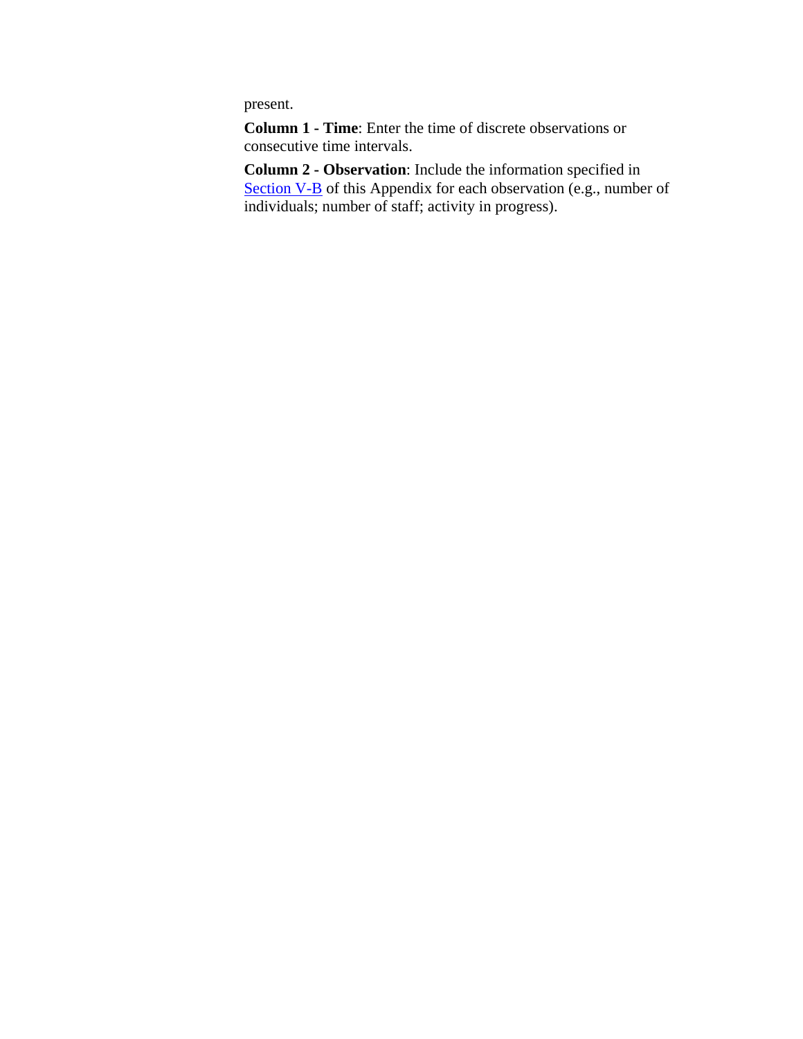present.

**Column 1 - Time**: Enter the time of discrete observations or consecutive time intervals.

**Column 2 - Observation**: Include the information specified in Section V-B of this Appendix for each observation (e.g., number of individuals; number of staff; activity in progress).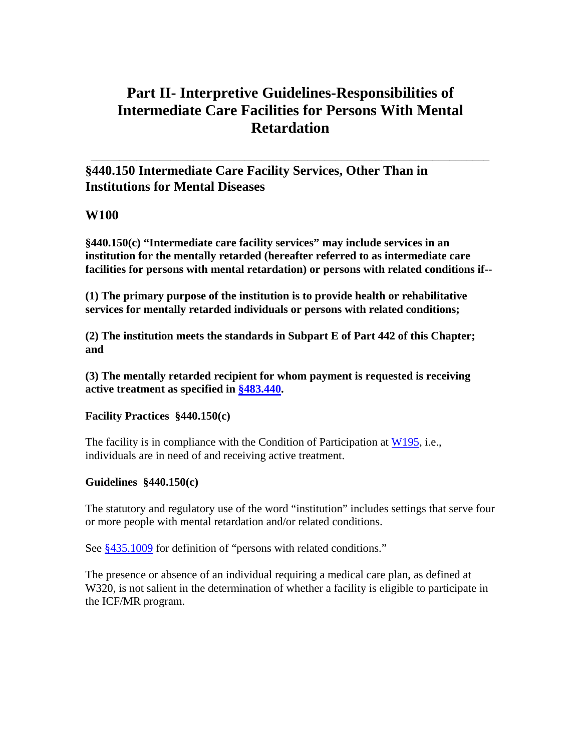# Part II- Interpretive Guidelines-Responsibilities of Intermediate Care Facilities for Persons With Mental Retardation

---

## §440.150 Intermediate Care Facility Services, Other Than in Institutions for Mental Diseases

### W100

**§440.150(c) "Intermediate care facility services" may include services in an institution for the mentally retarded (hereafter referred to as intermediate care facilities for persons with mental retardation) or persons with related conditions if--**

**(1) The primary purpose of the institution is to provide health or rehabilitative services for mentally retarded individuals or persons with related conditions;**

**(2) The institution meets the standards in Subpart E of Part 442 of this Chapter; and**

**(3) The mentally retarded recipient for whom payment is requested is receiving active treatment as specified in §483.440.**

**Facility Practices §440.150(c)**

The facility is in compliance with the Condition of Participation at W195, i.e., individuals are in need of and receiving active treatment.

**Guidelines §440.150(c)**

The statutory and regulatory use of the word "institution" includes settings that serve four or more people with mental retardation and/or related conditions.

See §435.1009 for definition of "persons with related conditions."

The presence or absence of an individual requiring a medical care plan, as defined at W320, is not salient in the determination of whether a facility is eligible to participate in the ICF/MR program.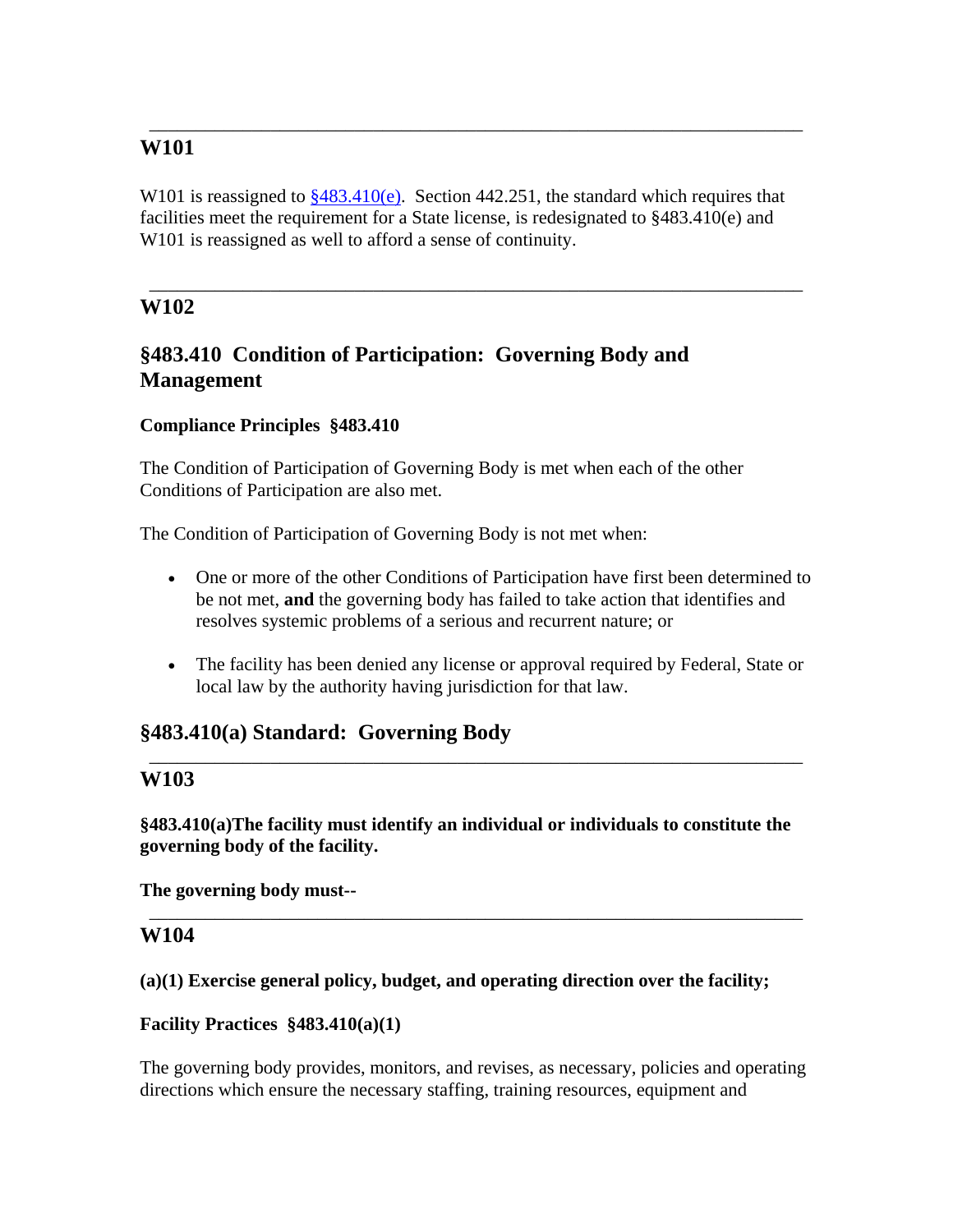---

## W101

W101 is reassigned to [§483.410(e)](#). Section 442.251, the standard which requires that facilities meet the requirement for a State license, is redesignated to §483.410(e) and W101 is reassigned as well to afford a sense of continuity.

---

## W102

## §483.410 Condition of Participation: Governing Body and Management

**Compliance Principles §483.410**

The Condition of Participation of Governing Body is met when each of the other Conditions of Participation are also met.

The Condition of Participation of Governing Body is not met when:

- One or more of the other Conditions of Participation have first been determined to be not met, **and** the governing body has failed to take action that identifies and resolves systemic problems of a serious and recurrent nature; or

- The facility has been denied any license or approval required by Federal, State or local law by the authority having jurisdiction for that law.

## §483.410(a) Standard: Governing Body

---

## W103

**§483.410(a)The facility must identify an individual or individuals to constitute the governing body of the facility.**

**The governing body must--**

---

## W104

**(a)(1) Exercise general policy, budget, and operating direction over the facility;**

**Facility Practices §483.410(a)(1)**

The governing body provides, monitors, and revises, as necessary, policies and operating directions which ensure the necessary staffing, training resources, equipment and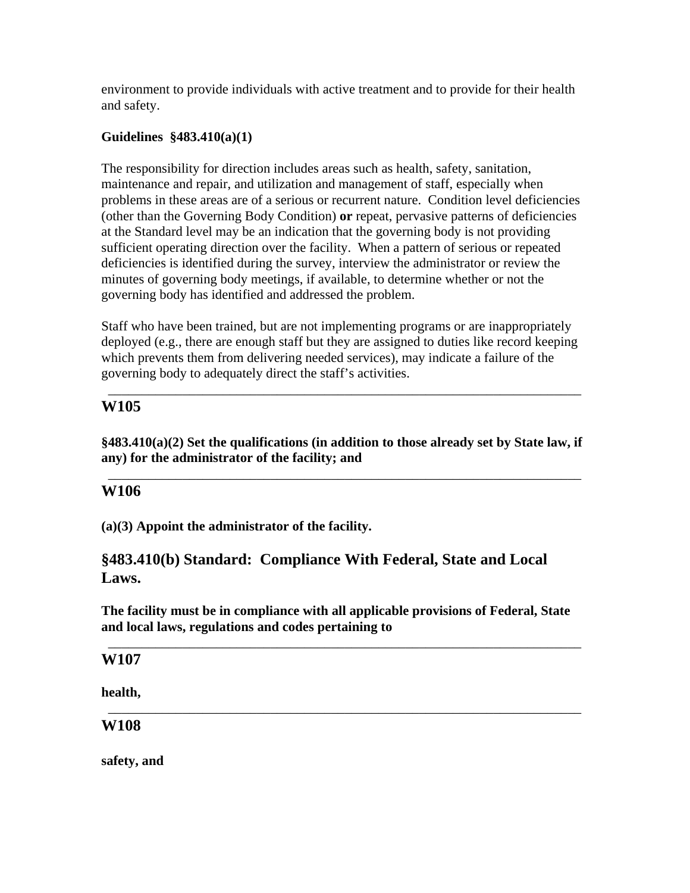environment to provide individuals with active treatment and to provide for their health and safety.

**Guidelines §483.410(a)(1)**

The responsibility for direction includes areas such as health, safety, sanitation, maintenance and repair, and utilization and management of staff, especially when problems in these areas are of a serious or recurrent nature. Condition level deficiencies (other than the Governing Body Condition) **or** repeat, pervasive patterns of deficiencies at the Standard level may be an indication that the governing body is not providing sufficient operating direction over the facility. When a pattern of serious or repeated deficiencies is identified during the survey, interview the administrator or review the minutes of governing body meetings, if available, to determine whether or not the governing body has identified and addressed the problem.

Staff who have been trained, but are not implementing programs or are inappropriately deployed (e.g., there are enough staff but they are assigned to duties like record keeping which prevents them from delivering needed services), may indicate a failure of the governing body to adequately direct the staff's activities.

---

## W105

**§483.410(a)(2) Set the qualifications (in addition to those already set by State law, if any) for the administrator of the facility; and**

---

## W106

**(a)(3) Appoint the administrator of the facility.**

## §483.410(b) Standard: Compliance With Federal, State and Local Laws.

**The facility must be in compliance with all applicable provisions of Federal, State and local laws, regulations and codes pertaining to**

---

## W107

**health,**

---

## W108

**safety, and**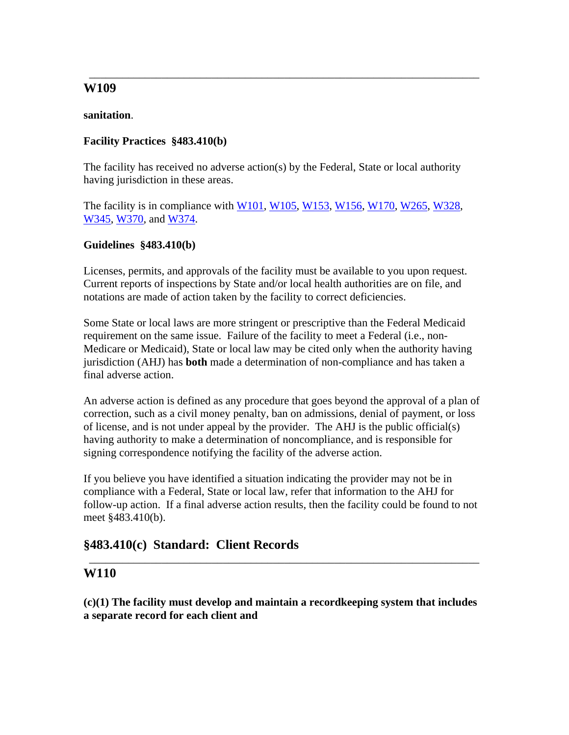---

## W109

**sanitation**.

**Facility Practices §483.410(b)**

The facility has received no adverse action(s) by the Federal, State or local authority having jurisdiction in these areas.

The facility is in compliance with W101, W105, W153, W156, W170, W265, W328, W345, W370, and W374.

**Guidelines §483.410(b)**

Licenses, permits, and approvals of the facility must be available to you upon request. Current reports of inspections by State and/or local health authorities are on file, and notations are made of action taken by the facility to correct deficiencies.

Some State or local laws are more stringent or prescriptive than the Federal Medicaid requirement on the same issue. Failure of the facility to meet a Federal (i.e., non-Medicare or Medicaid), State or local law may be cited only when the authority having jurisdiction (AHJ) has **both** made a determination of non-compliance and has taken a final adverse action.

An adverse action is defined as any procedure that goes beyond the approval of a plan of correction, such as a civil money penalty, ban on admissions, denial of payment, or loss of license, and is not under appeal by the provider. The AHJ is the public official(s) having authority to make a determination of noncompliance, and is responsible for signing correspondence notifying the facility of the adverse action.

If you believe you have identified a situation indicating the provider may not be in compliance with a Federal, State or local law, refer that information to the AHJ for follow-up action. If a final adverse action results, then the facility could be found to not meet §483.410(b).

## §483.410(c) Standard: Client Records

---

## W110

**(c)(1) The facility must develop and maintain a recordkeeping system that includes a separate record for each client and**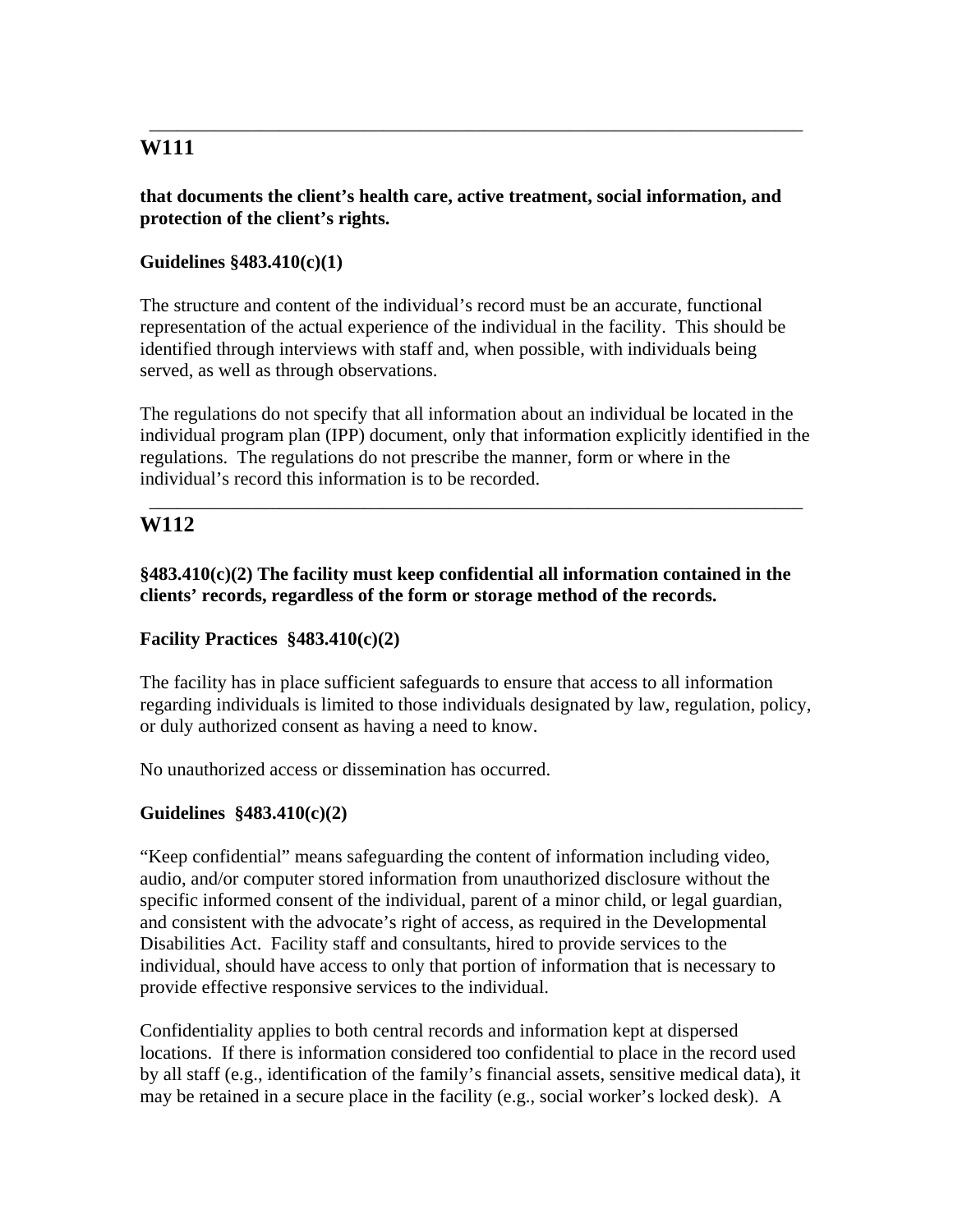---

## W111

**that documents the client's health care, active treatment, social information, and protection of the client's rights.**

**Guidelines §483.410(c)(1)**

The structure and content of the individual's record must be an accurate, functional representation of the actual experience of the individual in the facility. This should be identified through interviews with staff and, when possible, with individuals being served, as well as through observations.

The regulations do not specify that all information about an individual be located in the individual program plan (IPP) document, only that information explicitly identified in the regulations. The regulations do not prescribe the manner, form or where in the individual's record this information is to be recorded.

---

## W112

**§483.410(c)(2) The facility must keep confidential all information contained in the clients' records, regardless of the form or storage method of the records.**

**Facility Practices §483.410(c)(2)**

The facility has in place sufficient safeguards to ensure that access to all information regarding individuals is limited to those individuals designated by law, regulation, policy, or duly authorized consent as having a need to know.

No unauthorized access or dissemination has occurred.

**Guidelines §483.410(c)(2)**

"Keep confidential" means safeguarding the content of information including video, audio, and/or computer stored information from unauthorized disclosure without the specific informed consent of the individual, parent of a minor child, or legal guardian, and consistent with the advocate's right of access, as required in the Developmental Disabilities Act. Facility staff and consultants, hired to provide services to the individual, should have access to only that portion of information that is necessary to provide effective responsive services to the individual.

Confidentiality applies to both central records and information kept at dispersed locations. If there is information considered too confidential to place in the record used by all staff (e.g., identification of the family's financial assets, sensitive medical data), it may be retained in a secure place in the facility (e.g., social worker's locked desk). A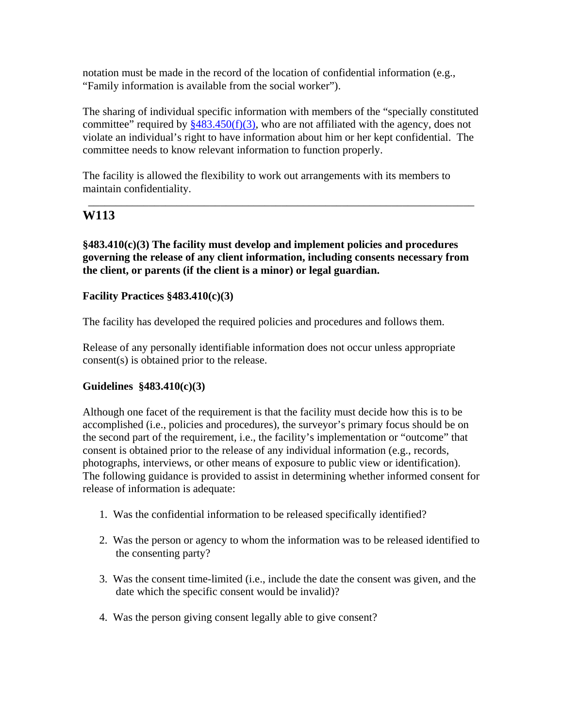notation must be made in the record of the location of confidential information (e.g., "Family information is available from the social worker").

The sharing of individual specific information with members of the "specially constituted committee" required by §483.450(f)(3), who are not affiliated with the agency, does not violate an individual's right to have information about him or her kept confidential. The committee needs to know relevant information to function properly.

The facility is allowed the flexibility to work out arrangements with its members to maintain confidentiality.

---

## W113

**§483.410(c)(3) The facility must develop and implement policies and procedures governing the release of any client information, including consents necessary from the client, or parents (if the client is a minor) or legal guardian.**

**Facility Practices §483.410(c)(3)**

The facility has developed the required policies and procedures and follows them.

Release of any personally identifiable information does not occur unless appropriate consent(s) is obtained prior to the release.

**Guidelines §483.410(c)(3)**

Although one facet of the requirement is that the facility must decide how this is to be accomplished (i.e., policies and procedures), the surveyor's primary focus should be on the second part of the requirement, i.e., the facility's implementation or "outcome" that consent is obtained prior to the release of any individual information (e.g., records, photographs, interviews, or other means of exposure to public view or identification). The following guidance is provided to assist in determining whether informed consent for release of information is adequate:

1. Was the confidential information to be released specifically identified?
2. Was the person or agency to whom the information was to be released identified to the consenting party?
3. Was the consent time-limited (i.e., include the date the consent was given, and the date which the specific consent would be invalid)?
4. Was the person giving consent legally able to give consent?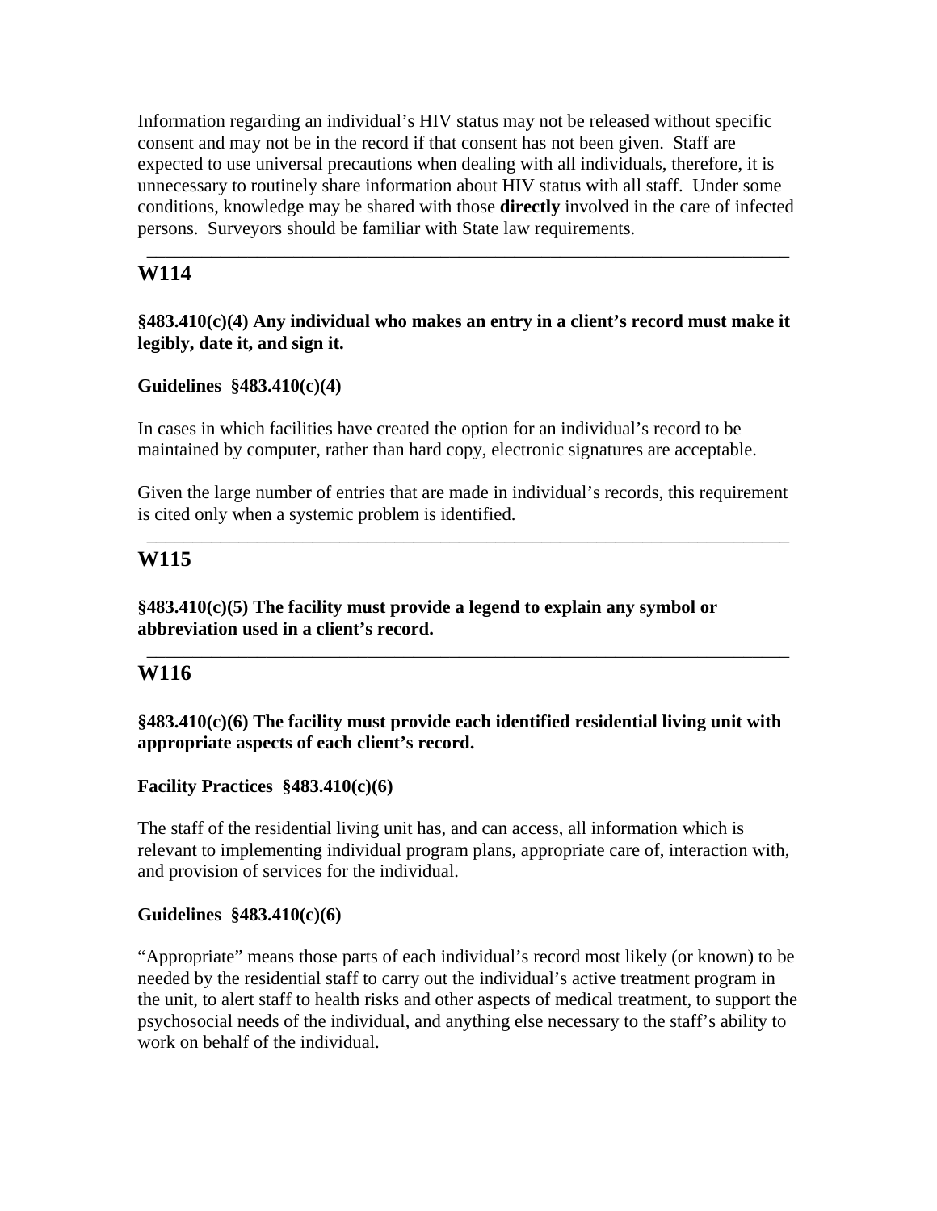Information regarding an individual's HIV status may not be released without specific consent and may not be in the record if that consent has not been given. Staff are expected to use universal precautions when dealing with all individuals, therefore, it is unnecessary to routinely share information about HIV status with all staff. Under some conditions, knowledge may be shared with those **directly** involved in the care of infected persons. Surveyors should be familiar with State law requirements.

---

## W114

**§483.410(c)(4) Any individual who makes an entry in a client's record must make it legibly, date it, and sign it.**

**Guidelines §483.410(c)(4)**

In cases in which facilities have created the option for an individual's record to be maintained by computer, rather than hard copy, electronic signatures are acceptable.

Given the large number of entries that are made in individual's records, this requirement is cited only when a systemic problem is identified.

---

## W115

**§483.410(c)(5) The facility must provide a legend to explain any symbol or abbreviation used in a client's record.**

---

## W116

**§483.410(c)(6) The facility must provide each identified residential living unit with appropriate aspects of each client's record.**

**Facility Practices §483.410(c)(6)**

The staff of the residential living unit has, and can access, all information which is relevant to implementing individual program plans, appropriate care of, interaction with, and provision of services for the individual.

**Guidelines §483.410(c)(6)**

"Appropriate" means those parts of each individual's record most likely (or known) to be needed by the residential staff to carry out the individual's active treatment program in the unit, to alert staff to health risks and other aspects of medical treatment, to support the psychosocial needs of the individual, and anything else necessary to the staff's ability to work on behalf of the individual.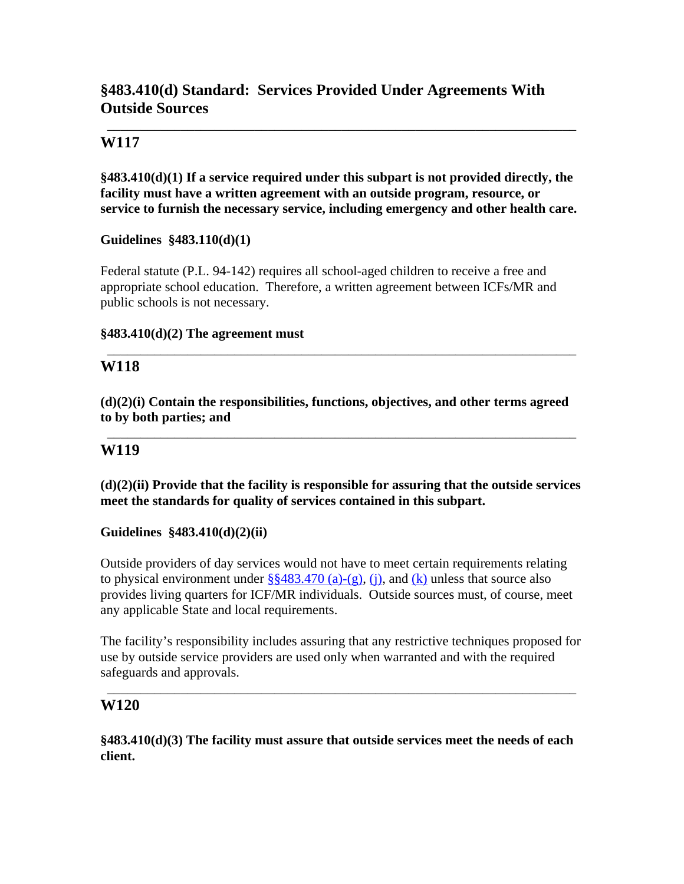## §483.410(d) Standard: Services Provided Under Agreements With Outside Sources

---

### W117

**§483.410(d)(1) If a service required under this subpart is not provided directly, the facility must have a written agreement with an outside program, resource, or service to furnish the necessary service, including emergency and other health care.**

**Guidelines §483.110(d)(1)**

Federal statute (P.L. 94-142) requires all school-aged children to receive a free and appropriate school education. Therefore, a written agreement between ICFs/MR and public schools is not necessary.

**§483.410(d)(2) The agreement must**

---

### W118

**(d)(2)(i) Contain the responsibilities, functions, objectives, and other terms agreed to by both parties; and**

---

### W119

**(d)(2)(ii) Provide that the facility is responsible for assuring that the outside services meet the standards for quality of services contained in this subpart.**

**Guidelines §483.410(d)(2)(ii)**

Outside providers of day services would not have to meet certain requirements relating to physical environment under §§483.470 (a)-(g), (j), and (k) unless that source also provides living quarters for ICF/MR individuals. Outside sources must, of course, meet any applicable State and local requirements.

The facility's responsibility includes assuring that any restrictive techniques proposed for use by outside service providers are used only when warranted and with the required safeguards and approvals.

---

### W120

**§483.410(d)(3) The facility must assure that outside services meet the needs of each client.**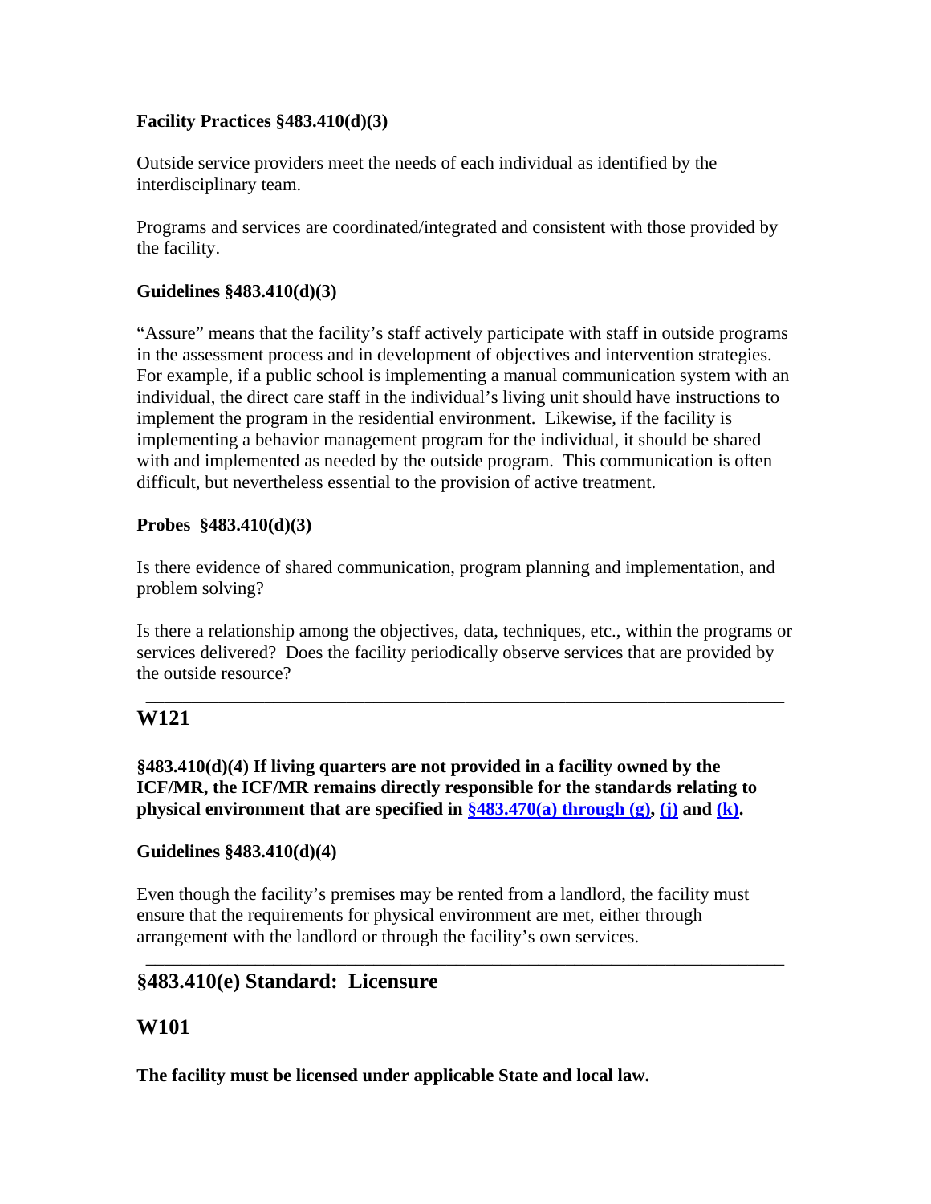**Facility Practices §483.410(d)(3)**

Outside service providers meet the needs of each individual as identified by the interdisciplinary team.

Programs and services are coordinated/integrated and consistent with those provided by the facility.

**Guidelines §483.410(d)(3)**

"Assure" means that the facility's staff actively participate with staff in outside programs in the assessment process and in development of objectives and intervention strategies. For example, if a public school is implementing a manual communication system with an individual, the direct care staff in the individual's living unit should have instructions to implement the program in the residential environment. Likewise, if the facility is implementing a behavior management program for the individual, it should be shared with and implemented as needed by the outside program. This communication is often difficult, but nevertheless essential to the provision of active treatment.

**Probes §483.410(d)(3)**

Is there evidence of shared communication, program planning and implementation, and problem solving?

Is there a relationship among the objectives, data, techniques, etc., within the programs or services delivered? Does the facility periodically observe services that are provided by the outside resource?

---

## W121

**§483.410(d)(4) If living quarters are not provided in a facility owned by the ICF/MR, the ICF/MR remains directly responsible for the standards relating to physical environment that are specified in §483.470(a) through (g), (j) and (k).**

**Guidelines §483.410(d)(4)**

Even though the facility's premises may be rented from a landlord, the facility must ensure that the requirements for physical environment are met, either through arrangement with the landlord or through the facility's own services.

---

## §483.410(e) Standard: Licensure

## W101

**The facility must be licensed under applicable State and local law.**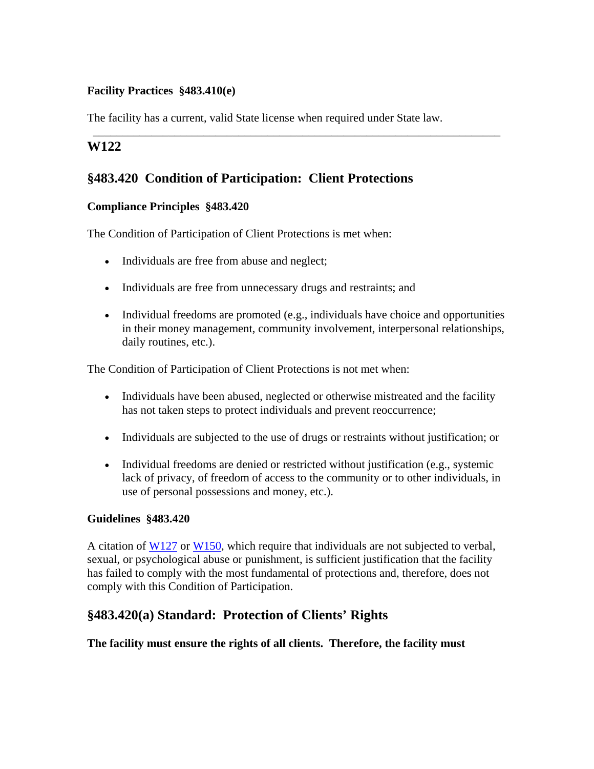**Facility Practices §483.410(e)**

The facility has a current, valid State license when required under State law.

---

## W122

## §483.420 Condition of Participation: Client Protections

**Compliance Principles §483.420**

The Condition of Participation of Client Protections is met when:

- Individuals are free from abuse and neglect;
- Individuals are free from unnecessary drugs and restraints; and
- Individual freedoms are promoted (e.g., individuals have choice and opportunities in their money management, community involvement, interpersonal relationships, daily routines, etc.).

The Condition of Participation of Client Protections is not met when:

- Individuals have been abused, neglected or otherwise mistreated and the facility has not taken steps to protect individuals and prevent reoccurrence;
- Individuals are subjected to the use of drugs or restraints without justification; or
- Individual freedoms are denied or restricted without justification (e.g., systemic lack of privacy, of freedom of access to the community or to other individuals, in use of personal possessions and money, etc.).

**Guidelines §483.420**

A citation of W127 or W150, which require that individuals are not subjected to verbal, sexual, or psychological abuse or punishment, is sufficient justification that the facility has failed to comply with the most fundamental of protections and, therefore, does not comply with this Condition of Participation.

## §483.420(a) Standard: Protection of Clients' Rights

**The facility must ensure the rights of all clients. Therefore, the facility must**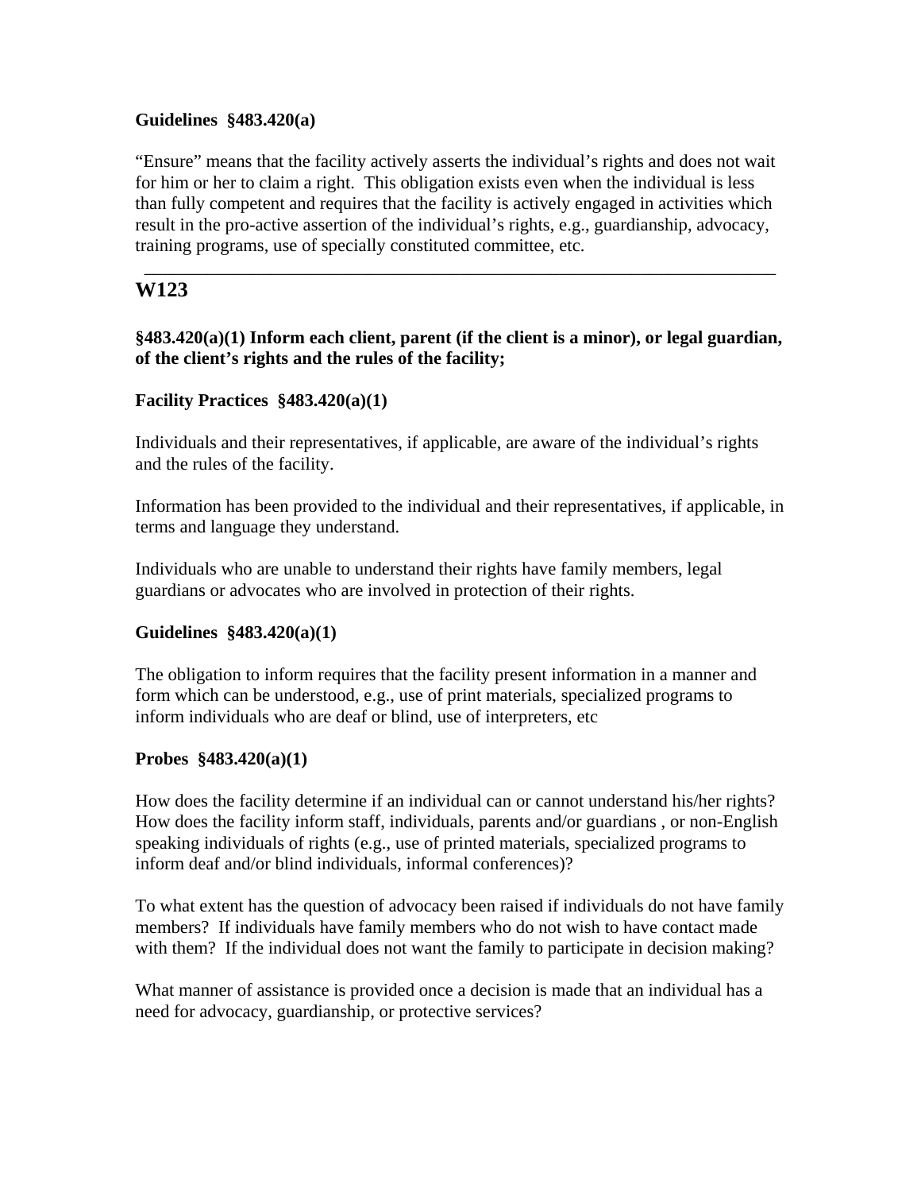**Guidelines §483.420(a)**

"Ensure" means that the facility actively asserts the individual's rights and does not wait for him or her to claim a right. This obligation exists even when the individual is less than fully competent and requires that the facility is actively engaged in activities which result in the pro-active assertion of the individual's rights, e.g., guardianship, advocacy, training programs, use of specially constituted committee, etc.

---

## W123

**§483.420(a)(1) Inform each client, parent (if the client is a minor), or legal guardian, of the client's rights and the rules of the facility;**

**Facility Practices §483.420(a)(1)**

Individuals and their representatives, if applicable, are aware of the individual's rights and the rules of the facility.

Information has been provided to the individual and their representatives, if applicable, in terms and language they understand.

Individuals who are unable to understand their rights have family members, legal guardians or advocates who are involved in protection of their rights.

**Guidelines §483.420(a)(1)**

The obligation to inform requires that the facility present information in a manner and form which can be understood, e.g., use of print materials, specialized programs to inform individuals who are deaf or blind, use of interpreters, etc

**Probes §483.420(a)(1)**

How does the facility determine if an individual can or cannot understand his/her rights? How does the facility inform staff, individuals, parents and/or guardians , or non-English speaking individuals of rights (e.g., use of printed materials, specialized programs to inform deaf and/or blind individuals, informal conferences)?

To what extent has the question of advocacy been raised if individuals do not have family members? If individuals have family members who do not wish to have contact made with them? If the individual does not want the family to participate in decision making?

What manner of assistance is provided once a decision is made that an individual has a need for advocacy, guardianship, or protective services?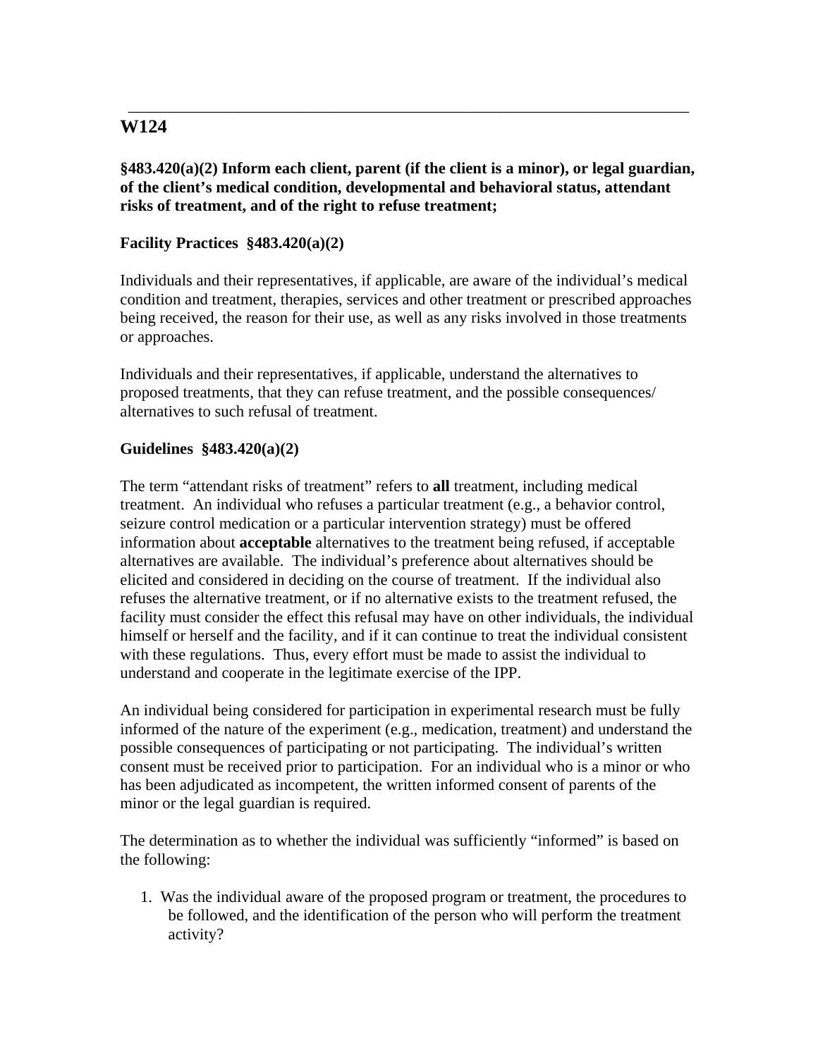---

## W124

**§483.420(a)(2) Inform each client, parent (if the client is a minor), or legal guardian, of the client's medical condition, developmental and behavioral status, attendant risks of treatment, and of the right to refuse treatment;**

### Facility Practices §483.420(a)(2)

Individuals and their representatives, if applicable, are aware of the individual's medical condition and treatment, therapies, services and other treatment or prescribed approaches being received, the reason for their use, as well as any risks involved in those treatments or approaches.

Individuals and their representatives, if applicable, understand the alternatives to proposed treatments, that they can refuse treatment, and the possible consequences/ alternatives to such refusal of treatment.

### Guidelines §483.420(a)(2)

The term "attendant risks of treatment" refers to **all** treatment, including medical treatment. An individual who refuses a particular treatment (e.g., a behavior control, seizure control medication or a particular intervention strategy) must be offered information about **acceptable** alternatives to the treatment being refused, if acceptable alternatives are available. The individual's preference about alternatives should be elicited and considered in deciding on the course of treatment. If the individual also refuses the alternative treatment, or if no alternative exists to the treatment refused, the facility must consider the effect this refusal may have on other individuals, the individual himself or herself and the facility, and if it can continue to treat the individual consistent with these regulations. Thus, every effort must be made to assist the individual to understand and cooperate in the legitimate exercise of the IPP.

An individual being considered for participation in experimental research must be fully informed of the nature of the experiment (e.g., medication, treatment) and understand the possible consequences of participating or not participating. The individual's written consent must be received prior to participation. For an individual who is a minor or who has been adjudicated as incompetent, the written informed consent of parents of the minor or the legal guardian is required.

The determination as to whether the individual was sufficiently "informed" is based on the following:

1. Was the individual aware of the proposed program or treatment, the procedures to be followed, and the identification of the person who will perform the treatment activity?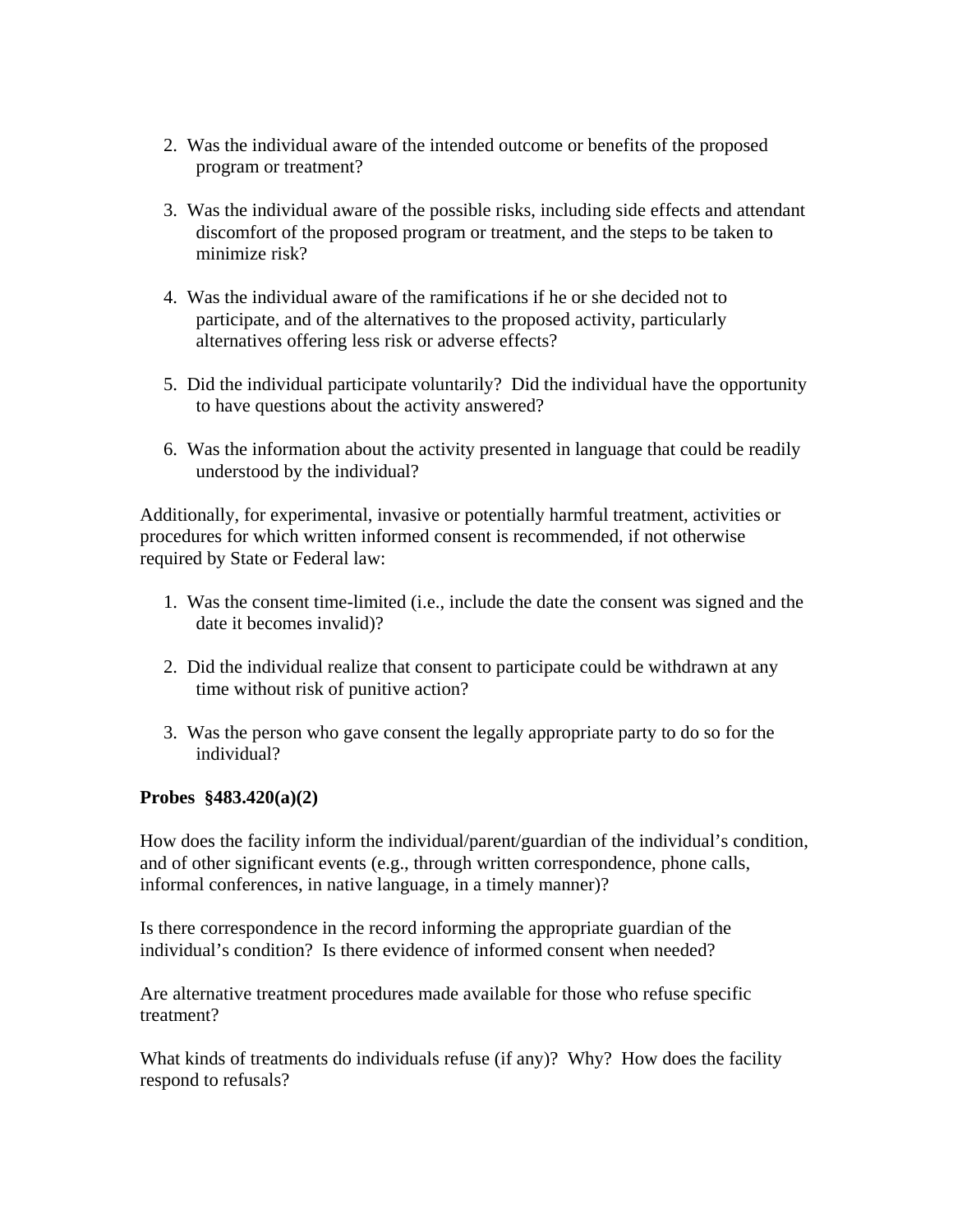2. Was the individual aware of the intended outcome or benefits of the proposed program or treatment?

3. Was the individual aware of the possible risks, including side effects and attendant discomfort of the proposed program or treatment, and the steps to be taken to minimize risk?

4. Was the individual aware of the ramifications if he or she decided not to participate, and of the alternatives to the proposed activity, particularly alternatives offering less risk or adverse effects?

5. Did the individual participate voluntarily? Did the individual have the opportunity to have questions about the activity answered?

6. Was the information about the activity presented in language that could be readily understood by the individual?

Additionally, for experimental, invasive or potentially harmful treatment, activities or procedures for which written informed consent is recommended, if not otherwise required by State or Federal law:

1. Was the consent time-limited (i.e., include the date the consent was signed and the date it becomes invalid)?

2. Did the individual realize that consent to participate could be withdrawn at any time without risk of punitive action?

3. Was the person who gave consent the legally appropriate party to do so for the individual?

**Probes §483.420(a)(2)**

How does the facility inform the individual/parent/guardian of the individual's condition, and of other significant events (e.g., through written correspondence, phone calls, informal conferences, in native language, in a timely manner)?

Is there correspondence in the record informing the appropriate guardian of the individual's condition? Is there evidence of informed consent when needed?

Are alternative treatment procedures made available for those who refuse specific treatment?

What kinds of treatments do individuals refuse (if any)? Why? How does the facility respond to refusals?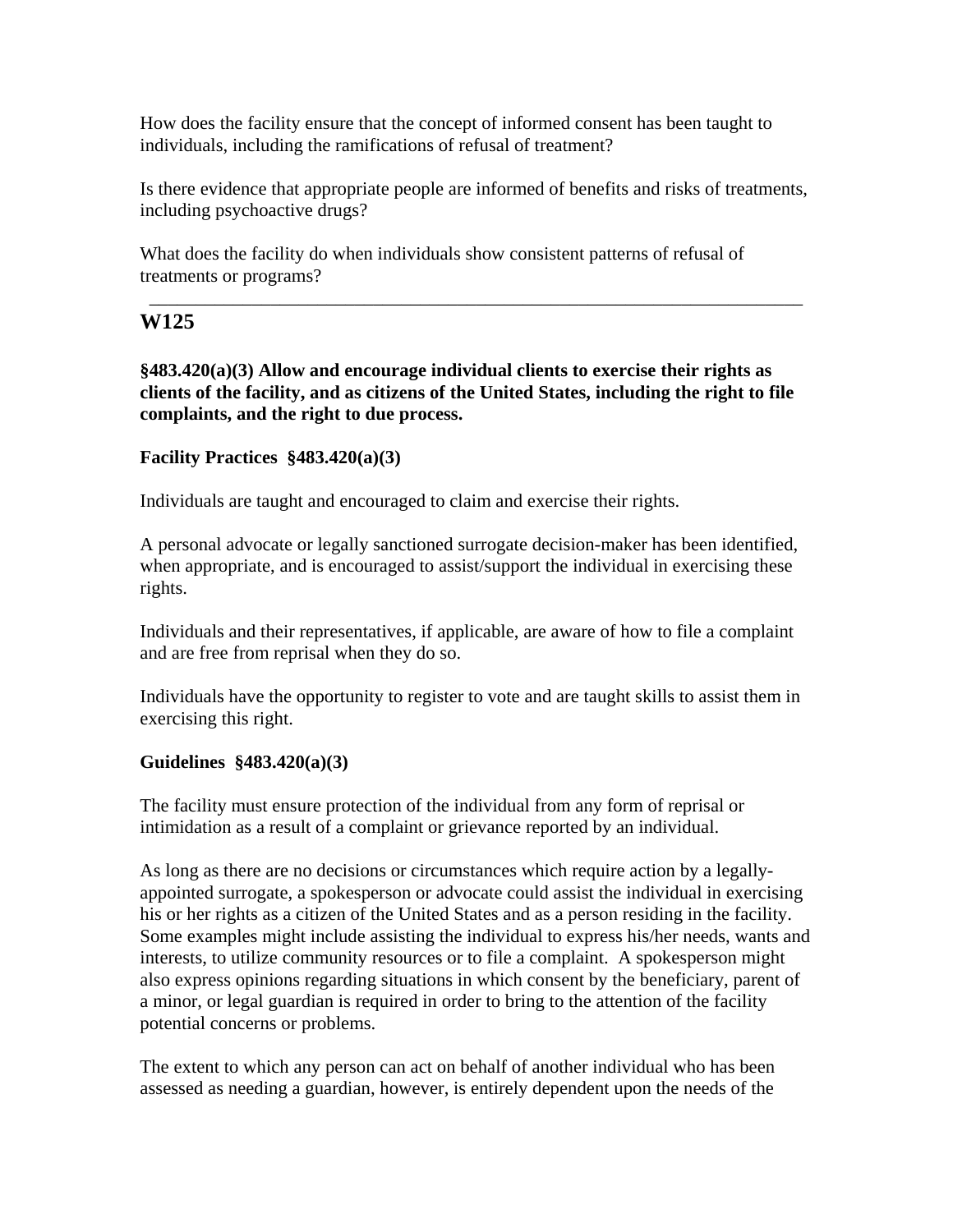How does the facility ensure that the concept of informed consent has been taught to individuals, including the ramifications of refusal of treatment?

Is there evidence that appropriate people are informed of benefits and risks of treatments, including psychoactive drugs?

What does the facility do when individuals show consistent patterns of refusal of treatments or programs?

---

## W125

**§483.420(a)(3) Allow and encourage individual clients to exercise their rights as clients of the facility, and as citizens of the United States, including the right to file complaints, and the right to due process.**

**Facility Practices §483.420(a)(3)**

Individuals are taught and encouraged to claim and exercise their rights.

A personal advocate or legally sanctioned surrogate decision-maker has been identified, when appropriate, and is encouraged to assist/support the individual in exercising these rights.

Individuals and their representatives, if applicable, are aware of how to file a complaint and are free from reprisal when they do so.

Individuals have the opportunity to register to vote and are taught skills to assist them in exercising this right.

**Guidelines §483.420(a)(3)**

The facility must ensure protection of the individual from any form of reprisal or intimidation as a result of a complaint or grievance reported by an individual.

As long as there are no decisions or circumstances which require action by a legally-appointed surrogate, a spokesperson or advocate could assist the individual in exercising his or her rights as a citizen of the United States and as a person residing in the facility. Some examples might include assisting the individual to express his/her needs, wants and interests, to utilize community resources or to file a complaint. A spokesperson might also express opinions regarding situations in which consent by the beneficiary, parent of a minor, or legal guardian is required in order to bring to the attention of the facility potential concerns or problems.

The extent to which any person can act on behalf of another individual who has been assessed as needing a guardian, however, is entirely dependent upon the needs of the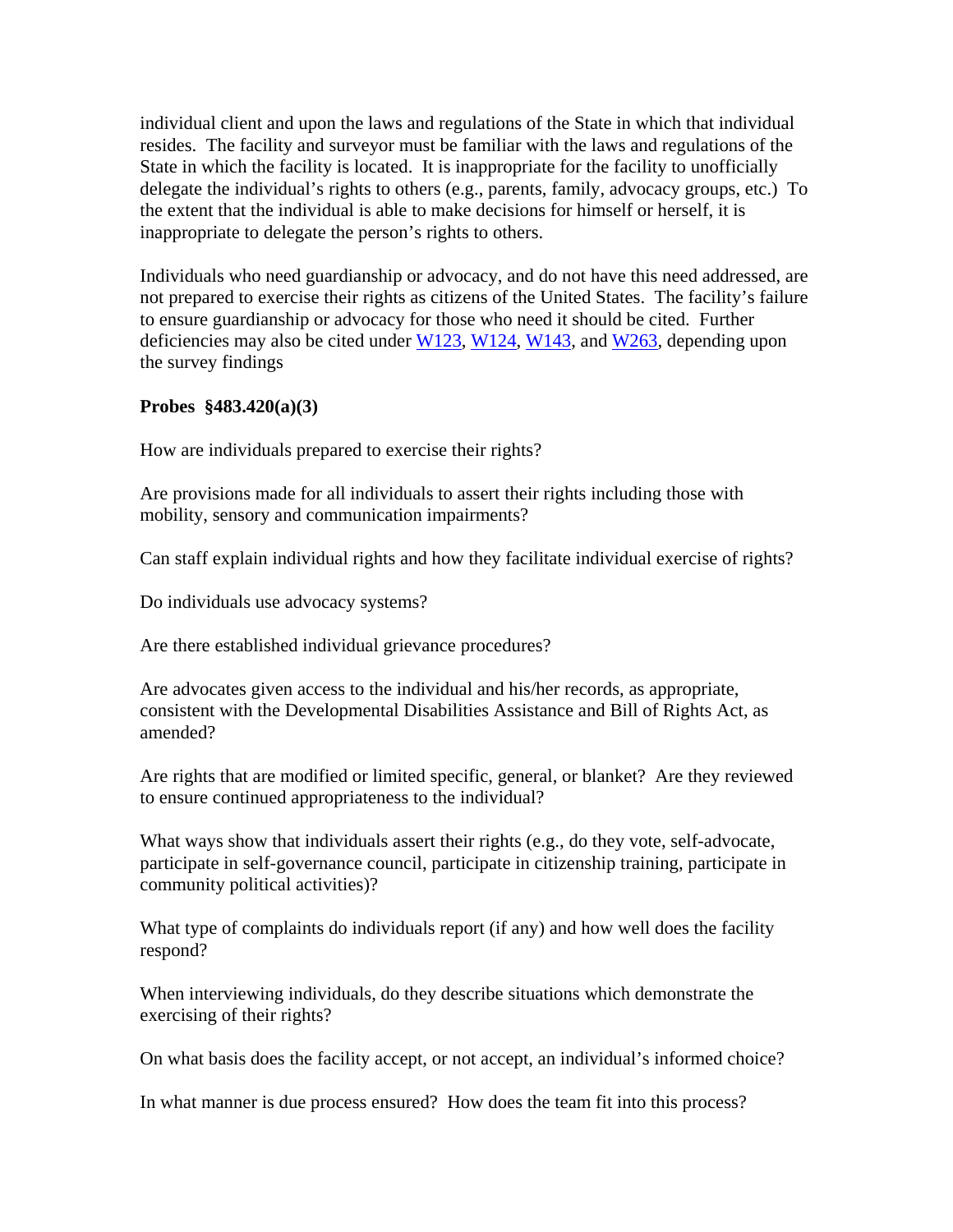individual client and upon the laws and regulations of the State in which that individual resides. The facility and surveyor must be familiar with the laws and regulations of the State in which the facility is located. It is inappropriate for the facility to unofficially delegate the individual's rights to others (e.g., parents, family, advocacy groups, etc.) To the extent that the individual is able to make decisions for himself or herself, it is inappropriate to delegate the person's rights to others.

Individuals who need guardianship or advocacy, and do not have this need addressed, are not prepared to exercise their rights as citizens of the United States. The facility's failure to ensure guardianship or advocacy for those who need it should be cited. Further deficiencies may also be cited under W123, W124, W143, and W263, depending upon the survey findings

**Probes §483.420(a)(3)**

How are individuals prepared to exercise their rights?

Are provisions made for all individuals to assert their rights including those with mobility, sensory and communication impairments?

Can staff explain individual rights and how they facilitate individual exercise of rights?

Do individuals use advocacy systems?

Are there established individual grievance procedures?

Are advocates given access to the individual and his/her records, as appropriate, consistent with the Developmental Disabilities Assistance and Bill of Rights Act, as amended?

Are rights that are modified or limited specific, general, or blanket? Are they reviewed to ensure continued appropriateness to the individual?

What ways show that individuals assert their rights (e.g., do they vote, self-advocate, participate in self-governance council, participate in citizenship training, participate in community political activities)?

What type of complaints do individuals report (if any) and how well does the facility respond?

When interviewing individuals, do they describe situations which demonstrate the exercising of their rights?

On what basis does the facility accept, or not accept, an individual's informed choice?

In what manner is due process ensured? How does the team fit into this process?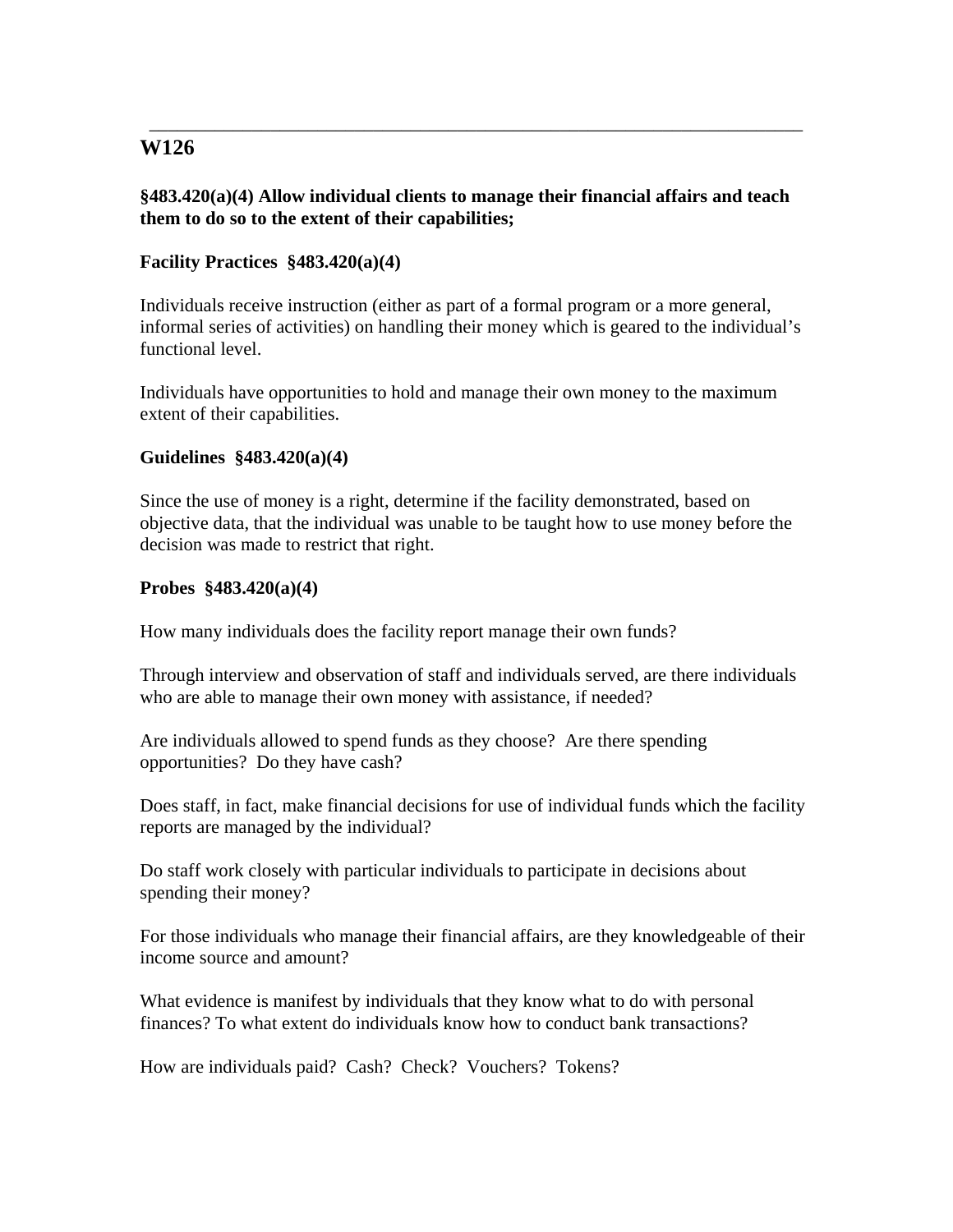---

## W126

**§483.420(a)(4) Allow individual clients to manage their financial affairs and teach them to do so to the extent of their capabilities;**

**Facility Practices §483.420(a)(4)**

Individuals receive instruction (either as part of a formal program or a more general, informal series of activities) on handling their money which is geared to the individual's functional level.

Individuals have opportunities to hold and manage their own money to the maximum extent of their capabilities.

**Guidelines §483.420(a)(4)**

Since the use of money is a right, determine if the facility demonstrated, based on objective data, that the individual was unable to be taught how to use money before the decision was made to restrict that right.

**Probes §483.420(a)(4)**

How many individuals does the facility report manage their own funds?

Through interview and observation of staff and individuals served, are there individuals who are able to manage their own money with assistance, if needed?

Are individuals allowed to spend funds as they choose? Are there spending opportunities? Do they have cash?

Does staff, in fact, make financial decisions for use of individual funds which the facility reports are managed by the individual?

Do staff work closely with particular individuals to participate in decisions about spending their money?

For those individuals who manage their financial affairs, are they knowledgeable of their income source and amount?

What evidence is manifest by individuals that they know what to do with personal finances? To what extent do individuals know how to conduct bank transactions?

How are individuals paid? Cash? Check? Vouchers? Tokens?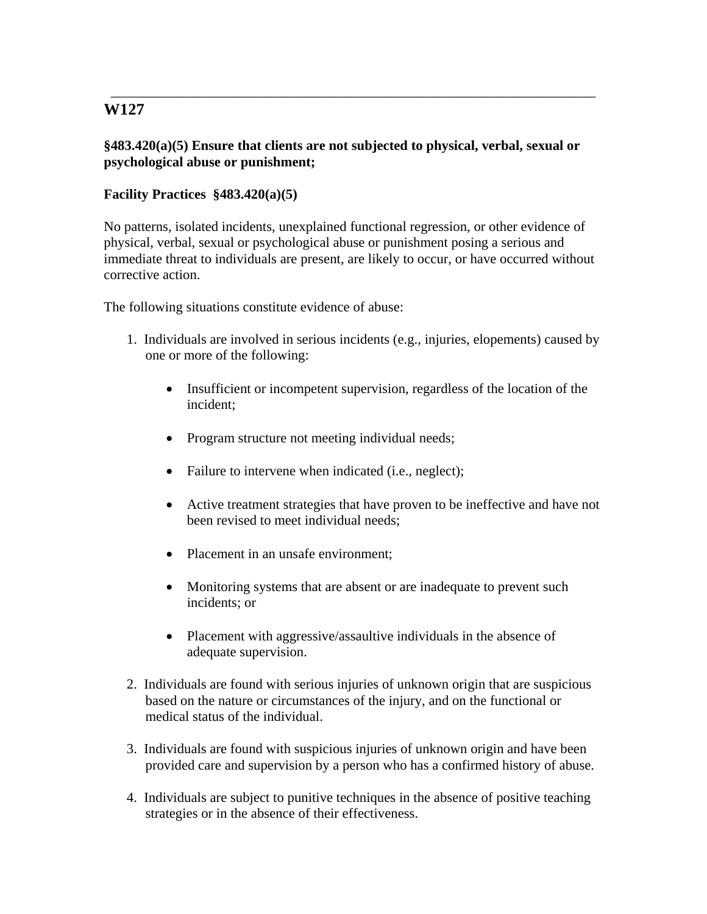---

## W127

**§483.420(a)(5) Ensure that clients are not subjected to physical, verbal, sexual or psychological abuse or punishment;**

**Facility Practices §483.420(a)(5)**

No patterns, isolated incidents, unexplained functional regression, or other evidence of physical, verbal, sexual or psychological abuse or punishment posing a serious and immediate threat to individuals are present, are likely to occur, or have occurred without corrective action.

The following situations constitute evidence of abuse:

1. Individuals are involved in serious incidents (e.g., injuries, elopements) caused by one or more of the following:

   - Insufficient or incompetent supervision, regardless of the location of the incident;
   - Program structure not meeting individual needs;
   - Failure to intervene when indicated (i.e., neglect);
   - Active treatment strategies that have proven to be ineffective and have not been revised to meet individual needs;
   - Placement in an unsafe environment;
   - Monitoring systems that are absent or are inadequate to prevent such incidents; or
   - Placement with aggressive/assaultive individuals in the absence of adequate supervision.

2. Individuals are found with serious injuries of unknown origin that are suspicious based on the nature or circumstances of the injury, and on the functional or medical status of the individual.

3. Individuals are found with suspicious injuries of unknown origin and have been provided care and supervision by a person who has a confirmed history of abuse.

4. Individuals are subject to punitive techniques in the absence of positive teaching strategies or in the absence of their effectiveness.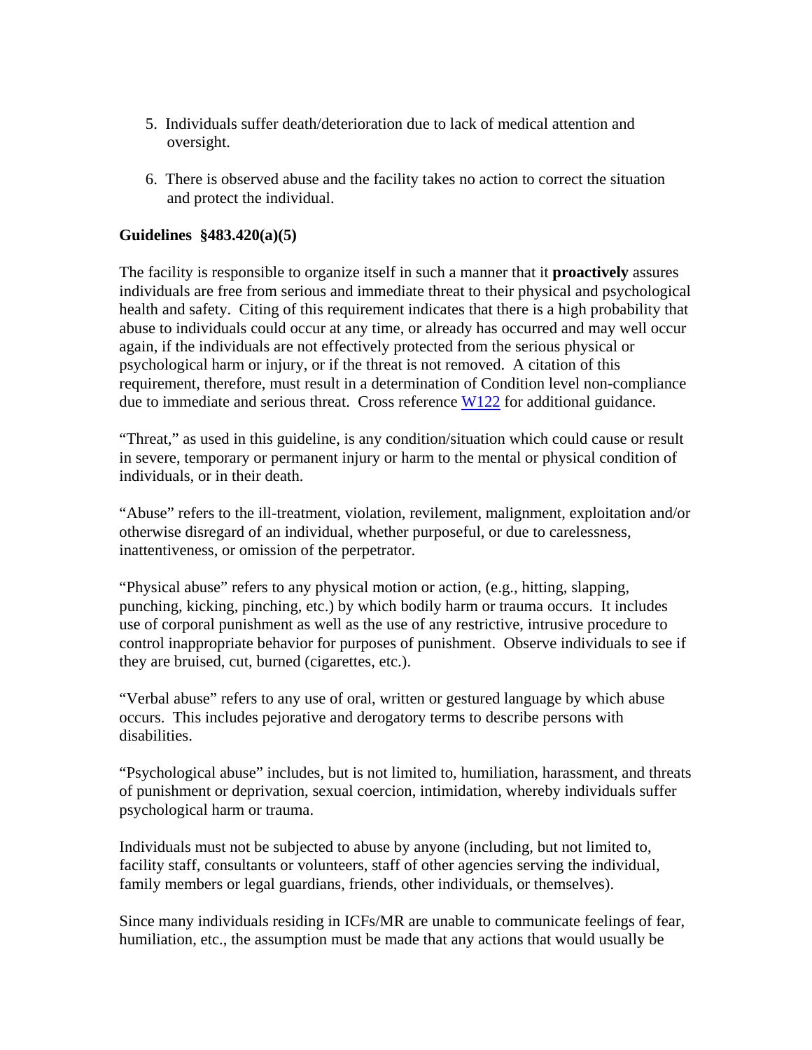5. Individuals suffer death/deterioration due to lack of medical attention and oversight.

6. There is observed abuse and the facility takes no action to correct the situation and protect the individual.

**Guidelines §483.420(a)(5)**

The facility is responsible to organize itself in such a manner that it **proactively** assures individuals are free from serious and immediate threat to their physical and psychological health and safety. Citing of this requirement indicates that there is a high probability that abuse to individuals could occur at any time, or already has occurred and may well occur again, if the individuals are not effectively protected from the serious physical or psychological harm or injury, or if the threat is not removed. A citation of this requirement, therefore, must result in a determination of Condition level non-compliance due to immediate and serious threat. Cross reference W122 for additional guidance.

"Threat," as used in this guideline, is any condition/situation which could cause or result in severe, temporary or permanent injury or harm to the mental or physical condition of individuals, or in their death.

"Abuse" refers to the ill-treatment, violation, revilement, malignment, exploitation and/or otherwise disregard of an individual, whether purposeful, or due to carelessness, inattentiveness, or omission of the perpetrator.

"Physical abuse" refers to any physical motion or action, (e.g., hitting, slapping, punching, kicking, pinching, etc.) by which bodily harm or trauma occurs. It includes use of corporal punishment as well as the use of any restrictive, intrusive procedure to control inappropriate behavior for purposes of punishment. Observe individuals to see if they are bruised, cut, burned (cigarettes, etc.).

"Verbal abuse" refers to any use of oral, written or gestured language by which abuse occurs. This includes pejorative and derogatory terms to describe persons with disabilities.

"Psychological abuse" includes, but is not limited to, humiliation, harassment, and threats of punishment or deprivation, sexual coercion, intimidation, whereby individuals suffer psychological harm or trauma.

Individuals must not be subjected to abuse by anyone (including, but not limited to, facility staff, consultants or volunteers, staff of other agencies serving the individual, family members or legal guardians, friends, other individuals, or themselves).

Since many individuals residing in ICFs/MR are unable to communicate feelings of fear, humiliation, etc., the assumption must be made that any actions that would usually be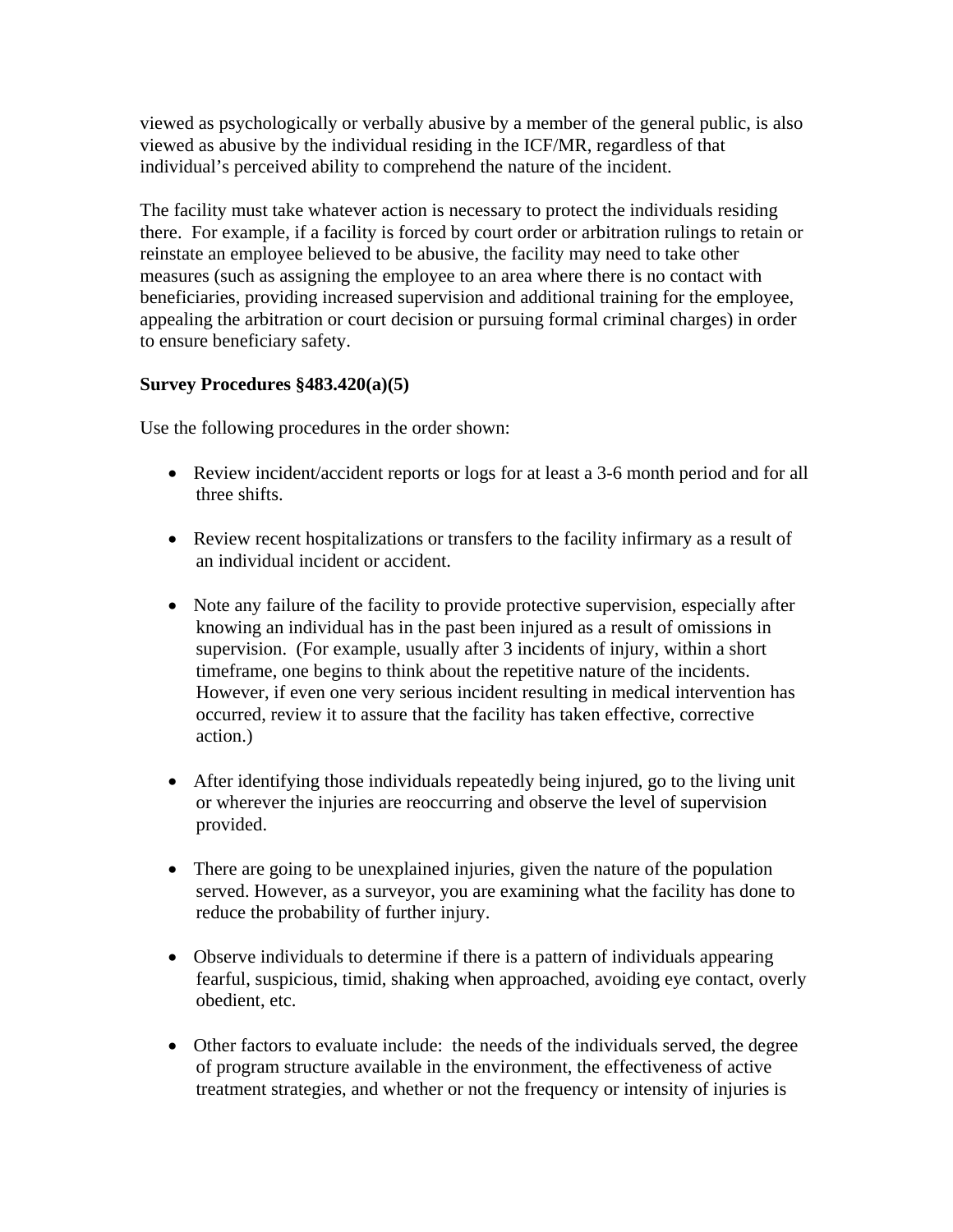viewed as psychologically or verbally abusive by a member of the general public, is also viewed as abusive by the individual residing in the ICF/MR, regardless of that individual's perceived ability to comprehend the nature of the incident.

The facility must take whatever action is necessary to protect the individuals residing there. For example, if a facility is forced by court order or arbitration rulings to retain or reinstate an employee believed to be abusive, the facility may need to take other measures (such as assigning the employee to an area where there is no contact with beneficiaries, providing increased supervision and additional training for the employee, appealing the arbitration or court decision or pursuing formal criminal charges) in order to ensure beneficiary safety.

**Survey Procedures §483.420(a)(5)**

Use the following procedures in the order shown:

- Review incident/accident reports or logs for at least a 3-6 month period and for all three shifts.
- Review recent hospitalizations or transfers to the facility infirmary as a result of an individual incident or accident.
- Note any failure of the facility to provide protective supervision, especially after knowing an individual has in the past been injured as a result of omissions in supervision. (For example, usually after 3 incidents of injury, within a short timeframe, one begins to think about the repetitive nature of the incidents. However, if even one very serious incident resulting in medical intervention has occurred, review it to assure that the facility has taken effective, corrective action.)
- After identifying those individuals repeatedly being injured, go to the living unit or wherever the injuries are reoccurring and observe the level of supervision provided.
- There are going to be unexplained injuries, given the nature of the population served. However, as a surveyor, you are examining what the facility has done to reduce the probability of further injury.
- Observe individuals to determine if there is a pattern of individuals appearing fearful, suspicious, timid, shaking when approached, avoiding eye contact, overly obedient, etc.
- Other factors to evaluate include: the needs of the individuals served, the degree of program structure available in the environment, the effectiveness of active treatment strategies, and whether or not the frequency or intensity of injuries is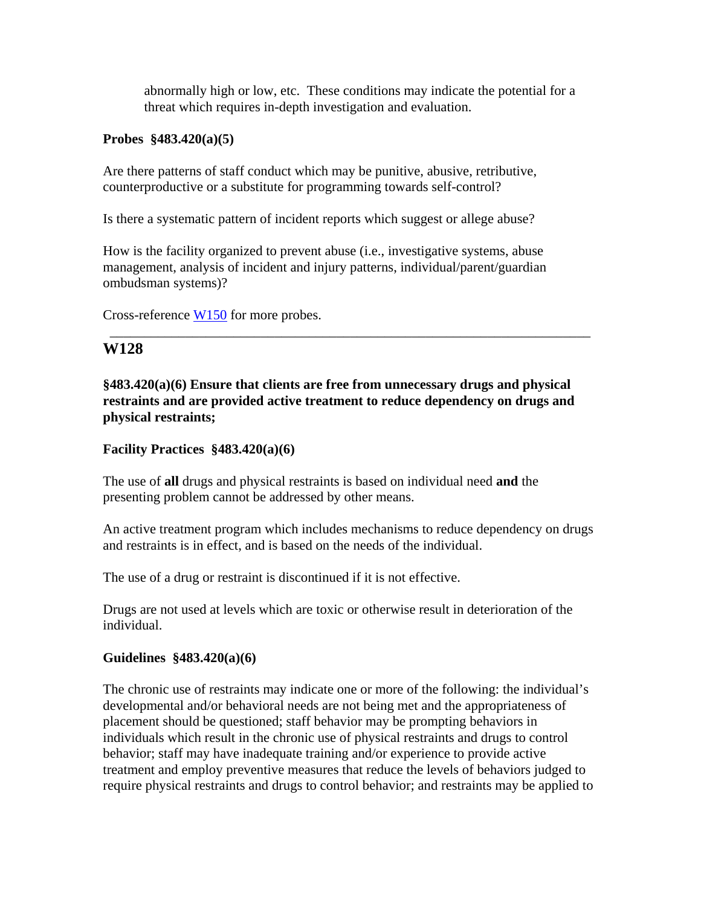abnormally high or low, etc. These conditions may indicate the potential for a threat which requires in-depth investigation and evaluation.

**Probes §483.420(a)(5)**

Are there patterns of staff conduct which may be punitive, abusive, retributive, counterproductive or a substitute for programming towards self-control?

Is there a systematic pattern of incident reports which suggest or allege abuse?

How is the facility organized to prevent abuse (i.e., investigative systems, abuse management, analysis of incident and injury patterns, individual/parent/guardian ombudsman systems)?

Cross-reference W150 for more probes.

---

## W128

**§483.420(a)(6) Ensure that clients are free from unnecessary drugs and physical restraints and are provided active treatment to reduce dependency on drugs and physical restraints;**

**Facility Practices §483.420(a)(6)**

The use of **all** drugs and physical restraints is based on individual need **and** the presenting problem cannot be addressed by other means.

An active treatment program which includes mechanisms to reduce dependency on drugs and restraints is in effect, and is based on the needs of the individual.

The use of a drug or restraint is discontinued if it is not effective.

Drugs are not used at levels which are toxic or otherwise result in deterioration of the individual.

**Guidelines §483.420(a)(6)**

The chronic use of restraints may indicate one or more of the following: the individual's developmental and/or behavioral needs are not being met and the appropriateness of placement should be questioned; staff behavior may be prompting behaviors in individuals which result in the chronic use of physical restraints and drugs to control behavior; staff may have inadequate training and/or experience to provide active treatment and employ preventive measures that reduce the levels of behaviors judged to require physical restraints and drugs to control behavior; and restraints may be applied to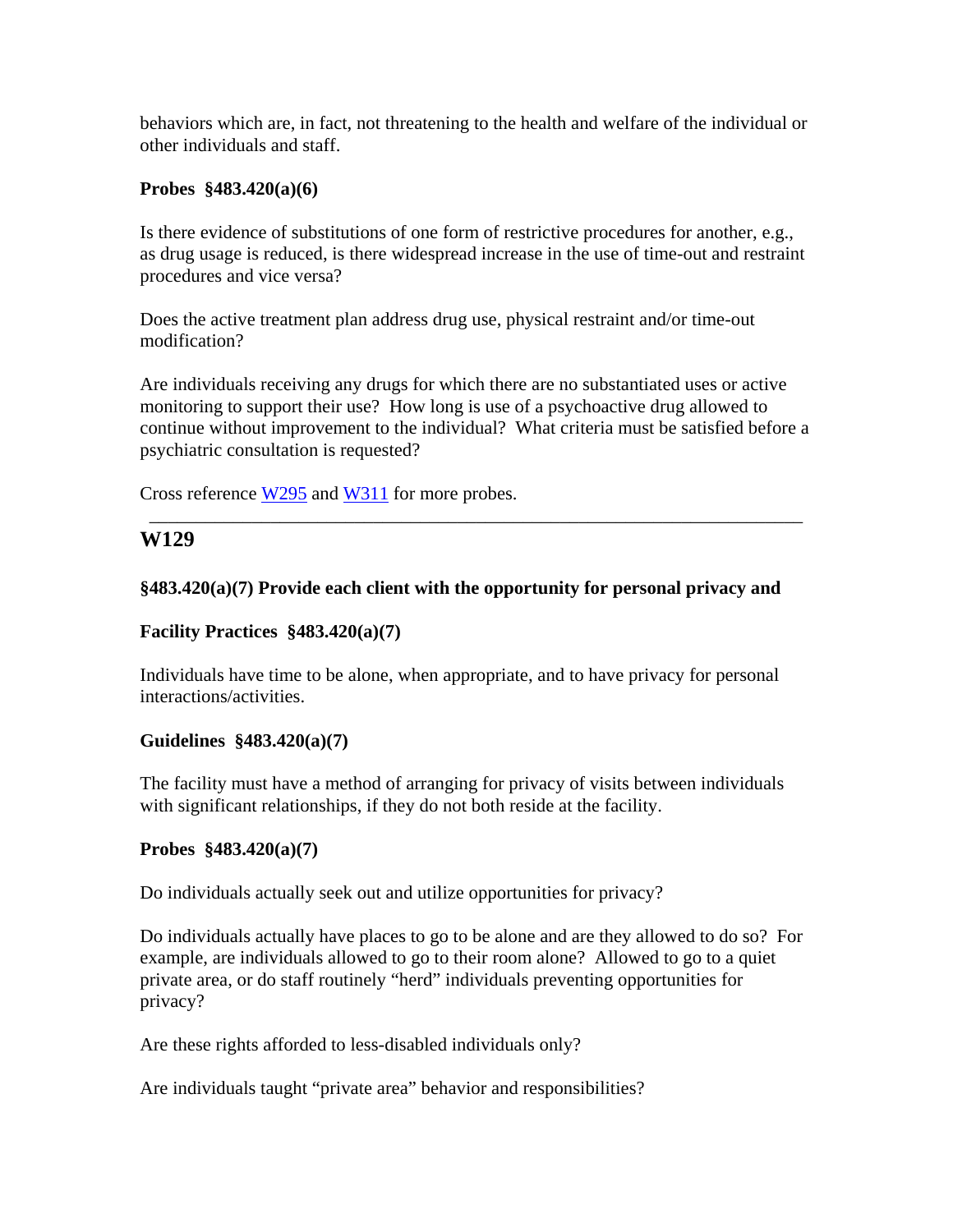behaviors which are, in fact, not threatening to the health and welfare of the individual or other individuals and staff.

**Probes §483.420(a)(6)**

Is there evidence of substitutions of one form of restrictive procedures for another, e.g., as drug usage is reduced, is there widespread increase in the use of time-out and restraint procedures and vice versa?

Does the active treatment plan address drug use, physical restraint and/or time-out modification?

Are individuals receiving any drugs for which there are no substantiated uses or active monitoring to support their use? How long is use of a psychoactive drug allowed to continue without improvement to the individual? What criteria must be satisfied before a psychiatric consultation is requested?

Cross reference W295 and W311 for more probes.

---

## W129

**§483.420(a)(7) Provide each client with the opportunity for personal privacy and**

**Facility Practices §483.420(a)(7)**

Individuals have time to be alone, when appropriate, and to have privacy for personal interactions/activities.

**Guidelines §483.420(a)(7)**

The facility must have a method of arranging for privacy of visits between individuals with significant relationships, if they do not both reside at the facility.

**Probes §483.420(a)(7)**

Do individuals actually seek out and utilize opportunities for privacy?

Do individuals actually have places to go to be alone and are they allowed to do so? For example, are individuals allowed to go to their room alone? Allowed to go to a quiet private area, or do staff routinely "herd" individuals preventing opportunities for privacy?

Are these rights afforded to less-disabled individuals only?

Are individuals taught "private area" behavior and responsibilities?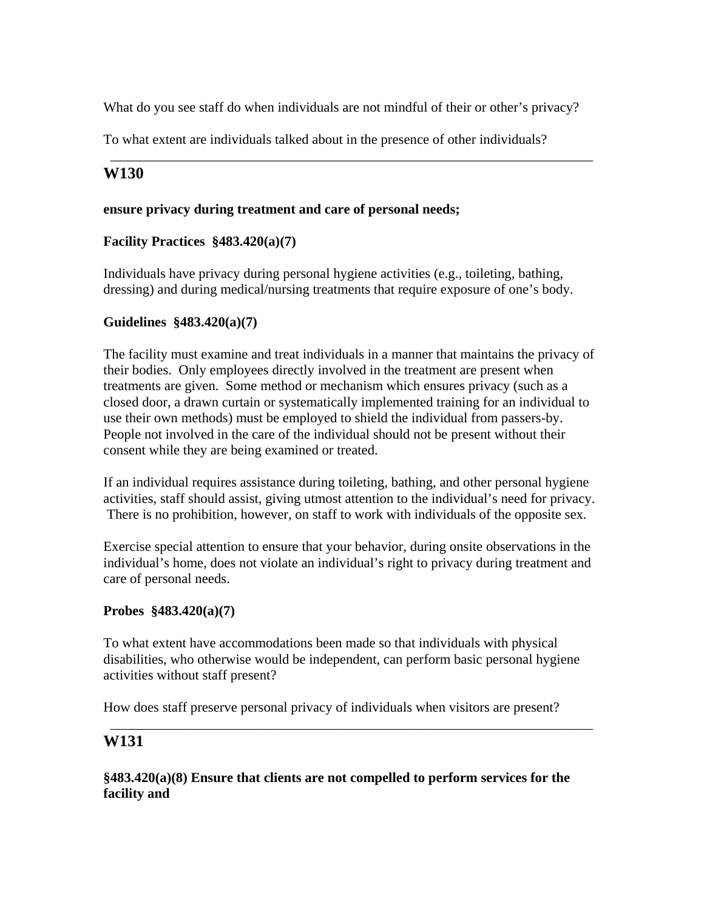What do you see staff do when individuals are not mindful of their or other's privacy?

To what extent are individuals talked about in the presence of other individuals?

---

## W130

**ensure privacy during treatment and care of personal needs;**

**Facility Practices §483.420(a)(7)**

Individuals have privacy during personal hygiene activities (e.g., toileting, bathing, dressing) and during medical/nursing treatments that require exposure of one's body.

**Guidelines §483.420(a)(7)**

The facility must examine and treat individuals in a manner that maintains the privacy of their bodies. Only employees directly involved in the treatment are present when treatments are given. Some method or mechanism which ensures privacy (such as a closed door, a drawn curtain or systematically implemented training for an individual to use their own methods) must be employed to shield the individual from passers-by. People not involved in the care of the individual should not be present without their consent while they are being examined or treated.

If an individual requires assistance during toileting, bathing, and other personal hygiene activities, staff should assist, giving utmost attention to the individual's need for privacy. There is no prohibition, however, on staff to work with individuals of the opposite sex.

Exercise special attention to ensure that your behavior, during onsite observations in the individual's home, does not violate an individual's right to privacy during treatment and care of personal needs.

**Probes §483.420(a)(7)**

To what extent have accommodations been made so that individuals with physical disabilities, who otherwise would be independent, can perform basic personal hygiene activities without staff present?

How does staff preserve personal privacy of individuals when visitors are present?

---

## W131

**§483.420(a)(8) Ensure that clients are not compelled to perform services for the facility and**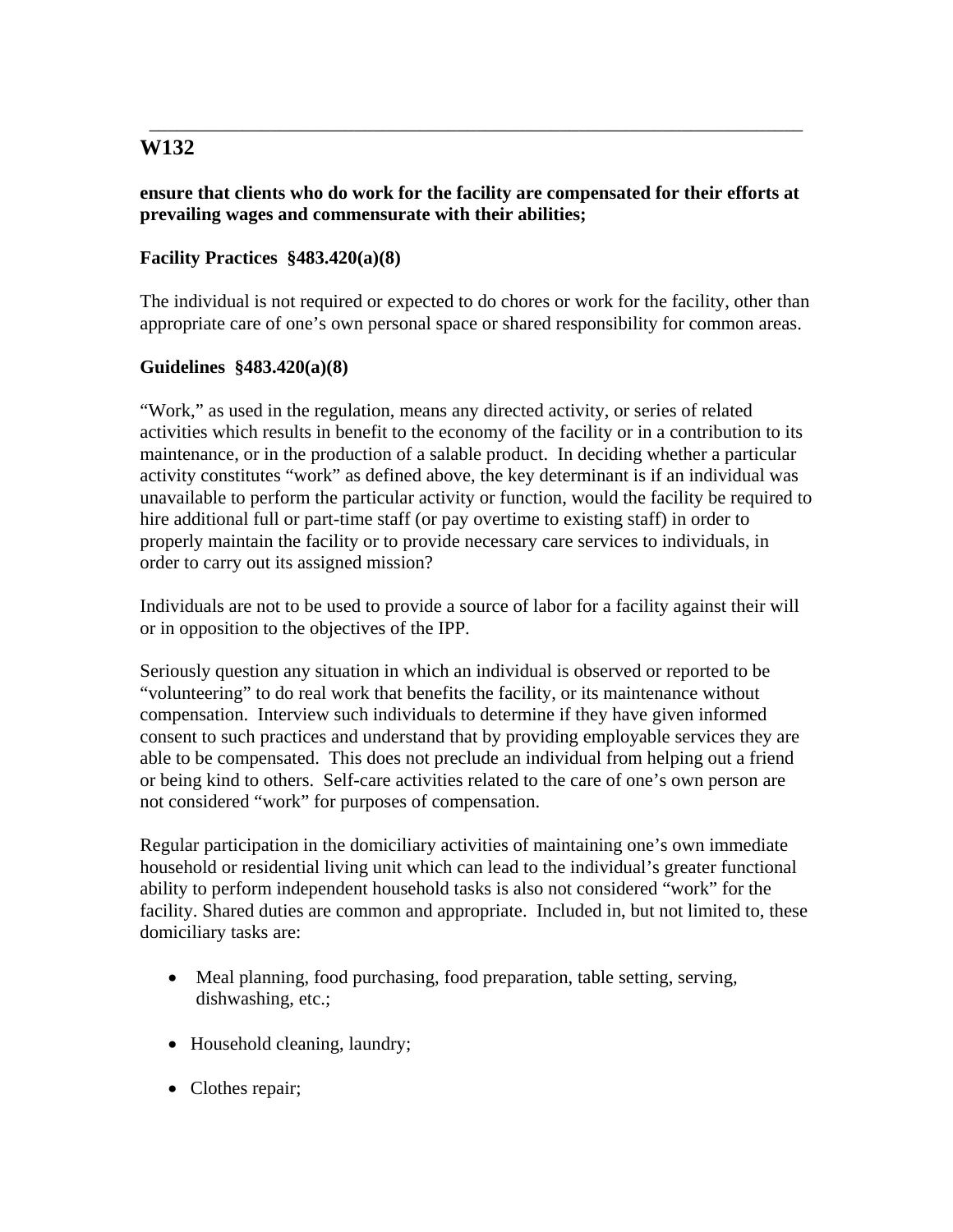## W132

**ensure that clients who do work for the facility are compensated for their efforts at prevailing wages and commensurate with their abilities;**

**Facility Practices §483.420(a)(8)**

The individual is not required or expected to do chores or work for the facility, other than appropriate care of one's own personal space or shared responsibility for common areas.

**Guidelines §483.420(a)(8)**

"Work," as used in the regulation, means any directed activity, or series of related activities which results in benefit to the economy of the facility or in a contribution to its maintenance, or in the production of a salable product. In deciding whether a particular activity constitutes "work" as defined above, the key determinant is if an individual was unavailable to perform the particular activity or function, would the facility be required to hire additional full or part-time staff (or pay overtime to existing staff) in order to properly maintain the facility or to provide necessary care services to individuals, in order to carry out its assigned mission?

Individuals are not to be used to provide a source of labor for a facility against their will or in opposition to the objectives of the IPP.

Seriously question any situation in which an individual is observed or reported to be "volunteering" to do real work that benefits the facility, or its maintenance without compensation. Interview such individuals to determine if they have given informed consent to such practices and understand that by providing employable services they are able to be compensated. This does not preclude an individual from helping out a friend or being kind to others. Self-care activities related to the care of one's own person are not considered "work" for purposes of compensation.

Regular participation in the domiciliary activities of maintaining one's own immediate household or residential living unit which can lead to the individual's greater functional ability to perform independent household tasks is also not considered "work" for the facility. Shared duties are common and appropriate. Included in, but not limited to, these domiciliary tasks are:

- Meal planning, food purchasing, food preparation, table setting, serving, dishwashing, etc.;
- Household cleaning, laundry;
- Clothes repair;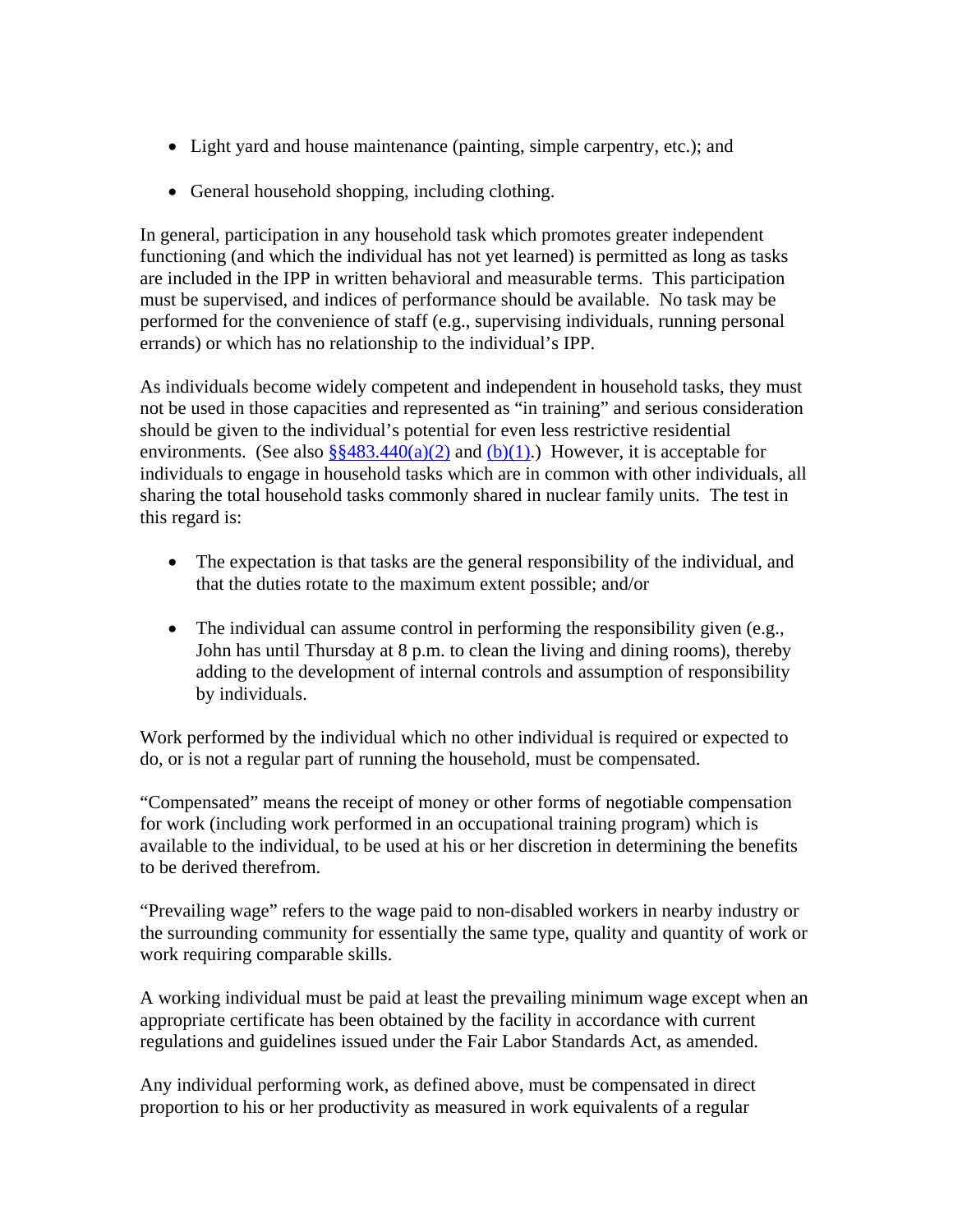- Light yard and house maintenance (painting, simple carpentry, etc.); and
- General household shopping, including clothing.

In general, participation in any household task which promotes greater independent functioning (and which the individual has not yet learned) is permitted as long as tasks are included in the IPP in written behavioral and measurable terms. This participation must be supervised, and indices of performance should be available. No task may be performed for the convenience of staff (e.g., supervising individuals, running personal errands) or which has no relationship to the individual's IPP.

As individuals become widely competent and independent in household tasks, they must not be used in those capacities and represented as "in training" and serious consideration should be given to the individual's potential for even less restrictive residential environments. (See also §§483.440(a)(2) and (b)(1).) However, it is acceptable for individuals to engage in household tasks which are in common with other individuals, all sharing the total household tasks commonly shared in nuclear family units. The test in this regard is:

- The expectation is that tasks are the general responsibility of the individual, and that the duties rotate to the maximum extent possible; and/or
- The individual can assume control in performing the responsibility given (e.g., John has until Thursday at 8 p.m. to clean the living and dining rooms), thereby adding to the development of internal controls and assumption of responsibility by individuals.

Work performed by the individual which no other individual is required or expected to do, or is not a regular part of running the household, must be compensated.

"Compensated" means the receipt of money or other forms of negotiable compensation for work (including work performed in an occupational training program) which is available to the individual, to be used at his or her discretion in determining the benefits to be derived therefrom.

"Prevailing wage" refers to the wage paid to non-disabled workers in nearby industry or the surrounding community for essentially the same type, quality and quantity of work or work requiring comparable skills.

A working individual must be paid at least the prevailing minimum wage except when an appropriate certificate has been obtained by the facility in accordance with current regulations and guidelines issued under the Fair Labor Standards Act, as amended.

Any individual performing work, as defined above, must be compensated in direct proportion to his or her productivity as measured in work equivalents of a regular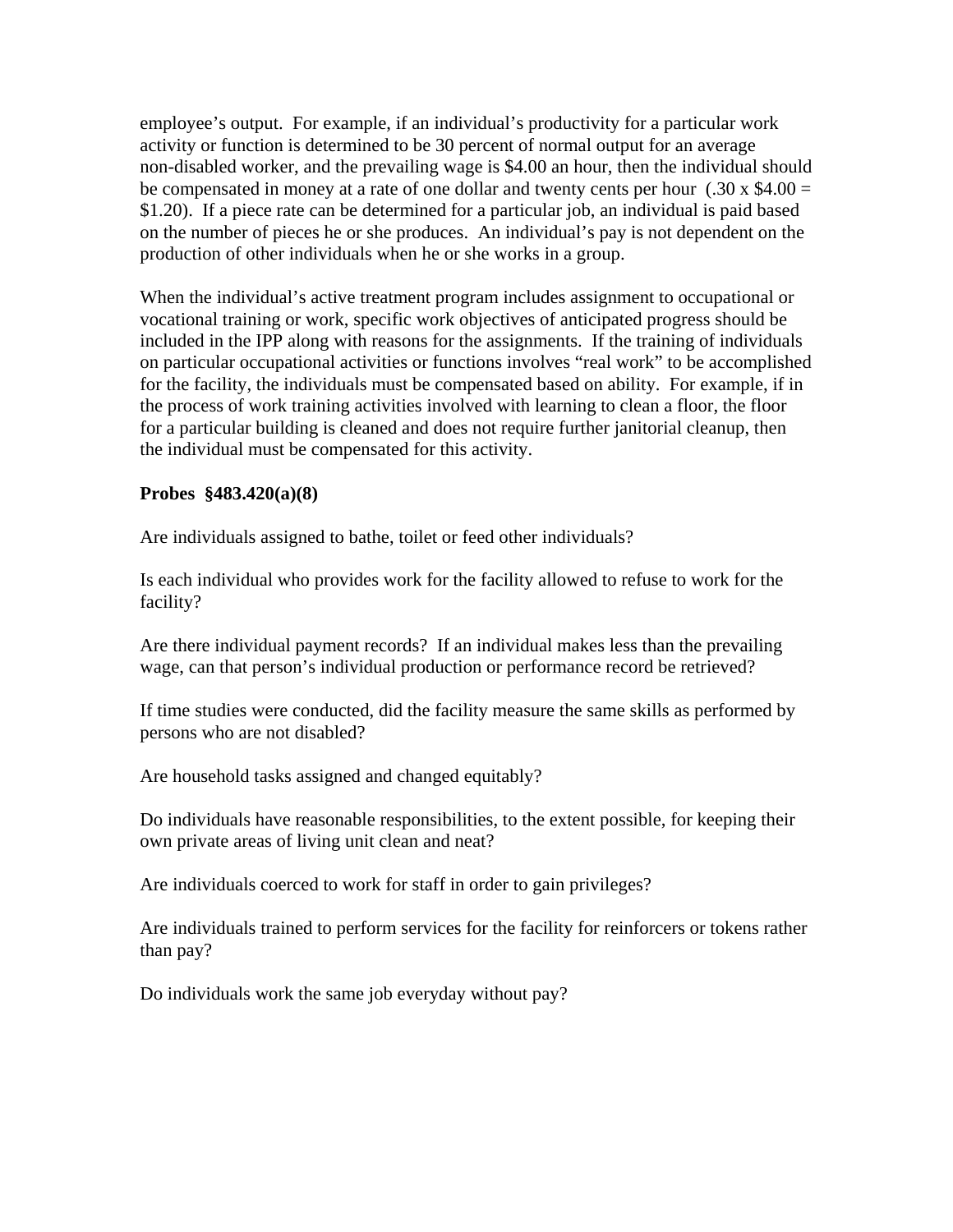employee's output. For example, if an individual's productivity for a particular work activity or function is determined to be 30 percent of normal output for an average non-disabled worker, and the prevailing wage is $4.00 an hour, then the individual should be compensated in money at a rate of one dollar and twenty cents per hour (.30 x $4.00 = $1.20). If a piece rate can be determined for a particular job, an individual is paid based on the number of pieces he or she produces. An individual's pay is not dependent on the production of other individuals when he or she works in a group.

When the individual's active treatment program includes assignment to occupational or vocational training or work, specific work objectives of anticipated progress should be included in the IPP along with reasons for the assignments. If the training of individuals on particular occupational activities or functions involves "real work" to be accomplished for the facility, the individuals must be compensated based on ability. For example, if in the process of work training activities involved with learning to clean a floor, the floor for a particular building is cleaned and does not require further janitorial cleanup, then the individual must be compensated for this activity.

**Probes §483.420(a)(8)**

Are individuals assigned to bathe, toilet or feed other individuals?

Is each individual who provides work for the facility allowed to refuse to work for the facility?

Are there individual payment records? If an individual makes less than the prevailing wage, can that person's individual production or performance record be retrieved?

If time studies were conducted, did the facility measure the same skills as performed by persons who are not disabled?

Are household tasks assigned and changed equitably?

Do individuals have reasonable responsibilities, to the extent possible, for keeping their own private areas of living unit clean and neat?

Are individuals coerced to work for staff in order to gain privileges?

Are individuals trained to perform services for the facility for reinforcers or tokens rather than pay?

Do individuals work the same job everyday without pay?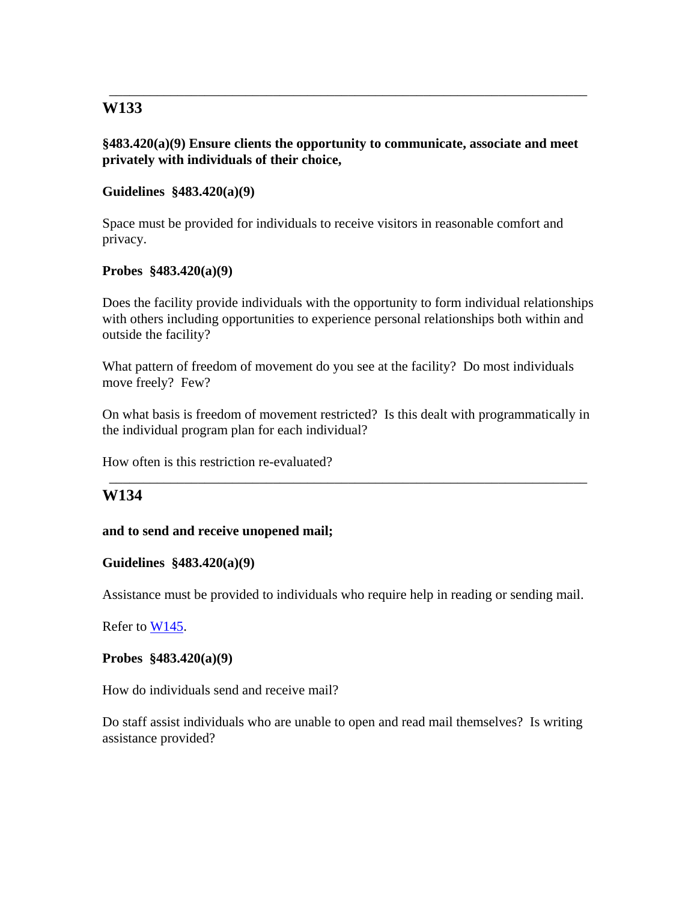---

## W133

**§483.420(a)(9) Ensure clients the opportunity to communicate, associate and meet privately with individuals of their choice,**

**Guidelines §483.420(a)(9)**

Space must be provided for individuals to receive visitors in reasonable comfort and privacy.

**Probes §483.420(a)(9)**

Does the facility provide individuals with the opportunity to form individual relationships with others including opportunities to experience personal relationships both within and outside the facility?

What pattern of freedom of movement do you see at the facility? Do most individuals move freely? Few?

On what basis is freedom of movement restricted? Is this dealt with programmatically in the individual program plan for each individual?

How often is this restriction re-evaluated?

---

## W134

**and to send and receive unopened mail;**

**Guidelines §483.420(a)(9)**

Assistance must be provided to individuals who require help in reading or sending mail.

Refer to W145.

**Probes §483.420(a)(9)**

How do individuals send and receive mail?

Do staff assist individuals who are unable to open and read mail themselves? Is writing assistance provided?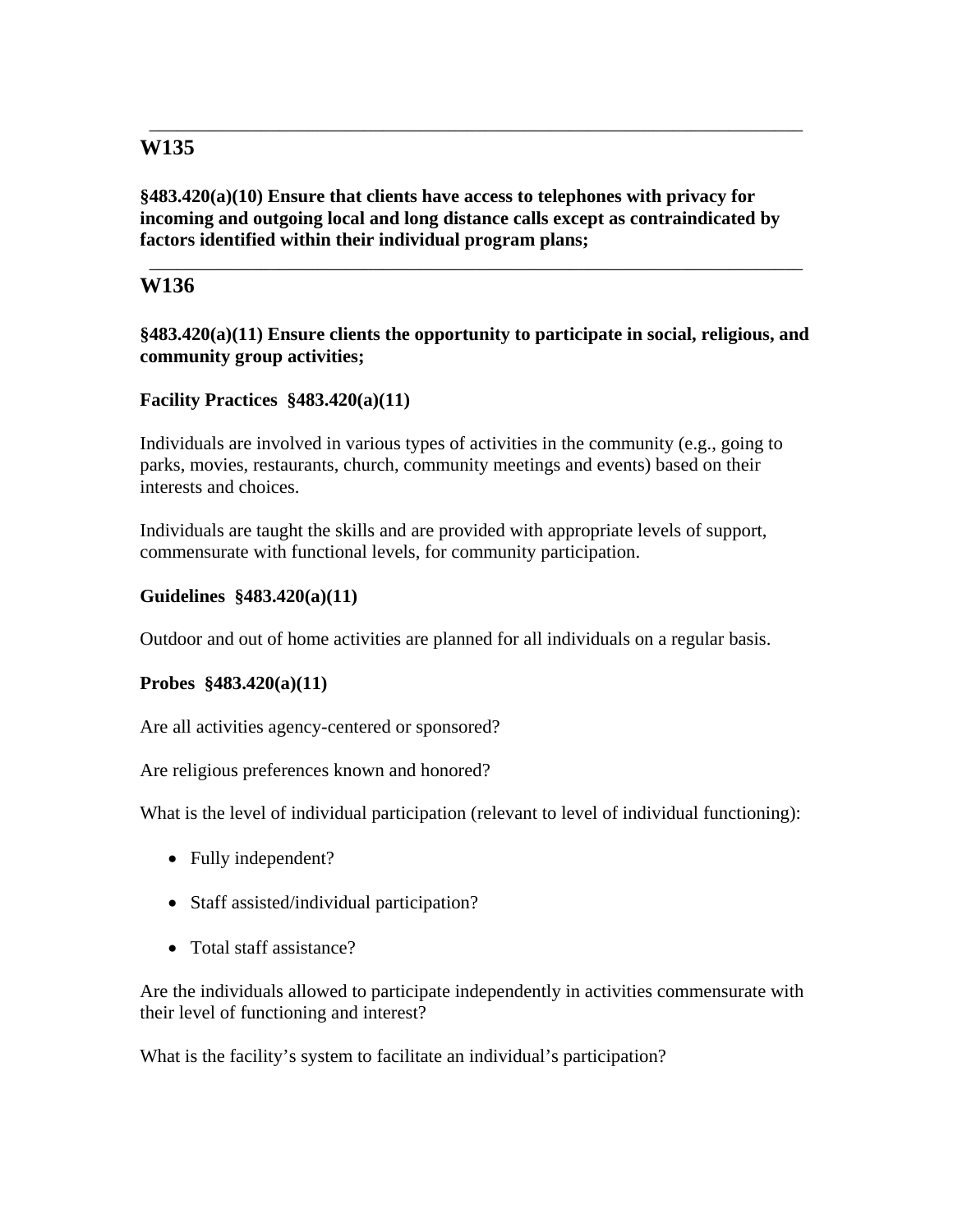---

## W135

**§483.420(a)(10) Ensure that clients have access to telephones with privacy for incoming and outgoing local and long distance calls except as contraindicated by factors identified within their individual program plans;**

---

## W136

**§483.420(a)(11) Ensure clients the opportunity to participate in social, religious, and community group activities;**

**Facility Practices §483.420(a)(11)**

Individuals are involved in various types of activities in the community (e.g., going to parks, movies, restaurants, church, community meetings and events) based on their interests and choices.

Individuals are taught the skills and are provided with appropriate levels of support, commensurate with functional levels, for community participation.

**Guidelines §483.420(a)(11)**

Outdoor and out of home activities are planned for all individuals on a regular basis.

**Probes §483.420(a)(11)**

Are all activities agency-centered or sponsored?

Are religious preferences known and honored?

What is the level of individual participation (relevant to level of individual functioning):

- Fully independent?
- Staff assisted/individual participation?
- Total staff assistance?

Are the individuals allowed to participate independently in activities commensurate with their level of functioning and interest?

What is the facility's system to facilitate an individual's participation?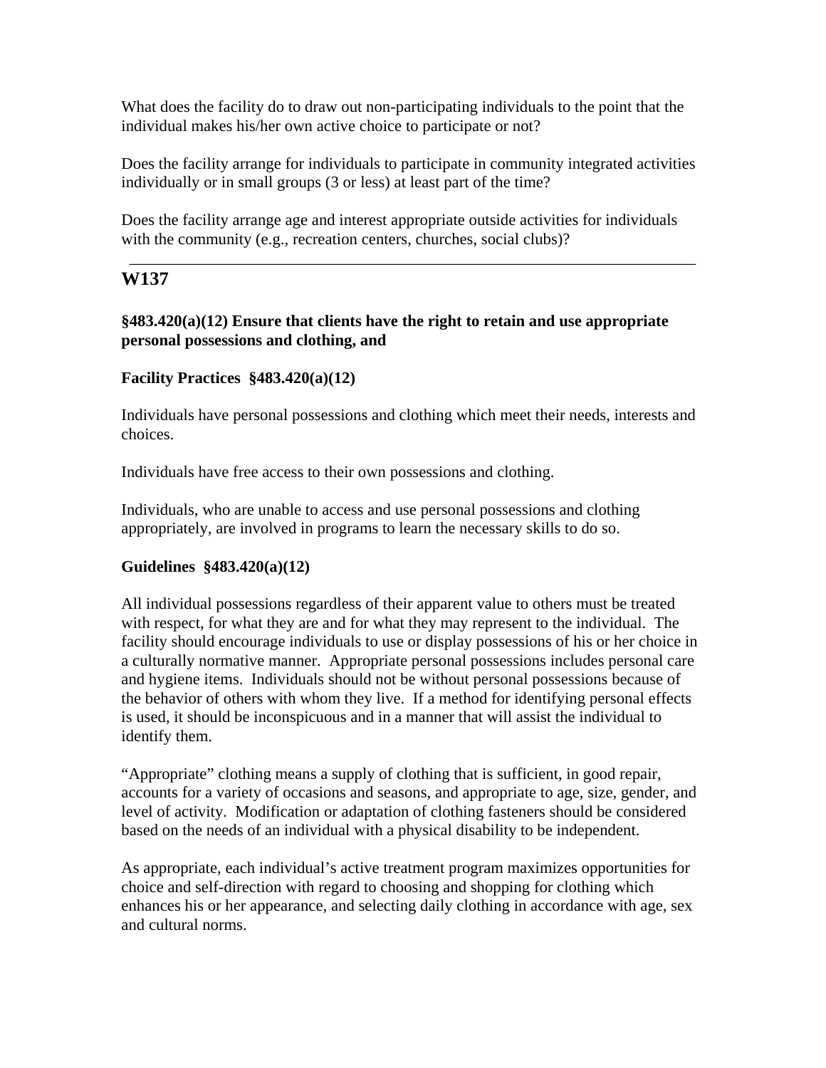What does the facility do to draw out non-participating individuals to the point that the individual makes his/her own active choice to participate or not?

Does the facility arrange for individuals to participate in community integrated activities individually or in small groups (3 or less) at least part of the time?

Does the facility arrange age and interest appropriate outside activities for individuals with the community (e.g., recreation centers, churches, social clubs)?

---

## W137

**§483.420(a)(12) Ensure that clients have the right to retain and use appropriate personal possessions and clothing, and**

**Facility Practices §483.420(a)(12)**

Individuals have personal possessions and clothing which meet their needs, interests and choices.

Individuals have free access to their own possessions and clothing.

Individuals, who are unable to access and use personal possessions and clothing appropriately, are involved in programs to learn the necessary skills to do so.

**Guidelines §483.420(a)(12)**

All individual possessions regardless of their apparent value to others must be treated with respect, for what they are and for what they may represent to the individual. The facility should encourage individuals to use or display possessions of his or her choice in a culturally normative manner. Appropriate personal possessions includes personal care and hygiene items. Individuals should not be without personal possessions because of the behavior of others with whom they live. If a method for identifying personal effects is used, it should be inconspicuous and in a manner that will assist the individual to identify them.

"Appropriate" clothing means a supply of clothing that is sufficient, in good repair, accounts for a variety of occasions and seasons, and appropriate to age, size, gender, and level of activity. Modification or adaptation of clothing fasteners should be considered based on the needs of an individual with a physical disability to be independent.

As appropriate, each individual's active treatment program maximizes opportunities for choice and self-direction with regard to choosing and shopping for clothing which enhances his or her appearance, and selecting daily clothing in accordance with age, sex and cultural norms.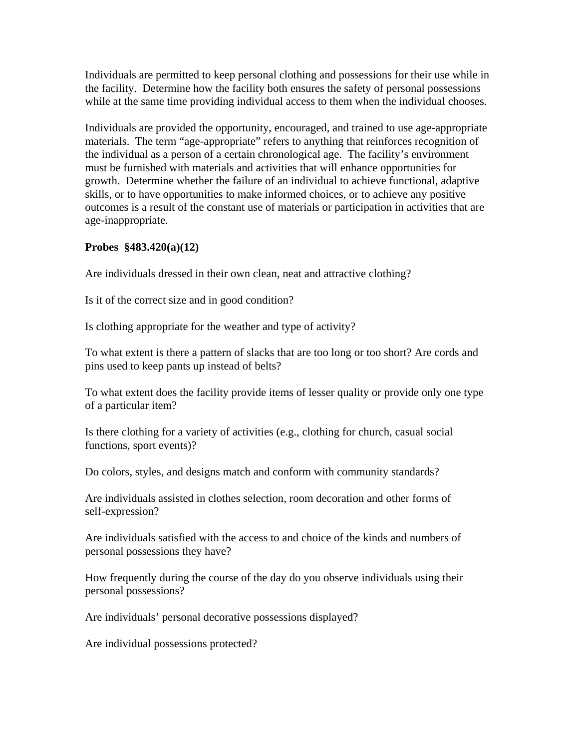Individuals are permitted to keep personal clothing and possessions for their use while in the facility. Determine how the facility both ensures the safety of personal possessions while at the same time providing individual access to them when the individual chooses.

Individuals are provided the opportunity, encouraged, and trained to use age-appropriate materials. The term "age-appropriate" refers to anything that reinforces recognition of the individual as a person of a certain chronological age. The facility's environment must be furnished with materials and activities that will enhance opportunities for growth. Determine whether the failure of an individual to achieve functional, adaptive skills, or to have opportunities to make informed choices, or to achieve any positive outcomes is a result of the constant use of materials or participation in activities that are age-inappropriate.

**Probes §483.420(a)(12)**

Are individuals dressed in their own clean, neat and attractive clothing?

Is it of the correct size and in good condition?

Is clothing appropriate for the weather and type of activity?

To what extent is there a pattern of slacks that are too long or too short? Are cords and pins used to keep pants up instead of belts?

To what extent does the facility provide items of lesser quality or provide only one type of a particular item?

Is there clothing for a variety of activities (e.g., clothing for church, casual social functions, sport events)?

Do colors, styles, and designs match and conform with community standards?

Are individuals assisted in clothes selection, room decoration and other forms of self-expression?

Are individuals satisfied with the access to and choice of the kinds and numbers of personal possessions they have?

How frequently during the course of the day do you observe individuals using their personal possessions?

Are individuals' personal decorative possessions displayed?

Are individual possessions protected?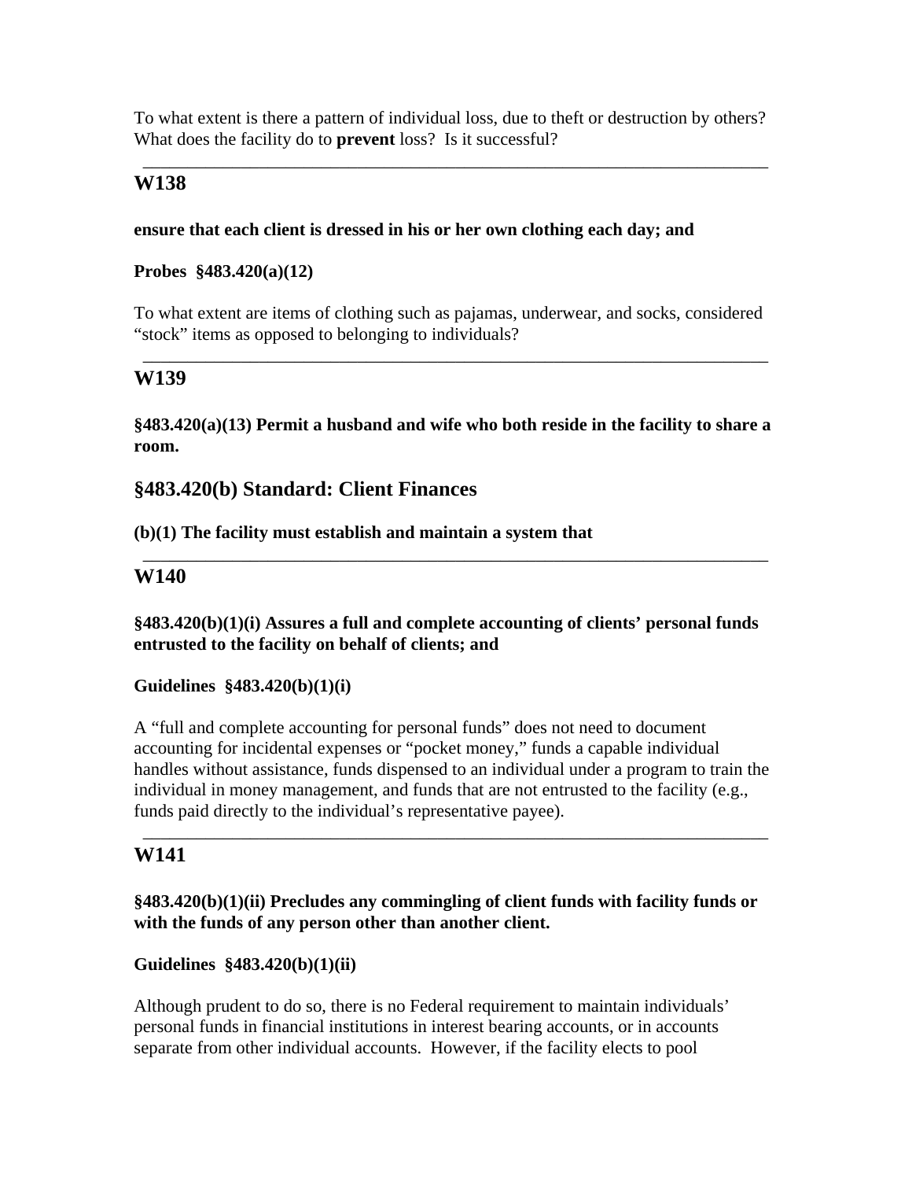To what extent is there a pattern of individual loss, due to theft or destruction by others? What does the facility do to **prevent** loss? Is it successful?

---

## W138

**ensure that each client is dressed in his or her own clothing each day; and**

**Probes §483.420(a)(12)**

To what extent are items of clothing such as pajamas, underwear, and socks, considered "stock" items as opposed to belonging to individuals?

---

## W139

**§483.420(a)(13) Permit a husband and wife who both reside in the facility to share a room.**

## §483.420(b) Standard: Client Finances

**(b)(1) The facility must establish and maintain a system that**

---

## W140

**§483.420(b)(1)(i) Assures a full and complete accounting of clients' personal funds entrusted to the facility on behalf of clients; and**

**Guidelines §483.420(b)(1)(i)**

A "full and complete accounting for personal funds" does not need to document accounting for incidental expenses or "pocket money," funds a capable individual handles without assistance, funds dispensed to an individual under a program to train the individual in money management, and funds that are not entrusted to the facility (e.g., funds paid directly to the individual's representative payee).

---

## W141

**§483.420(b)(1)(ii) Precludes any commingling of client funds with facility funds or with the funds of any person other than another client.**

**Guidelines §483.420(b)(1)(ii)**

Although prudent to do so, there is no Federal requirement to maintain individuals' personal funds in financial institutions in interest bearing accounts, or in accounts separate from other individual accounts. However, if the facility elects to pool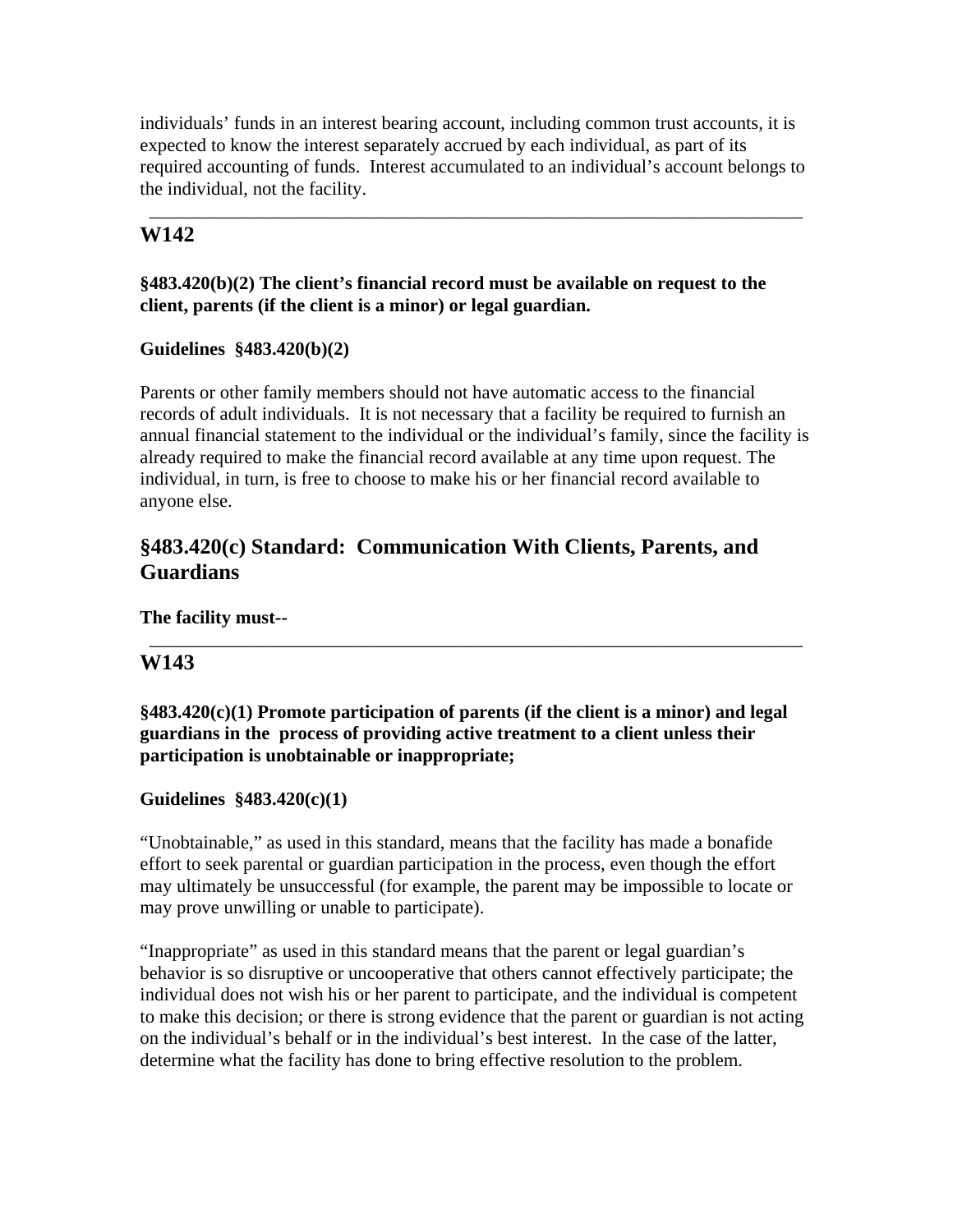individuals' funds in an interest bearing account, including common trust accounts, it is expected to know the interest separately accrued by each individual, as part of its required accounting of funds. Interest accumulated to an individual's account belongs to the individual, not the facility.

---

## W142

**§483.420(b)(2) The client's financial record must be available on request to the client, parents (if the client is a minor) or legal guardian.**

**Guidelines §483.420(b)(2)**

Parents or other family members should not have automatic access to the financial records of adult individuals. It is not necessary that a facility be required to furnish an annual financial statement to the individual or the individual's family, since the facility is already required to make the financial record available at any time upon request. The individual, in turn, is free to choose to make his or her financial record available to anyone else.

## §483.420(c) Standard: Communication With Clients, Parents, and Guardians

**The facility must--**

---

## W143

**§483.420(c)(1) Promote participation of parents (if the client is a minor) and legal guardians in the process of providing active treatment to a client unless their participation is unobtainable or inappropriate;**

**Guidelines §483.420(c)(1)**

"Unobtainable," as used in this standard, means that the facility has made a bonafide effort to seek parental or guardian participation in the process, even though the effort may ultimately be unsuccessful (for example, the parent may be impossible to locate or may prove unwilling or unable to participate).

"Inappropriate" as used in this standard means that the parent or legal guardian's behavior is so disruptive or uncooperative that others cannot effectively participate; the individual does not wish his or her parent to participate, and the individual is competent to make this decision; or there is strong evidence that the parent or guardian is not acting on the individual's behalf or in the individual's best interest. In the case of the latter, determine what the facility has done to bring effective resolution to the problem.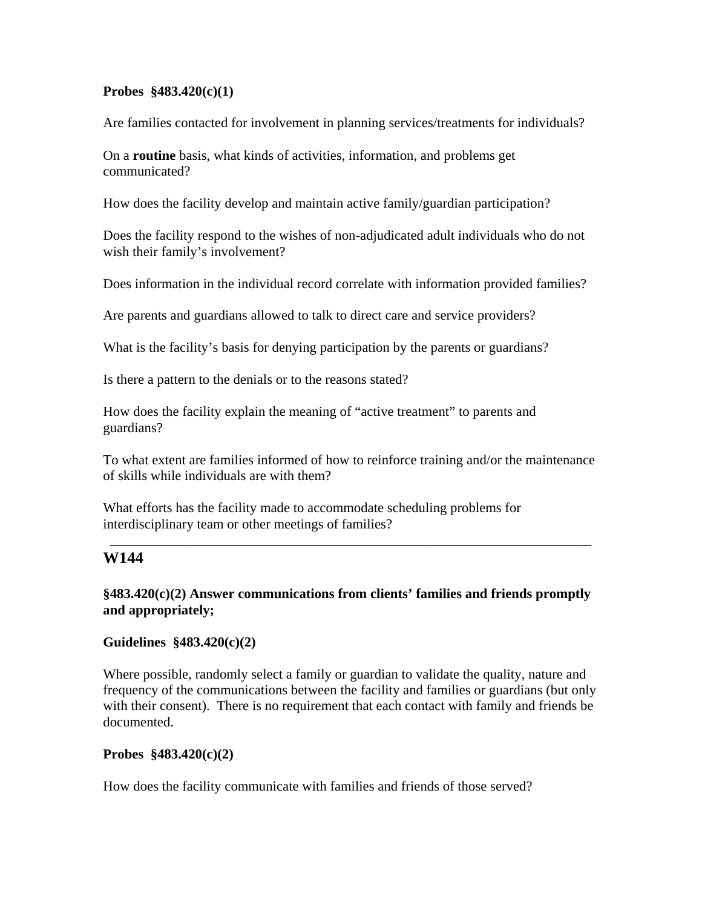**Probes §483.420(c)(1)**

Are families contacted for involvement in planning services/treatments for individuals?

On a **routine** basis, what kinds of activities, information, and problems get communicated?

How does the facility develop and maintain active family/guardian participation?

Does the facility respond to the wishes of non-adjudicated adult individuals who do not wish their family's involvement?

Does information in the individual record correlate with information provided families?

Are parents and guardians allowed to talk to direct care and service providers?

What is the facility's basis for denying participation by the parents or guardians?

Is there a pattern to the denials or to the reasons stated?

How does the facility explain the meaning of "active treatment" to parents and guardians?

To what extent are families informed of how to reinforce training and/or the maintenance of skills while individuals are with them?

What efforts has the facility made to accommodate scheduling problems for interdisciplinary team or other meetings of families?

---

## W144

**§483.420(c)(2) Answer communications from clients' families and friends promptly and appropriately;**

**Guidelines §483.420(c)(2)**

Where possible, randomly select a family or guardian to validate the quality, nature and frequency of the communications between the facility and families or guardians (but only with their consent). There is no requirement that each contact with family and friends be documented.

**Probes §483.420(c)(2)**

How does the facility communicate with families and friends of those served?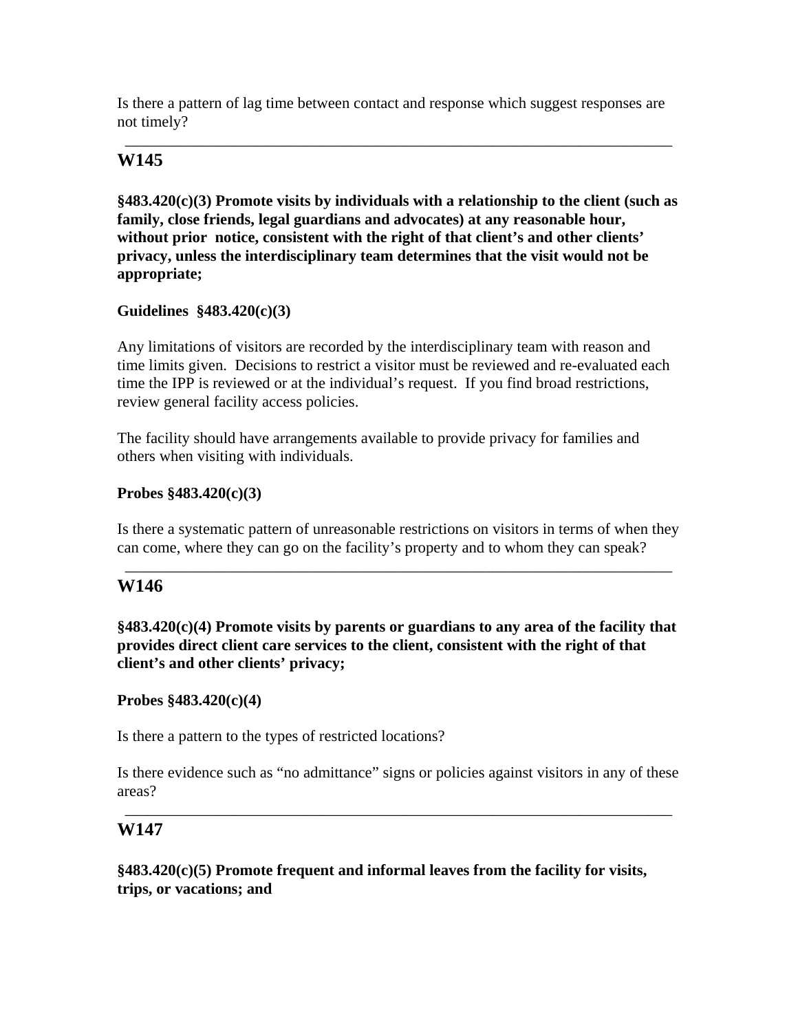Is there a pattern of lag time between contact and response which suggest responses are not timely?

---

## W145

**§483.420(c)(3) Promote visits by individuals with a relationship to the client (such as family, close friends, legal guardians and advocates) at any reasonable hour, without prior notice, consistent with the right of that client's and other clients' privacy, unless the interdisciplinary team determines that the visit would not be appropriate;**

**Guidelines §483.420(c)(3)**

Any limitations of visitors are recorded by the interdisciplinary team with reason and time limits given. Decisions to restrict a visitor must be reviewed and re-evaluated each time the IPP is reviewed or at the individual's request. If you find broad restrictions, review general facility access policies.

The facility should have arrangements available to provide privacy for families and others when visiting with individuals.

**Probes §483.420(c)(3)**

Is there a systematic pattern of unreasonable restrictions on visitors in terms of when they can come, where they can go on the facility's property and to whom they can speak?

---

## W146

**§483.420(c)(4) Promote visits by parents or guardians to any area of the facility that provides direct client care services to the client, consistent with the right of that client's and other clients' privacy;**

**Probes §483.420(c)(4)**

Is there a pattern to the types of restricted locations?

Is there evidence such as "no admittance" signs or policies against visitors in any of these areas?

---

## W147

**§483.420(c)(5) Promote frequent and informal leaves from the facility for visits, trips, or vacations; and**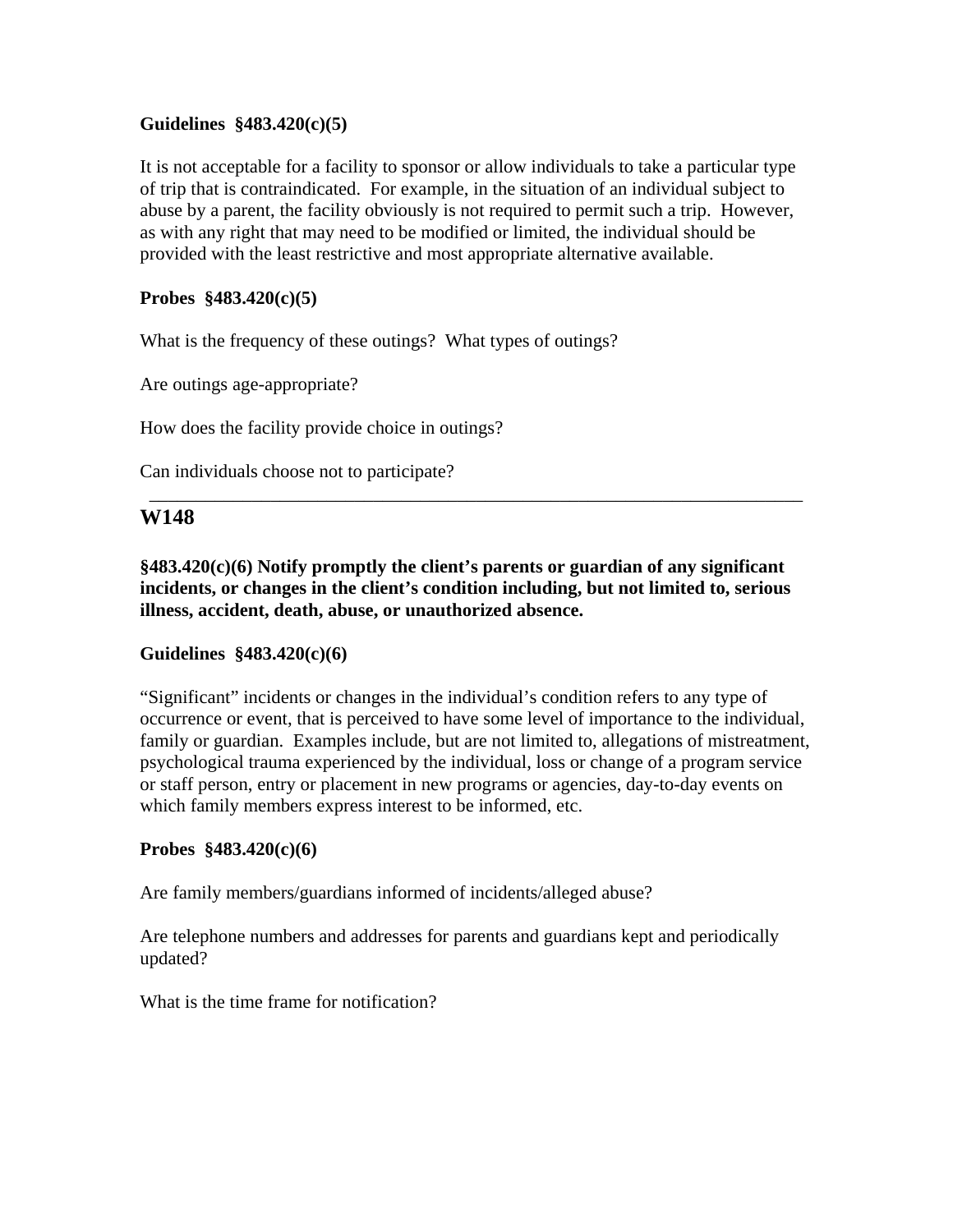**Guidelines §483.420(c)(5)**

It is not acceptable for a facility to sponsor or allow individuals to take a particular type of trip that is contraindicated. For example, in the situation of an individual subject to abuse by a parent, the facility obviously is not required to permit such a trip. However, as with any right that may need to be modified or limited, the individual should be provided with the least restrictive and most appropriate alternative available.

**Probes §483.420(c)(5)**

What is the frequency of these outings? What types of outings?

Are outings age-appropriate?

How does the facility provide choice in outings?

Can individuals choose not to participate?

---

## W148

**§483.420(c)(6) Notify promptly the client's parents or guardian of any significant incidents, or changes in the client's condition including, but not limited to, serious illness, accident, death, abuse, or unauthorized absence.**

**Guidelines §483.420(c)(6)**

"Significant" incidents or changes in the individual's condition refers to any type of occurrence or event, that is perceived to have some level of importance to the individual, family or guardian. Examples include, but are not limited to, allegations of mistreatment, psychological trauma experienced by the individual, loss or change of a program service or staff person, entry or placement in new programs or agencies, day-to-day events on which family members express interest to be informed, etc.

**Probes §483.420(c)(6)**

Are family members/guardians informed of incidents/alleged abuse?

Are telephone numbers and addresses for parents and guardians kept and periodically updated?

What is the time frame for notification?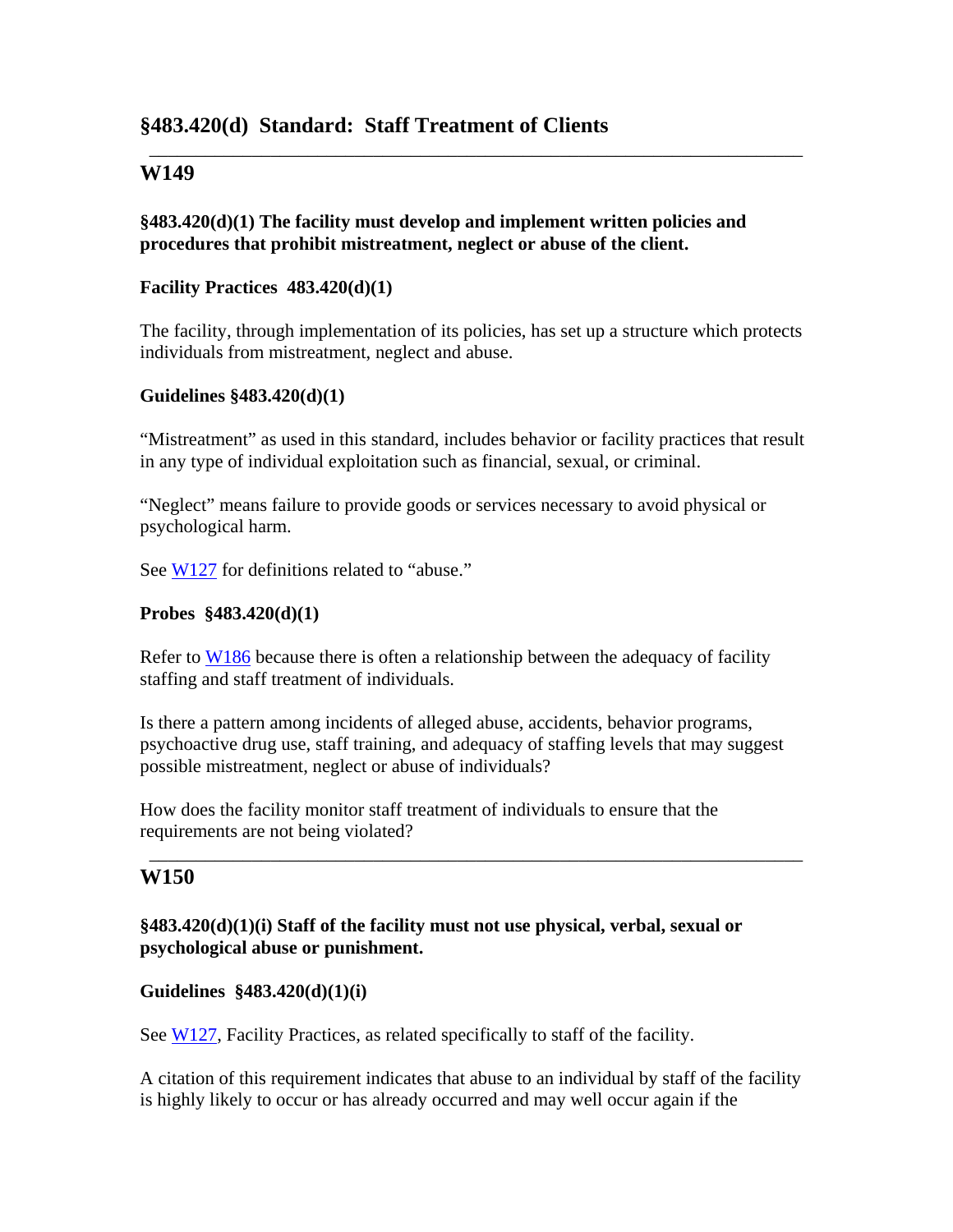## §483.420(d) Standard: Staff Treatment of Clients

---

### W149

**§483.420(d)(1) The facility must develop and implement written policies and procedures that prohibit mistreatment, neglect or abuse of the client.**

**Facility Practices 483.420(d)(1)**

The facility, through implementation of its policies, has set up a structure which protects individuals from mistreatment, neglect and abuse.

**Guidelines §483.420(d)(1)**

"Mistreatment" as used in this standard, includes behavior or facility practices that result in any type of individual exploitation such as financial, sexual, or criminal.

"Neglect" means failure to provide goods or services necessary to avoid physical or psychological harm.

See W127 for definitions related to "abuse."

**Probes §483.420(d)(1)**

Refer to W186 because there is often a relationship between the adequacy of facility staffing and staff treatment of individuals.

Is there a pattern among incidents of alleged abuse, accidents, behavior programs, psychoactive drug use, staff training, and adequacy of staffing levels that may suggest possible mistreatment, neglect or abuse of individuals?

How does the facility monitor staff treatment of individuals to ensure that the requirements are not being violated?

---

### W150

**§483.420(d)(1)(i) Staff of the facility must not use physical, verbal, sexual or psychological abuse or punishment.**

**Guidelines §483.420(d)(1)(i)**

See W127, Facility Practices, as related specifically to staff of the facility.

A citation of this requirement indicates that abuse to an individual by staff of the facility is highly likely to occur or has already occurred and may well occur again if the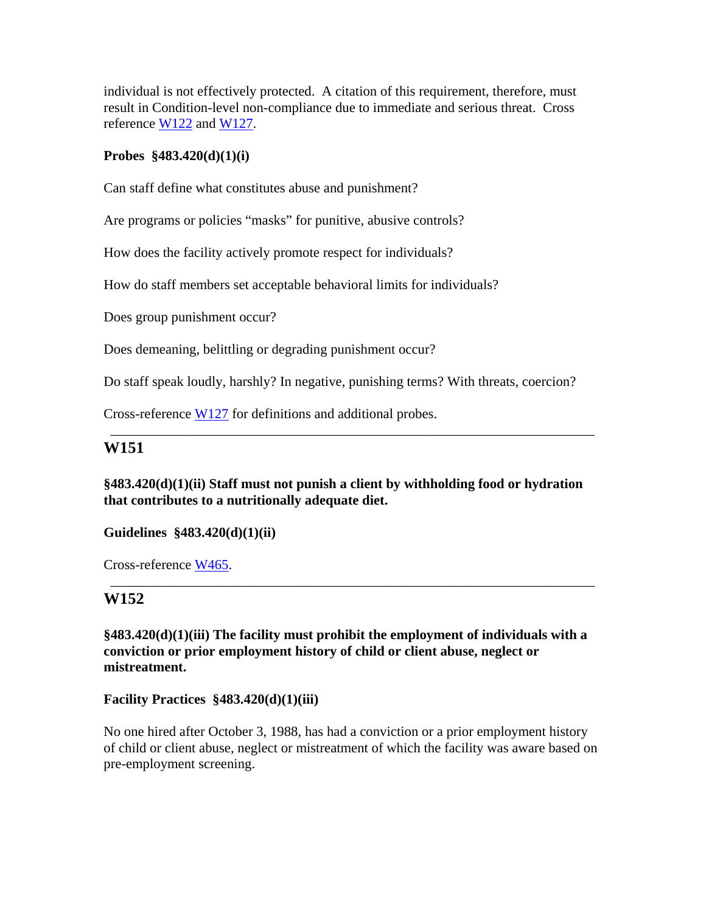individual is not effectively protected. A citation of this requirement, therefore, must result in Condition-level non-compliance due to immediate and serious threat. Cross reference W122 and W127.

**Probes §483.420(d)(1)(i)**

Can staff define what constitutes abuse and punishment?

Are programs or policies "masks" for punitive, abusive controls?

How does the facility actively promote respect for individuals?

How do staff members set acceptable behavioral limits for individuals?

Does group punishment occur?

Does demeaning, belittling or degrading punishment occur?

Do staff speak loudly, harshly? In negative, punishing terms? With threats, coercion?

Cross-reference W127 for definitions and additional probes.

---

## W151

**§483.420(d)(1)(ii) Staff must not punish a client by withholding food or hydration that contributes to a nutritionally adequate diet.**

**Guidelines §483.420(d)(1)(ii)**

Cross-reference W465.

---

## W152

**§483.420(d)(1)(iii) The facility must prohibit the employment of individuals with a conviction or prior employment history of child or client abuse, neglect or mistreatment.**

**Facility Practices §483.420(d)(1)(iii)**

No one hired after October 3, 1988, has had a conviction or a prior employment history of child or client abuse, neglect or mistreatment of which the facility was aware based on pre-employment screening.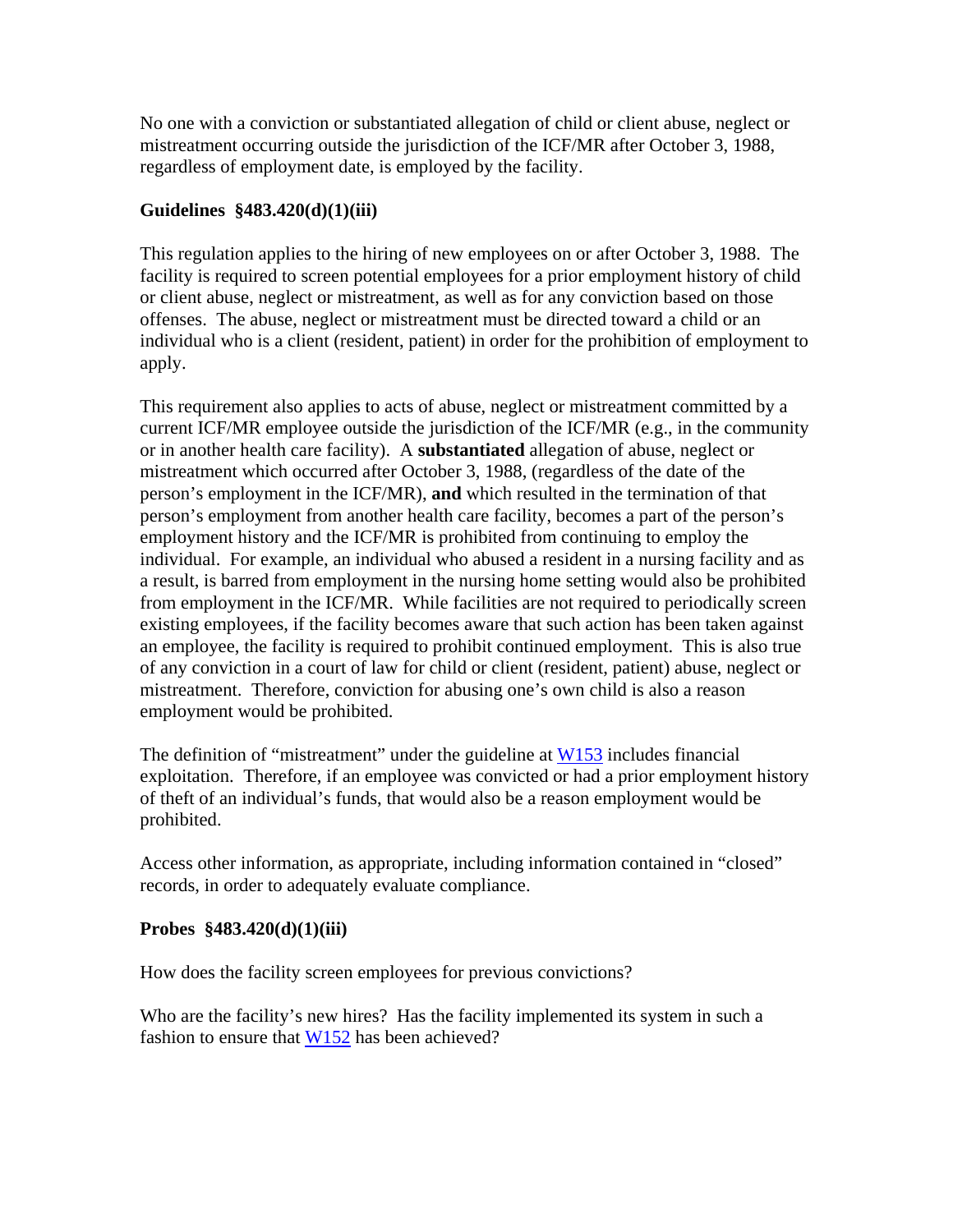No one with a conviction or substantiated allegation of child or client abuse, neglect or mistreatment occurring outside the jurisdiction of the ICF/MR after October 3, 1988, regardless of employment date, is employed by the facility.

**Guidelines §483.420(d)(1)(iii)**

This regulation applies to the hiring of new employees on or after October 3, 1988. The facility is required to screen potential employees for a prior employment history of child or client abuse, neglect or mistreatment, as well as for any conviction based on those offenses. The abuse, neglect or mistreatment must be directed toward a child or an individual who is a client (resident, patient) in order for the prohibition of employment to apply.

This requirement also applies to acts of abuse, neglect or mistreatment committed by a current ICF/MR employee outside the jurisdiction of the ICF/MR (e.g., in the community or in another health care facility). A **substantiated** allegation of abuse, neglect or mistreatment which occurred after October 3, 1988, (regardless of the date of the person's employment in the ICF/MR), **and** which resulted in the termination of that person's employment from another health care facility, becomes a part of the person's employment history and the ICF/MR is prohibited from continuing to employ the individual. For example, an individual who abused a resident in a nursing facility and as a result, is barred from employment in the nursing home setting would also be prohibited from employment in the ICF/MR. While facilities are not required to periodically screen existing employees, if the facility becomes aware that such action has been taken against an employee, the facility is required to prohibit continued employment. This is also true of any conviction in a court of law for child or client (resident, patient) abuse, neglect or mistreatment. Therefore, conviction for abusing one's own child is also a reason employment would be prohibited.

The definition of "mistreatment" under the guideline at W153 includes financial exploitation. Therefore, if an employee was convicted or had a prior employment history of theft of an individual's funds, that would also be a reason employment would be prohibited.

Access other information, as appropriate, including information contained in "closed" records, in order to adequately evaluate compliance.

**Probes §483.420(d)(1)(iii)**

How does the facility screen employees for previous convictions?

Who are the facility's new hires? Has the facility implemented its system in such a fashion to ensure that W152 has been achieved?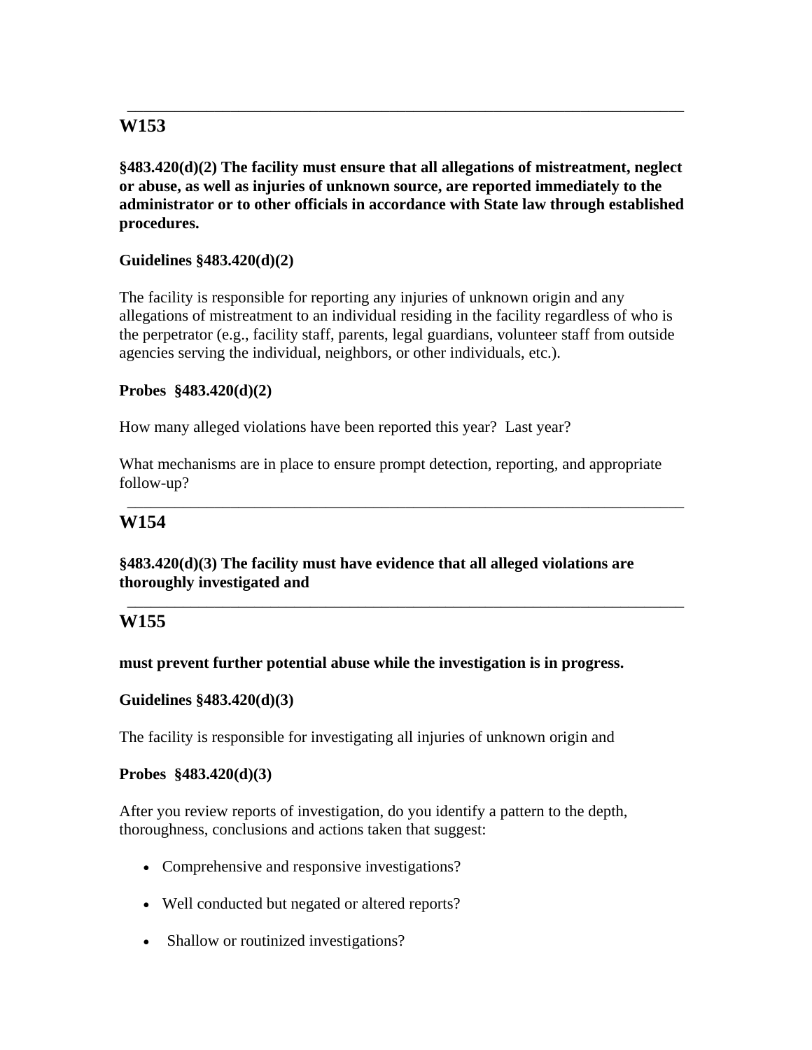---

## W153

**§483.420(d)(2) The facility must ensure that all allegations of mistreatment, neglect or abuse, as well as injuries of unknown source, are reported immediately to the administrator or to other officials in accordance with State law through established procedures.**

**Guidelines §483.420(d)(2)**

The facility is responsible for reporting any injuries of unknown origin and any allegations of mistreatment to an individual residing in the facility regardless of who is the perpetrator (e.g., facility staff, parents, legal guardians, volunteer staff from outside agencies serving the individual, neighbors, or other individuals, etc.).

**Probes §483.420(d)(2)**

How many alleged violations have been reported this year? Last year?

What mechanisms are in place to ensure prompt detection, reporting, and appropriate follow-up?

---

## W154

**§483.420(d)(3) The facility must have evidence that all alleged violations are thoroughly investigated and**

---

## W155

**must prevent further potential abuse while the investigation is in progress.**

**Guidelines §483.420(d)(3)**

The facility is responsible for investigating all injuries of unknown origin and

**Probes §483.420(d)(3)**

After you review reports of investigation, do you identify a pattern to the depth, thoroughness, conclusions and actions taken that suggest:

- Comprehensive and responsive investigations?
- Well conducted but negated or altered reports?
- Shallow or routinized investigations?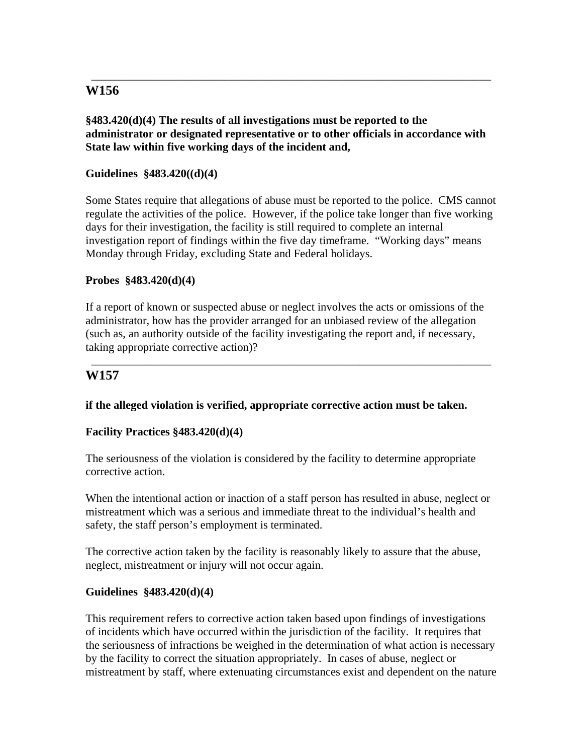---

## W156

**§483.420(d)(4) The results of all investigations must be reported to the administrator or designated representative or to other officials in accordance with State law within five working days of the incident and,**

**Guidelines §483.420((d)(4)**

Some States require that allegations of abuse must be reported to the police. CMS cannot regulate the activities of the police. However, if the police take longer than five working days for their investigation, the facility is still required to complete an internal investigation report of findings within the five day timeframe. "Working days" means Monday through Friday, excluding State and Federal holidays.

**Probes §483.420(d)(4)**

If a report of known or suspected abuse or neglect involves the acts or omissions of the administrator, how has the provider arranged for an unbiased review of the allegation (such as, an authority outside of the facility investigating the report and, if necessary, taking appropriate corrective action)?

---

## W157

**if the alleged violation is verified, appropriate corrective action must be taken.**

**Facility Practices §483.420(d)(4)**

The seriousness of the violation is considered by the facility to determine appropriate corrective action.

When the intentional action or inaction of a staff person has resulted in abuse, neglect or mistreatment which was a serious and immediate threat to the individual's health and safety, the staff person's employment is terminated.

The corrective action taken by the facility is reasonably likely to assure that the abuse, neglect, mistreatment or injury will not occur again.

**Guidelines §483.420(d)(4)**

This requirement refers to corrective action taken based upon findings of investigations of incidents which have occurred within the jurisdiction of the facility. It requires that the seriousness of infractions be weighed in the determination of what action is necessary by the facility to correct the situation appropriately. In cases of abuse, neglect or mistreatment by staff, where extenuating circumstances exist and dependent on the nature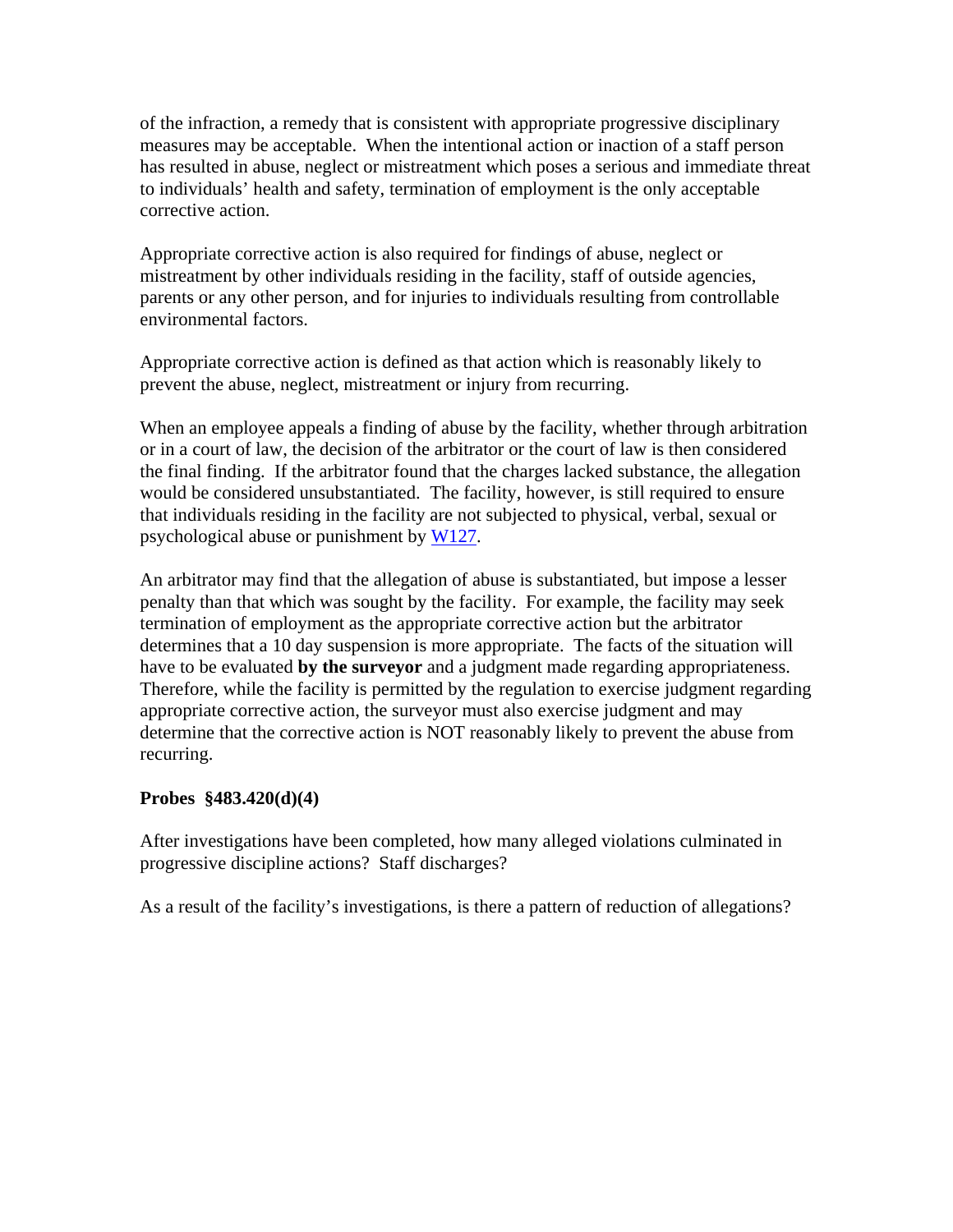of the infraction, a remedy that is consistent with appropriate progressive disciplinary measures may be acceptable. When the intentional action or inaction of a staff person has resulted in abuse, neglect or mistreatment which poses a serious and immediate threat to individuals' health and safety, termination of employment is the only acceptable corrective action.

Appropriate corrective action is also required for findings of abuse, neglect or mistreatment by other individuals residing in the facility, staff of outside agencies, parents or any other person, and for injuries to individuals resulting from controllable environmental factors.

Appropriate corrective action is defined as that action which is reasonably likely to prevent the abuse, neglect, mistreatment or injury from recurring.

When an employee appeals a finding of abuse by the facility, whether through arbitration or in a court of law, the decision of the arbitrator or the court of law is then considered the final finding. If the arbitrator found that the charges lacked substance, the allegation would be considered unsubstantiated. The facility, however, is still required to ensure that individuals residing in the facility are not subjected to physical, verbal, sexual or psychological abuse or punishment by W127.

An arbitrator may find that the allegation of abuse is substantiated, but impose a lesser penalty than that which was sought by the facility. For example, the facility may seek termination of employment as the appropriate corrective action but the arbitrator determines that a 10 day suspension is more appropriate. The facts of the situation will have to be evaluated **by the surveyor** and a judgment made regarding appropriateness. Therefore, while the facility is permitted by the regulation to exercise judgment regarding appropriate corrective action, the surveyor must also exercise judgment and may determine that the corrective action is NOT reasonably likely to prevent the abuse from recurring.

**Probes §483.420(d)(4)**

After investigations have been completed, how many alleged violations culminated in progressive discipline actions? Staff discharges?

As a result of the facility's investigations, is there a pattern of reduction of allegations?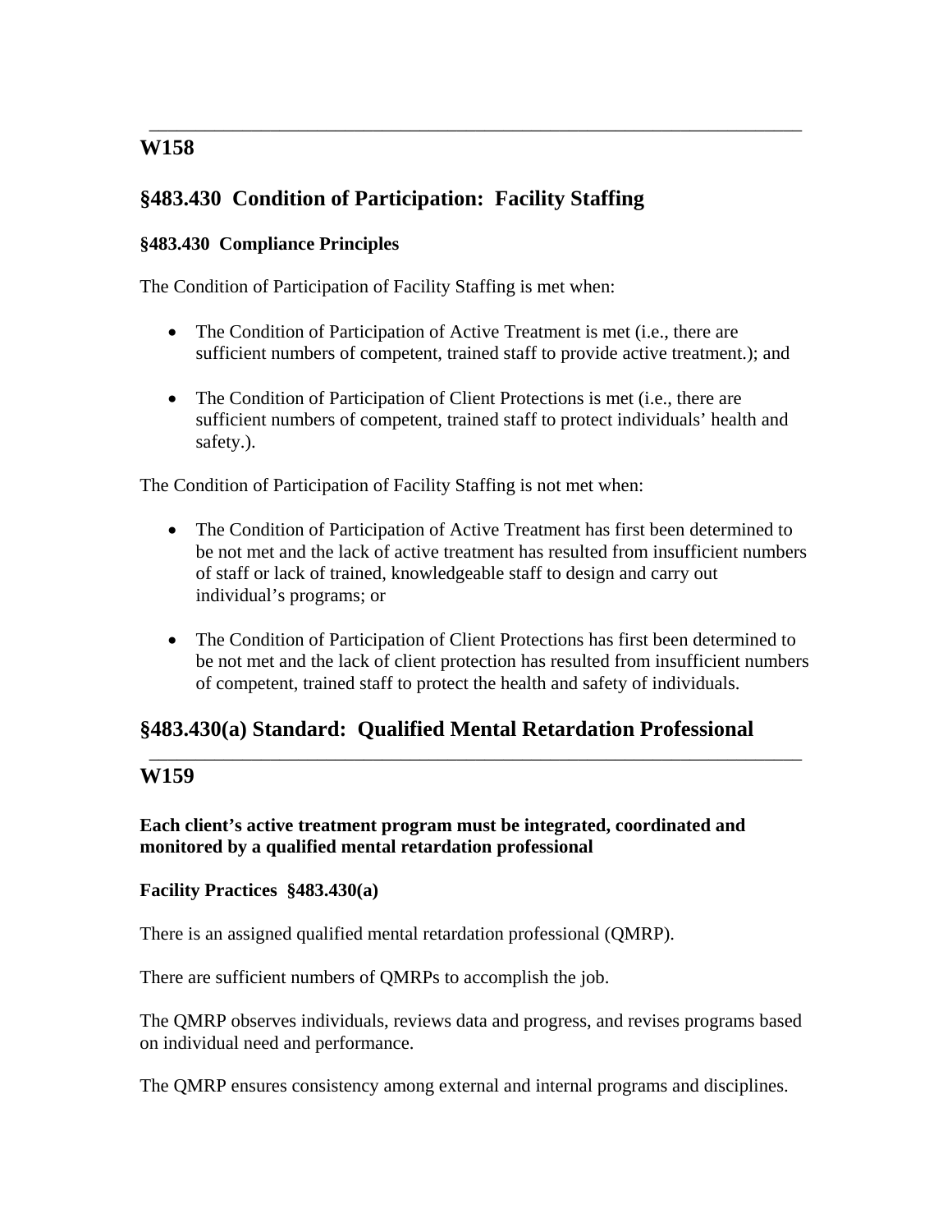---

## W158

## §483.430 Condition of Participation: Facility Staffing

### §483.430 Compliance Principles

The Condition of Participation of Facility Staffing is met when:

- The Condition of Participation of Active Treatment is met (i.e., there are sufficient numbers of competent, trained staff to provide active treatment.); and
- The Condition of Participation of Client Protections is met (i.e., there are sufficient numbers of competent, trained staff to protect individuals' health and safety.).

The Condition of Participation of Facility Staffing is not met when:

- The Condition of Participation of Active Treatment has first been determined to be not met and the lack of active treatment has resulted from insufficient numbers of staff or lack of trained, knowledgeable staff to design and carry out individual's programs; or
- The Condition of Participation of Client Protections has first been determined to be not met and the lack of client protection has resulted from insufficient numbers of competent, trained staff to protect the health and safety of individuals.

## §483.430(a) Standard: Qualified Mental Retardation Professional

---

## W159

**Each client's active treatment program must be integrated, coordinated and monitored by a qualified mental retardation professional**

**Facility Practices §483.430(a)**

There is an assigned qualified mental retardation professional (QMRP).

There are sufficient numbers of QMRPs to accomplish the job.

The QMRP observes individuals, reviews data and progress, and revises programs based on individual need and performance.

The QMRP ensures consistency among external and internal programs and disciplines.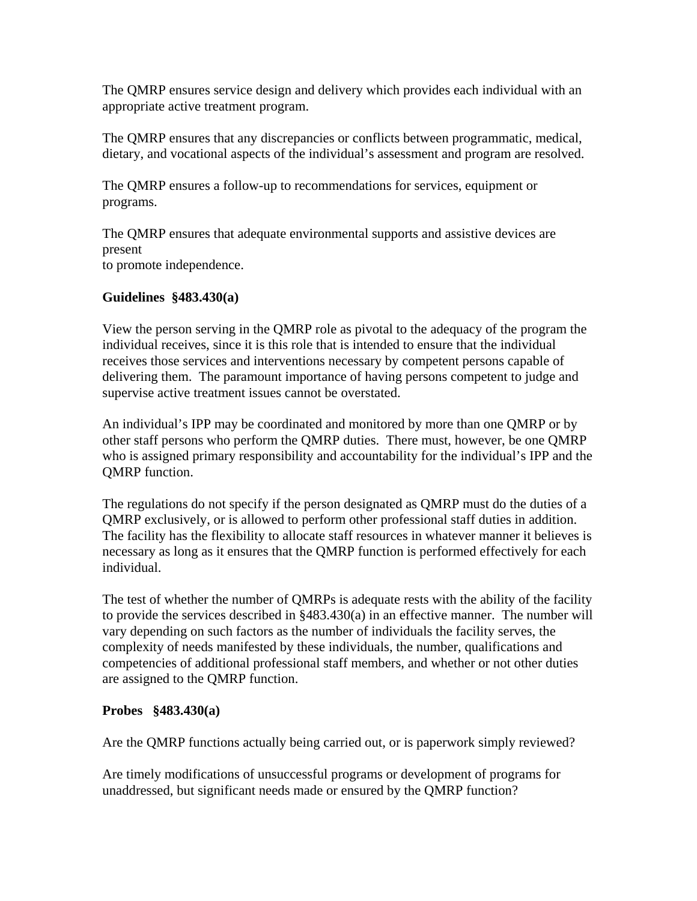The QMRP ensures service design and delivery which provides each individual with an appropriate active treatment program.

The QMRP ensures that any discrepancies or conflicts between programmatic, medical, dietary, and vocational aspects of the individual's assessment and program are resolved.

The QMRP ensures a follow-up to recommendations for services, equipment or programs.

The QMRP ensures that adequate environmental supports and assistive devices are present
to promote independence.

**Guidelines §483.430(a)**

View the person serving in the QMRP role as pivotal to the adequacy of the program the individual receives, since it is this role that is intended to ensure that the individual receives those services and interventions necessary by competent persons capable of delivering them. The paramount importance of having persons competent to judge and supervise active treatment issues cannot be overstated.

An individual's IPP may be coordinated and monitored by more than one QMRP or by other staff persons who perform the QMRP duties. There must, however, be one QMRP who is assigned primary responsibility and accountability for the individual's IPP and the QMRP function.

The regulations do not specify if the person designated as QMRP must do the duties of a QMRP exclusively, or is allowed to perform other professional staff duties in addition. The facility has the flexibility to allocate staff resources in whatever manner it believes is necessary as long as it ensures that the QMRP function is performed effectively for each individual.

The test of whether the number of QMRPs is adequate rests with the ability of the facility to provide the services described in §483.430(a) in an effective manner. The number will vary depending on such factors as the number of individuals the facility serves, the complexity of needs manifested by these individuals, the number, qualifications and competencies of additional professional staff members, and whether or not other duties are assigned to the QMRP function.

**Probes §483.430(a)**

Are the QMRP functions actually being carried out, or is paperwork simply reviewed?

Are timely modifications of unsuccessful programs or development of programs for unaddressed, but significant needs made or ensured by the QMRP function?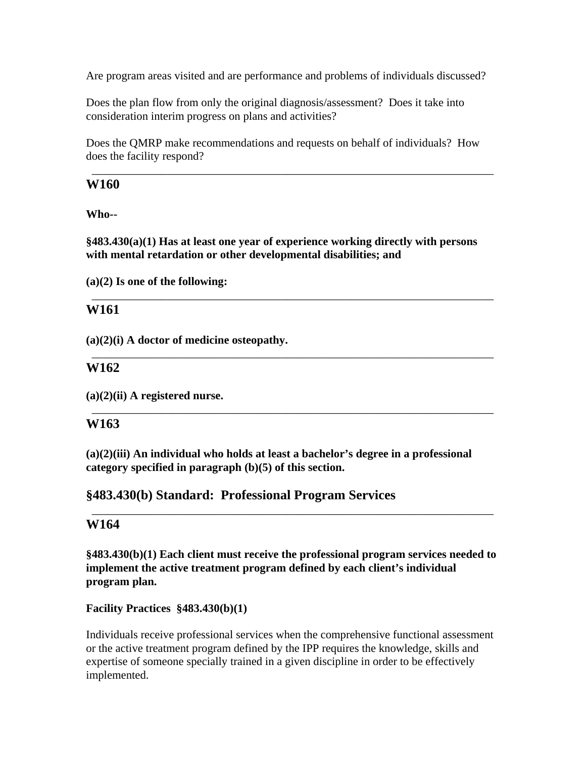Are program areas visited and are performance and problems of individuals discussed?

Does the plan flow from only the original diagnosis/assessment? Does it take into consideration interim progress on plans and activities?

Does the QMRP make recommendations and requests on behalf of individuals? How does the facility respond?

---

## W160

**Who--**

**§483.430(a)(1) Has at least one year of experience working directly with persons with mental retardation or other developmental disabilities; and**

**(a)(2) Is one of the following:**

---

## W161

**(a)(2)(i) A doctor of medicine osteopathy.**

---

## W162

**(a)(2)(ii) A registered nurse.**

---

## W163

**(a)(2)(iii) An individual who holds at least a bachelor's degree in a professional category specified in paragraph (b)(5) of this section.**

## §483.430(b) Standard: Professional Program Services

---

## W164

**§483.430(b)(1) Each client must receive the professional program services needed to implement the active treatment program defined by each client's individual program plan.**

**Facility Practices §483.430(b)(1)**

Individuals receive professional services when the comprehensive functional assessment or the active treatment program defined by the IPP requires the knowledge, skills and expertise of someone specially trained in a given discipline in order to be effectively implemented.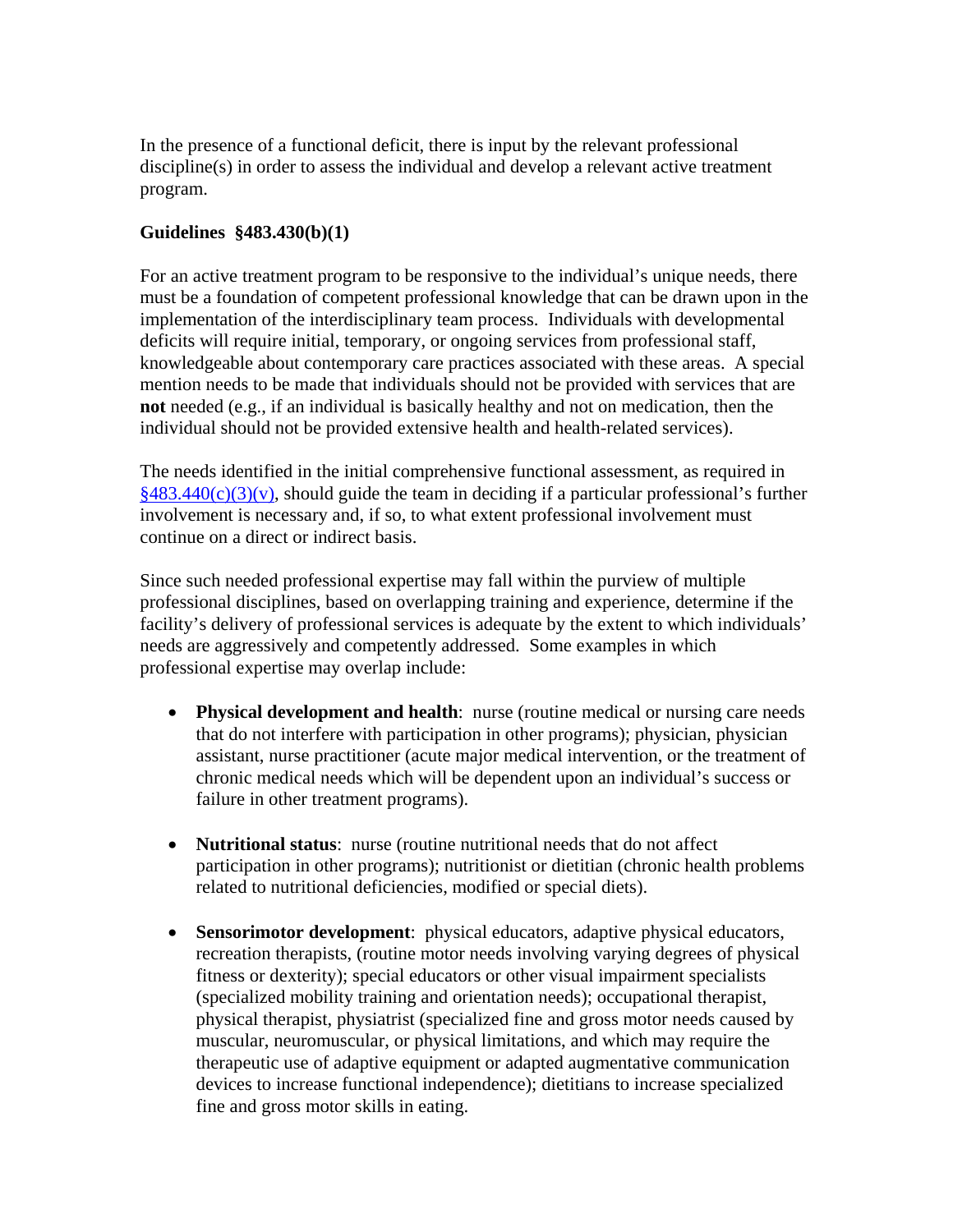In the presence of a functional deficit, there is input by the relevant professional discipline(s) in order to assess the individual and develop a relevant active treatment program.

**Guidelines §483.430(b)(1)**

For an active treatment program to be responsive to the individual's unique needs, there must be a foundation of competent professional knowledge that can be drawn upon in the implementation of the interdisciplinary team process. Individuals with developmental deficits will require initial, temporary, or ongoing services from professional staff, knowledgeable about contemporary care practices associated with these areas. A special mention needs to be made that individuals should not be provided with services that are **not** needed (e.g., if an individual is basically healthy and not on medication, then the individual should not be provided extensive health and health-related services).

The needs identified in the initial comprehensive functional assessment, as required in §483.440(c)(3)(v), should guide the team in deciding if a particular professional's further involvement is necessary and, if so, to what extent professional involvement must continue on a direct or indirect basis.

Since such needed professional expertise may fall within the purview of multiple professional disciplines, based on overlapping training and experience, determine if the facility's delivery of professional services is adequate by the extent to which individuals' needs are aggressively and competently addressed. Some examples in which professional expertise may overlap include:

- **Physical development and health**: nurse (routine medical or nursing care needs that do not interfere with participation in other programs); physician, physician assistant, nurse practitioner (acute major medical intervention, or the treatment of chronic medical needs which will be dependent upon an individual's success or failure in other treatment programs).

- **Nutritional status**: nurse (routine nutritional needs that do not affect participation in other programs); nutritionist or dietitian (chronic health problems related to nutritional deficiencies, modified or special diets).

- **Sensorimotor development**: physical educators, adaptive physical educators, recreation therapists, (routine motor needs involving varying degrees of physical fitness or dexterity); special educators or other visual impairment specialists (specialized mobility training and orientation needs); occupational therapist, physical therapist, physiatrist (specialized fine and gross motor needs caused by muscular, neuromuscular, or physical limitations, and which may require the therapeutic use of adaptive equipment or adapted augmentative communication devices to increase functional independence); dietitians to increase specialized fine and gross motor skills in eating.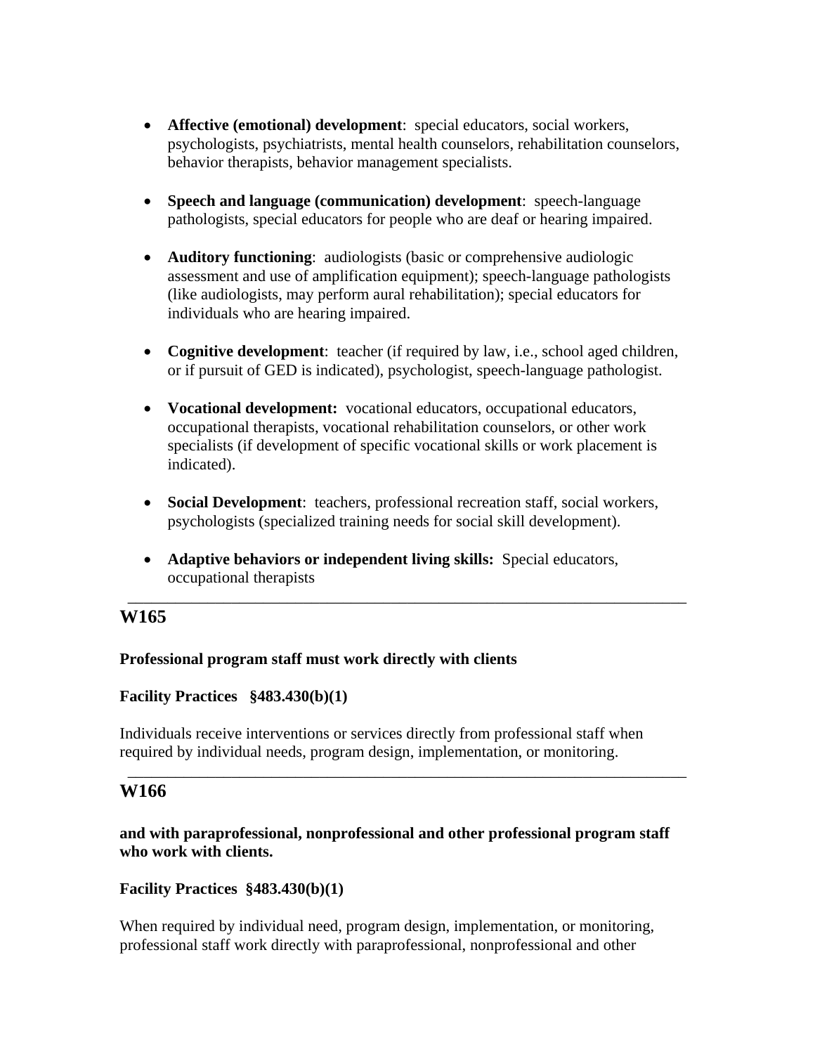- **Affective (emotional) development**: special educators, social workers, psychologists, psychiatrists, mental health counselors, rehabilitation counselors, behavior therapists, behavior management specialists.

- **Speech and language (communication) development**: speech-language pathologists, special educators for people who are deaf or hearing impaired.

- **Auditory functioning**: audiologists (basic or comprehensive audiologic assessment and use of amplification equipment); speech-language pathologists (like audiologists, may perform aural rehabilitation); special educators for individuals who are hearing impaired.

- **Cognitive development**: teacher (if required by law, i.e., school aged children, or if pursuit of GED is indicated), psychologist, speech-language pathologist.

- **Vocational development:** vocational educators, occupational educators, occupational therapists, vocational rehabilitation counselors, or other work specialists (if development of specific vocational skills or work placement is indicated).

- **Social Development**: teachers, professional recreation staff, social workers, psychologists (specialized training needs for social skill development).

- **Adaptive behaviors or independent living skills:** Special educators, occupational therapists

---

## W165

**Professional program staff must work directly with clients**

**Facility Practices §483.430(b)(1)**

Individuals receive interventions or services directly from professional staff when required by individual needs, program design, implementation, or monitoring.

---

## W166

**and with paraprofessional, nonprofessional and other professional program staff who work with clients.**

**Facility Practices §483.430(b)(1)**

When required by individual need, program design, implementation, or monitoring, professional staff work directly with paraprofessional, nonprofessional and other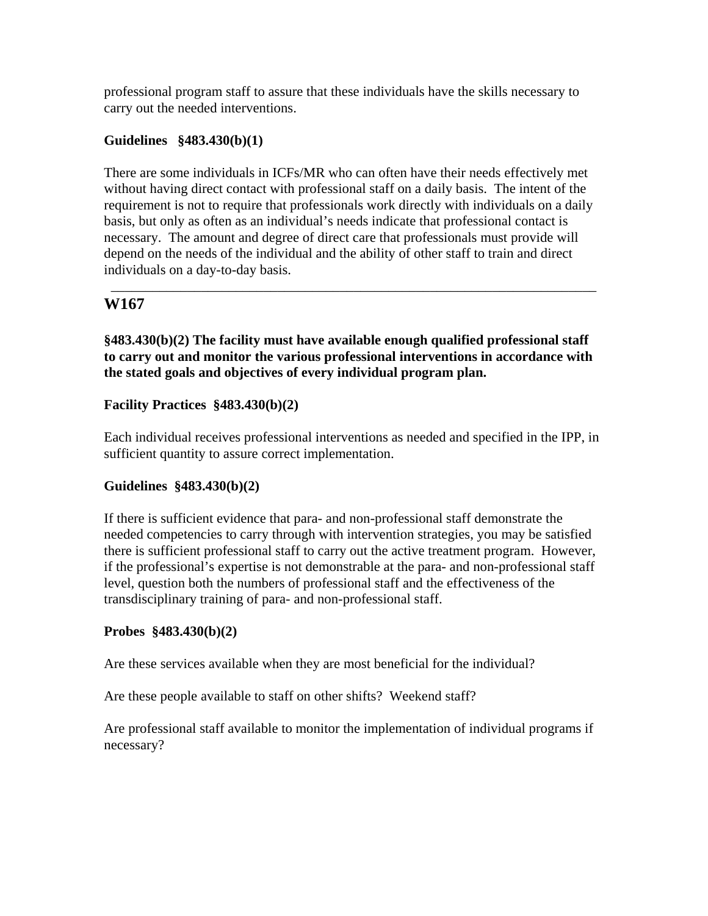professional program staff to assure that these individuals have the skills necessary to carry out the needed interventions.

**Guidelines §483.430(b)(1)**

There are some individuals in ICFs/MR who can often have their needs effectively met without having direct contact with professional staff on a daily basis. The intent of the requirement is not to require that professionals work directly with individuals on a daily basis, but only as often as an individual's needs indicate that professional contact is necessary. The amount and degree of direct care that professionals must provide will depend on the needs of the individual and the ability of other staff to train and direct individuals on a day-to-day basis.

---

## W167

**§483.430(b)(2) The facility must have available enough qualified professional staff to carry out and monitor the various professional interventions in accordance with the stated goals and objectives of every individual program plan.**

**Facility Practices §483.430(b)(2)**

Each individual receives professional interventions as needed and specified in the IPP, in sufficient quantity to assure correct implementation.

**Guidelines §483.430(b)(2)**

If there is sufficient evidence that para- and non-professional staff demonstrate the needed competencies to carry through with intervention strategies, you may be satisfied there is sufficient professional staff to carry out the active treatment program. However, if the professional's expertise is not demonstrable at the para- and non-professional staff level, question both the numbers of professional staff and the effectiveness of the transdisciplinary training of para- and non-professional staff.

**Probes §483.430(b)(2)**

Are these services available when they are most beneficial for the individual?

Are these people available to staff on other shifts? Weekend staff?

Are professional staff available to monitor the implementation of individual programs if necessary?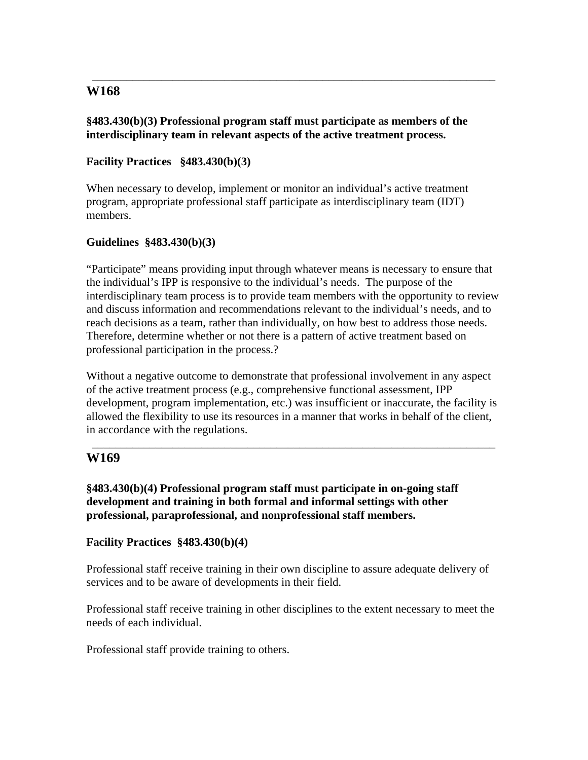---

## W168

**§483.430(b)(3) Professional program staff must participate as members of the interdisciplinary team in relevant aspects of the active treatment process.**

**Facility Practices §483.430(b)(3)**

When necessary to develop, implement or monitor an individual's active treatment program, appropriate professional staff participate as interdisciplinary team (IDT) members.

**Guidelines §483.430(b)(3)**

"Participate" means providing input through whatever means is necessary to ensure that the individual's IPP is responsive to the individual's needs. The purpose of the interdisciplinary team process is to provide team members with the opportunity to review and discuss information and recommendations relevant to the individual's needs, and to reach decisions as a team, rather than individually, on how best to address those needs. Therefore, determine whether or not there is a pattern of active treatment based on professional participation in the process.?

Without a negative outcome to demonstrate that professional involvement in any aspect of the active treatment process (e.g., comprehensive functional assessment, IPP development, program implementation, etc.) was insufficient or inaccurate, the facility is allowed the flexibility to use its resources in a manner that works in behalf of the client, in accordance with the regulations.

---

## W169

**§483.430(b)(4) Professional program staff must participate in on-going staff development and training in both formal and informal settings with other professional, paraprofessional, and nonprofessional staff members.**

**Facility Practices §483.430(b)(4)**

Professional staff receive training in their own discipline to assure adequate delivery of services and to be aware of developments in their field.

Professional staff receive training in other disciplines to the extent necessary to meet the needs of each individual.

Professional staff provide training to others.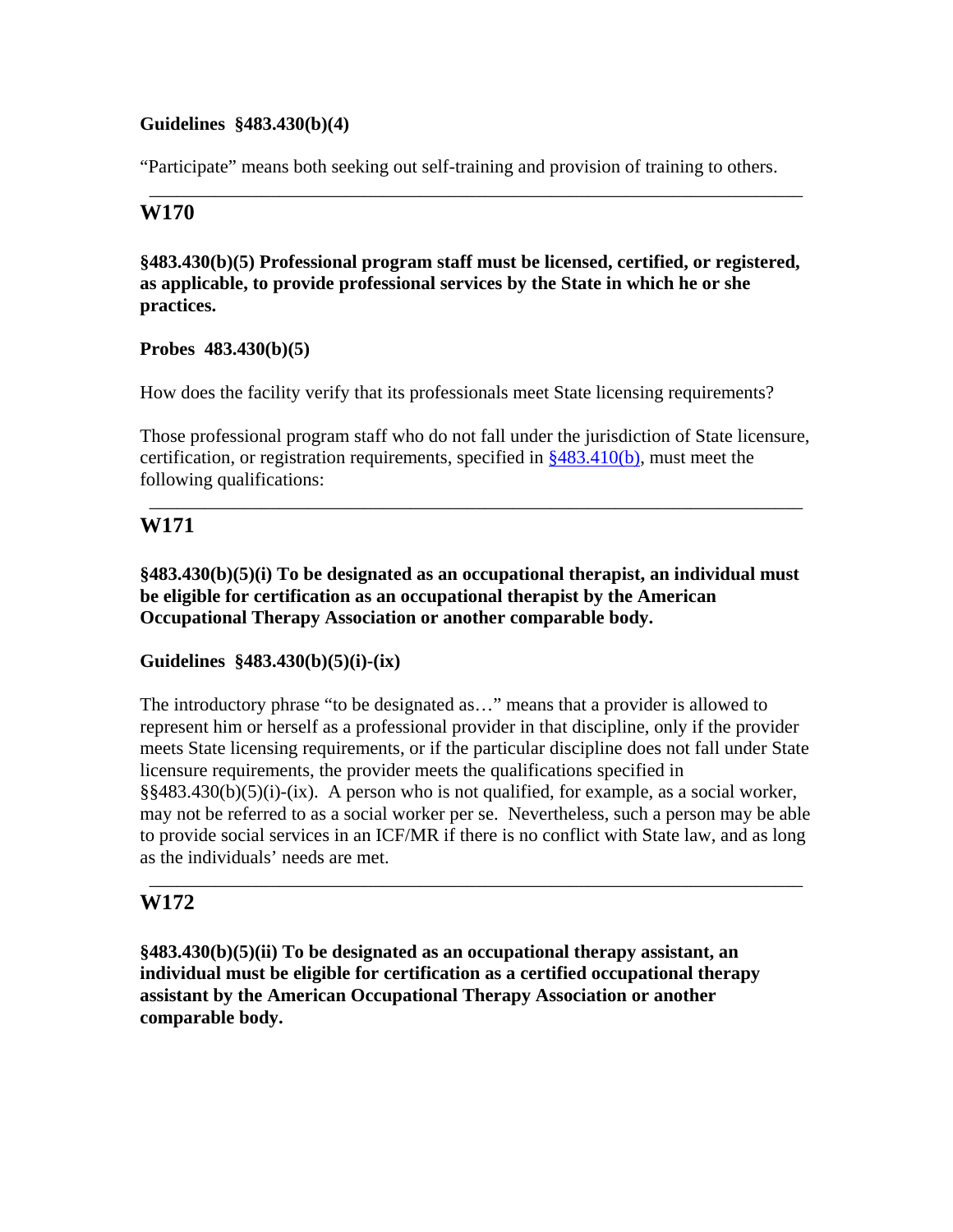**Guidelines §483.430(b)(4)**

"Participate" means both seeking out self-training and provision of training to others.

---

## W170

**§483.430(b)(5) Professional program staff must be licensed, certified, or registered, as applicable, to provide professional services by the State in which he or she practices.**

**Probes 483.430(b)(5)**

How does the facility verify that its professionals meet State licensing requirements?

Those professional program staff who do not fall under the jurisdiction of State licensure, certification, or registration requirements, specified in §483.410(b), must meet the following qualifications:

---

## W171

**§483.430(b)(5)(i) To be designated as an occupational therapist, an individual must be eligible for certification as an occupational therapist by the American Occupational Therapy Association or another comparable body.**

**Guidelines §483.430(b)(5)(i)-(ix)**

The introductory phrase "to be designated as…" means that a provider is allowed to represent him or herself as a professional provider in that discipline, only if the provider meets State licensing requirements, or if the particular discipline does not fall under State licensure requirements, the provider meets the qualifications specified in §§483.430(b)(5)(i)-(ix). A person who is not qualified, for example, as a social worker, may not be referred to as a social worker per se. Nevertheless, such a person may be able to provide social services in an ICF/MR if there is no conflict with State law, and as long as the individuals' needs are met.

---

## W172

**§483.430(b)(5)(ii) To be designated as an occupational therapy assistant, an individual must be eligible for certification as a certified occupational therapy assistant by the American Occupational Therapy Association or another comparable body.**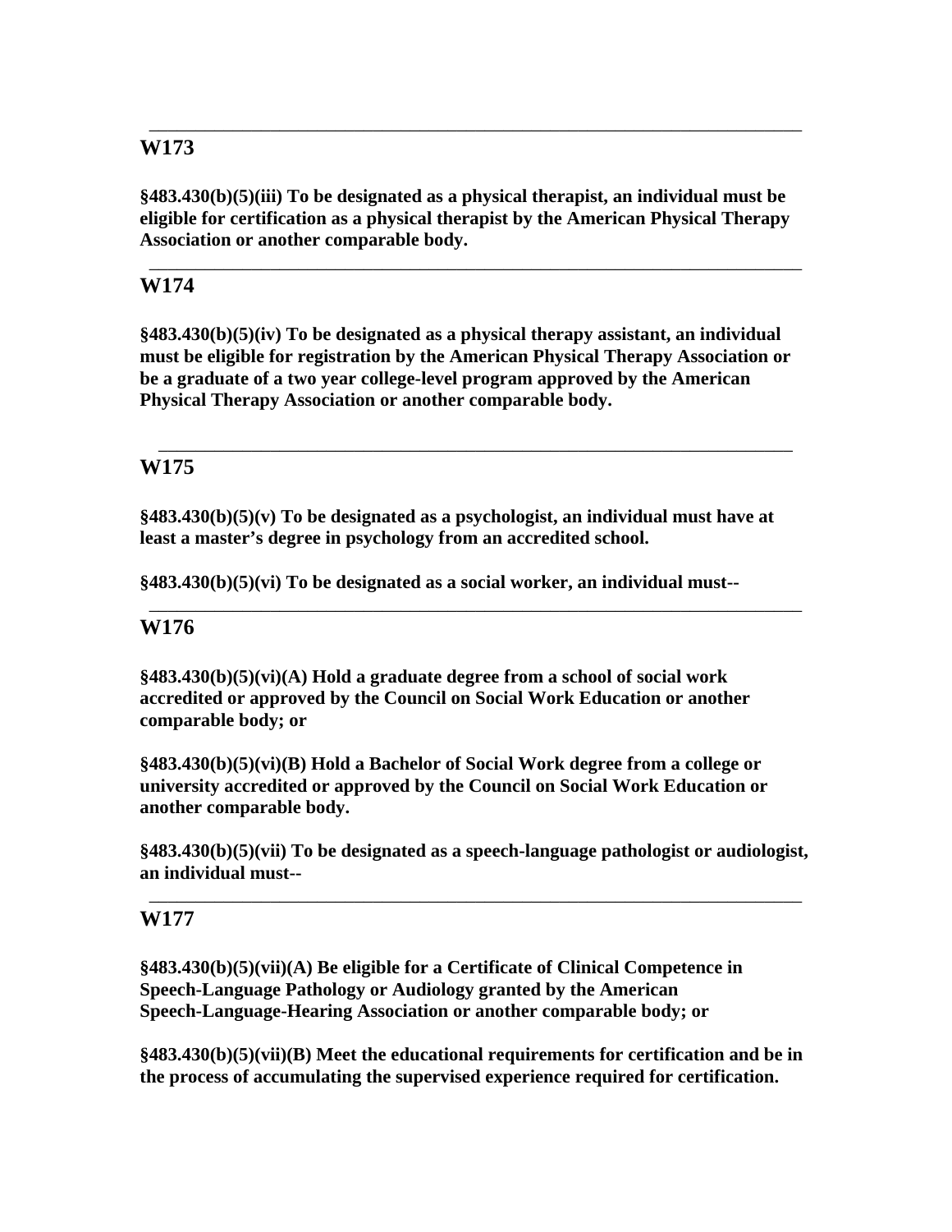---

## W173

**§483.430(b)(5)(iii) To be designated as a physical therapist, an individual must be eligible for certification as a physical therapist by the American Physical Therapy Association or another comparable body.**

---

## W174

**§483.430(b)(5)(iv) To be designated as a physical therapy assistant, an individual must be eligible for registration by the American Physical Therapy Association or be a graduate of a two year college-level program approved by the American Physical Therapy Association or another comparable body.**

---

## W175

**§483.430(b)(5)(v) To be designated as a psychologist, an individual must have at least a master's degree in psychology from an accredited school.**

**§483.430(b)(5)(vi) To be designated as a social worker, an individual must--**

---

## W176

**§483.430(b)(5)(vi)(A) Hold a graduate degree from a school of social work accredited or approved by the Council on Social Work Education or another comparable body; or**

**§483.430(b)(5)(vi)(B) Hold a Bachelor of Social Work degree from a college or university accredited or approved by the Council on Social Work Education or another comparable body.**

**§483.430(b)(5)(vii) To be designated as a speech-language pathologist or audiologist, an individual must--**

---

## W177

**§483.430(b)(5)(vii)(A) Be eligible for a Certificate of Clinical Competence in Speech-Language Pathology or Audiology granted by the American Speech-Language-Hearing Association or another comparable body; or**

**§483.430(b)(5)(vii)(B) Meet the educational requirements for certification and be in the process of accumulating the supervised experience required for certification.**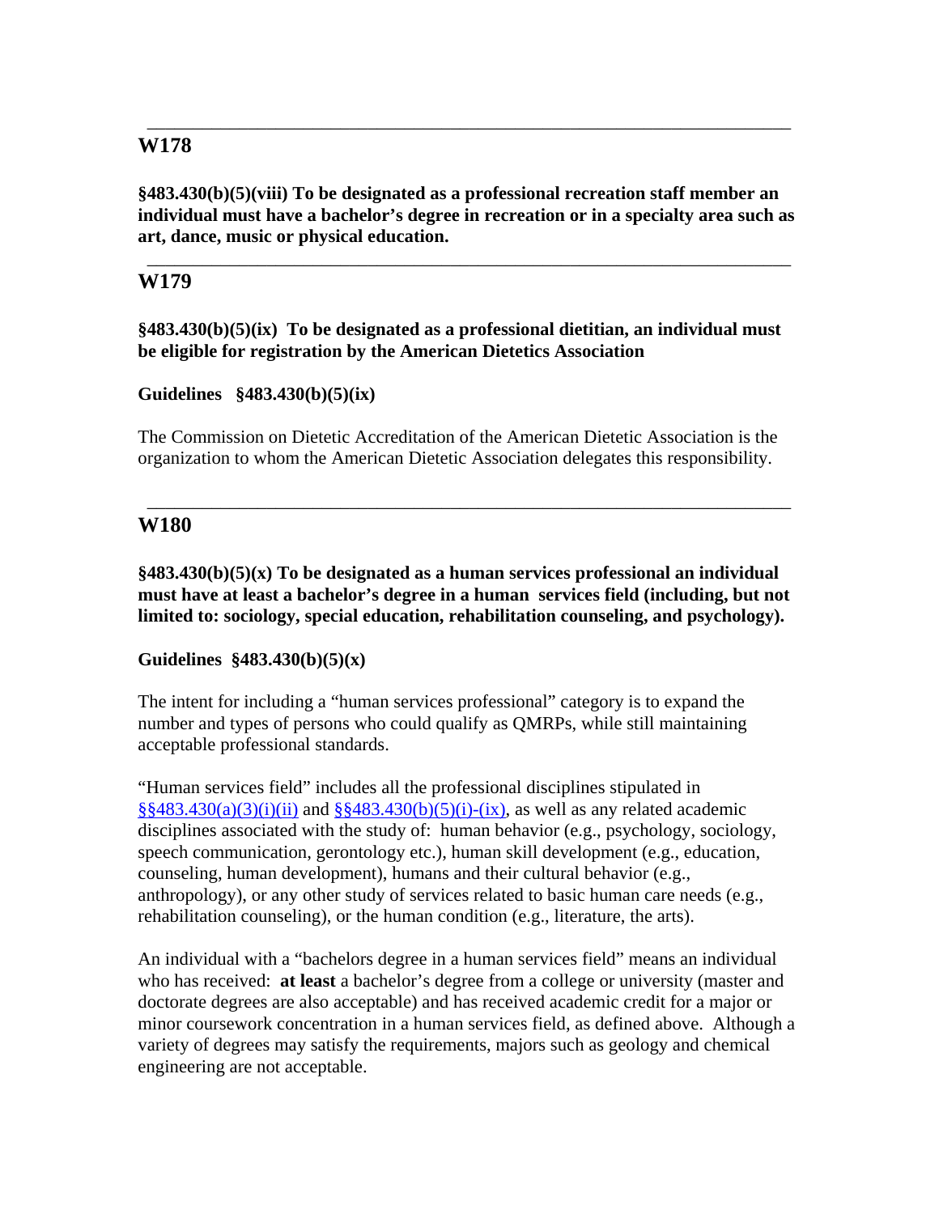---

## W178

**§483.430(b)(5)(viii) To be designated as a professional recreation staff member an individual must have a bachelor's degree in recreation or in a specialty area such as art, dance, music or physical education.**

---

## W179

**§483.430(b)(5)(ix) To be designated as a professional dietitian, an individual must be eligible for registration by the American Dietetics Association**

**Guidelines §483.430(b)(5)(ix)**

The Commission on Dietetic Accreditation of the American Dietetic Association is the organization to whom the American Dietetic Association delegates this responsibility.

---

## W180

**§483.430(b)(5)(x) To be designated as a human services professional an individual must have at least a bachelor's degree in a human services field (including, but not limited to: sociology, special education, rehabilitation counseling, and psychology).**

**Guidelines §483.430(b)(5)(x)**

The intent for including a "human services professional" category is to expand the number and types of persons who could qualify as QMRPs, while still maintaining acceptable professional standards.

"Human services field" includes all the professional disciplines stipulated in §§483.430(a)(3)(i)(ii) and §§483.430(b)(5)(i)-(ix), as well as any related academic disciplines associated with the study of: human behavior (e.g., psychology, sociology, speech communication, gerontology etc.), human skill development (e.g., education, counseling, human development), humans and their cultural behavior (e.g., anthropology), or any other study of services related to basic human care needs (e.g., rehabilitation counseling), or the human condition (e.g., literature, the arts).

An individual with a "bachelors degree in a human services field" means an individual who has received: **at least** a bachelor's degree from a college or university (master and doctorate degrees are also acceptable) and has received academic credit for a major or minor coursework concentration in a human services field, as defined above. Although a variety of degrees may satisfy the requirements, majors such as geology and chemical engineering are not acceptable.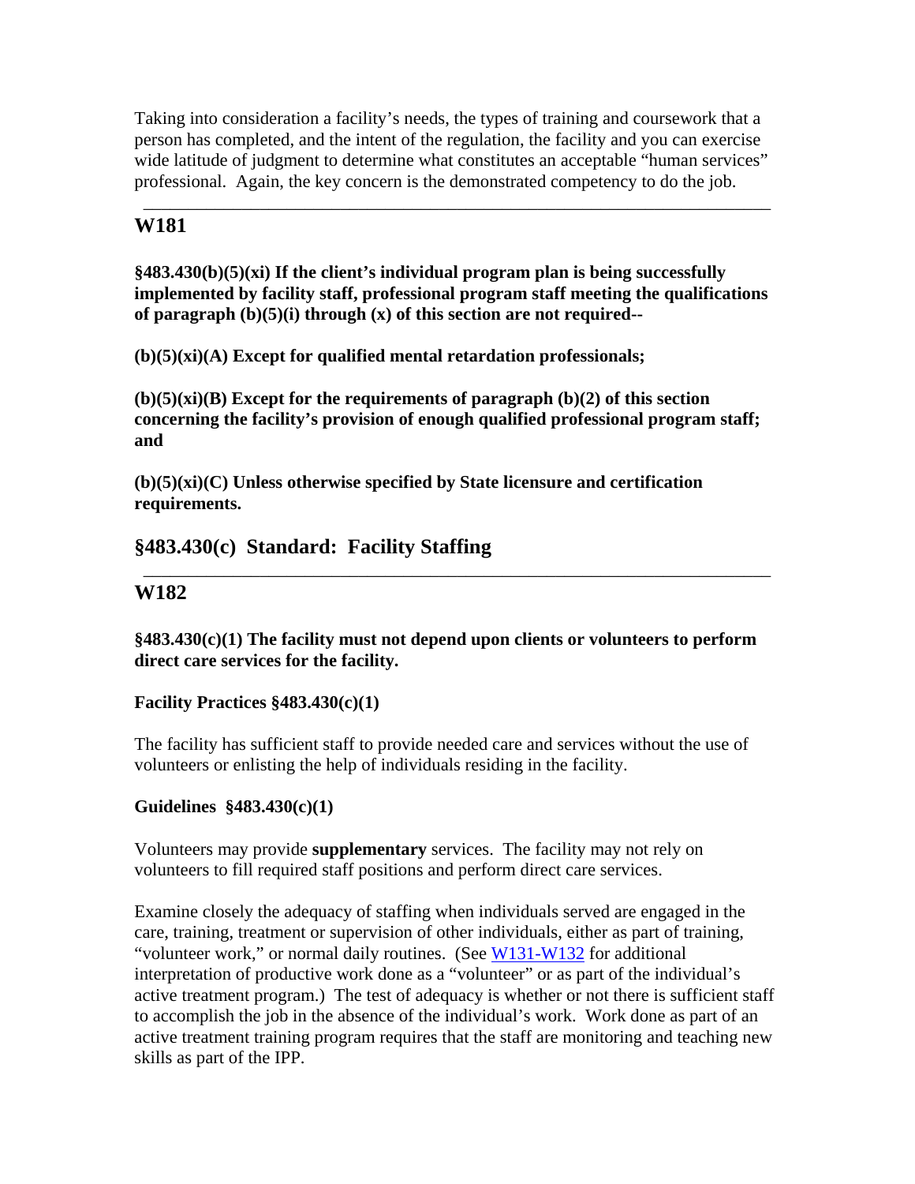Taking into consideration a facility's needs, the types of training and coursework that a person has completed, and the intent of the regulation, the facility and you can exercise wide latitude of judgment to determine what constitutes an acceptable "human services" professional. Again, the key concern is the demonstrated competency to do the job.

---

## W181

**§483.430(b)(5)(xi) If the client's individual program plan is being successfully implemented by facility staff, professional program staff meeting the qualifications of paragraph (b)(5)(i) through (x) of this section are not required--**

**(b)(5)(xi)(A) Except for qualified mental retardation professionals;**

**(b)(5)(xi)(B) Except for the requirements of paragraph (b)(2) of this section concerning the facility's provision of enough qualified professional program staff; and**

**(b)(5)(xi)(C) Unless otherwise specified by State licensure and certification requirements.**

## §483.430(c) Standard: Facility Staffing

---

## W182

**§483.430(c)(1) The facility must not depend upon clients or volunteers to perform direct care services for the facility.**

**Facility Practices §483.430(c)(1)**

The facility has sufficient staff to provide needed care and services without the use of volunteers or enlisting the help of individuals residing in the facility.

**Guidelines §483.430(c)(1)**

Volunteers may provide **supplementary** services. The facility may not rely on volunteers to fill required staff positions and perform direct care services.

Examine closely the adequacy of staffing when individuals served are engaged in the care, training, treatment or supervision of other individuals, either as part of training, "volunteer work," or normal daily routines. (See W131-W132 for additional interpretation of productive work done as a "volunteer" or as part of the individual's active treatment program.) The test of adequacy is whether or not there is sufficient staff to accomplish the job in the absence of the individual's work. Work done as part of an active treatment training program requires that the staff are monitoring and teaching new skills as part of the IPP.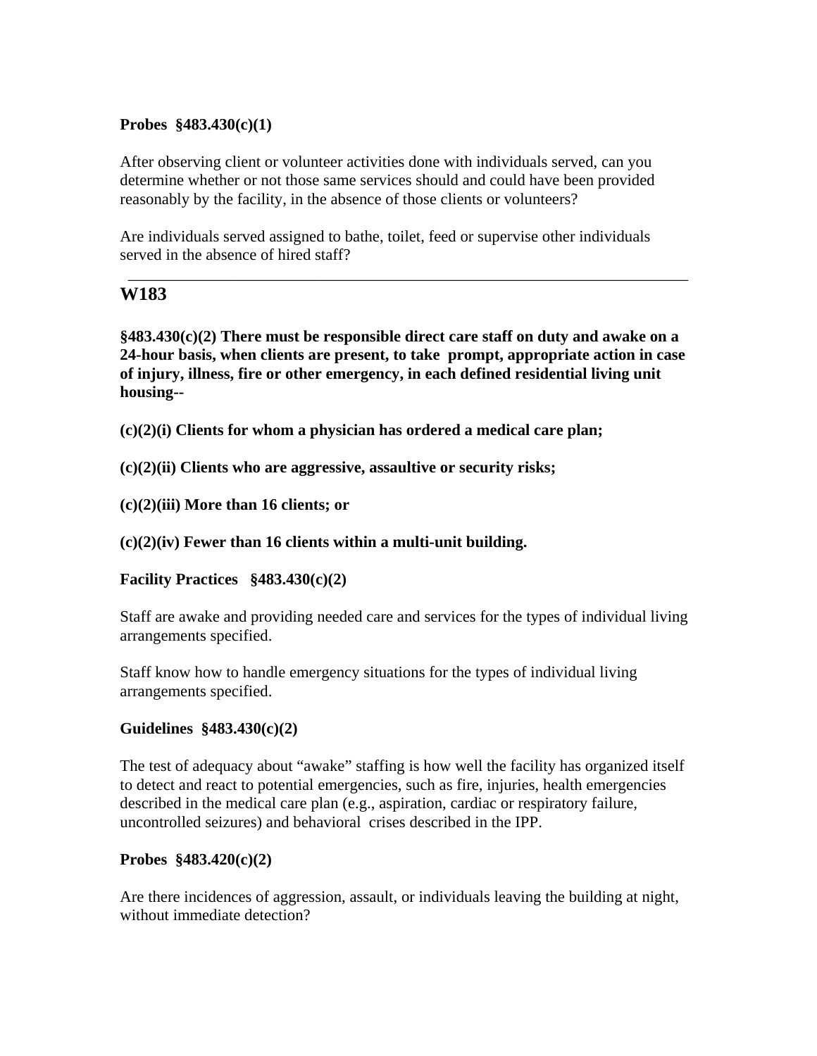**Probes §483.430(c)(1)**

After observing client or volunteer activities done with individuals served, can you determine whether or not those same services should and could have been provided reasonably by the facility, in the absence of those clients or volunteers?

Are individuals served assigned to bathe, toilet, feed or supervise other individuals served in the absence of hired staff?

---

## W183

**§483.430(c)(2) There must be responsible direct care staff on duty and awake on a 24-hour basis, when clients are present, to take prompt, appropriate action in case of injury, illness, fire or other emergency, in each defined residential living unit housing--**

**(c)(2)(i) Clients for whom a physician has ordered a medical care plan;**

**(c)(2)(ii) Clients who are aggressive, assaultive or security risks;**

**(c)(2)(iii) More than 16 clients; or**

**(c)(2)(iv) Fewer than 16 clients within a multi-unit building.**

**Facility Practices §483.430(c)(2)**

Staff are awake and providing needed care and services for the types of individual living arrangements specified.

Staff know how to handle emergency situations for the types of individual living arrangements specified.

**Guidelines §483.430(c)(2)**

The test of adequacy about "awake" staffing is how well the facility has organized itself to detect and react to potential emergencies, such as fire, injuries, health emergencies described in the medical care plan (e.g., aspiration, cardiac or respiratory failure, uncontrolled seizures) and behavioral crises described in the IPP.

**Probes §483.420(c)(2)**

Are there incidences of aggression, assault, or individuals leaving the building at night, without immediate detection?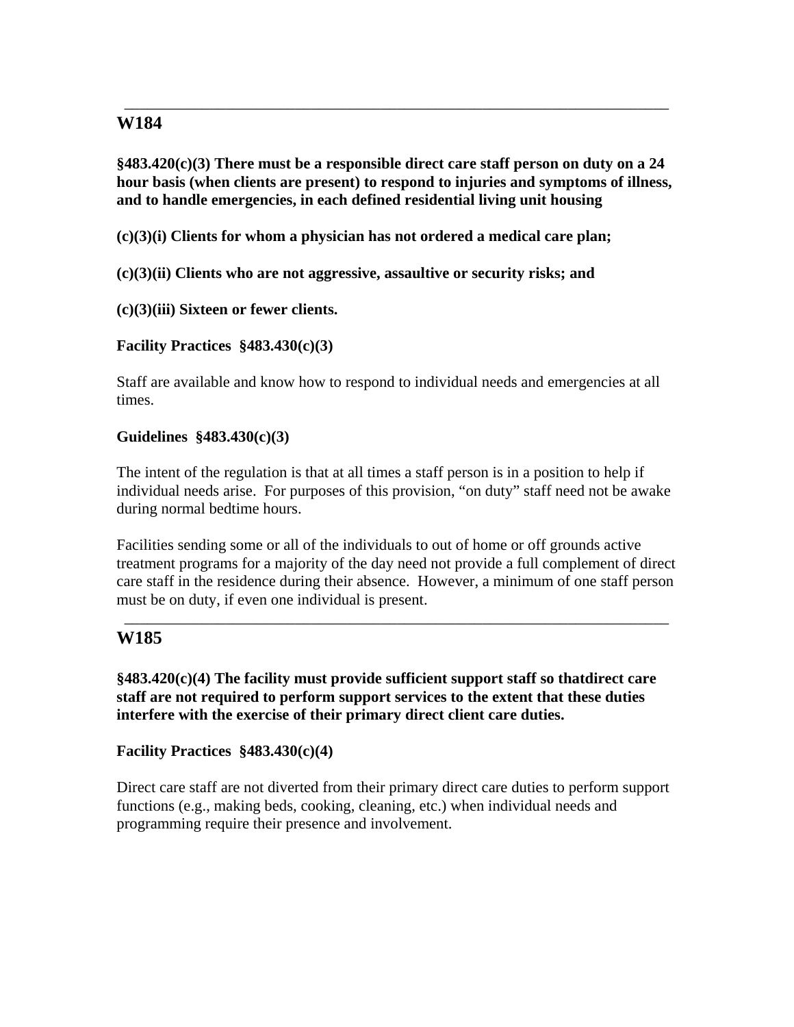---

## W184

**§483.420(c)(3) There must be a responsible direct care staff person on duty on a 24 hour basis (when clients are present) to respond to injuries and symptoms of illness, and to handle emergencies, in each defined residential living unit housing**

**(c)(3)(i) Clients for whom a physician has not ordered a medical care plan;**

**(c)(3)(ii) Clients who are not aggressive, assaultive or security risks; and**

**(c)(3)(iii) Sixteen or fewer clients.**

**Facility Practices §483.430(c)(3)**

Staff are available and know how to respond to individual needs and emergencies at all times.

**Guidelines §483.430(c)(3)**

The intent of the regulation is that at all times a staff person is in a position to help if individual needs arise. For purposes of this provision, "on duty" staff need not be awake during normal bedtime hours.

Facilities sending some or all of the individuals to out of home or off grounds active treatment programs for a majority of the day need not provide a full complement of direct care staff in the residence during their absence. However, a minimum of one staff person must be on duty, if even one individual is present.

---

## W185

**§483.420(c)(4) The facility must provide sufficient support staff so thatdirect care staff are not required to perform support services to the extent that these duties interfere with the exercise of their primary direct client care duties.**

**Facility Practices §483.430(c)(4)**

Direct care staff are not diverted from their primary direct care duties to perform support functions (e.g., making beds, cooking, cleaning, etc.) when individual needs and programming require their presence and involvement.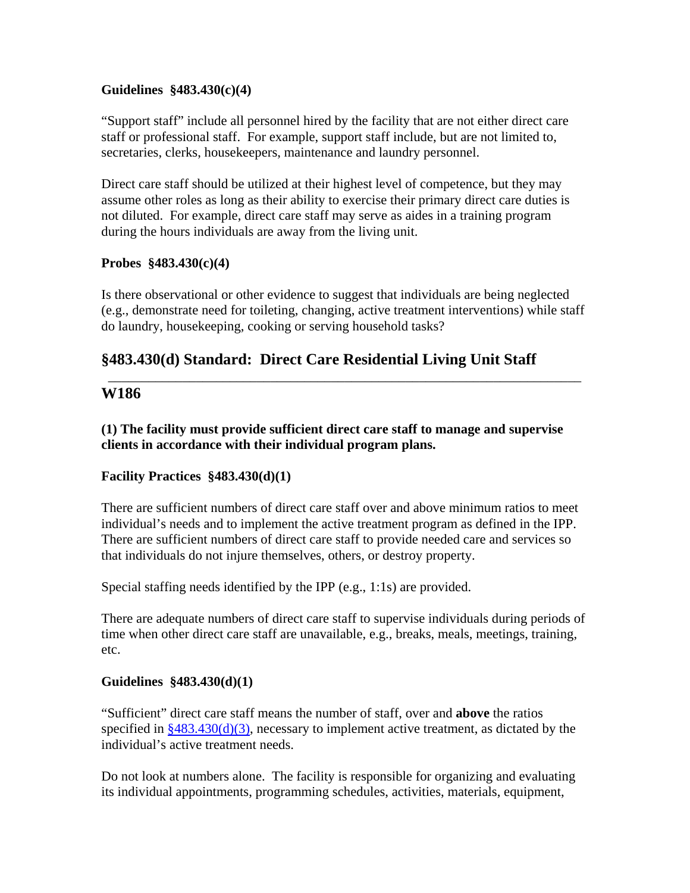**Guidelines §483.430(c)(4)**

"Support staff" include all personnel hired by the facility that are not either direct care staff or professional staff. For example, support staff include, but are not limited to, secretaries, clerks, housekeepers, maintenance and laundry personnel.

Direct care staff should be utilized at their highest level of competence, but they may assume other roles as long as their ability to exercise their primary direct care duties is not diluted. For example, direct care staff may serve as aides in a training program during the hours individuals are away from the living unit.

**Probes §483.430(c)(4)**

Is there observational or other evidence to suggest that individuals are being neglected (e.g., demonstrate need for toileting, changing, active treatment interventions) while staff do laundry, housekeeping, cooking or serving household tasks?

## §483.430(d) Standard: Direct Care Residential Living Unit Staff

---

## W186

**(1) The facility must provide sufficient direct care staff to manage and supervise clients in accordance with their individual program plans.**

**Facility Practices §483.430(d)(1)**

There are sufficient numbers of direct care staff over and above minimum ratios to meet individual's needs and to implement the active treatment program as defined in the IPP. There are sufficient numbers of direct care staff to provide needed care and services so that individuals do not injure themselves, others, or destroy property.

Special staffing needs identified by the IPP (e.g., 1:1s) are provided.

There are adequate numbers of direct care staff to supervise individuals during periods of time when other direct care staff are unavailable, e.g., breaks, meals, meetings, training, etc.

**Guidelines §483.430(d)(1)**

"Sufficient" direct care staff means the number of staff, over and **above** the ratios specified in §483.430(d)(3), necessary to implement active treatment, as dictated by the individual's active treatment needs.

Do not look at numbers alone. The facility is responsible for organizing and evaluating its individual appointments, programming schedules, activities, materials, equipment,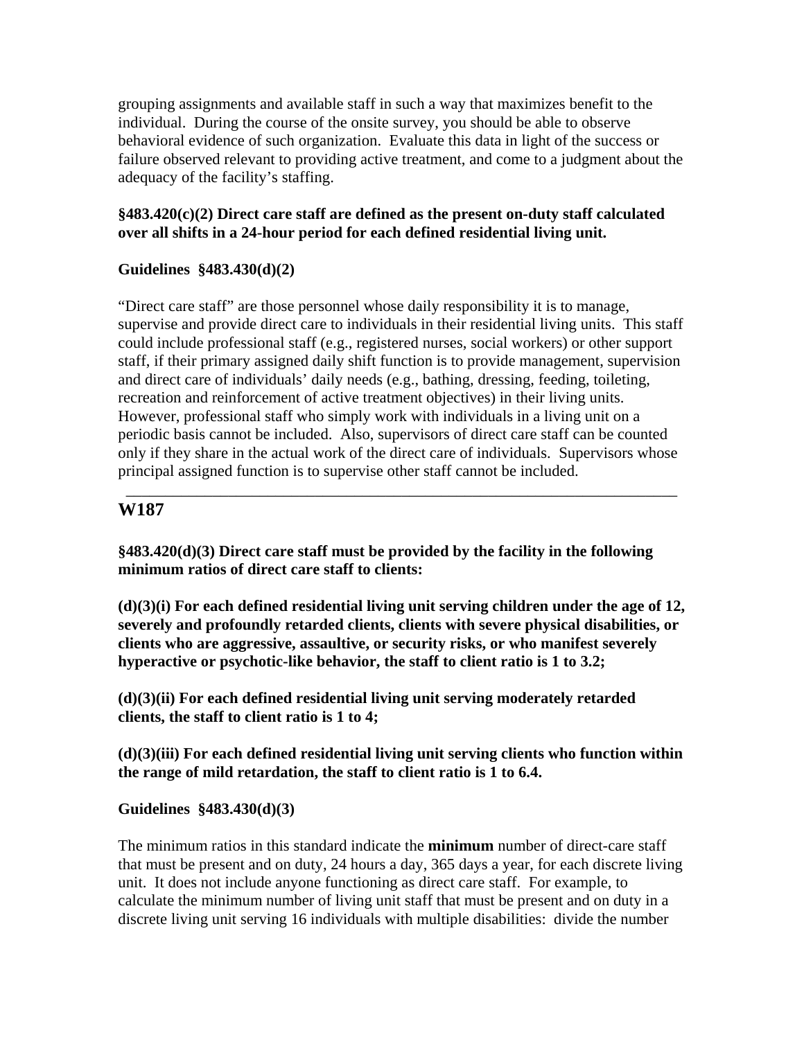grouping assignments and available staff in such a way that maximizes benefit to the individual. During the course of the onsite survey, you should be able to observe behavioral evidence of such organization. Evaluate this data in light of the success or failure observed relevant to providing active treatment, and come to a judgment about the adequacy of the facility's staffing.

**§483.420(c)(2) Direct care staff are defined as the present on-duty staff calculated over all shifts in a 24-hour period for each defined residential living unit.**

**Guidelines §483.430(d)(2)**

"Direct care staff" are those personnel whose daily responsibility it is to manage, supervise and provide direct care to individuals in their residential living units. This staff could include professional staff (e.g., registered nurses, social workers) or other support staff, if their primary assigned daily shift function is to provide management, supervision and direct care of individuals' daily needs (e.g., bathing, dressing, feeding, toileting, recreation and reinforcement of active treatment objectives) in their living units. However, professional staff who simply work with individuals in a living unit on a periodic basis cannot be included. Also, supervisors of direct care staff can be counted only if they share in the actual work of the direct care of individuals. Supervisors whose principal assigned function is to supervise other staff cannot be included.

---

## W187

**§483.420(d)(3) Direct care staff must be provided by the facility in the following minimum ratios of direct care staff to clients:**

**(d)(3)(i) For each defined residential living unit serving children under the age of 12, severely and profoundly retarded clients, clients with severe physical disabilities, or clients who are aggressive, assaultive, or security risks, or who manifest severely hyperactive or psychotic-like behavior, the staff to client ratio is 1 to 3.2;**

**(d)(3)(ii) For each defined residential living unit serving moderately retarded clients, the staff to client ratio is 1 to 4;**

**(d)(3)(iii) For each defined residential living unit serving clients who function within the range of mild retardation, the staff to client ratio is 1 to 6.4.**

**Guidelines §483.430(d)(3)**

The minimum ratios in this standard indicate the **minimum** number of direct-care staff that must be present and on duty, 24 hours a day, 365 days a year, for each discrete living unit. It does not include anyone functioning as direct care staff. For example, to calculate the minimum number of living unit staff that must be present and on duty in a discrete living unit serving 16 individuals with multiple disabilities: divide the number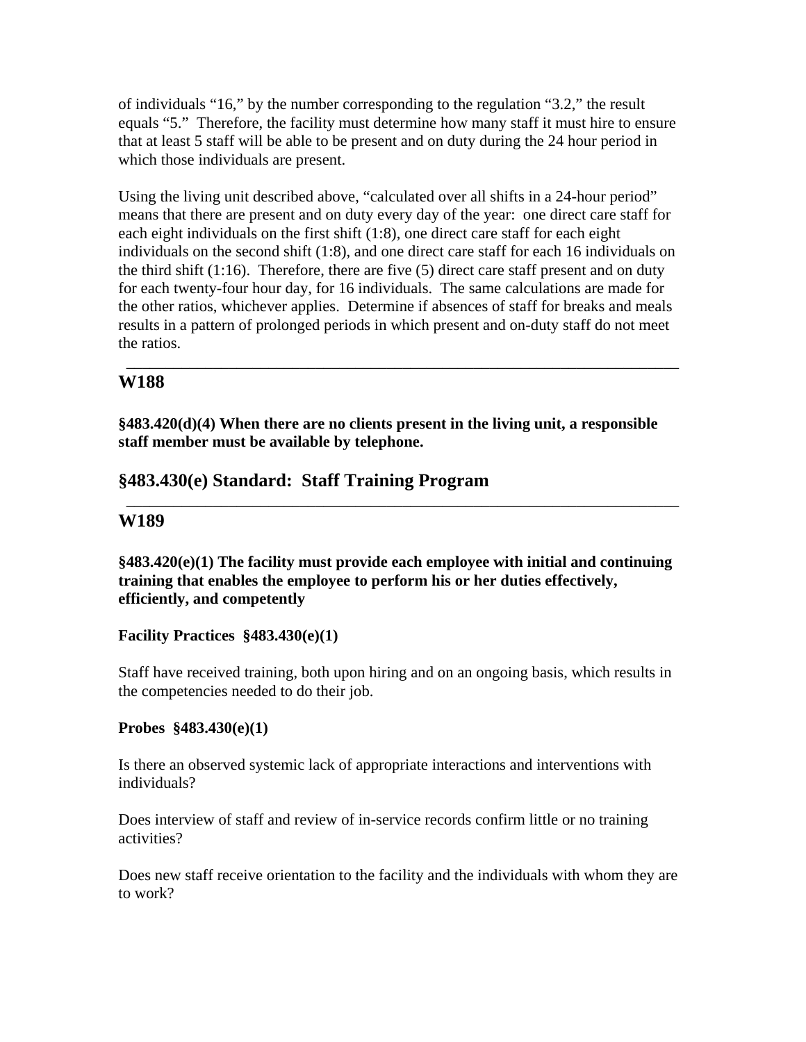of individuals "16," by the number corresponding to the regulation "3.2," the result equals "5." Therefore, the facility must determine how many staff it must hire to ensure that at least 5 staff will be able to be present and on duty during the 24 hour period in which those individuals are present.

Using the living unit described above, "calculated over all shifts in a 24-hour period" means that there are present and on duty every day of the year: one direct care staff for each eight individuals on the first shift (1:8), one direct care staff for each eight individuals on the second shift (1:8), and one direct care staff for each 16 individuals on the third shift (1:16). Therefore, there are five (5) direct care staff present and on duty for each twenty-four hour day, for 16 individuals. The same calculations are made for the other ratios, whichever applies. Determine if absences of staff for breaks and meals results in a pattern of prolonged periods in which present and on-duty staff do not meet the ratios.

---

## W188

**§483.420(d)(4) When there are no clients present in the living unit, a responsible staff member must be available by telephone.**

## §483.430(e) Standard: Staff Training Program

---

## W189

**§483.420(e)(1) The facility must provide each employee with initial and continuing training that enables the employee to perform his or her duties effectively, efficiently, and competently**

**Facility Practices §483.430(e)(1)**

Staff have received training, both upon hiring and on an ongoing basis, which results in the competencies needed to do their job.

**Probes §483.430(e)(1)**

Is there an observed systemic lack of appropriate interactions and interventions with individuals?

Does interview of staff and review of in-service records confirm little or no training activities?

Does new staff receive orientation to the facility and the individuals with whom they are to work?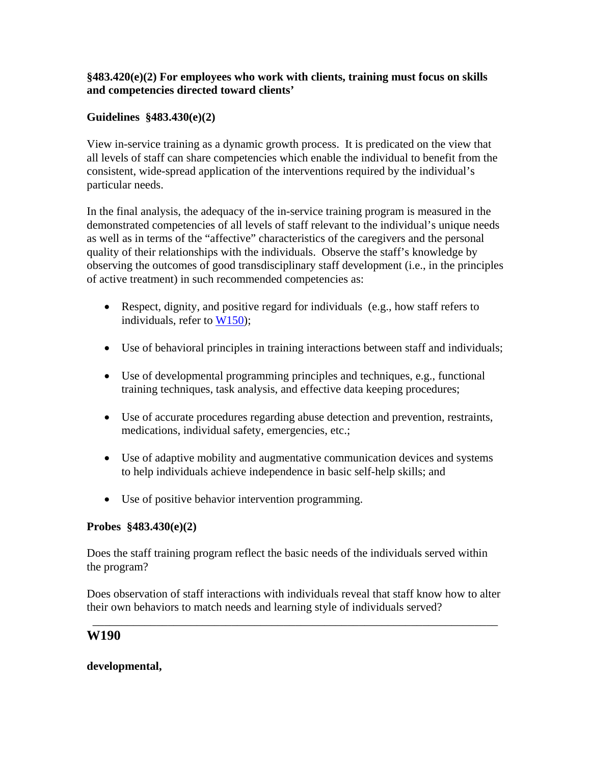**§483.420(e)(2) For employees who work with clients, training must focus on skills and competencies directed toward clients'**

**Guidelines §483.430(e)(2)**

View in-service training as a dynamic growth process. It is predicated on the view that all levels of staff can share competencies which enable the individual to benefit from the consistent, wide-spread application of the interventions required by the individual's particular needs.

In the final analysis, the adequacy of the in-service training program is measured in the demonstrated competencies of all levels of staff relevant to the individual's unique needs as well as in terms of the "affective" characteristics of the caregivers and the personal quality of their relationships with the individuals. Observe the staff's knowledge by observing the outcomes of good transdisciplinary staff development (i.e., in the principles of active treatment) in such recommended competencies as:

- Respect, dignity, and positive regard for individuals (e.g., how staff refers to individuals, refer to W150);
- Use of behavioral principles in training interactions between staff and individuals;
- Use of developmental programming principles and techniques, e.g., functional training techniques, task analysis, and effective data keeping procedures;
- Use of accurate procedures regarding abuse detection and prevention, restraints, medications, individual safety, emergencies, etc.;
- Use of adaptive mobility and augmentative communication devices and systems to help individuals achieve independence in basic self-help skills; and
- Use of positive behavior intervention programming.

**Probes §483.430(e)(2)**

Does the staff training program reflect the basic needs of the individuals served within the program?

Does observation of staff interactions with individuals reveal that staff know how to alter their own behaviors to match needs and learning style of individuals served?

---

## W190

**developmental,**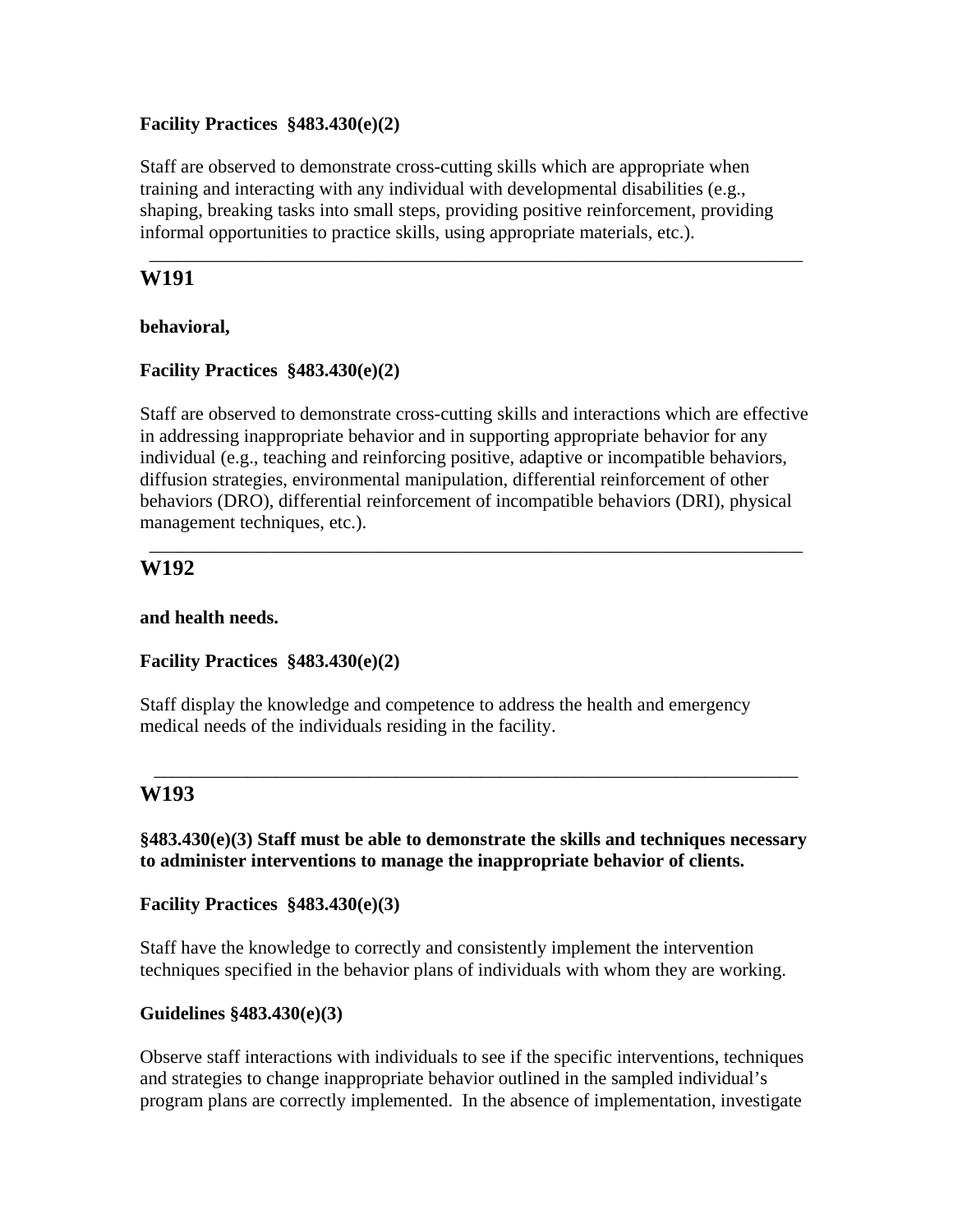**Facility Practices §483.430(e)(2)**

Staff are observed to demonstrate cross-cutting skills which are appropriate when training and interacting with any individual with developmental disabilities (e.g., shaping, breaking tasks into small steps, providing positive reinforcement, providing informal opportunities to practice skills, using appropriate materials, etc.).

---

## W191

**behavioral,**

**Facility Practices §483.430(e)(2)**

Staff are observed to demonstrate cross-cutting skills and interactions which are effective in addressing inappropriate behavior and in supporting appropriate behavior for any individual (e.g., teaching and reinforcing positive, adaptive or incompatible behaviors, diffusion strategies, environmental manipulation, differential reinforcement of other behaviors (DRO), differential reinforcement of incompatible behaviors (DRI), physical management techniques, etc.).

---

## W192

**and health needs.**

**Facility Practices §483.430(e)(2)**

Staff display the knowledge and competence to address the health and emergency medical needs of the individuals residing in the facility.

---

## W193

**§483.430(e)(3) Staff must be able to demonstrate the skills and techniques necessary to administer interventions to manage the inappropriate behavior of clients.**

**Facility Practices §483.430(e)(3)**

Staff have the knowledge to correctly and consistently implement the intervention techniques specified in the behavior plans of individuals with whom they are working.

**Guidelines §483.430(e)(3)**

Observe staff interactions with individuals to see if the specific interventions, techniques and strategies to change inappropriate behavior outlined in the sampled individual's program plans are correctly implemented. In the absence of implementation, investigate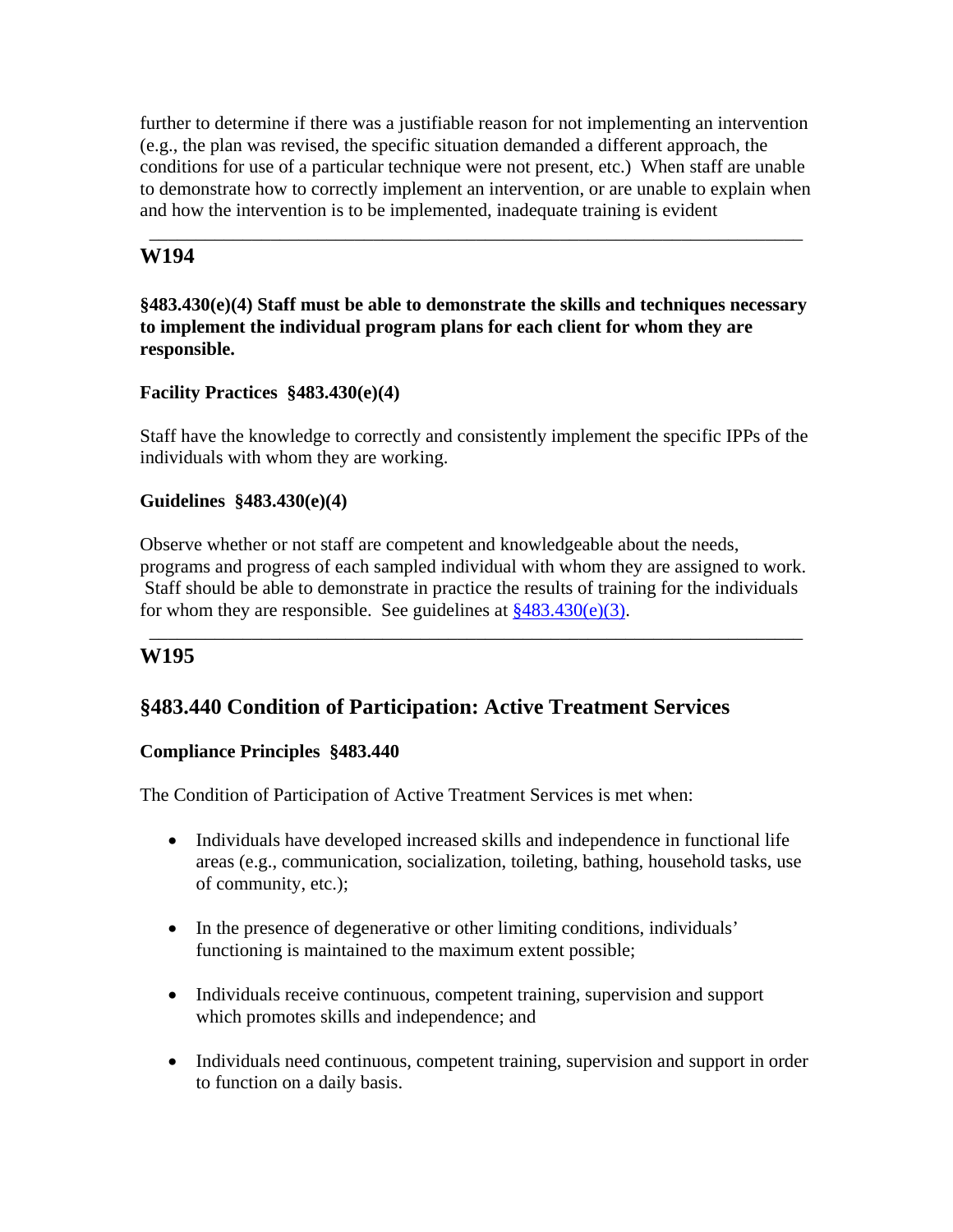further to determine if there was a justifiable reason for not implementing an intervention (e.g., the plan was revised, the specific situation demanded a different approach, the conditions for use of a particular technique were not present, etc.) When staff are unable to demonstrate how to correctly implement an intervention, or are unable to explain when and how the intervention is to be implemented, inadequate training is evident

---

## W194

**§483.430(e)(4) Staff must be able to demonstrate the skills and techniques necessary to implement the individual program plans for each client for whom they are responsible.**

**Facility Practices §483.430(e)(4)**

Staff have the knowledge to correctly and consistently implement the specific IPPs of the individuals with whom they are working.

**Guidelines §483.430(e)(4)**

Observe whether or not staff are competent and knowledgeable about the needs, programs and progress of each sampled individual with whom they are assigned to work. Staff should be able to demonstrate in practice the results of training for the individuals for whom they are responsible. See guidelines at §483.430(e)(3).

---

## W195

## §483.440 Condition of Participation: Active Treatment Services

**Compliance Principles §483.440**

The Condition of Participation of Active Treatment Services is met when:

- Individuals have developed increased skills and independence in functional life areas (e.g., communication, socialization, toileting, bathing, household tasks, use of community, etc.);
- In the presence of degenerative or other limiting conditions, individuals' functioning is maintained to the maximum extent possible;
- Individuals receive continuous, competent training, supervision and support which promotes skills and independence; and
- Individuals need continuous, competent training, supervision and support in order to function on a daily basis.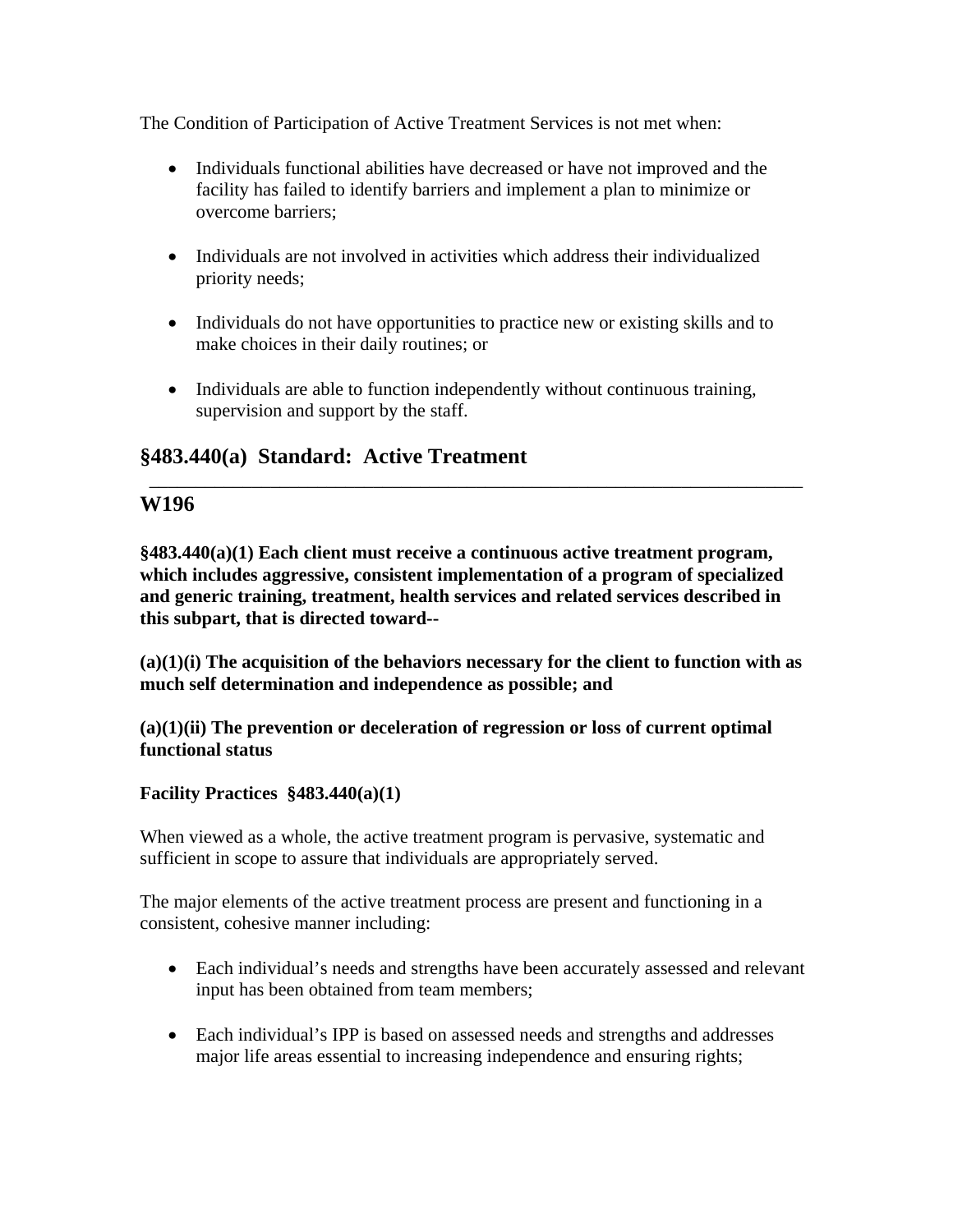The Condition of Participation of Active Treatment Services is not met when:

- Individuals functional abilities have decreased or have not improved and the facility has failed to identify barriers and implement a plan to minimize or overcome barriers;

- Individuals are not involved in activities which address their individualized priority needs;

- Individuals do not have opportunities to practice new or existing skills and to make choices in their daily routines; or

- Individuals are able to function independently without continuous training, supervision and support by the staff.

## §483.440(a) Standard: Active Treatment

---

## W196

**§483.440(a)(1) Each client must receive a continuous active treatment program, which includes aggressive, consistent implementation of a program of specialized and generic training, treatment, health services and related services described in this subpart, that is directed toward--**

**(a)(1)(i) The acquisition of the behaviors necessary for the client to function with as much self determination and independence as possible; and**

**(a)(1)(ii) The prevention or deceleration of regression or loss of current optimal functional status**

**Facility Practices §483.440(a)(1)**

When viewed as a whole, the active treatment program is pervasive, systematic and sufficient in scope to assure that individuals are appropriately served.

The major elements of the active treatment process are present and functioning in a consistent, cohesive manner including:

- Each individual's needs and strengths have been accurately assessed and relevant input has been obtained from team members;

- Each individual's IPP is based on assessed needs and strengths and addresses major life areas essential to increasing independence and ensuring rights;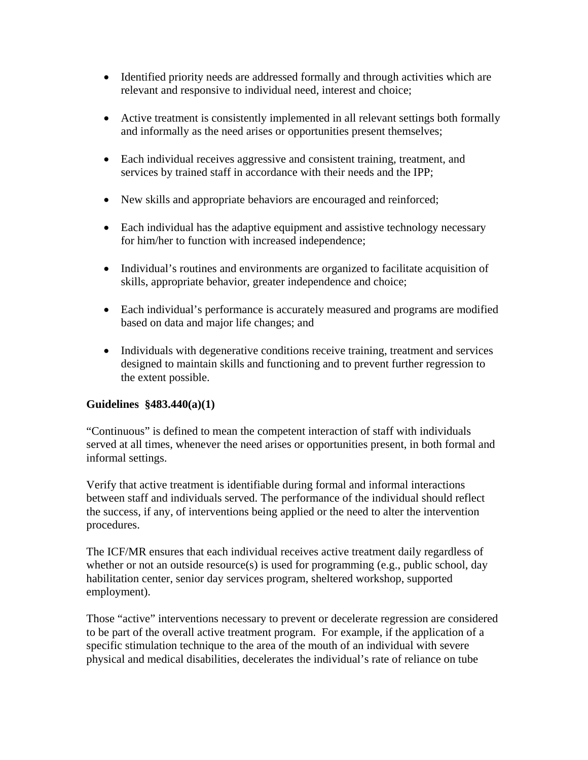- Identified priority needs are addressed formally and through activities which are relevant and responsive to individual need, interest and choice;
- Active treatment is consistently implemented in all relevant settings both formally and informally as the need arises or opportunities present themselves;
- Each individual receives aggressive and consistent training, treatment, and services by trained staff in accordance with their needs and the IPP;
- New skills and appropriate behaviors are encouraged and reinforced;
- Each individual has the adaptive equipment and assistive technology necessary for him/her to function with increased independence;
- Individual's routines and environments are organized to facilitate acquisition of skills, appropriate behavior, greater independence and choice;
- Each individual's performance is accurately measured and programs are modified based on data and major life changes; and
- Individuals with degenerative conditions receive training, treatment and services designed to maintain skills and functioning and to prevent further regression to the extent possible.

**Guidelines §483.440(a)(1)**

"Continuous" is defined to mean the competent interaction of staff with individuals served at all times, whenever the need arises or opportunities present, in both formal and informal settings.

Verify that active treatment is identifiable during formal and informal interactions between staff and individuals served. The performance of the individual should reflect the success, if any, of interventions being applied or the need to alter the intervention procedures.

The ICF/MR ensures that each individual receives active treatment daily regardless of whether or not an outside resource(s) is used for programming (e.g., public school, day habilitation center, senior day services program, sheltered workshop, supported employment).

Those "active" interventions necessary to prevent or decelerate regression are considered to be part of the overall active treatment program. For example, if the application of a specific stimulation technique to the area of the mouth of an individual with severe physical and medical disabilities, decelerates the individual's rate of reliance on tube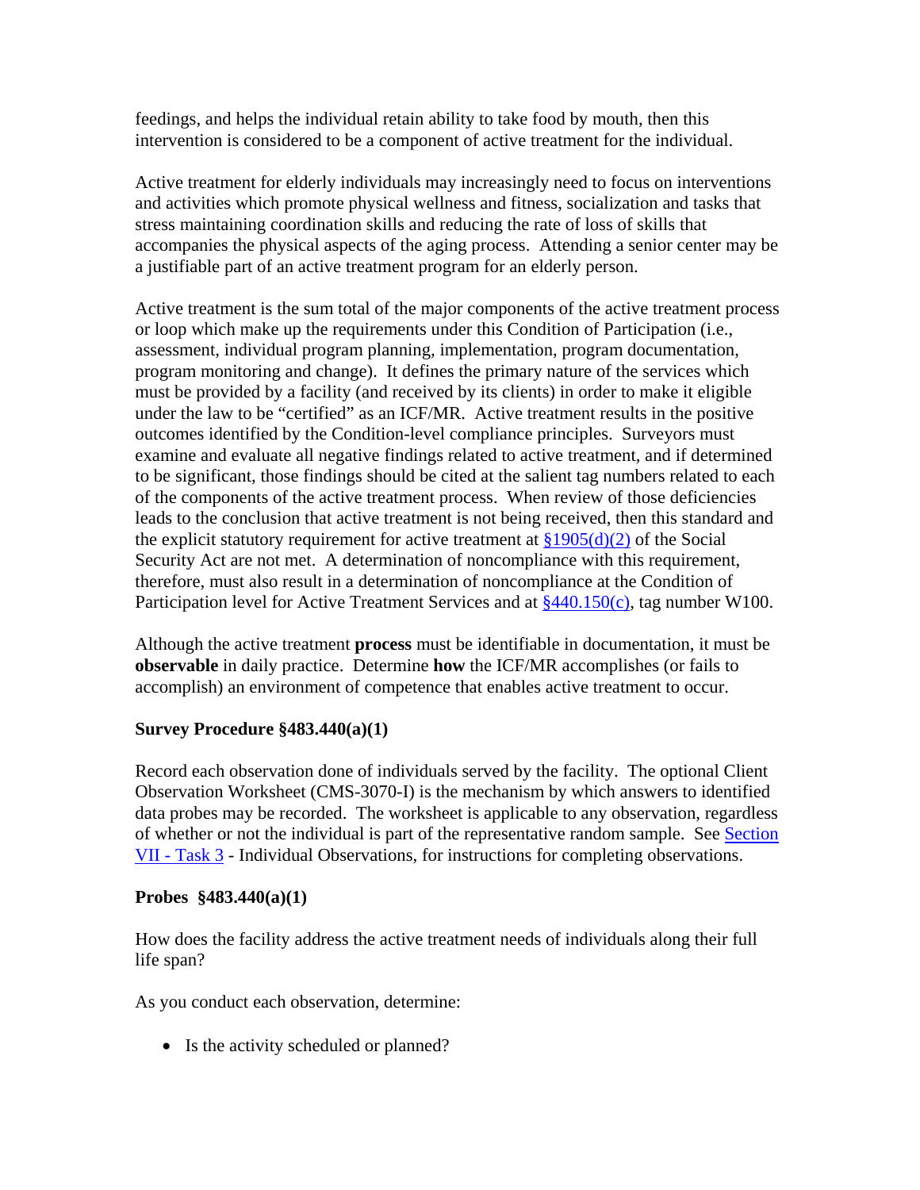feedings, and helps the individual retain ability to take food by mouth, then this intervention is considered to be a component of active treatment for the individual.

Active treatment for elderly individuals may increasingly need to focus on interventions and activities which promote physical wellness and fitness, socialization and tasks that stress maintaining coordination skills and reducing the rate of loss of skills that accompanies the physical aspects of the aging process. Attending a senior center may be a justifiable part of an active treatment program for an elderly person.

Active treatment is the sum total of the major components of the active treatment process or loop which make up the requirements under this Condition of Participation (i.e., assessment, individual program planning, implementation, program documentation, program monitoring and change). It defines the primary nature of the services which must be provided by a facility (and received by its clients) in order to make it eligible under the law to be "certified" as an ICF/MR. Active treatment results in the positive outcomes identified by the Condition-level compliance principles. Surveyors must examine and evaluate all negative findings related to active treatment, and if determined to be significant, those findings should be cited at the salient tag numbers related to each of the components of the active treatment process. When review of those deficiencies leads to the conclusion that active treatment is not being received, then this standard and the explicit statutory requirement for active treatment at §1905(d)(2) of the Social Security Act are not met. A determination of noncompliance with this requirement, therefore, must also result in a determination of noncompliance at the Condition of Participation level for Active Treatment Services and at §440.150(c), tag number W100.

Although the active treatment **process** must be identifiable in documentation, it must be **observable** in daily practice. Determine **how** the ICF/MR accomplishes (or fails to accomplish) an environment of competence that enables active treatment to occur.

**Survey Procedure §483.440(a)(1)**

Record each observation done of individuals served by the facility. The optional Client Observation Worksheet (CMS-3070-I) is the mechanism by which answers to identified data probes may be recorded. The worksheet is applicable to any observation, regardless of whether or not the individual is part of the representative random sample. See Section VII - Task 3 - Individual Observations, for instructions for completing observations.

**Probes §483.440(a)(1)**

How does the facility address the active treatment needs of individuals along their full life span?

As you conduct each observation, determine:

- Is the activity scheduled or planned?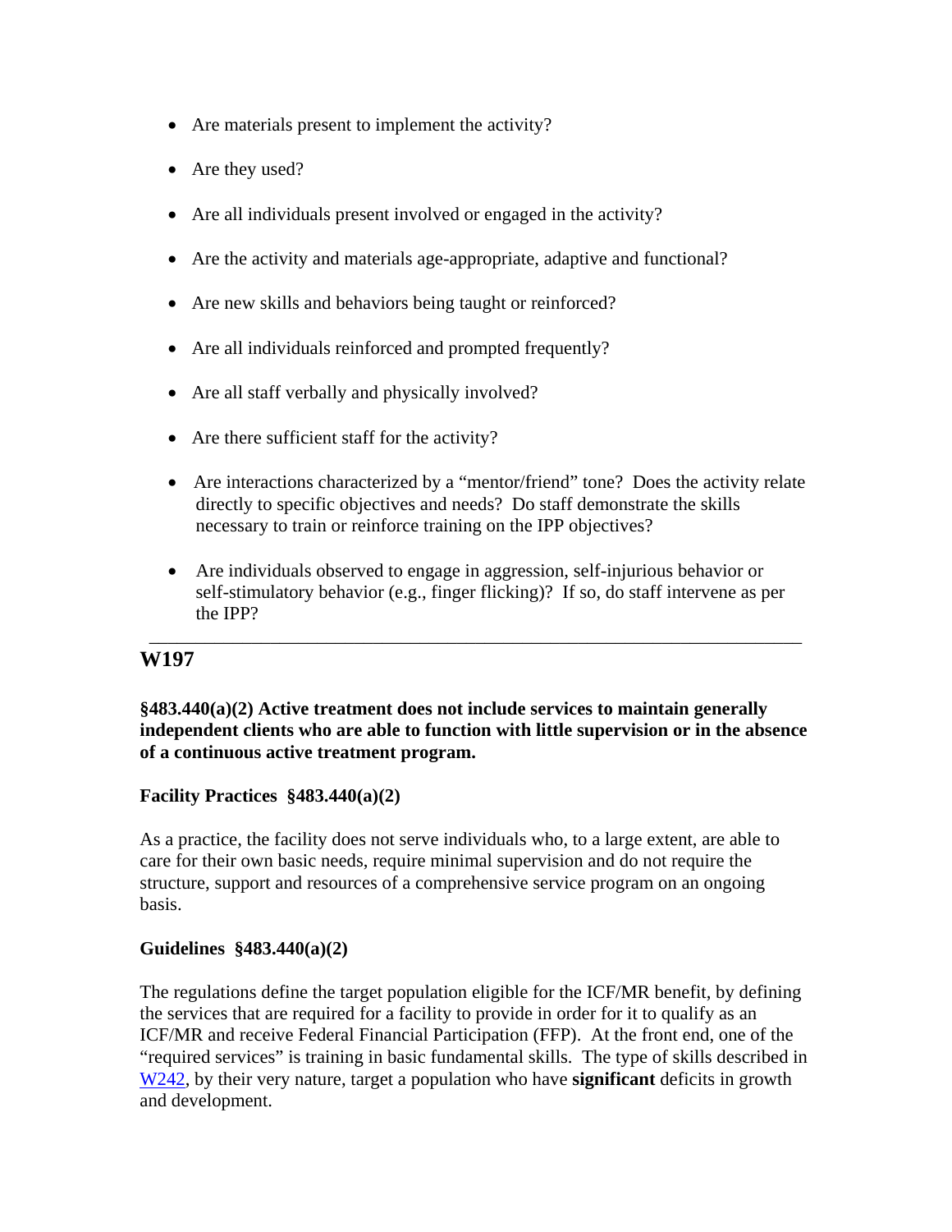- Are materials present to implement the activity?
- Are they used?
- Are all individuals present involved or engaged in the activity?
- Are the activity and materials age-appropriate, adaptive and functional?
- Are new skills and behaviors being taught or reinforced?
- Are all individuals reinforced and prompted frequently?
- Are all staff verbally and physically involved?
- Are there sufficient staff for the activity?
- Are interactions characterized by a "mentor/friend" tone? Does the activity relate directly to specific objectives and needs? Do staff demonstrate the skills necessary to train or reinforce training on the IPP objectives?
- Are individuals observed to engage in aggression, self-injurious behavior or self-stimulatory behavior (e.g., finger flicking)? If so, do staff intervene as per the IPP?

---

## W197

**§483.440(a)(2) Active treatment does not include services to maintain generally independent clients who are able to function with little supervision or in the absence of a continuous active treatment program.**

**Facility Practices §483.440(a)(2)**

As a practice, the facility does not serve individuals who, to a large extent, are able to care for their own basic needs, require minimal supervision and do not require the structure, support and resources of a comprehensive service program on an ongoing basis.

**Guidelines §483.440(a)(2)**

The regulations define the target population eligible for the ICF/MR benefit, by defining the services that are required for a facility to provide in order for it to qualify as an ICF/MR and receive Federal Financial Participation (FFP). At the front end, one of the "required services" is training in basic fundamental skills. The type of skills described in W242, by their very nature, target a population who have **significant** deficits in growth and development.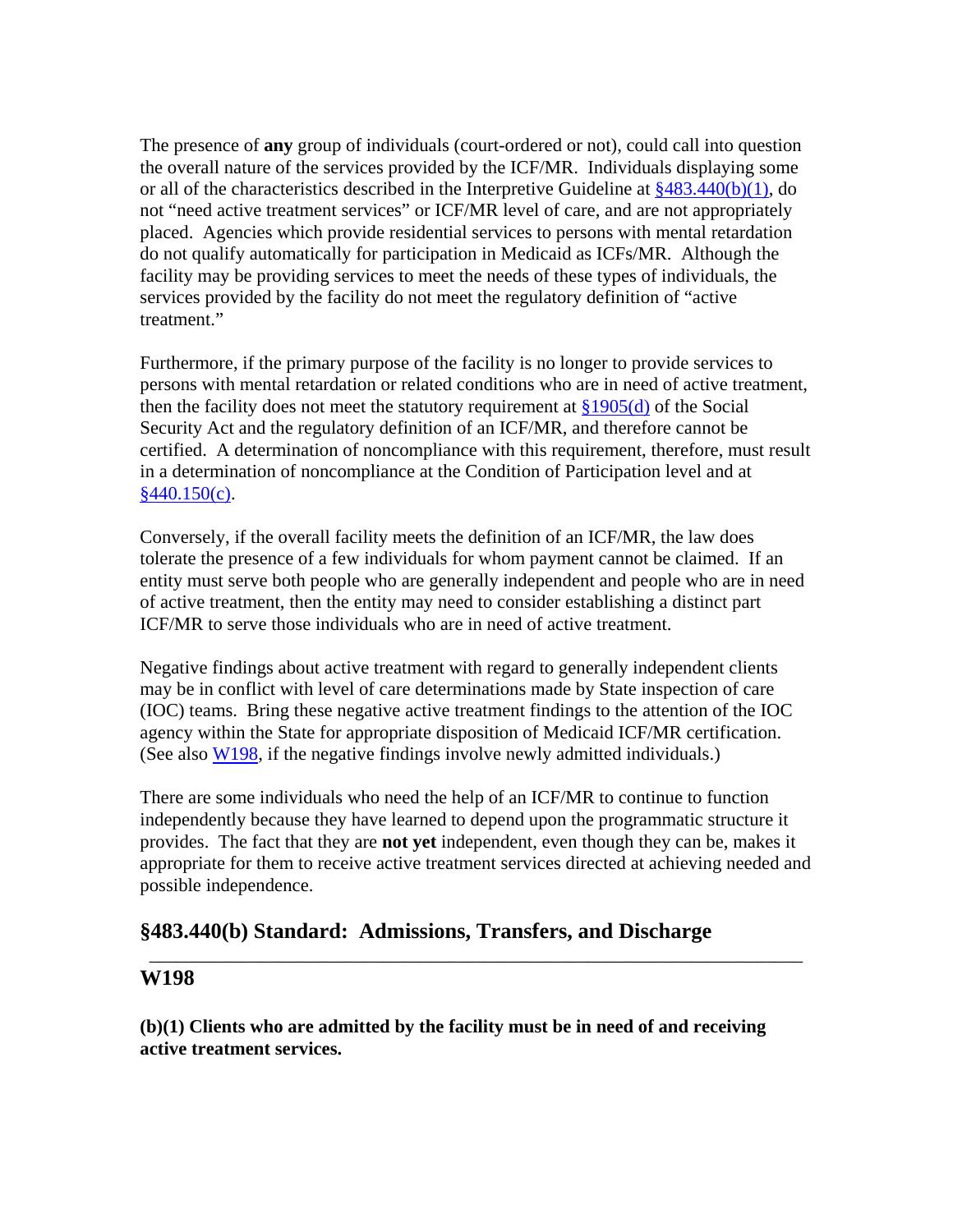The presence of **any** group of individuals (court-ordered or not), could call into question the overall nature of the services provided by the ICF/MR. Individuals displaying some or all of the characteristics described in the Interpretive Guideline at §483.440(b)(1), do not "need active treatment services" or ICF/MR level of care, and are not appropriately placed. Agencies which provide residential services to persons with mental retardation do not qualify automatically for participation in Medicaid as ICFs/MR. Although the facility may be providing services to meet the needs of these types of individuals, the services provided by the facility do not meet the regulatory definition of "active treatment."

Furthermore, if the primary purpose of the facility is no longer to provide services to persons with mental retardation or related conditions who are in need of active treatment, then the facility does not meet the statutory requirement at §1905(d) of the Social Security Act and the regulatory definition of an ICF/MR, and therefore cannot be certified. A determination of noncompliance with this requirement, therefore, must result in a determination of noncompliance at the Condition of Participation level and at §440.150(c).

Conversely, if the overall facility meets the definition of an ICF/MR, the law does tolerate the presence of a few individuals for whom payment cannot be claimed. If an entity must serve both people who are generally independent and people who are in need of active treatment, then the entity may need to consider establishing a distinct part ICF/MR to serve those individuals who are in need of active treatment.

Negative findings about active treatment with regard to generally independent clients may be in conflict with level of care determinations made by State inspection of care (IOC) teams. Bring these negative active treatment findings to the attention of the IOC agency within the State for appropriate disposition of Medicaid ICF/MR certification. (See also W198, if the negative findings involve newly admitted individuals.)

There are some individuals who need the help of an ICF/MR to continue to function independently because they have learned to depend upon the programmatic structure it provides. The fact that they are **not yet** independent, even though they can be, makes it appropriate for them to receive active treatment services directed at achieving needed and possible independence.

## §483.440(b) Standard: Admissions, Transfers, and Discharge

### W198

**(b)(1) Clients who are admitted by the facility must be in need of and receiving active treatment services.**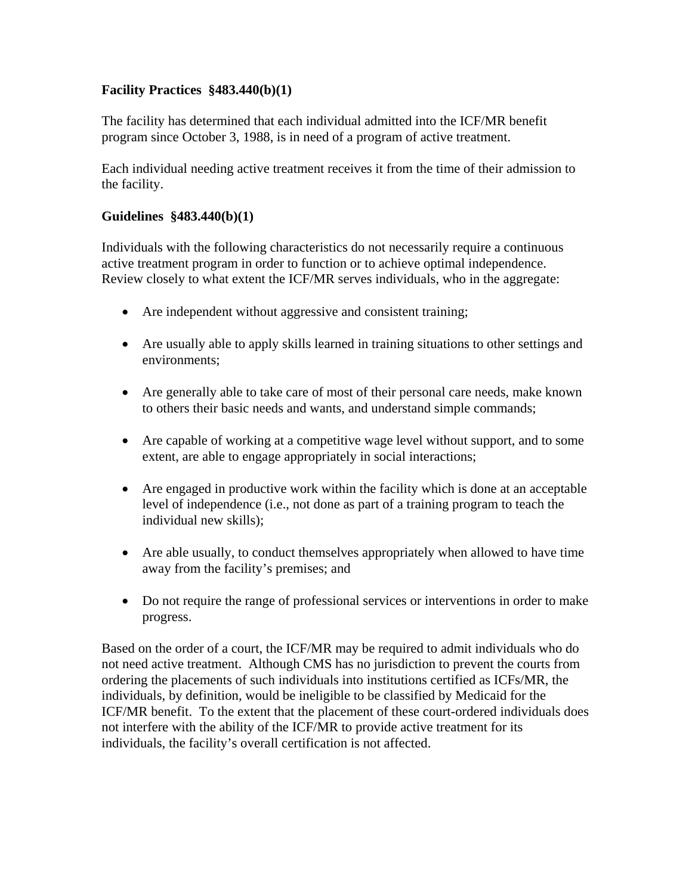**Facility Practices §483.440(b)(1)**

The facility has determined that each individual admitted into the ICF/MR benefit program since October 3, 1988, is in need of a program of active treatment.

Each individual needing active treatment receives it from the time of their admission to the facility.

**Guidelines §483.440(b)(1)**

Individuals with the following characteristics do not necessarily require a continuous active treatment program in order to function or to achieve optimal independence. Review closely to what extent the ICF/MR serves individuals, who in the aggregate:

- Are independent without aggressive and consistent training;
- Are usually able to apply skills learned in training situations to other settings and environments;
- Are generally able to take care of most of their personal care needs, make known to others their basic needs and wants, and understand simple commands;
- Are capable of working at a competitive wage level without support, and to some extent, are able to engage appropriately in social interactions;
- Are engaged in productive work within the facility which is done at an acceptable level of independence (i.e., not done as part of a training program to teach the individual new skills);
- Are able usually, to conduct themselves appropriately when allowed to have time away from the facility's premises; and
- Do not require the range of professional services or interventions in order to make progress.

Based on the order of a court, the ICF/MR may be required to admit individuals who do not need active treatment. Although CMS has no jurisdiction to prevent the courts from ordering the placements of such individuals into institutions certified as ICFs/MR, the individuals, by definition, would be ineligible to be classified by Medicaid for the ICF/MR benefit. To the extent that the placement of these court-ordered individuals does not interfere with the ability of the ICF/MR to provide active treatment for its individuals, the facility's overall certification is not affected.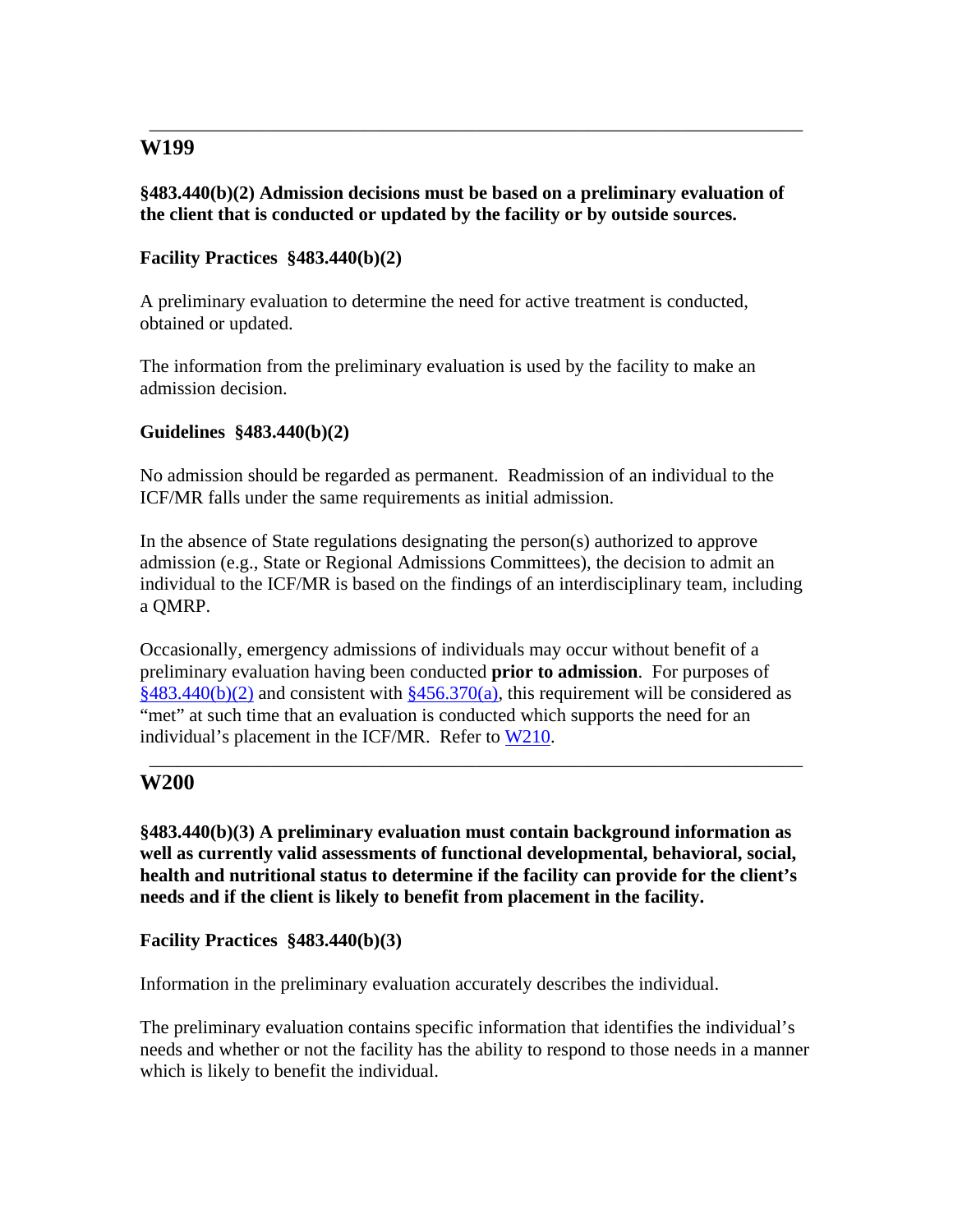---

## W199

**§483.440(b)(2) Admission decisions must be based on a preliminary evaluation of the client that is conducted or updated by the facility or by outside sources.**

**Facility Practices §483.440(b)(2)**

A preliminary evaluation to determine the need for active treatment is conducted, obtained or updated.

The information from the preliminary evaluation is used by the facility to make an admission decision.

**Guidelines §483.440(b)(2)**

No admission should be regarded as permanent. Readmission of an individual to the ICF/MR falls under the same requirements as initial admission.

In the absence of State regulations designating the person(s) authorized to approve admission (e.g., State or Regional Admissions Committees), the decision to admit an individual to the ICF/MR is based on the findings of an interdisciplinary team, including a QMRP.

Occasionally, emergency admissions of individuals may occur without benefit of a preliminary evaluation having been conducted **prior to admission**. For purposes of §483.440(b)(2) and consistent with §456.370(a), this requirement will be considered as "met" at such time that an evaluation is conducted which supports the need for an individual's placement in the ICF/MR. Refer to W210.

---

## W200

**§483.440(b)(3) A preliminary evaluation must contain background information as well as currently valid assessments of functional developmental, behavioral, social, health and nutritional status to determine if the facility can provide for the client's needs and if the client is likely to benefit from placement in the facility.**

**Facility Practices §483.440(b)(3)**

Information in the preliminary evaluation accurately describes the individual.

The preliminary evaluation contains specific information that identifies the individual's needs and whether or not the facility has the ability to respond to those needs in a manner which is likely to benefit the individual.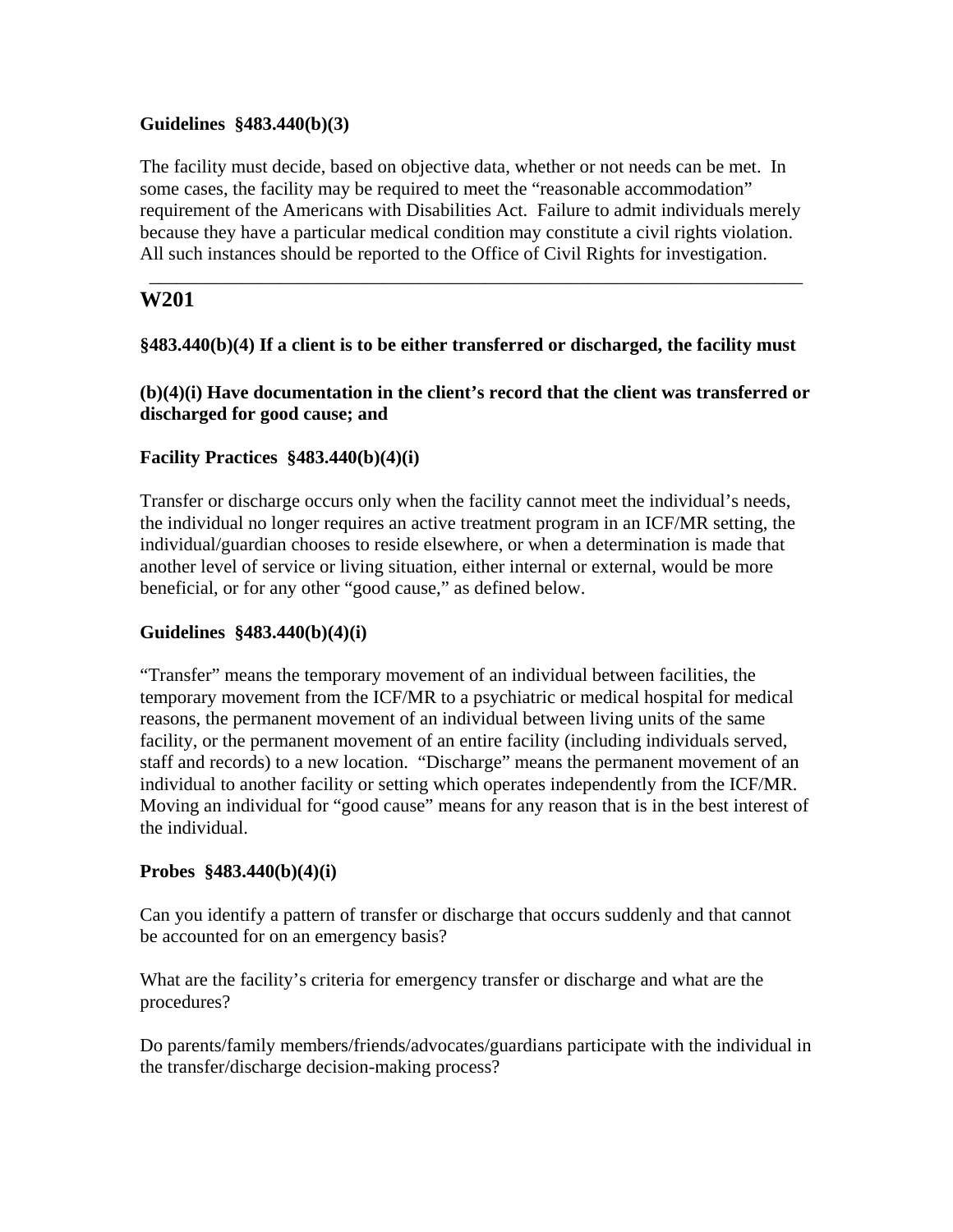**Guidelines §483.440(b)(3)**

The facility must decide, based on objective data, whether or not needs can be met. In some cases, the facility may be required to meet the "reasonable accommodation" requirement of the Americans with Disabilities Act. Failure to admit individuals merely because they have a particular medical condition may constitute a civil rights violation. All such instances should be reported to the Office of Civil Rights for investigation.

---

## W201

**§483.440(b)(4) If a client is to be either transferred or discharged, the facility must**

**(b)(4)(i) Have documentation in the client's record that the client was transferred or discharged for good cause; and**

**Facility Practices §483.440(b)(4)(i)**

Transfer or discharge occurs only when the facility cannot meet the individual's needs, the individual no longer requires an active treatment program in an ICF/MR setting, the individual/guardian chooses to reside elsewhere, or when a determination is made that another level of service or living situation, either internal or external, would be more beneficial, or for any other "good cause," as defined below.

**Guidelines §483.440(b)(4)(i)**

"Transfer" means the temporary movement of an individual between facilities, the temporary movement from the ICF/MR to a psychiatric or medical hospital for medical reasons, the permanent movement of an individual between living units of the same facility, or the permanent movement of an entire facility (including individuals served, staff and records) to a new location. "Discharge" means the permanent movement of an individual to another facility or setting which operates independently from the ICF/MR. Moving an individual for "good cause" means for any reason that is in the best interest of the individual.

**Probes §483.440(b)(4)(i)**

Can you identify a pattern of transfer or discharge that occurs suddenly and that cannot be accounted for on an emergency basis?

What are the facility's criteria for emergency transfer or discharge and what are the procedures?

Do parents/family members/friends/advocates/guardians participate with the individual in the transfer/discharge decision-making process?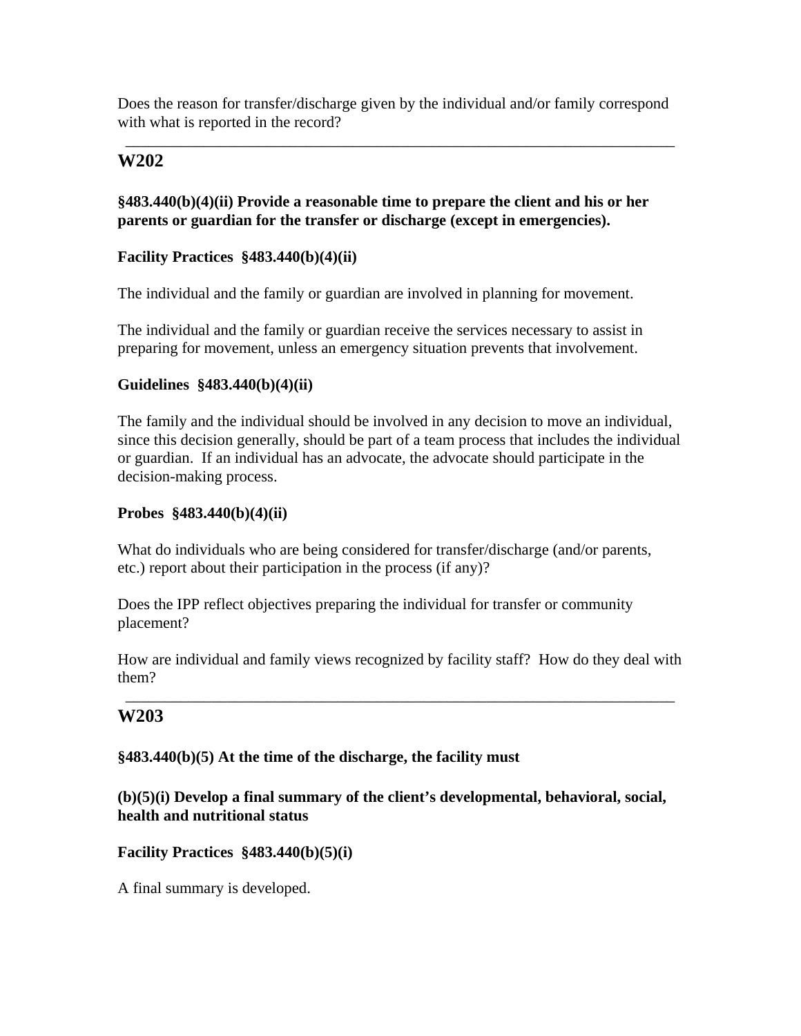Does the reason for transfer/discharge given by the individual and/or family correspond with what is reported in the record?

---

## W202

**§483.440(b)(4)(ii) Provide a reasonable time to prepare the client and his or her parents or guardian for the transfer or discharge (except in emergencies).**

**Facility Practices §483.440(b)(4)(ii)**

The individual and the family or guardian are involved in planning for movement.

The individual and the family or guardian receive the services necessary to assist in preparing for movement, unless an emergency situation prevents that involvement.

**Guidelines §483.440(b)(4)(ii)**

The family and the individual should be involved in any decision to move an individual, since this decision generally, should be part of a team process that includes the individual or guardian. If an individual has an advocate, the advocate should participate in the decision-making process.

**Probes §483.440(b)(4)(ii)**

What do individuals who are being considered for transfer/discharge (and/or parents, etc.) report about their participation in the process (if any)?

Does the IPP reflect objectives preparing the individual for transfer or community placement?

How are individual and family views recognized by facility staff? How do they deal with them?

---

## W203

**§483.440(b)(5) At the time of the discharge, the facility must**

**(b)(5)(i) Develop a final summary of the client's developmental, behavioral, social, health and nutritional status**

**Facility Practices §483.440(b)(5)(i)**

A final summary is developed.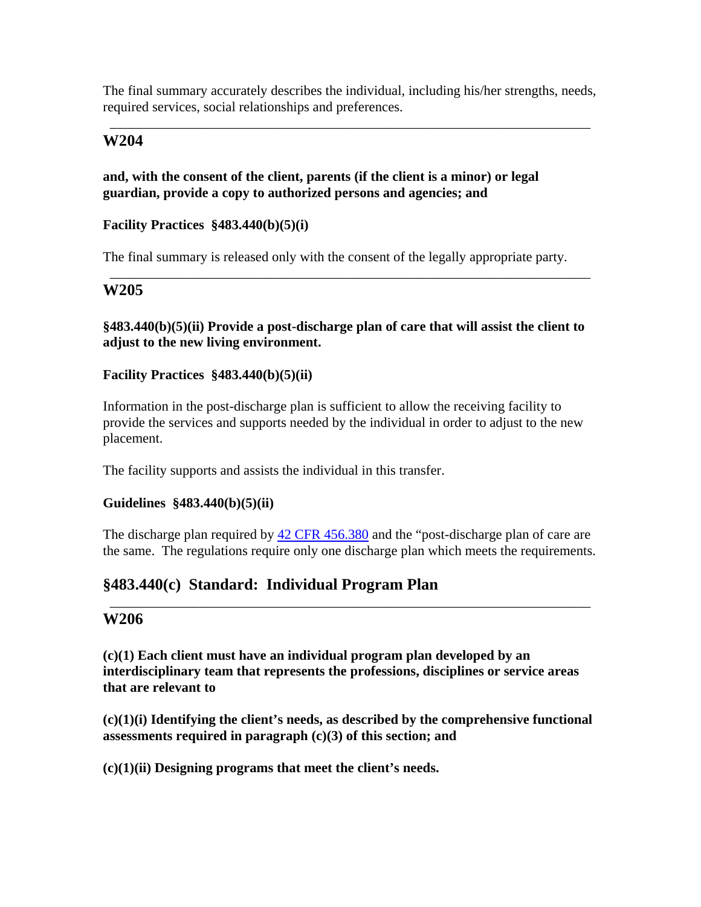The final summary accurately describes the individual, including his/her strengths, needs, required services, social relationships and preferences.

---

## W204

**and, with the consent of the client, parents (if the client is a minor) or legal guardian, provide a copy to authorized persons and agencies; and**

**Facility Practices §483.440(b)(5)(i)**

The final summary is released only with the consent of the legally appropriate party.

---

## W205

**§483.440(b)(5)(ii) Provide a post-discharge plan of care that will assist the client to adjust to the new living environment.**

**Facility Practices §483.440(b)(5)(ii)**

Information in the post-discharge plan is sufficient to allow the receiving facility to provide the services and supports needed by the individual in order to adjust to the new placement.

The facility supports and assists the individual in this transfer.

**Guidelines §483.440(b)(5)(ii)**

The discharge plan required by 42 CFR 456.380 and the "post-discharge plan of care are the same. The regulations require only one discharge plan which meets the requirements.

## §483.440(c) Standard: Individual Program Plan

---

## W206

**(c)(1) Each client must have an individual program plan developed by an interdisciplinary team that represents the professions, disciplines or service areas that are relevant to**

**(c)(1)(i) Identifying the client's needs, as described by the comprehensive functional assessments required in paragraph (c)(3) of this section; and**

**(c)(1)(ii) Designing programs that meet the client's needs.**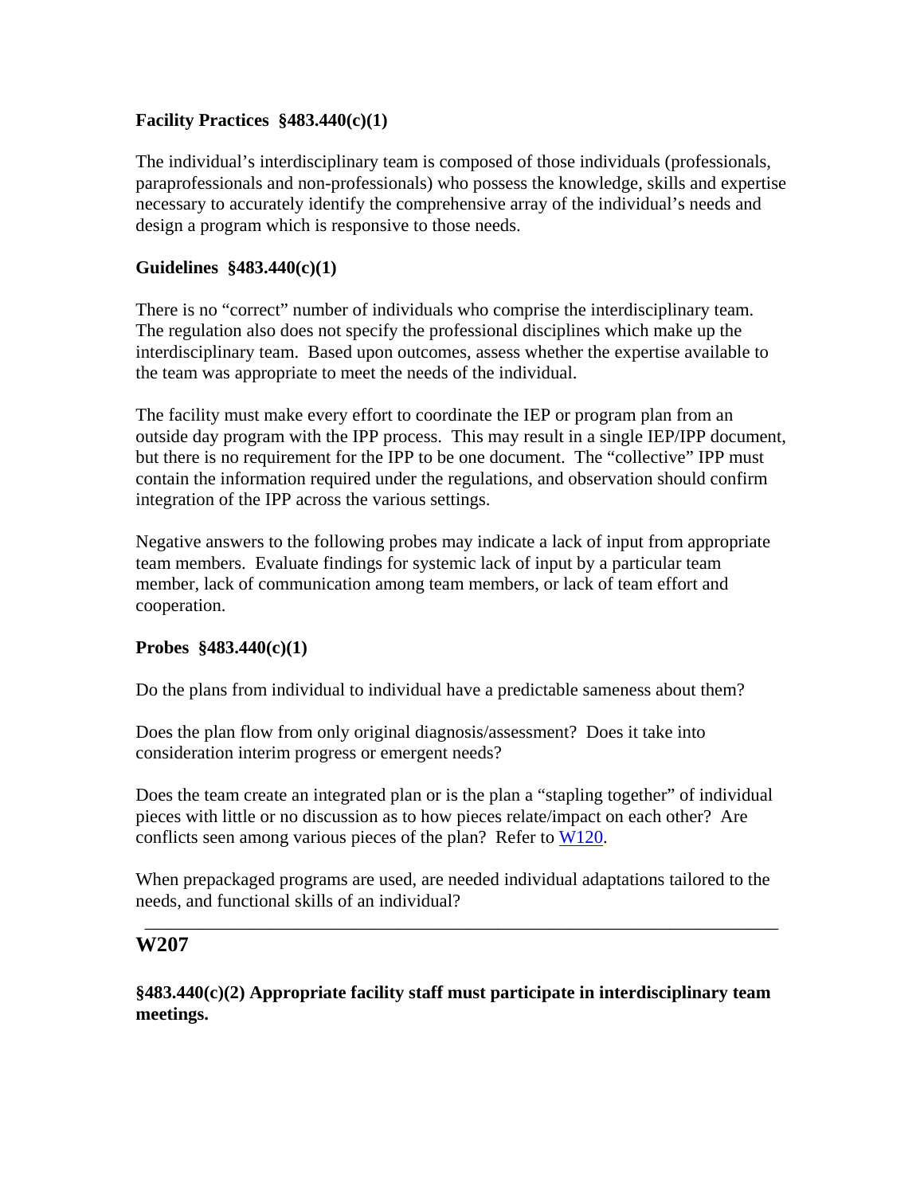**Facility Practices §483.440(c)(1)**

The individual's interdisciplinary team is composed of those individuals (professionals, paraprofessionals and non-professionals) who possess the knowledge, skills and expertise necessary to accurately identify the comprehensive array of the individual's needs and design a program which is responsive to those needs.

**Guidelines §483.440(c)(1)**

There is no "correct" number of individuals who comprise the interdisciplinary team. The regulation also does not specify the professional disciplines which make up the interdisciplinary team. Based upon outcomes, assess whether the expertise available to the team was appropriate to meet the needs of the individual.

The facility must make every effort to coordinate the IEP or program plan from an outside day program with the IPP process. This may result in a single IEP/IPP document, but there is no requirement for the IPP to be one document. The "collective" IPP must contain the information required under the regulations, and observation should confirm integration of the IPP across the various settings.

Negative answers to the following probes may indicate a lack of input from appropriate team members. Evaluate findings for systemic lack of input by a particular team member, lack of communication among team members, or lack of team effort and cooperation.

**Probes §483.440(c)(1)**

Do the plans from individual to individual have a predictable sameness about them?

Does the plan flow from only original diagnosis/assessment? Does it take into consideration interim progress or emergent needs?

Does the team create an integrated plan or is the plan a "stapling together" of individual pieces with little or no discussion as to how pieces relate/impact on each other? Are conflicts seen among various pieces of the plan? Refer to W120.

When prepackaged programs are used, are needed individual adaptations tailored to the needs, and functional skills of an individual?

---

## W207

**§483.440(c)(2) Appropriate facility staff must participate in interdisciplinary team meetings.**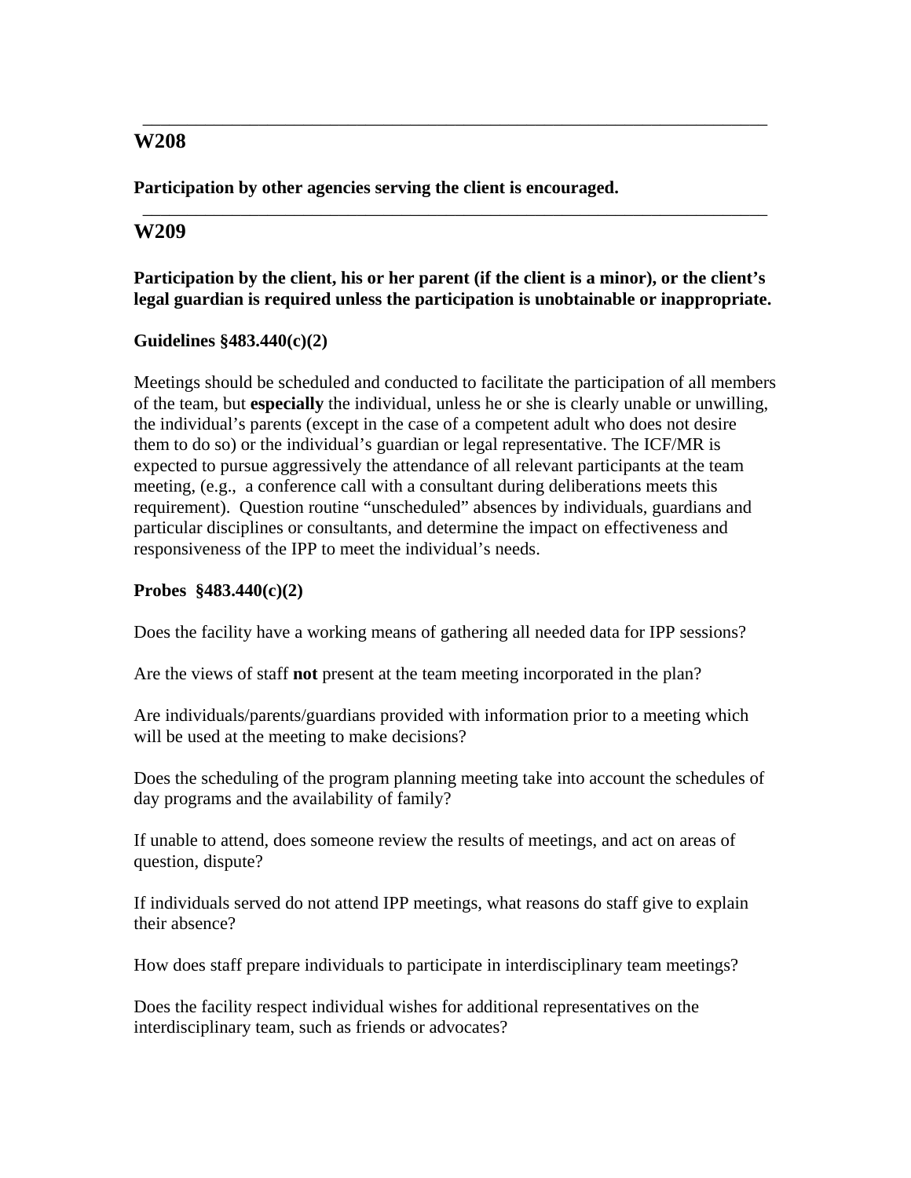---

## W208

**Participation by other agencies serving the client is encouraged.**

---

## W209

**Participation by the client, his or her parent (if the client is a minor), or the client's legal guardian is required unless the participation is unobtainable or inappropriate.**

**Guidelines §483.440(c)(2)**

Meetings should be scheduled and conducted to facilitate the participation of all members of the team, but **especially** the individual, unless he or she is clearly unable or unwilling, the individual's parents (except in the case of a competent adult who does not desire them to do so) or the individual's guardian or legal representative. The ICF/MR is expected to pursue aggressively the attendance of all relevant participants at the team meeting, (e.g., a conference call with a consultant during deliberations meets this requirement). Question routine "unscheduled" absences by individuals, guardians and particular disciplines or consultants, and determine the impact on effectiveness and responsiveness of the IPP to meet the individual's needs.

**Probes §483.440(c)(2)**

Does the facility have a working means of gathering all needed data for IPP sessions?

Are the views of staff **not** present at the team meeting incorporated in the plan?

Are individuals/parents/guardians provided with information prior to a meeting which will be used at the meeting to make decisions?

Does the scheduling of the program planning meeting take into account the schedules of day programs and the availability of family?

If unable to attend, does someone review the results of meetings, and act on areas of question, dispute?

If individuals served do not attend IPP meetings, what reasons do staff give to explain their absence?

How does staff prepare individuals to participate in interdisciplinary team meetings?

Does the facility respect individual wishes for additional representatives on the interdisciplinary team, such as friends or advocates?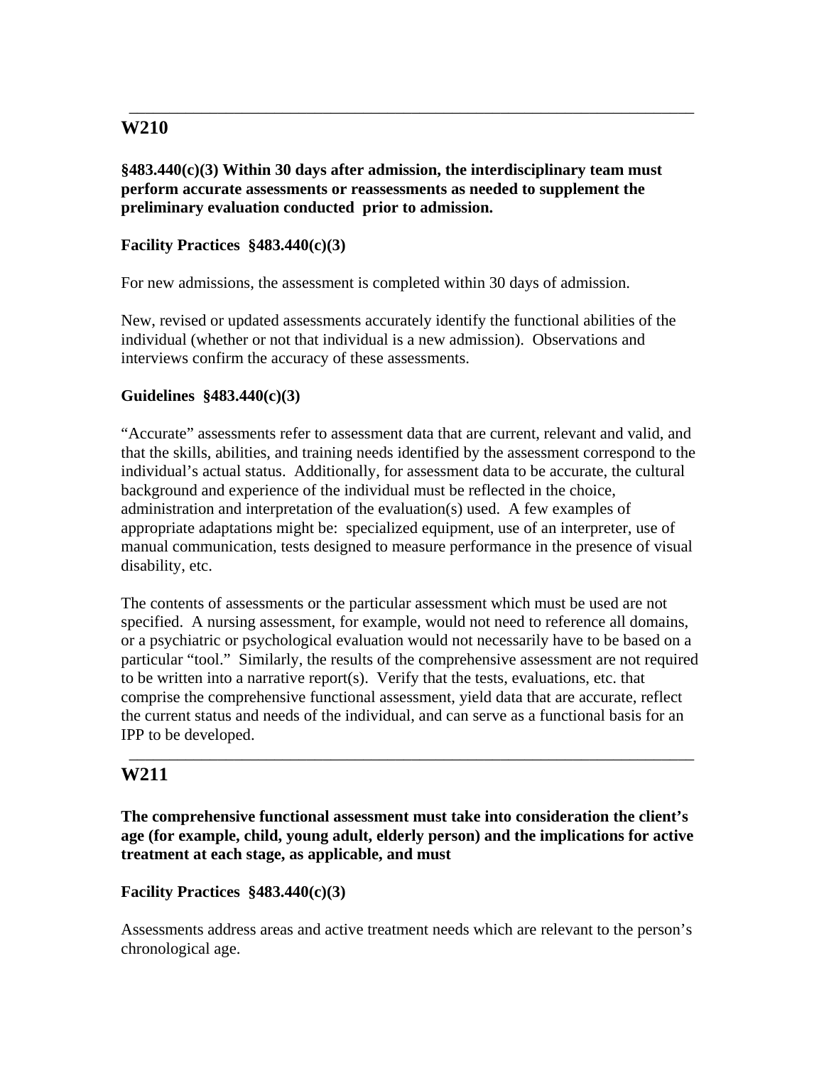---

## W210

**§483.440(c)(3) Within 30 days after admission, the interdisciplinary team must perform accurate assessments or reassessments as needed to supplement the preliminary evaluation conducted prior to admission.**

**Facility Practices §483.440(c)(3)**

For new admissions, the assessment is completed within 30 days of admission.

New, revised or updated assessments accurately identify the functional abilities of the individual (whether or not that individual is a new admission). Observations and interviews confirm the accuracy of these assessments.

**Guidelines §483.440(c)(3)**

"Accurate" assessments refer to assessment data that are current, relevant and valid, and that the skills, abilities, and training needs identified by the assessment correspond to the individual's actual status. Additionally, for assessment data to be accurate, the cultural background and experience of the individual must be reflected in the choice, administration and interpretation of the evaluation(s) used. A few examples of appropriate adaptations might be: specialized equipment, use of an interpreter, use of manual communication, tests designed to measure performance in the presence of visual disability, etc.

The contents of assessments or the particular assessment which must be used are not specified. A nursing assessment, for example, would not need to reference all domains, or a psychiatric or psychological evaluation would not necessarily have to be based on a particular "tool." Similarly, the results of the comprehensive assessment are not required to be written into a narrative report(s). Verify that the tests, evaluations, etc. that comprise the comprehensive functional assessment, yield data that are accurate, reflect the current status and needs of the individual, and can serve as a functional basis for an IPP to be developed.

---

## W211

**The comprehensive functional assessment must take into consideration the client's age (for example, child, young adult, elderly person) and the implications for active treatment at each stage, as applicable, and must**

**Facility Practices §483.440(c)(3)**

Assessments address areas and active treatment needs which are relevant to the person's chronological age.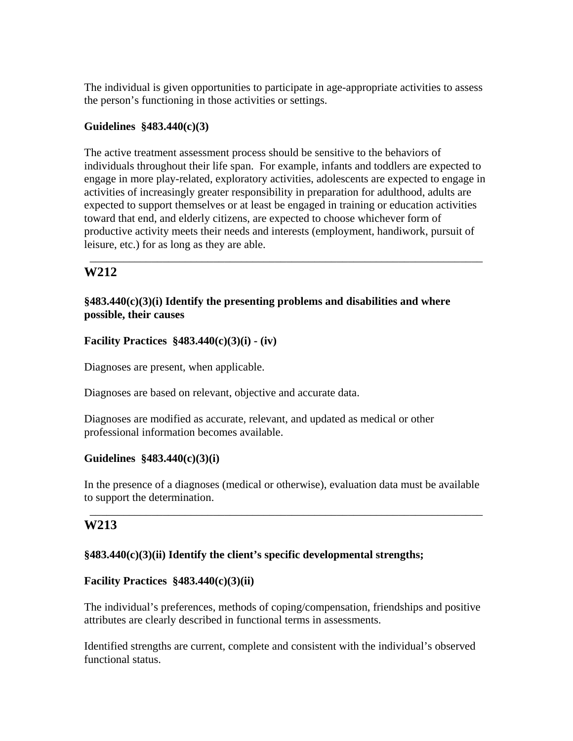The individual is given opportunities to participate in age-appropriate activities to assess the person's functioning in those activities or settings.

**Guidelines §483.440(c)(3)**

The active treatment assessment process should be sensitive to the behaviors of individuals throughout their life span. For example, infants and toddlers are expected to engage in more play-related, exploratory activities, adolescents are expected to engage in activities of increasingly greater responsibility in preparation for adulthood, adults are expected to support themselves or at least be engaged in training or education activities toward that end, and elderly citizens, are expected to choose whichever form of productive activity meets their needs and interests (employment, handiwork, pursuit of leisure, etc.) for as long as they are able.

---

## W212

**§483.440(c)(3)(i) Identify the presenting problems and disabilities and where possible, their causes**

**Facility Practices §483.440(c)(3)(i) - (iv)**

Diagnoses are present, when applicable.

Diagnoses are based on relevant, objective and accurate data.

Diagnoses are modified as accurate, relevant, and updated as medical or other professional information becomes available.

**Guidelines §483.440(c)(3)(i)**

In the presence of a diagnoses (medical or otherwise), evaluation data must be available to support the determination.

---

## W213

**§483.440(c)(3)(ii) Identify the client's specific developmental strengths;**

**Facility Practices §483.440(c)(3)(ii)**

The individual's preferences, methods of coping/compensation, friendships and positive attributes are clearly described in functional terms in assessments.

Identified strengths are current, complete and consistent with the individual's observed functional status.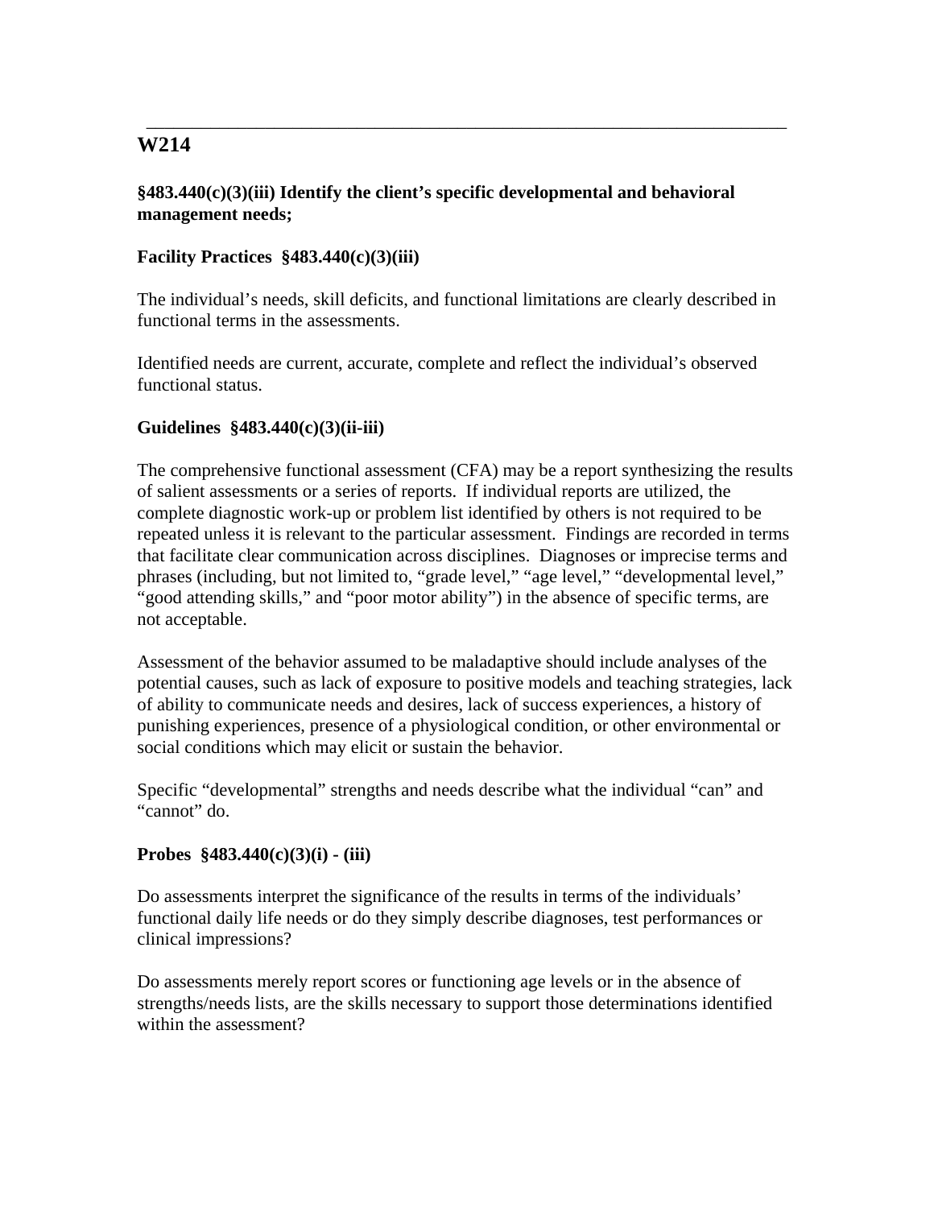---

## W214

**§483.440(c)(3)(iii) Identify the client's specific developmental and behavioral management needs;**

**Facility Practices §483.440(c)(3)(iii)**

The individual's needs, skill deficits, and functional limitations are clearly described in functional terms in the assessments.

Identified needs are current, accurate, complete and reflect the individual's observed functional status.

**Guidelines §483.440(c)(3)(ii-iii)**

The comprehensive functional assessment (CFA) may be a report synthesizing the results of salient assessments or a series of reports. If individual reports are utilized, the complete diagnostic work-up or problem list identified by others is not required to be repeated unless it is relevant to the particular assessment. Findings are recorded in terms that facilitate clear communication across disciplines. Diagnoses or imprecise terms and phrases (including, but not limited to, "grade level," "age level," "developmental level," "good attending skills," and "poor motor ability") in the absence of specific terms, are not acceptable.

Assessment of the behavior assumed to be maladaptive should include analyses of the potential causes, such as lack of exposure to positive models and teaching strategies, lack of ability to communicate needs and desires, lack of success experiences, a history of punishing experiences, presence of a physiological condition, or other environmental or social conditions which may elicit or sustain the behavior.

Specific "developmental" strengths and needs describe what the individual "can" and "cannot" do.

**Probes §483.440(c)(3)(i) - (iii)**

Do assessments interpret the significance of the results in terms of the individuals' functional daily life needs or do they simply describe diagnoses, test performances or clinical impressions?

Do assessments merely report scores or functioning age levels or in the absence of strengths/needs lists, are the skills necessary to support those determinations identified within the assessment?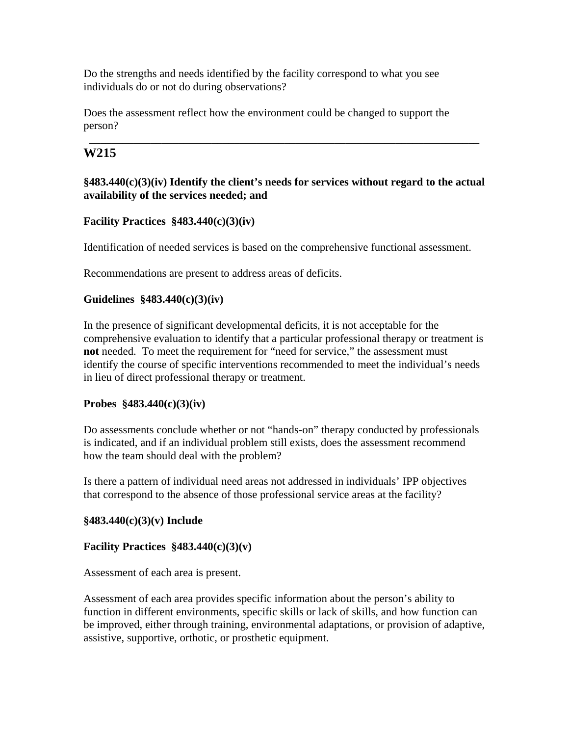Do the strengths and needs identified by the facility correspond to what you see individuals do or not do during observations?

Does the assessment reflect how the environment could be changed to support the person?

---

## W215

**§483.440(c)(3)(iv) Identify the client's needs for services without regard to the actual availability of the services needed; and**

**Facility Practices §483.440(c)(3)(iv)**

Identification of needed services is based on the comprehensive functional assessment.

Recommendations are present to address areas of deficits.

**Guidelines §483.440(c)(3)(iv)**

In the presence of significant developmental deficits, it is not acceptable for the comprehensive evaluation to identify that a particular professional therapy or treatment is **not** needed. To meet the requirement for "need for service," the assessment must identify the course of specific interventions recommended to meet the individual's needs in lieu of direct professional therapy or treatment.

**Probes §483.440(c)(3)(iv)**

Do assessments conclude whether or not "hands-on" therapy conducted by professionals is indicated, and if an individual problem still exists, does the assessment recommend how the team should deal with the problem?

Is there a pattern of individual need areas not addressed in individuals' IPP objectives that correspond to the absence of those professional service areas at the facility?

**§483.440(c)(3)(v) Include**

**Facility Practices §483.440(c)(3)(v)**

Assessment of each area is present.

Assessment of each area provides specific information about the person's ability to function in different environments, specific skills or lack of skills, and how function can be improved, either through training, environmental adaptations, or provision of adaptive, assistive, supportive, orthotic, or prosthetic equipment.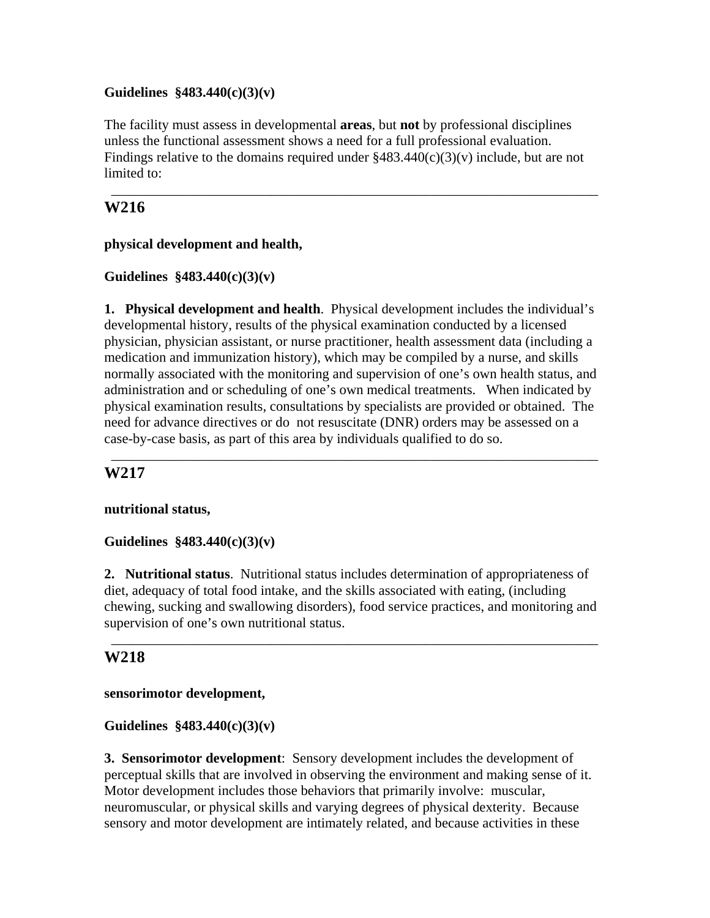**Guidelines §483.440(c)(3)(v)**

The facility must assess in developmental **areas**, but **not** by professional disciplines unless the functional assessment shows a need for a full professional evaluation. Findings relative to the domains required under §483.440(c)(3)(v) include, but are not limited to:

---

## W216

**physical development and health,**

**Guidelines §483.440(c)(3)(v)**

**1. Physical development and health**. Physical development includes the individual's developmental history, results of the physical examination conducted by a licensed physician, physician assistant, or nurse practitioner, health assessment data (including a medication and immunization history), which may be compiled by a nurse, and skills normally associated with the monitoring and supervision of one's own health status, and administration and or scheduling of one's own medical treatments. When indicated by physical examination results, consultations by specialists are provided or obtained. The need for advance directives or do not resuscitate (DNR) orders may be assessed on a case-by-case basis, as part of this area by individuals qualified to do so.

---

## W217

**nutritional status,**

**Guidelines §483.440(c)(3)(v)**

**2. Nutritional status**. Nutritional status includes determination of appropriateness of diet, adequacy of total food intake, and the skills associated with eating, (including chewing, sucking and swallowing disorders), food service practices, and monitoring and supervision of one's own nutritional status.

---

## W218

**sensorimotor development,**

**Guidelines §483.440(c)(3)(v)**

**3. Sensorimotor development**: Sensory development includes the development of perceptual skills that are involved in observing the environment and making sense of it. Motor development includes those behaviors that primarily involve: muscular, neuromuscular, or physical skills and varying degrees of physical dexterity. Because sensory and motor development are intimately related, and because activities in these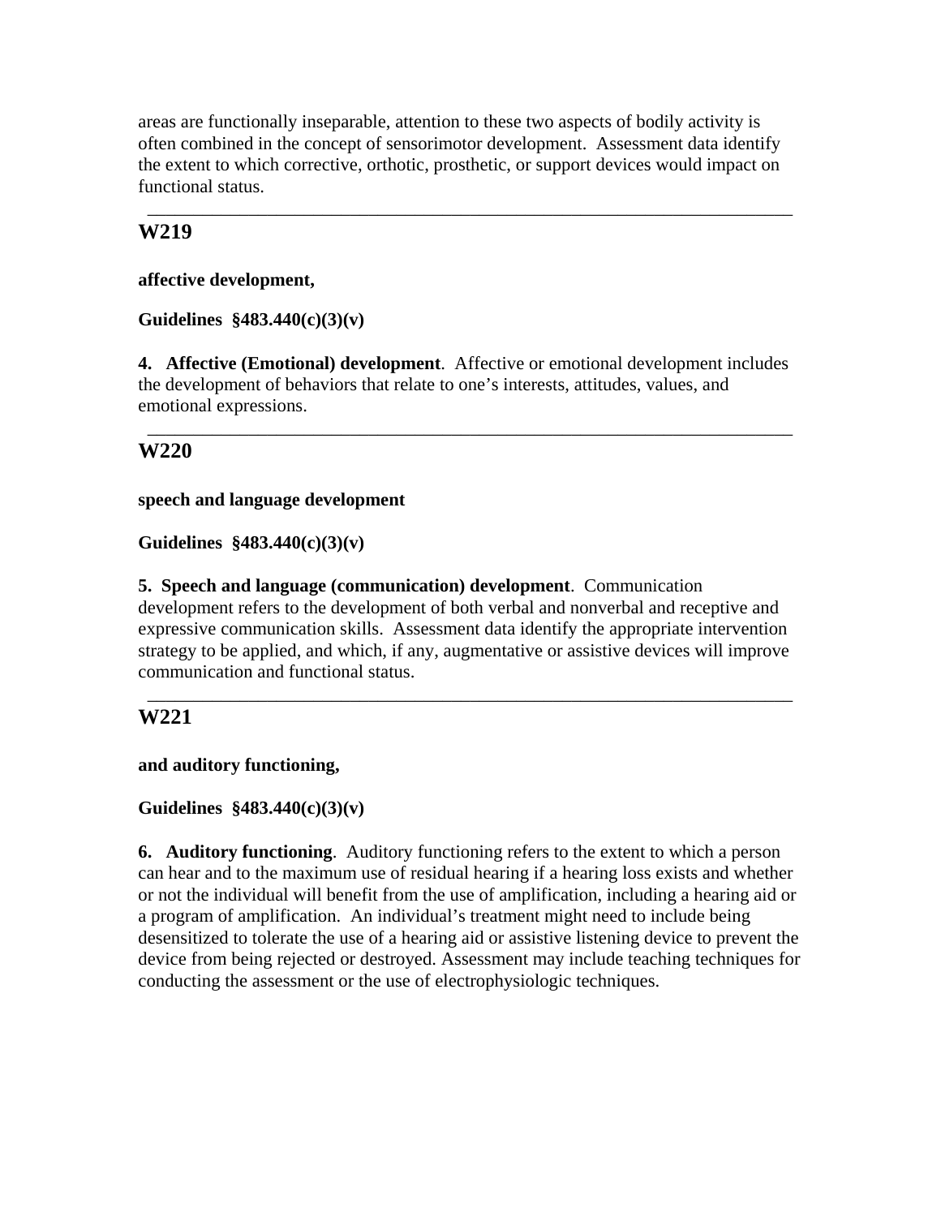areas are functionally inseparable, attention to these two aspects of bodily activity is often combined in the concept of sensorimotor development. Assessment data identify the extent to which corrective, orthotic, prosthetic, or support devices would impact on functional status.

---

## W219

**affective development,**

**Guidelines §483.440(c)(3)(v)**

**4. Affective (Emotional) development**. Affective or emotional development includes the development of behaviors that relate to one's interests, attitudes, values, and emotional expressions.

---

## W220

**speech and language development**

**Guidelines §483.440(c)(3)(v)**

**5. Speech and language (communication) development**. Communication development refers to the development of both verbal and nonverbal and receptive and expressive communication skills. Assessment data identify the appropriate intervention strategy to be applied, and which, if any, augmentative or assistive devices will improve communication and functional status.

---

## W221

**and auditory functioning,**

**Guidelines §483.440(c)(3)(v)**

**6. Auditory functioning**. Auditory functioning refers to the extent to which a person can hear and to the maximum use of residual hearing if a hearing loss exists and whether or not the individual will benefit from the use of amplification, including a hearing aid or a program of amplification. An individual's treatment might need to include being desensitized to tolerate the use of a hearing aid or assistive listening device to prevent the device from being rejected or destroyed. Assessment may include teaching techniques for conducting the assessment or the use of electrophysiologic techniques.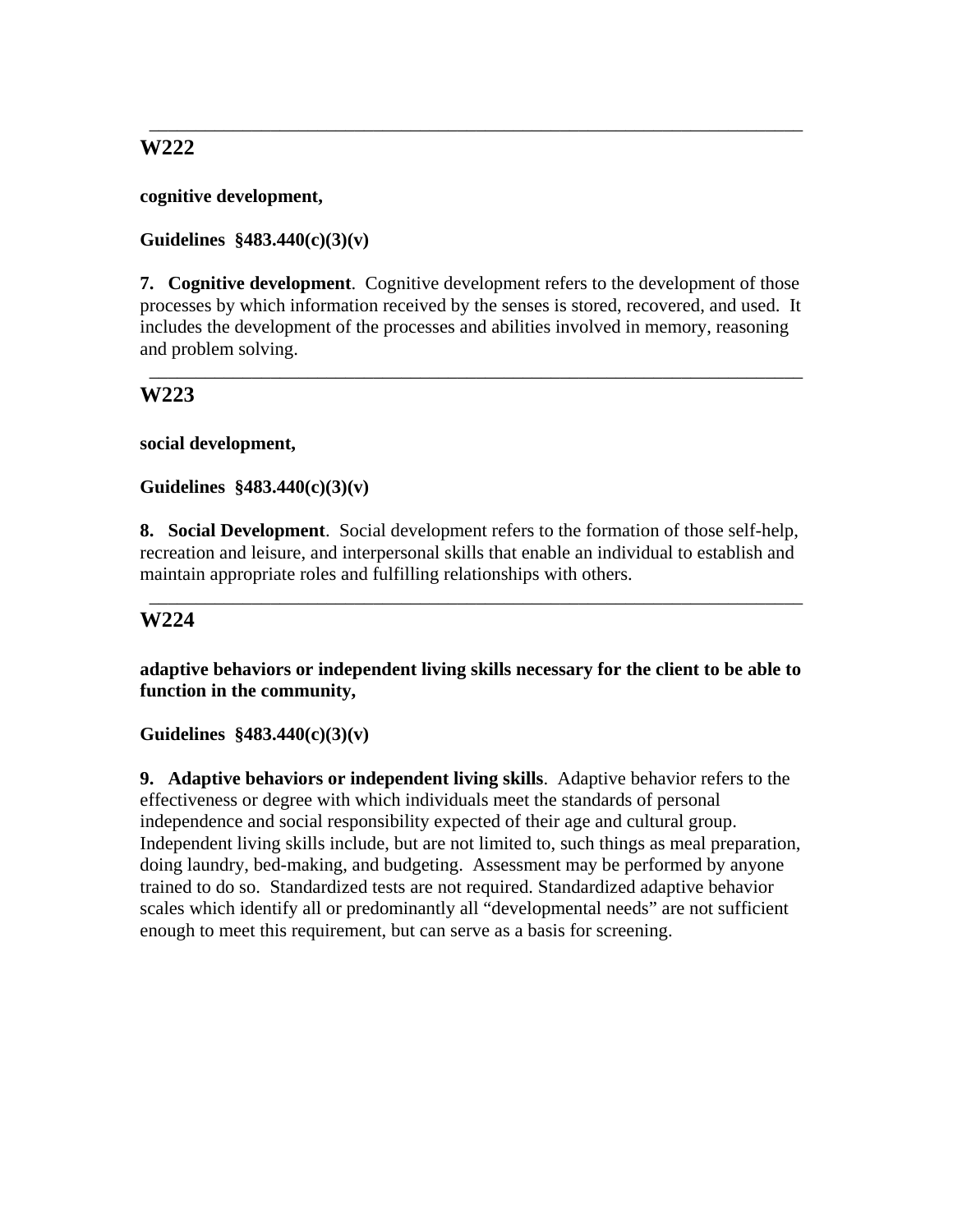---

## W222

**cognitive development,**

**Guidelines §483.440(c)(3)(v)**

**7. Cognitive development**. Cognitive development refers to the development of those processes by which information received by the senses is stored, recovered, and used. It includes the development of the processes and abilities involved in memory, reasoning and problem solving.

---

## W223

**social development,**

**Guidelines §483.440(c)(3)(v)**

**8. Social Development**. Social development refers to the formation of those self-help, recreation and leisure, and interpersonal skills that enable an individual to establish and maintain appropriate roles and fulfilling relationships with others.

---

## W224

**adaptive behaviors or independent living skills necessary for the client to be able to function in the community,**

**Guidelines §483.440(c)(3)(v)**

**9. Adaptive behaviors or independent living skills**. Adaptive behavior refers to the effectiveness or degree with which individuals meet the standards of personal independence and social responsibility expected of their age and cultural group. Independent living skills include, but are not limited to, such things as meal preparation, doing laundry, bed-making, and budgeting. Assessment may be performed by anyone trained to do so. Standardized tests are not required. Standardized adaptive behavior scales which identify all or predominantly all "developmental needs" are not sufficient enough to meet this requirement, but can serve as a basis for screening.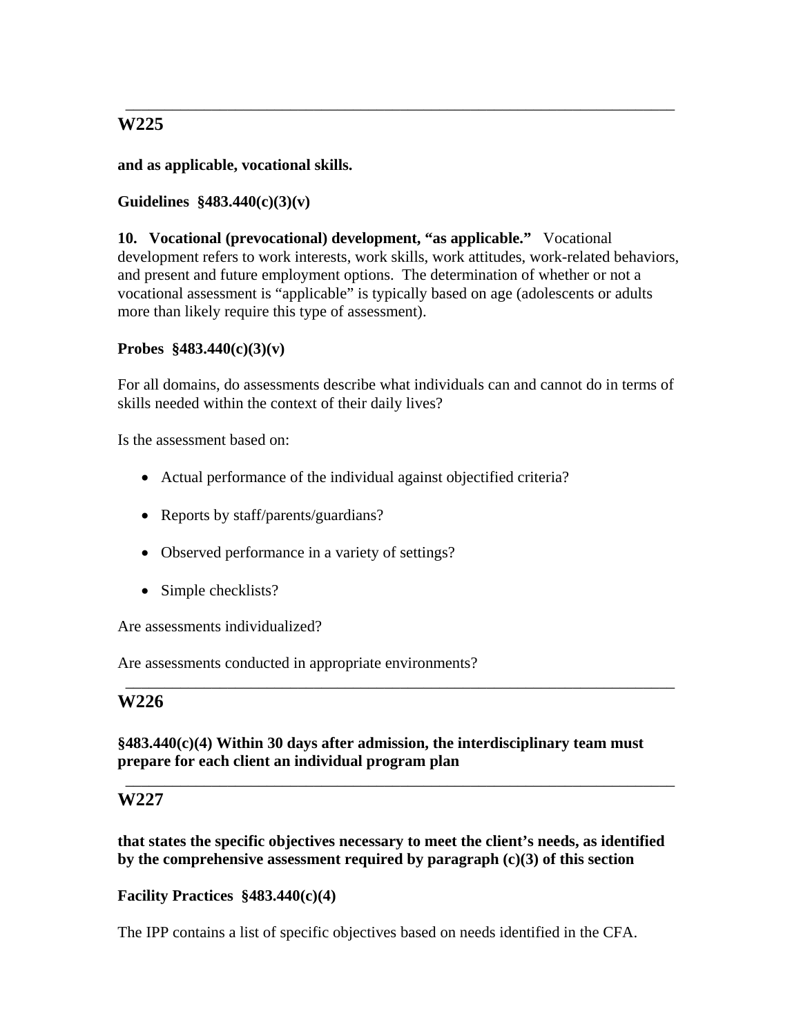---

## W225

**and as applicable, vocational skills.**

**Guidelines §483.440(c)(3)(v)**

**10. Vocational (prevocational) development, "as applicable."** Vocational development refers to work interests, work skills, work attitudes, work-related behaviors, and present and future employment options. The determination of whether or not a vocational assessment is "applicable" is typically based on age (adolescents or adults more than likely require this type of assessment).

**Probes §483.440(c)(3)(v)**

For all domains, do assessments describe what individuals can and cannot do in terms of skills needed within the context of their daily lives?

Is the assessment based on:

- Actual performance of the individual against objectified criteria?
- Reports by staff/parents/guardians?
- Observed performance in a variety of settings?
- Simple checklists?

Are assessments individualized?

Are assessments conducted in appropriate environments?

---

## W226

**§483.440(c)(4) Within 30 days after admission, the interdisciplinary team must prepare for each client an individual program plan**

---

## W227

**that states the specific objectives necessary to meet the client's needs, as identified by the comprehensive assessment required by paragraph (c)(3) of this section**

**Facility Practices §483.440(c)(4)**

The IPP contains a list of specific objectives based on needs identified in the CFA.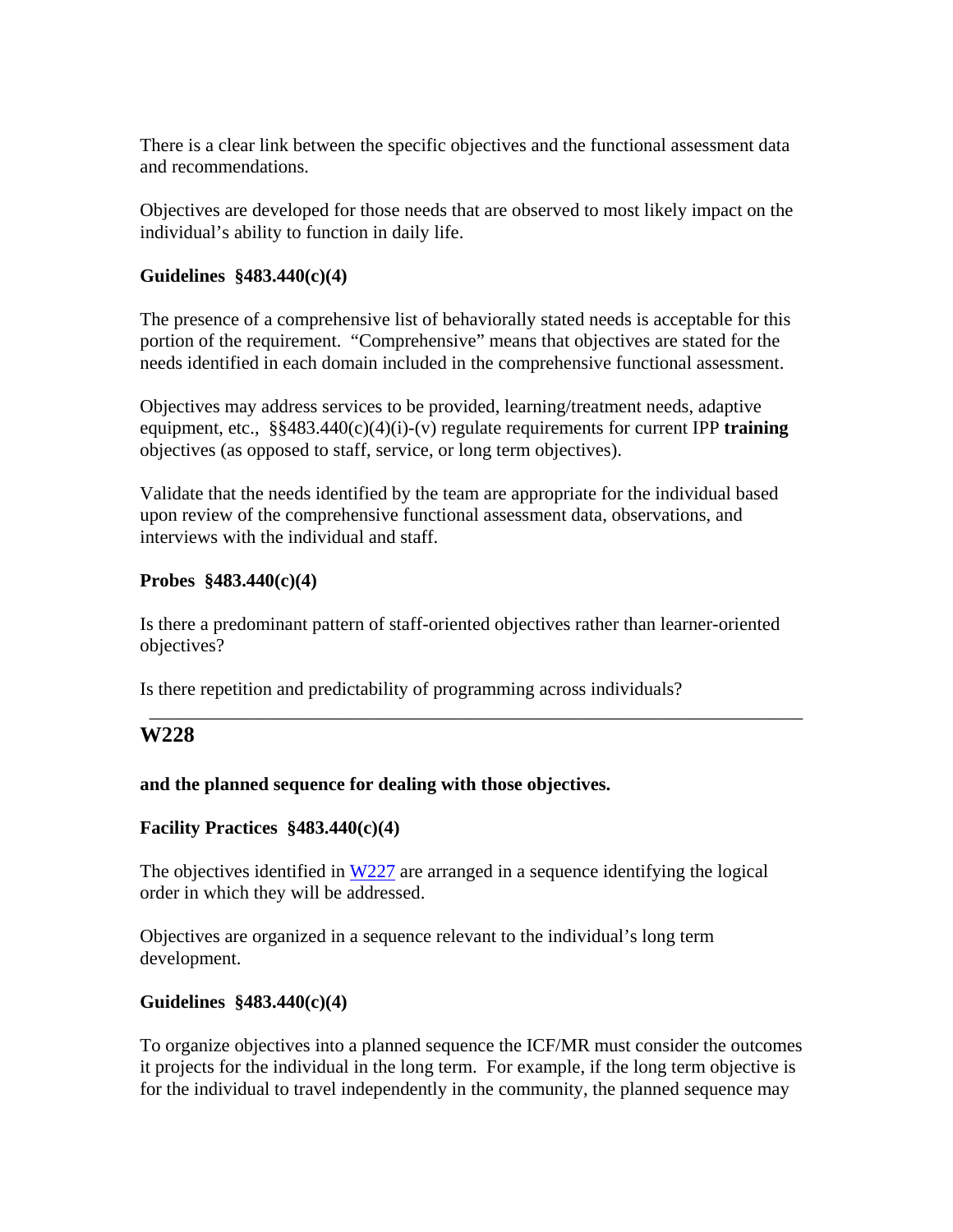There is a clear link between the specific objectives and the functional assessment data and recommendations.

Objectives are developed for those needs that are observed to most likely impact on the individual's ability to function in daily life.

**Guidelines §483.440(c)(4)**

The presence of a comprehensive list of behaviorally stated needs is acceptable for this portion of the requirement. "Comprehensive" means that objectives are stated for the needs identified in each domain included in the comprehensive functional assessment.

Objectives may address services to be provided, learning/treatment needs, adaptive equipment, etc., §§483.440(c)(4)(i)-(v) regulate requirements for current IPP **training** objectives (as opposed to staff, service, or long term objectives).

Validate that the needs identified by the team are appropriate for the individual based upon review of the comprehensive functional assessment data, observations, and interviews with the individual and staff.

**Probes §483.440(c)(4)**

Is there a predominant pattern of staff-oriented objectives rather than learner-oriented objectives?

Is there repetition and predictability of programming across individuals?

---

## W228

**and the planned sequence for dealing with those objectives.**

**Facility Practices §483.440(c)(4)**

The objectives identified in W227 are arranged in a sequence identifying the logical order in which they will be addressed.

Objectives are organized in a sequence relevant to the individual's long term development.

**Guidelines §483.440(c)(4)**

To organize objectives into a planned sequence the ICF/MR must consider the outcomes it projects for the individual in the long term. For example, if the long term objective is for the individual to travel independently in the community, the planned sequence may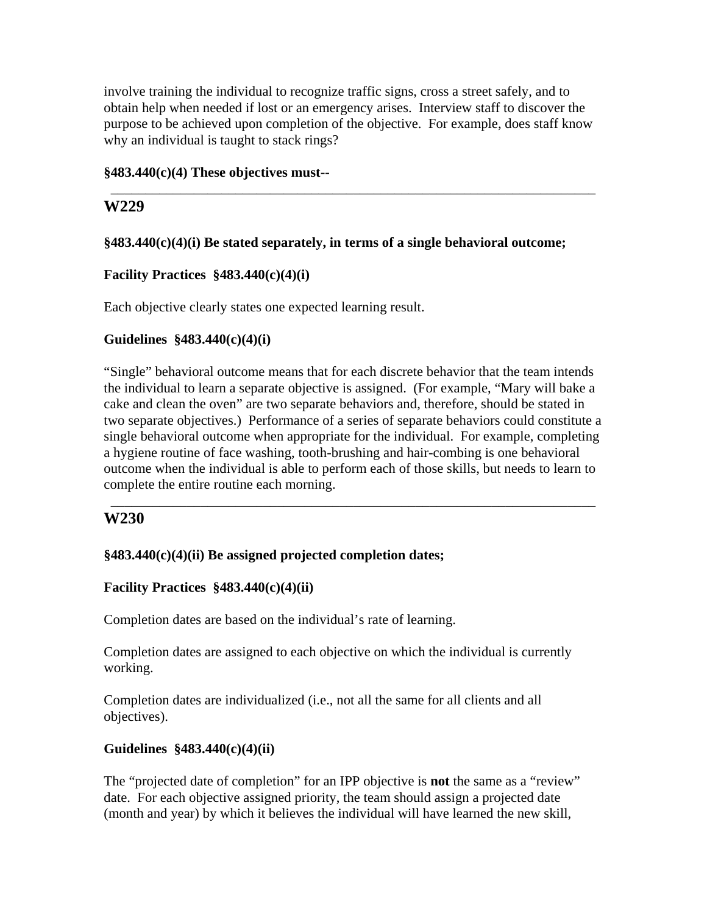involve training the individual to recognize traffic signs, cross a street safely, and to obtain help when needed if lost or an emergency arises. Interview staff to discover the purpose to be achieved upon completion of the objective. For example, does staff know why an individual is taught to stack rings?

**§483.440(c)(4) These objectives must--**

---

## W229

**§483.440(c)(4)(i) Be stated separately, in terms of a single behavioral outcome;**

**Facility Practices §483.440(c)(4)(i)**

Each objective clearly states one expected learning result.

**Guidelines §483.440(c)(4)(i)**

"Single" behavioral outcome means that for each discrete behavior that the team intends the individual to learn a separate objective is assigned. (For example, "Mary will bake a cake and clean the oven" are two separate behaviors and, therefore, should be stated in two separate objectives.) Performance of a series of separate behaviors could constitute a single behavioral outcome when appropriate for the individual. For example, completing a hygiene routine of face washing, tooth-brushing and hair-combing is one behavioral outcome when the individual is able to perform each of those skills, but needs to learn to complete the entire routine each morning.

---

## W230

**§483.440(c)(4)(ii) Be assigned projected completion dates;**

**Facility Practices §483.440(c)(4)(ii)**

Completion dates are based on the individual's rate of learning.

Completion dates are assigned to each objective on which the individual is currently working.

Completion dates are individualized (i.e., not all the same for all clients and all objectives).

**Guidelines §483.440(c)(4)(ii)**

The "projected date of completion" for an IPP objective is **not** the same as a "review" date. For each objective assigned priority, the team should assign a projected date (month and year) by which it believes the individual will have learned the new skill,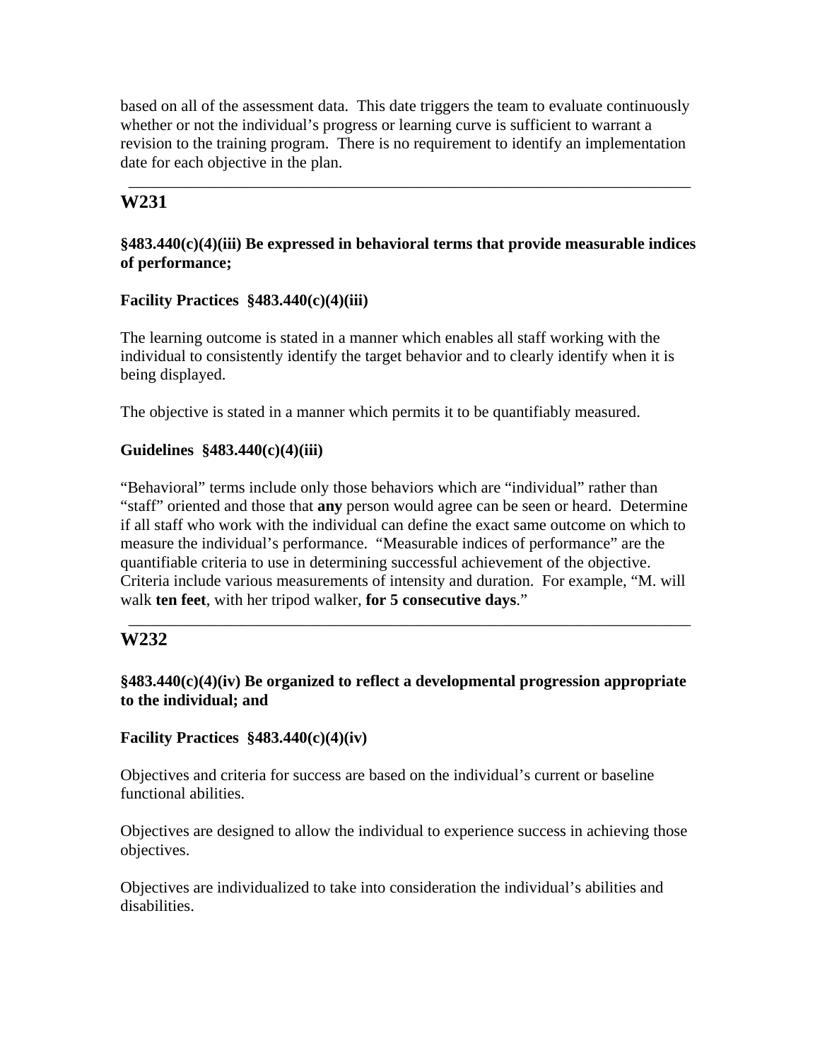based on all of the assessment data. This date triggers the team to evaluate continuously whether or not the individual's progress or learning curve is sufficient to warrant a revision to the training program. There is no requirement to identify an implementation date for each objective in the plan.

---

## W231

**§483.440(c)(4)(iii) Be expressed in behavioral terms that provide measurable indices of performance;**

**Facility Practices §483.440(c)(4)(iii)**

The learning outcome is stated in a manner which enables all staff working with the individual to consistently identify the target behavior and to clearly identify when it is being displayed.

The objective is stated in a manner which permits it to be quantifiably measured.

**Guidelines §483.440(c)(4)(iii)**

"Behavioral" terms include only those behaviors which are "individual" rather than "staff" oriented and those that **any** person would agree can be seen or heard. Determine if all staff who work with the individual can define the exact same outcome on which to measure the individual's performance. "Measurable indices of performance" are the quantifiable criteria to use in determining successful achievement of the objective. Criteria include various measurements of intensity and duration. For example, "M. will walk **ten feet**, with her tripod walker, **for 5 consecutive days**."

---

## W232

**§483.440(c)(4)(iv) Be organized to reflect a developmental progression appropriate to the individual; and**

**Facility Practices §483.440(c)(4)(iv)**

Objectives and criteria for success are based on the individual's current or baseline functional abilities.

Objectives are designed to allow the individual to experience success in achieving those objectives.

Objectives are individualized to take into consideration the individual's abilities and disabilities.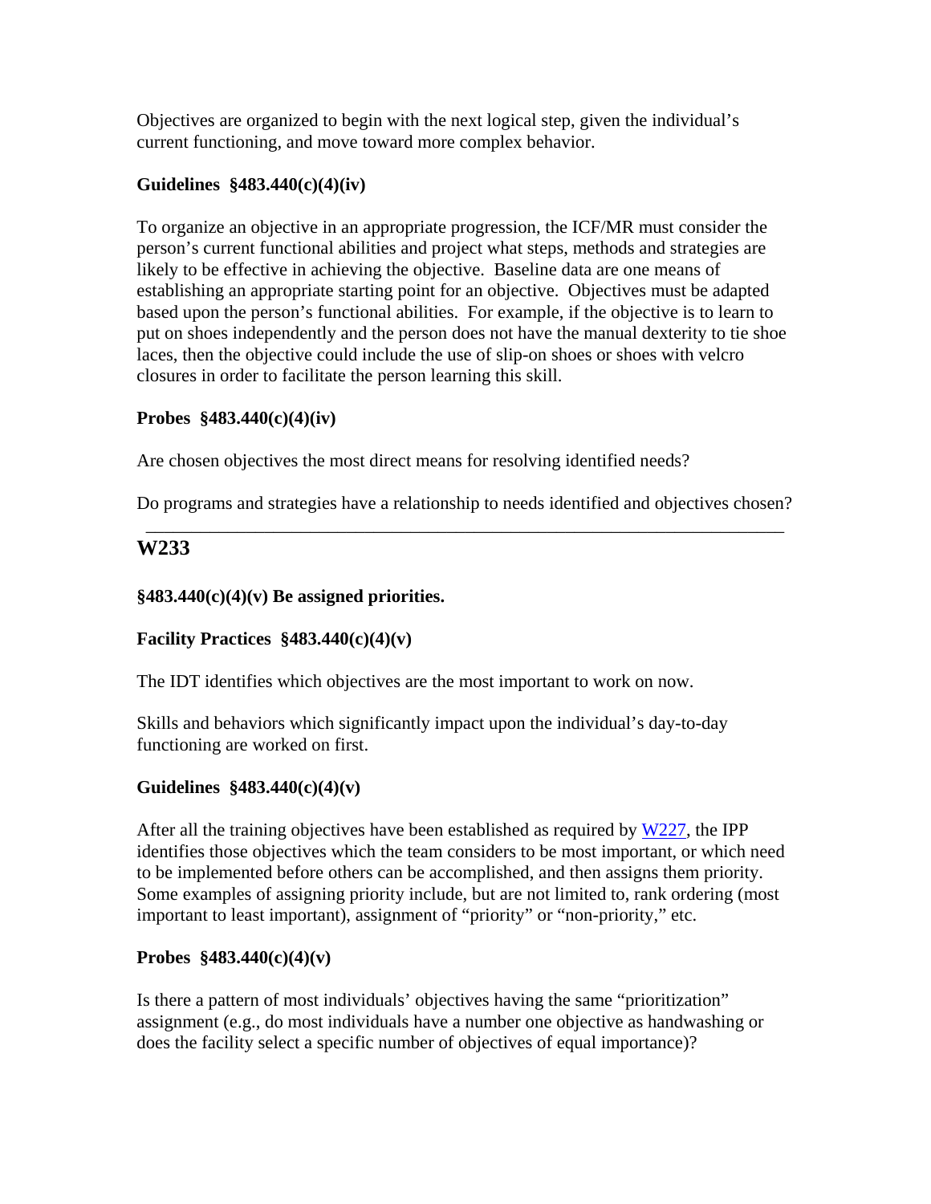Objectives are organized to begin with the next logical step, given the individual's current functioning, and move toward more complex behavior.

**Guidelines §483.440(c)(4)(iv)**

To organize an objective in an appropriate progression, the ICF/MR must consider the person's current functional abilities and project what steps, methods and strategies are likely to be effective in achieving the objective. Baseline data are one means of establishing an appropriate starting point for an objective. Objectives must be adapted based upon the person's functional abilities. For example, if the objective is to learn to put on shoes independently and the person does not have the manual dexterity to tie shoe laces, then the objective could include the use of slip-on shoes or shoes with velcro closures in order to facilitate the person learning this skill.

**Probes §483.440(c)(4)(iv)**

Are chosen objectives the most direct means for resolving identified needs?

Do programs and strategies have a relationship to needs identified and objectives chosen?

---

## W233

**§483.440(c)(4)(v) Be assigned priorities.**

**Facility Practices §483.440(c)(4)(v)**

The IDT identifies which objectives are the most important to work on now.

Skills and behaviors which significantly impact upon the individual's day-to-day functioning are worked on first.

**Guidelines §483.440(c)(4)(v)**

After all the training objectives have been established as required by W227, the IPP identifies those objectives which the team considers to be most important, or which need to be implemented before others can be accomplished, and then assigns them priority. Some examples of assigning priority include, but are not limited to, rank ordering (most important to least important), assignment of "priority" or "non-priority," etc.

**Probes §483.440(c)(4)(v)**

Is there a pattern of most individuals' objectives having the same "prioritization" assignment (e.g., do most individuals have a number one objective as handwashing or does the facility select a specific number of objectives of equal importance)?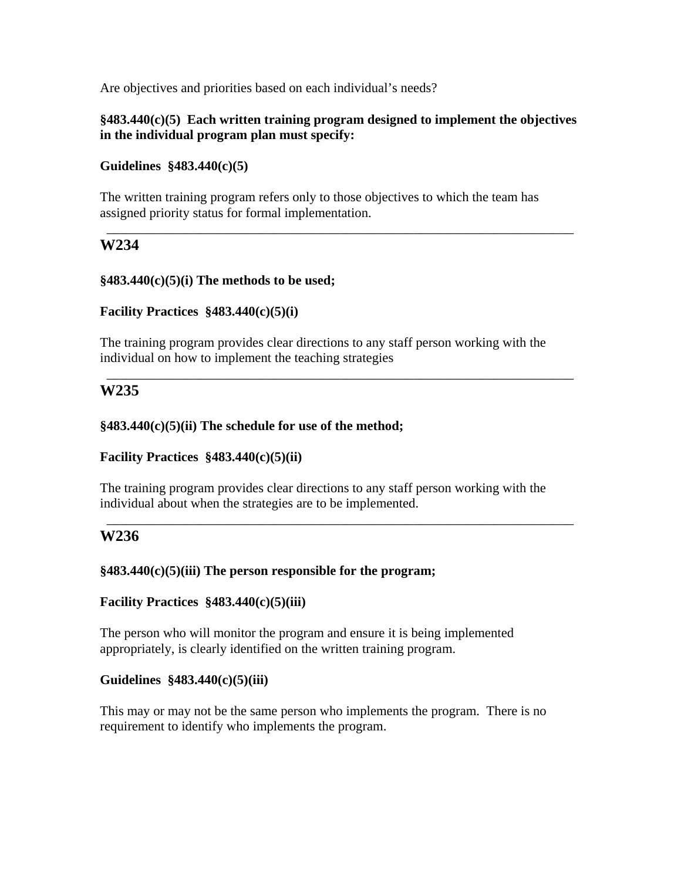Are objectives and priorities based on each individual's needs?

**§483.440(c)(5) Each written training program designed to implement the objectives in the individual program plan must specify:**

**Guidelines §483.440(c)(5)**

The written training program refers only to those objectives to which the team has assigned priority status for formal implementation.

---

## W234

**§483.440(c)(5)(i) The methods to be used;**

**Facility Practices §483.440(c)(5)(i)**

The training program provides clear directions to any staff person working with the individual on how to implement the teaching strategies

---

## W235

**§483.440(c)(5)(ii) The schedule for use of the method;**

**Facility Practices §483.440(c)(5)(ii)**

The training program provides clear directions to any staff person working with the individual about when the strategies are to be implemented.

---

## W236

**§483.440(c)(5)(iii) The person responsible for the program;**

**Facility Practices §483.440(c)(5)(iii)**

The person who will monitor the program and ensure it is being implemented appropriately, is clearly identified on the written training program.

**Guidelines §483.440(c)(5)(iii)**

This may or may not be the same person who implements the program. There is no requirement to identify who implements the program.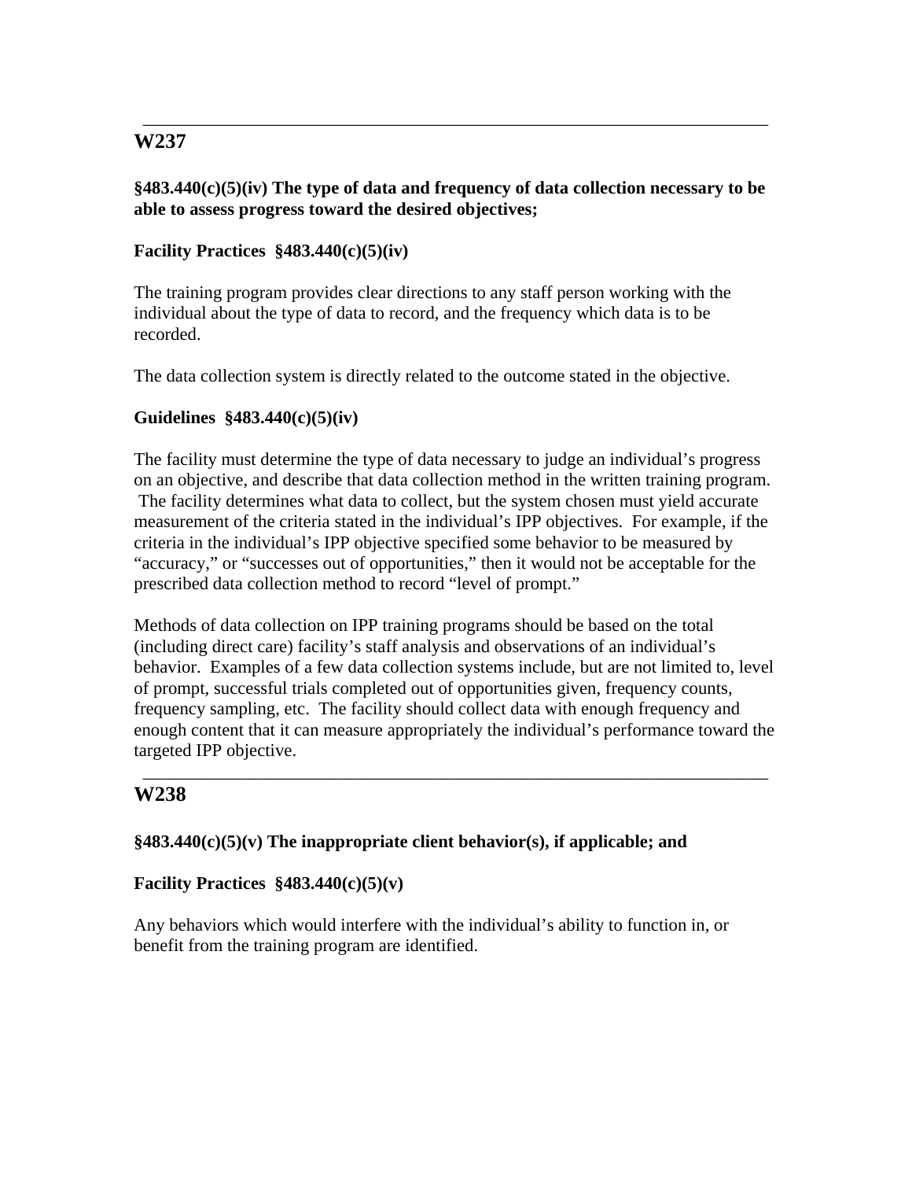---

## W237

**§483.440(c)(5)(iv) The type of data and frequency of data collection necessary to be able to assess progress toward the desired objectives;**

**Facility Practices §483.440(c)(5)(iv)**

The training program provides clear directions to any staff person working with the individual about the type of data to record, and the frequency which data is to be recorded.

The data collection system is directly related to the outcome stated in the objective.

**Guidelines §483.440(c)(5)(iv)**

The facility must determine the type of data necessary to judge an individual's progress on an objective, and describe that data collection method in the written training program. The facility determines what data to collect, but the system chosen must yield accurate measurement of the criteria stated in the individual's IPP objectives. For example, if the criteria in the individual's IPP objective specified some behavior to be measured by "accuracy," or "successes out of opportunities," then it would not be acceptable for the prescribed data collection method to record "level of prompt."

Methods of data collection on IPP training programs should be based on the total (including direct care) facility's staff analysis and observations of an individual's behavior. Examples of a few data collection systems include, but are not limited to, level of prompt, successful trials completed out of opportunities given, frequency counts, frequency sampling, etc. The facility should collect data with enough frequency and enough content that it can measure appropriately the individual's performance toward the targeted IPP objective.

---

## W238

**§483.440(c)(5)(v) The inappropriate client behavior(s), if applicable; and**

**Facility Practices §483.440(c)(5)(v)**

Any behaviors which would interfere with the individual's ability to function in, or benefit from the training program are identified.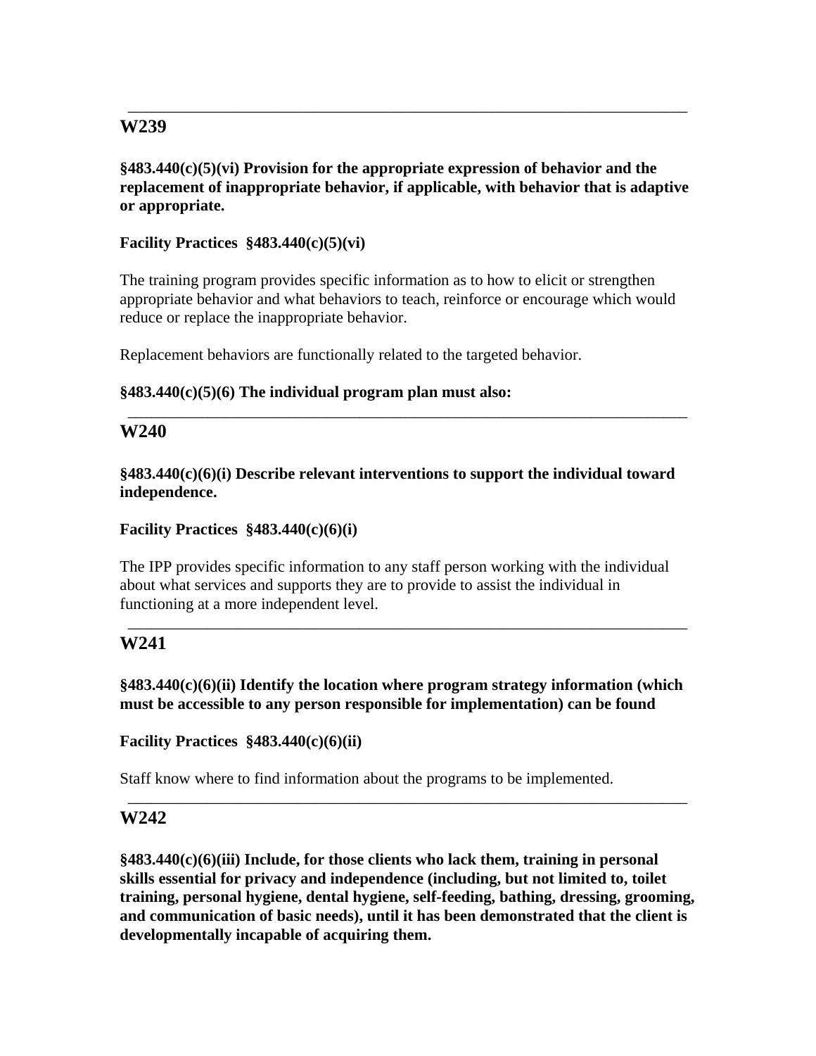---

## W239

**§483.440(c)(5)(vi) Provision for the appropriate expression of behavior and the replacement of inappropriate behavior, if applicable, with behavior that is adaptive or appropriate.**

**Facility Practices §483.440(c)(5)(vi)**

The training program provides specific information as to how to elicit or strengthen appropriate behavior and what behaviors to teach, reinforce or encourage which would reduce or replace the inappropriate behavior.

Replacement behaviors are functionally related to the targeted behavior.

**§483.440(c)(5)(6) The individual program plan must also:**

---

## W240

**§483.440(c)(6)(i) Describe relevant interventions to support the individual toward independence.**

**Facility Practices §483.440(c)(6)(i)**

The IPP provides specific information to any staff person working with the individual about what services and supports they are to provide to assist the individual in functioning at a more independent level.

---

## W241

**§483.440(c)(6)(ii) Identify the location where program strategy information (which must be accessible to any person responsible for implementation) can be found**

**Facility Practices §483.440(c)(6)(ii)**

Staff know where to find information about the programs to be implemented.

---

## W242

**§483.440(c)(6)(iii) Include, for those clients who lack them, training in personal skills essential for privacy and independence (including, but not limited to, toilet training, personal hygiene, dental hygiene, self-feeding, bathing, dressing, grooming, and communication of basic needs), until it has been demonstrated that the client is developmentally incapable of acquiring them.**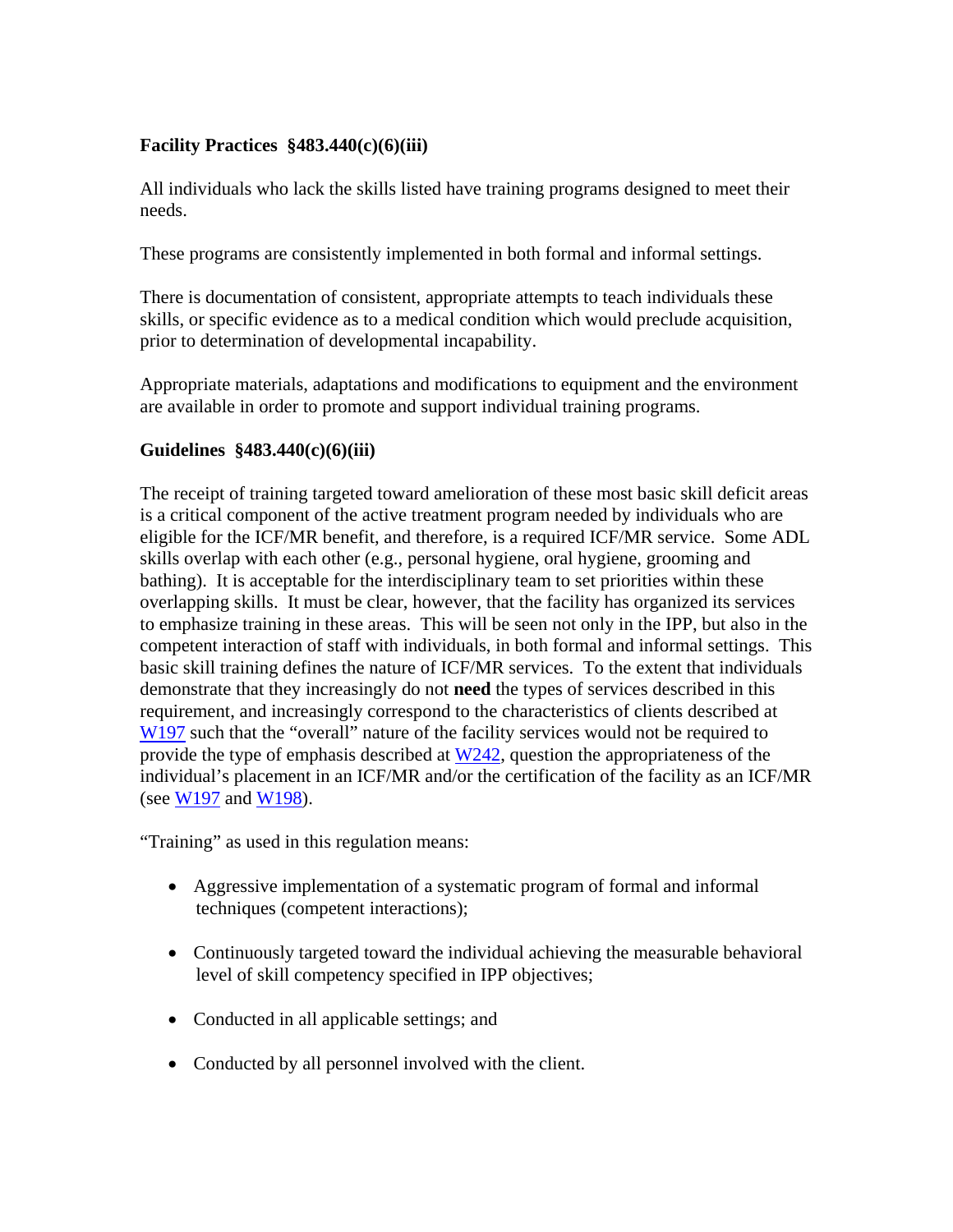**Facility Practices §483.440(c)(6)(iii)**

All individuals who lack the skills listed have training programs designed to meet their needs.

These programs are consistently implemented in both formal and informal settings.

There is documentation of consistent, appropriate attempts to teach individuals these skills, or specific evidence as to a medical condition which would preclude acquisition, prior to determination of developmental incapability.

Appropriate materials, adaptations and modifications to equipment and the environment are available in order to promote and support individual training programs.

**Guidelines §483.440(c)(6)(iii)**

The receipt of training targeted toward amelioration of these most basic skill deficit areas is a critical component of the active treatment program needed by individuals who are eligible for the ICF/MR benefit, and therefore, is a required ICF/MR service. Some ADL skills overlap with each other (e.g., personal hygiene, oral hygiene, grooming and bathing). It is acceptable for the interdisciplinary team to set priorities within these overlapping skills. It must be clear, however, that the facility has organized its services to emphasize training in these areas. This will be seen not only in the IPP, but also in the competent interaction of staff with individuals, in both formal and informal settings. This basic skill training defines the nature of ICF/MR services. To the extent that individuals demonstrate that they increasingly do not **need** the types of services described in this requirement, and increasingly correspond to the characteristics of clients described at W197 such that the "overall" nature of the facility services would not be required to provide the type of emphasis described at W242, question the appropriateness of the individual's placement in an ICF/MR and/or the certification of the facility as an ICF/MR (see W197 and W198).

"Training" as used in this regulation means:

- Aggressive implementation of a systematic program of formal and informal techniques (competent interactions);
- Continuously targeted toward the individual achieving the measurable behavioral level of skill competency specified in IPP objectives;
- Conducted in all applicable settings; and
- Conducted by all personnel involved with the client.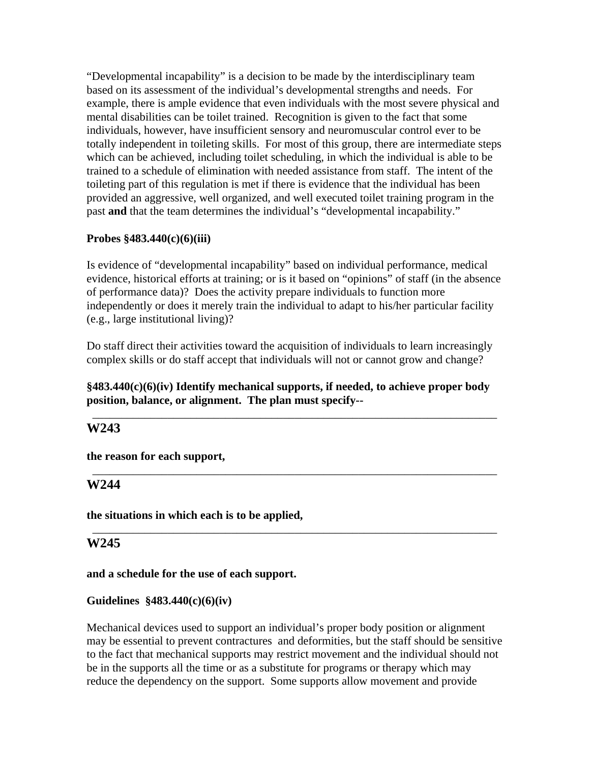"Developmental incapability" is a decision to be made by the interdisciplinary team based on its assessment of the individual's developmental strengths and needs. For example, there is ample evidence that even individuals with the most severe physical and mental disabilities can be toilet trained. Recognition is given to the fact that some individuals, however, have insufficient sensory and neuromuscular control ever to be totally independent in toileting skills. For most of this group, there are intermediate steps which can be achieved, including toilet scheduling, in which the individual is able to be trained to a schedule of elimination with needed assistance from staff. The intent of the toileting part of this regulation is met if there is evidence that the individual has been provided an aggressive, well organized, and well executed toilet training program in the past **and** that the team determines the individual's "developmental incapability."

**Probes §483.440(c)(6)(iii)**

Is evidence of "developmental incapability" based on individual performance, medical evidence, historical efforts at training; or is it based on "opinions" of staff (in the absence of performance data)? Does the activity prepare individuals to function more independently or does it merely train the individual to adapt to his/her particular facility (e.g., large institutional living)?

Do staff direct their activities toward the acquisition of individuals to learn increasingly complex skills or do staff accept that individuals will not or cannot grow and change?

**§483.440(c)(6)(iv) Identify mechanical supports, if needed, to achieve proper body position, balance, or alignment. The plan must specify--**

---

## W243

**the reason for each support,**

---

## W244

**the situations in which each is to be applied,**

---

## W245

**and a schedule for the use of each support.**

**Guidelines §483.440(c)(6)(iv)**

Mechanical devices used to support an individual's proper body position or alignment may be essential to prevent contractures and deformities, but the staff should be sensitive to the fact that mechanical supports may restrict movement and the individual should not be in the supports all the time or as a substitute for programs or therapy which may reduce the dependency on the support. Some supports allow movement and provide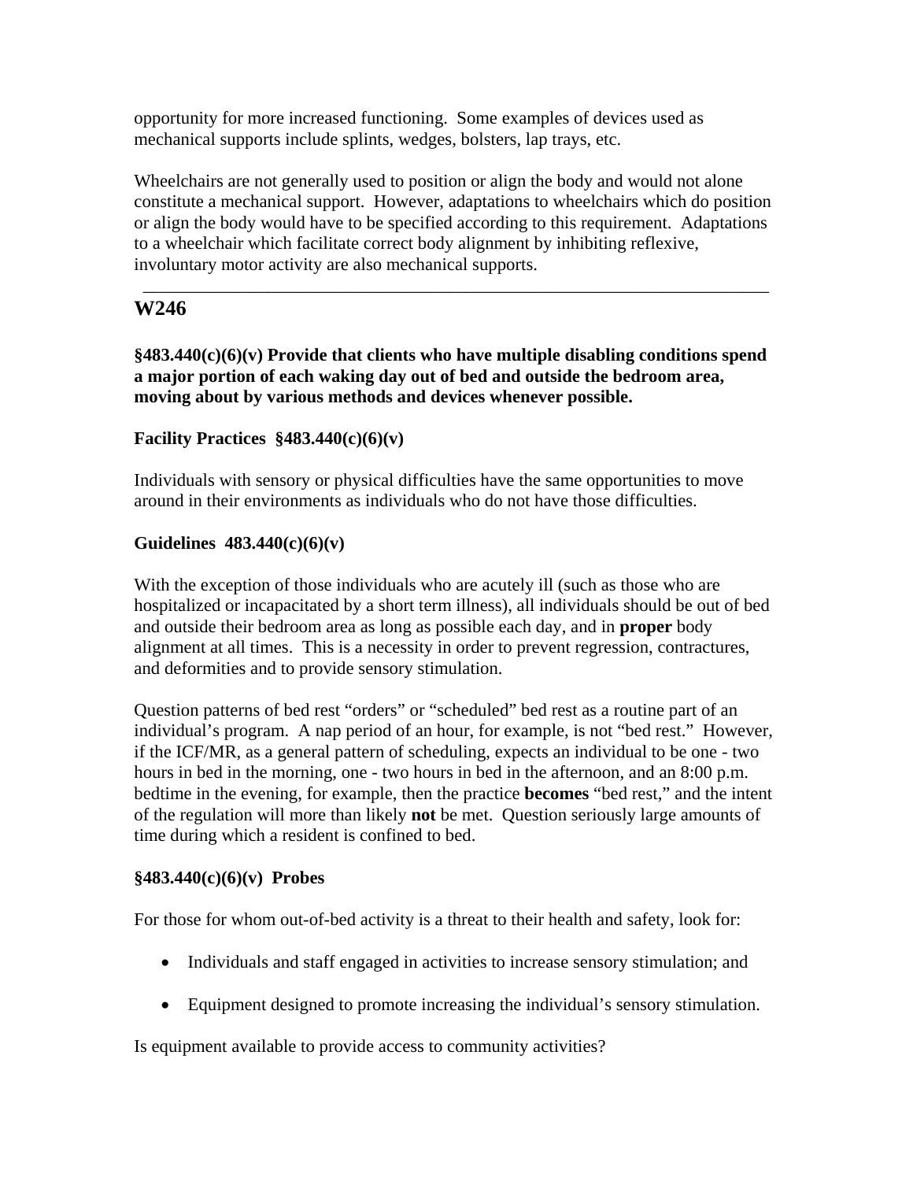opportunity for more increased functioning. Some examples of devices used as mechanical supports include splints, wedges, bolsters, lap trays, etc.

Wheelchairs are not generally used to position or align the body and would not alone constitute a mechanical support. However, adaptations to wheelchairs which do position or align the body would have to be specified according to this requirement. Adaptations to a wheelchair which facilitate correct body alignment by inhibiting reflexive, involuntary motor activity are also mechanical supports.

---

## W246

**§483.440(c)(6)(v) Provide that clients who have multiple disabling conditions spend a major portion of each waking day out of bed and outside the bedroom area, moving about by various methods and devices whenever possible.**

**Facility Practices §483.440(c)(6)(v)**

Individuals with sensory or physical difficulties have the same opportunities to move around in their environments as individuals who do not have those difficulties.

**Guidelines 483.440(c)(6)(v)**

With the exception of those individuals who are acutely ill (such as those who are hospitalized or incapacitated by a short term illness), all individuals should be out of bed and outside their bedroom area as long as possible each day, and in **proper** body alignment at all times. This is a necessity in order to prevent regression, contractures, and deformities and to provide sensory stimulation.

Question patterns of bed rest "orders" or "scheduled" bed rest as a routine part of an individual's program. A nap period of an hour, for example, is not "bed rest." However, if the ICF/MR, as a general pattern of scheduling, expects an individual to be one - two hours in bed in the morning, one - two hours in bed in the afternoon, and an 8:00 p.m. bedtime in the evening, for example, then the practice **becomes** "bed rest," and the intent of the regulation will more than likely **not** be met. Question seriously large amounts of time during which a resident is confined to bed.

**§483.440(c)(6)(v) Probes**

For those for whom out-of-bed activity is a threat to their health and safety, look for:

- Individuals and staff engaged in activities to increase sensory stimulation; and
- Equipment designed to promote increasing the individual's sensory stimulation.

Is equipment available to provide access to community activities?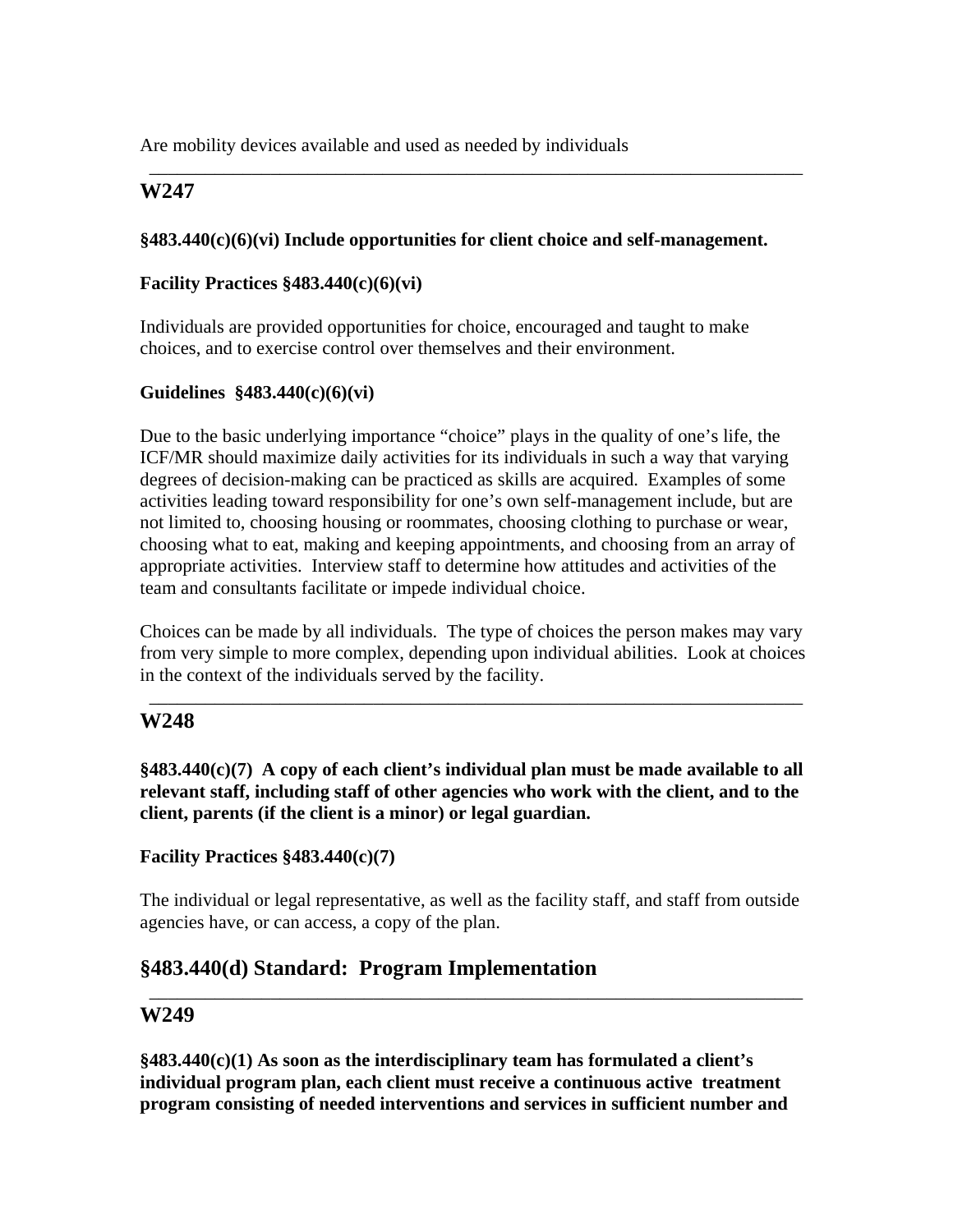Are mobility devices available and used as needed by individuals

---

## W247

**§483.440(c)(6)(vi) Include opportunities for client choice and self-management.**

**Facility Practices §483.440(c)(6)(vi)**

Individuals are provided opportunities for choice, encouraged and taught to make choices, and to exercise control over themselves and their environment.

**Guidelines §483.440(c)(6)(vi)**

Due to the basic underlying importance "choice" plays in the quality of one's life, the ICF/MR should maximize daily activities for its individuals in such a way that varying degrees of decision-making can be practiced as skills are acquired. Examples of some activities leading toward responsibility for one's own self-management include, but are not limited to, choosing housing or roommates, choosing clothing to purchase or wear, choosing what to eat, making and keeping appointments, and choosing from an array of appropriate activities. Interview staff to determine how attitudes and activities of the team and consultants facilitate or impede individual choice.

Choices can be made by all individuals. The type of choices the person makes may vary from very simple to more complex, depending upon individual abilities. Look at choices in the context of the individuals served by the facility.

---

## W248

**§483.440(c)(7) A copy of each client's individual plan must be made available to all relevant staff, including staff of other agencies who work with the client, and to the client, parents (if the client is a minor) or legal guardian.**

**Facility Practices §483.440(c)(7)**

The individual or legal representative, as well as the facility staff, and staff from outside agencies have, or can access, a copy of the plan.

## §483.440(d) Standard: Program Implementation

---

## W249

**§483.440(c)(1) As soon as the interdisciplinary team has formulated a client's individual program plan, each client must receive a continuous active treatment program consisting of needed interventions and services in sufficient number and**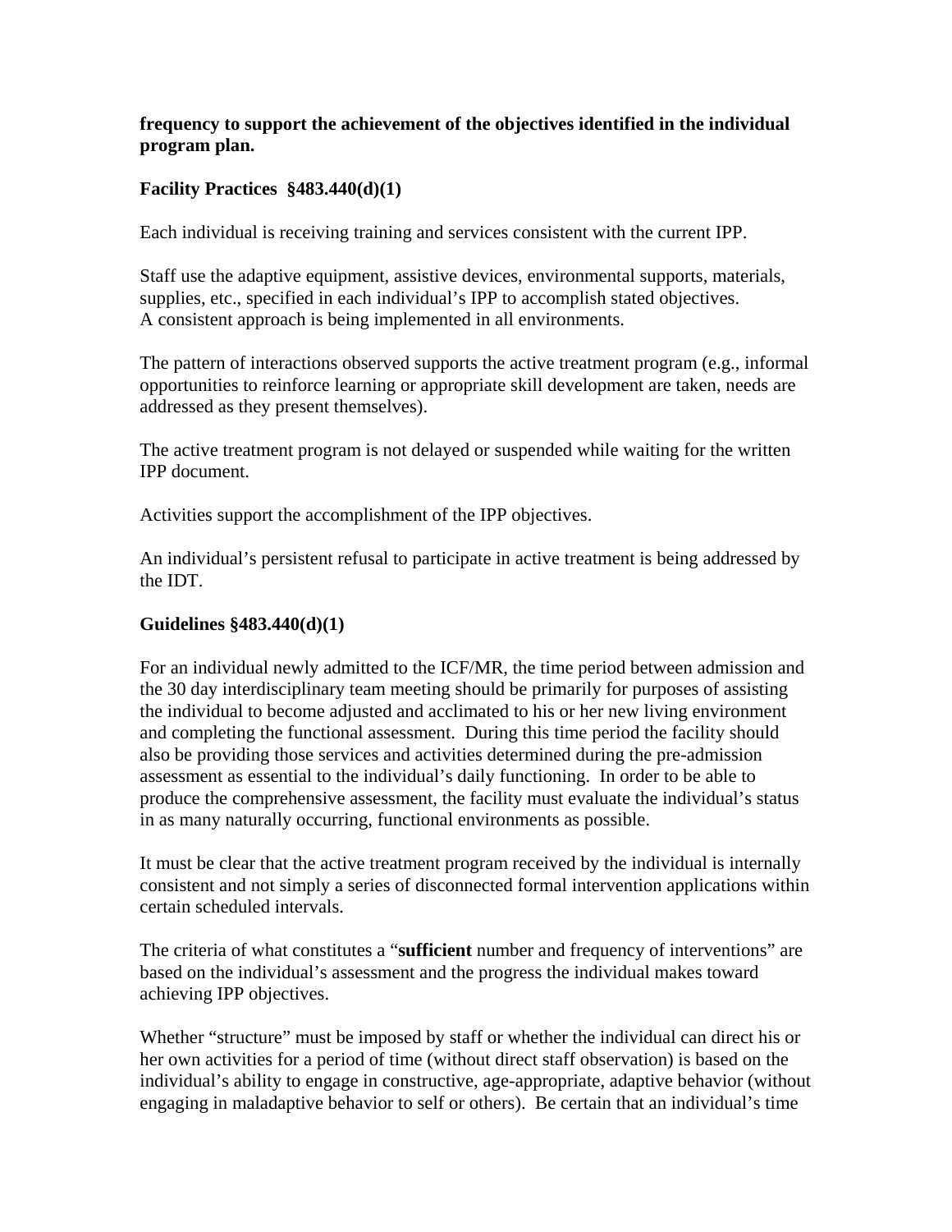**frequency to support the achievement of the objectives identified in the individual program plan.**

**Facility Practices §483.440(d)(1)**

Each individual is receiving training and services consistent with the current IPP.

Staff use the adaptive equipment, assistive devices, environmental supports, materials, supplies, etc., specified in each individual's IPP to accomplish stated objectives. A consistent approach is being implemented in all environments.

The pattern of interactions observed supports the active treatment program (e.g., informal opportunities to reinforce learning or appropriate skill development are taken, needs are addressed as they present themselves).

The active treatment program is not delayed or suspended while waiting for the written IPP document.

Activities support the accomplishment of the IPP objectives.

An individual's persistent refusal to participate in active treatment is being addressed by the IDT.

**Guidelines §483.440(d)(1)**

For an individual newly admitted to the ICF/MR, the time period between admission and the 30 day interdisciplinary team meeting should be primarily for purposes of assisting the individual to become adjusted and acclimated to his or her new living environment and completing the functional assessment. During this time period the facility should also be providing those services and activities determined during the pre-admission assessment as essential to the individual's daily functioning. In order to be able to produce the comprehensive assessment, the facility must evaluate the individual's status in as many naturally occurring, functional environments as possible.

It must be clear that the active treatment program received by the individual is internally consistent and not simply a series of disconnected formal intervention applications within certain scheduled intervals.

The criteria of what constitutes a "**sufficient** number and frequency of interventions" are based on the individual's assessment and the progress the individual makes toward achieving IPP objectives.

Whether "structure" must be imposed by staff or whether the individual can direct his or her own activities for a period of time (without direct staff observation) is based on the individual's ability to engage in constructive, age-appropriate, adaptive behavior (without engaging in maladaptive behavior to self or others). Be certain that an individual's time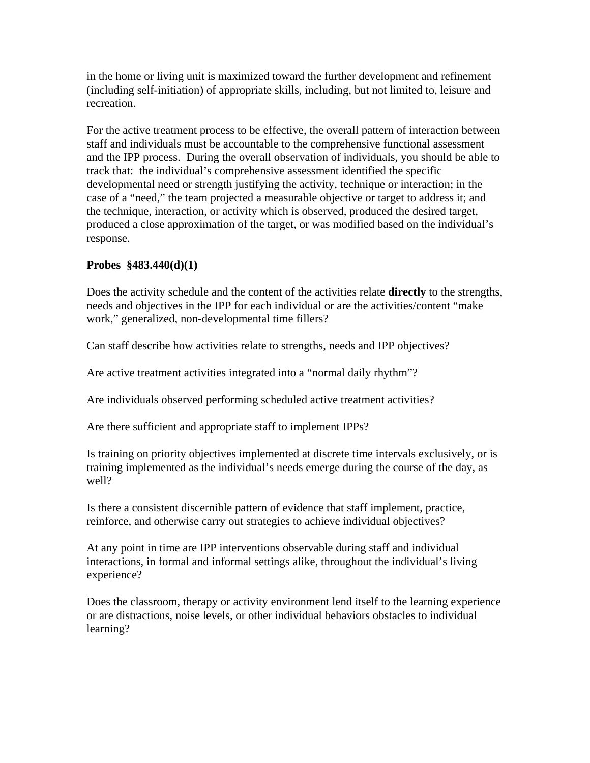in the home or living unit is maximized toward the further development and refinement (including self-initiation) of appropriate skills, including, but not limited to, leisure and recreation.

For the active treatment process to be effective, the overall pattern of interaction between staff and individuals must be accountable to the comprehensive functional assessment and the IPP process. During the overall observation of individuals, you should be able to track that: the individual's comprehensive assessment identified the specific developmental need or strength justifying the activity, technique or interaction; in the case of a "need," the team projected a measurable objective or target to address it; and the technique, interaction, or activity which is observed, produced the desired target, produced a close approximation of the target, or was modified based on the individual's response.

**Probes §483.440(d)(1)**

Does the activity schedule and the content of the activities relate **directly** to the strengths, needs and objectives in the IPP for each individual or are the activities/content "make work," generalized, non-developmental time fillers?

Can staff describe how activities relate to strengths, needs and IPP objectives?

Are active treatment activities integrated into a "normal daily rhythm"?

Are individuals observed performing scheduled active treatment activities?

Are there sufficient and appropriate staff to implement IPPs?

Is training on priority objectives implemented at discrete time intervals exclusively, or is training implemented as the individual's needs emerge during the course of the day, as well?

Is there a consistent discernible pattern of evidence that staff implement, practice, reinforce, and otherwise carry out strategies to achieve individual objectives?

At any point in time are IPP interventions observable during staff and individual interactions, in formal and informal settings alike, throughout the individual's living experience?

Does the classroom, therapy or activity environment lend itself to the learning experience or are distractions, noise levels, or other individual behaviors obstacles to individual learning?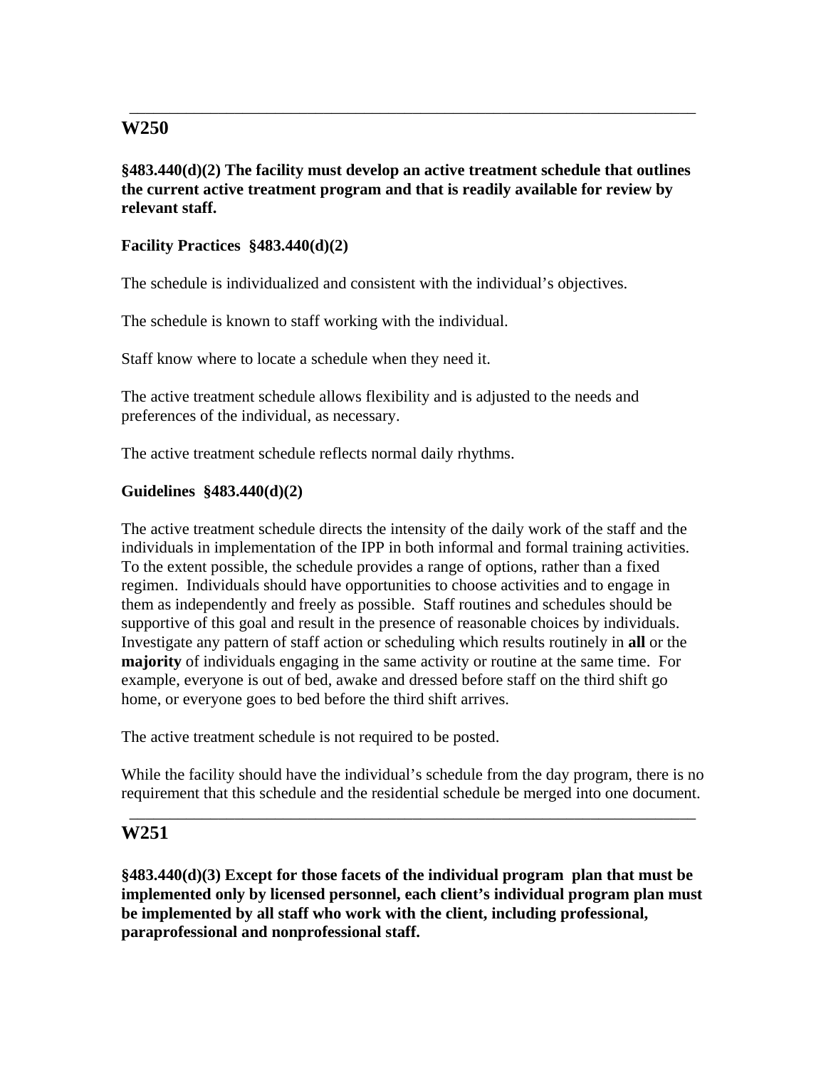---

## W250

**§483.440(d)(2) The facility must develop an active treatment schedule that outlines the current active treatment program and that is readily available for review by relevant staff.**

**Facility Practices §483.440(d)(2)**

The schedule is individualized and consistent with the individual's objectives.

The schedule is known to staff working with the individual.

Staff know where to locate a schedule when they need it.

The active treatment schedule allows flexibility and is adjusted to the needs and preferences of the individual, as necessary.

The active treatment schedule reflects normal daily rhythms.

**Guidelines §483.440(d)(2)**

The active treatment schedule directs the intensity of the daily work of the staff and the individuals in implementation of the IPP in both informal and formal training activities. To the extent possible, the schedule provides a range of options, rather than a fixed regimen. Individuals should have opportunities to choose activities and to engage in them as independently and freely as possible. Staff routines and schedules should be supportive of this goal and result in the presence of reasonable choices by individuals. Investigate any pattern of staff action or scheduling which results routinely in **all** or the **majority** of individuals engaging in the same activity or routine at the same time. For example, everyone is out of bed, awake and dressed before staff on the third shift go home, or everyone goes to bed before the third shift arrives.

The active treatment schedule is not required to be posted.

While the facility should have the individual's schedule from the day program, there is no requirement that this schedule and the residential schedule be merged into one document.

---

## W251

**§483.440(d)(3) Except for those facets of the individual program plan that must be implemented only by licensed personnel, each client's individual program plan must be implemented by all staff who work with the client, including professional, paraprofessional and nonprofessional staff.**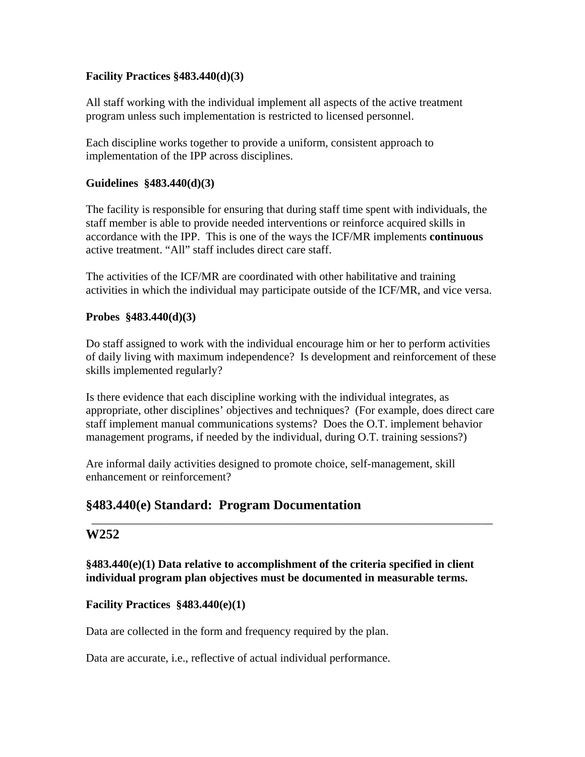**Facility Practices §483.440(d)(3)**

All staff working with the individual implement all aspects of the active treatment program unless such implementation is restricted to licensed personnel.

Each discipline works together to provide a uniform, consistent approach to implementation of the IPP across disciplines.

**Guidelines §483.440(d)(3)**

The facility is responsible for ensuring that during staff time spent with individuals, the staff member is able to provide needed interventions or reinforce acquired skills in accordance with the IPP. This is one of the ways the ICF/MR implements **continuous** active treatment. "All" staff includes direct care staff.

The activities of the ICF/MR are coordinated with other habilitative and training activities in which the individual may participate outside of the ICF/MR, and vice versa.

**Probes §483.440(d)(3)**

Do staff assigned to work with the individual encourage him or her to perform activities of daily living with maximum independence? Is development and reinforcement of these skills implemented regularly?

Is there evidence that each discipline working with the individual integrates, as appropriate, other disciplines' objectives and techniques? (For example, does direct care staff implement manual communications systems? Does the O.T. implement behavior management programs, if needed by the individual, during O.T. training sessions?)

Are informal daily activities designed to promote choice, self-management, skill enhancement or reinforcement?

## §483.440(e) Standard: Program Documentation

---

## W252

**§483.440(e)(1) Data relative to accomplishment of the criteria specified in client individual program plan objectives must be documented in measurable terms.**

**Facility Practices §483.440(e)(1)**

Data are collected in the form and frequency required by the plan.

Data are accurate, i.e., reflective of actual individual performance.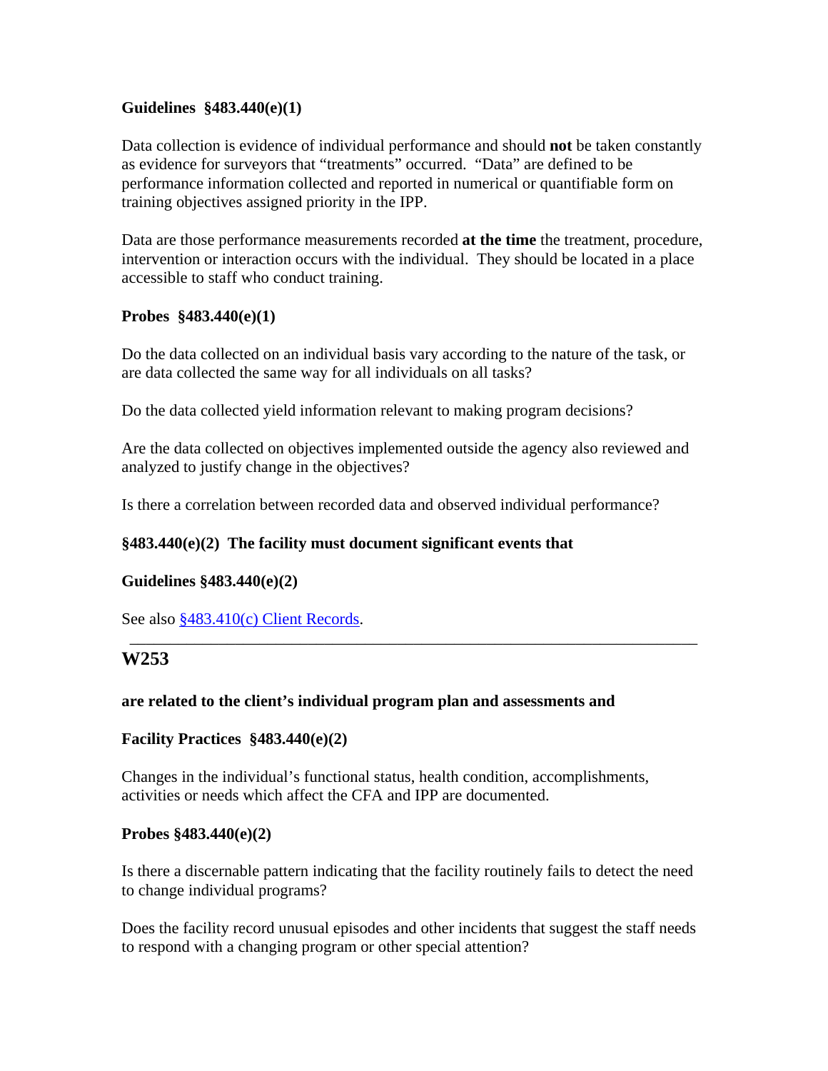**Guidelines §483.440(e)(1)**

Data collection is evidence of individual performance and should **not** be taken constantly as evidence for surveyors that "treatments" occurred. "Data" are defined to be performance information collected and reported in numerical or quantifiable form on training objectives assigned priority in the IPP.

Data are those performance measurements recorded **at the time** the treatment, procedure, intervention or interaction occurs with the individual. They should be located in a place accessible to staff who conduct training.

**Probes §483.440(e)(1)**

Do the data collected on an individual basis vary according to the nature of the task, or are data collected the same way for all individuals on all tasks?

Do the data collected yield information relevant to making program decisions?

Are the data collected on objectives implemented outside the agency also reviewed and analyzed to justify change in the objectives?

Is there a correlation between recorded data and observed individual performance?

**§483.440(e)(2) The facility must document significant events that**

**Guidelines §483.440(e)(2)**

See also §483.410(c) Client Records.

---

## W253

**are related to the client's individual program plan and assessments and**

**Facility Practices §483.440(e)(2)**

Changes in the individual's functional status, health condition, accomplishments, activities or needs which affect the CFA and IPP are documented.

**Probes §483.440(e)(2)**

Is there a discernable pattern indicating that the facility routinely fails to detect the need to change individual programs?

Does the facility record unusual episodes and other incidents that suggest the staff needs to respond with a changing program or other special attention?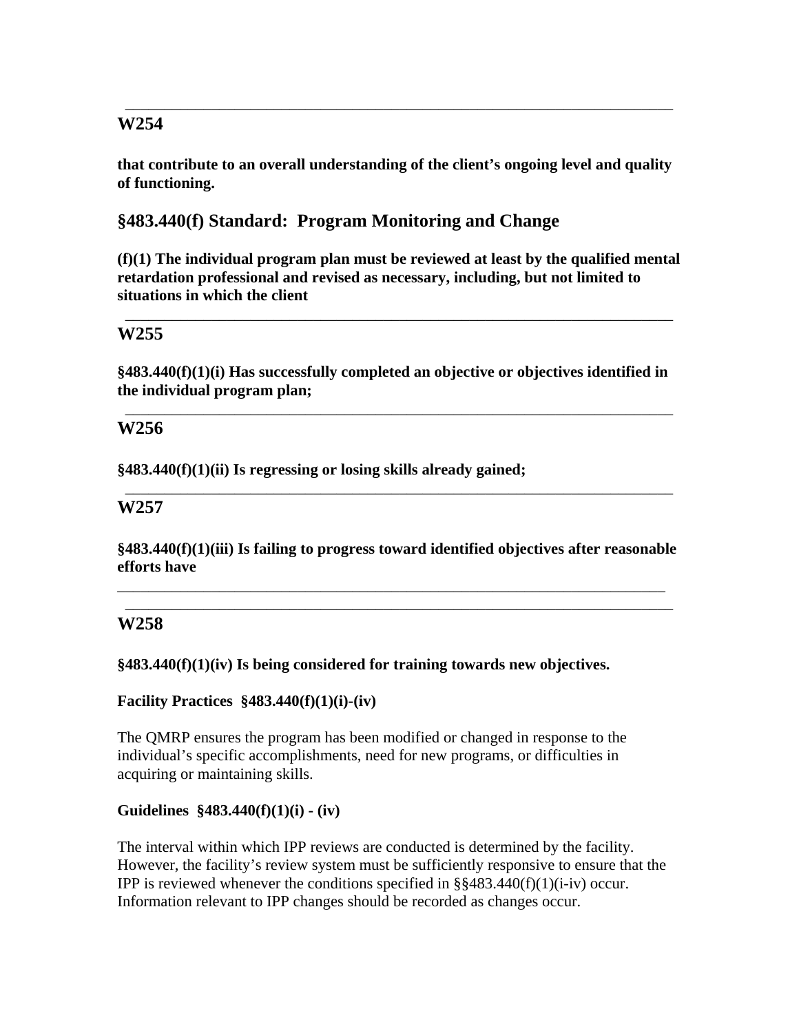---

## W254

**that contribute to an overall understanding of the client's ongoing level and quality of functioning.**

## §483.440(f) Standard: Program Monitoring and Change

**(f)(1) The individual program plan must be reviewed at least by the qualified mental retardation professional and revised as necessary, including, but not limited to situations in which the client**

---

## W255

**§483.440(f)(1)(i) Has successfully completed an objective or objectives identified in the individual program plan;**

---

## W256

**§483.440(f)(1)(ii) Is regressing or losing skills already gained;**

---

## W257

**§483.440(f)(1)(iii) Is failing to progress toward identified objectives after reasonable efforts have**

---

---

## W258

**§483.440(f)(1)(iv) Is being considered for training towards new objectives.**

**Facility Practices §483.440(f)(1)(i)-(iv)**

The QMRP ensures the program has been modified or changed in response to the individual's specific accomplishments, need for new programs, or difficulties in acquiring or maintaining skills.

**Guidelines §483.440(f)(1)(i) - (iv)**

The interval within which IPP reviews are conducted is determined by the facility. However, the facility's review system must be sufficiently responsive to ensure that the IPP is reviewed whenever the conditions specified in §§483.440(f)(1)(i-iv) occur. Information relevant to IPP changes should be recorded as changes occur.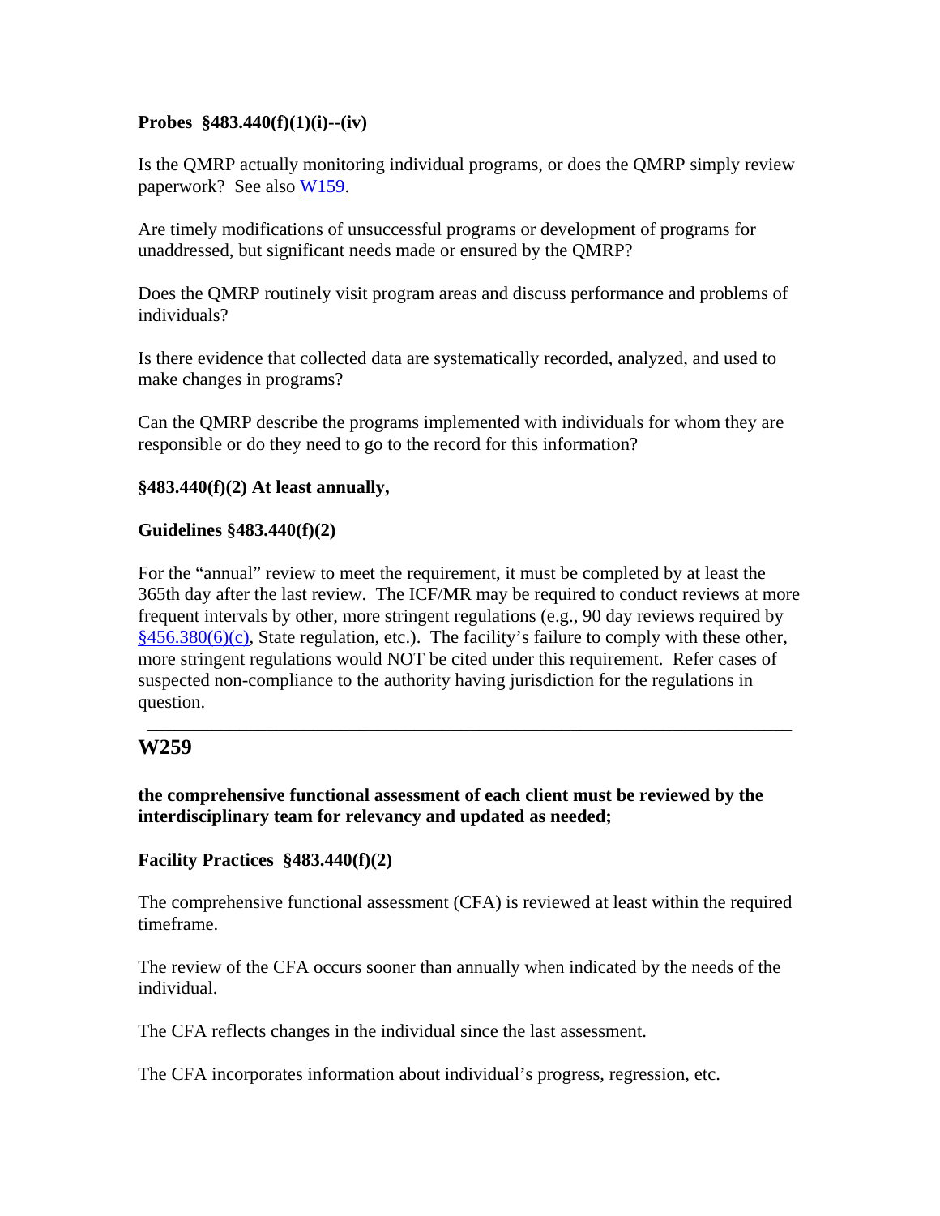**Probes §483.440(f)(1)(i)--(iv)**

Is the QMRP actually monitoring individual programs, or does the QMRP simply review paperwork? See also W159.

Are timely modifications of unsuccessful programs or development of programs for unaddressed, but significant needs made or ensured by the QMRP?

Does the QMRP routinely visit program areas and discuss performance and problems of individuals?

Is there evidence that collected data are systematically recorded, analyzed, and used to make changes in programs?

Can the QMRP describe the programs implemented with individuals for whom they are responsible or do they need to go to the record for this information?

**§483.440(f)(2) At least annually,**

**Guidelines §483.440(f)(2)**

For the "annual" review to meet the requirement, it must be completed by at least the 365th day after the last review. The ICF/MR may be required to conduct reviews at more frequent intervals by other, more stringent regulations (e.g., 90 day reviews required by §456.380(6)(c), State regulation, etc.). The facility's failure to comply with these other, more stringent regulations would NOT be cited under this requirement. Refer cases of suspected non-compliance to the authority having jurisdiction for the regulations in question.

---

## W259

**the comprehensive functional assessment of each client must be reviewed by the interdisciplinary team for relevancy and updated as needed;**

**Facility Practices §483.440(f)(2)**

The comprehensive functional assessment (CFA) is reviewed at least within the required timeframe.

The review of the CFA occurs sooner than annually when indicated by the needs of the individual.

The CFA reflects changes in the individual since the last assessment.

The CFA incorporates information about individual's progress, regression, etc.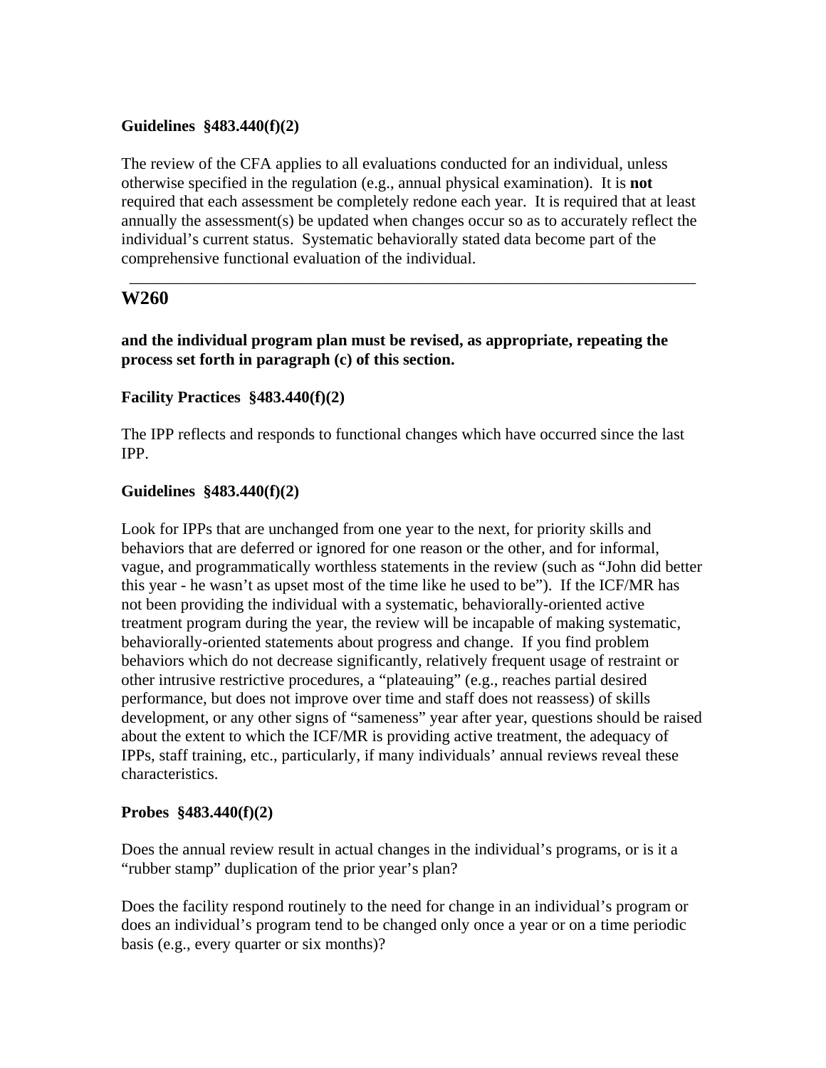**Guidelines §483.440(f)(2)**

The review of the CFA applies to all evaluations conducted for an individual, unless otherwise specified in the regulation (e.g., annual physical examination). It is **not** required that each assessment be completely redone each year. It is required that at least annually the assessment(s) be updated when changes occur so as to accurately reflect the individual's current status. Systematic behaviorally stated data become part of the comprehensive functional evaluation of the individual.

---

## W260

**and the individual program plan must be revised, as appropriate, repeating the process set forth in paragraph (c) of this section.**

**Facility Practices §483.440(f)(2)**

The IPP reflects and responds to functional changes which have occurred since the last IPP.

**Guidelines §483.440(f)(2)**

Look for IPPs that are unchanged from one year to the next, for priority skills and behaviors that are deferred or ignored for one reason or the other, and for informal, vague, and programmatically worthless statements in the review (such as "John did better this year - he wasn't as upset most of the time like he used to be"). If the ICF/MR has not been providing the individual with a systematic, behaviorally-oriented active treatment program during the year, the review will be incapable of making systematic, behaviorally-oriented statements about progress and change. If you find problem behaviors which do not decrease significantly, relatively frequent usage of restraint or other intrusive restrictive procedures, a "plateauing" (e.g., reaches partial desired performance, but does not improve over time and staff does not reassess) of skills development, or any other signs of "sameness" year after year, questions should be raised about the extent to which the ICF/MR is providing active treatment, the adequacy of IPPs, staff training, etc., particularly, if many individuals' annual reviews reveal these characteristics.

**Probes §483.440(f)(2)**

Does the annual review result in actual changes in the individual's programs, or is it a "rubber stamp" duplication of the prior year's plan?

Does the facility respond routinely to the need for change in an individual's program or does an individual's program tend to be changed only once a year or on a time periodic basis (e.g., every quarter or six months)?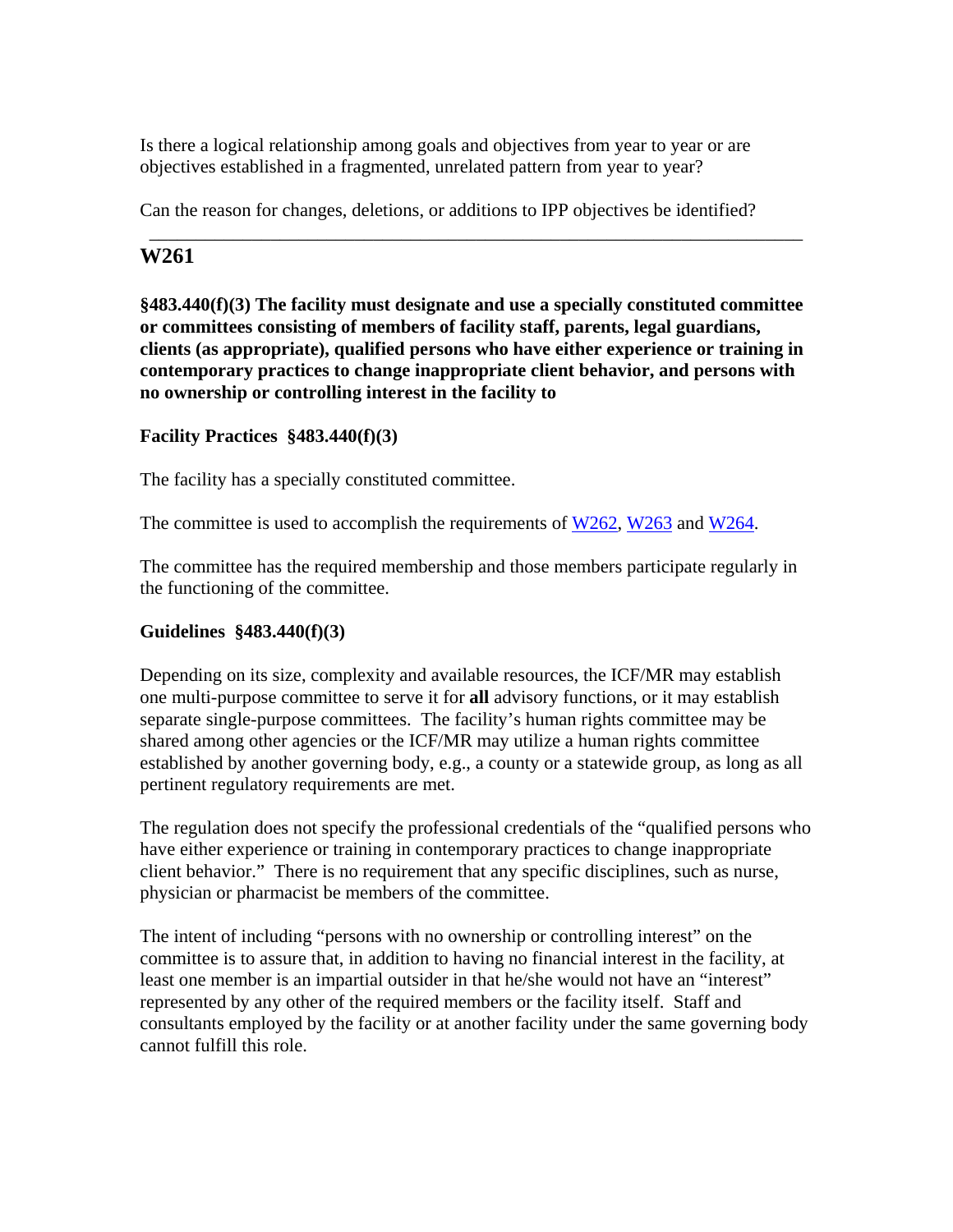Is there a logical relationship among goals and objectives from year to year or are objectives established in a fragmented, unrelated pattern from year to year?

Can the reason for changes, deletions, or additions to IPP objectives be identified?

---

## W261

**§483.440(f)(3) The facility must designate and use a specially constituted committee or committees consisting of members of facility staff, parents, legal guardians, clients (as appropriate), qualified persons who have either experience or training in contemporary practices to change inappropriate client behavior, and persons with no ownership or controlling interest in the facility to**

**Facility Practices §483.440(f)(3)**

The facility has a specially constituted committee.

The committee is used to accomplish the requirements of W262, W263 and W264.

The committee has the required membership and those members participate regularly in the functioning of the committee.

**Guidelines §483.440(f)(3)**

Depending on its size, complexity and available resources, the ICF/MR may establish one multi-purpose committee to serve it for **all** advisory functions, or it may establish separate single-purpose committees. The facility's human rights committee may be shared among other agencies or the ICF/MR may utilize a human rights committee established by another governing body, e.g., a county or a statewide group, as long as all pertinent regulatory requirements are met.

The regulation does not specify the professional credentials of the "qualified persons who have either experience or training in contemporary practices to change inappropriate client behavior." There is no requirement that any specific disciplines, such as nurse, physician or pharmacist be members of the committee.

The intent of including "persons with no ownership or controlling interest" on the committee is to assure that, in addition to having no financial interest in the facility, at least one member is an impartial outsider in that he/she would not have an "interest" represented by any other of the required members or the facility itself. Staff and consultants employed by the facility or at another facility under the same governing body cannot fulfill this role.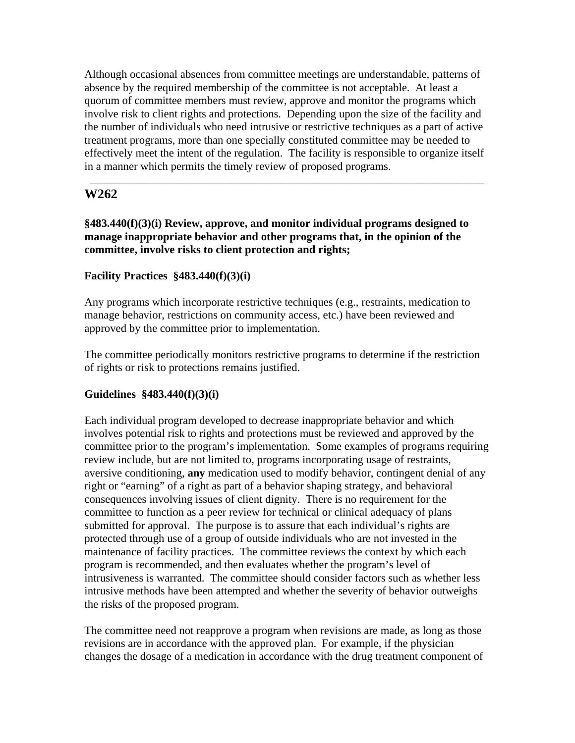Although occasional absences from committee meetings are understandable, patterns of absence by the required membership of the committee is not acceptable. At least a quorum of committee members must review, approve and monitor the programs which involve risk to client rights and protections. Depending upon the size of the facility and the number of individuals who need intrusive or restrictive techniques as a part of active treatment programs, more than one specially constituted committee may be needed to effectively meet the intent of the regulation. The facility is responsible to organize itself in a manner which permits the timely review of proposed programs.

---

## W262

**§483.440(f)(3)(i) Review, approve, and monitor individual programs designed to manage inappropriate behavior and other programs that, in the opinion of the committee, involve risks to client protection and rights;**

**Facility Practices §483.440(f)(3)(i)**

Any programs which incorporate restrictive techniques (e.g., restraints, medication to manage behavior, restrictions on community access, etc.) have been reviewed and approved by the committee prior to implementation.

The committee periodically monitors restrictive programs to determine if the restriction of rights or risk to protections remains justified.

**Guidelines §483.440(f)(3)(i)**

Each individual program developed to decrease inappropriate behavior and which involves potential risk to rights and protections must be reviewed and approved by the committee prior to the program's implementation. Some examples of programs requiring review include, but are not limited to, programs incorporating usage of restraints, aversive conditioning, **any** medication used to modify behavior, contingent denial of any right or "earning" of a right as part of a behavior shaping strategy, and behavioral consequences involving issues of client dignity. There is no requirement for the committee to function as a peer review for technical or clinical adequacy of plans submitted for approval. The purpose is to assure that each individual's rights are protected through use of a group of outside individuals who are not invested in the maintenance of facility practices. The committee reviews the context by which each program is recommended, and then evaluates whether the program's level of intrusiveness is warranted. The committee should consider factors such as whether less intrusive methods have been attempted and whether the severity of behavior outweighs the risks of the proposed program.

The committee need not reapprove a program when revisions are made, as long as those revisions are in accordance with the approved plan. For example, if the physician changes the dosage of a medication in accordance with the drug treatment component of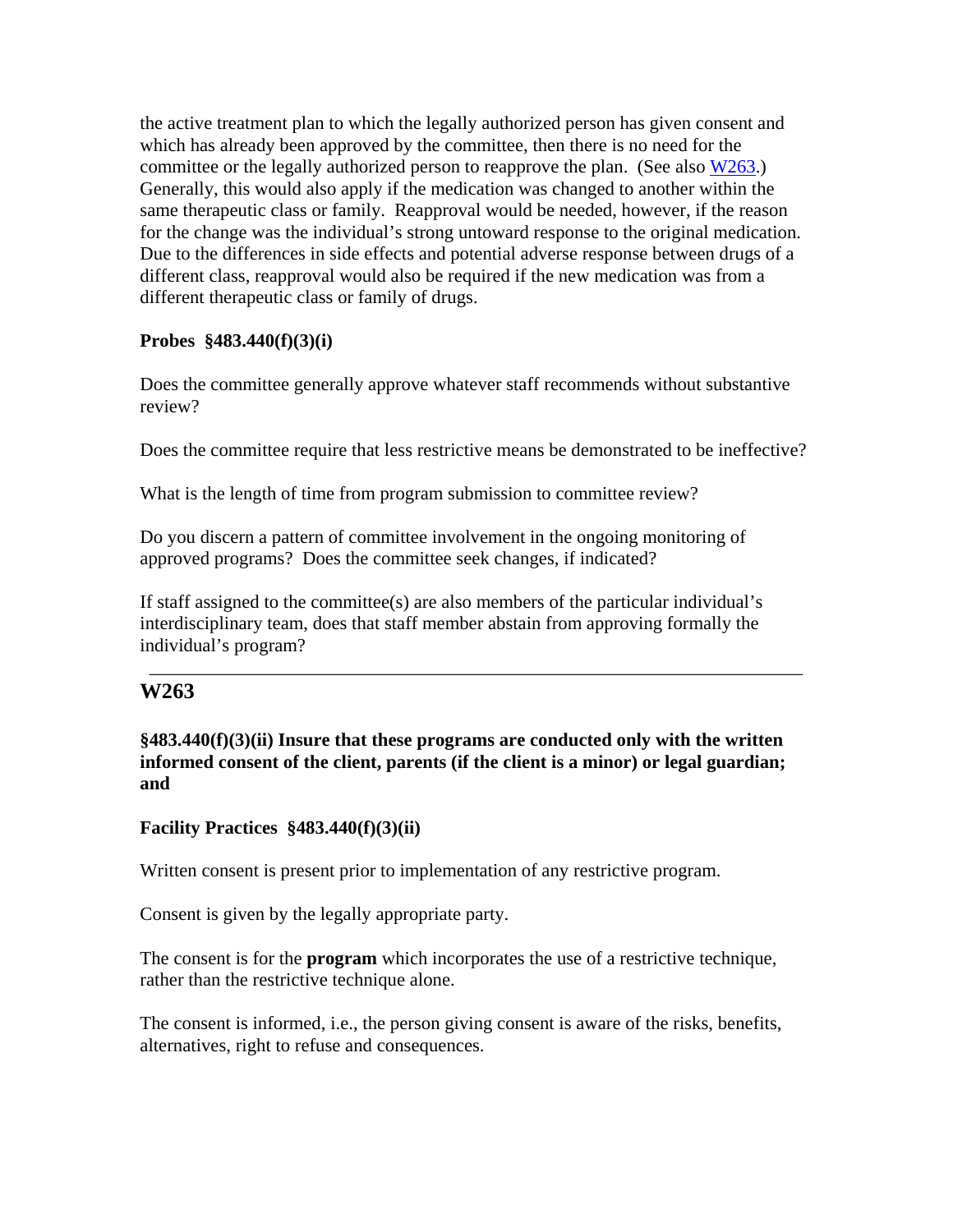the active treatment plan to which the legally authorized person has given consent and which has already been approved by the committee, then there is no need for the committee or the legally authorized person to reapprove the plan. (See also W263.) Generally, this would also apply if the medication was changed to another within the same therapeutic class or family. Reapproval would be needed, however, if the reason for the change was the individual's strong untoward response to the original medication. Due to the differences in side effects and potential adverse response between drugs of a different class, reapproval would also be required if the new medication was from a different therapeutic class or family of drugs.

**Probes §483.440(f)(3)(i)**

Does the committee generally approve whatever staff recommends without substantive review?

Does the committee require that less restrictive means be demonstrated to be ineffective?

What is the length of time from program submission to committee review?

Do you discern a pattern of committee involvement in the ongoing monitoring of approved programs? Does the committee seek changes, if indicated?

If staff assigned to the committee(s) are also members of the particular individual's interdisciplinary team, does that staff member abstain from approving formally the individual's program?

---

## W263

**§483.440(f)(3)(ii) Insure that these programs are conducted only with the written informed consent of the client, parents (if the client is a minor) or legal guardian; and**

**Facility Practices §483.440(f)(3)(ii)**

Written consent is present prior to implementation of any restrictive program.

Consent is given by the legally appropriate party.

The consent is for the **program** which incorporates the use of a restrictive technique, rather than the restrictive technique alone.

The consent is informed, i.e., the person giving consent is aware of the risks, benefits, alternatives, right to refuse and consequences.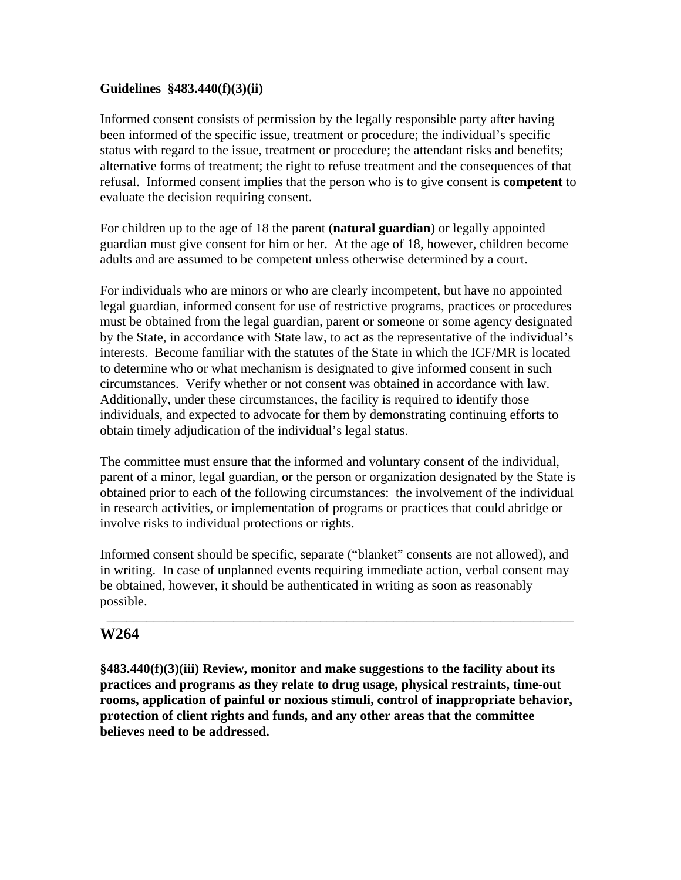**Guidelines §483.440(f)(3)(ii)**

Informed consent consists of permission by the legally responsible party after having been informed of the specific issue, treatment or procedure; the individual's specific status with regard to the issue, treatment or procedure; the attendant risks and benefits; alternative forms of treatment; the right to refuse treatment and the consequences of that refusal. Informed consent implies that the person who is to give consent is **competent** to evaluate the decision requiring consent.

For children up to the age of 18 the parent (**natural guardian**) or legally appointed guardian must give consent for him or her. At the age of 18, however, children become adults and are assumed to be competent unless otherwise determined by a court.

For individuals who are minors or who are clearly incompetent, but have no appointed legal guardian, informed consent for use of restrictive programs, practices or procedures must be obtained from the legal guardian, parent or someone or some agency designated by the State, in accordance with State law, to act as the representative of the individual's interests. Become familiar with the statutes of the State in which the ICF/MR is located to determine who or what mechanism is designated to give informed consent in such circumstances. Verify whether or not consent was obtained in accordance with law. Additionally, under these circumstances, the facility is required to identify those individuals, and expected to advocate for them by demonstrating continuing efforts to obtain timely adjudication of the individual's legal status.

The committee must ensure that the informed and voluntary consent of the individual, parent of a minor, legal guardian, or the person or organization designated by the State is obtained prior to each of the following circumstances: the involvement of the individual in research activities, or implementation of programs or practices that could abridge or involve risks to individual protections or rights.

Informed consent should be specific, separate ("blanket" consents are not allowed), and in writing. In case of unplanned events requiring immediate action, verbal consent may be obtained, however, it should be authenticated in writing as soon as reasonably possible.

---

## W264

**§483.440(f)(3)(iii) Review, monitor and make suggestions to the facility about its practices and programs as they relate to drug usage, physical restraints, time-out rooms, application of painful or noxious stimuli, control of inappropriate behavior, protection of client rights and funds, and any other areas that the committee believes need to be addressed.**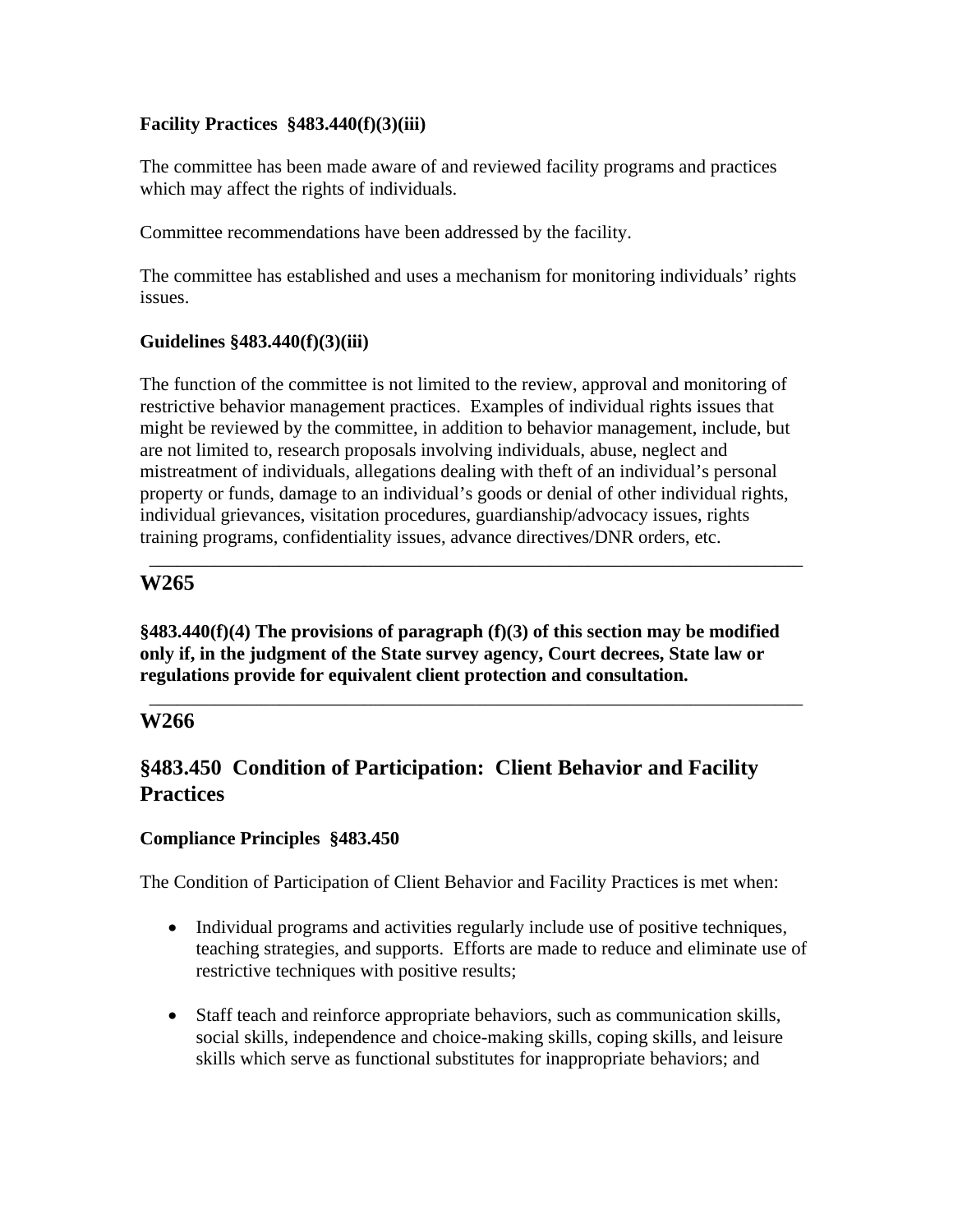**Facility Practices §483.440(f)(3)(iii)**

The committee has been made aware of and reviewed facility programs and practices which may affect the rights of individuals.

Committee recommendations have been addressed by the facility.

The committee has established and uses a mechanism for monitoring individuals' rights issues.

**Guidelines §483.440(f)(3)(iii)**

The function of the committee is not limited to the review, approval and monitoring of restrictive behavior management practices. Examples of individual rights issues that might be reviewed by the committee, in addition to behavior management, include, but are not limited to, research proposals involving individuals, abuse, neglect and mistreatment of individuals, allegations dealing with theft of an individual's personal property or funds, damage to an individual's goods or denial of other individual rights, individual grievances, visitation procedures, guardianship/advocacy issues, rights training programs, confidentiality issues, advance directives/DNR orders, etc.

---

## W265

**§483.440(f)(4) The provisions of paragraph (f)(3) of this section may be modified only if, in the judgment of the State survey agency, Court decrees, State law or regulations provide for equivalent client protection and consultation.**

---

## W266

## §483.450 Condition of Participation: Client Behavior and Facility Practices

**Compliance Principles §483.450**

The Condition of Participation of Client Behavior and Facility Practices is met when:

- Individual programs and activities regularly include use of positive techniques, teaching strategies, and supports. Efforts are made to reduce and eliminate use of restrictive techniques with positive results;
- Staff teach and reinforce appropriate behaviors, such as communication skills, social skills, independence and choice-making skills, coping skills, and leisure skills which serve as functional substitutes for inappropriate behaviors; and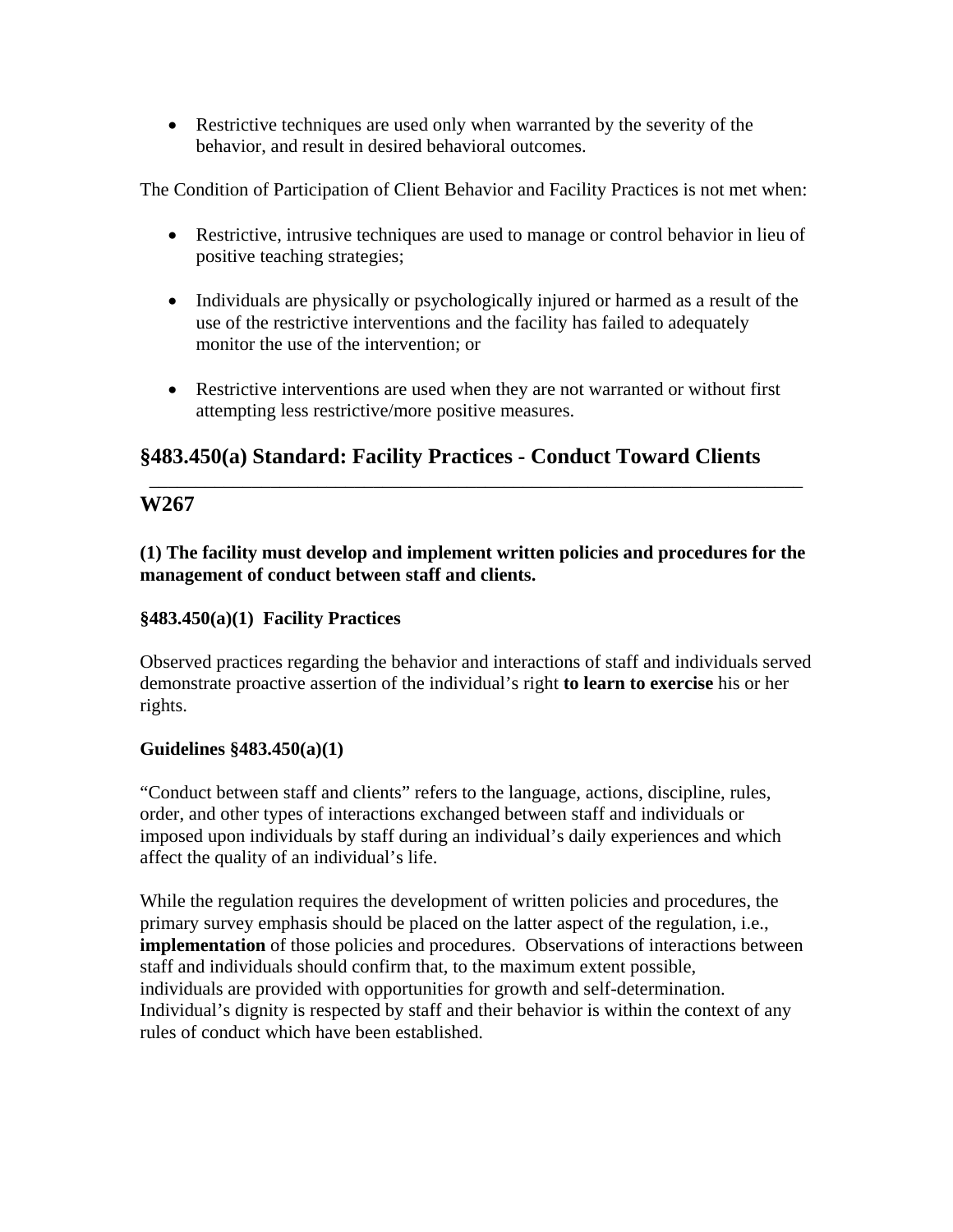- Restrictive techniques are used only when warranted by the severity of the behavior, and result in desired behavioral outcomes.

The Condition of Participation of Client Behavior and Facility Practices is not met when:

- Restrictive, intrusive techniques are used to manage or control behavior in lieu of positive teaching strategies;

- Individuals are physically or psychologically injured or harmed as a result of the use of the restrictive interventions and the facility has failed to adequately monitor the use of the intervention; or

- Restrictive interventions are used when they are not warranted or without first attempting less restrictive/more positive measures.

## §483.450(a) Standard: Facility Practices - Conduct Toward Clients

---

## W267

**(1) The facility must develop and implement written policies and procedures for the management of conduct between staff and clients.**

**§483.450(a)(1) Facility Practices**

Observed practices regarding the behavior and interactions of staff and individuals served demonstrate proactive assertion of the individual's right **to learn to exercise** his or her rights.

**Guidelines §483.450(a)(1)**

"Conduct between staff and clients" refers to the language, actions, discipline, rules, order, and other types of interactions exchanged between staff and individuals or imposed upon individuals by staff during an individual's daily experiences and which affect the quality of an individual's life.

While the regulation requires the development of written policies and procedures, the primary survey emphasis should be placed on the latter aspect of the regulation, i.e., **implementation** of those policies and procedures. Observations of interactions between staff and individuals should confirm that, to the maximum extent possible, individuals are provided with opportunities for growth and self-determination. Individual's dignity is respected by staff and their behavior is within the context of any rules of conduct which have been established.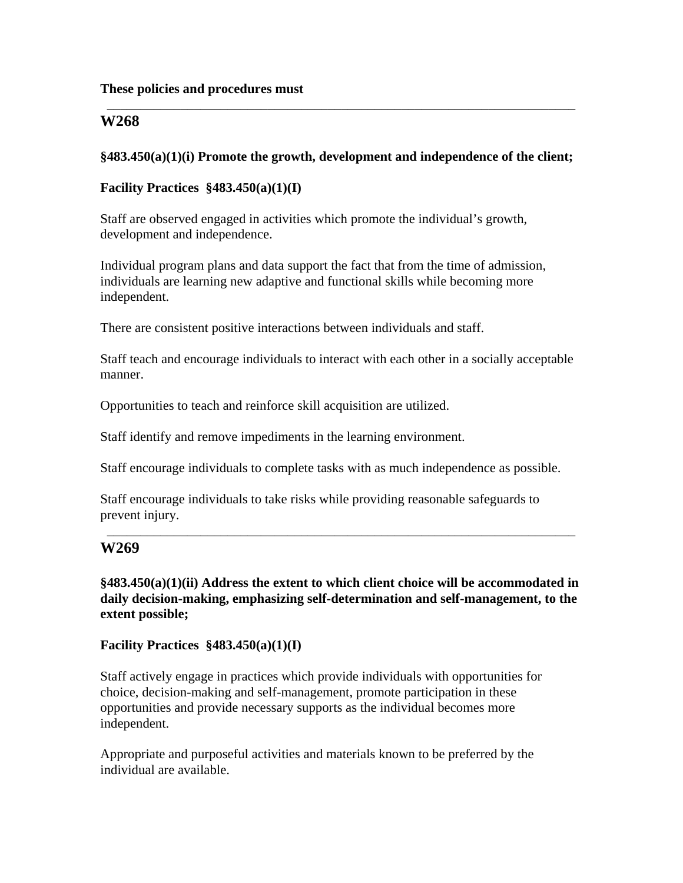**These policies and procedures must**

---

## W268

**§483.450(a)(1)(i) Promote the growth, development and independence of the client;**

**Facility Practices §483.450(a)(1)(I)**

Staff are observed engaged in activities which promote the individual's growth, development and independence.

Individual program plans and data support the fact that from the time of admission, individuals are learning new adaptive and functional skills while becoming more independent.

There are consistent positive interactions between individuals and staff.

Staff teach and encourage individuals to interact with each other in a socially acceptable manner.

Opportunities to teach and reinforce skill acquisition are utilized.

Staff identify and remove impediments in the learning environment.

Staff encourage individuals to complete tasks with as much independence as possible.

Staff encourage individuals to take risks while providing reasonable safeguards to prevent injury.

---

## W269

**§483.450(a)(1)(ii) Address the extent to which client choice will be accommodated in daily decision-making, emphasizing self-determination and self-management, to the extent possible;**

**Facility Practices §483.450(a)(1)(I)**

Staff actively engage in practices which provide individuals with opportunities for choice, decision-making and self-management, promote participation in these opportunities and provide necessary supports as the individual becomes more independent.

Appropriate and purposeful activities and materials known to be preferred by the individual are available.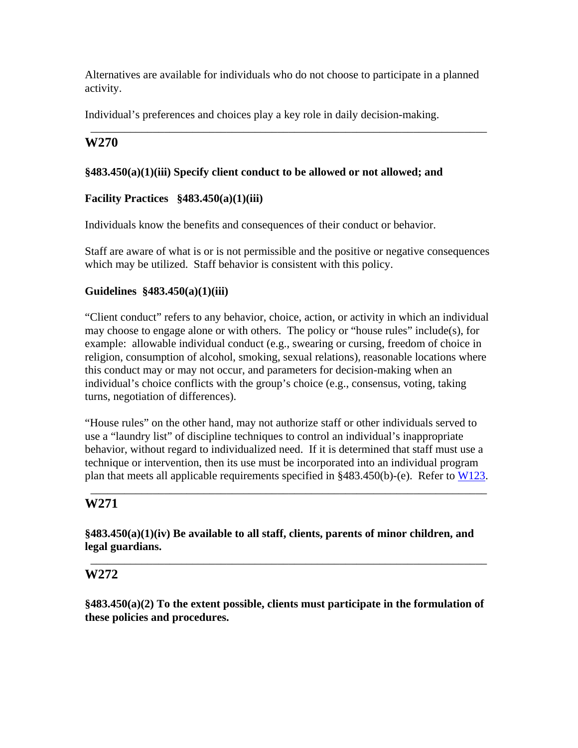Alternatives are available for individuals who do not choose to participate in a planned activity.

Individual's preferences and choices play a key role in daily decision-making.

---

## W270

**§483.450(a)(1)(iii) Specify client conduct to be allowed or not allowed; and**

**Facility Practices §483.450(a)(1)(iii)**

Individuals know the benefits and consequences of their conduct or behavior.

Staff are aware of what is or is not permissible and the positive or negative consequences which may be utilized. Staff behavior is consistent with this policy.

**Guidelines §483.450(a)(1)(iii)**

"Client conduct" refers to any behavior, choice, action, or activity in which an individual may choose to engage alone or with others. The policy or "house rules" include(s), for example: allowable individual conduct (e.g., swearing or cursing, freedom of choice in religion, consumption of alcohol, smoking, sexual relations), reasonable locations where this conduct may or may not occur, and parameters for decision-making when an individual's choice conflicts with the group's choice (e.g., consensus, voting, taking turns, negotiation of differences).

"House rules" on the other hand, may not authorize staff or other individuals served to use a "laundry list" of discipline techniques to control an individual's inappropriate behavior, without regard to individualized need. If it is determined that staff must use a technique or intervention, then its use must be incorporated into an individual program plan that meets all applicable requirements specified in §483.450(b)-(e). Refer to W123.

---

## W271

**§483.450(a)(1)(iv) Be available to all staff, clients, parents of minor children, and legal guardians.**

---

## W272

**§483.450(a)(2) To the extent possible, clients must participate in the formulation of these policies and procedures.**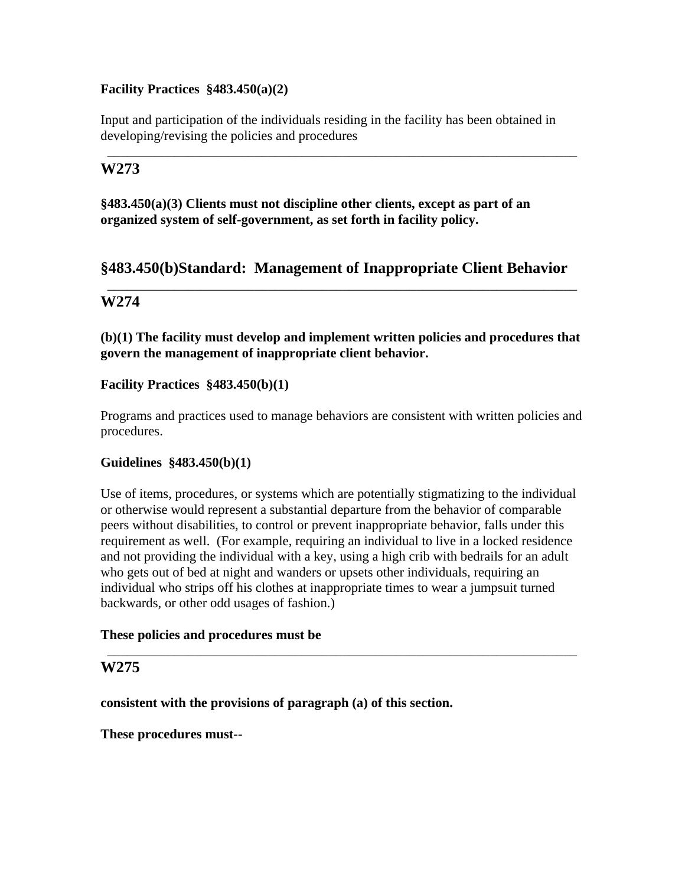**Facility Practices §483.450(a)(2)**

Input and participation of the individuals residing in the facility has been obtained in developing/revising the policies and procedures

---

## W273

**§483.450(a)(3) Clients must not discipline other clients, except as part of an organized system of self-government, as set forth in facility policy.**

## §483.450(b)Standard: Management of Inappropriate Client Behavior

---

## W274

**(b)(1) The facility must develop and implement written policies and procedures that govern the management of inappropriate client behavior.**

**Facility Practices §483.450(b)(1)**

Programs and practices used to manage behaviors are consistent with written policies and procedures.

**Guidelines §483.450(b)(1)**

Use of items, procedures, or systems which are potentially stigmatizing to the individual or otherwise would represent a substantial departure from the behavior of comparable peers without disabilities, to control or prevent inappropriate behavior, falls under this requirement as well. (For example, requiring an individual to live in a locked residence and not providing the individual with a key, using a high crib with bedrails for an adult who gets out of bed at night and wanders or upsets other individuals, requiring an individual who strips off his clothes at inappropriate times to wear a jumpsuit turned backwards, or other odd usages of fashion.)

**These policies and procedures must be**

---

## W275

**consistent with the provisions of paragraph (a) of this section.**

**These procedures must--**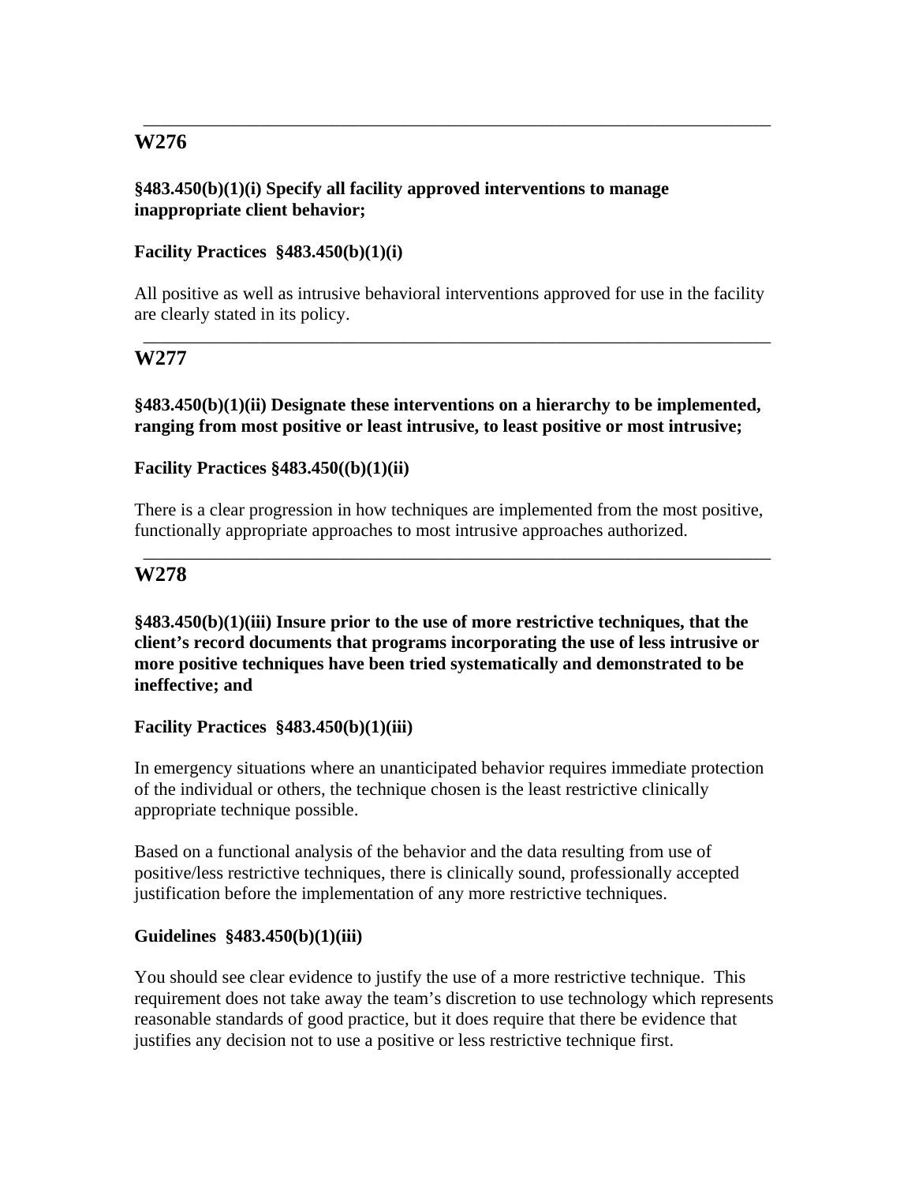---

## W276

**§483.450(b)(1)(i) Specify all facility approved interventions to manage inappropriate client behavior;**

**Facility Practices §483.450(b)(1)(i)**

All positive as well as intrusive behavioral interventions approved for use in the facility are clearly stated in its policy.

---

## W277

**§483.450(b)(1)(ii) Designate these interventions on a hierarchy to be implemented, ranging from most positive or least intrusive, to least positive or most intrusive;**

**Facility Practices §483.450((b)(1)(ii)**

There is a clear progression in how techniques are implemented from the most positive, functionally appropriate approaches to most intrusive approaches authorized.

---

## W278

**§483.450(b)(1)(iii) Insure prior to the use of more restrictive techniques, that the client's record documents that programs incorporating the use of less intrusive or more positive techniques have been tried systematically and demonstrated to be ineffective; and**

**Facility Practices §483.450(b)(1)(iii)**

In emergency situations where an unanticipated behavior requires immediate protection of the individual or others, the technique chosen is the least restrictive clinically appropriate technique possible.

Based on a functional analysis of the behavior and the data resulting from use of positive/less restrictive techniques, there is clinically sound, professionally accepted justification before the implementation of any more restrictive techniques.

**Guidelines §483.450(b)(1)(iii)**

You should see clear evidence to justify the use of a more restrictive technique. This requirement does not take away the team's discretion to use technology which represents reasonable standards of good practice, but it does require that there be evidence that justifies any decision not to use a positive or less restrictive technique first.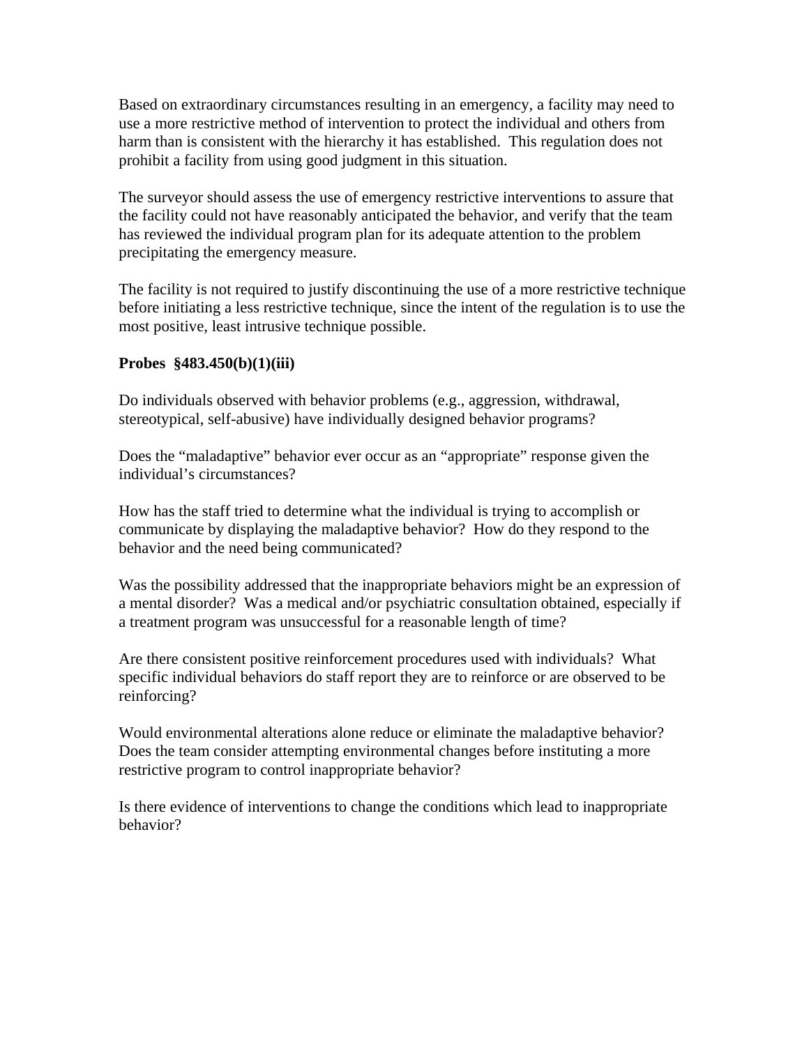Based on extraordinary circumstances resulting in an emergency, a facility may need to use a more restrictive method of intervention to protect the individual and others from harm than is consistent with the hierarchy it has established. This regulation does not prohibit a facility from using good judgment in this situation.

The surveyor should assess the use of emergency restrictive interventions to assure that the facility could not have reasonably anticipated the behavior, and verify that the team has reviewed the individual program plan for its adequate attention to the problem precipitating the emergency measure.

The facility is not required to justify discontinuing the use of a more restrictive technique before initiating a less restrictive technique, since the intent of the regulation is to use the most positive, least intrusive technique possible.

**Probes §483.450(b)(1)(iii)**

Do individuals observed with behavior problems (e.g., aggression, withdrawal, stereotypical, self-abusive) have individually designed behavior programs?

Does the "maladaptive" behavior ever occur as an "appropriate" response given the individual's circumstances?

How has the staff tried to determine what the individual is trying to accomplish or communicate by displaying the maladaptive behavior? How do they respond to the behavior and the need being communicated?

Was the possibility addressed that the inappropriate behaviors might be an expression of a mental disorder? Was a medical and/or psychiatric consultation obtained, especially if a treatment program was unsuccessful for a reasonable length of time?

Are there consistent positive reinforcement procedures used with individuals? What specific individual behaviors do staff report they are to reinforce or are observed to be reinforcing?

Would environmental alterations alone reduce or eliminate the maladaptive behavior? Does the team consider attempting environmental changes before instituting a more restrictive program to control inappropriate behavior?

Is there evidence of interventions to change the conditions which lead to inappropriate behavior?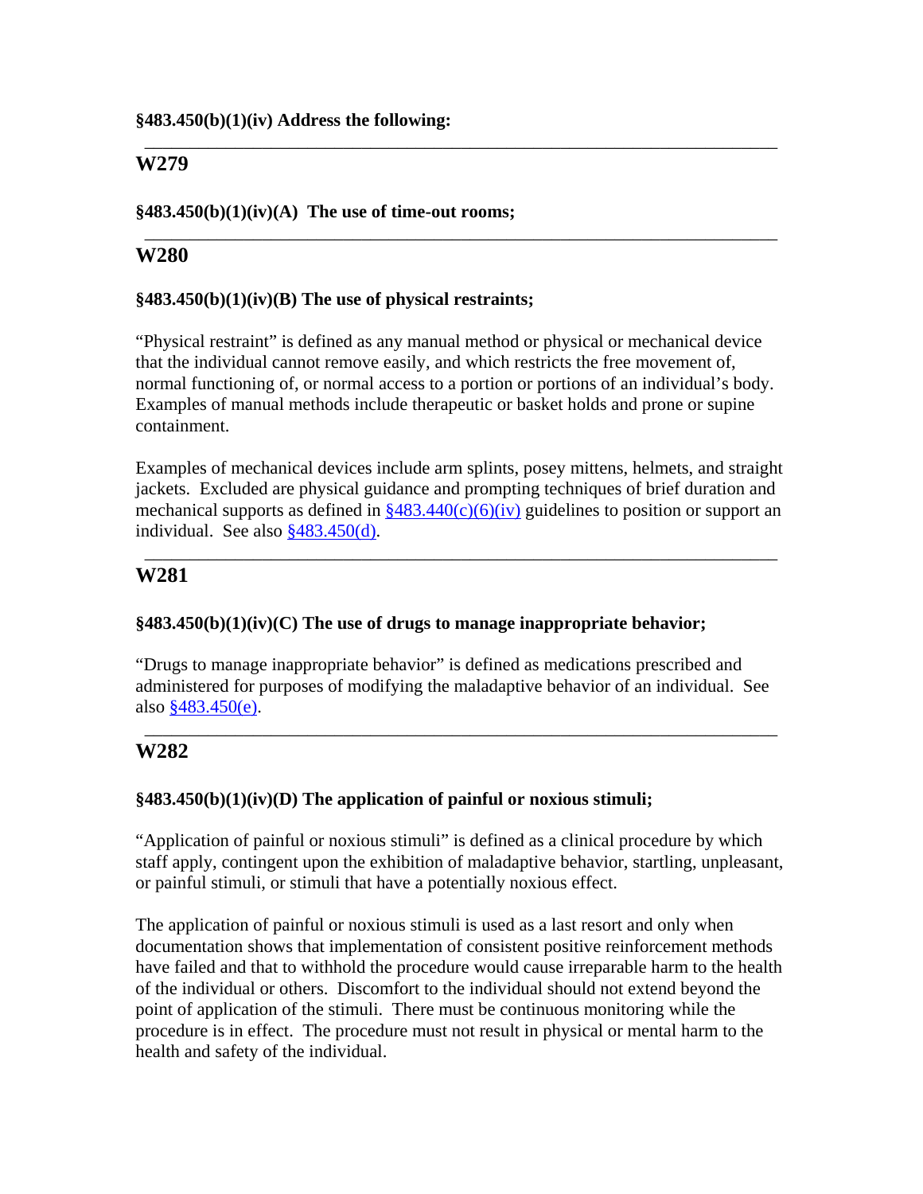**§483.450(b)(1)(iv) Address the following:**

---

## W279

**§483.450(b)(1)(iv)(A) The use of time-out rooms;**

---

## W280

**§483.450(b)(1)(iv)(B) The use of physical restraints;**

"Physical restraint" is defined as any manual method or physical or mechanical device that the individual cannot remove easily, and which restricts the free movement of, normal functioning of, or normal access to a portion or portions of an individual's body. Examples of manual methods include therapeutic or basket holds and prone or supine containment.

Examples of mechanical devices include arm splints, posey mittens, helmets, and straight jackets. Excluded are physical guidance and prompting techniques of brief duration and mechanical supports as defined in §483.440(c)(6)(iv) guidelines to position or support an individual. See also §483.450(d).

---

## W281

**§483.450(b)(1)(iv)(C) The use of drugs to manage inappropriate behavior;**

"Drugs to manage inappropriate behavior" is defined as medications prescribed and administered for purposes of modifying the maladaptive behavior of an individual. See also §483.450(e).

---

## W282

**§483.450(b)(1)(iv)(D) The application of painful or noxious stimuli;**

"Application of painful or noxious stimuli" is defined as a clinical procedure by which staff apply, contingent upon the exhibition of maladaptive behavior, startling, unpleasant, or painful stimuli, or stimuli that have a potentially noxious effect.

The application of painful or noxious stimuli is used as a last resort and only when documentation shows that implementation of consistent positive reinforcement methods have failed and that to withhold the procedure would cause irreparable harm to the health of the individual or others. Discomfort to the individual should not extend beyond the point of application of the stimuli. There must be continuous monitoring while the procedure is in effect. The procedure must not result in physical or mental harm to the health and safety of the individual.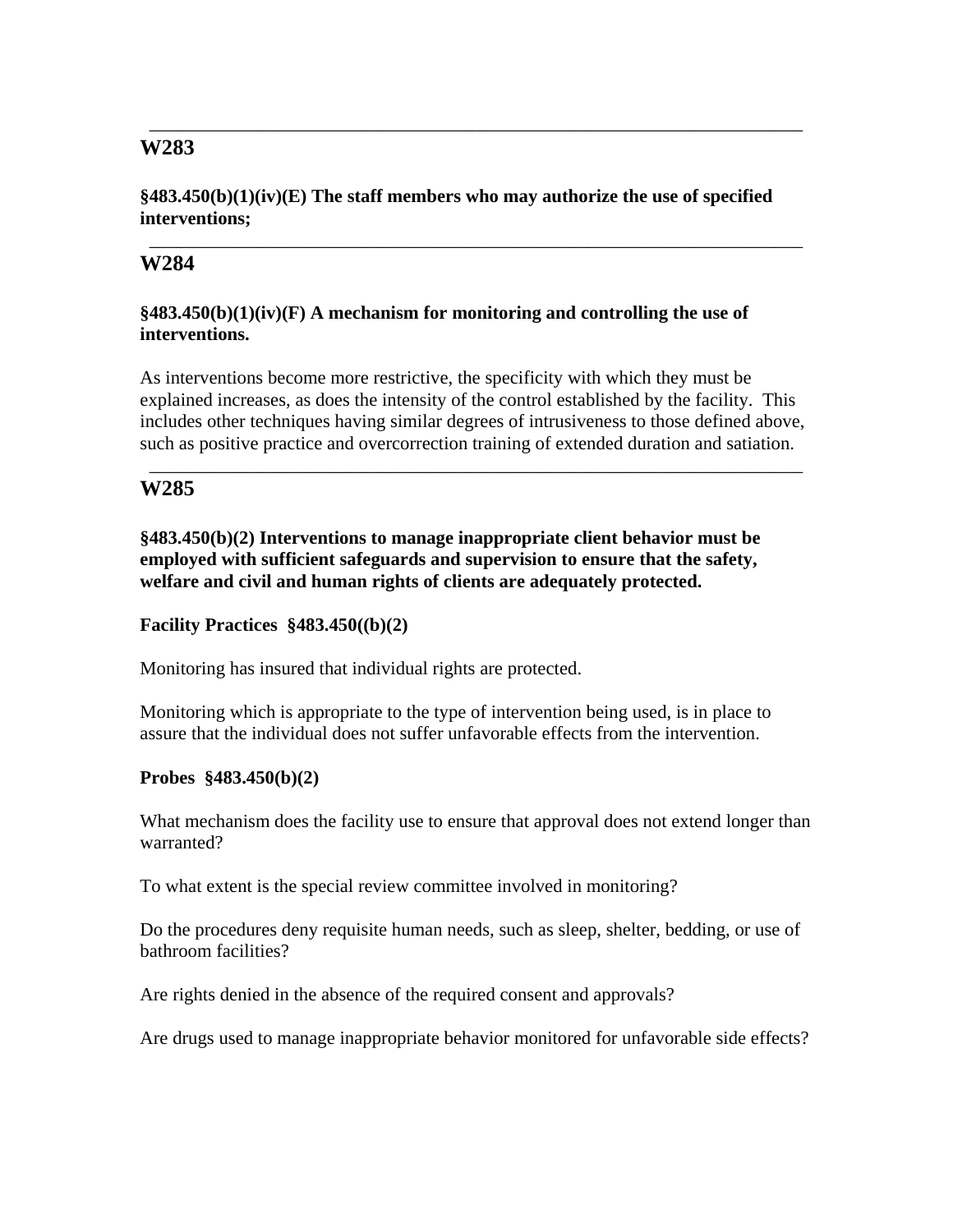---

## W283

**§483.450(b)(1)(iv)(E) The staff members who may authorize the use of specified interventions;**

---

## W284

**§483.450(b)(1)(iv)(F) A mechanism for monitoring and controlling the use of interventions.**

As interventions become more restrictive, the specificity with which they must be explained increases, as does the intensity of the control established by the facility. This includes other techniques having similar degrees of intrusiveness to those defined above, such as positive practice and overcorrection training of extended duration and satiation.

---

## W285

**§483.450(b)(2) Interventions to manage inappropriate client behavior must be employed with sufficient safeguards and supervision to ensure that the safety, welfare and civil and human rights of clients are adequately protected.**

**Facility Practices §483.450((b)(2)**

Monitoring has insured that individual rights are protected.

Monitoring which is appropriate to the type of intervention being used, is in place to assure that the individual does not suffer unfavorable effects from the intervention.

**Probes §483.450(b)(2)**

What mechanism does the facility use to ensure that approval does not extend longer than warranted?

To what extent is the special review committee involved in monitoring?

Do the procedures deny requisite human needs, such as sleep, shelter, bedding, or use of bathroom facilities?

Are rights denied in the absence of the required consent and approvals?

Are drugs used to manage inappropriate behavior monitored for unfavorable side effects?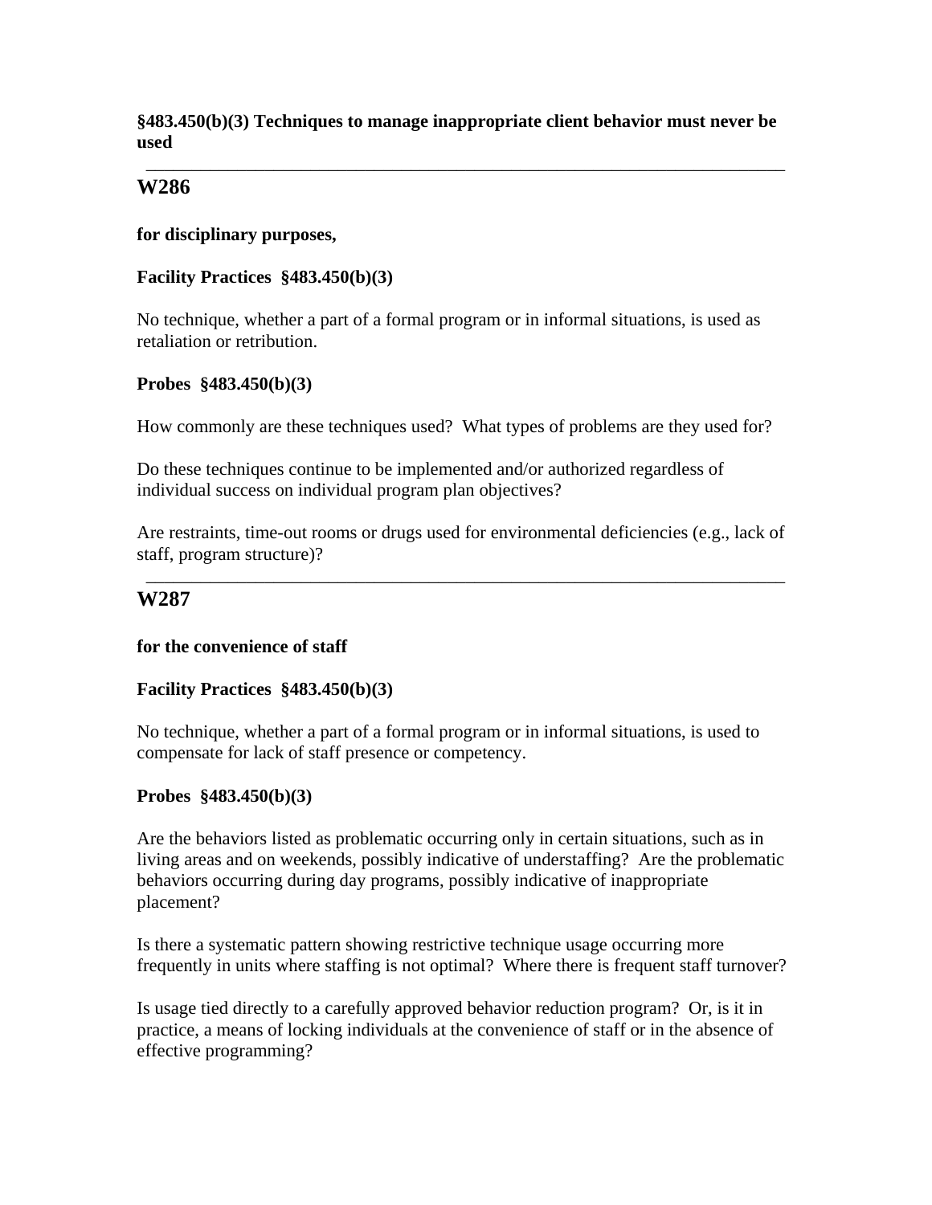**§483.450(b)(3) Techniques to manage inappropriate client behavior must never be used**

---

## W286

**for disciplinary purposes,**

**Facility Practices §483.450(b)(3)**

No technique, whether a part of a formal program or in informal situations, is used as retaliation or retribution.

**Probes §483.450(b)(3)**

How commonly are these techniques used? What types of problems are they used for?

Do these techniques continue to be implemented and/or authorized regardless of individual success on individual program plan objectives?

Are restraints, time-out rooms or drugs used for environmental deficiencies (e.g., lack of staff, program structure)?

---

## W287

**for the convenience of staff**

**Facility Practices §483.450(b)(3)**

No technique, whether a part of a formal program or in informal situations, is used to compensate for lack of staff presence or competency.

**Probes §483.450(b)(3)**

Are the behaviors listed as problematic occurring only in certain situations, such as in living areas and on weekends, possibly indicative of understaffing? Are the problematic behaviors occurring during day programs, possibly indicative of inappropriate placement?

Is there a systematic pattern showing restrictive technique usage occurring more frequently in units where staffing is not optimal? Where there is frequent staff turnover?

Is usage tied directly to a carefully approved behavior reduction program? Or, is it in practice, a means of locking individuals at the convenience of staff or in the absence of effective programming?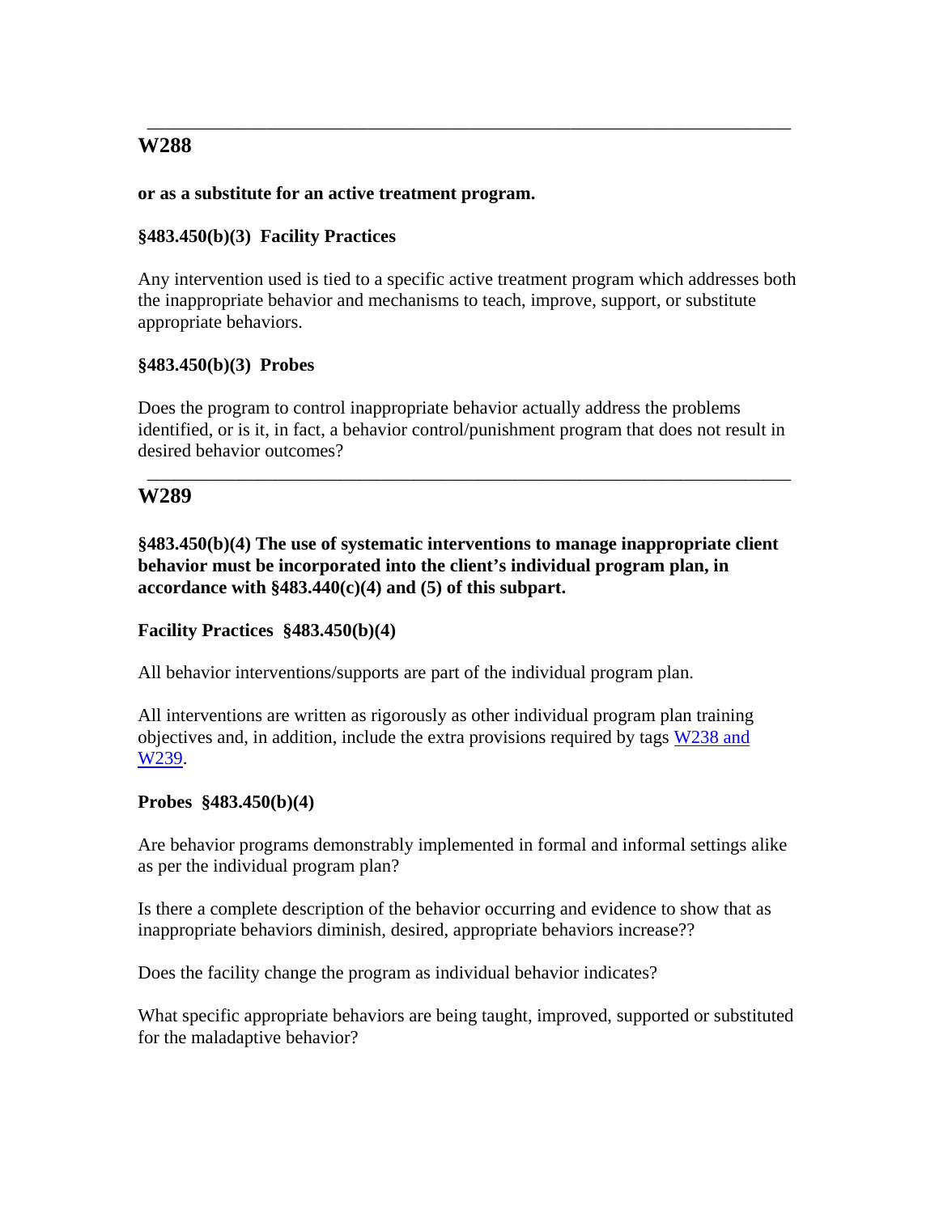---

## W288

**or as a substitute for an active treatment program.**

**§483.450(b)(3) Facility Practices**

Any intervention used is tied to a specific active treatment program which addresses both the inappropriate behavior and mechanisms to teach, improve, support, or substitute appropriate behaviors.

**§483.450(b)(3) Probes**

Does the program to control inappropriate behavior actually address the problems identified, or is it, in fact, a behavior control/punishment program that does not result in desired behavior outcomes?

---

## W289

**§483.450(b)(4) The use of systematic interventions to manage inappropriate client behavior must be incorporated into the client's individual program plan, in accordance with §483.440(c)(4) and (5) of this subpart.**

**Facility Practices §483.450(b)(4)**

All behavior interventions/supports are part of the individual program plan.

All interventions are written as rigorously as other individual program plan training objectives and, in addition, include the extra provisions required by tags W238 and W239.

**Probes §483.450(b)(4)**

Are behavior programs demonstrably implemented in formal and informal settings alike as per the individual program plan?

Is there a complete description of the behavior occurring and evidence to show that as inappropriate behaviors diminish, desired, appropriate behaviors increase??

Does the facility change the program as individual behavior indicates?

What specific appropriate behaviors are being taught, improved, supported or substituted for the maladaptive behavior?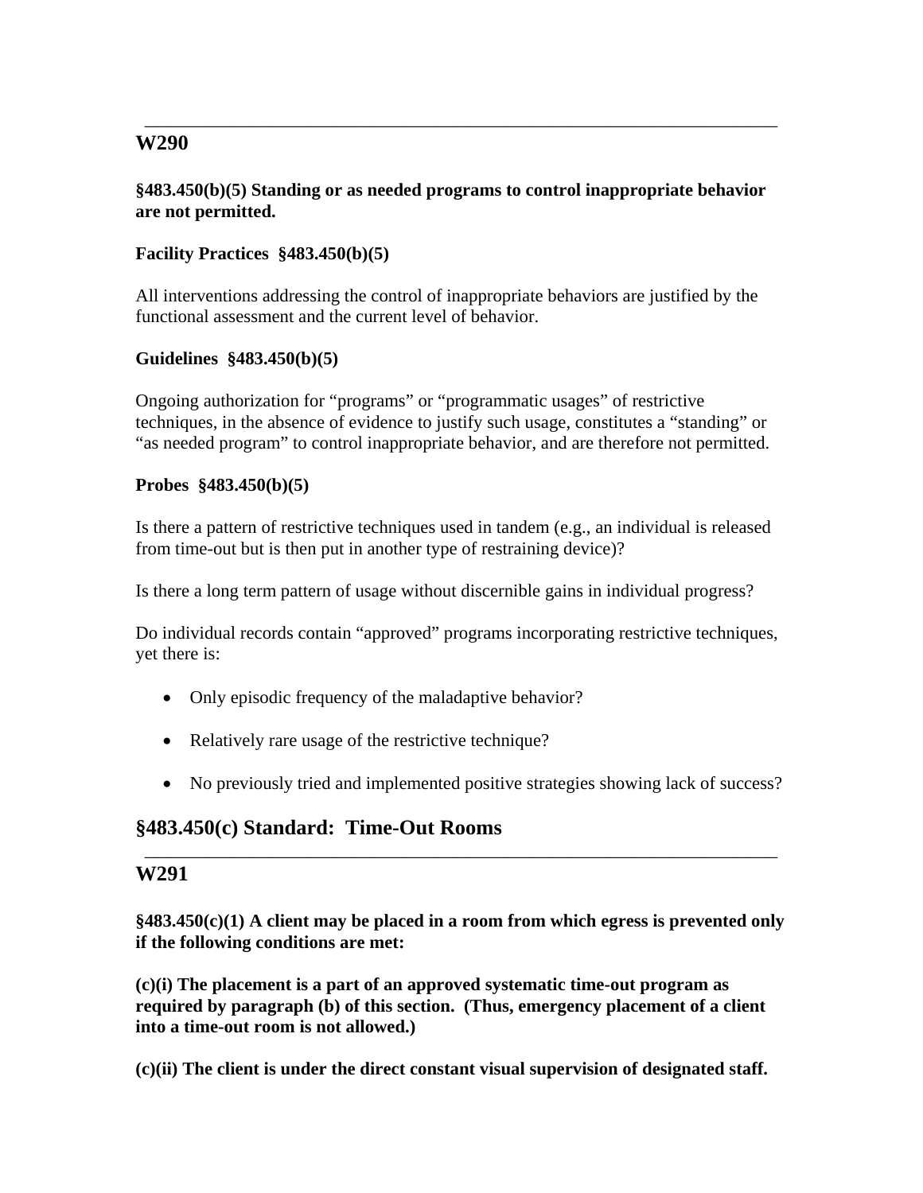---

## W290

**§483.450(b)(5) Standing or as needed programs to control inappropriate behavior are not permitted.**

**Facility Practices §483.450(b)(5)**

All interventions addressing the control of inappropriate behaviors are justified by the functional assessment and the current level of behavior.

**Guidelines §483.450(b)(5)**

Ongoing authorization for "programs" or "programmatic usages" of restrictive techniques, in the absence of evidence to justify such usage, constitutes a "standing" or "as needed program" to control inappropriate behavior, and are therefore not permitted.

**Probes §483.450(b)(5)**

Is there a pattern of restrictive techniques used in tandem (e.g., an individual is released from time-out but is then put in another type of restraining device)?

Is there a long term pattern of usage without discernible gains in individual progress?

Do individual records contain "approved" programs incorporating restrictive techniques, yet there is:

- Only episodic frequency of the maladaptive behavior?
- Relatively rare usage of the restrictive technique?
- No previously tried and implemented positive strategies showing lack of success?

# §483.450(c) Standard: Time-Out Rooms

---

## W291

**§483.450(c)(1) A client may be placed in a room from which egress is prevented only if the following conditions are met:**

**(c)(i) The placement is a part of an approved systematic time-out program as required by paragraph (b) of this section. (Thus, emergency placement of a client into a time-out room is not allowed.)**

**(c)(ii) The client is under the direct constant visual supervision of designated staff.**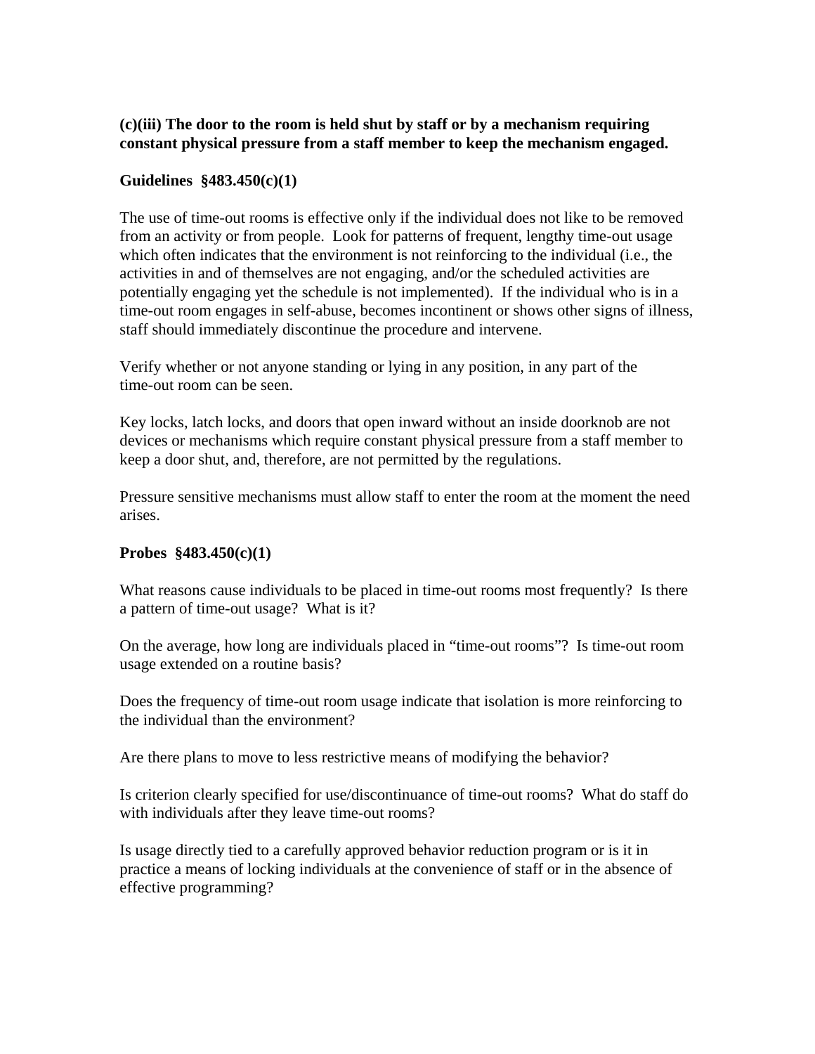**(c)(iii) The door to the room is held shut by staff or by a mechanism requiring constant physical pressure from a staff member to keep the mechanism engaged.**

**Guidelines §483.450(c)(1)**

The use of time-out rooms is effective only if the individual does not like to be removed from an activity or from people. Look for patterns of frequent, lengthy time-out usage which often indicates that the environment is not reinforcing to the individual (i.e., the activities in and of themselves are not engaging, and/or the scheduled activities are potentially engaging yet the schedule is not implemented). If the individual who is in a time-out room engages in self-abuse, becomes incontinent or shows other signs of illness, staff should immediately discontinue the procedure and intervene.

Verify whether or not anyone standing or lying in any position, in any part of the time-out room can be seen.

Key locks, latch locks, and doors that open inward without an inside doorknob are not devices or mechanisms which require constant physical pressure from a staff member to keep a door shut, and, therefore, are not permitted by the regulations.

Pressure sensitive mechanisms must allow staff to enter the room at the moment the need arises.

**Probes §483.450(c)(1)**

What reasons cause individuals to be placed in time-out rooms most frequently? Is there a pattern of time-out usage? What is it?

On the average, how long are individuals placed in "time-out rooms"? Is time-out room usage extended on a routine basis?

Does the frequency of time-out room usage indicate that isolation is more reinforcing to the individual than the environment?

Are there plans to move to less restrictive means of modifying the behavior?

Is criterion clearly specified for use/discontinuance of time-out rooms? What do staff do with individuals after they leave time-out rooms?

Is usage directly tied to a carefully approved behavior reduction program or is it in practice a means of locking individuals at the convenience of staff or in the absence of effective programming?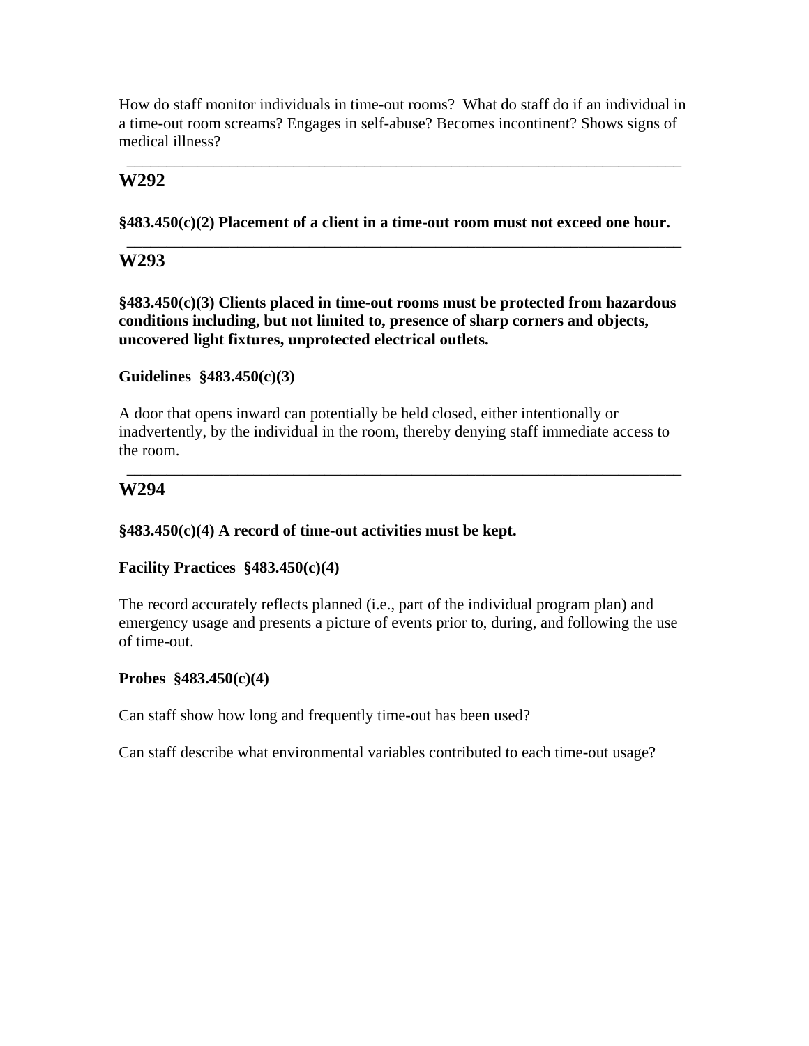How do staff monitor individuals in time-out rooms? What do staff do if an individual in a time-out room screams? Engages in self-abuse? Becomes incontinent? Shows signs of medical illness?

---

## W292

**§483.450(c)(2) Placement of a client in a time-out room must not exceed one hour.**

---

## W293

**§483.450(c)(3) Clients placed in time-out rooms must be protected from hazardous conditions including, but not limited to, presence of sharp corners and objects, uncovered light fixtures, unprotected electrical outlets.**

**Guidelines §483.450(c)(3)**

A door that opens inward can potentially be held closed, either intentionally or inadvertently, by the individual in the room, thereby denying staff immediate access to the room.

---

## W294

**§483.450(c)(4) A record of time-out activities must be kept.**

**Facility Practices §483.450(c)(4)**

The record accurately reflects planned (i.e., part of the individual program plan) and emergency usage and presents a picture of events prior to, during, and following the use of time-out.

**Probes §483.450(c)(4)**

Can staff show how long and frequently time-out has been used?

Can staff describe what environmental variables contributed to each time-out usage?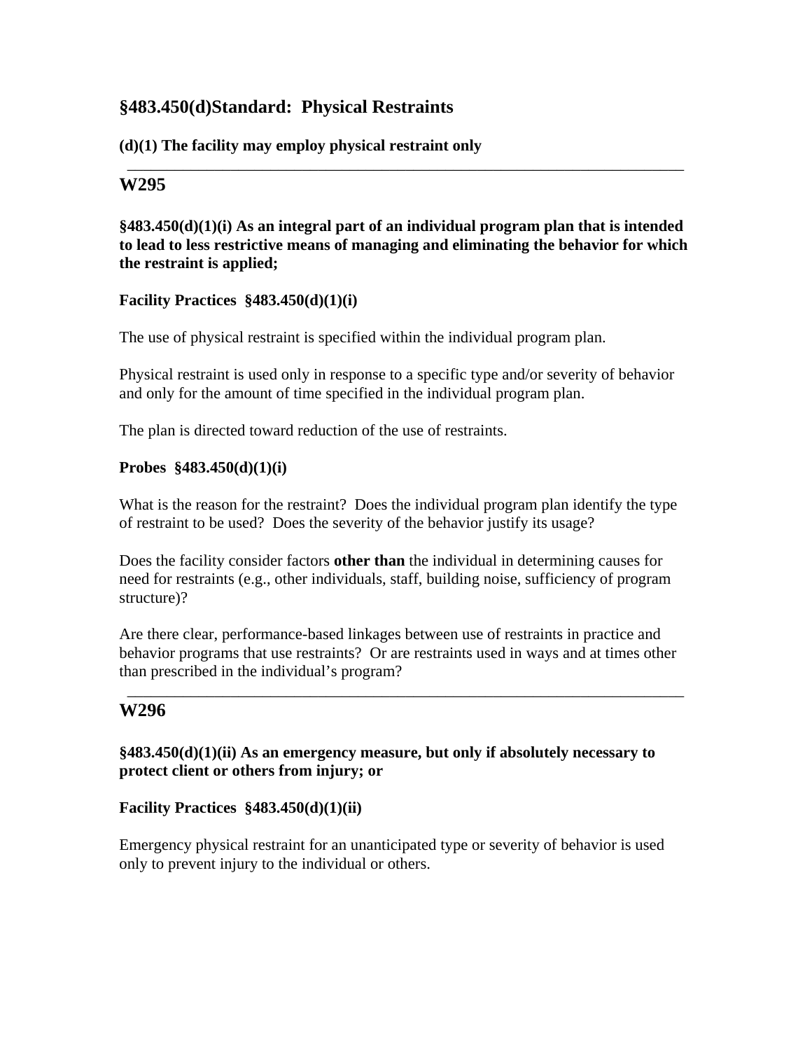## §483.450(d)Standard:  Physical Restraints

**(d)(1) The facility may employ physical restraint only**

---

## W295

**§483.450(d)(1)(i) As an integral part of an individual program plan that is intended to lead to less restrictive means of managing and eliminating the behavior for which the restraint is applied;**

**Facility Practices  §483.450(d)(1)(i)**

The use of physical restraint is specified within the individual program plan.

Physical restraint is used only in response to a specific type and/or severity of behavior and only for the amount of time specified in the individual program plan.

The plan is directed toward reduction of the use of restraints.

**Probes  §483.450(d)(1)(i)**

What is the reason for the restraint?  Does the individual program plan identify the type of restraint to be used?  Does the severity of the behavior justify its usage?

Does the facility consider factors **other than** the individual in determining causes for need for restraints (e.g., other individuals, staff, building noise, sufficiency of program structure)?

Are there clear, performance-based linkages between use of restraints in practice and behavior programs that use restraints?  Or are restraints used in ways and at times other than prescribed in the individual's program?

---

## W296

**§483.450(d)(1)(ii) As an emergency measure, but only if absolutely necessary to protect client or others from injury; or**

**Facility Practices  §483.450(d)(1)(ii)**

Emergency physical restraint for an unanticipated type or severity of behavior is used only to prevent injury to the individual or others.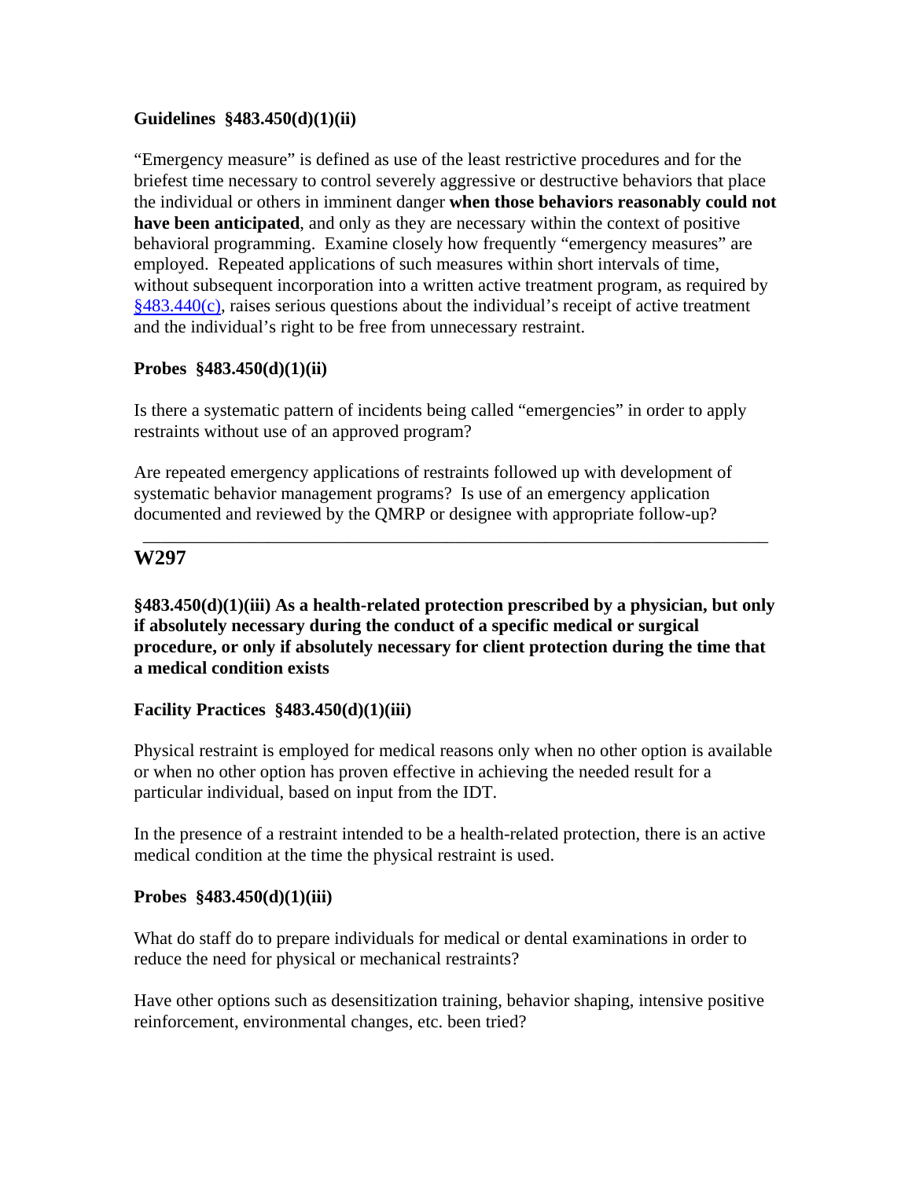**Guidelines §483.450(d)(1)(ii)**

"Emergency measure" is defined as use of the least restrictive procedures and for the briefest time necessary to control severely aggressive or destructive behaviors that place the individual or others in imminent danger **when those behaviors reasonably could not have been anticipated**, and only as they are necessary within the context of positive behavioral programming. Examine closely how frequently "emergency measures" are employed. Repeated applications of such measures within short intervals of time, without subsequent incorporation into a written active treatment program, as required by §483.440(c), raises serious questions about the individual's receipt of active treatment and the individual's right to be free from unnecessary restraint.

**Probes §483.450(d)(1)(ii)**

Is there a systematic pattern of incidents being called "emergencies" in order to apply restraints without use of an approved program?

Are repeated emergency applications of restraints followed up with development of systematic behavior management programs? Is use of an emergency application documented and reviewed by the QMRP or designee with appropriate follow-up?

---

## W297

**§483.450(d)(1)(iii) As a health-related protection prescribed by a physician, but only if absolutely necessary during the conduct of a specific medical or surgical procedure, or only if absolutely necessary for client protection during the time that a medical condition exists**

**Facility Practices §483.450(d)(1)(iii)**

Physical restraint is employed for medical reasons only when no other option is available or when no other option has proven effective in achieving the needed result for a particular individual, based on input from the IDT.

In the presence of a restraint intended to be a health-related protection, there is an active medical condition at the time the physical restraint is used.

**Probes §483.450(d)(1)(iii)**

What do staff do to prepare individuals for medical or dental examinations in order to reduce the need for physical or mechanical restraints?

Have other options such as desensitization training, behavior shaping, intensive positive reinforcement, environmental changes, etc. been tried?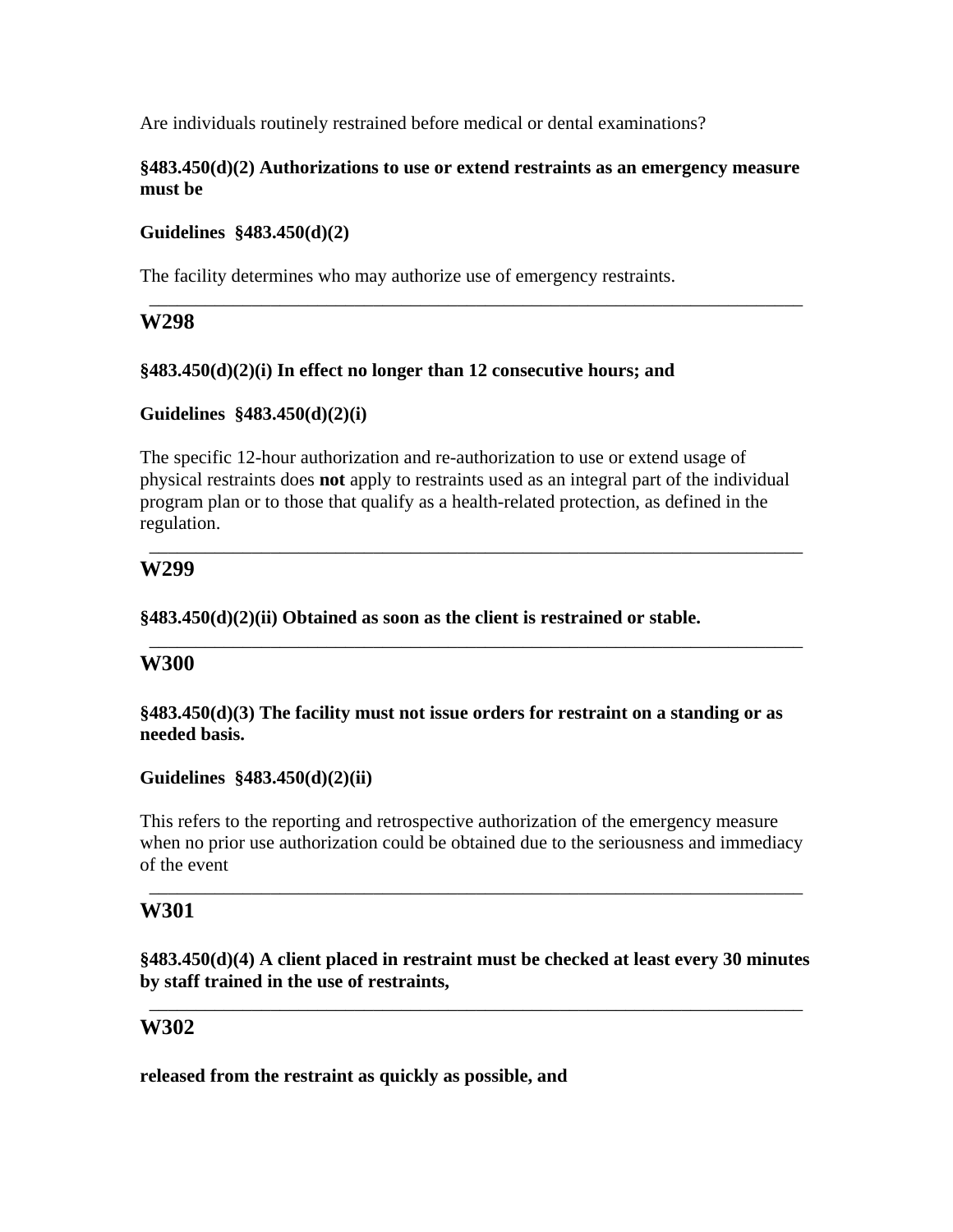Are individuals routinely restrained before medical or dental examinations?

**§483.450(d)(2) Authorizations to use or extend restraints as an emergency measure must be**

**Guidelines §483.450(d)(2)**

The facility determines who may authorize use of emergency restraints.

---

## W298

**§483.450(d)(2)(i) In effect no longer than 12 consecutive hours; and**

**Guidelines §483.450(d)(2)(i)**

The specific 12-hour authorization and re-authorization to use or extend usage of physical restraints does **not** apply to restraints used as an integral part of the individual program plan or to those that qualify as a health-related protection, as defined in the regulation.

---

## W299

**§483.450(d)(2)(ii) Obtained as soon as the client is restrained or stable.**

---

## W300

**§483.450(d)(3) The facility must not issue orders for restraint on a standing or as needed basis.**

**Guidelines §483.450(d)(2)(ii)**

This refers to the reporting and retrospective authorization of the emergency measure when no prior use authorization could be obtained due to the seriousness and immediacy of the event

---

## W301

**§483.450(d)(4) A client placed in restraint must be checked at least every 30 minutes by staff trained in the use of restraints,**

---

## W302

**released from the restraint as quickly as possible, and**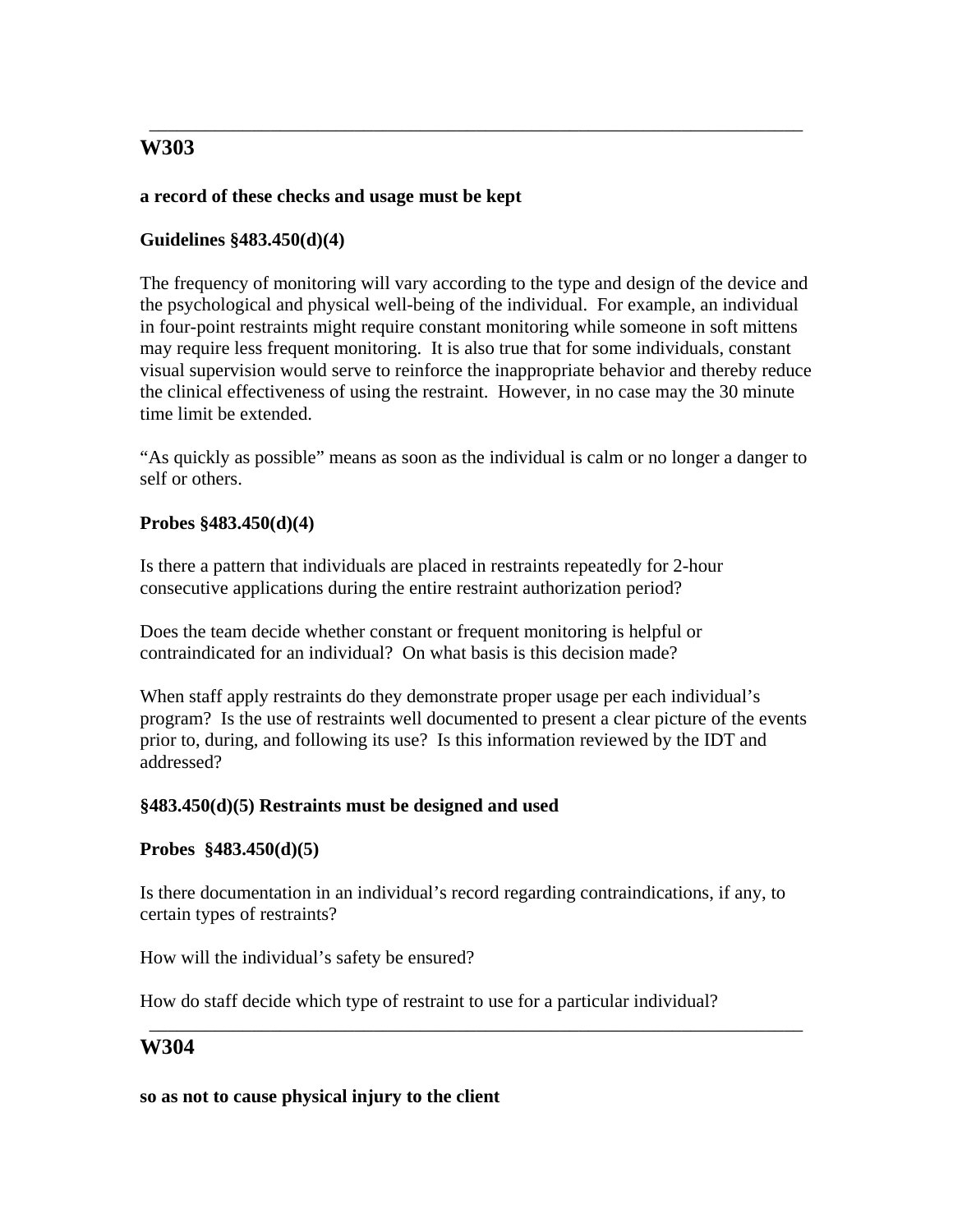---

## W303

**a record of these checks and usage must be kept**

**Guidelines §483.450(d)(4)**

The frequency of monitoring will vary according to the type and design of the device and the psychological and physical well-being of the individual. For example, an individual in four-point restraints might require constant monitoring while someone in soft mittens may require less frequent monitoring. It is also true that for some individuals, constant visual supervision would serve to reinforce the inappropriate behavior and thereby reduce the clinical effectiveness of using the restraint. However, in no case may the 30 minute time limit be extended.

"As quickly as possible" means as soon as the individual is calm or no longer a danger to self or others.

**Probes §483.450(d)(4)**

Is there a pattern that individuals are placed in restraints repeatedly for 2-hour consecutive applications during the entire restraint authorization period?

Does the team decide whether constant or frequent monitoring is helpful or contraindicated for an individual? On what basis is this decision made?

When staff apply restraints do they demonstrate proper usage per each individual's program? Is the use of restraints well documented to present a clear picture of the events prior to, during, and following its use? Is this information reviewed by the IDT and addressed?

**§483.450(d)(5) Restraints must be designed and used**

**Probes §483.450(d)(5)**

Is there documentation in an individual's record regarding contraindications, if any, to certain types of restraints?

How will the individual's safety be ensured?

How do staff decide which type of restraint to use for a particular individual?

---

## W304

**so as not to cause physical injury to the client**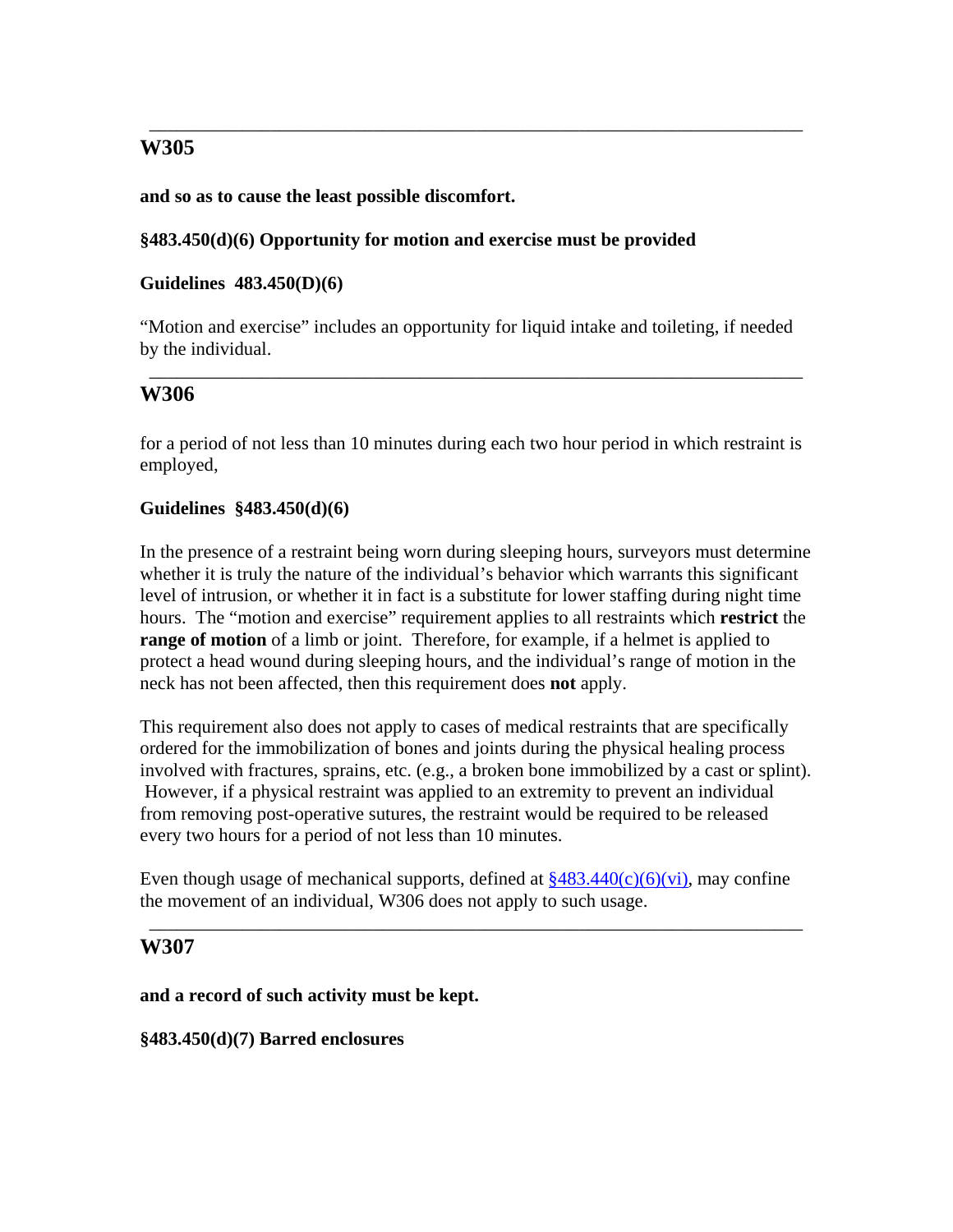---

## W305

**and so as to cause the least possible discomfort.**

**§483.450(d)(6) Opportunity for motion and exercise must be provided**

**Guidelines 483.450(D)(6)**

"Motion and exercise" includes an opportunity for liquid intake and toileting, if needed by the individual.

---

## W306

for a period of not less than 10 minutes during each two hour period in which restraint is employed,

**Guidelines §483.450(d)(6)**

In the presence of a restraint being worn during sleeping hours, surveyors must determine whether it is truly the nature of the individual's behavior which warrants this significant level of intrusion, or whether it in fact is a substitute for lower staffing during night time hours. The "motion and exercise" requirement applies to all restraints which **restrict** the **range of motion** of a limb or joint. Therefore, for example, if a helmet is applied to protect a head wound during sleeping hours, and the individual's range of motion in the neck has not been affected, then this requirement does **not** apply.

This requirement also does not apply to cases of medical restraints that are specifically ordered for the immobilization of bones and joints during the physical healing process involved with fractures, sprains, etc. (e.g., a broken bone immobilized by a cast or splint). However, if a physical restraint was applied to an extremity to prevent an individual from removing post-operative sutures, the restraint would be required to be released every two hours for a period of not less than 10 minutes.

Even though usage of mechanical supports, defined at §483.440(c)(6)(vi), may confine the movement of an individual, W306 does not apply to such usage.

---

## W307

**and a record of such activity must be kept.**

**§483.450(d)(7) Barred enclosures**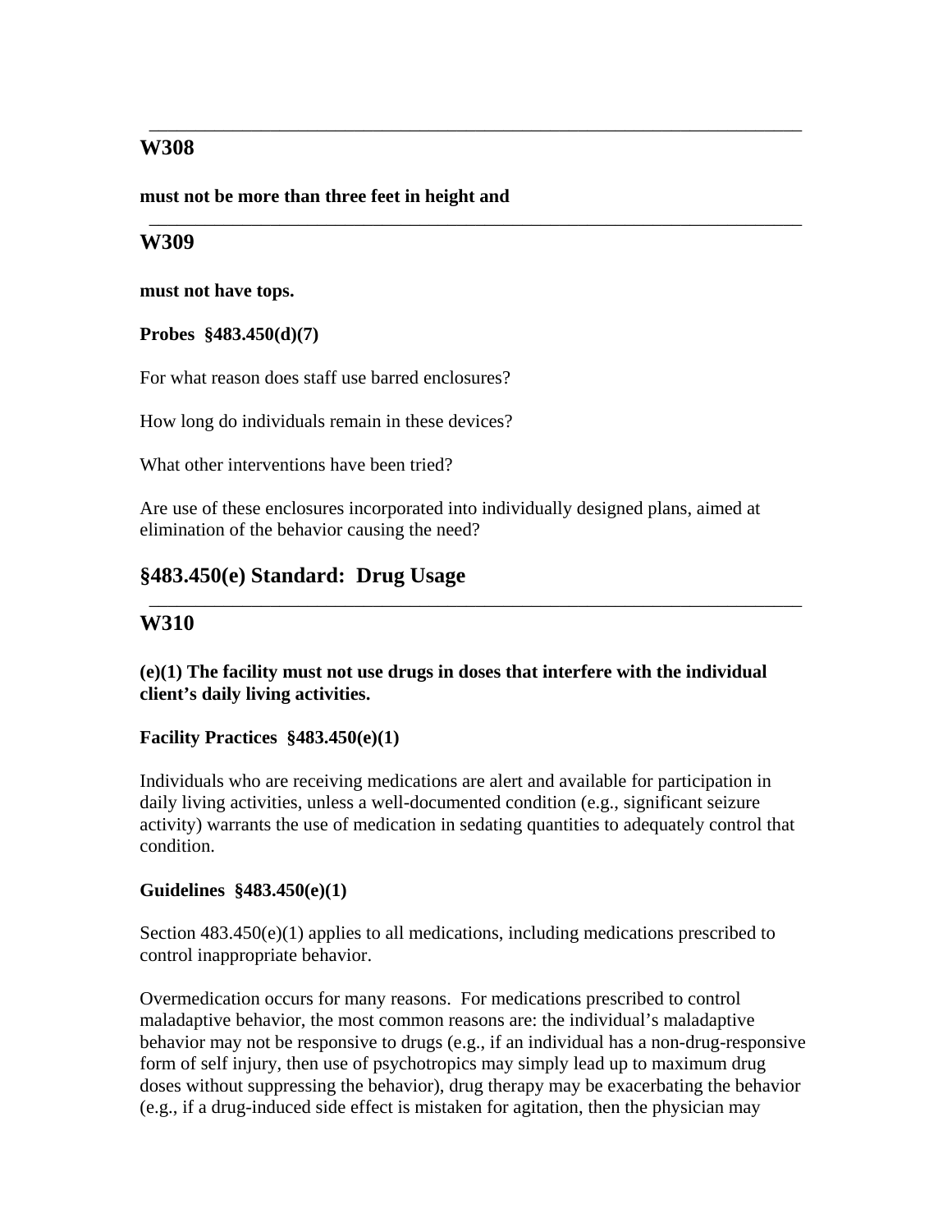---

**W308**

**must not be more than three feet in height and**

---

**W309**

**must not have tops.**

**Probes §483.450(d)(7)**

For what reason does staff use barred enclosures?

How long do individuals remain in these devices?

What other interventions have been tried?

Are use of these enclosures incorporated into individually designed plans, aimed at elimination of the behavior causing the need?

## §483.450(e) Standard: Drug Usage

---

**W310**

**(e)(1) The facility must not use drugs in doses that interfere with the individual client's daily living activities.**

**Facility Practices §483.450(e)(1)**

Individuals who are receiving medications are alert and available for participation in daily living activities, unless a well-documented condition (e.g., significant seizure activity) warrants the use of medication in sedating quantities to adequately control that condition.

**Guidelines §483.450(e)(1)**

Section 483.450(e)(1) applies to all medications, including medications prescribed to control inappropriate behavior.

Overmedication occurs for many reasons. For medications prescribed to control maladaptive behavior, the most common reasons are: the individual's maladaptive behavior may not be responsive to drugs (e.g., if an individual has a non-drug-responsive form of self injury, then use of psychotropics may simply lead up to maximum drug doses without suppressing the behavior), drug therapy may be exacerbating the behavior (e.g., if a drug-induced side effect is mistaken for agitation, then the physician may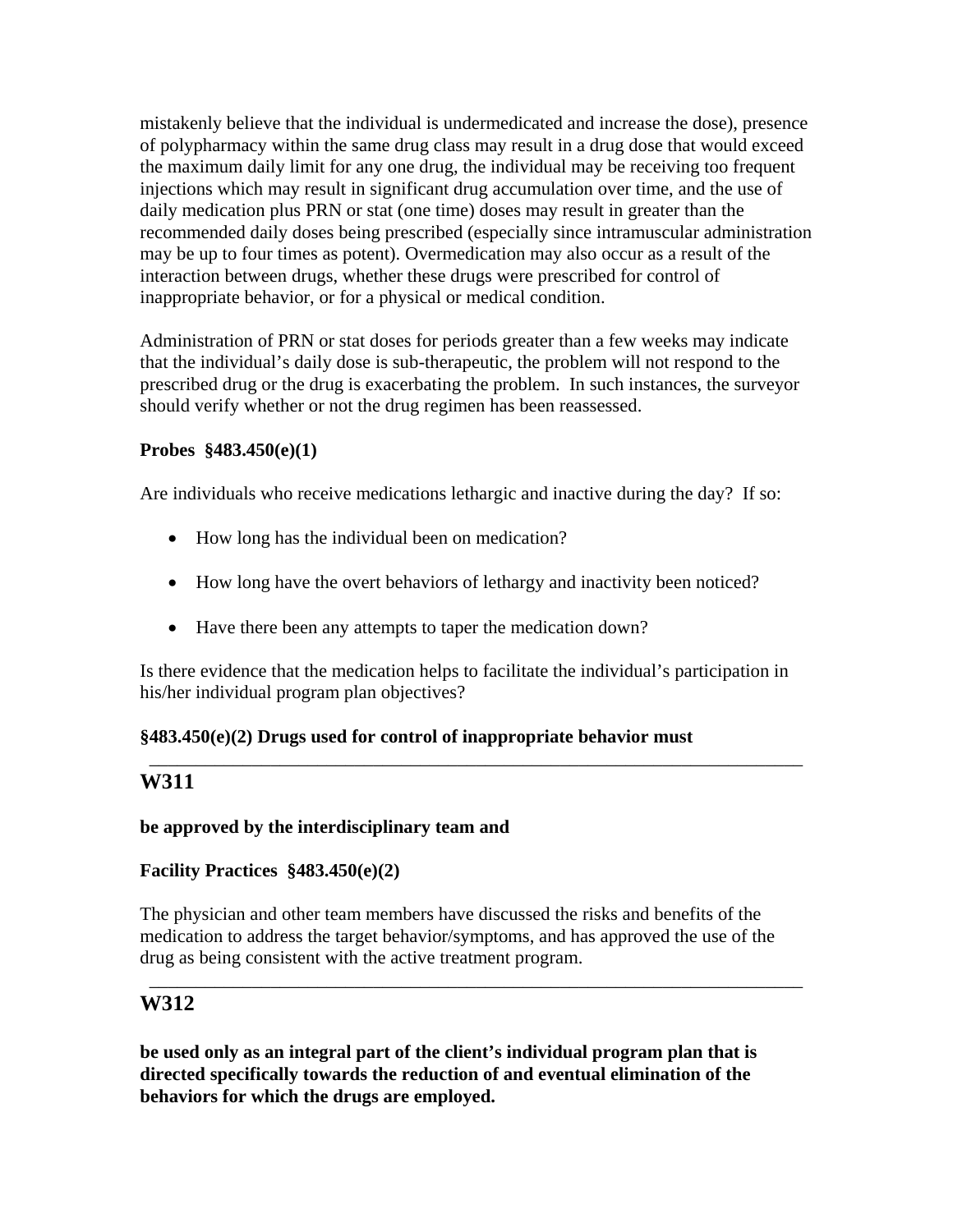mistakenly believe that the individual is undermedicated and increase the dose), presence of polypharmacy within the same drug class may result in a drug dose that would exceed the maximum daily limit for any one drug, the individual may be receiving too frequent injections which may result in significant drug accumulation over time, and the use of daily medication plus PRN or stat (one time) doses may result in greater than the recommended daily doses being prescribed (especially since intramuscular administration may be up to four times as potent). Overmedication may also occur as a result of the interaction between drugs, whether these drugs were prescribed for control of inappropriate behavior, or for a physical or medical condition.

Administration of PRN or stat doses for periods greater than a few weeks may indicate that the individual's daily dose is sub-therapeutic, the problem will not respond to the prescribed drug or the drug is exacerbating the problem. In such instances, the surveyor should verify whether or not the drug regimen has been reassessed.

**Probes §483.450(e)(1)**

Are individuals who receive medications lethargic and inactive during the day? If so:

- How long has the individual been on medication?
- How long have the overt behaviors of lethargy and inactivity been noticed?
- Have there been any attempts to taper the medication down?

Is there evidence that the medication helps to facilitate the individual's participation in his/her individual program plan objectives?

**§483.450(e)(2) Drugs used for control of inappropriate behavior must**

---

## W311

**be approved by the interdisciplinary team and**

**Facility Practices §483.450(e)(2)**

The physician and other team members have discussed the risks and benefits of the medication to address the target behavior/symptoms, and has approved the use of the drug as being consistent with the active treatment program.

---

## W312

**be used only as an integral part of the client's individual program plan that is directed specifically towards the reduction of and eventual elimination of the behaviors for which the drugs are employed.**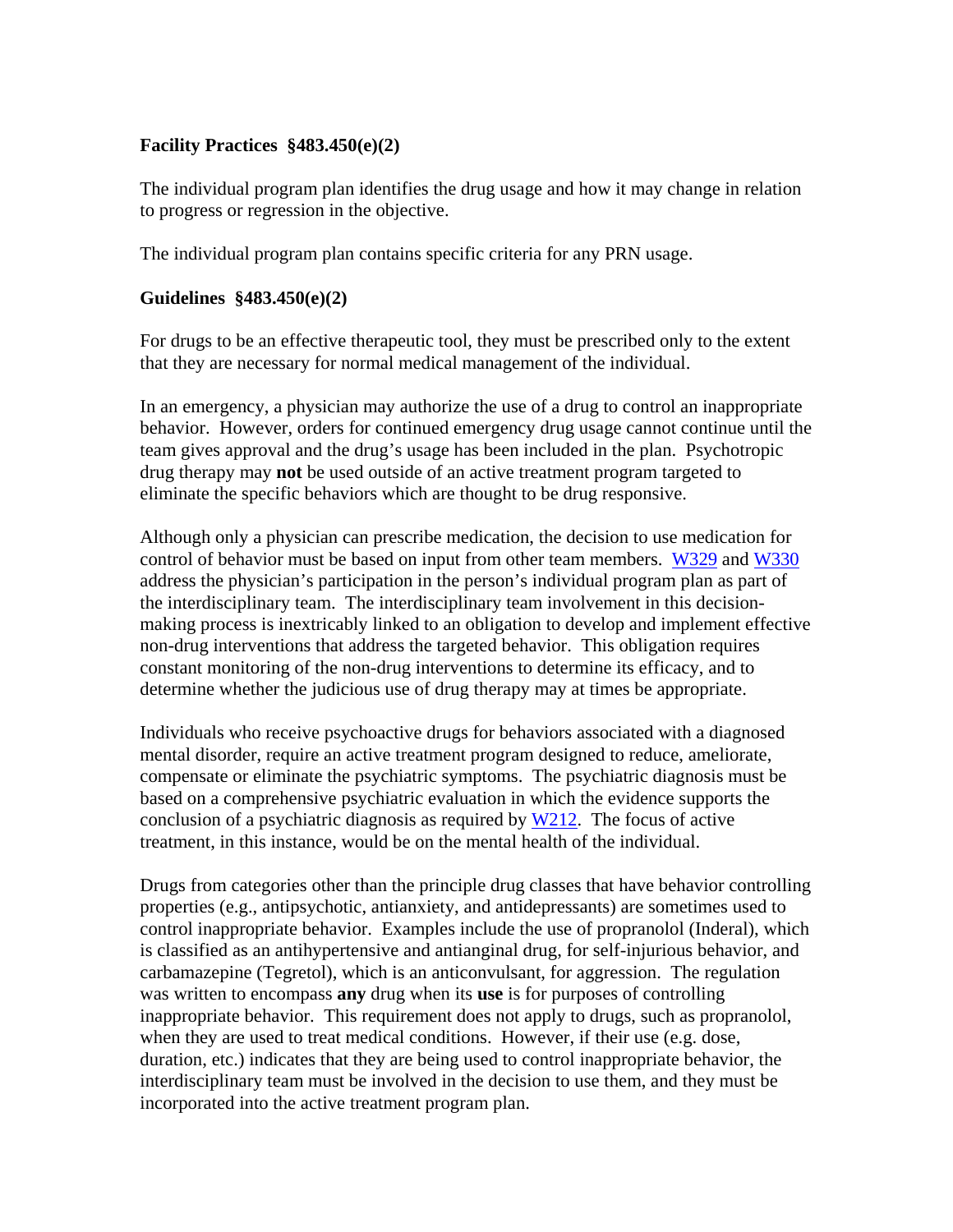**Facility Practices §483.450(e)(2)**

The individual program plan identifies the drug usage and how it may change in relation to progress or regression in the objective.

The individual program plan contains specific criteria for any PRN usage.

**Guidelines §483.450(e)(2)**

For drugs to be an effective therapeutic tool, they must be prescribed only to the extent that they are necessary for normal medical management of the individual.

In an emergency, a physician may authorize the use of a drug to control an inappropriate behavior. However, orders for continued emergency drug usage cannot continue until the team gives approval and the drug's usage has been included in the plan. Psychotropic drug therapy may **not** be used outside of an active treatment program targeted to eliminate the specific behaviors which are thought to be drug responsive.

Although only a physician can prescribe medication, the decision to use medication for control of behavior must be based on input from other team members. W329 and W330 address the physician's participation in the person's individual program plan as part of the interdisciplinary team. The interdisciplinary team involvement in this decision-making process is inextricably linked to an obligation to develop and implement effective non-drug interventions that address the targeted behavior. This obligation requires constant monitoring of the non-drug interventions to determine its efficacy, and to determine whether the judicious use of drug therapy may at times be appropriate.

Individuals who receive psychoactive drugs for behaviors associated with a diagnosed mental disorder, require an active treatment program designed to reduce, ameliorate, compensate or eliminate the psychiatric symptoms. The psychiatric diagnosis must be based on a comprehensive psychiatric evaluation in which the evidence supports the conclusion of a psychiatric diagnosis as required by W212. The focus of active treatment, in this instance, would be on the mental health of the individual.

Drugs from categories other than the principle drug classes that have behavior controlling properties (e.g., antipsychotic, antianxiety, and antidepressants) are sometimes used to control inappropriate behavior. Examples include the use of propranolol (Inderal), which is classified as an antihypertensive and antianginal drug, for self-injurious behavior, and carbamazepine (Tegretol), which is an anticonvulsant, for aggression. The regulation was written to encompass **any** drug when its **use** is for purposes of controlling inappropriate behavior. This requirement does not apply to drugs, such as propranolol, when they are used to treat medical conditions. However, if their use (e.g. dose, duration, etc.) indicates that they are being used to control inappropriate behavior, the interdisciplinary team must be involved in the decision to use them, and they must be incorporated into the active treatment program plan.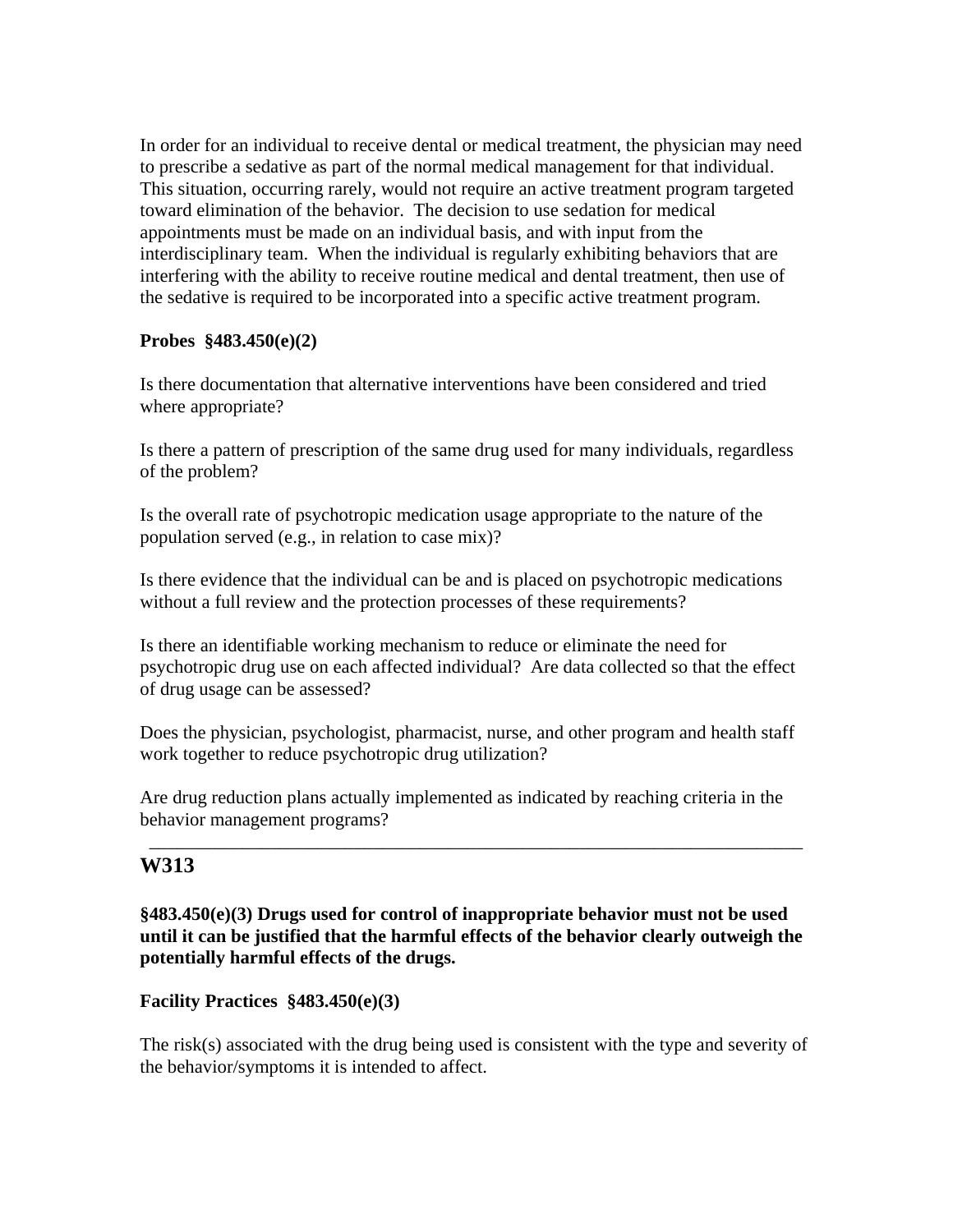In order for an individual to receive dental or medical treatment, the physician may need to prescribe a sedative as part of the normal medical management for that individual. This situation, occurring rarely, would not require an active treatment program targeted toward elimination of the behavior. The decision to use sedation for medical appointments must be made on an individual basis, and with input from the interdisciplinary team. When the individual is regularly exhibiting behaviors that are interfering with the ability to receive routine medical and dental treatment, then use of the sedative is required to be incorporated into a specific active treatment program.

**Probes §483.450(e)(2)**

Is there documentation that alternative interventions have been considered and tried where appropriate?

Is there a pattern of prescription of the same drug used for many individuals, regardless of the problem?

Is the overall rate of psychotropic medication usage appropriate to the nature of the population served (e.g., in relation to case mix)?

Is there evidence that the individual can be and is placed on psychotropic medications without a full review and the protection processes of these requirements?

Is there an identifiable working mechanism to reduce or eliminate the need for psychotropic drug use on each affected individual? Are data collected so that the effect of drug usage can be assessed?

Does the physician, psychologist, pharmacist, nurse, and other program and health staff work together to reduce psychotropic drug utilization?

Are drug reduction plans actually implemented as indicated by reaching criteria in the behavior management programs?

---

## W313

**§483.450(e)(3) Drugs used for control of inappropriate behavior must not be used until it can be justified that the harmful effects of the behavior clearly outweigh the potentially harmful effects of the drugs.**

**Facility Practices §483.450(e)(3)**

The risk(s) associated with the drug being used is consistent with the type and severity of the behavior/symptoms it is intended to affect.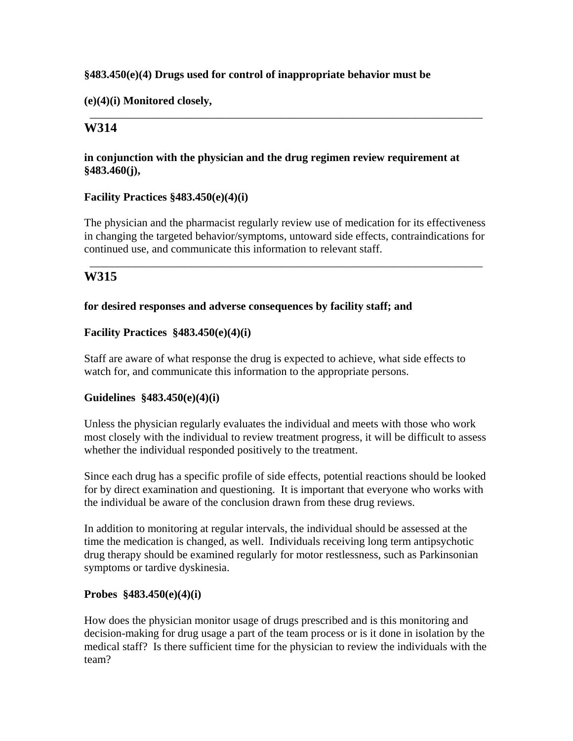**§483.450(e)(4) Drugs used for control of inappropriate behavior must be**

**(e)(4)(i) Monitored closely,**

---

## W314

**in conjunction with the physician and the drug regimen review requirement at §483.460(j),**

**Facility Practices §483.450(e)(4)(i)**

The physician and the pharmacist regularly review use of medication for its effectiveness in changing the targeted behavior/symptoms, untoward side effects, contraindications for continued use, and communicate this information to relevant staff.

---

## W315

**for desired responses and adverse consequences by facility staff; and**

**Facility Practices §483.450(e)(4)(i)**

Staff are aware of what response the drug is expected to achieve, what side effects to watch for, and communicate this information to the appropriate persons.

**Guidelines §483.450(e)(4)(i)**

Unless the physician regularly evaluates the individual and meets with those who work most closely with the individual to review treatment progress, it will be difficult to assess whether the individual responded positively to the treatment.

Since each drug has a specific profile of side effects, potential reactions should be looked for by direct examination and questioning. It is important that everyone who works with the individual be aware of the conclusion drawn from these drug reviews.

In addition to monitoring at regular intervals, the individual should be assessed at the time the medication is changed, as well. Individuals receiving long term antipsychotic drug therapy should be examined regularly for motor restlessness, such as Parkinsonian symptoms or tardive dyskinesia.

**Probes §483.450(e)(4)(i)**

How does the physician monitor usage of drugs prescribed and is this monitoring and decision-making for drug usage a part of the team process or is it done in isolation by the medical staff? Is there sufficient time for the physician to review the individuals with the team?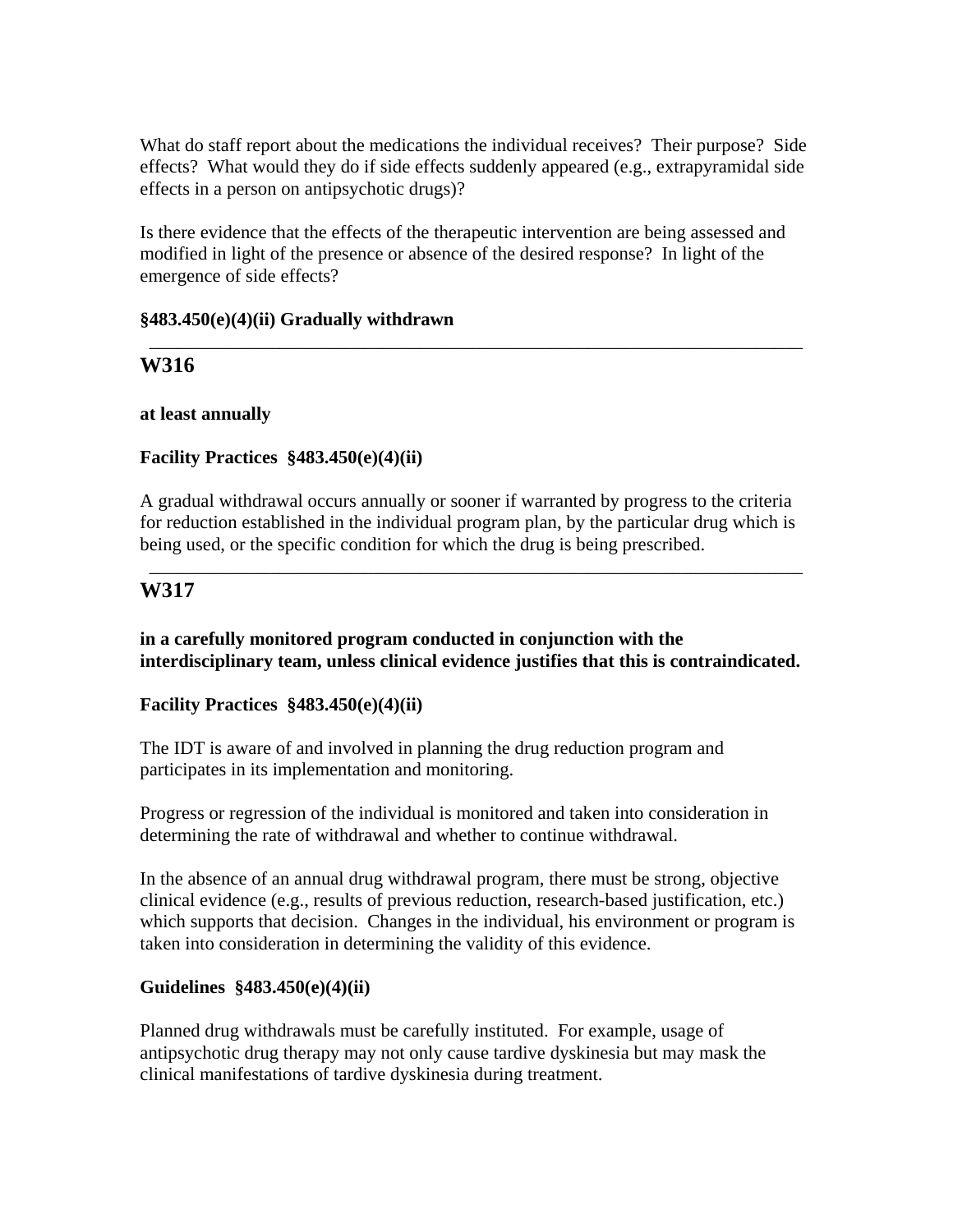What do staff report about the medications the individual receives? Their purpose? Side effects? What would they do if side effects suddenly appeared (e.g., extrapyramidal side effects in a person on antipsychotic drugs)?

Is there evidence that the effects of the therapeutic intervention are being assessed and modified in light of the presence or absence of the desired response? In light of the emergence of side effects?

**§483.450(e)(4)(ii) Gradually withdrawn**

---

## W316

**at least annually**

**Facility Practices §483.450(e)(4)(ii)**

A gradual withdrawal occurs annually or sooner if warranted by progress to the criteria for reduction established in the individual program plan, by the particular drug which is being used, or the specific condition for which the drug is being prescribed.

---

## W317

**in a carefully monitored program conducted in conjunction with the interdisciplinary team, unless clinical evidence justifies that this is contraindicated.**

**Facility Practices §483.450(e)(4)(ii)**

The IDT is aware of and involved in planning the drug reduction program and participates in its implementation and monitoring.

Progress or regression of the individual is monitored and taken into consideration in determining the rate of withdrawal and whether to continue withdrawal.

In the absence of an annual drug withdrawal program, there must be strong, objective clinical evidence (e.g., results of previous reduction, research-based justification, etc.) which supports that decision. Changes in the individual, his environment or program is taken into consideration in determining the validity of this evidence.

**Guidelines §483.450(e)(4)(ii)**

Planned drug withdrawals must be carefully instituted. For example, usage of antipsychotic drug therapy may not only cause tardive dyskinesia but may mask the clinical manifestations of tardive dyskinesia during treatment.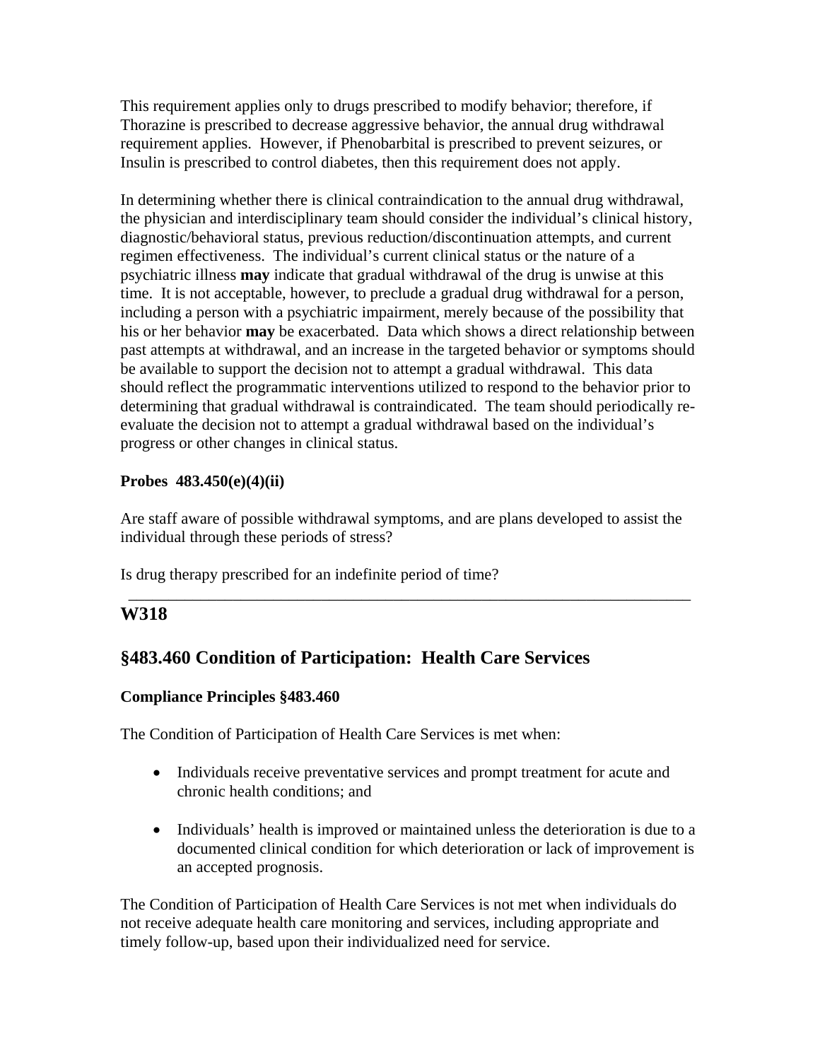This requirement applies only to drugs prescribed to modify behavior; therefore, if Thorazine is prescribed to decrease aggressive behavior, the annual drug withdrawal requirement applies. However, if Phenobarbital is prescribed to prevent seizures, or Insulin is prescribed to control diabetes, then this requirement does not apply.

In determining whether there is clinical contraindication to the annual drug withdrawal, the physician and interdisciplinary team should consider the individual's clinical history, diagnostic/behavioral status, previous reduction/discontinuation attempts, and current regimen effectiveness. The individual's current clinical status or the nature of a psychiatric illness **may** indicate that gradual withdrawal of the drug is unwise at this time. It is not acceptable, however, to preclude a gradual drug withdrawal for a person, including a person with a psychiatric impairment, merely because of the possibility that his or her behavior **may** be exacerbated. Data which shows a direct relationship between past attempts at withdrawal, and an increase in the targeted behavior or symptoms should be available to support the decision not to attempt a gradual withdrawal. This data should reflect the programmatic interventions utilized to respond to the behavior prior to determining that gradual withdrawal is contraindicated. The team should periodically re-evaluate the decision not to attempt a gradual withdrawal based on the individual's progress or other changes in clinical status.

**Probes 483.450(e)(4)(ii)**

Are staff aware of possible withdrawal symptoms, and are plans developed to assist the individual through these periods of stress?

Is drug therapy prescribed for an indefinite period of time?

---

## W318

## §483.460 Condition of Participation: Health Care Services

**Compliance Principles §483.460**

The Condition of Participation of Health Care Services is met when:

- Individuals receive preventative services and prompt treatment for acute and chronic health conditions; and

- Individuals' health is improved or maintained unless the deterioration is due to a documented clinical condition for which deterioration or lack of improvement is an accepted prognosis.

The Condition of Participation of Health Care Services is not met when individuals do not receive adequate health care monitoring and services, including appropriate and timely follow-up, based upon their individualized need for service.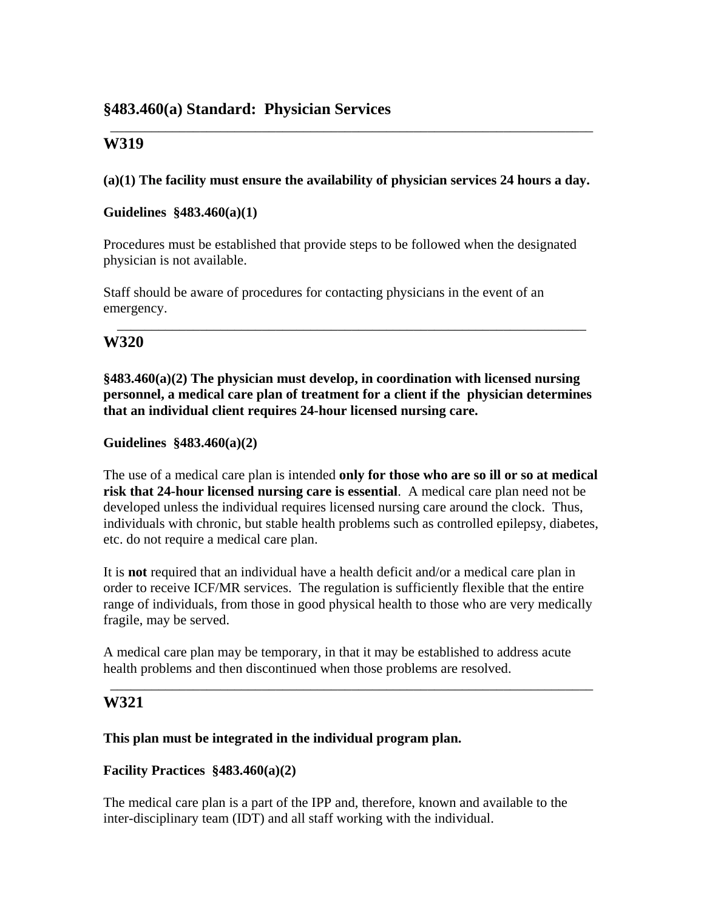## §483.460(a) Standard: Physician Services

---

### W319

**(a)(1) The facility must ensure the availability of physician services 24 hours a day.**

**Guidelines §483.460(a)(1)**

Procedures must be established that provide steps to be followed when the designated physician is not available.

Staff should be aware of procedures for contacting physicians in the event of an emergency.

---

### W320

**§483.460(a)(2) The physician must develop, in coordination with licensed nursing personnel, a medical care plan of treatment for a client if the physician determines that an individual client requires 24-hour licensed nursing care.**

**Guidelines §483.460(a)(2)**

The use of a medical care plan is intended **only for those who are so ill or so at medical risk that 24-hour licensed nursing care is essential**. A medical care plan need not be developed unless the individual requires licensed nursing care around the clock. Thus, individuals with chronic, but stable health problems such as controlled epilepsy, diabetes, etc. do not require a medical care plan.

It is **not** required that an individual have a health deficit and/or a medical care plan in order to receive ICF/MR services. The regulation is sufficiently flexible that the entire range of individuals, from those in good physical health to those who are very medically fragile, may be served.

A medical care plan may be temporary, in that it may be established to address acute health problems and then discontinued when those problems are resolved.

---

### W321

**This plan must be integrated in the individual program plan.**

**Facility Practices §483.460(a)(2)**

The medical care plan is a part of the IPP and, therefore, known and available to the inter-disciplinary team (IDT) and all staff working with the individual.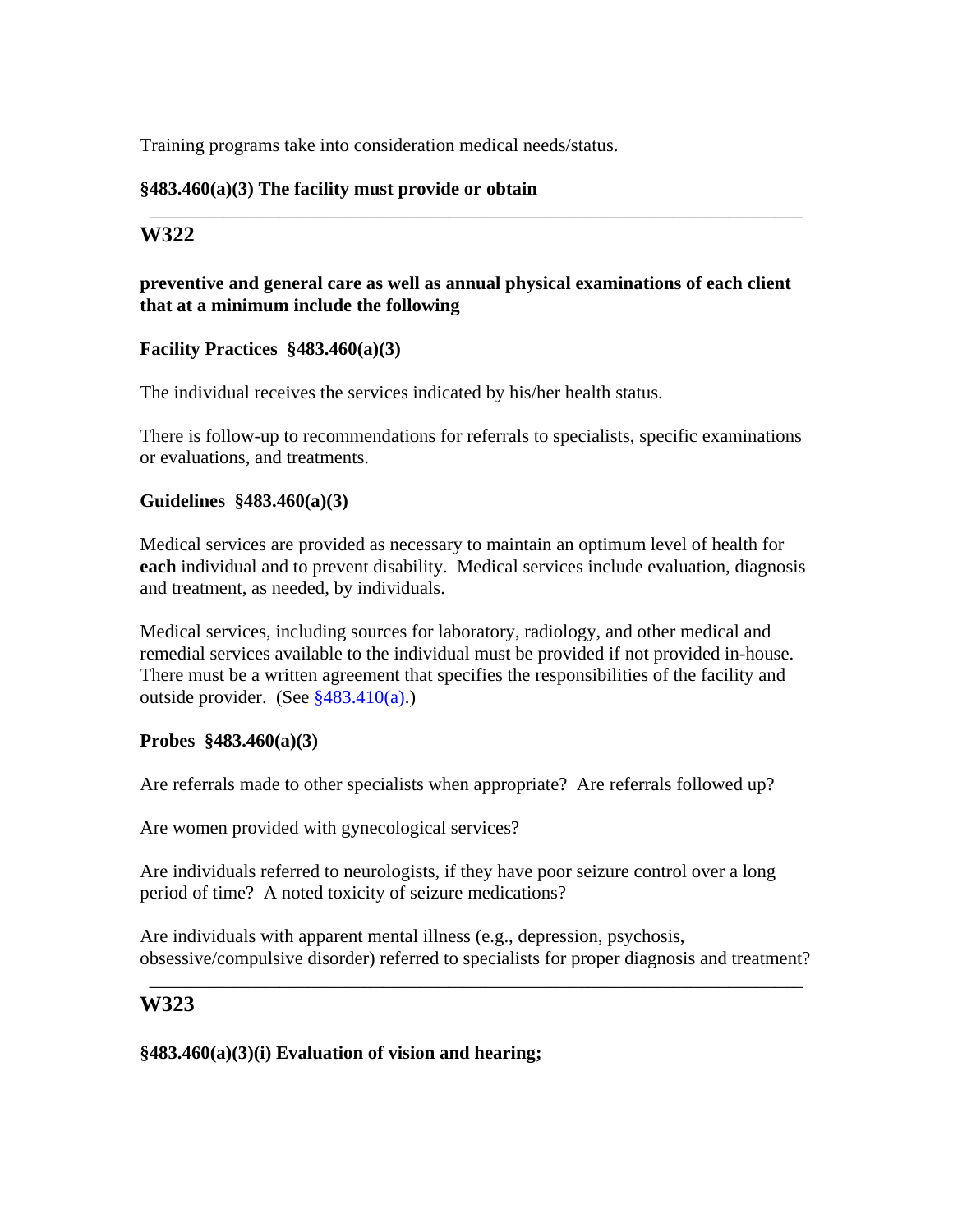Training programs take into consideration medical needs/status.

**§483.460(a)(3) The facility must provide or obtain**

---

## W322

**preventive and general care as well as annual physical examinations of each client that at a minimum include the following**

**Facility Practices  §483.460(a)(3)**

The individual receives the services indicated by his/her health status.

There is follow-up to recommendations for referrals to specialists, specific examinations or evaluations, and treatments.

**Guidelines  §483.460(a)(3)**

Medical services are provided as necessary to maintain an optimum level of health for **each** individual and to prevent disability.  Medical services include evaluation, diagnosis and treatment, as needed, by individuals.

Medical services, including sources for laboratory, radiology, and other medical and remedial services available to the individual must be provided if not provided in-house.  There must be a written agreement that specifies the responsibilities of the facility and outside provider.  (See §483.410(a).)

**Probes  §483.460(a)(3)**

Are referrals made to other specialists when appropriate?  Are referrals followed up?

Are women provided with gynecological services?

Are individuals referred to neurologists, if they have poor seizure control over a long period of time?  A noted toxicity of seizure medications?

Are individuals with apparent mental illness (e.g., depression, psychosis, obsessive/compulsive disorder) referred to specialists for proper diagnosis and treatment?

---

## W323

**§483.460(a)(3)(i) Evaluation of vision and hearing;**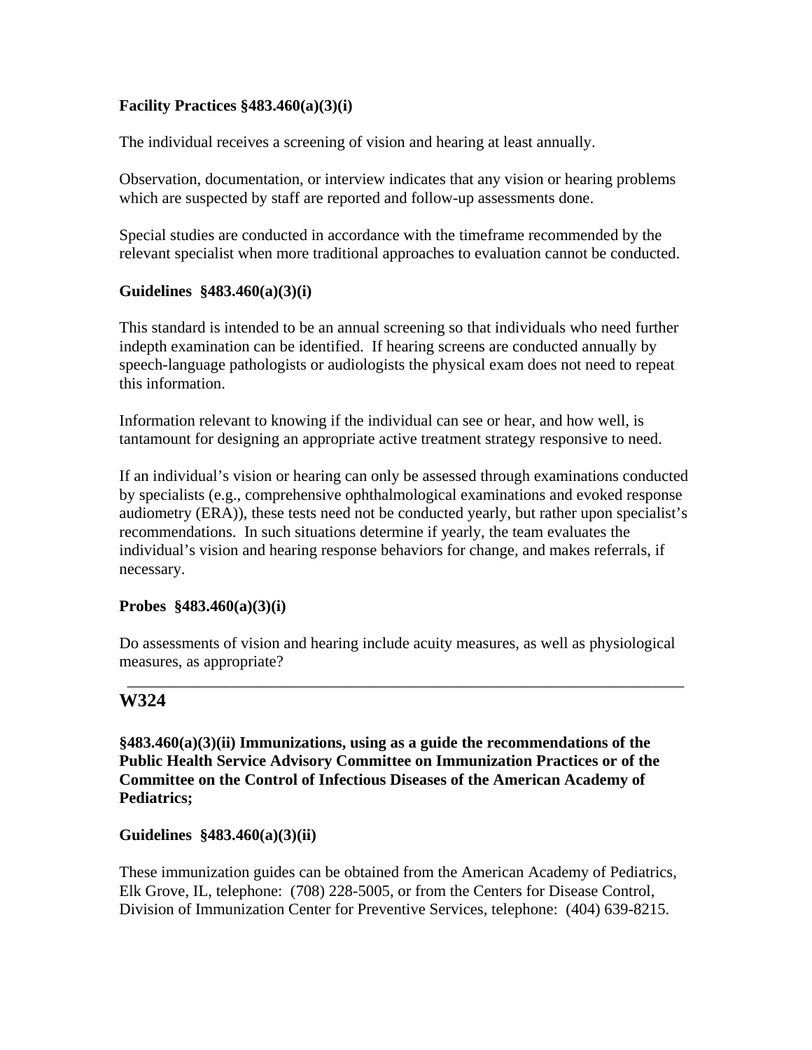**Facility Practices §483.460(a)(3)(i)**

The individual receives a screening of vision and hearing at least annually.

Observation, documentation, or interview indicates that any vision or hearing problems which are suspected by staff are reported and follow-up assessments done.

Special studies are conducted in accordance with the timeframe recommended by the relevant specialist when more traditional approaches to evaluation cannot be conducted.

**Guidelines §483.460(a)(3)(i)**

This standard is intended to be an annual screening so that individuals who need further indepth examination can be identified. If hearing screens are conducted annually by speech-language pathologists or audiologists the physical exam does not need to repeat this information.

Information relevant to knowing if the individual can see or hear, and how well, is tantamount for designing an appropriate active treatment strategy responsive to need.

If an individual's vision or hearing can only be assessed through examinations conducted by specialists (e.g., comprehensive ophthalmological examinations and evoked response audiometry (ERA)), these tests need not be conducted yearly, but rather upon specialist's recommendations. In such situations determine if yearly, the team evaluates the individual's vision and hearing response behaviors for change, and makes referrals, if necessary.

**Probes §483.460(a)(3)(i)**

Do assessments of vision and hearing include acuity measures, as well as physiological measures, as appropriate?

---

## W324

**§483.460(a)(3)(ii) Immunizations, using as a guide the recommendations of the Public Health Service Advisory Committee on Immunization Practices or of the Committee on the Control of Infectious Diseases of the American Academy of Pediatrics;**

**Guidelines §483.460(a)(3)(ii)**

These immunization guides can be obtained from the American Academy of Pediatrics, Elk Grove, IL, telephone: (708) 228-5005, or from the Centers for Disease Control, Division of Immunization Center for Preventive Services, telephone: (404) 639-8215.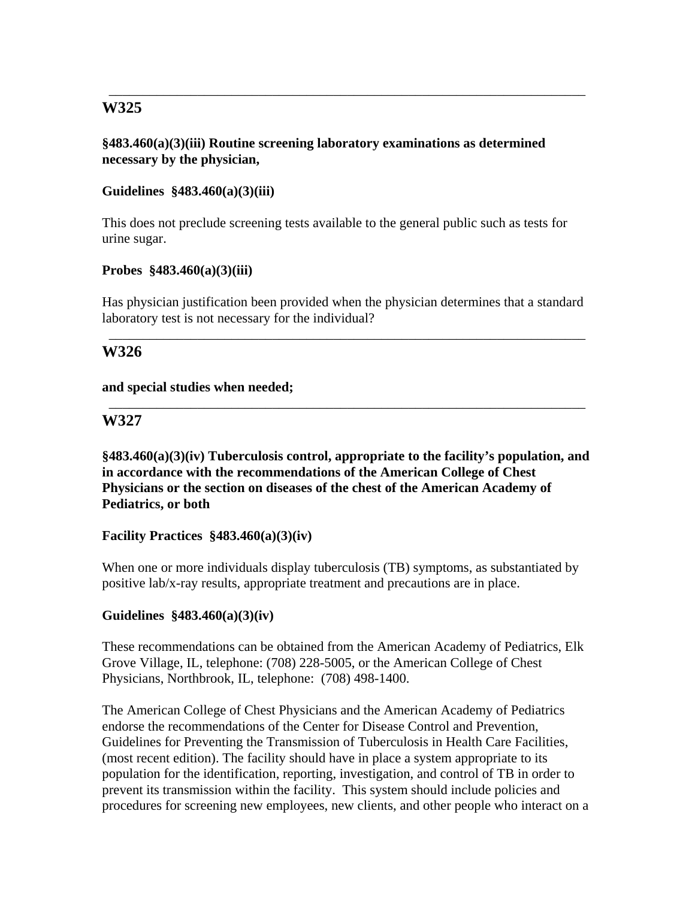---

## W325

**§483.460(a)(3)(iii) Routine screening laboratory examinations as determined necessary by the physician,**

**Guidelines §483.460(a)(3)(iii)**

This does not preclude screening tests available to the general public such as tests for urine sugar.

**Probes §483.460(a)(3)(iii)**

Has physician justification been provided when the physician determines that a standard laboratory test is not necessary for the individual?

---

## W326

**and special studies when needed;**

---

## W327

**§483.460(a)(3)(iv) Tuberculosis control, appropriate to the facility's population, and in accordance with the recommendations of the American College of Chest Physicians or the section on diseases of the chest of the American Academy of Pediatrics, or both**

**Facility Practices §483.460(a)(3)(iv)**

When one or more individuals display tuberculosis (TB) symptoms, as substantiated by positive lab/x-ray results, appropriate treatment and precautions are in place.

**Guidelines §483.460(a)(3)(iv)**

These recommendations can be obtained from the American Academy of Pediatrics, Elk Grove Village, IL, telephone: (708) 228-5005, or the American College of Chest Physicians, Northbrook, IL, telephone: (708) 498-1400.

The American College of Chest Physicians and the American Academy of Pediatrics endorse the recommendations of the Center for Disease Control and Prevention, Guidelines for Preventing the Transmission of Tuberculosis in Health Care Facilities, (most recent edition). The facility should have in place a system appropriate to its population for the identification, reporting, investigation, and control of TB in order to prevent its transmission within the facility. This system should include policies and procedures for screening new employees, new clients, and other people who interact on a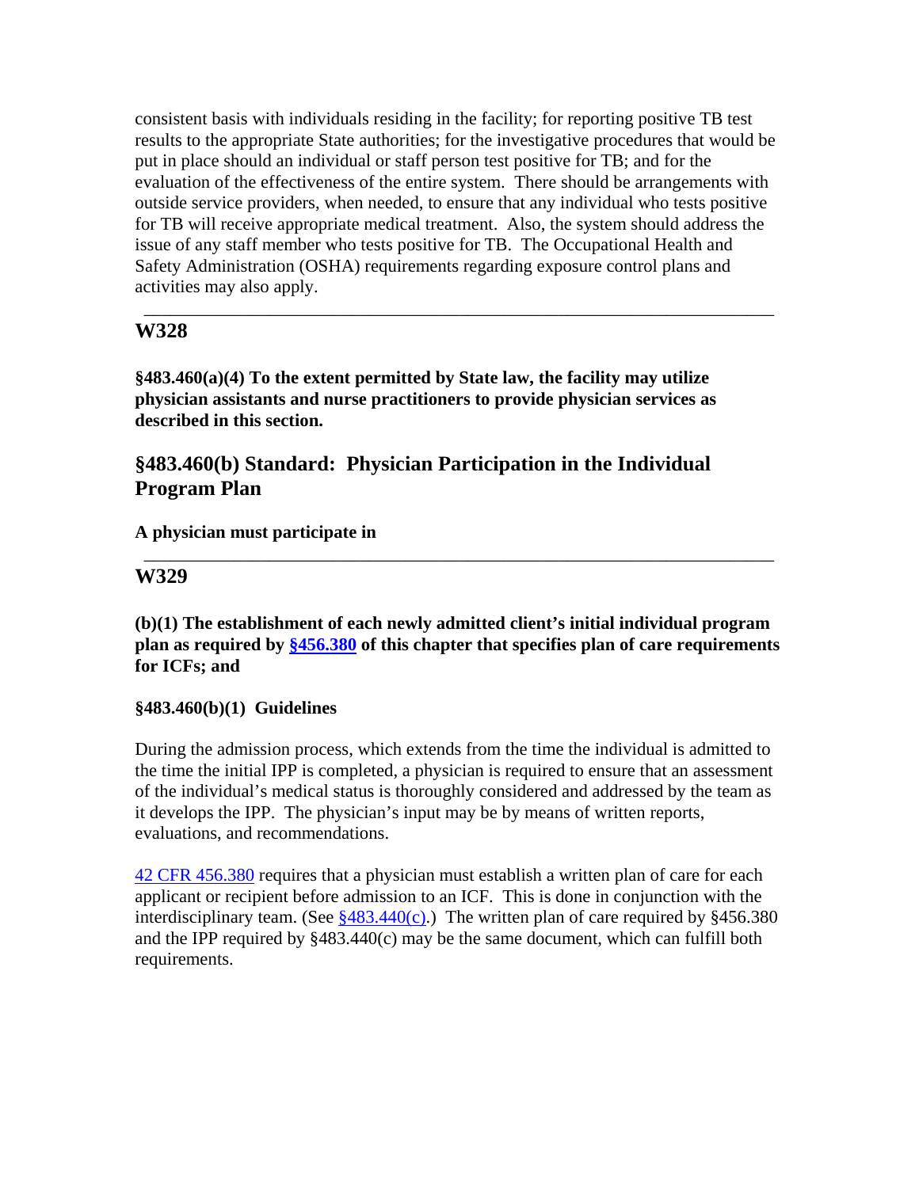consistent basis with individuals residing in the facility; for reporting positive TB test results to the appropriate State authorities; for the investigative procedures that would be put in place should an individual or staff person test positive for TB; and for the evaluation of the effectiveness of the entire system. There should be arrangements with outside service providers, when needed, to ensure that any individual who tests positive for TB will receive appropriate medical treatment. Also, the system should address the issue of any staff member who tests positive for TB. The Occupational Health and Safety Administration (OSHA) requirements regarding exposure control plans and activities may also apply.

---

## W328

**§483.460(a)(4) To the extent permitted by State law, the facility may utilize physician assistants and nurse practitioners to provide physician services as described in this section.**

## §483.460(b) Standard: Physician Participation in the Individual Program Plan

**A physician must participate in**

---

## W329

**(b)(1) The establishment of each newly admitted client's initial individual program plan as required by §456.380 of this chapter that specifies plan of care requirements for ICFs; and**

**§483.460(b)(1) Guidelines**

During the admission process, which extends from the time the individual is admitted to the time the initial IPP is completed, a physician is required to ensure that an assessment of the individual's medical status is thoroughly considered and addressed by the team as it develops the IPP. The physician's input may be by means of written reports, evaluations, and recommendations.

42 CFR 456.380 requires that a physician must establish a written plan of care for each applicant or recipient before admission to an ICF. This is done in conjunction with the interdisciplinary team. (See §483.440(c).) The written plan of care required by §456.380 and the IPP required by §483.440(c) may be the same document, which can fulfill both requirements.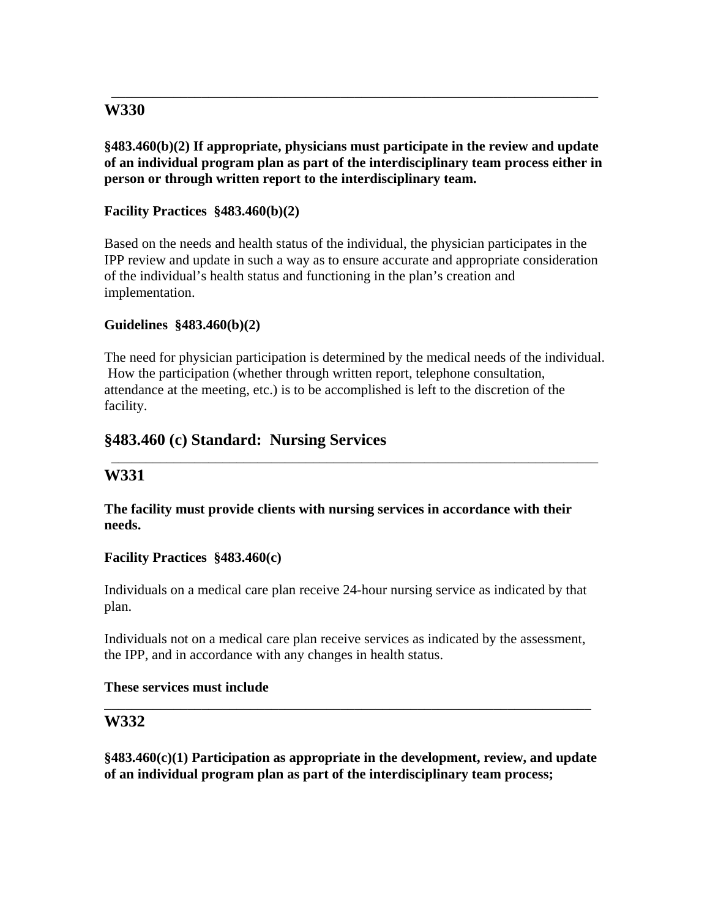---

## W330

**§483.460(b)(2) If appropriate, physicians must participate in the review and update of an individual program plan as part of the interdisciplinary team process either in person or through written report to the interdisciplinary team.**

**Facility Practices §483.460(b)(2)**

Based on the needs and health status of the individual, the physician participates in the IPP review and update in such a way as to ensure accurate and appropriate consideration of the individual's health status and functioning in the plan's creation and implementation.

**Guidelines §483.460(b)(2)**

The need for physician participation is determined by the medical needs of the individual. How the participation (whether through written report, telephone consultation, attendance at the meeting, etc.) is to be accomplished is left to the discretion of the facility.

## §483.460 (c) Standard: Nursing Services

---

## W331

**The facility must provide clients with nursing services in accordance with their needs.**

**Facility Practices §483.460(c)**

Individuals on a medical care plan receive 24-hour nursing service as indicated by that plan.

Individuals not on a medical care plan receive services as indicated by the assessment, the IPP, and in accordance with any changes in health status.

**These services must include**

---

## W332

**§483.460(c)(1) Participation as appropriate in the development, review, and update of an individual program plan as part of the interdisciplinary team process;**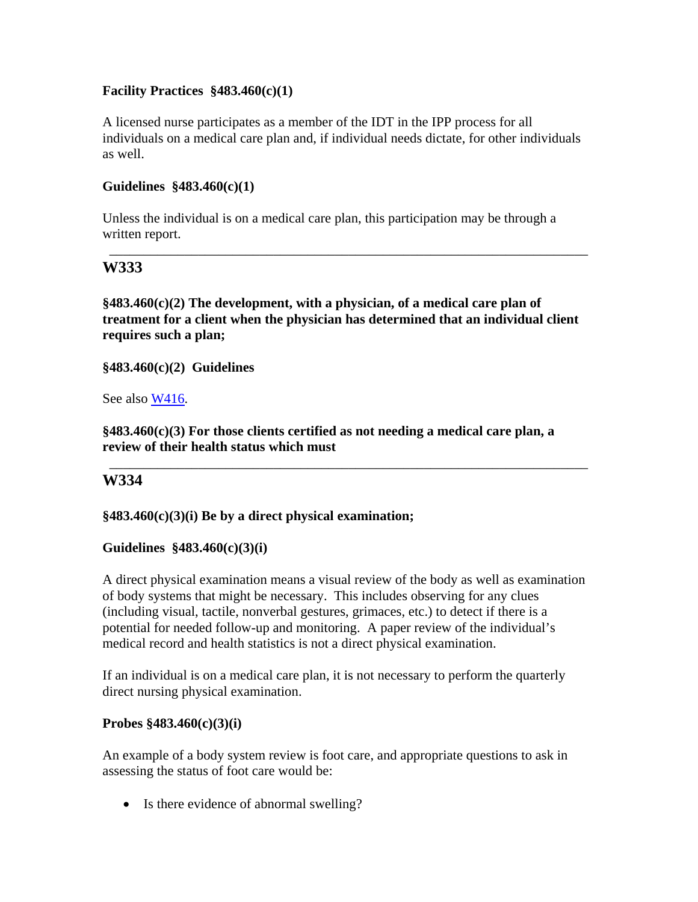**Facility Practices §483.460(c)(1)**

A licensed nurse participates as a member of the IDT in the IPP process for all individuals on a medical care plan and, if individual needs dictate, for other individuals as well.

**Guidelines §483.460(c)(1)**

Unless the individual is on a medical care plan, this participation may be through a written report.

---

## W333

**§483.460(c)(2) The development, with a physician, of a medical care plan of treatment for a client when the physician has determined that an individual client requires such a plan;**

**§483.460(c)(2) Guidelines**

See also W416.

**§483.460(c)(3) For those clients certified as not needing a medical care plan, a review of their health status which must**

---

## W334

**§483.460(c)(3)(i) Be by a direct physical examination;**

**Guidelines §483.460(c)(3)(i)**

A direct physical examination means a visual review of the body as well as examination of body systems that might be necessary. This includes observing for any clues (including visual, tactile, nonverbal gestures, grimaces, etc.) to detect if there is a potential for needed follow-up and monitoring. A paper review of the individual's medical record and health statistics is not a direct physical examination.

If an individual is on a medical care plan, it is not necessary to perform the quarterly direct nursing physical examination.

**Probes §483.460(c)(3)(i)**

An example of a body system review is foot care, and appropriate questions to ask in assessing the status of foot care would be:

- Is there evidence of abnormal swelling?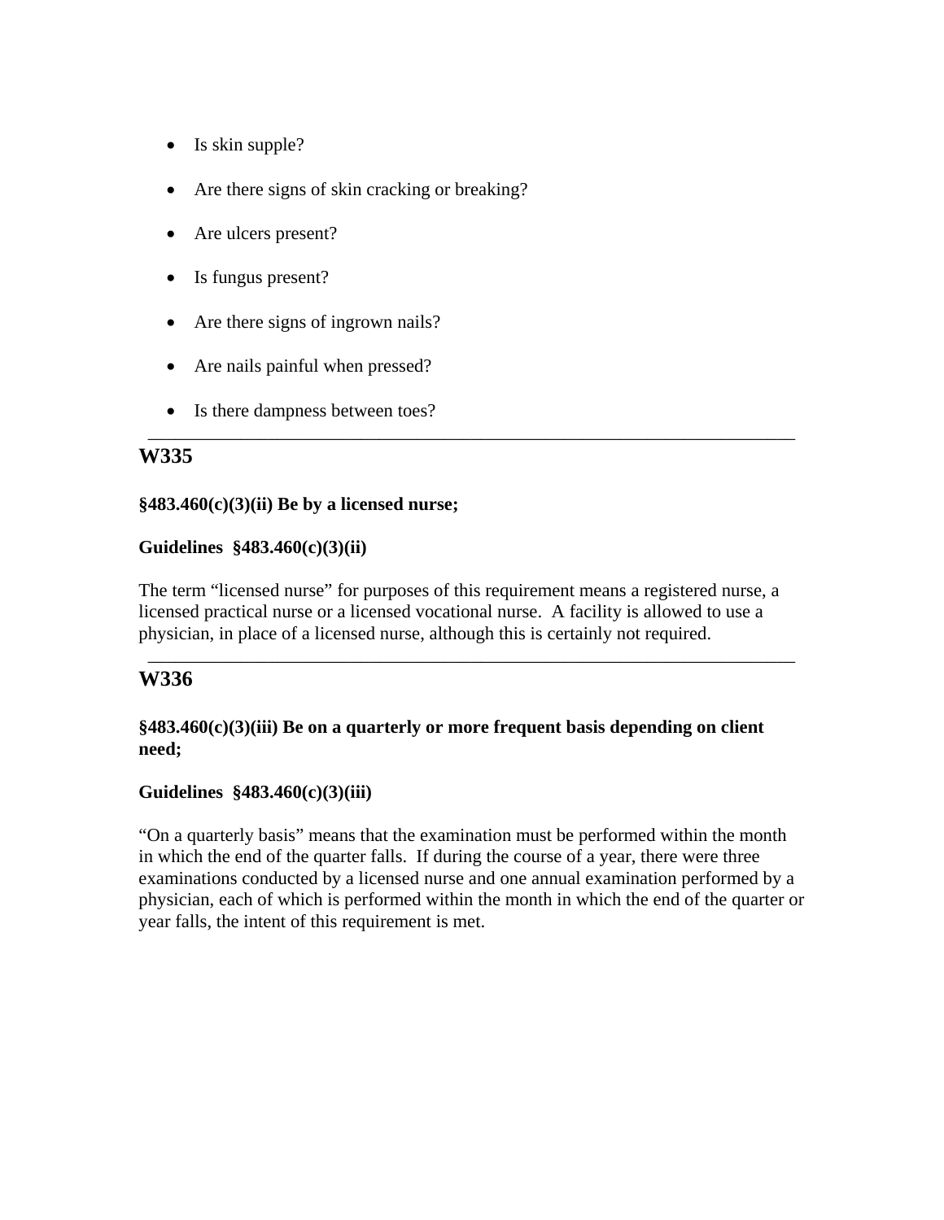- Is skin supple?
- Are there signs of skin cracking or breaking?
- Are ulcers present?
- Is fungus present?
- Are there signs of ingrown nails?
- Are nails painful when pressed?
- Is there dampness between toes?

---

## W335

**§483.460(c)(3)(ii) Be by a licensed nurse;**

**Guidelines §483.460(c)(3)(ii)**

The term "licensed nurse" for purposes of this requirement means a registered nurse, a licensed practical nurse or a licensed vocational nurse. A facility is allowed to use a physician, in place of a licensed nurse, although this is certainly not required.

---

## W336

**§483.460(c)(3)(iii) Be on a quarterly or more frequent basis depending on client need;**

**Guidelines §483.460(c)(3)(iii)**

"On a quarterly basis" means that the examination must be performed within the month in which the end of the quarter falls. If during the course of a year, there were three examinations conducted by a licensed nurse and one annual examination performed by a physician, each of which is performed within the month in which the end of the quarter or year falls, the intent of this requirement is met.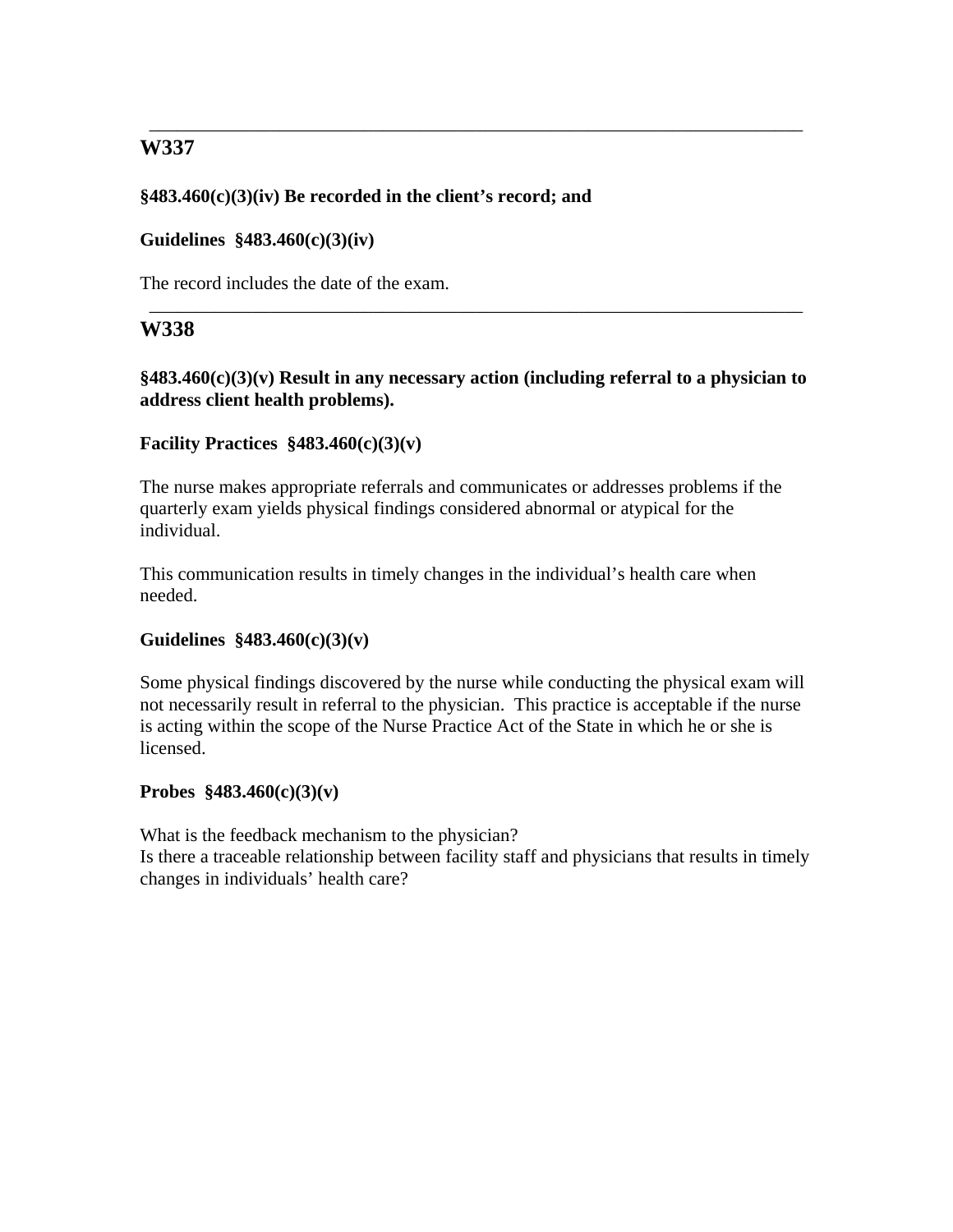---

## W337

**§483.460(c)(3)(iv) Be recorded in the client's record; and**

**Guidelines §483.460(c)(3)(iv)**

The record includes the date of the exam.

---

## W338

**§483.460(c)(3)(v) Result in any necessary action (including referral to a physician to address client health problems).**

**Facility Practices §483.460(c)(3)(v)**

The nurse makes appropriate referrals and communicates or addresses problems if the quarterly exam yields physical findings considered abnormal or atypical for the individual.

This communication results in timely changes in the individual's health care when needed.

**Guidelines §483.460(c)(3)(v)**

Some physical findings discovered by the nurse while conducting the physical exam will not necessarily result in referral to the physician. This practice is acceptable if the nurse is acting within the scope of the Nurse Practice Act of the State in which he or she is licensed.

**Probes §483.460(c)(3)(v)**

What is the feedback mechanism to the physician?
Is there a traceable relationship between facility staff and physicians that results in timely changes in individuals' health care?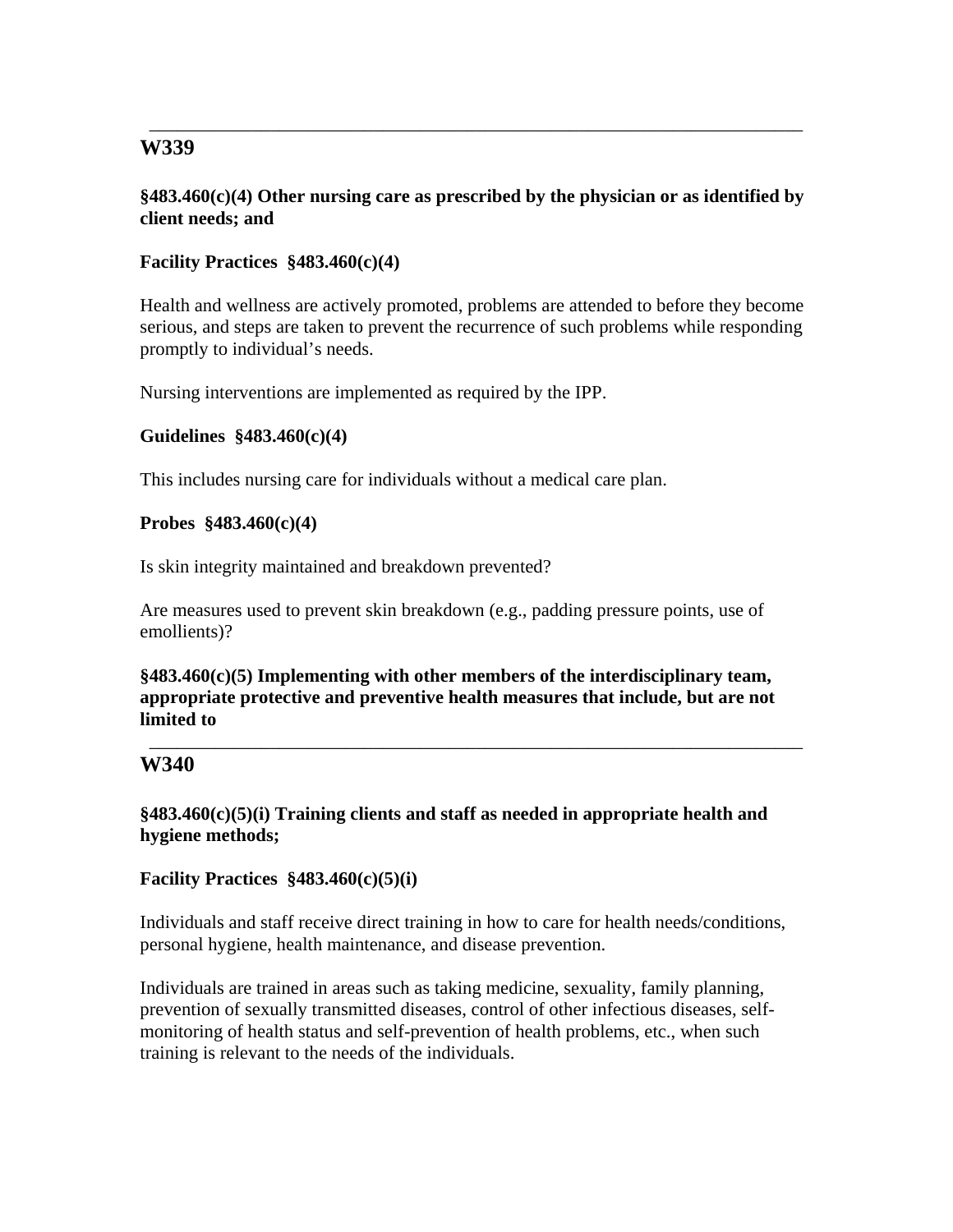---

## W339

**§483.460(c)(4) Other nursing care as prescribed by the physician or as identified by client needs; and**

**Facility Practices §483.460(c)(4)**

Health and wellness are actively promoted, problems are attended to before they become serious, and steps are taken to prevent the recurrence of such problems while responding promptly to individual's needs.

Nursing interventions are implemented as required by the IPP.

**Guidelines §483.460(c)(4)**

This includes nursing care for individuals without a medical care plan.

**Probes §483.460(c)(4)**

Is skin integrity maintained and breakdown prevented?

Are measures used to prevent skin breakdown (e.g., padding pressure points, use of emollients)?

**§483.460(c)(5) Implementing with other members of the interdisciplinary team, appropriate protective and preventive health measures that include, but are not limited to**

---

## W340

**§483.460(c)(5)(i) Training clients and staff as needed in appropriate health and hygiene methods;**

**Facility Practices §483.460(c)(5)(i)**

Individuals and staff receive direct training in how to care for health needs/conditions, personal hygiene, health maintenance, and disease prevention.

Individuals are trained in areas such as taking medicine, sexuality, family planning, prevention of sexually transmitted diseases, control of other infectious diseases, self-monitoring of health status and self-prevention of health problems, etc., when such training is relevant to the needs of the individuals.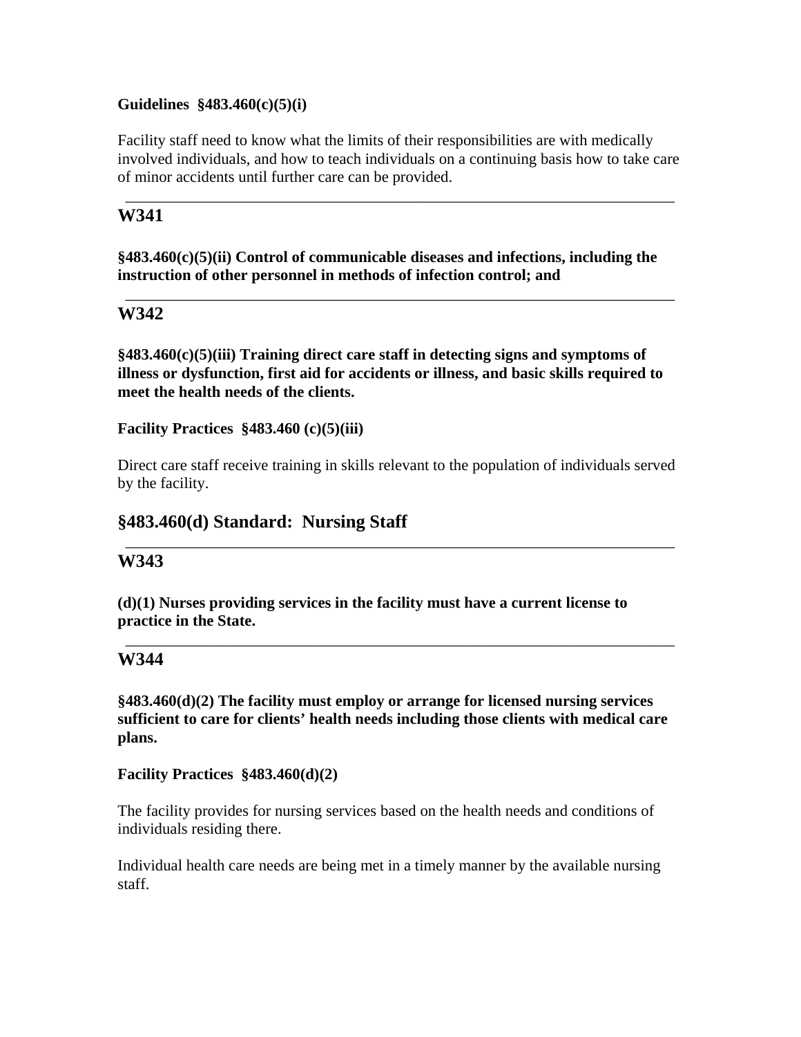**Guidelines §483.460(c)(5)(i)**

Facility staff need to know what the limits of their responsibilities are with medically involved individuals, and how to teach individuals on a continuing basis how to take care of minor accidents until further care can be provided.

---

## W341

**§483.460(c)(5)(ii) Control of communicable diseases and infections, including the instruction of other personnel in methods of infection control; and**

---

## W342

**§483.460(c)(5)(iii) Training direct care staff in detecting signs and symptoms of illness or dysfunction, first aid for accidents or illness, and basic skills required to meet the health needs of the clients.**

**Facility Practices §483.460 (c)(5)(iii)**

Direct care staff receive training in skills relevant to the population of individuals served by the facility.

## §483.460(d) Standard: Nursing Staff

---

## W343

**(d)(1) Nurses providing services in the facility must have a current license to practice in the State.**

---

## W344

**§483.460(d)(2) The facility must employ or arrange for licensed nursing services sufficient to care for clients' health needs including those clients with medical care plans.**

**Facility Practices §483.460(d)(2)**

The facility provides for nursing services based on the health needs and conditions of individuals residing there.

Individual health care needs are being met in a timely manner by the available nursing staff.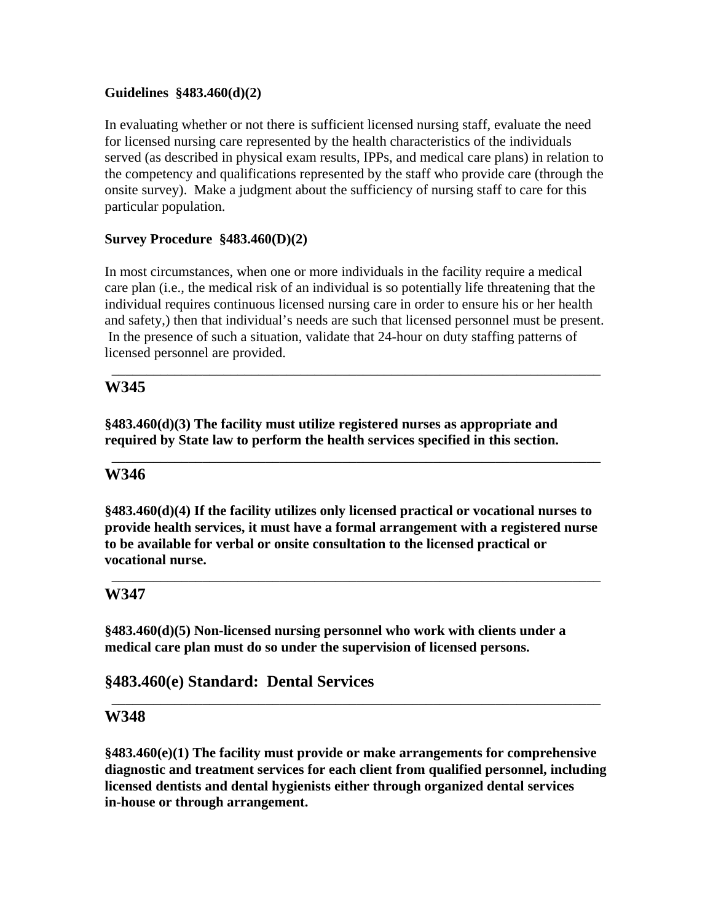**Guidelines §483.460(d)(2)**

In evaluating whether or not there is sufficient licensed nursing staff, evaluate the need for licensed nursing care represented by the health characteristics of the individuals served (as described in physical exam results, IPPs, and medical care plans) in relation to the competency and qualifications represented by the staff who provide care (through the onsite survey). Make a judgment about the sufficiency of nursing staff to care for this particular population.

**Survey Procedure §483.460(D)(2)**

In most circumstances, when one or more individuals in the facility require a medical care plan (i.e., the medical risk of an individual is so potentially life threatening that the individual requires continuous licensed nursing care in order to ensure his or her health and safety,) then that individual's needs are such that licensed personnel must be present. In the presence of such a situation, validate that 24-hour on duty staffing patterns of licensed personnel are provided.

---

## W345

**§483.460(d)(3) The facility must utilize registered nurses as appropriate and required by State law to perform the health services specified in this section.**

---

## W346

**§483.460(d)(4) If the facility utilizes only licensed practical or vocational nurses to provide health services, it must have a formal arrangement with a registered nurse to be available for verbal or onsite consultation to the licensed practical or vocational nurse.**

---

## W347

**§483.460(d)(5) Non-licensed nursing personnel who work with clients under a medical care plan must do so under the supervision of licensed persons.**

## §483.460(e) Standard: Dental Services

---

## W348

**§483.460(e)(1) The facility must provide or make arrangements for comprehensive diagnostic and treatment services for each client from qualified personnel, including licensed dentists and dental hygienists either through organized dental services in-house or through arrangement.**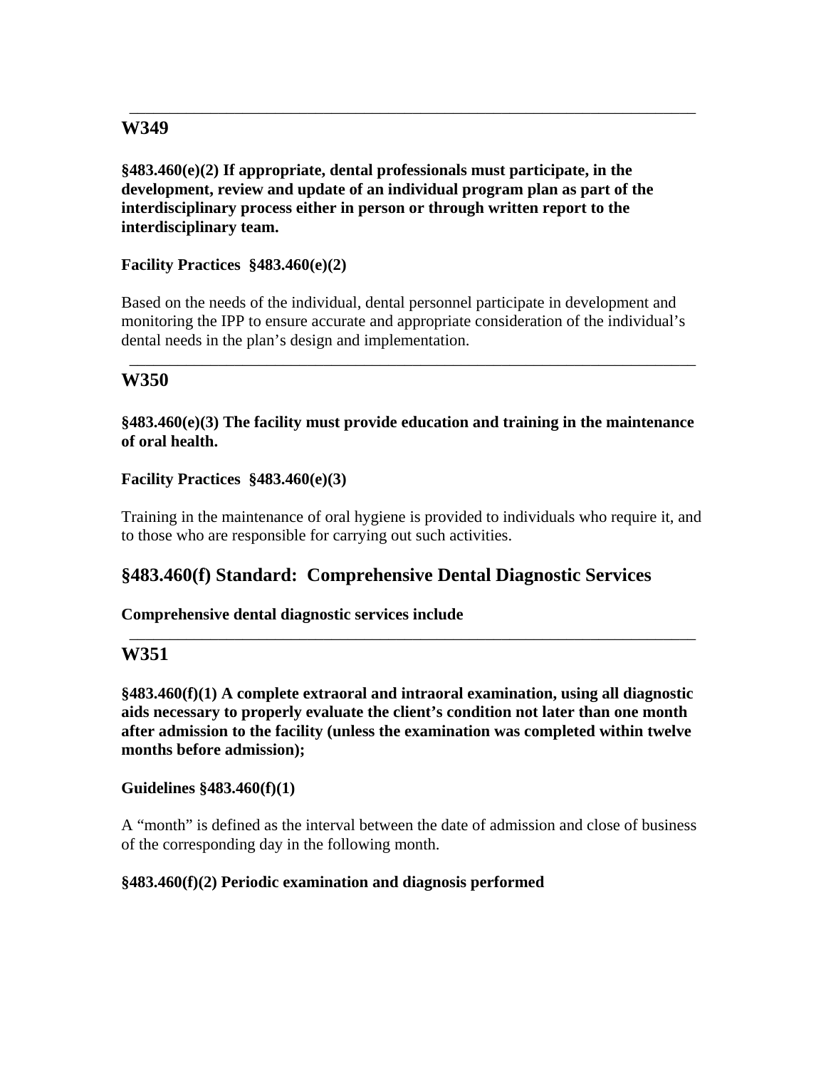---

## W349

**§483.460(e)(2) If appropriate, dental professionals must participate, in the development, review and update of an individual program plan as part of the interdisciplinary process either in person or through written report to the interdisciplinary team.**

**Facility Practices §483.460(e)(2)**

Based on the needs of the individual, dental personnel participate in development and monitoring the IPP to ensure accurate and appropriate consideration of the individual's dental needs in the plan's design and implementation.

---

## W350

**§483.460(e)(3) The facility must provide education and training in the maintenance of oral health.**

**Facility Practices §483.460(e)(3)**

Training in the maintenance of oral hygiene is provided to individuals who require it, and to those who are responsible for carrying out such activities.

## §483.460(f) Standard: Comprehensive Dental Diagnostic Services

**Comprehensive dental diagnostic services include**

---

## W351

**§483.460(f)(1) A complete extraoral and intraoral examination, using all diagnostic aids necessary to properly evaluate the client's condition not later than one month after admission to the facility (unless the examination was completed within twelve months before admission);**

**Guidelines §483.460(f)(1)**

A "month" is defined as the interval between the date of admission and close of business of the corresponding day in the following month.

**§483.460(f)(2) Periodic examination and diagnosis performed**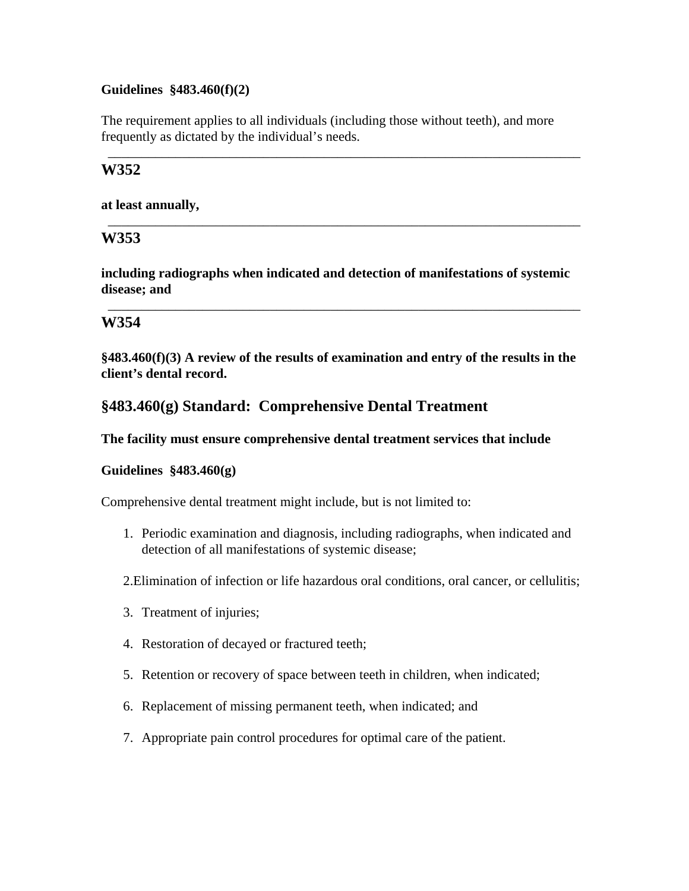**Guidelines §483.460(f)(2)**

The requirement applies to all individuals (including those without teeth), and more frequently as dictated by the individual's needs.

---

## W352

**at least annually,**

---

## W353

**including radiographs when indicated and detection of manifestations of systemic disease; and**

---

## W354

**§483.460(f)(3) A review of the results of examination and entry of the results in the client's dental record.**

## §483.460(g) Standard: Comprehensive Dental Treatment

**The facility must ensure comprehensive dental treatment services that include**

**Guidelines §483.460(g)**

Comprehensive dental treatment might include, but is not limited to:

1. Periodic examination and diagnosis, including radiographs, when indicated and detection of all manifestations of systemic disease;
2. Elimination of infection or life hazardous oral conditions, oral cancer, or cellulitis;
3. Treatment of injuries;
4. Restoration of decayed or fractured teeth;
5. Retention or recovery of space between teeth in children, when indicated;
6. Replacement of missing permanent teeth, when indicated; and
7. Appropriate pain control procedures for optimal care of the patient.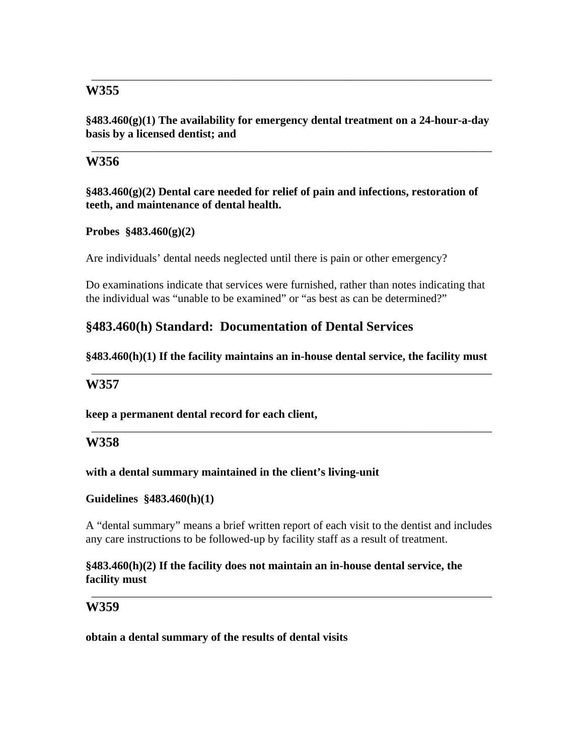---

**W355**

**§483.460(g)(1) The availability for emergency dental treatment on a 24-hour-a-day basis by a licensed dentist; and**

---

**W356**

**§483.460(g)(2) Dental care needed for relief of pain and infections, restoration of teeth, and maintenance of dental health.**

**Probes §483.460(g)(2)**

Are individuals' dental needs neglected until there is pain or other emergency?

Do examinations indicate that services were furnished, rather than notes indicating that the individual was "unable to be examined" or "as best as can be determined?"

## §483.460(h) Standard: Documentation of Dental Services

**§483.460(h)(1) If the facility maintains an in-house dental service, the facility must**

---

**W357**

**keep a permanent dental record for each client,**

---

**W358**

**with a dental summary maintained in the client's living-unit**

**Guidelines §483.460(h)(1)**

A "dental summary" means a brief written report of each visit to the dentist and includes any care instructions to be followed-up by facility staff as a result of treatment.

**§483.460(h)(2) If the facility does not maintain an in-house dental service, the facility must**

---

**W359**

**obtain a dental summary of the results of dental visits**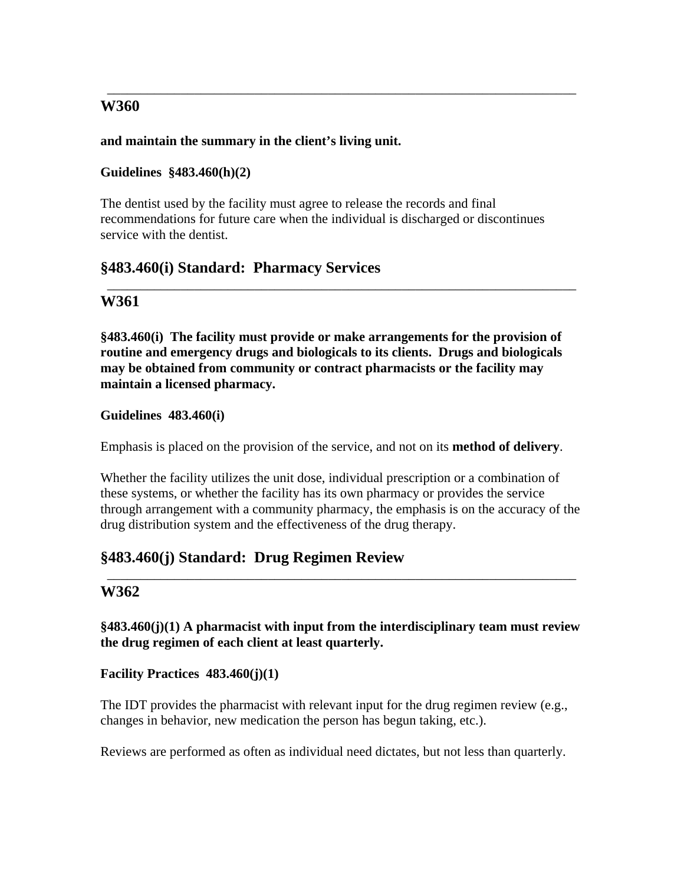---

## W360

**and maintain the summary in the client's living unit.**

**Guidelines §483.460(h)(2)**

The dentist used by the facility must agree to release the records and final recommendations for future care when the individual is discharged or discontinues service with the dentist.

## §483.460(i) Standard: Pharmacy Services

---

## W361

**§483.460(i) The facility must provide or make arrangements for the provision of routine and emergency drugs and biologicals to its clients. Drugs and biologicals may be obtained from community or contract pharmacists or the facility may maintain a licensed pharmacy.**

**Guidelines 483.460(i)**

Emphasis is placed on the provision of the service, and not on its **method of delivery**.

Whether the facility utilizes the unit dose, individual prescription or a combination of these systems, or whether the facility has its own pharmacy or provides the service through arrangement with a community pharmacy, the emphasis is on the accuracy of the drug distribution system and the effectiveness of the drug therapy.

## §483.460(j) Standard: Drug Regimen Review

---

## W362

**§483.460(j)(1) A pharmacist with input from the interdisciplinary team must review the drug regimen of each client at least quarterly.**

**Facility Practices 483.460(j)(1)**

The IDT provides the pharmacist with relevant input for the drug regimen review (e.g., changes in behavior, new medication the person has begun taking, etc.).

Reviews are performed as often as individual need dictates, but not less than quarterly.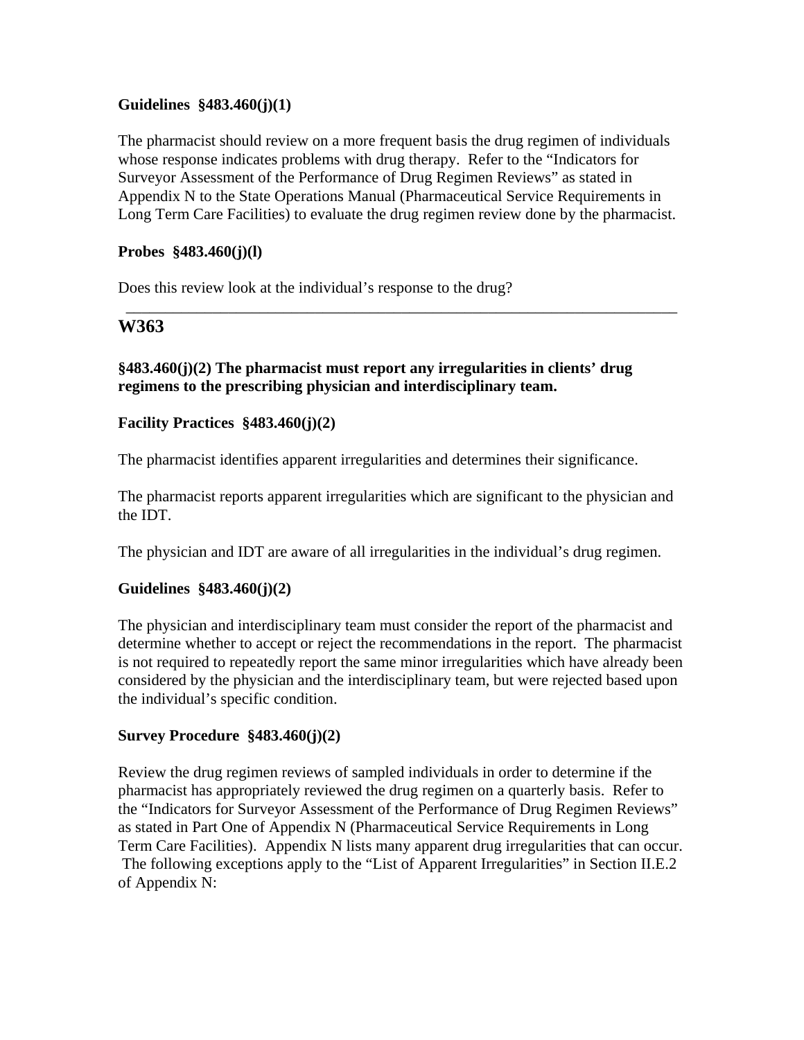**Guidelines §483.460(j)(1)**

The pharmacist should review on a more frequent basis the drug regimen of individuals whose response indicates problems with drug therapy. Refer to the "Indicators for Surveyor Assessment of the Performance of Drug Regimen Reviews" as stated in Appendix N to the State Operations Manual (Pharmaceutical Service Requirements in Long Term Care Facilities) to evaluate the drug regimen review done by the pharmacist.

**Probes §483.460(j)(l)**

Does this review look at the individual's response to the drug?

---

## W363

**§483.460(j)(2) The pharmacist must report any irregularities in clients' drug regimens to the prescribing physician and interdisciplinary team.**

**Facility Practices §483.460(j)(2)**

The pharmacist identifies apparent irregularities and determines their significance.

The pharmacist reports apparent irregularities which are significant to the physician and the IDT.

The physician and IDT are aware of all irregularities in the individual's drug regimen.

**Guidelines §483.460(j)(2)**

The physician and interdisciplinary team must consider the report of the pharmacist and determine whether to accept or reject the recommendations in the report. The pharmacist is not required to repeatedly report the same minor irregularities which have already been considered by the physician and the interdisciplinary team, but were rejected based upon the individual's specific condition.

**Survey Procedure §483.460(j)(2)**

Review the drug regimen reviews of sampled individuals in order to determine if the pharmacist has appropriately reviewed the drug regimen on a quarterly basis. Refer to the "Indicators for Surveyor Assessment of the Performance of Drug Regimen Reviews" as stated in Part One of Appendix N (Pharmaceutical Service Requirements in Long Term Care Facilities). Appendix N lists many apparent drug irregularities that can occur. The following exceptions apply to the "List of Apparent Irregularities" in Section II.E.2 of Appendix N: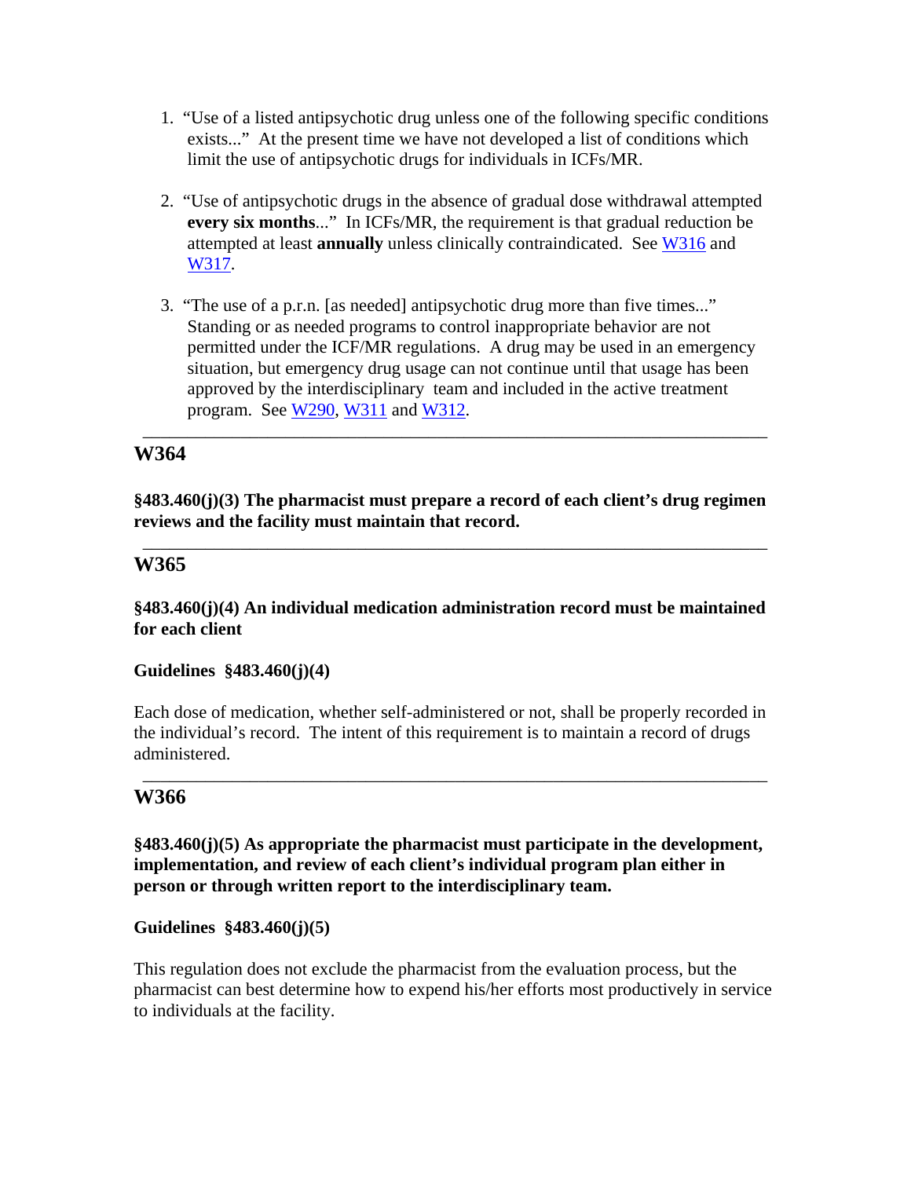1. "Use of a listed antipsychotic drug unless one of the following specific conditions exists..." At the present time we have not developed a list of conditions which limit the use of antipsychotic drugs for individuals in ICFs/MR.

2. "Use of antipsychotic drugs in the absence of gradual dose withdrawal attempted **every six months**..." In ICFs/MR, the requirement is that gradual reduction be attempted at least **annually** unless clinically contraindicated. See W316 and W317.

3. "The use of a p.r.n. [as needed] antipsychotic drug more than five times..." Standing or as needed programs to control inappropriate behavior are not permitted under the ICF/MR regulations. A drug may be used in an emergency situation, but emergency drug usage can not continue until that usage has been approved by the interdisciplinary team and included in the active treatment program. See W290, W311 and W312.

---

## W364

**§483.460(j)(3) The pharmacist must prepare a record of each client's drug regimen reviews and the facility must maintain that record.**

---

## W365

**§483.460(j)(4) An individual medication administration record must be maintained for each client**

**Guidelines §483.460(j)(4)**

Each dose of medication, whether self-administered or not, shall be properly recorded in the individual's record. The intent of this requirement is to maintain a record of drugs administered.

---

## W366

**§483.460(j)(5) As appropriate the pharmacist must participate in the development, implementation, and review of each client's individual program plan either in person or through written report to the interdisciplinary team.**

**Guidelines §483.460(j)(5)**

This regulation does not exclude the pharmacist from the evaluation process, but the pharmacist can best determine how to expend his/her efforts most productively in service to individuals at the facility.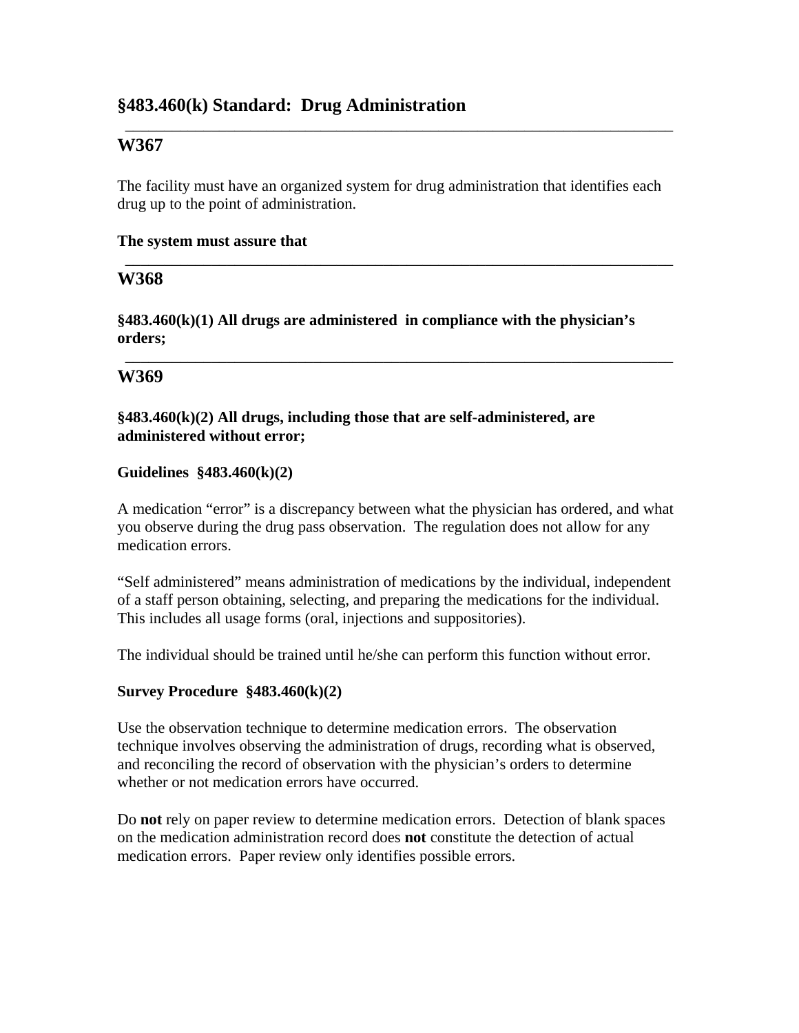## §483.460(k) Standard:  Drug Administration

---

## W367

The facility must have an organized system for drug administration that identifies each drug up to the point of administration.

**The system must assure that**

---

## W368

**§483.460(k)(1) All drugs are administered  in compliance with the physician's orders;**

---

## W369

**§483.460(k)(2) All drugs, including those that are self-administered, are administered without error;**

**Guidelines  §483.460(k)(2)**

A medication "error" is a discrepancy between what the physician has ordered, and what you observe during the drug pass observation.  The regulation does not allow for any medication errors.

"Self administered" means administration of medications by the individual, independent of a staff person obtaining, selecting, and preparing the medications for the individual.  This includes all usage forms (oral, injections and suppositories).

The individual should be trained until he/she can perform this function without error.

**Survey Procedure  §483.460(k)(2)**

Use the observation technique to determine medication errors.  The observation technique involves observing the administration of drugs, recording what is observed, and reconciling the record of observation with the physician's orders to determine whether or not medication errors have occurred.

Do **not** rely on paper review to determine medication errors.  Detection of blank spaces on the medication administration record does **not** constitute the detection of actual medication errors.  Paper review only identifies possible errors.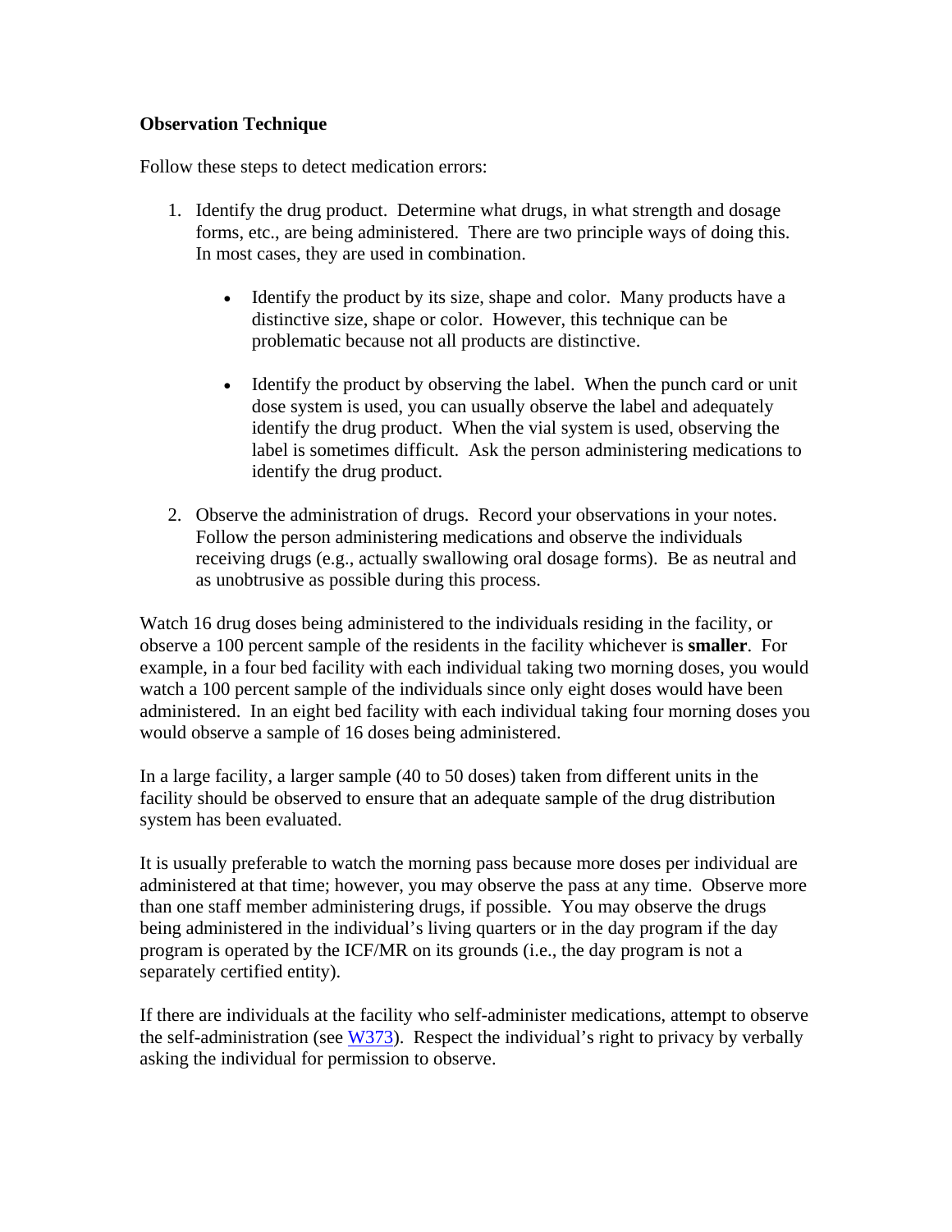**Observation Technique**

Follow these steps to detect medication errors:

1. Identify the drug product. Determine what drugs, in what strength and dosage forms, etc., are being administered. There are two principle ways of doing this. In most cases, they are used in combination.

    - Identify the product by its size, shape and color. Many products have a distinctive size, shape or color. However, this technique can be problematic because not all products are distinctive.

    - Identify the product by observing the label. When the punch card or unit dose system is used, you can usually observe the label and adequately identify the drug product. When the vial system is used, observing the label is sometimes difficult. Ask the person administering medications to identify the drug product.

2. Observe the administration of drugs. Record your observations in your notes. Follow the person administering medications and observe the individuals receiving drugs (e.g., actually swallowing oral dosage forms). Be as neutral and as unobtrusive as possible during this process.

Watch 16 drug doses being administered to the individuals residing in the facility, or observe a 100 percent sample of the residents in the facility whichever is **smaller**. For example, in a four bed facility with each individual taking two morning doses, you would watch a 100 percent sample of the individuals since only eight doses would have been administered. In an eight bed facility with each individual taking four morning doses you would observe a sample of 16 doses being administered.

In a large facility, a larger sample (40 to 50 doses) taken from different units in the facility should be observed to ensure that an adequate sample of the drug distribution system has been evaluated.

It is usually preferable to watch the morning pass because more doses per individual are administered at that time; however, you may observe the pass at any time. Observe more than one staff member administering drugs, if possible. You may observe the drugs being administered in the individual's living quarters or in the day program if the day program is operated by the ICF/MR on its grounds (i.e., the day program is not a separately certified entity).

If there are individuals at the facility who self-administer medications, attempt to observe the self-administration (see W373). Respect the individual's right to privacy by verbally asking the individual for permission to observe.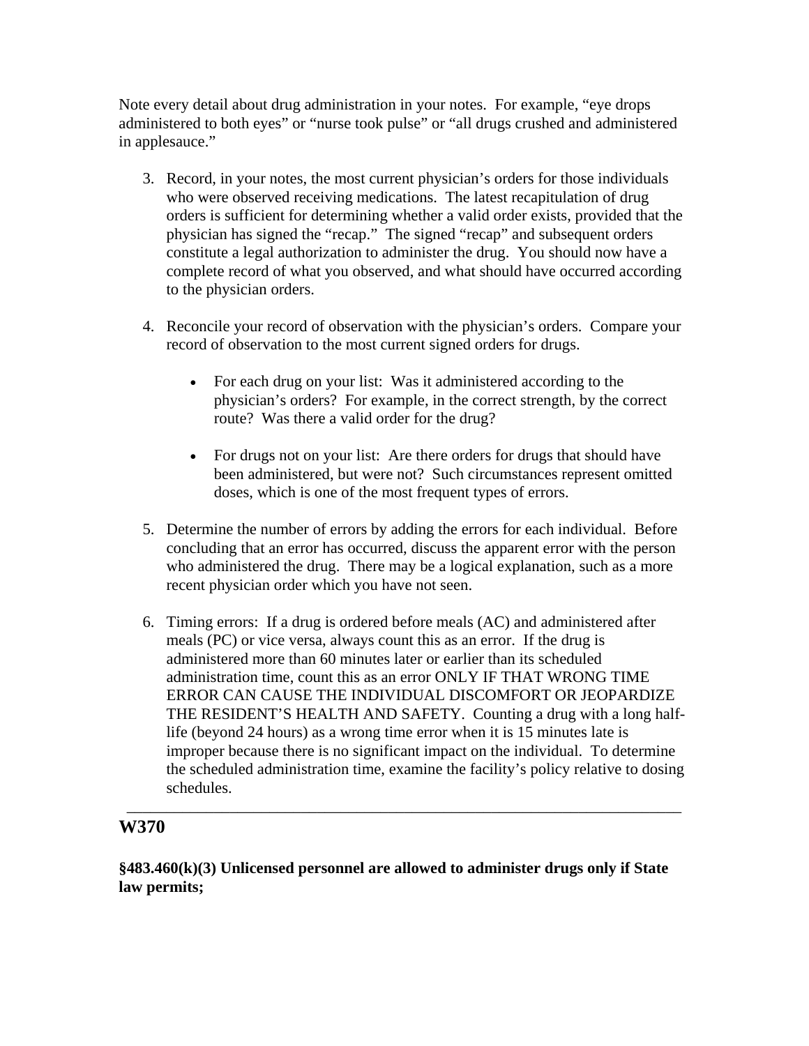Note every detail about drug administration in your notes. For example, "eye drops administered to both eyes" or "nurse took pulse" or "all drugs crushed and administered in applesauce."

3. Record, in your notes, the most current physician's orders for those individuals who were observed receiving medications. The latest recapitulation of drug orders is sufficient for determining whether a valid order exists, provided that the physician has signed the "recap." The signed "recap" and subsequent orders constitute a legal authorization to administer the drug. You should now have a complete record of what you observed, and what should have occurred according to the physician orders.

4. Reconcile your record of observation with the physician's orders. Compare your record of observation to the most current signed orders for drugs.

   - For each drug on your list: Was it administered according to the physician's orders? For example, in the correct strength, by the correct route? Was there a valid order for the drug?

   - For drugs not on your list: Are there orders for drugs that should have been administered, but were not? Such circumstances represent omitted doses, which is one of the most frequent types of errors.

5. Determine the number of errors by adding the errors for each individual. Before concluding that an error has occurred, discuss the apparent error with the person who administered the drug. There may be a logical explanation, such as a more recent physician order which you have not seen.

6. Timing errors: If a drug is ordered before meals (AC) and administered after meals (PC) or vice versa, always count this as an error. If the drug is administered more than 60 minutes later or earlier than its scheduled administration time, count this as an error ONLY IF THAT WRONG TIME ERROR CAN CAUSE THE INDIVIDUAL DISCOMFORT OR JEOPARDIZE THE RESIDENT'S HEALTH AND SAFETY. Counting a drug with a long half-life (beyond 24 hours) as a wrong time error when it is 15 minutes late is improper because there is no significant impact on the individual. To determine the scheduled administration time, examine the facility's policy relative to dosing schedules.

---

## W370

**§483.460(k)(3) Unlicensed personnel are allowed to administer drugs only if State law permits;**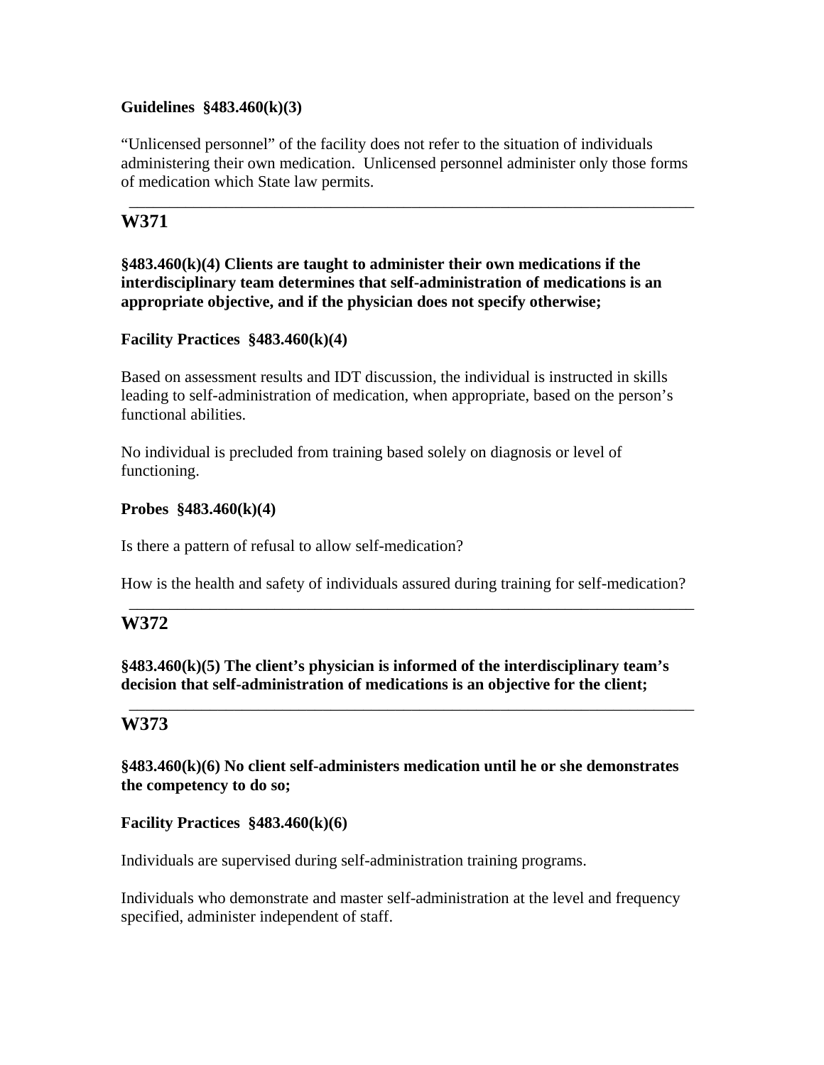**Guidelines §483.460(k)(3)**

"Unlicensed personnel" of the facility does not refer to the situation of individuals administering their own medication. Unlicensed personnel administer only those forms of medication which State law permits.

---

## W371

**§483.460(k)(4) Clients are taught to administer their own medications if the interdisciplinary team determines that self-administration of medications is an appropriate objective, and if the physician does not specify otherwise;**

**Facility Practices §483.460(k)(4)**

Based on assessment results and IDT discussion, the individual is instructed in skills leading to self-administration of medication, when appropriate, based on the person's functional abilities.

No individual is precluded from training based solely on diagnosis or level of functioning.

**Probes §483.460(k)(4)**

Is there a pattern of refusal to allow self-medication?

How is the health and safety of individuals assured during training for self-medication?

---

## W372

**§483.460(k)(5) The client's physician is informed of the interdisciplinary team's decision that self-administration of medications is an objective for the client;**

---

## W373

**§483.460(k)(6) No client self-administers medication until he or she demonstrates the competency to do so;**

**Facility Practices §483.460(k)(6)**

Individuals are supervised during self-administration training programs.

Individuals who demonstrate and master self-administration at the level and frequency specified, administer independent of staff.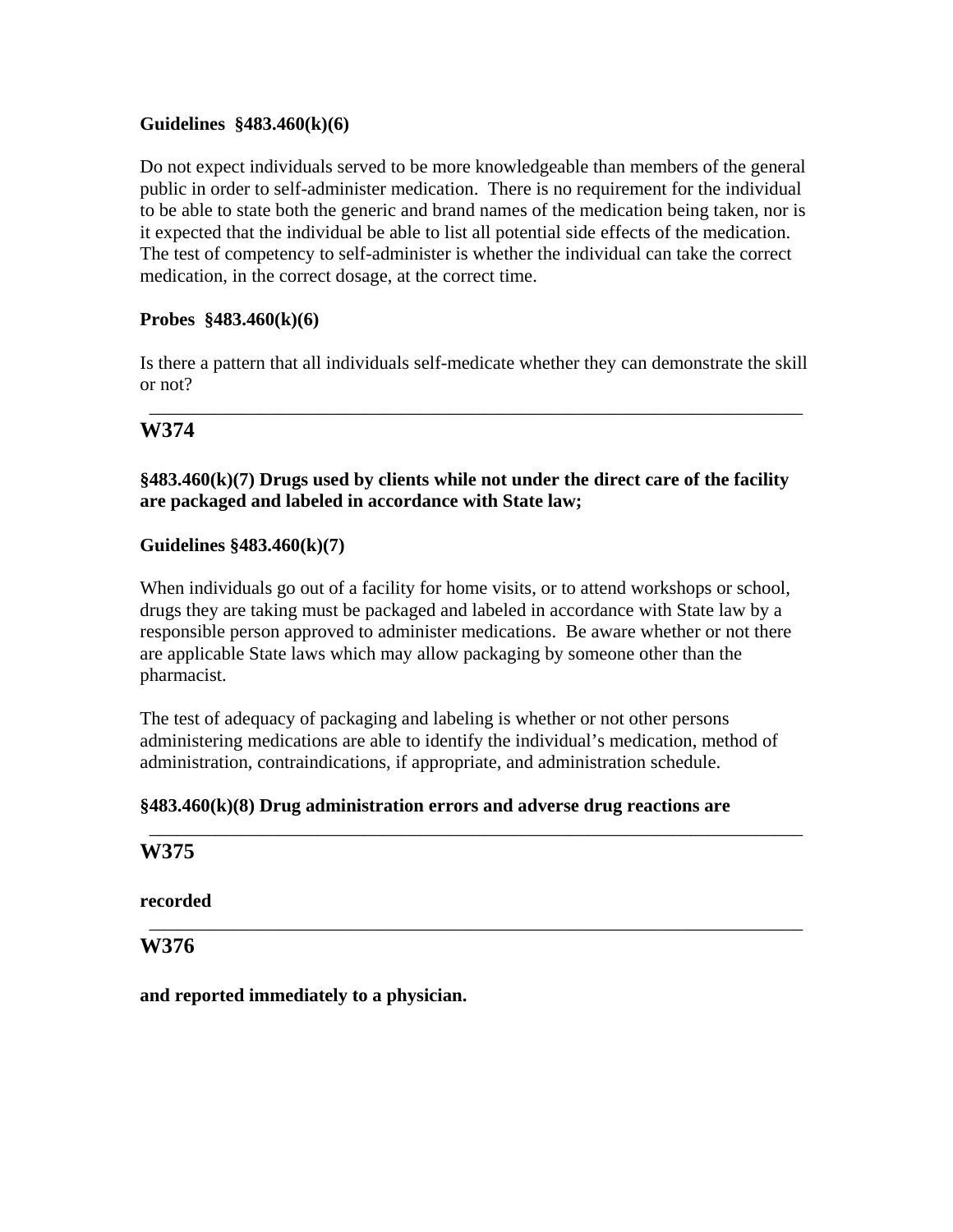**Guidelines §483.460(k)(6)**

Do not expect individuals served to be more knowledgeable than members of the general public in order to self-administer medication. There is no requirement for the individual to be able to state both the generic and brand names of the medication being taken, nor is it expected that the individual be able to list all potential side effects of the medication. The test of competency to self-administer is whether the individual can take the correct medication, in the correct dosage, at the correct time.

**Probes §483.460(k)(6)**

Is there a pattern that all individuals self-medicate whether they can demonstrate the skill or not?

---

## W374

**§483.460(k)(7) Drugs used by clients while not under the direct care of the facility are packaged and labeled in accordance with State law;**

**Guidelines §483.460(k)(7)**

When individuals go out of a facility for home visits, or to attend workshops or school, drugs they are taking must be packaged and labeled in accordance with State law by a responsible person approved to administer medications. Be aware whether or not there are applicable State laws which may allow packaging by someone other than the pharmacist.

The test of adequacy of packaging and labeling is whether or not other persons administering medications are able to identify the individual's medication, method of administration, contraindications, if appropriate, and administration schedule.

**§483.460(k)(8) Drug administration errors and adverse drug reactions are**

---

## W375

**recorded**

---

## W376

**and reported immediately to a physician.**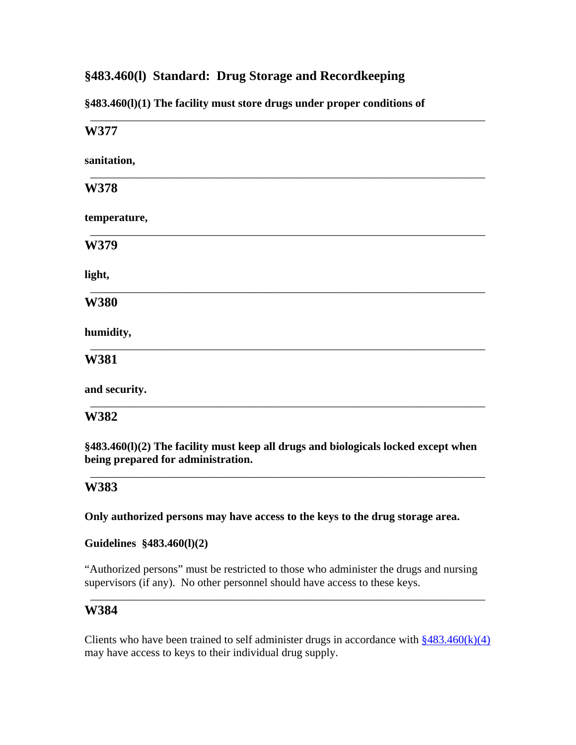## §483.460(l) Standard: Drug Storage and Recordkeeping

**§483.460(l)(1) The facility must store drugs under proper conditions of**

---

### W377

**sanitation,**

---

### W378

**temperature,**

---

### W379

**light,**

---

### W380

**humidity,**

---

### W381

**and security.**

---

### W382

**§483.460(l)(2) The facility must keep all drugs and biologicals locked except when being prepared for administration.**

---

### W383

**Only authorized persons may have access to the keys to the drug storage area.**

**Guidelines §483.460(l)(2)**

"Authorized persons" must be restricted to those who administer the drugs and nursing supervisors (if any). No other personnel should have access to these keys.

---

### W384

Clients who have been trained to self administer drugs in accordance with §483.460(k)(4) may have access to keys to their individual drug supply.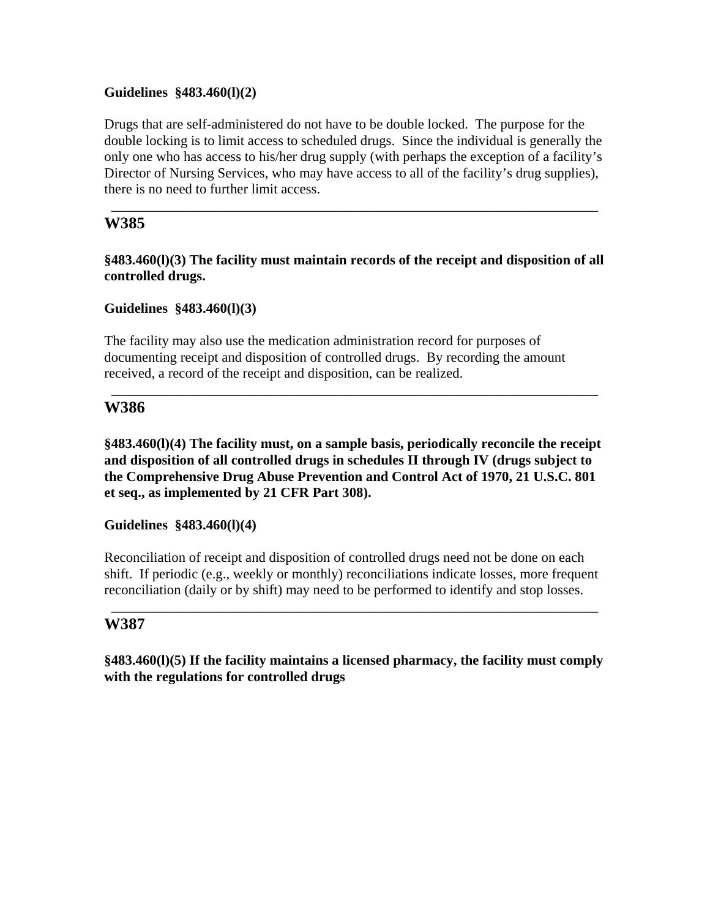**Guidelines §483.460(l)(2)**

Drugs that are self-administered do not have to be double locked. The purpose for the double locking is to limit access to scheduled drugs. Since the individual is generally the only one who has access to his/her drug supply (with perhaps the exception of a facility's Director of Nursing Services, who may have access to all of the facility's drug supplies), there is no need to further limit access.

---

## W385

**§483.460(l)(3) The facility must maintain records of the receipt and disposition of all controlled drugs.**

**Guidelines §483.460(l)(3)**

The facility may also use the medication administration record for purposes of documenting receipt and disposition of controlled drugs. By recording the amount received, a record of the receipt and disposition, can be realized.

---

## W386

**§483.460(l)(4) The facility must, on a sample basis, periodically reconcile the receipt and disposition of all controlled drugs in schedules II through IV (drugs subject to the Comprehensive Drug Abuse Prevention and Control Act of 1970, 21 U.S.C. 801 et seq., as implemented by 21 CFR Part 308).**

**Guidelines §483.460(l)(4)**

Reconciliation of receipt and disposition of controlled drugs need not be done on each shift. If periodic (e.g., weekly or monthly) reconciliations indicate losses, more frequent reconciliation (daily or by shift) may need to be performed to identify and stop losses.

---

## W387

**§483.460(l)(5) If the facility maintains a licensed pharmacy, the facility must comply with the regulations for controlled drugs**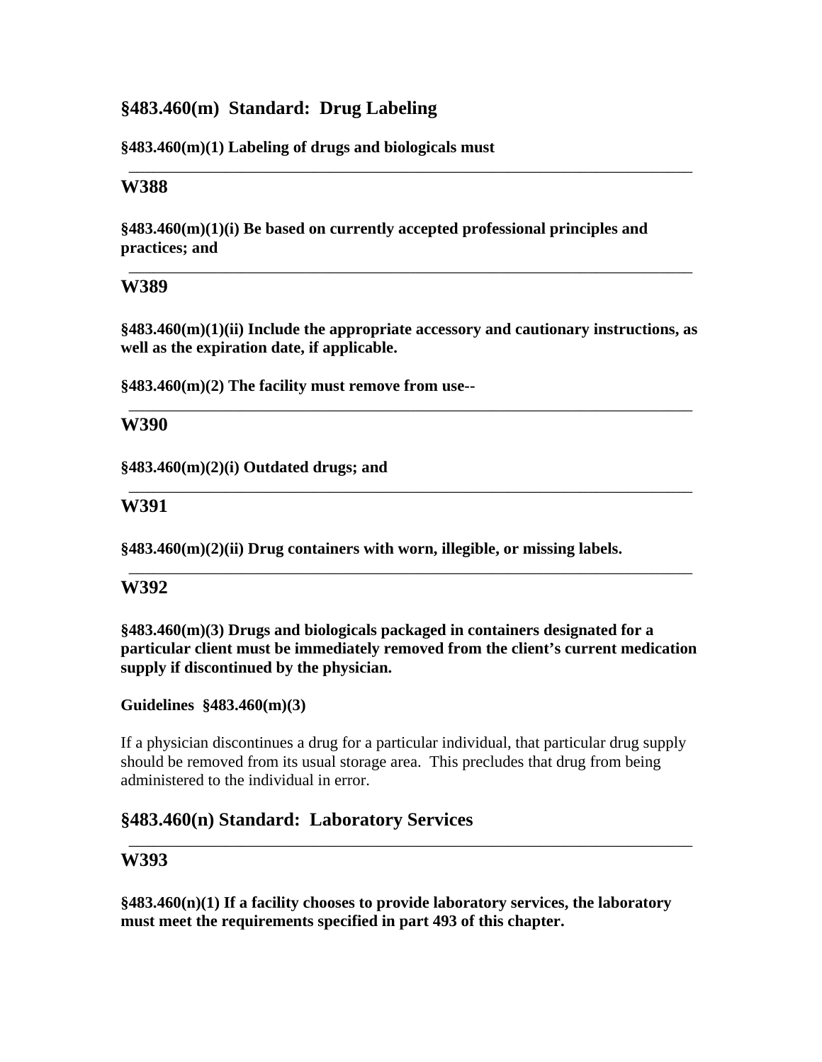## §483.460(m) Standard: Drug Labeling

**§483.460(m)(1) Labeling of drugs and biologicals must**

---

### W388

**§483.460(m)(1)(i) Be based on currently accepted professional principles and practices; and**

---

### W389

**§483.460(m)(1)(ii) Include the appropriate accessory and cautionary instructions, as well as the expiration date, if applicable.**

**§483.460(m)(2) The facility must remove from use--**

---

### W390

**§483.460(m)(2)(i) Outdated drugs; and**

---

### W391

**§483.460(m)(2)(ii) Drug containers with worn, illegible, or missing labels.**

---

### W392

**§483.460(m)(3) Drugs and biologicals packaged in containers designated for a particular client must be immediately removed from the client's current medication supply if discontinued by the physician.**

**Guidelines §483.460(m)(3)**

If a physician discontinues a drug for a particular individual, that particular drug supply should be removed from its usual storage area. This precludes that drug from being administered to the individual in error.

## §483.460(n) Standard: Laboratory Services

---

### W393

**§483.460(n)(1) If a facility chooses to provide laboratory services, the laboratory must meet the requirements specified in part 493 of this chapter.**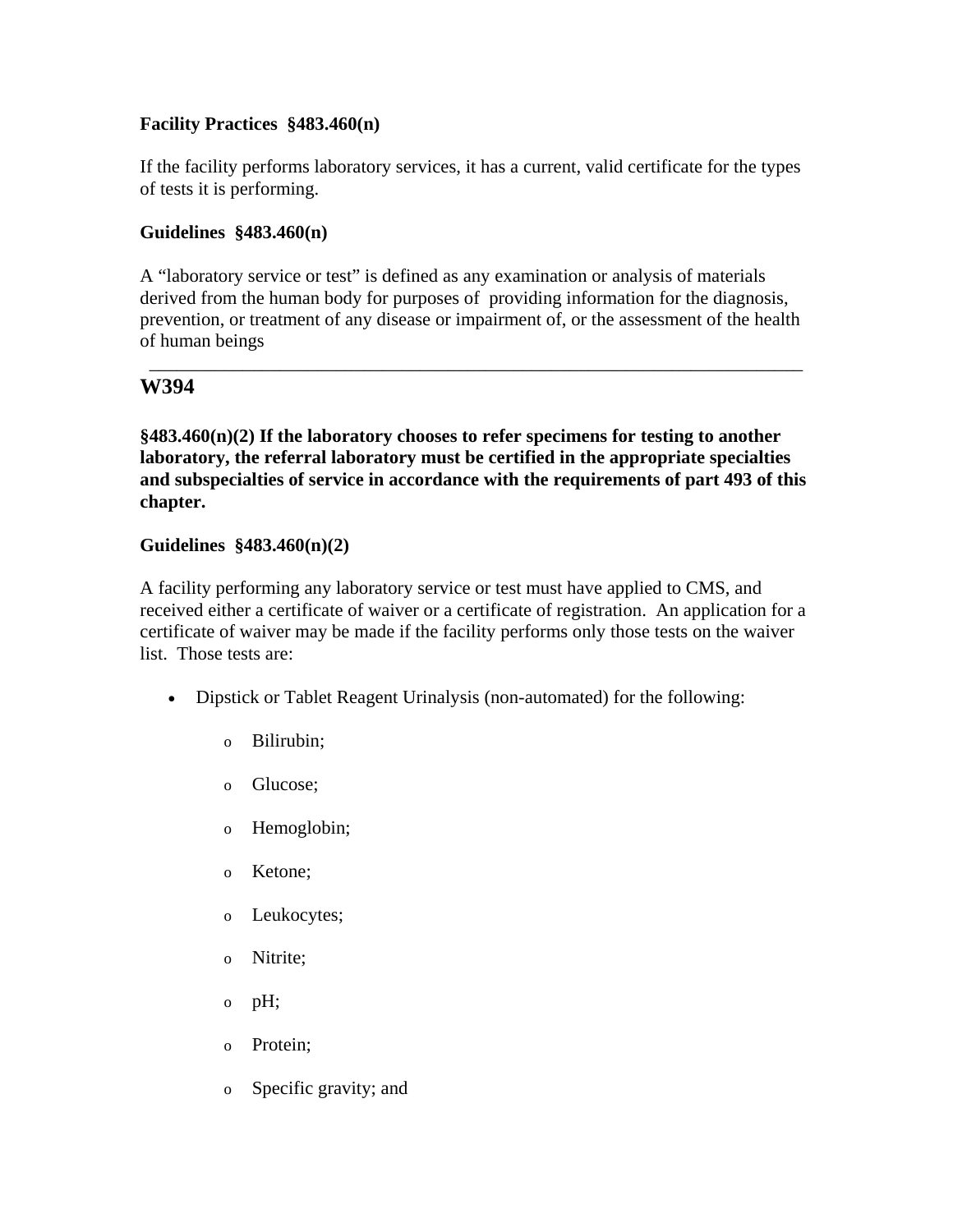**Facility Practices §483.460(n)**

If the facility performs laboratory services, it has a current, valid certificate for the types of tests it is performing.

**Guidelines §483.460(n)**

A "laboratory service or test" is defined as any examination or analysis of materials derived from the human body for purposes of providing information for the diagnosis, prevention, or treatment of any disease or impairment of, or the assessment of the health of human beings

---

## W394

**§483.460(n)(2) If the laboratory chooses to refer specimens for testing to another laboratory, the referral laboratory must be certified in the appropriate specialties and subspecialties of service in accordance with the requirements of part 493 of this chapter.**

**Guidelines §483.460(n)(2)**

A facility performing any laboratory service or test must have applied to CMS, and received either a certificate of waiver or a certificate of registration. An application for a certificate of waiver may be made if the facility performs only those tests on the waiver list. Those tests are:

- Dipstick or Tablet Reagent Urinalysis (non-automated) for the following:
  - Bilirubin;
  - Glucose;
  - Hemoglobin;
  - Ketone;
  - Leukocytes;
  - Nitrite;
  - pH;
  - Protein;
  - Specific gravity; and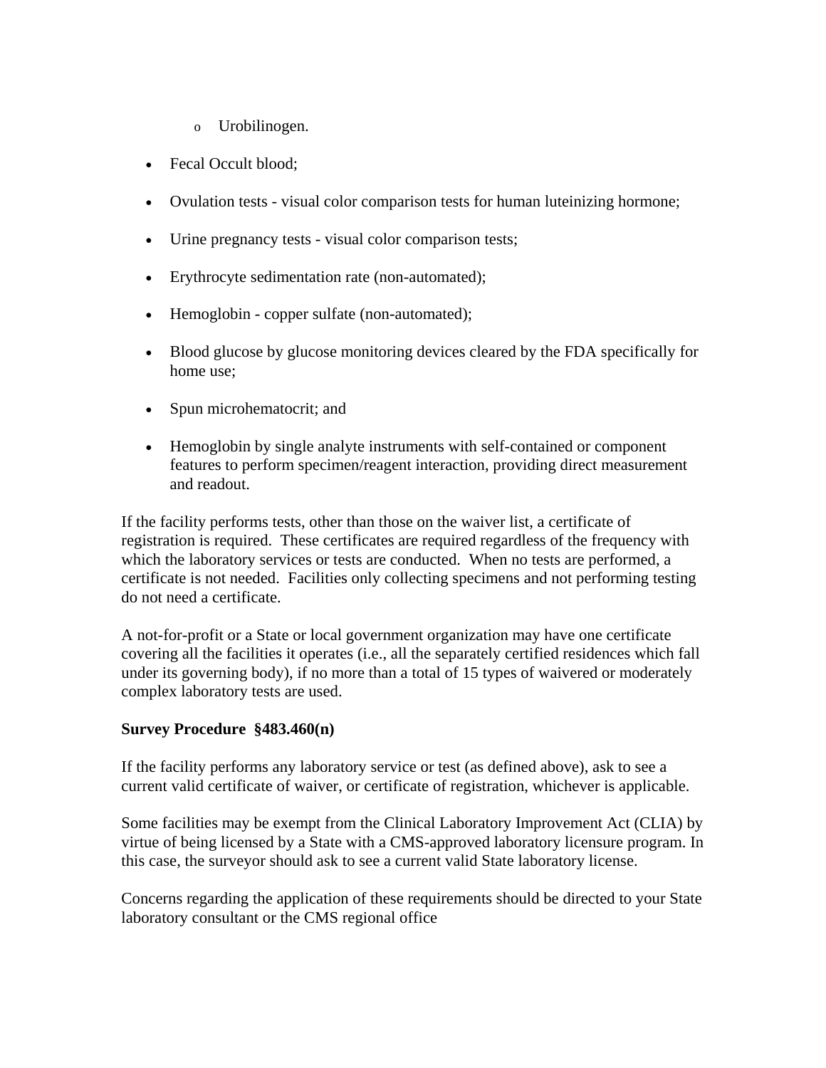- Urobilinogen.

- Fecal Occult blood;
- Ovulation tests - visual color comparison tests for human luteinizing hormone;
- Urine pregnancy tests - visual color comparison tests;
- Erythrocyte sedimentation rate (non-automated);
- Hemoglobin - copper sulfate (non-automated);
- Blood glucose by glucose monitoring devices cleared by the FDA specifically for home use;
- Spun microhematocrit; and
- Hemoglobin by single analyte instruments with self-contained or component features to perform specimen/reagent interaction, providing direct measurement and readout.

If the facility performs tests, other than those on the waiver list, a certificate of registration is required. These certificates are required regardless of the frequency with which the laboratory services or tests are conducted. When no tests are performed, a certificate is not needed. Facilities only collecting specimens and not performing testing do not need a certificate.

A not-for-profit or a State or local government organization may have one certificate covering all the facilities it operates (i.e., all the separately certified residences which fall under its governing body), if no more than a total of 15 types of waivered or moderately complex laboratory tests are used.

**Survey Procedure §483.460(n)**

If the facility performs any laboratory service or test (as defined above), ask to see a current valid certificate of waiver, or certificate of registration, whichever is applicable.

Some facilities may be exempt from the Clinical Laboratory Improvement Act (CLIA) by virtue of being licensed by a State with a CMS-approved laboratory licensure program. In this case, the surveyor should ask to see a current valid State laboratory license.

Concerns regarding the application of these requirements should be directed to your State laboratory consultant or the CMS regional office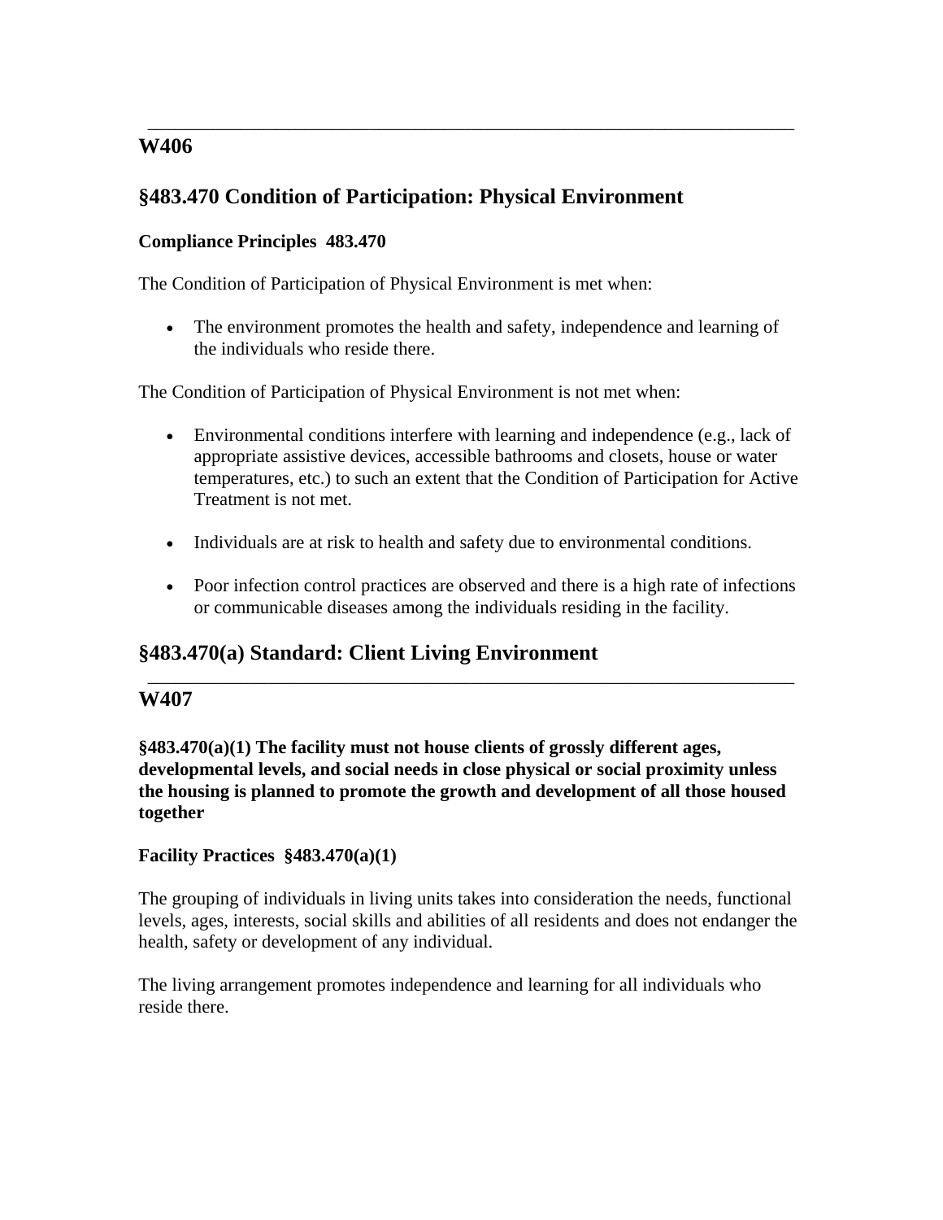---

## W406

## §483.470 Condition of Participation: Physical Environment

**Compliance Principles 483.470**

The Condition of Participation of Physical Environment is met when:

- The environment promotes the health and safety, independence and learning of the individuals who reside there.

The Condition of Participation of Physical Environment is not met when:

- Environmental conditions interfere with learning and independence (e.g., lack of appropriate assistive devices, accessible bathrooms and closets, house or water temperatures, etc.) to such an extent that the Condition of Participation for Active Treatment is not met.

- Individuals are at risk to health and safety due to environmental conditions.

- Poor infection control practices are observed and there is a high rate of infections or communicable diseases among the individuals residing in the facility.

## §483.470(a) Standard: Client Living Environment

---

## W407

**§483.470(a)(1) The facility must not house clients of grossly different ages, developmental levels, and social needs in close physical or social proximity unless the housing is planned to promote the growth and development of all those housed together**

**Facility Practices §483.470(a)(1)**

The grouping of individuals in living units takes into consideration the needs, functional levels, ages, interests, social skills and abilities of all residents and does not endanger the health, safety or development of any individual.

The living arrangement promotes independence and learning for all individuals who reside there.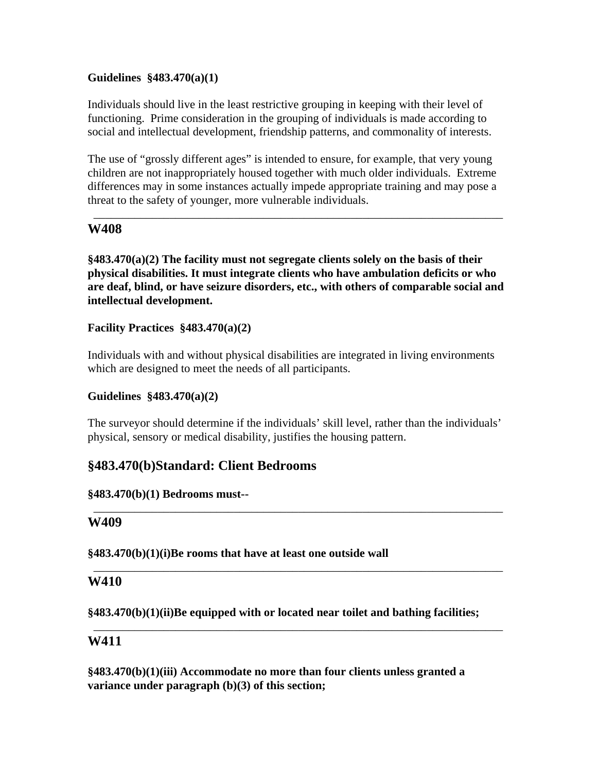**Guidelines §483.470(a)(1)**

Individuals should live in the least restrictive grouping in keeping with their level of functioning. Prime consideration in the grouping of individuals is made according to social and intellectual development, friendship patterns, and commonality of interests.

The use of "grossly different ages" is intended to ensure, for example, that very young children are not inappropriately housed together with much older individuals. Extreme differences may in some instances actually impede appropriate training and may pose a threat to the safety of younger, more vulnerable individuals.

---

## W408

**§483.470(a)(2) The facility must not segregate clients solely on the basis of their physical disabilities. It must integrate clients who have ambulation deficits or who are deaf, blind, or have seizure disorders, etc., with others of comparable social and intellectual development.**

**Facility Practices §483.470(a)(2)**

Individuals with and without physical disabilities are integrated in living environments which are designed to meet the needs of all participants.

**Guidelines §483.470(a)(2)**

The surveyor should determine if the individuals' skill level, rather than the individuals' physical, sensory or medical disability, justifies the housing pattern.

## §483.470(b)Standard: Client Bedrooms

**§483.470(b)(1) Bedrooms must--**

---

## W409

**§483.470(b)(1)(i)Be rooms that have at least one outside wall**

---

## W410

**§483.470(b)(1)(ii)Be equipped with or located near toilet and bathing facilities;**

---

## W411

**§483.470(b)(1)(iii) Accommodate no more than four clients unless granted a variance under paragraph (b)(3) of this section;**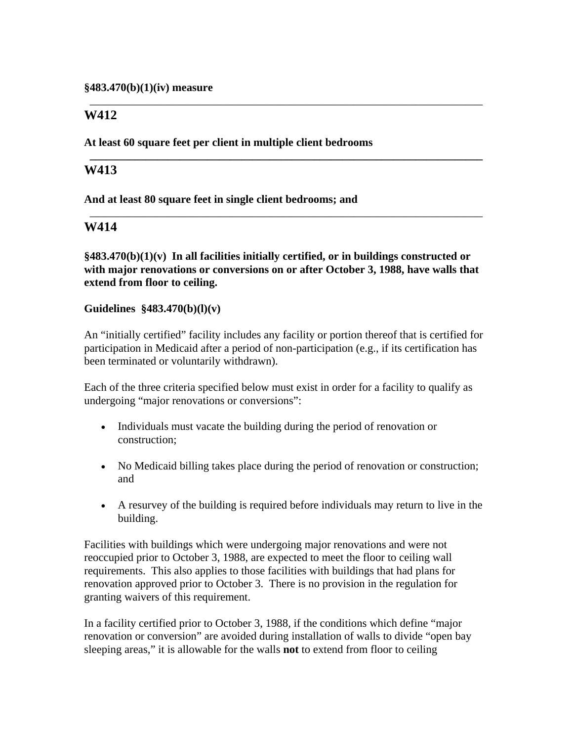**§483.470(b)(1)(iv) measure**

---

## W412

**At least 60 square feet per client in multiple client bedrooms**

---

## W413

**And at least 80 square feet in single client bedrooms; and**

---

## W414

**§483.470(b)(1)(v) In all facilities initially certified, or in buildings constructed or with major renovations or conversions on or after October 3, 1988, have walls that extend from floor to ceiling.**

**Guidelines §483.470(b)(l)(v)**

An "initially certified" facility includes any facility or portion thereof that is certified for participation in Medicaid after a period of non-participation (e.g., if its certification has been terminated or voluntarily withdrawn).

Each of the three criteria specified below must exist in order for a facility to qualify as undergoing "major renovations or conversions":

- Individuals must vacate the building during the period of renovation or construction;
- No Medicaid billing takes place during the period of renovation or construction; and
- A resurvey of the building is required before individuals may return to live in the building.

Facilities with buildings which were undergoing major renovations and were not reoccupied prior to October 3, 1988, are expected to meet the floor to ceiling wall requirements. This also applies to those facilities with buildings that had plans for renovation approved prior to October 3. There is no provision in the regulation for granting waivers of this requirement.

In a facility certified prior to October 3, 1988, if the conditions which define "major renovation or conversion" are avoided during installation of walls to divide "open bay sleeping areas," it is allowable for the walls **not** to extend from floor to ceiling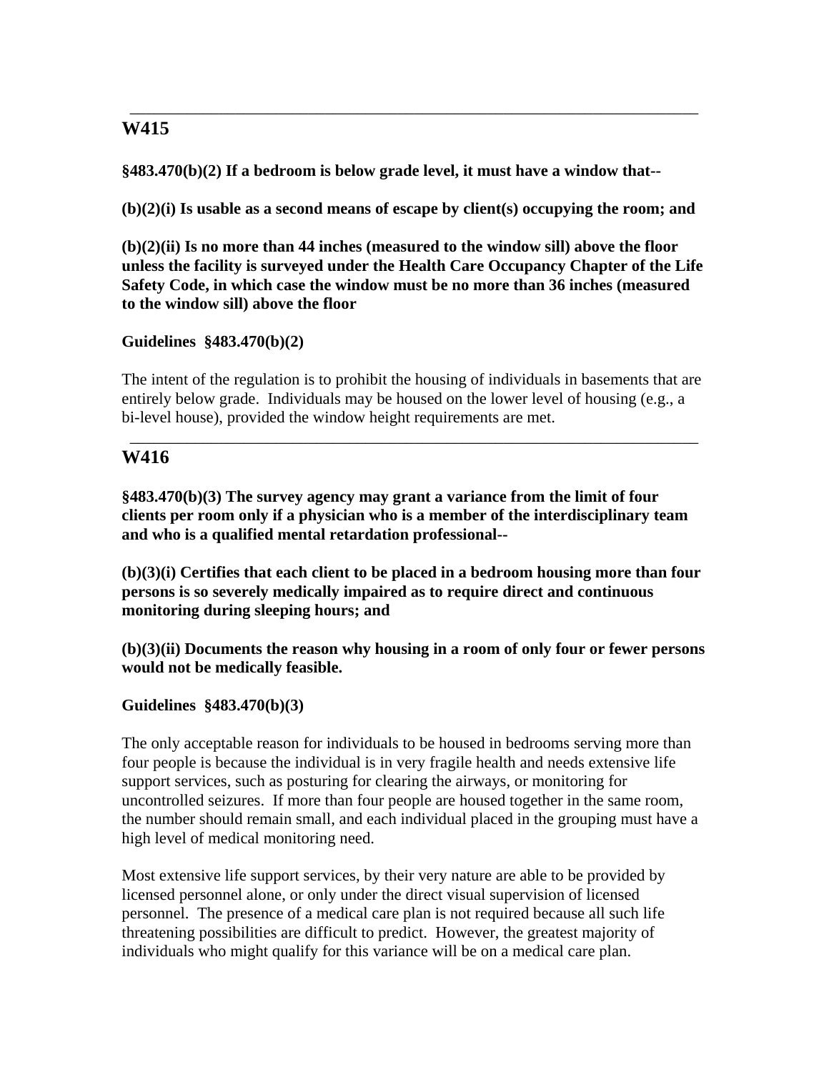---

## W415

**§483.470(b)(2) If a bedroom is below grade level, it must have a window that--**

**(b)(2)(i) Is usable as a second means of escape by client(s) occupying the room; and**

**(b)(2)(ii) Is no more than 44 inches (measured to the window sill) above the floor unless the facility is surveyed under the Health Care Occupancy Chapter of the Life Safety Code, in which case the window must be no more than 36 inches (measured to the window sill) above the floor**

**Guidelines §483.470(b)(2)**

The intent of the regulation is to prohibit the housing of individuals in basements that are entirely below grade. Individuals may be housed on the lower level of housing (e.g., a bi-level house), provided the window height requirements are met.

---

## W416

**§483.470(b)(3) The survey agency may grant a variance from the limit of four clients per room only if a physician who is a member of the interdisciplinary team and who is a qualified mental retardation professional--**

**(b)(3)(i) Certifies that each client to be placed in a bedroom housing more than four persons is so severely medically impaired as to require direct and continuous monitoring during sleeping hours; and**

**(b)(3)(ii) Documents the reason why housing in a room of only four or fewer persons would not be medically feasible.**

**Guidelines §483.470(b)(3)**

The only acceptable reason for individuals to be housed in bedrooms serving more than four people is because the individual is in very fragile health and needs extensive life support services, such as posturing for clearing the airways, or monitoring for uncontrolled seizures. If more than four people are housed together in the same room, the number should remain small, and each individual placed in the grouping must have a high level of medical monitoring need.

Most extensive life support services, by their very nature are able to be provided by licensed personnel alone, or only under the direct visual supervision of licensed personnel. The presence of a medical care plan is not required because all such life threatening possibilities are difficult to predict. However, the greatest majority of individuals who might qualify for this variance will be on a medical care plan.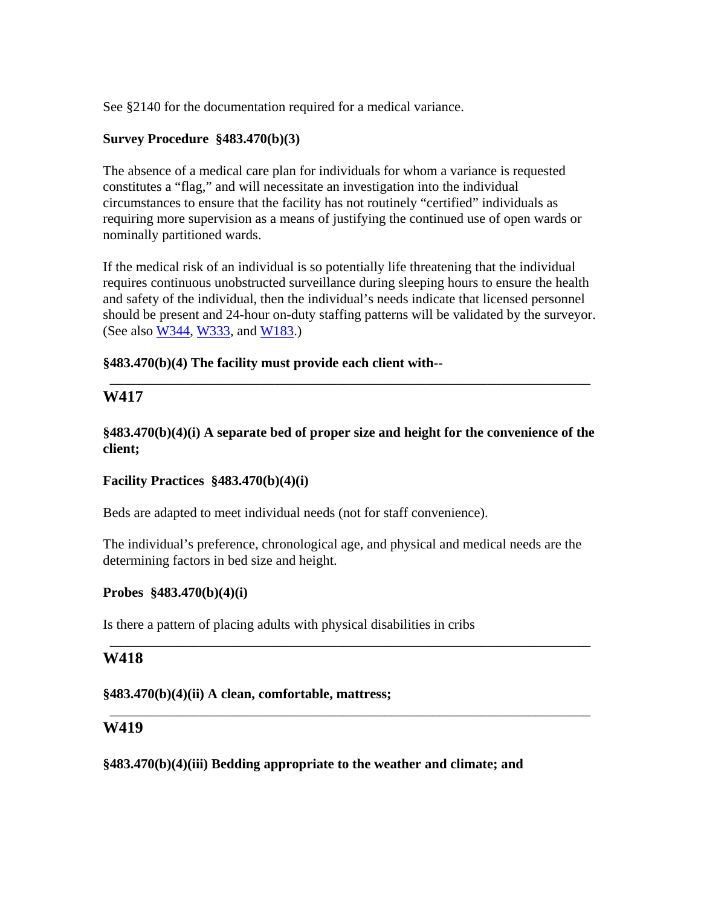See §2140 for the documentation required for a medical variance.

**Survey Procedure §483.470(b)(3)**

The absence of a medical care plan for individuals for whom a variance is requested constitutes a "flag," and will necessitate an investigation into the individual circumstances to ensure that the facility has not routinely "certified" individuals as requiring more supervision as a means of justifying the continued use of open wards or nominally partitioned wards.

If the medical risk of an individual is so potentially life threatening that the individual requires continuous unobstructed surveillance during sleeping hours to ensure the health and safety of the individual, then the individual's needs indicate that licensed personnel should be present and 24-hour on-duty staffing patterns will be validated by the surveyor. (See also W344, W333, and W183.)

**§483.470(b)(4) The facility must provide each client with--**

---

## W417

**§483.470(b)(4)(i) A separate bed of proper size and height for the convenience of the client;**

**Facility Practices §483.470(b)(4)(i)**

Beds are adapted to meet individual needs (not for staff convenience).

The individual's preference, chronological age, and physical and medical needs are the determining factors in bed size and height.

**Probes §483.470(b)(4)(i)**

Is there a pattern of placing adults with physical disabilities in cribs

---

## W418

**§483.470(b)(4)(ii) A clean, comfortable, mattress;**

---

## W419

**§483.470(b)(4)(iii) Bedding appropriate to the weather and climate; and**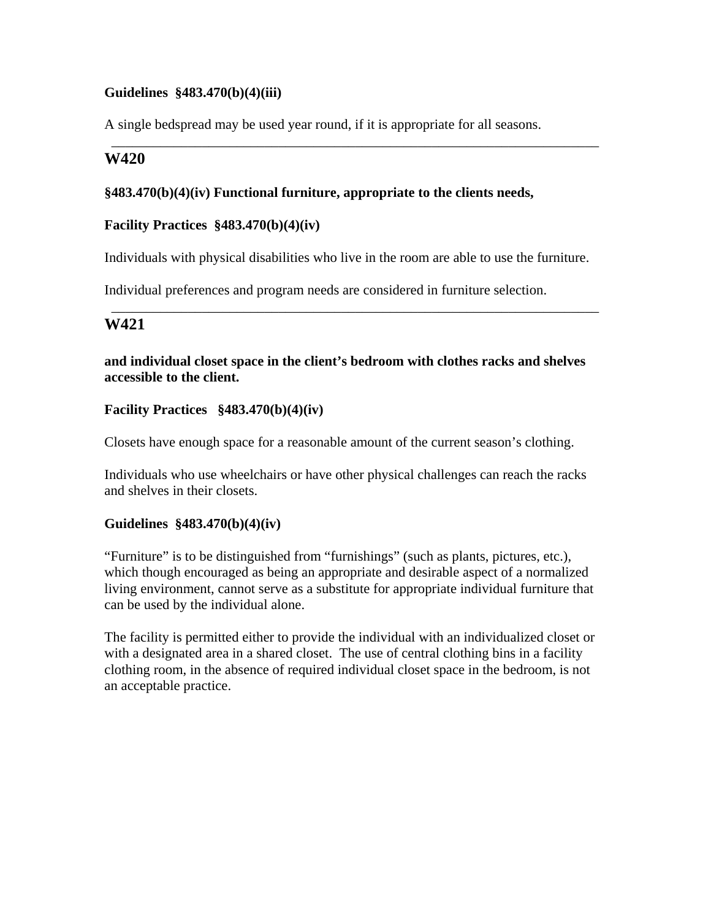**Guidelines §483.470(b)(4)(iii)**

A single bedspread may be used year round, if it is appropriate for all seasons.

---

## W420

**§483.470(b)(4)(iv) Functional furniture, appropriate to the clients needs,**

**Facility Practices §483.470(b)(4)(iv)**

Individuals with physical disabilities who live in the room are able to use the furniture.

Individual preferences and program needs are considered in furniture selection.

---

## W421

**and individual closet space in the client's bedroom with clothes racks and shelves accessible to the client.**

**Facility Practices §483.470(b)(4)(iv)**

Closets have enough space for a reasonable amount of the current season's clothing.

Individuals who use wheelchairs or have other physical challenges can reach the racks and shelves in their closets.

**Guidelines §483.470(b)(4)(iv)**

"Furniture" is to be distinguished from "furnishings" (such as plants, pictures, etc.), which though encouraged as being an appropriate and desirable aspect of a normalized living environment, cannot serve as a substitute for appropriate individual furniture that can be used by the individual alone.

The facility is permitted either to provide the individual with an individualized closet or with a designated area in a shared closet. The use of central clothing bins in a facility clothing room, in the absence of required individual closet space in the bedroom, is not an acceptable practice.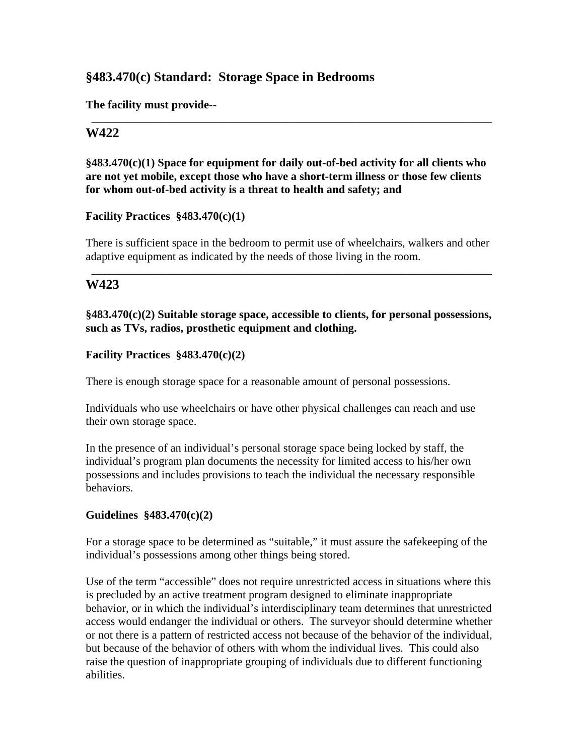## §483.470(c) Standard: Storage Space in Bedrooms

**The facility must provide--**

---

## W422

**§483.470(c)(1) Space for equipment for daily out-of-bed activity for all clients who are not yet mobile, except those who have a short-term illness or those few clients for whom out-of-bed activity is a threat to health and safety; and**

**Facility Practices §483.470(c)(1)**

There is sufficient space in the bedroom to permit use of wheelchairs, walkers and other adaptive equipment as indicated by the needs of those living in the room.

---

## W423

**§483.470(c)(2) Suitable storage space, accessible to clients, for personal possessions, such as TVs, radios, prosthetic equipment and clothing.**

**Facility Practices §483.470(c)(2)**

There is enough storage space for a reasonable amount of personal possessions.

Individuals who use wheelchairs or have other physical challenges can reach and use their own storage space.

In the presence of an individual's personal storage space being locked by staff, the individual's program plan documents the necessity for limited access to his/her own possessions and includes provisions to teach the individual the necessary responsible behaviors.

**Guidelines §483.470(c)(2)**

For a storage space to be determined as "suitable," it must assure the safekeeping of the individual's possessions among other things being stored.

Use of the term "accessible" does not require unrestricted access in situations where this is precluded by an active treatment program designed to eliminate inappropriate behavior, or in which the individual's interdisciplinary team determines that unrestricted access would endanger the individual or others. The surveyor should determine whether or not there is a pattern of restricted access not because of the behavior of the individual, but because of the behavior of others with whom the individual lives. This could also raise the question of inappropriate grouping of individuals due to different functioning abilities.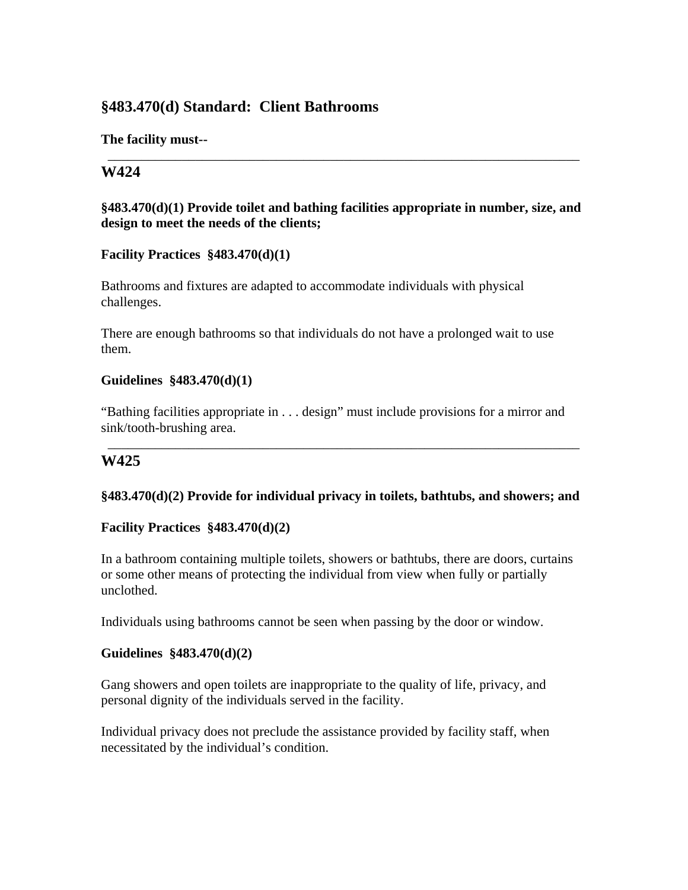## §483.470(d) Standard: Client Bathrooms

**The facility must--**

---

## W424

**§483.470(d)(1) Provide toilet and bathing facilities appropriate in number, size, and design to meet the needs of the clients;**

**Facility Practices §483.470(d)(1)**

Bathrooms and fixtures are adapted to accommodate individuals with physical challenges.

There are enough bathrooms so that individuals do not have a prolonged wait to use them.

**Guidelines §483.470(d)(1)**

"Bathing facilities appropriate in . . . design" must include provisions for a mirror and sink/tooth-brushing area.

---

## W425

**§483.470(d)(2) Provide for individual privacy in toilets, bathtubs, and showers; and**

**Facility Practices §483.470(d)(2)**

In a bathroom containing multiple toilets, showers or bathtubs, there are doors, curtains or some other means of protecting the individual from view when fully or partially unclothed.

Individuals using bathrooms cannot be seen when passing by the door or window.

**Guidelines §483.470(d)(2)**

Gang showers and open toilets are inappropriate to the quality of life, privacy, and personal dignity of the individuals served in the facility.

Individual privacy does not preclude the assistance provided by facility staff, when necessitated by the individual's condition.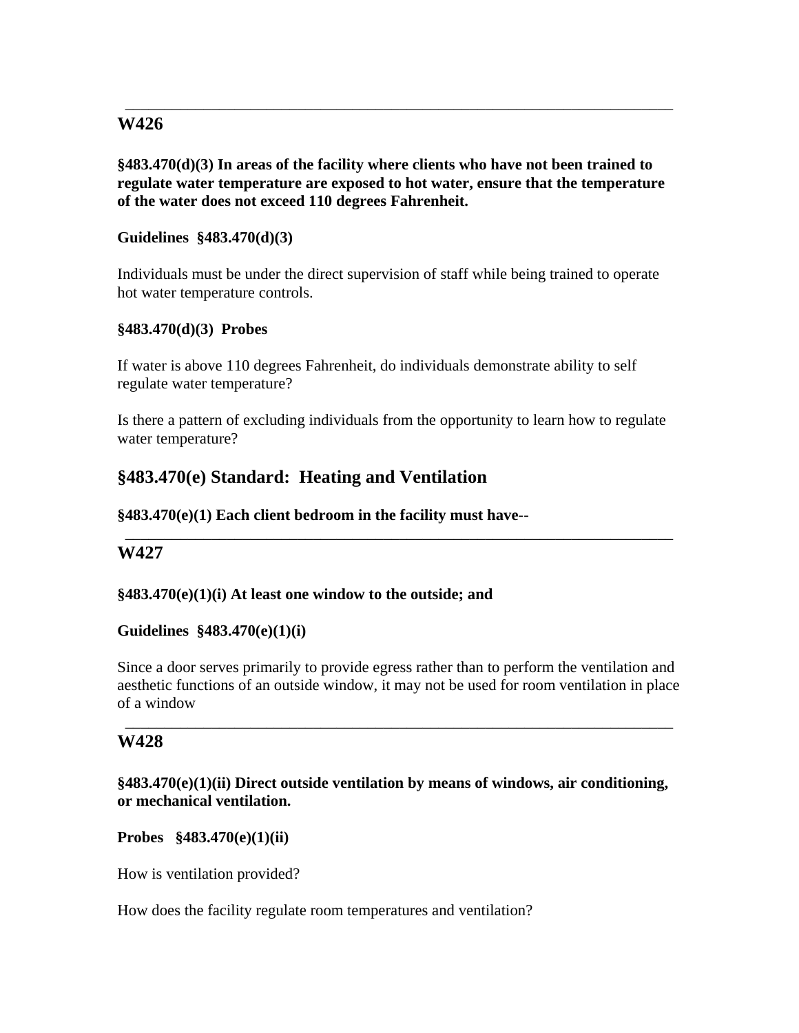---

## W426

**§483.470(d)(3) In areas of the facility where clients who have not been trained to regulate water temperature are exposed to hot water, ensure that the temperature of the water does not exceed 110 degrees Fahrenheit.**

**Guidelines §483.470(d)(3)**

Individuals must be under the direct supervision of staff while being trained to operate hot water temperature controls.

**§483.470(d)(3) Probes**

If water is above 110 degrees Fahrenheit, do individuals demonstrate ability to self regulate water temperature?

Is there a pattern of excluding individuals from the opportunity to learn how to regulate water temperature?

## §483.470(e) Standard: Heating and Ventilation

**§483.470(e)(1) Each client bedroom in the facility must have--**

---

## W427

**§483.470(e)(1)(i) At least one window to the outside; and**

**Guidelines §483.470(e)(1)(i)**

Since a door serves primarily to provide egress rather than to perform the ventilation and aesthetic functions of an outside window, it may not be used for room ventilation in place of a window

---

## W428

**§483.470(e)(1)(ii) Direct outside ventilation by means of windows, air conditioning, or mechanical ventilation.**

**Probes §483.470(e)(1)(ii)**

How is ventilation provided?

How does the facility regulate room temperatures and ventilation?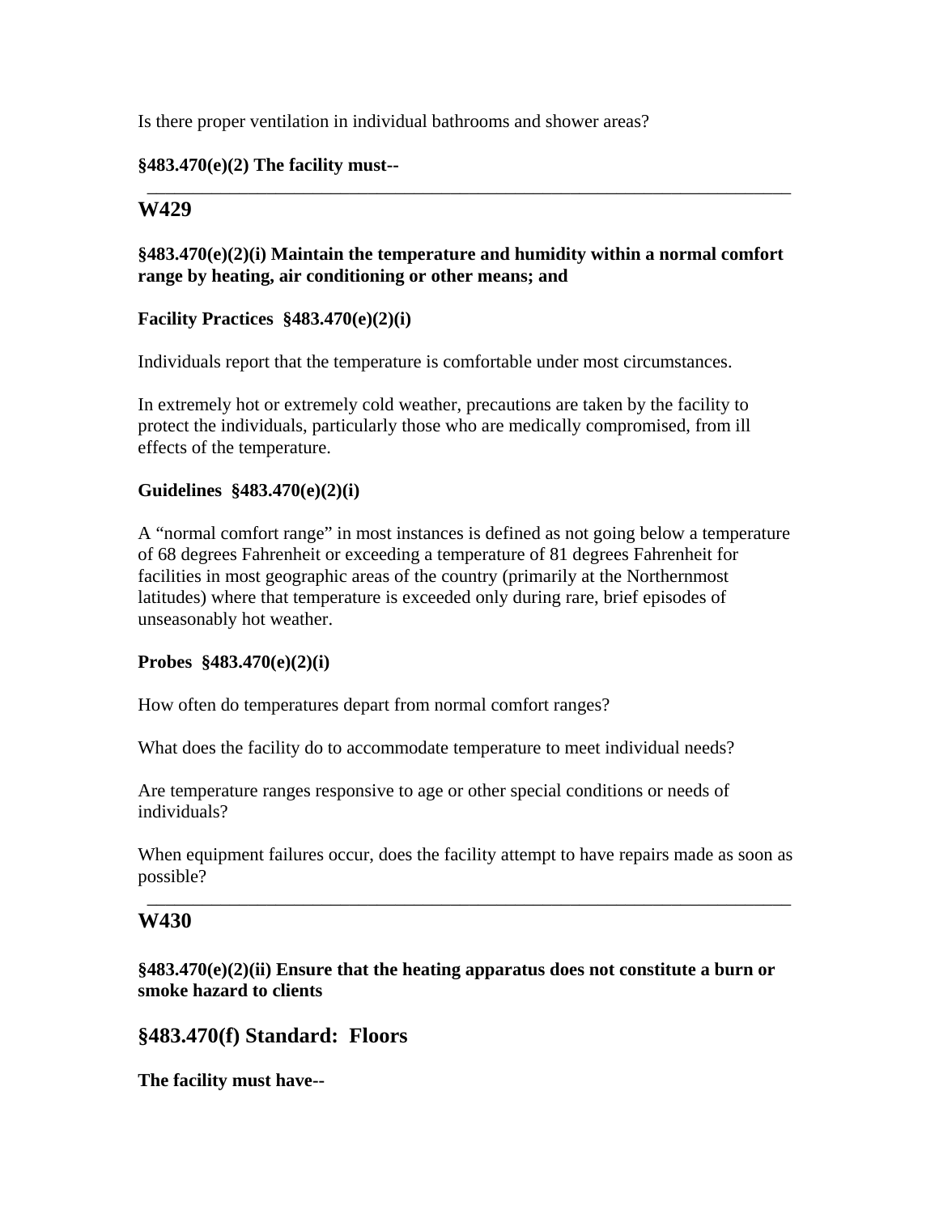Is there proper ventilation in individual bathrooms and shower areas?

**§483.470(e)(2) The facility must--**

---

## W429

**§483.470(e)(2)(i) Maintain the temperature and humidity within a normal comfort range by heating, air conditioning or other means; and**

**Facility Practices §483.470(e)(2)(i)**

Individuals report that the temperature is comfortable under most circumstances.

In extremely hot or extremely cold weather, precautions are taken by the facility to protect the individuals, particularly those who are medically compromised, from ill effects of the temperature.

**Guidelines §483.470(e)(2)(i)**

A "normal comfort range" in most instances is defined as not going below a temperature of 68 degrees Fahrenheit or exceeding a temperature of 81 degrees Fahrenheit for facilities in most geographic areas of the country (primarily at the Northernmost latitudes) where that temperature is exceeded only during rare, brief episodes of unseasonably hot weather.

**Probes §483.470(e)(2)(i)**

How often do temperatures depart from normal comfort ranges?

What does the facility do to accommodate temperature to meet individual needs?

Are temperature ranges responsive to age or other special conditions or needs of individuals?

When equipment failures occur, does the facility attempt to have repairs made as soon as possible?

---

## W430

**§483.470(e)(2)(ii) Ensure that the heating apparatus does not constitute a burn or smoke hazard to clients**

## §483.470(f) Standard: Floors

**The facility must have--**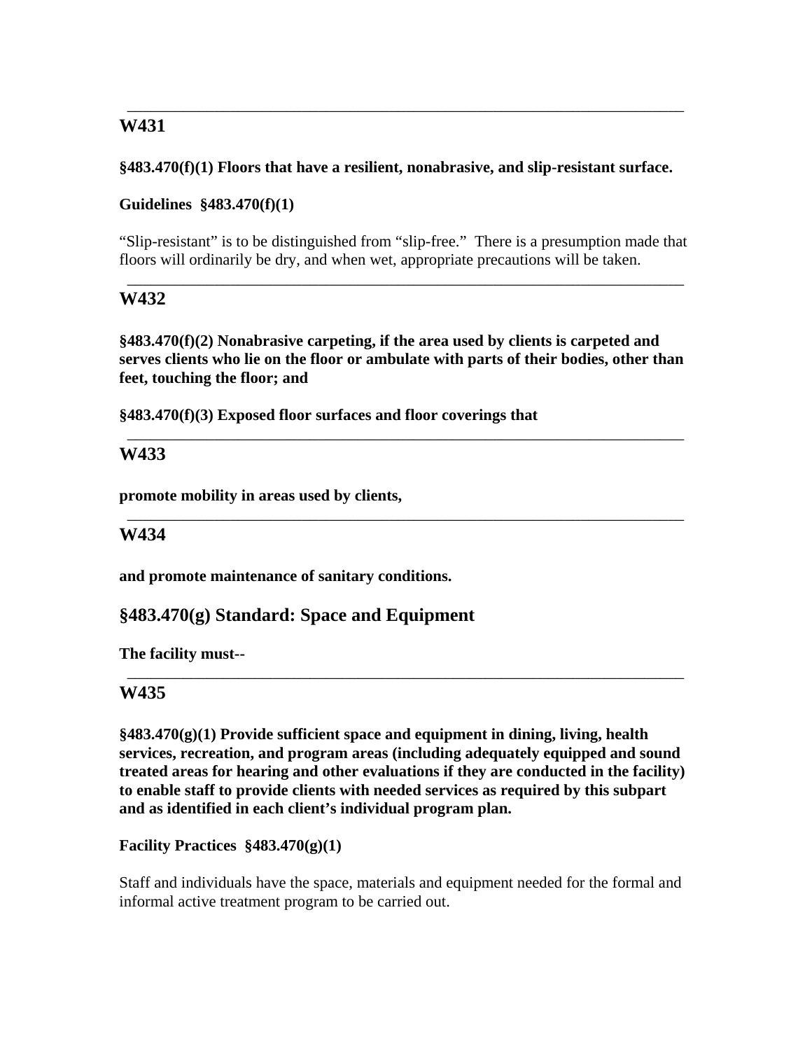---

**W431**

**§483.470(f)(1) Floors that have a resilient, nonabrasive, and slip-resistant surface.**

**Guidelines §483.470(f)(1)**

"Slip-resistant" is to be distinguished from "slip-free." There is a presumption made that floors will ordinarily be dry, and when wet, appropriate precautions will be taken.

---

**W432**

**§483.470(f)(2) Nonabrasive carpeting, if the area used by clients is carpeted and serves clients who lie on the floor or ambulate with parts of their bodies, other than feet, touching the floor; and**

**§483.470(f)(3) Exposed floor surfaces and floor coverings that**

---

**W433**

**promote mobility in areas used by clients,**

---

**W434**

**and promote maintenance of sanitary conditions.**

## §483.470(g) Standard: Space and Equipment

**The facility must--**

---

**W435**

**§483.470(g)(1) Provide sufficient space and equipment in dining, living, health services, recreation, and program areas (including adequately equipped and sound treated areas for hearing and other evaluations if they are conducted in the facility) to enable staff to provide clients with needed services as required by this subpart and as identified in each client's individual program plan.**

**Facility Practices §483.470(g)(1)**

Staff and individuals have the space, materials and equipment needed for the formal and informal active treatment program to be carried out.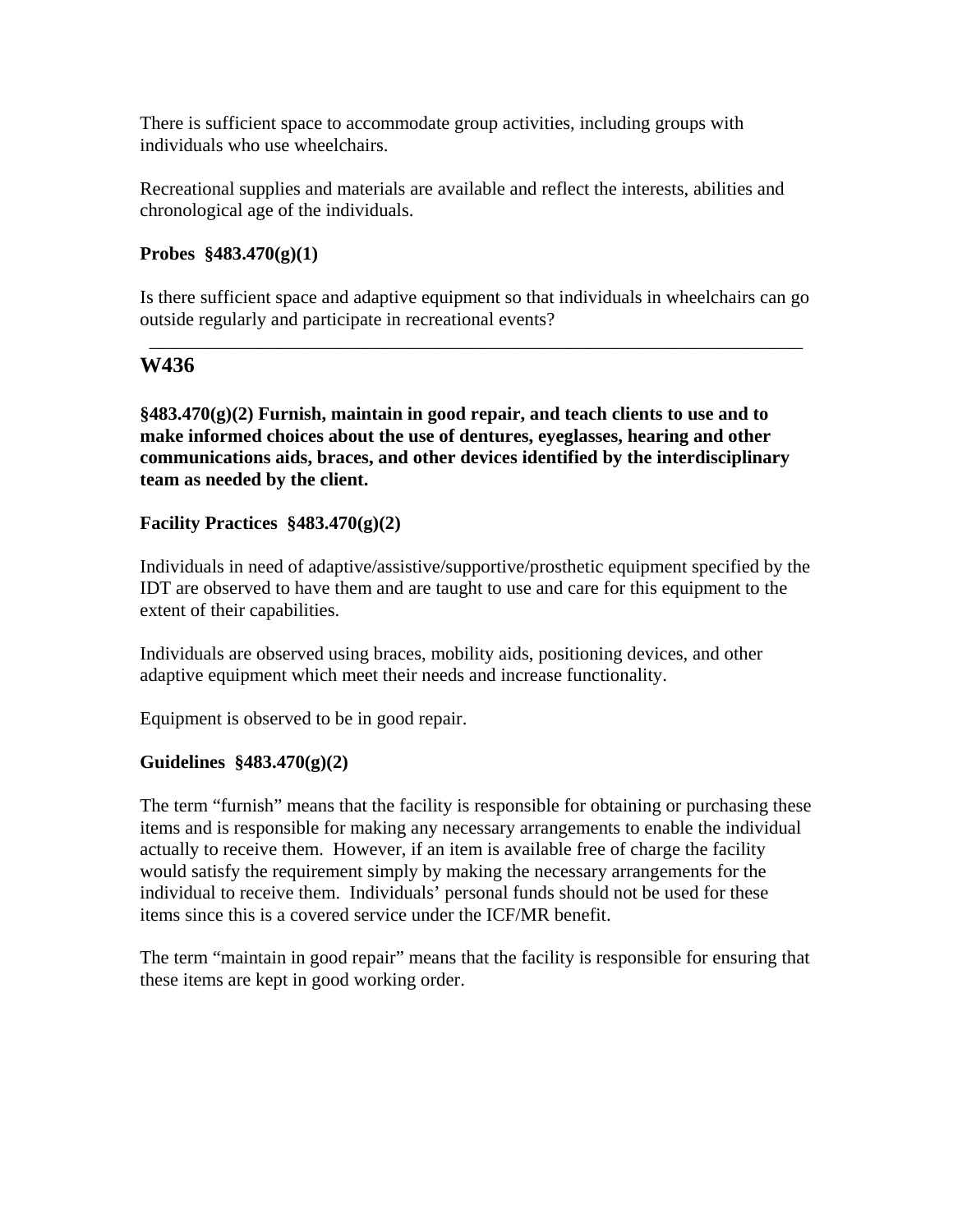There is sufficient space to accommodate group activities, including groups with individuals who use wheelchairs.

Recreational supplies and materials are available and reflect the interests, abilities and chronological age of the individuals.

**Probes §483.470(g)(1)**

Is there sufficient space and adaptive equipment so that individuals in wheelchairs can go outside regularly and participate in recreational events?

---

## W436

**§483.470(g)(2) Furnish, maintain in good repair, and teach clients to use and to make informed choices about the use of dentures, eyeglasses, hearing and other communications aids, braces, and other devices identified by the interdisciplinary team as needed by the client.**

**Facility Practices §483.470(g)(2)**

Individuals in need of adaptive/assistive/supportive/prosthetic equipment specified by the IDT are observed to have them and are taught to use and care for this equipment to the extent of their capabilities.

Individuals are observed using braces, mobility aids, positioning devices, and other adaptive equipment which meet their needs and increase functionality.

Equipment is observed to be in good repair.

**Guidelines §483.470(g)(2)**

The term "furnish" means that the facility is responsible for obtaining or purchasing these items and is responsible for making any necessary arrangements to enable the individual actually to receive them. However, if an item is available free of charge the facility would satisfy the requirement simply by making the necessary arrangements for the individual to receive them. Individuals' personal funds should not be used for these items since this is a covered service under the ICF/MR benefit.

The term "maintain in good repair" means that the facility is responsible for ensuring that these items are kept in good working order.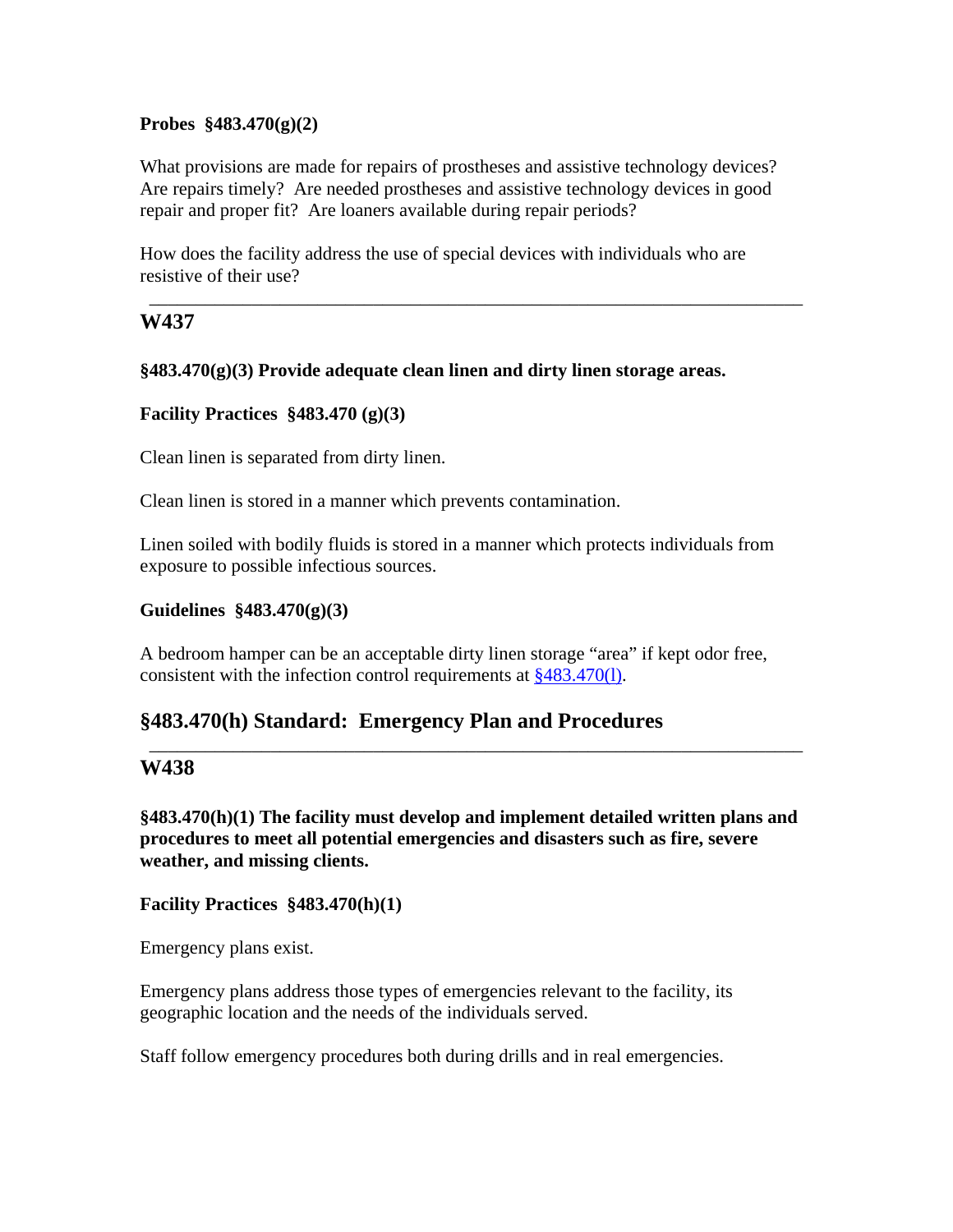**Probes §483.470(g)(2)**

What provisions are made for repairs of prostheses and assistive technology devices? Are repairs timely? Are needed prostheses and assistive technology devices in good repair and proper fit? Are loaners available during repair periods?

How does the facility address the use of special devices with individuals who are resistive of their use?

---

## W437

**§483.470(g)(3) Provide adequate clean linen and dirty linen storage areas.**

**Facility Practices §483.470 (g)(3)**

Clean linen is separated from dirty linen.

Clean linen is stored in a manner which prevents contamination.

Linen soiled with bodily fluids is stored in a manner which protects individuals from exposure to possible infectious sources.

**Guidelines §483.470(g)(3)**

A bedroom hamper can be an acceptable dirty linen storage "area" if kept odor free, consistent with the infection control requirements at §483.470(l).

## §483.470(h) Standard: Emergency Plan and Procedures

---

## W438

**§483.470(h)(1) The facility must develop and implement detailed written plans and procedures to meet all potential emergencies and disasters such as fire, severe weather, and missing clients.**

**Facility Practices §483.470(h)(1)**

Emergency plans exist.

Emergency plans address those types of emergencies relevant to the facility, its geographic location and the needs of the individuals served.

Staff follow emergency procedures both during drills and in real emergencies.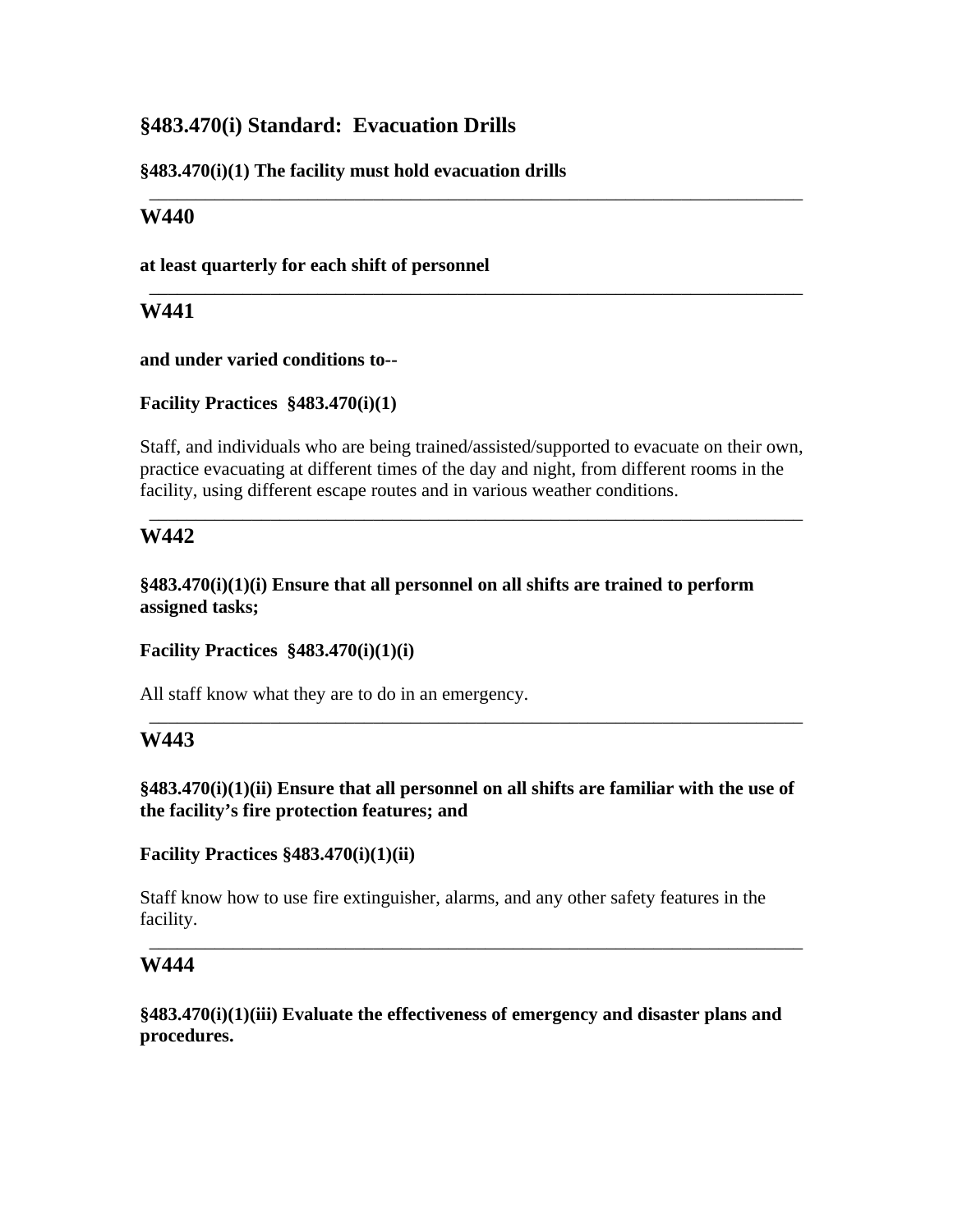## §483.470(i) Standard: Evacuation Drills

**§483.470(i)(1) The facility must hold evacuation drills**

---

### W440

**at least quarterly for each shift of personnel**

---

### W441

**and under varied conditions to--**

**Facility Practices §483.470(i)(1)**

Staff, and individuals who are being trained/assisted/supported to evacuate on their own, practice evacuating at different times of the day and night, from different rooms in the facility, using different escape routes and in various weather conditions.

---

### W442

**§483.470(i)(1)(i) Ensure that all personnel on all shifts are trained to perform assigned tasks;**

**Facility Practices §483.470(i)(1)(i)**

All staff know what they are to do in an emergency.

---

### W443

**§483.470(i)(1)(ii) Ensure that all personnel on all shifts are familiar with the use of the facility's fire protection features; and**

**Facility Practices §483.470(i)(1)(ii)**

Staff know how to use fire extinguisher, alarms, and any other safety features in the facility.

---

### W444

**§483.470(i)(1)(iii) Evaluate the effectiveness of emergency and disaster plans and procedures.**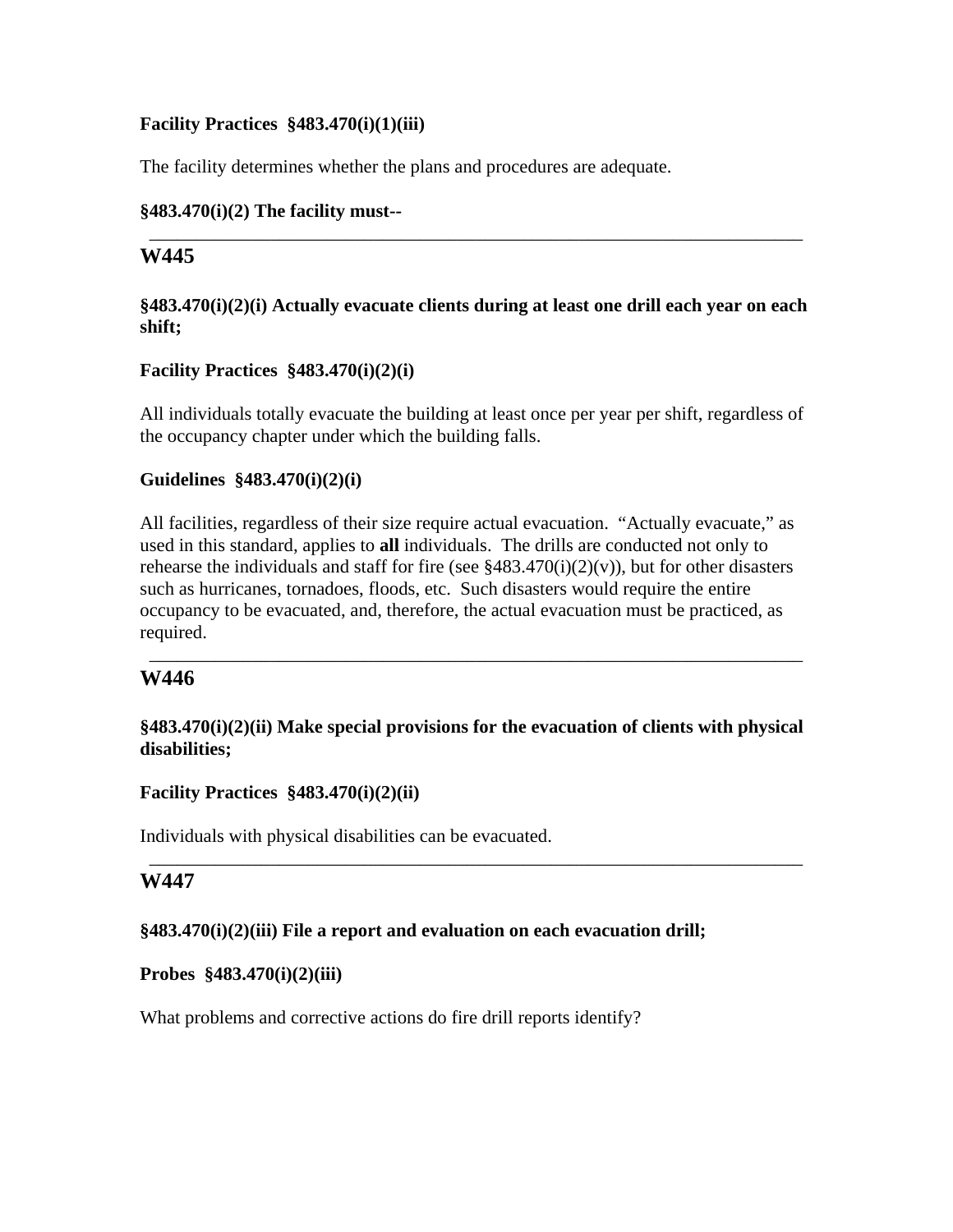**Facility Practices §483.470(i)(1)(iii)**

The facility determines whether the plans and procedures are adequate.

**§483.470(i)(2) The facility must--**

---

## W445

**§483.470(i)(2)(i) Actually evacuate clients during at least one drill each year on each shift;**

**Facility Practices §483.470(i)(2)(i)**

All individuals totally evacuate the building at least once per year per shift, regardless of the occupancy chapter under which the building falls.

**Guidelines §483.470(i)(2)(i)**

All facilities, regardless of their size require actual evacuation. "Actually evacuate," as used in this standard, applies to **all** individuals. The drills are conducted not only to rehearse the individuals and staff for fire (see §483.470(i)(2)(v)), but for other disasters such as hurricanes, tornadoes, floods, etc. Such disasters would require the entire occupancy to be evacuated, and, therefore, the actual evacuation must be practiced, as required.

---

## W446

**§483.470(i)(2)(ii) Make special provisions for the evacuation of clients with physical disabilities;**

**Facility Practices §483.470(i)(2)(ii)**

Individuals with physical disabilities can be evacuated.

---

## W447

**§483.470(i)(2)(iii) File a report and evaluation on each evacuation drill;**

**Probes §483.470(i)(2)(iii)**

What problems and corrective actions do fire drill reports identify?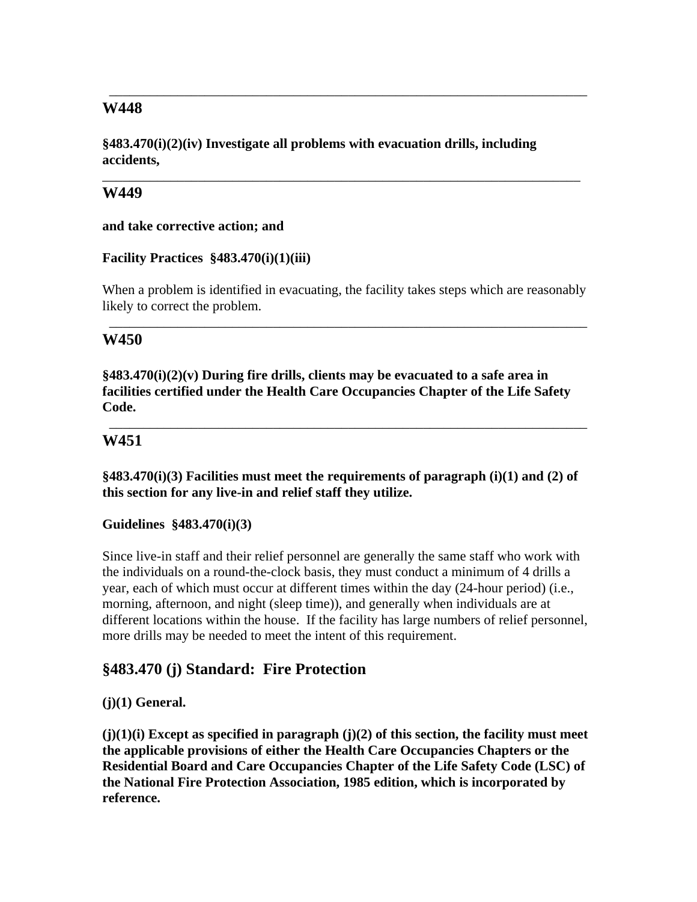---

## W448

**§483.470(i)(2)(iv) Investigate all problems with evacuation drills, including accidents,**

---

## W449

**and take corrective action; and**

**Facility Practices §483.470(i)(1)(iii)**

When a problem is identified in evacuating, the facility takes steps which are reasonably likely to correct the problem.

---

## W450

**§483.470(i)(2)(v) During fire drills, clients may be evacuated to a safe area in facilities certified under the Health Care Occupancies Chapter of the Life Safety Code.**

---

## W451

**§483.470(i)(3) Facilities must meet the requirements of paragraph (i)(1) and (2) of this section for any live-in and relief staff they utilize.**

**Guidelines §483.470(i)(3)**

Since live-in staff and their relief personnel are generally the same staff who work with the individuals on a round-the-clock basis, they must conduct a minimum of 4 drills a year, each of which must occur at different times within the day (24-hour period) (i.e., morning, afternoon, and night (sleep time)), and generally when individuals are at different locations within the house. If the facility has large numbers of relief personnel, more drills may be needed to meet the intent of this requirement.

## §483.470 (j) Standard: Fire Protection

**(j)(1) General.**

**(j)(1)(i) Except as specified in paragraph (j)(2) of this section, the facility must meet the applicable provisions of either the Health Care Occupancies Chapters or the Residential Board and Care Occupancies Chapter of the Life Safety Code (LSC) of the National Fire Protection Association, 1985 edition, which is incorporated by reference.**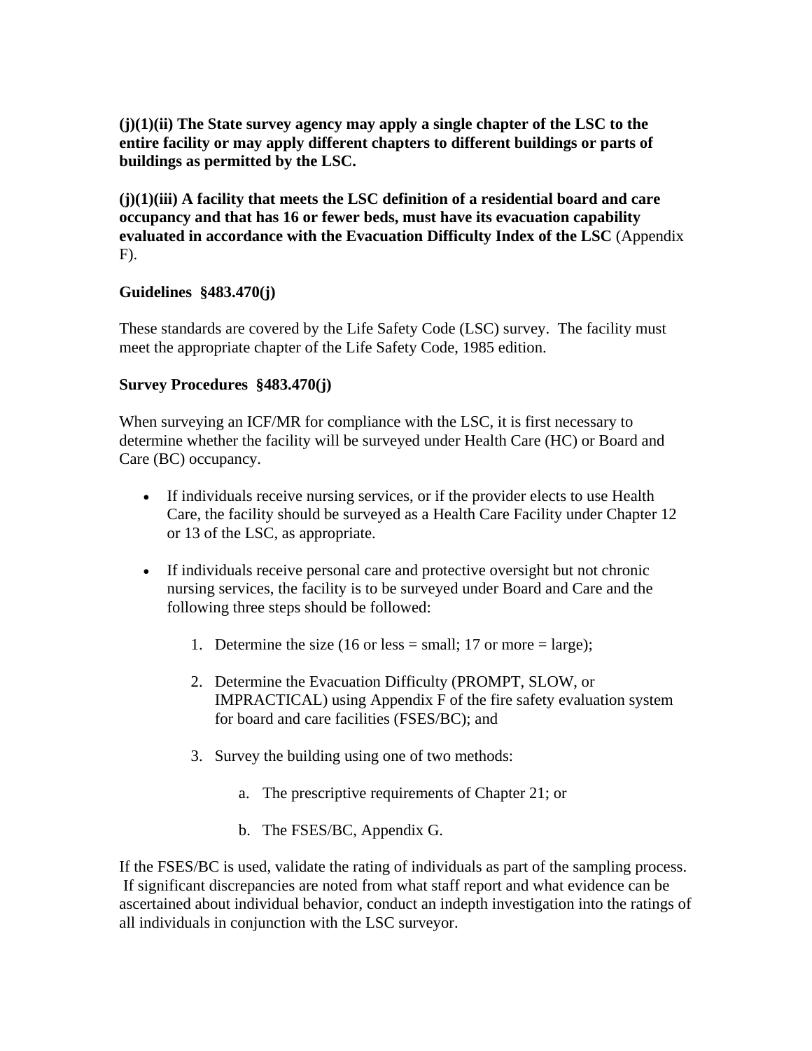**(j)(1)(ii) The State survey agency may apply a single chapter of the LSC to the entire facility or may apply different chapters to different buildings or parts of buildings as permitted by the LSC.**

**(j)(1)(iii) A facility that meets the LSC definition of a residential board and care occupancy and that has 16 or fewer beds, must have its evacuation capability evaluated in accordance with the Evacuation Difficulty Index of the LSC** (Appendix F).

**Guidelines §483.470(j)**

These standards are covered by the Life Safety Code (LSC) survey. The facility must meet the appropriate chapter of the Life Safety Code, 1985 edition.

**Survey Procedures §483.470(j)**

When surveying an ICF/MR for compliance with the LSC, it is first necessary to determine whether the facility will be surveyed under Health Care (HC) or Board and Care (BC) occupancy.

- If individuals receive nursing services, or if the provider elects to use Health Care, the facility should be surveyed as a Health Care Facility under Chapter 12 or 13 of the LSC, as appropriate.
- If individuals receive personal care and protective oversight but not chronic nursing services, the facility is to be surveyed under Board and Care and the following three steps should be followed:
    1. Determine the size (16 or less = small; 17 or more = large);
    2. Determine the Evacuation Difficulty (PROMPT, SLOW, or IMPRACTICAL) using Appendix F of the fire safety evaluation system for board and care facilities (FSES/BC); and
    3. Survey the building using one of two methods:
        a. The prescriptive requirements of Chapter 21; or
        b. The FSES/BC, Appendix G.

If the FSES/BC is used, validate the rating of individuals as part of the sampling process. If significant discrepancies are noted from what staff report and what evidence can be ascertained about individual behavior, conduct an indepth investigation into the ratings of all individuals in conjunction with the LSC surveyor.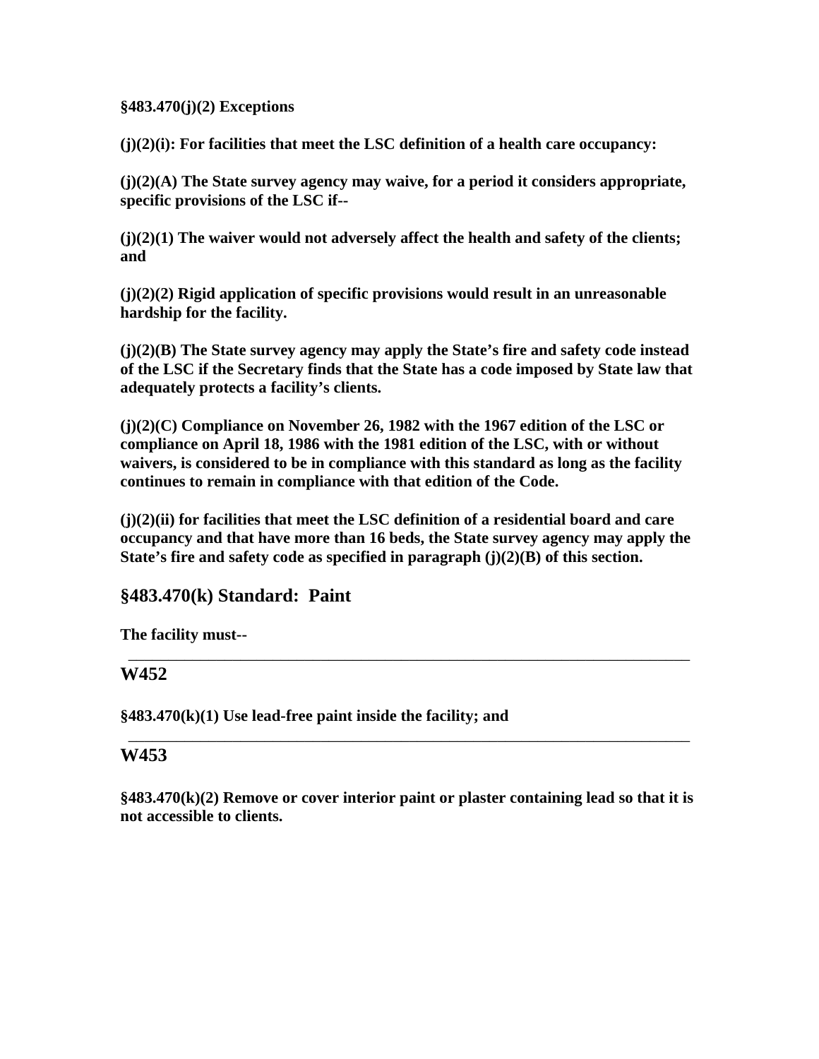**§483.470(j)(2) Exceptions**

**(j)(2)(i): For facilities that meet the LSC definition of a health care occupancy:**

**(j)(2)(A) The State survey agency may waive, for a period it considers appropriate, specific provisions of the LSC if--**

**(j)(2)(1) The waiver would not adversely affect the health and safety of the clients; and**

**(j)(2)(2) Rigid application of specific provisions would result in an unreasonable hardship for the facility.**

**(j)(2)(B) The State survey agency may apply the State's fire and safety code instead of the LSC if the Secretary finds that the State has a code imposed by State law that adequately protects a facility's clients.**

**(j)(2)(C) Compliance on November 26, 1982 with the 1967 edition of the LSC or compliance on April 18, 1986 with the 1981 edition of the LSC, with or without waivers, is considered to be in compliance with this standard as long as the facility continues to remain in compliance with that edition of the Code.**

**(j)(2)(ii) for facilities that meet the LSC definition of a residential board and care occupancy and that have more than 16 beds, the State survey agency may apply the State's fire and safety code as specified in paragraph (j)(2)(B) of this section.**

## §483.470(k) Standard: Paint

**The facility must--**

---

## W452

**§483.470(k)(1) Use lead-free paint inside the facility; and**

---

## W453

**§483.470(k)(2) Remove or cover interior paint or plaster containing lead so that it is not accessible to clients.**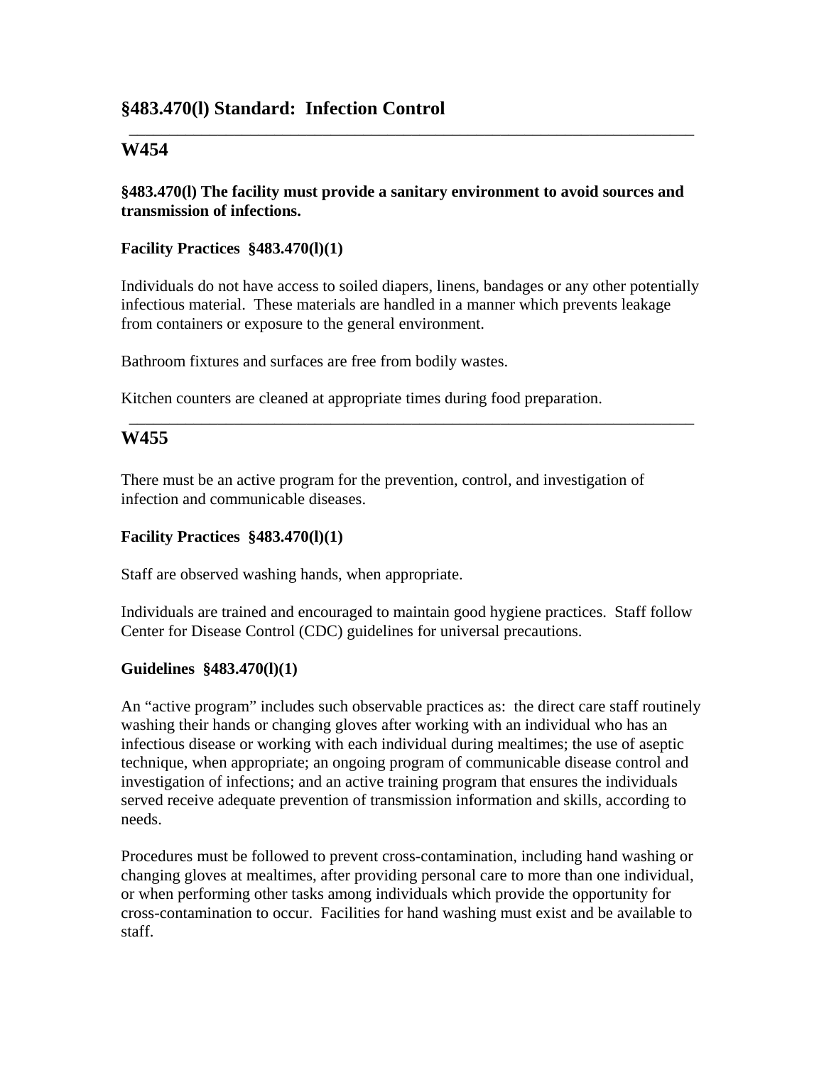## §483.470(l) Standard: Infection Control

---

## W454

**§483.470(l) The facility must provide a sanitary environment to avoid sources and transmission of infections.**

**Facility Practices §483.470(l)(1)**

Individuals do not have access to soiled diapers, linens, bandages or any other potentially infectious material. These materials are handled in a manner which prevents leakage from containers or exposure to the general environment.

Bathroom fixtures and surfaces are free from bodily wastes.

Kitchen counters are cleaned at appropriate times during food preparation.

---

## W455

There must be an active program for the prevention, control, and investigation of infection and communicable diseases.

**Facility Practices §483.470(l)(1)**

Staff are observed washing hands, when appropriate.

Individuals are trained and encouraged to maintain good hygiene practices. Staff follow Center for Disease Control (CDC) guidelines for universal precautions.

**Guidelines §483.470(l)(1)**

An "active program" includes such observable practices as: the direct care staff routinely washing their hands or changing gloves after working with an individual who has an infectious disease or working with each individual during mealtimes; the use of aseptic technique, when appropriate; an ongoing program of communicable disease control and investigation of infections; and an active training program that ensures the individuals served receive adequate prevention of transmission information and skills, according to needs.

Procedures must be followed to prevent cross-contamination, including hand washing or changing gloves at mealtimes, after providing personal care to more than one individual, or when performing other tasks among individuals which provide the opportunity for cross-contamination to occur. Facilities for hand washing must exist and be available to staff.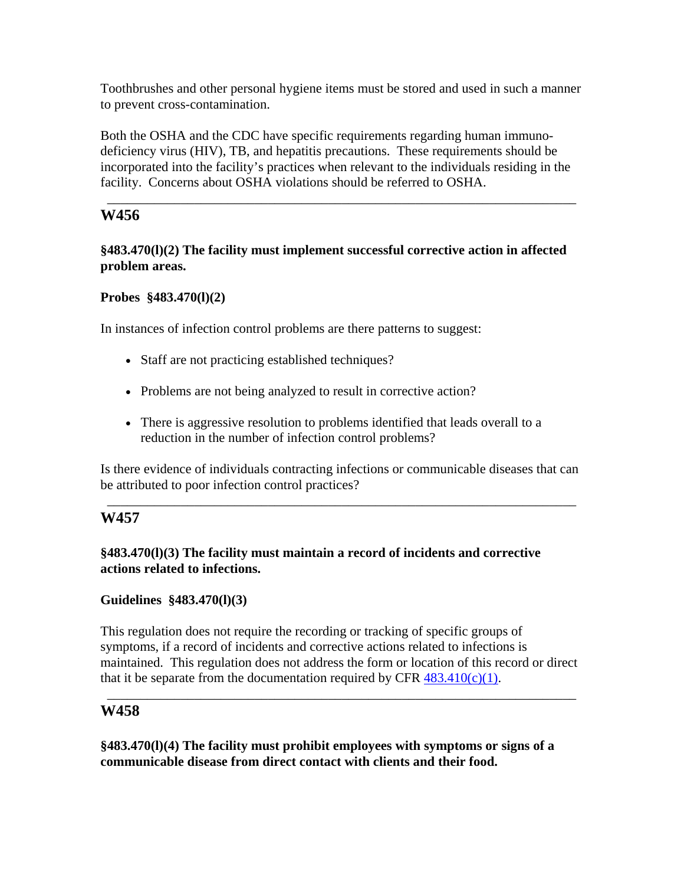Toothbrushes and other personal hygiene items must be stored and used in such a manner to prevent cross-contamination.

Both the OSHA and the CDC have specific requirements regarding human immuno-deficiency virus (HIV), TB, and hepatitis precautions. These requirements should be incorporated into the facility's practices when relevant to the individuals residing in the facility. Concerns about OSHA violations should be referred to OSHA.

---

## W456

**§483.470(l)(2) The facility must implement successful corrective action in affected problem areas.**

**Probes §483.470(l)(2)**

In instances of infection control problems are there patterns to suggest:

- Staff are not practicing established techniques?
- Problems are not being analyzed to result in corrective action?
- There is aggressive resolution to problems identified that leads overall to a reduction in the number of infection control problems?

Is there evidence of individuals contracting infections or communicable diseases that can be attributed to poor infection control practices?

---

## W457

**§483.470(l)(3) The facility must maintain a record of incidents and corrective actions related to infections.**

**Guidelines §483.470(l)(3)**

This regulation does not require the recording or tracking of specific groups of symptoms, if a record of incidents and corrective actions related to infections is maintained. This regulation does not address the form or location of this record or direct that it be separate from the documentation required by CFR 483.410(c)(1).

---

## W458

**§483.470(l)(4) The facility must prohibit employees with symptoms or signs of a communicable disease from direct contact with clients and their food.**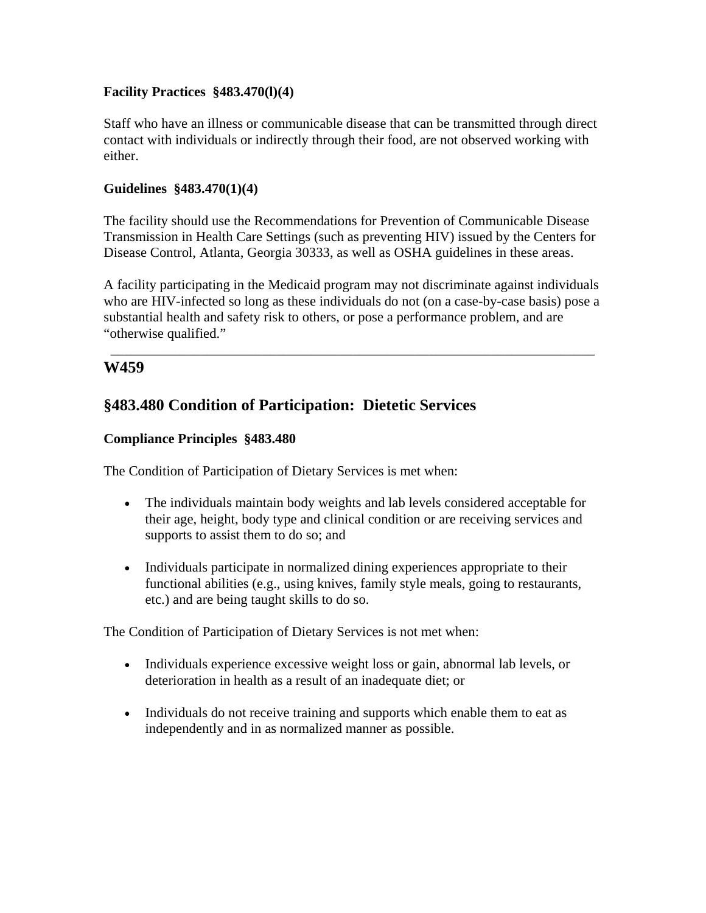**Facility Practices §483.470(l)(4)**

Staff who have an illness or communicable disease that can be transmitted through direct contact with individuals or indirectly through their food, are not observed working with either.

**Guidelines §483.470(1)(4)**

The facility should use the Recommendations for Prevention of Communicable Disease Transmission in Health Care Settings (such as preventing HIV) issued by the Centers for Disease Control, Atlanta, Georgia 30333, as well as OSHA guidelines in these areas.

A facility participating in the Medicaid program may not discriminate against individuals who are HIV-infected so long as these individuals do not (on a case-by-case basis) pose a substantial health and safety risk to others, or pose a performance problem, and are "otherwise qualified."

---

## W459

## §483.480 Condition of Participation: Dietetic Services

**Compliance Principles §483.480**

The Condition of Participation of Dietary Services is met when:

- The individuals maintain body weights and lab levels considered acceptable for their age, height, body type and clinical condition or are receiving services and supports to assist them to do so; and

- Individuals participate in normalized dining experiences appropriate to their functional abilities (e.g., using knives, family style meals, going to restaurants, etc.) and are being taught skills to do so.

The Condition of Participation of Dietary Services is not met when:

- Individuals experience excessive weight loss or gain, abnormal lab levels, or deterioration in health as a result of an inadequate diet; or

- Individuals do not receive training and supports which enable them to eat as independently and in as normalized manner as possible.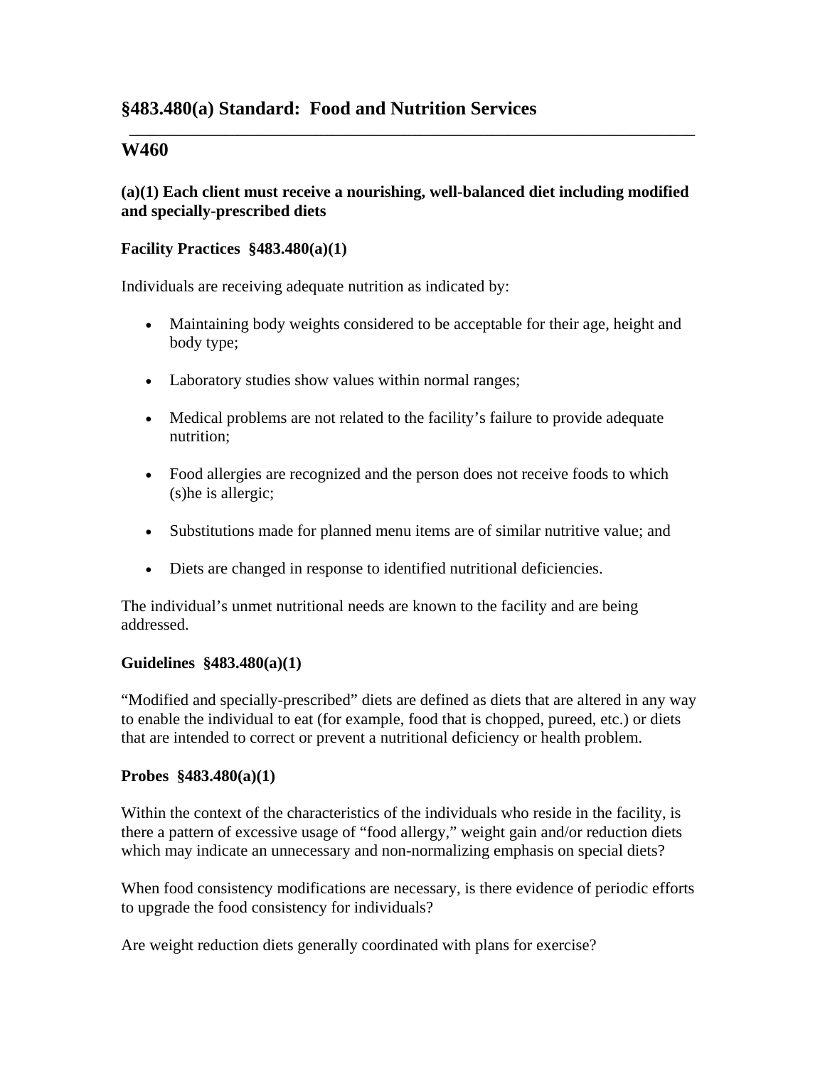## §483.480(a) Standard: Food and Nutrition Services

## W460

**(a)(1) Each client must receive a nourishing, well-balanced diet including modified and specially-prescribed diets**

**Facility Practices §483.480(a)(1)**

Individuals are receiving adequate nutrition as indicated by:

- Maintaining body weights considered to be acceptable for their age, height and body type;
- Laboratory studies show values within normal ranges;
- Medical problems are not related to the facility's failure to provide adequate nutrition;
- Food allergies are recognized and the person does not receive foods to which (s)he is allergic;
- Substitutions made for planned menu items are of similar nutritive value; and
- Diets are changed in response to identified nutritional deficiencies.

The individual's unmet nutritional needs are known to the facility and are being addressed.

**Guidelines §483.480(a)(1)**

"Modified and specially-prescribed" diets are defined as diets that are altered in any way to enable the individual to eat (for example, food that is chopped, pureed, etc.) or diets that are intended to correct or prevent a nutritional deficiency or health problem.

**Probes §483.480(a)(1)**

Within the context of the characteristics of the individuals who reside in the facility, is there a pattern of excessive usage of "food allergy," weight gain and/or reduction diets which may indicate an unnecessary and non-normalizing emphasis on special diets?

When food consistency modifications are necessary, is there evidence of periodic efforts to upgrade the food consistency for individuals?

Are weight reduction diets generally coordinated with plans for exercise?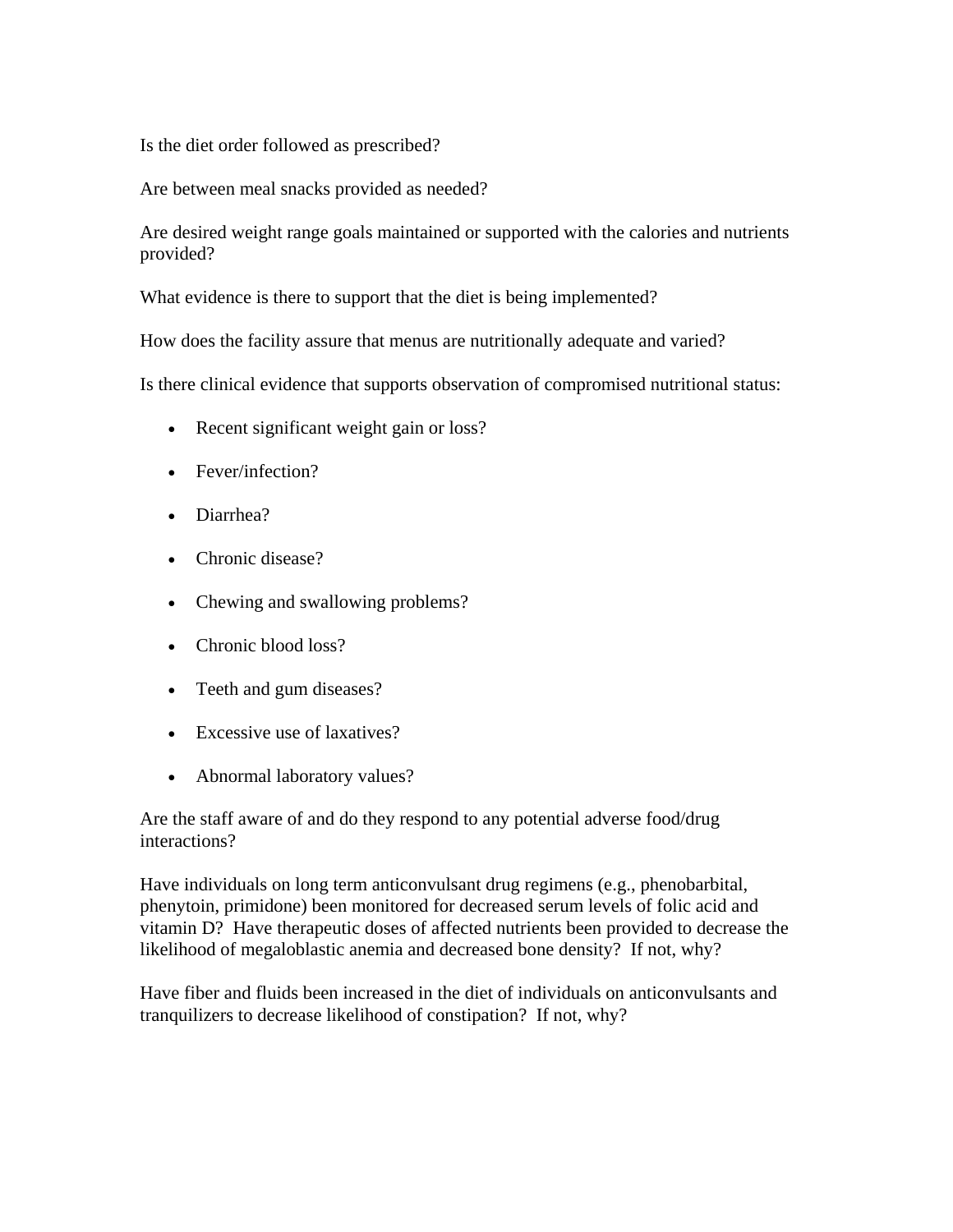Is the diet order followed as prescribed?

Are between meal snacks provided as needed?

Are desired weight range goals maintained or supported with the calories and nutrients provided?

What evidence is there to support that the diet is being implemented?

How does the facility assure that menus are nutritionally adequate and varied?

Is there clinical evidence that supports observation of compromised nutritional status:

- Recent significant weight gain or loss?
- Fever/infection?
- Diarrhea?
- Chronic disease?
- Chewing and swallowing problems?
- Chronic blood loss?
- Teeth and gum diseases?
- Excessive use of laxatives?
- Abnormal laboratory values?

Are the staff aware of and do they respond to any potential adverse food/drug interactions?

Have individuals on long term anticonvulsant drug regimens (e.g., phenobarbital, phenytoin, primidone) been monitored for decreased serum levels of folic acid and vitamin D? Have therapeutic doses of affected nutrients been provided to decrease the likelihood of megaloblastic anemia and decreased bone density? If not, why?

Have fiber and fluids been increased in the diet of individuals on anticonvulsants and tranquilizers to decrease likelihood of constipation? If not, why?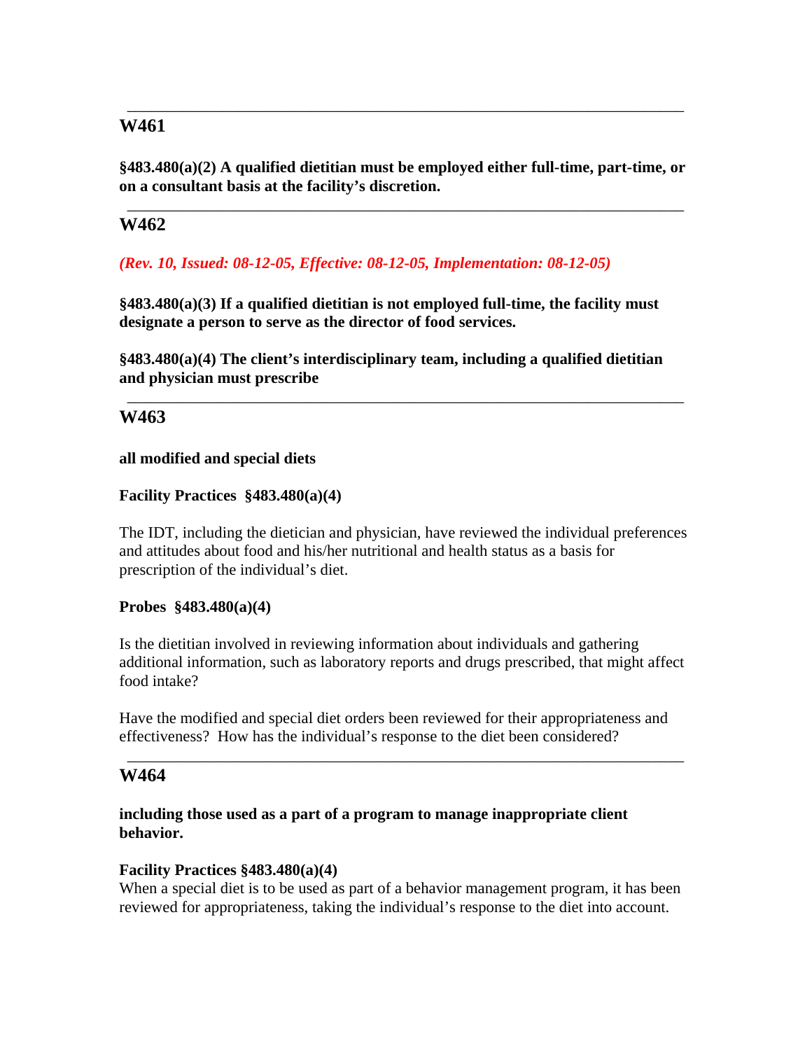---

## W461

**§483.480(a)(2) A qualified dietitian must be employed either full-time, part-time, or on a consultant basis at the facility's discretion.**

---

## W462

*(Rev. 10, Issued: 08-12-05, Effective: 08-12-05, Implementation: 08-12-05)*

**§483.480(a)(3) If a qualified dietitian is not employed full-time, the facility must designate a person to serve as the director of food services.**

**§483.480(a)(4) The client's interdisciplinary team, including a qualified dietitian and physician must prescribe**

---

## W463

**all modified and special diets**

**Facility Practices §483.480(a)(4)**

The IDT, including the dietician and physician, have reviewed the individual preferences and attitudes about food and his/her nutritional and health status as a basis for prescription of the individual's diet.

**Probes §483.480(a)(4)**

Is the dietitian involved in reviewing information about individuals and gathering additional information, such as laboratory reports and drugs prescribed, that might affect food intake?

Have the modified and special diet orders been reviewed for their appropriateness and effectiveness? How has the individual's response to the diet been considered?

---

## W464

**including those used as a part of a program to manage inappropriate client behavior.**

**Facility Practices §483.480(a)(4)**
When a special diet is to be used as part of a behavior management program, it has been reviewed for appropriateness, taking the individual's response to the diet into account.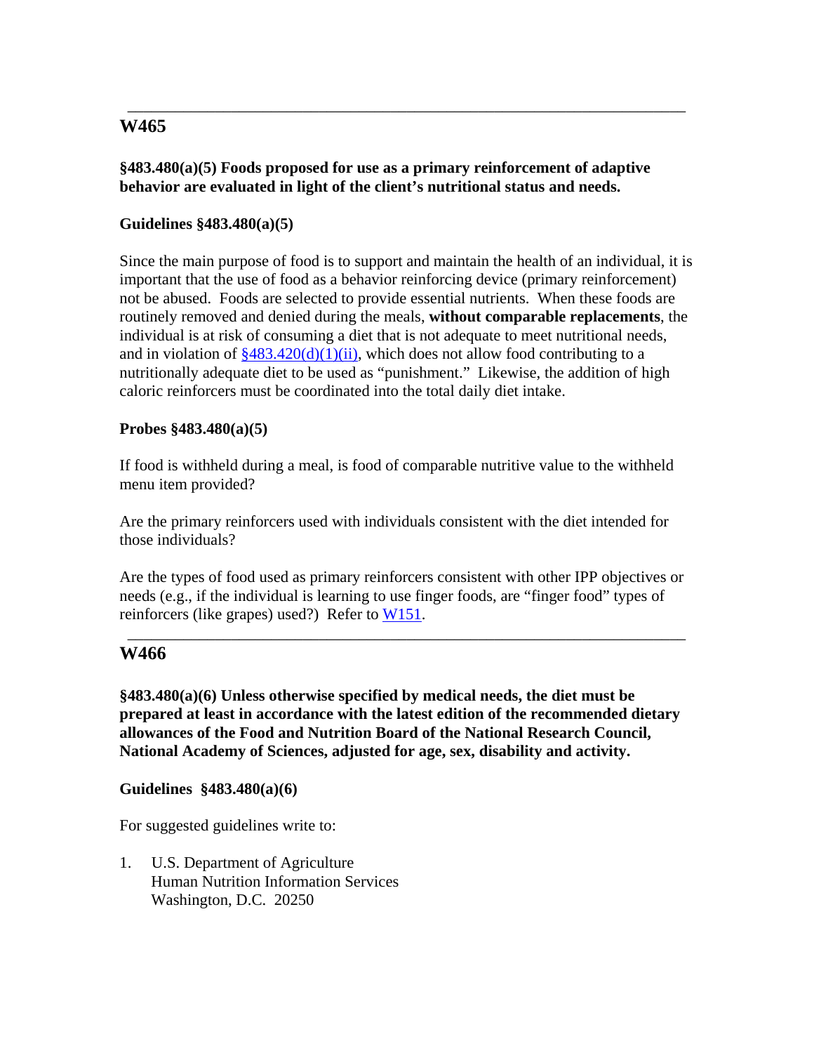---

## W465

**§483.480(a)(5) Foods proposed for use as a primary reinforcement of adaptive behavior are evaluated in light of the client's nutritional status and needs.**

**Guidelines §483.480(a)(5)**

Since the main purpose of food is to support and maintain the health of an individual, it is important that the use of food as a behavior reinforcing device (primary reinforcement) not be abused. Foods are selected to provide essential nutrients. When these foods are routinely removed and denied during the meals, **without comparable replacements**, the individual is at risk of consuming a diet that is not adequate to meet nutritional needs, and in violation of §483.420(d)(1)(ii), which does not allow food contributing to a nutritionally adequate diet to be used as "punishment." Likewise, the addition of high caloric reinforcers must be coordinated into the total daily diet intake.

**Probes §483.480(a)(5)**

If food is withheld during a meal, is food of comparable nutritive value to the withheld menu item provided?

Are the primary reinforcers used with individuals consistent with the diet intended for those individuals?

Are the types of food used as primary reinforcers consistent with other IPP objectives or needs (e.g., if the individual is learning to use finger foods, are "finger food" types of reinforcers (like grapes) used?) Refer to W151.

---

## W466

**§483.480(a)(6) Unless otherwise specified by medical needs, the diet must be prepared at least in accordance with the latest edition of the recommended dietary allowances of the Food and Nutrition Board of the National Research Council, National Academy of Sciences, adjusted for age, sex, disability and activity.**

**Guidelines §483.480(a)(6)**

For suggested guidelines write to:

1. U.S. Department of Agriculture
   Human Nutrition Information Services
   Washington, D.C. 20250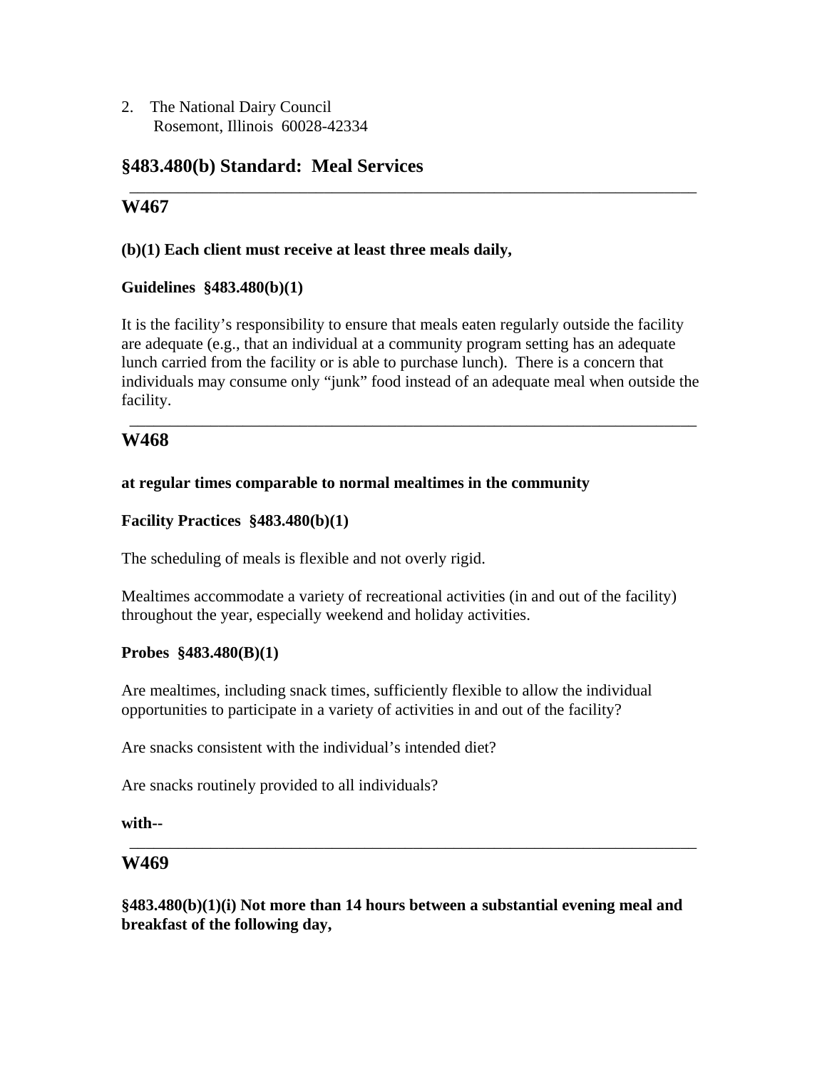2. The National Dairy Council
   Rosemont, Illinois 60028-42334

## §483.480(b) Standard: Meal Services

---

## W467

**(b)(1) Each client must receive at least three meals daily,**

**Guidelines §483.480(b)(1)**

It is the facility's responsibility to ensure that meals eaten regularly outside the facility are adequate (e.g., that an individual at a community program setting has an adequate lunch carried from the facility or is able to purchase lunch). There is a concern that individuals may consume only "junk" food instead of an adequate meal when outside the facility.

---

## W468

**at regular times comparable to normal mealtimes in the community**

**Facility Practices §483.480(b)(1)**

The scheduling of meals is flexible and not overly rigid.

Mealtimes accommodate a variety of recreational activities (in and out of the facility) throughout the year, especially weekend and holiday activities.

**Probes §483.480(B)(1)**

Are mealtimes, including snack times, sufficiently flexible to allow the individual opportunities to participate in a variety of activities in and out of the facility?

Are snacks consistent with the individual's intended diet?

Are snacks routinely provided to all individuals?

**with--**

---

## W469

**§483.480(b)(1)(i) Not more than 14 hours between a substantial evening meal and breakfast of the following day,**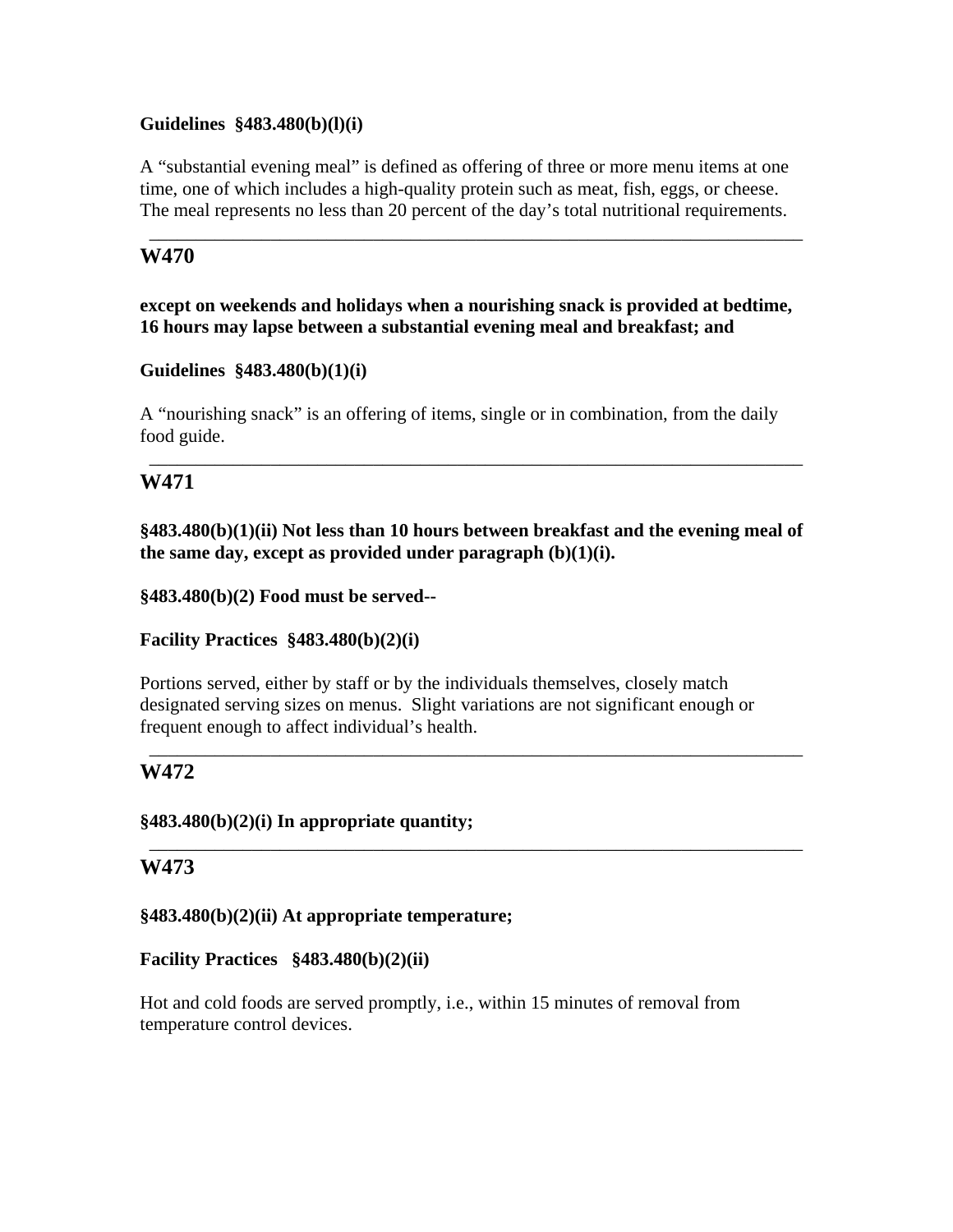**Guidelines §483.480(b)(l)(i)**

A "substantial evening meal" is defined as offering of three or more menu items at one time, one of which includes a high-quality protein such as meat, fish, eggs, or cheese. The meal represents no less than 20 percent of the day's total nutritional requirements.

---

## W470

**except on weekends and holidays when a nourishing snack is provided at bedtime, 16 hours may lapse between a substantial evening meal and breakfast; and**

**Guidelines §483.480(b)(1)(i)**

A "nourishing snack" is an offering of items, single or in combination, from the daily food guide.

---

## W471

**§483.480(b)(1)(ii) Not less than 10 hours between breakfast and the evening meal of the same day, except as provided under paragraph (b)(1)(i).**

**§483.480(b)(2) Food must be served--**

**Facility Practices §483.480(b)(2)(i)**

Portions served, either by staff or by the individuals themselves, closely match designated serving sizes on menus. Slight variations are not significant enough or frequent enough to affect individual's health.

---

## W472

**§483.480(b)(2)(i) In appropriate quantity;**

---

## W473

**§483.480(b)(2)(ii) At appropriate temperature;**

**Facility Practices §483.480(b)(2)(ii)**

Hot and cold foods are served promptly, i.e., within 15 minutes of removal from temperature control devices.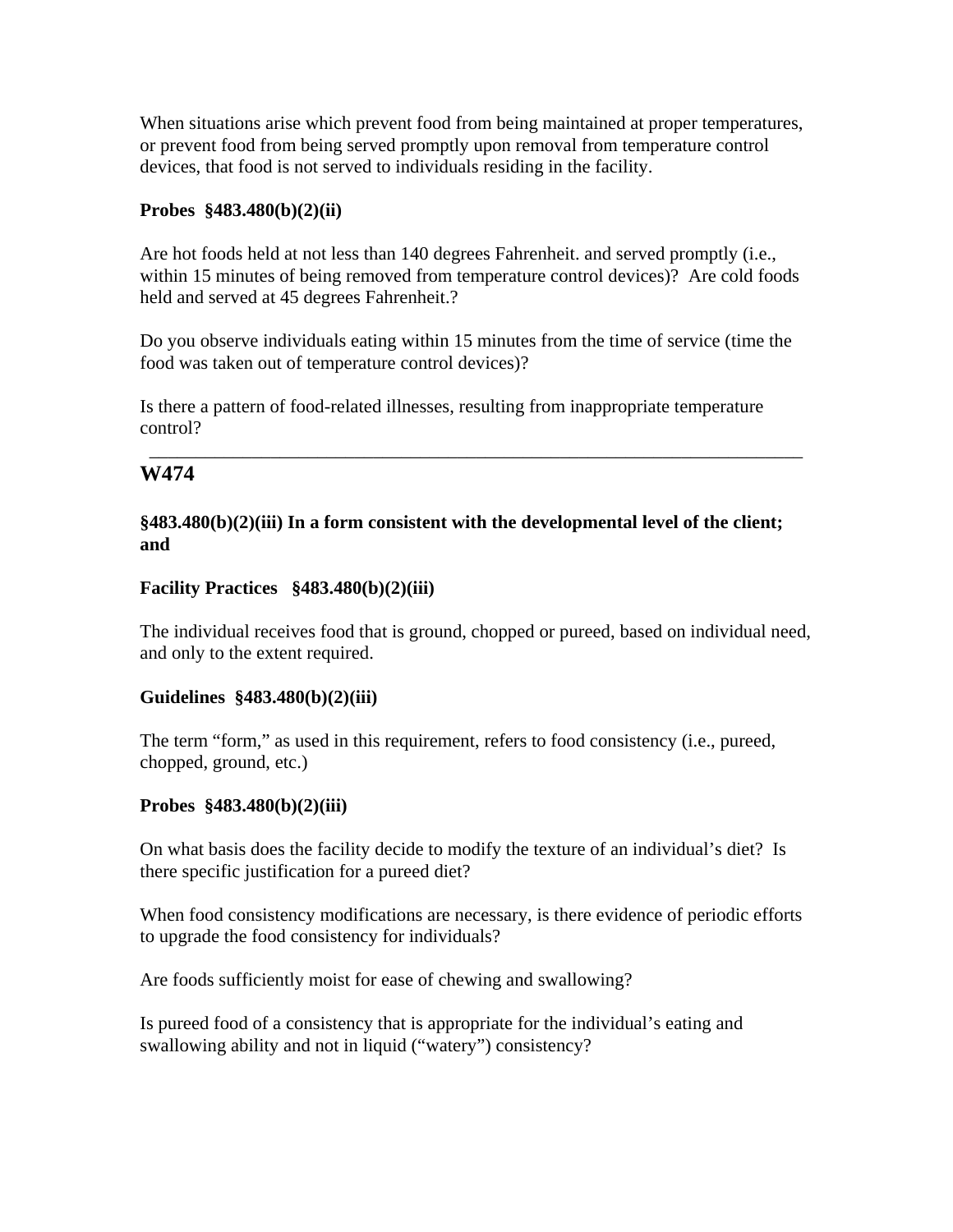When situations arise which prevent food from being maintained at proper temperatures, or prevent food from being served promptly upon removal from temperature control devices, that food is not served to individuals residing in the facility.

**Probes §483.480(b)(2)(ii)**

Are hot foods held at not less than 140 degrees Fahrenheit. and served promptly (i.e., within 15 minutes of being removed from temperature control devices)? Are cold foods held and served at 45 degrees Fahrenheit.?

Do you observe individuals eating within 15 minutes from the time of service (time the food was taken out of temperature control devices)?

Is there a pattern of food-related illnesses, resulting from inappropriate temperature control?

---

## W474

**§483.480(b)(2)(iii) In a form consistent with the developmental level of the client; and**

**Facility Practices §483.480(b)(2)(iii)**

The individual receives food that is ground, chopped or pureed, based on individual need, and only to the extent required.

**Guidelines §483.480(b)(2)(iii)**

The term "form," as used in this requirement, refers to food consistency (i.e., pureed, chopped, ground, etc.)

**Probes §483.480(b)(2)(iii)**

On what basis does the facility decide to modify the texture of an individual's diet? Is there specific justification for a pureed diet?

When food consistency modifications are necessary, is there evidence of periodic efforts to upgrade the food consistency for individuals?

Are foods sufficiently moist for ease of chewing and swallowing?

Is pureed food of a consistency that is appropriate for the individual's eating and swallowing ability and not in liquid ("watery") consistency?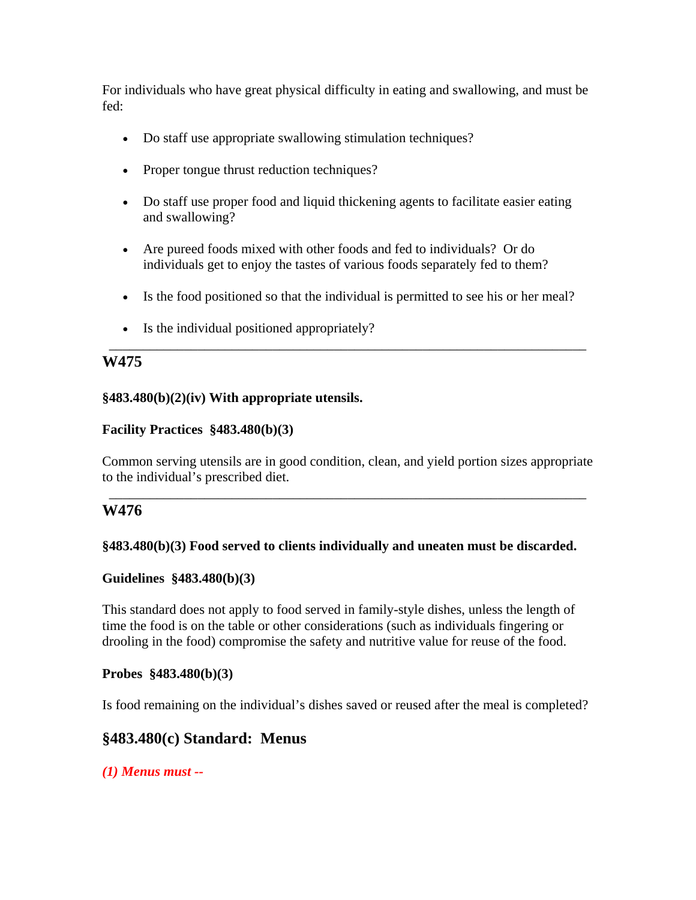For individuals who have great physical difficulty in eating and swallowing, and must be fed:

- Do staff use appropriate swallowing stimulation techniques?
- Proper tongue thrust reduction techniques?
- Do staff use proper food and liquid thickening agents to facilitate easier eating and swallowing?
- Are pureed foods mixed with other foods and fed to individuals? Or do individuals get to enjoy the tastes of various foods separately fed to them?
- Is the food positioned so that the individual is permitted to see his or her meal?
- Is the individual positioned appropriately?

---

## W475

**§483.480(b)(2)(iv) With appropriate utensils.**

**Facility Practices §483.480(b)(3)**

Common serving utensils are in good condition, clean, and yield portion sizes appropriate to the individual's prescribed diet.

---

## W476

**§483.480(b)(3) Food served to clients individually and uneaten must be discarded.**

**Guidelines §483.480(b)(3)**

This standard does not apply to food served in family-style dishes, unless the length of time the food is on the table or other considerations (such as individuals fingering or drooling in the food) compromise the safety and nutritive value for reuse of the food.

**Probes §483.480(b)(3)**

Is food remaining on the individual's dishes saved or reused after the meal is completed?

## §483.480(c) Standard: Menus

***(1) Menus must --***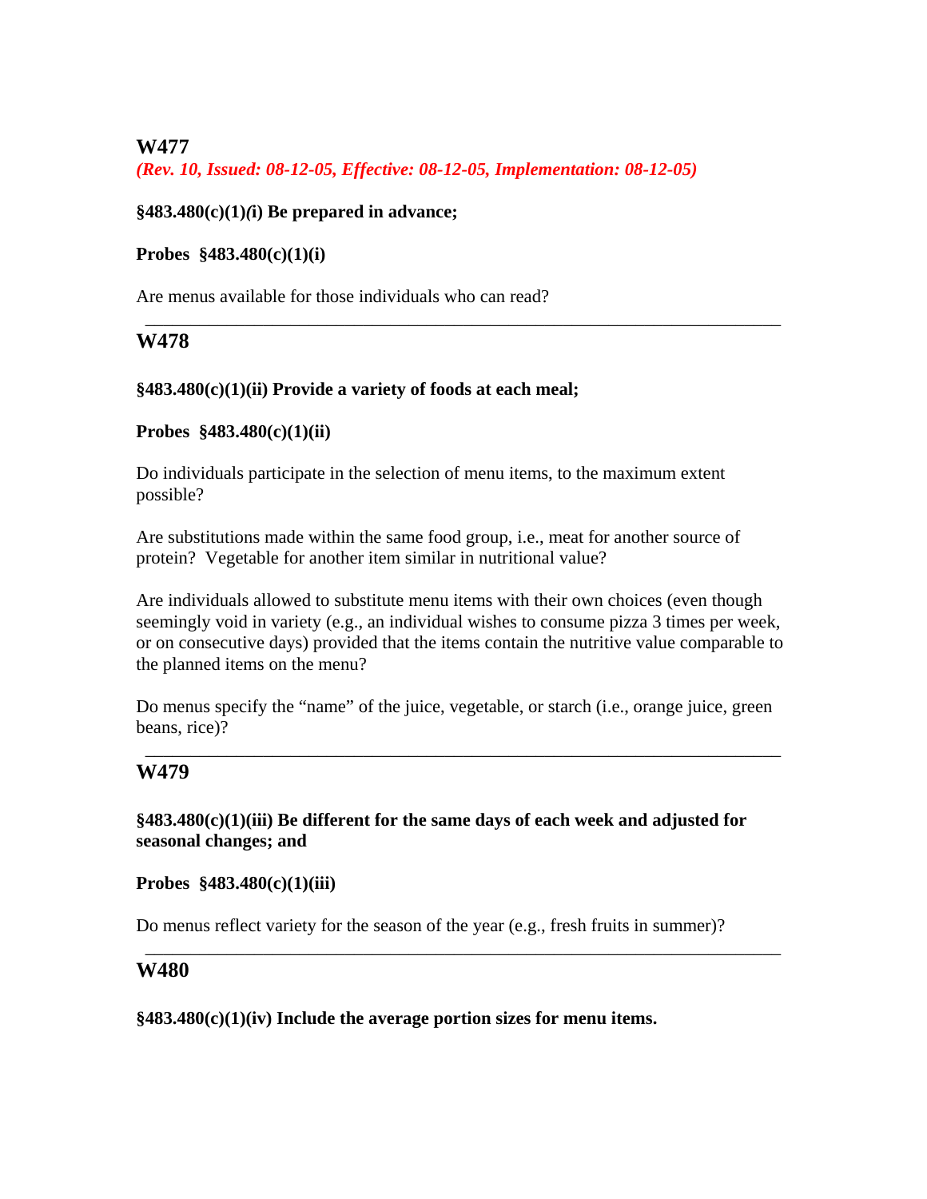## W477

*(Rev. 10, Issued: 08-12-05, Effective: 08-12-05, Implementation: 08-12-05)*

**§483.480(c)(1)(i) Be prepared in advance;**

**Probes §483.480(c)(1)(i)**

Are menus available for those individuals who can read?

---

## W478

**§483.480(c)(1)(ii) Provide a variety of foods at each meal;**

**Probes §483.480(c)(1)(ii)**

Do individuals participate in the selection of menu items, to the maximum extent possible?

Are substitutions made within the same food group, i.e., meat for another source of protein? Vegetable for another item similar in nutritional value?

Are individuals allowed to substitute menu items with their own choices (even though seemingly void in variety (e.g., an individual wishes to consume pizza 3 times per week, or on consecutive days) provided that the items contain the nutritive value comparable to the planned items on the menu?

Do menus specify the "name" of the juice, vegetable, or starch (i.e., orange juice, green beans, rice)?

---

## W479

**§483.480(c)(1)(iii) Be different for the same days of each week and adjusted for seasonal changes; and**

**Probes §483.480(c)(1)(iii)**

Do menus reflect variety for the season of the year (e.g., fresh fruits in summer)?

---

## W480

**§483.480(c)(1)(iv) Include the average portion sizes for menu items.**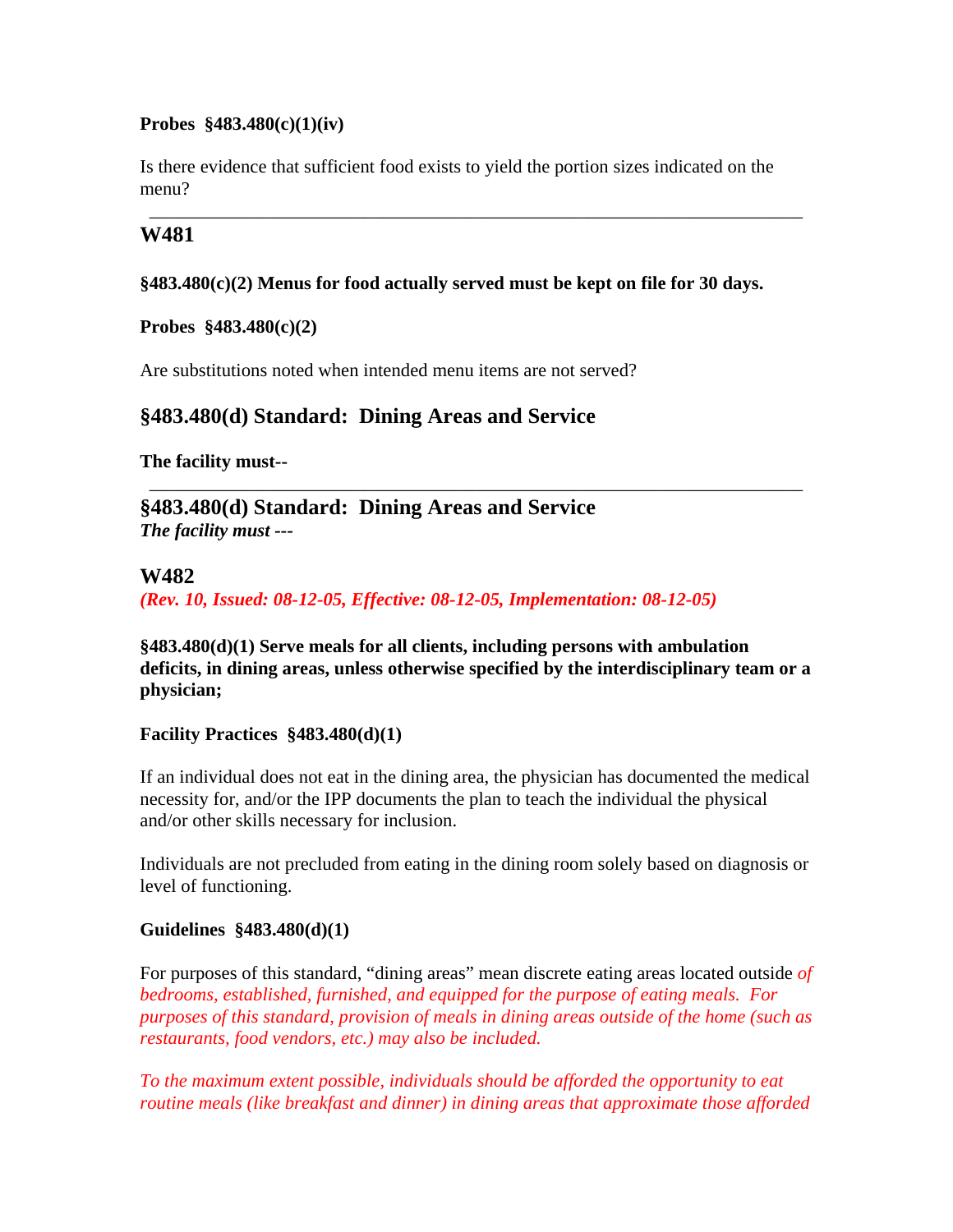**Probes §483.480(c)(1)(iv)**

Is there evidence that sufficient food exists to yield the portion sizes indicated on the menu?

---

## W481

**§483.480(c)(2) Menus for food actually served must be kept on file for 30 days.**

**Probes §483.480(c)(2)**

Are substitutions noted when intended menu items are not served?

## §483.480(d) Standard: Dining Areas and Service

**The facility must--**

---

## §483.480(d) Standard: Dining Areas and Service

***The facility must ---***

## W482

*(Rev. 10, Issued: 08-12-05, Effective: 08-12-05, Implementation: 08-12-05)*

**§483.480(d)(1) Serve meals for all clients, including persons with ambulation deficits, in dining areas, unless otherwise specified by the interdisciplinary team or a physician;**

**Facility Practices §483.480(d)(1)**

If an individual does not eat in the dining area, the physician has documented the medical necessity for, and/or the IPP documents the plan to teach the individual the physical and/or other skills necessary for inclusion.

Individuals are not precluded from eating in the dining room solely based on diagnosis or level of functioning.

**Guidelines §483.480(d)(1)**

For purposes of this standard, "dining areas" mean discrete eating areas located outside *of bedrooms, established, furnished, and equipped for the purpose of eating meals. For purposes of this standard, provision of meals in dining areas outside of the home (such as restaurants, food vendors, etc.) may also be included.*

*To the maximum extent possible, individuals should be afforded the opportunity to eat routine meals (like breakfast and dinner) in dining areas that approximate those afforded*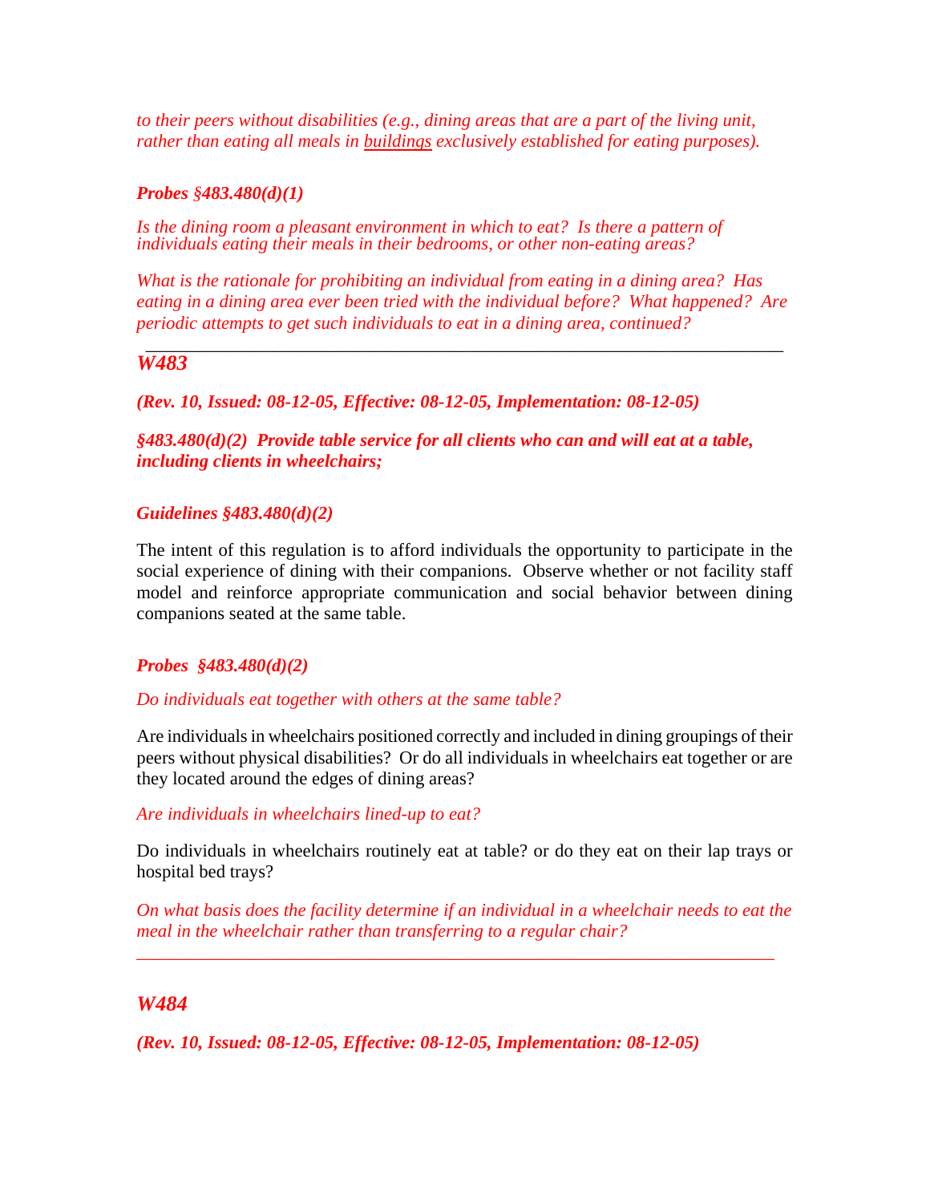*to their peers without disabilities (e.g., dining areas that are a part of the living unit, rather than eating all meals in <u>buildings</u> exclusively established for eating purposes).*

***Probes §483.480(d)(1)***

*Is the dining room a pleasant environment in which to eat? Is there a pattern of individuals eating their meals in their bedrooms, or other non-eating areas?*

*What is the rationale for prohibiting an individual from eating in a dining area? Has eating in a dining area ever been tried with the individual before? What happened? Are periodic attempts to get such individuals to eat in a dining area, continued?*

---

## *W483*

***(Rev. 10, Issued: 08-12-05, Effective: 08-12-05, Implementation: 08-12-05)***

***§483.480(d)(2) Provide table service for all clients who can and will eat at a table, including clients in wheelchairs;***

***Guidelines §483.480(d)(2)***

The intent of this regulation is to afford individuals the opportunity to participate in the social experience of dining with their companions. Observe whether or not facility staff model and reinforce appropriate communication and social behavior between dining companions seated at the same table.

***Probes §483.480(d)(2)***

*Do individuals eat together with others at the same table?*

Are individuals in wheelchairs positioned correctly and included in dining groupings of their peers without physical disabilities? Or do all individuals in wheelchairs eat together or are they located around the edges of dining areas?

*Are individuals in wheelchairs lined-up to eat?*

Do individuals in wheelchairs routinely eat at table? or do they eat on their lap trays or hospital bed trays?

*On what basis does the facility determine if an individual in a wheelchair needs to eat the meal in the wheelchair rather than transferring to a regular chair?*

---

## *W484*

***(Rev. 10, Issued: 08-12-05, Effective: 08-12-05, Implementation: 08-12-05)***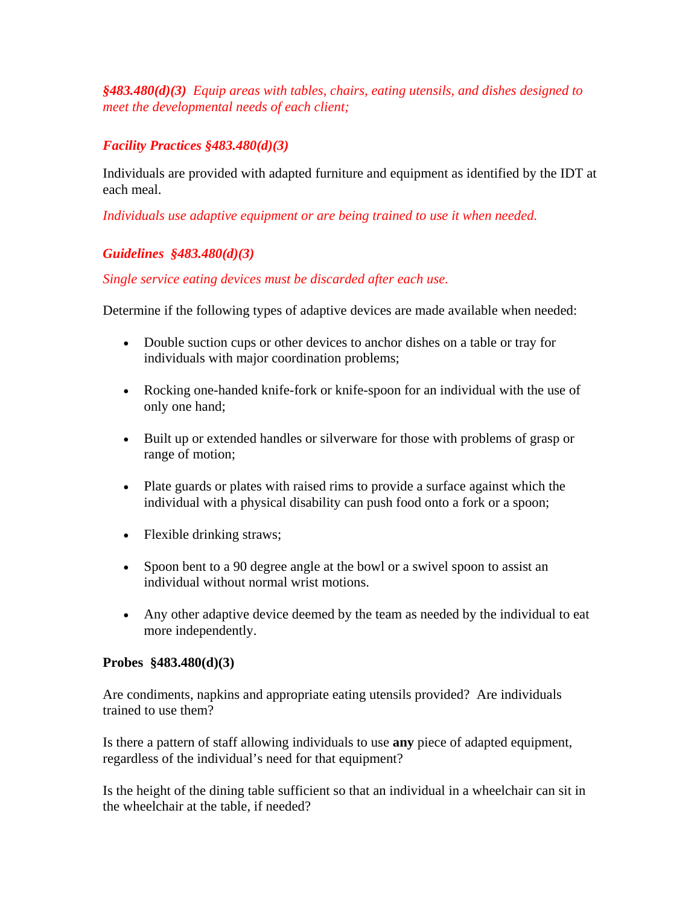*§483.480(d)(3) Equip areas with tables, chairs, eating utensils, and dishes designed to meet the developmental needs of each client;*

***Facility Practices §483.480(d)(3)***

Individuals are provided with adapted furniture and equipment as identified by the IDT at each meal.

*Individuals use adaptive equipment or are being trained to use it when needed.*

***Guidelines §483.480(d)(3)***

*Single service eating devices must be discarded after each use.*

Determine if the following types of adaptive devices are made available when needed:

- Double suction cups or other devices to anchor dishes on a table or tray for individuals with major coordination problems;
- Rocking one-handed knife-fork or knife-spoon for an individual with the use of only one hand;
- Built up or extended handles or silverware for those with problems of grasp or range of motion;
- Plate guards or plates with raised rims to provide a surface against which the individual with a physical disability can push food onto a fork or a spoon;
- Flexible drinking straws;
- Spoon bent to a 90 degree angle at the bowl or a swivel spoon to assist an individual without normal wrist motions.
- Any other adaptive device deemed by the team as needed by the individual to eat more independently.

**Probes §483.480(d)(3)**

Are condiments, napkins and appropriate eating utensils provided? Are individuals trained to use them?

Is there a pattern of staff allowing individuals to use **any** piece of adapted equipment, regardless of the individual's need for that equipment?

Is the height of the dining table sufficient so that an individual in a wheelchair can sit in the wheelchair at the table, if needed?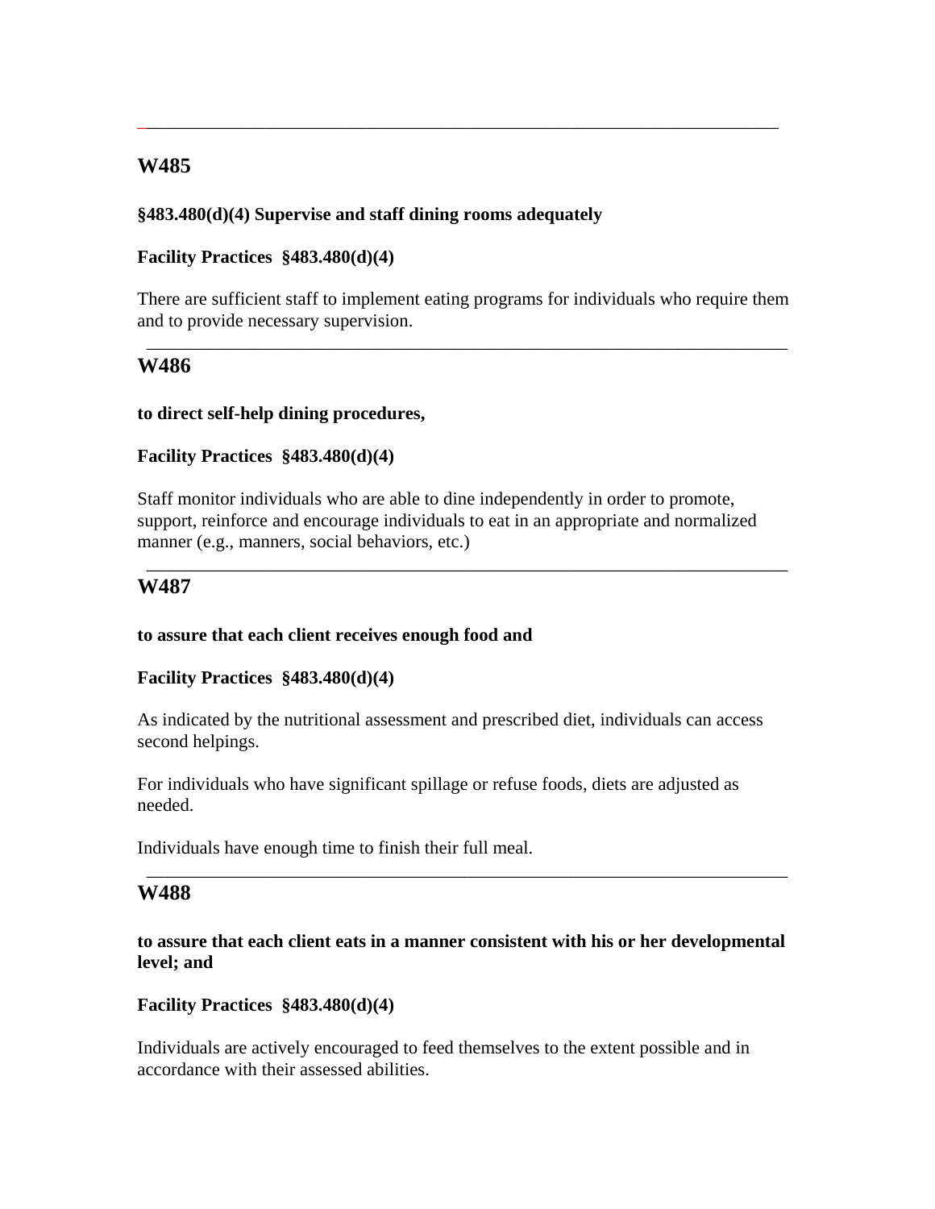---

## W485

**§483.480(d)(4) Supervise and staff dining rooms adequately**

**Facility Practices §483.480(d)(4)**

There are sufficient staff to implement eating programs for individuals who require them and to provide necessary supervision.

---

## W486

**to direct self-help dining procedures,**

**Facility Practices §483.480(d)(4)**

Staff monitor individuals who are able to dine independently in order to promote, support, reinforce and encourage individuals to eat in an appropriate and normalized manner (e.g., manners, social behaviors, etc.)

---

## W487

**to assure that each client receives enough food and**

**Facility Practices §483.480(d)(4)**

As indicated by the nutritional assessment and prescribed diet, individuals can access second helpings.

For individuals who have significant spillage or refuse foods, diets are adjusted as needed.

Individuals have enough time to finish their full meal.

---

## W488

**to assure that each client eats in a manner consistent with his or her developmental level; and**

**Facility Practices §483.480(d)(4)**

Individuals are actively encouraged to feed themselves to the extent possible and in accordance with their assessed abilities.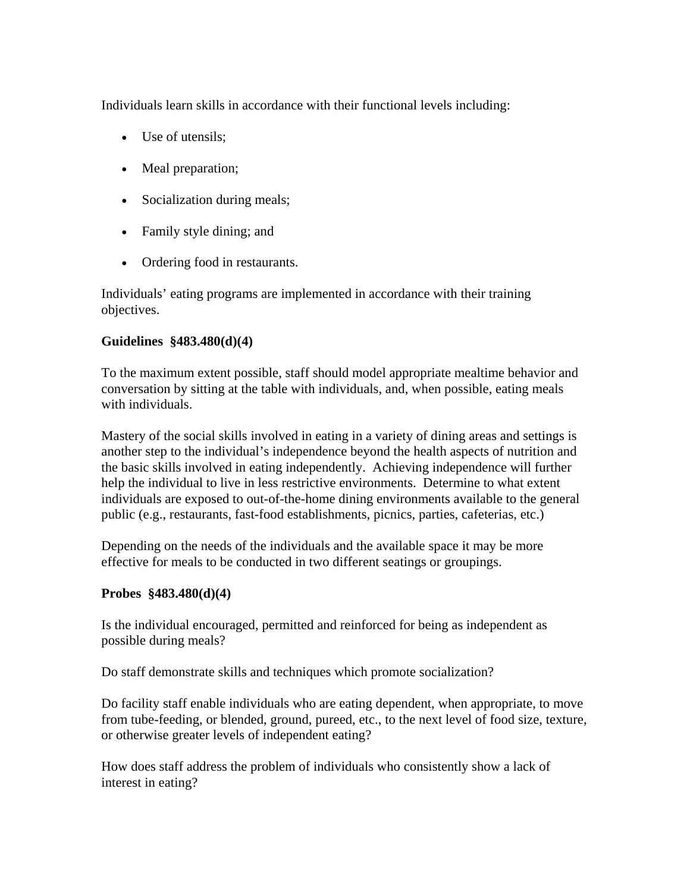Individuals learn skills in accordance with their functional levels including:

- Use of utensils;
- Meal preparation;
- Socialization during meals;
- Family style dining; and
- Ordering food in restaurants.

Individuals' eating programs are implemented in accordance with their training objectives.

**Guidelines §483.480(d)(4)**

To the maximum extent possible, staff should model appropriate mealtime behavior and conversation by sitting at the table with individuals, and, when possible, eating meals with individuals.

Mastery of the social skills involved in eating in a variety of dining areas and settings is another step to the individual's independence beyond the health aspects of nutrition and the basic skills involved in eating independently. Achieving independence will further help the individual to live in less restrictive environments. Determine to what extent individuals are exposed to out-of-the-home dining environments available to the general public (e.g., restaurants, fast-food establishments, picnics, parties, cafeterias, etc.)

Depending on the needs of the individuals and the available space it may be more effective for meals to be conducted in two different seatings or groupings.

**Probes §483.480(d)(4)**

Is the individual encouraged, permitted and reinforced for being as independent as possible during meals?

Do staff demonstrate skills and techniques which promote socialization?

Do facility staff enable individuals who are eating dependent, when appropriate, to move from tube-feeding, or blended, ground, pureed, etc., to the next level of food size, texture, or otherwise greater levels of independent eating?

How does staff address the problem of individuals who consistently show a lack of interest in eating?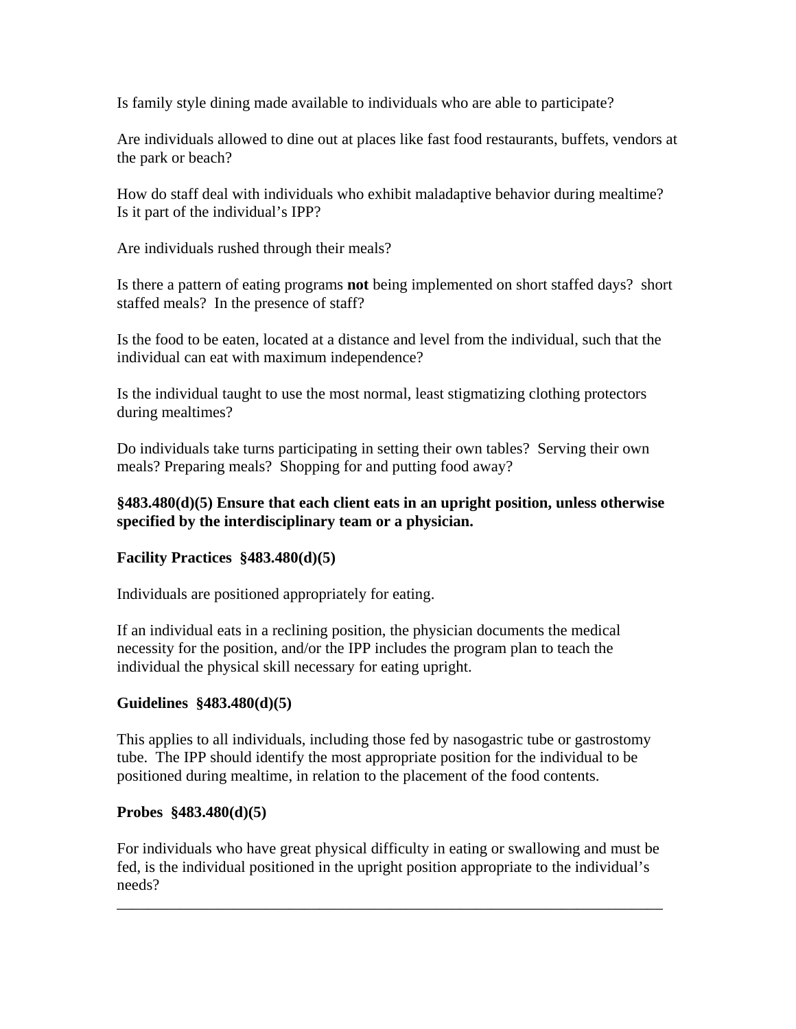Is family style dining made available to individuals who are able to participate?

Are individuals allowed to dine out at places like fast food restaurants, buffets, vendors at the park or beach?

How do staff deal with individuals who exhibit maladaptive behavior during mealtime? Is it part of the individual's IPP?

Are individuals rushed through their meals?

Is there a pattern of eating programs **not** being implemented on short staffed days? short staffed meals? In the presence of staff?

Is the food to be eaten, located at a distance and level from the individual, such that the individual can eat with maximum independence?

Is the individual taught to use the most normal, least stigmatizing clothing protectors during mealtimes?

Do individuals take turns participating in setting their own tables? Serving their own meals? Preparing meals? Shopping for and putting food away?

**§483.480(d)(5) Ensure that each client eats in an upright position, unless otherwise specified by the interdisciplinary team or a physician.**

**Facility Practices §483.480(d)(5)**

Individuals are positioned appropriately for eating.

If an individual eats in a reclining position, the physician documents the medical necessity for the position, and/or the IPP includes the program plan to teach the individual the physical skill necessary for eating upright.

**Guidelines §483.480(d)(5)**

This applies to all individuals, including those fed by nasogastric tube or gastrostomy tube. The IPP should identify the most appropriate position for the individual to be positioned during mealtime, in relation to the placement of the food contents.

**Probes §483.480(d)(5)**

For individuals who have great physical difficulty in eating or swallowing and must be fed, is the individual positioned in the upright position appropriate to the individual's needs?

---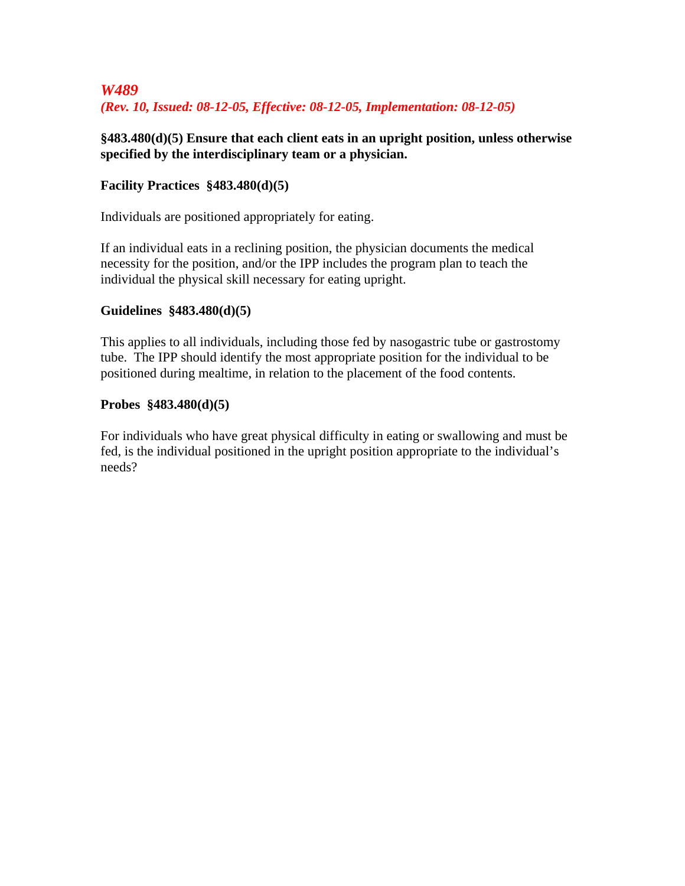### *W489*

***(Rev. 10, Issued: 08-12-05, Effective: 08-12-05, Implementation: 08-12-05)***

**§483.480(d)(5) Ensure that each client eats in an upright position, unless otherwise specified by the interdisciplinary team or a physician.**

**Facility Practices §483.480(d)(5)**

Individuals are positioned appropriately for eating.

If an individual eats in a reclining position, the physician documents the medical necessity for the position, and/or the IPP includes the program plan to teach the individual the physical skill necessary for eating upright.

**Guidelines §483.480(d)(5)**

This applies to all individuals, including those fed by nasogastric tube or gastrostomy tube. The IPP should identify the most appropriate position for the individual to be positioned during mealtime, in relation to the placement of the food contents.

**Probes §483.480(d)(5)**

For individuals who have great physical difficulty in eating or swallowing and must be fed, is the individual positioned in the upright position appropriate to the individual's needs?